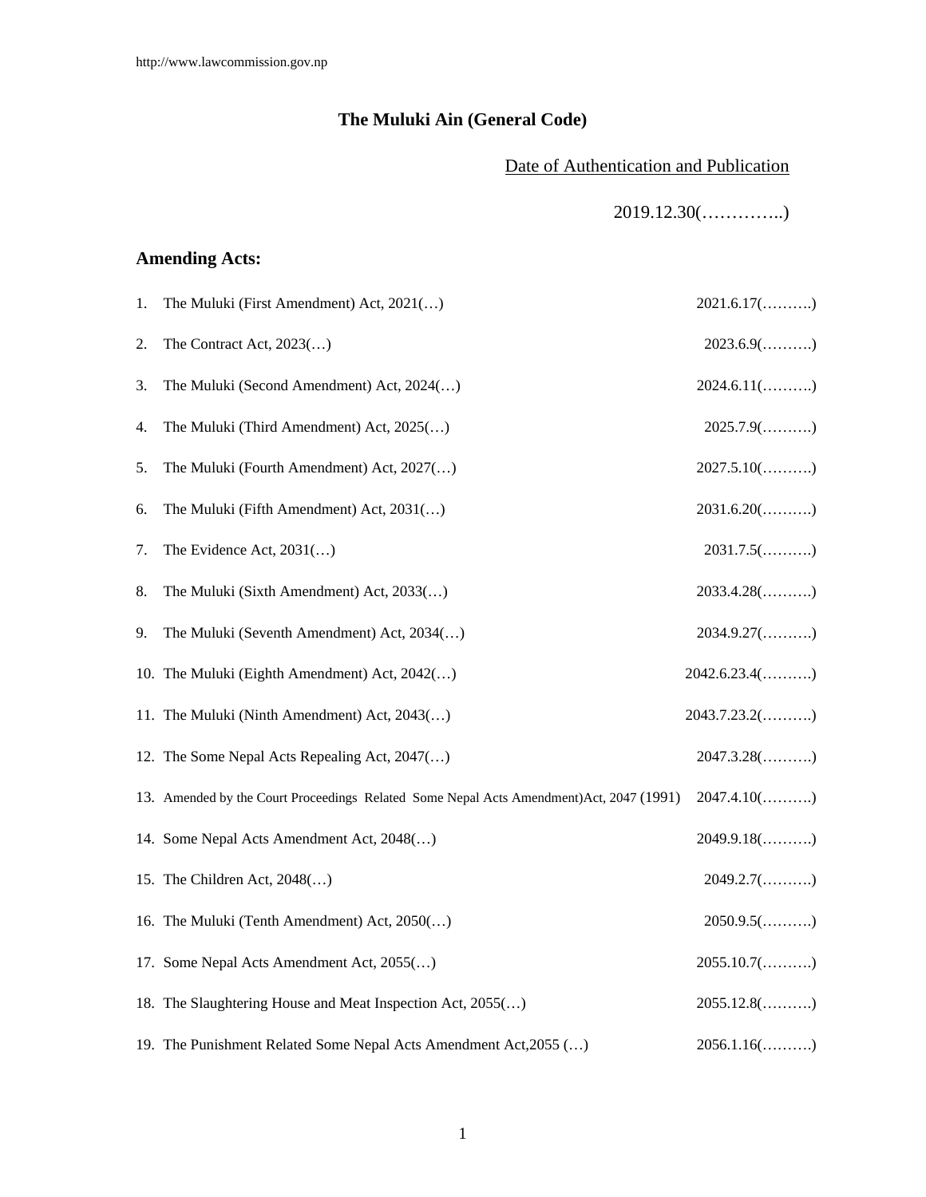# The Muluki Ain (General Code)

Date of Authentication and Publication

2019.12.30(…………..)

## Amending Acts:

| | | |
|---|---|---|
| 1. | The Muluki (First Amendment) Act, 2021(…) | 2021.6.17(……….) |
| 2. | The Contract Act, 2023(…) | 2023.6.9(……….) |
| 3. | The Muluki (Second Amendment) Act, 2024(…) | 2024.6.11(……….) |
| 4. | The Muluki (Third Amendment) Act, 2025(…) | 2025.7.9(……….) |
| 5. | The Muluki (Fourth Amendment) Act, 2027(…) | 2027.5.10(……….) |
| 6. | The Muluki (Fifth Amendment) Act, 2031(…) | 2031.6.20(……….) |
| 7. | The Evidence Act, 2031(…) | 2031.7.5(……….) |
| 8. | The Muluki (Sixth Amendment) Act, 2033(…) | 2033.4.28(……….) |
| 9. | The Muluki (Seventh Amendment) Act, 2034(…) | 2034.9.27(……….) |
| 10. | The Muluki (Eighth Amendment) Act, 2042(…) | 2042.6.23.4(……….) |
| 11. | The Muluki (Ninth Amendment) Act, 2043(…) | 2043.7.23.2(……….) |
| 12. | The Some Nepal Acts Repealing Act, 2047(…) | 2047.3.28(……….) |
| 13. | Amended by the Court Proceedings Related Some Nepal Acts Amendment)Act, 2047 (1991) | 2047.4.10(……….) |
| 14. | Some Nepal Acts Amendment Act, 2048(…) | 2049.9.18(……….) |
| 15. | The Children Act, 2048(…) | 2049.2.7(……….) |
| 16. | The Muluki (Tenth Amendment) Act, 2050(…) | 2050.9.5(……….) |
| 17. | Some Nepal Acts Amendment Act, 2055(…) | 2055.10.7(……….) |
| 18. | The Slaughtering House and Meat Inspection Act, 2055(…) | 2055.12.8(……….) |
| 19. | The Punishment Related Some Nepal Acts Amendment Act,2055 (…) | 2056.1.16(……….) |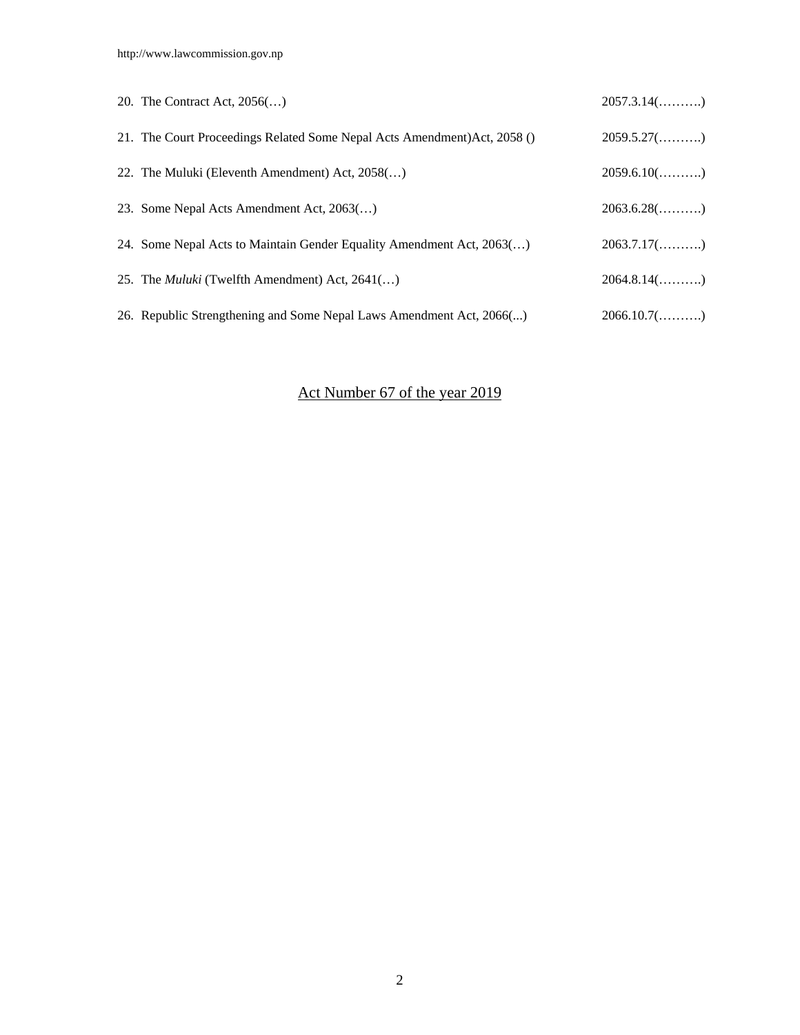| | |
|---|---|
| 20. The Contract Act, 2056(…) | 2057.3.14(……….) |
| 21. The Court Proceedings Related Some Nepal Acts Amendment)Act, 2058 () | 2059.5.27(……….) |
| 22. The Muluki (Eleventh Amendment) Act, 2058(…) | 2059.6.10(……….) |
| 23. Some Nepal Acts Amendment Act, 2063(…) | 2063.6.28(……….) |
| 24. Some Nepal Acts to Maintain Gender Equality Amendment Act, 2063(…) | 2063.7.17(……….) |
| 25. The *Muluki* (Twelfth Amendment) Act, 2641(…) | 2064.8.14(……….) |
| 26. Republic Strengthening and Some Nepal Laws Amendment Act, 2066(...) | 2066.10.7(……….) |

Act Number 67 of the year 2019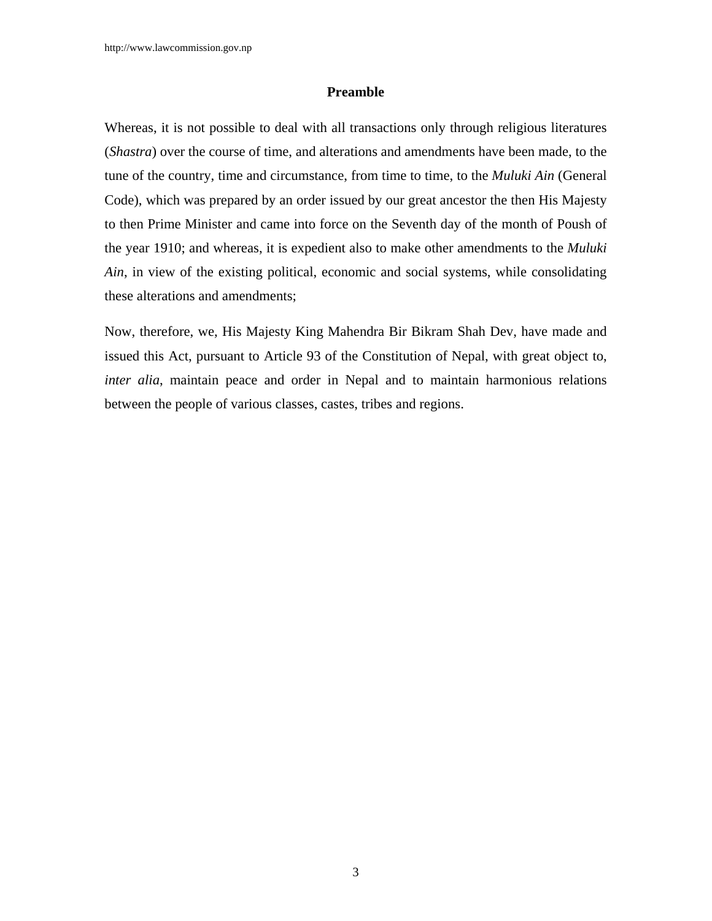## Preamble

Whereas, it is not possible to deal with all transactions only through religious literatures (*Shastra*) over the course of time, and alterations and amendments have been made, to the tune of the country, time and circumstance, from time to time, to the *Muluki Ain* (General Code), which was prepared by an order issued by our great ancestor the then His Majesty to then Prime Minister and came into force on the Seventh day of the month of Poush of the year 1910; and whereas, it is expedient also to make other amendments to the *Muluki Ain*, in view of the existing political, economic and social systems, while consolidating these alterations and amendments;

Now, therefore, we, His Majesty King Mahendra Bir Bikram Shah Dev, have made and issued this Act, pursuant to Article 93 of the Constitution of Nepal, with great object to, *inter alia*, maintain peace and order in Nepal and to maintain harmonious relations between the people of various classes, castes, tribes and regions.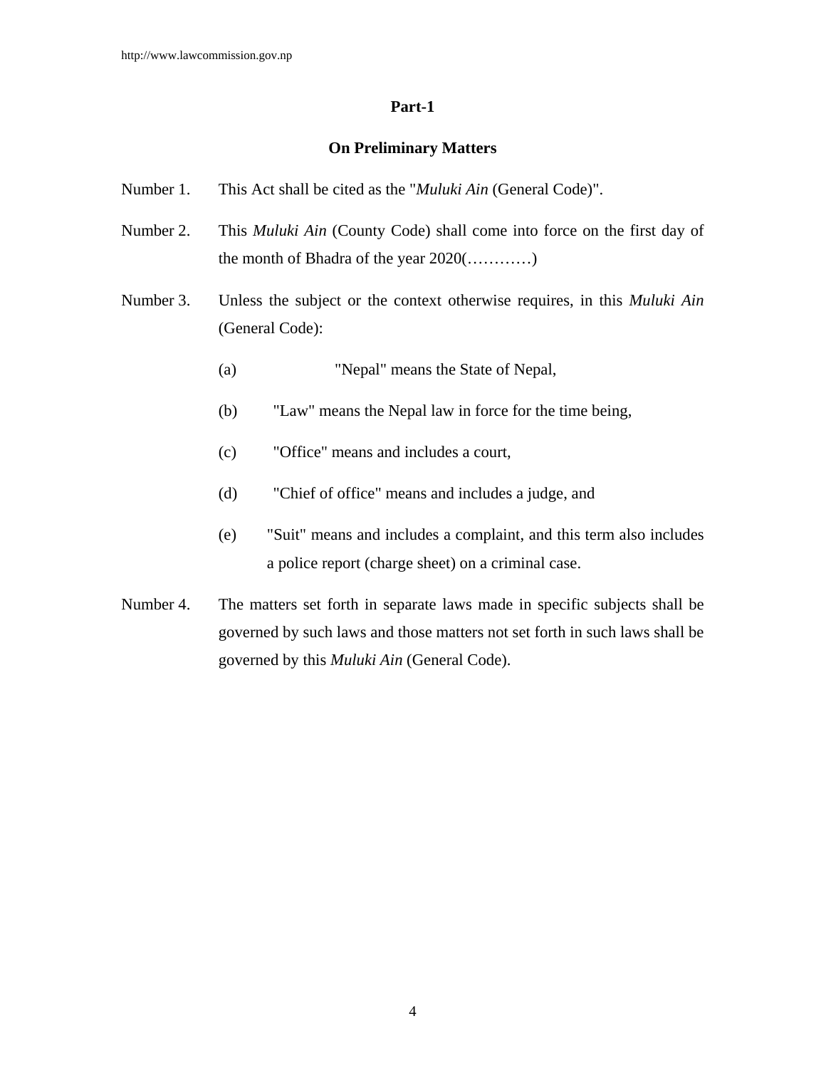## Part-1

## On Preliminary Matters

Number 1. This Act shall be cited as the "*Muluki Ain* (General Code)".

Number 2. This *Muluki Ain* (County Code) shall come into force on the first day of the month of Bhadra of the year 2020(…………)

Number 3. Unless the subject or the context otherwise requires, in this *Muluki Ain* (General Code):

(a) "Nepal" means the State of Nepal,

(b) "Law" means the Nepal law in force for the time being,

(c) "Office" means and includes a court,

(d) "Chief of office" means and includes a judge, and

(e) "Suit" means and includes a complaint, and this term also includes a police report (charge sheet) on a criminal case.

Number 4. The matters set forth in separate laws made in specific subjects shall be governed by such laws and those matters not set forth in such laws shall be governed by this *Muluki Ain* (General Code).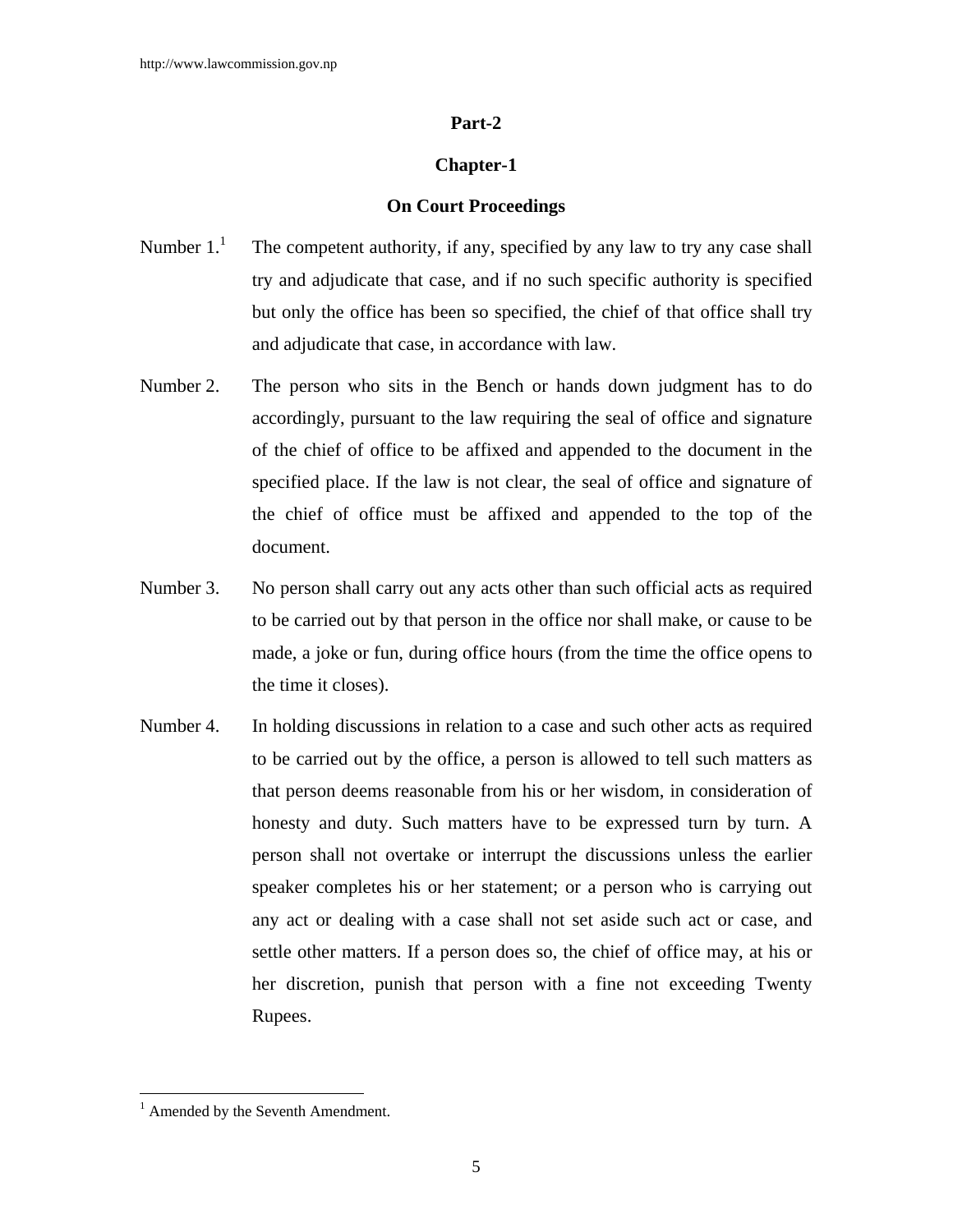## Part-2

## Chapter-1

## On Court Proceedings

Number 1.[1] The competent authority, if any, specified by any law to try any case shall try and adjudicate that case, and if no such specific authority is specified but only the office has been so specified, the chief of that office shall try and adjudicate that case, in accordance with law.

Number 2. The person who sits in the Bench or hands down judgment has to do accordingly, pursuant to the law requiring the seal of office and signature of the chief of office to be affixed and appended to the document in the specified place. If the law is not clear, the seal of office and signature of the chief of office must be affixed and appended to the top of the document.

Number 3. No person shall carry out any acts other than such official acts as required to be carried out by that person in the office nor shall make, or cause to be made, a joke or fun, during office hours (from the time the office opens to the time it closes).

Number 4. In holding discussions in relation to a case and such other acts as required to be carried out by the office, a person is allowed to tell such matters as that person deems reasonable from his or her wisdom, in consideration of honesty and duty. Such matters have to be expressed turn by turn. A person shall not overtake or interrupt the discussions unless the earlier speaker completes his or her statement; or a person who is carrying out any act or dealing with a case shall not set aside such act or case, and settle other matters. If a person does so, the chief of office may, at his or her discretion, punish that person with a fine not exceeding Twenty Rupees.

---

[1] Amended by the Seventh Amendment.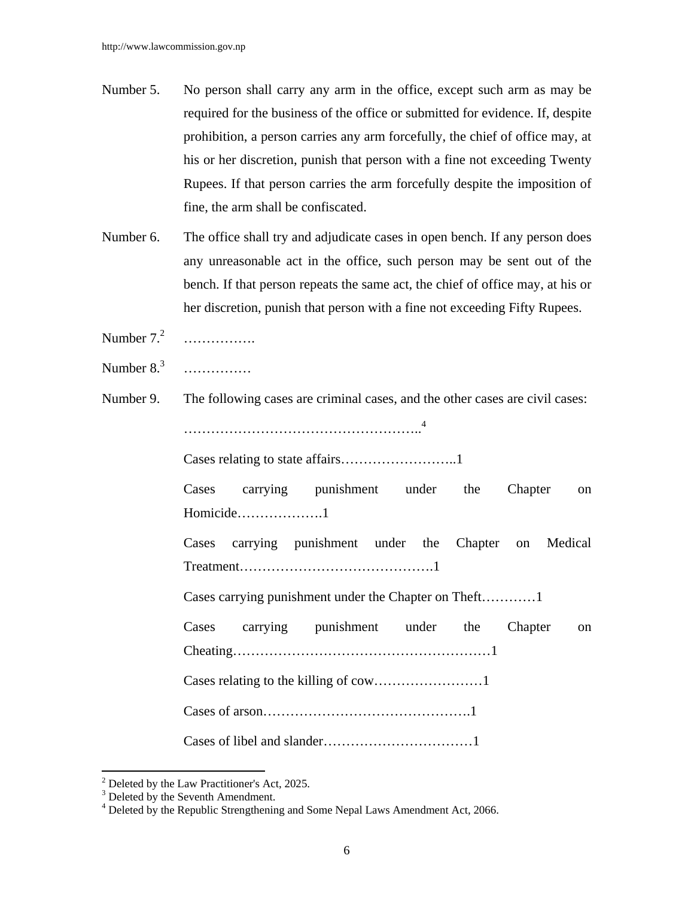Number 5. No person shall carry any arm in the office, except such arm as may be required for the business of the office or submitted for evidence. If, despite prohibition, a person carries any arm forcefully, the chief of office may, at his or her discretion, punish that person with a fine not exceeding Twenty Rupees. If that person carries the arm forcefully despite the imposition of fine, the arm shall be confiscated.

Number 6. The office shall try and adjudicate cases in open bench. If any person does any unreasonable act in the office, such person may be sent out of the bench. If that person repeats the same act, the chief of office may, at his or her discretion, punish that person with a fine not exceeding Fifty Rupees.

Number 7.[2] …………….

Number 8.[3] ……………

Number 9. The following cases are criminal cases, and the other cases are civil cases:

……………………………………………..[4]

Cases relating to state affairs……………………..1

Cases carrying punishment under the Chapter on Homicide……………….1

Cases carrying punishment under the Chapter on Medical Treatment…………………………………….1

Cases carrying punishment under the Chapter on Theft…………1

Cases carrying punishment under the Chapter on Cheating…………………………………………………1

Cases relating to the killing of cow……………………1

Cases of arson……………………………………….1

Cases of libel and slander……………………………1

---

[2] Deleted by the Law Practitioner's Act, 2025.

[3] Deleted by the Seventh Amendment.

[4] Deleted by the Republic Strengthening and Some Nepal Laws Amendment Act, 2066.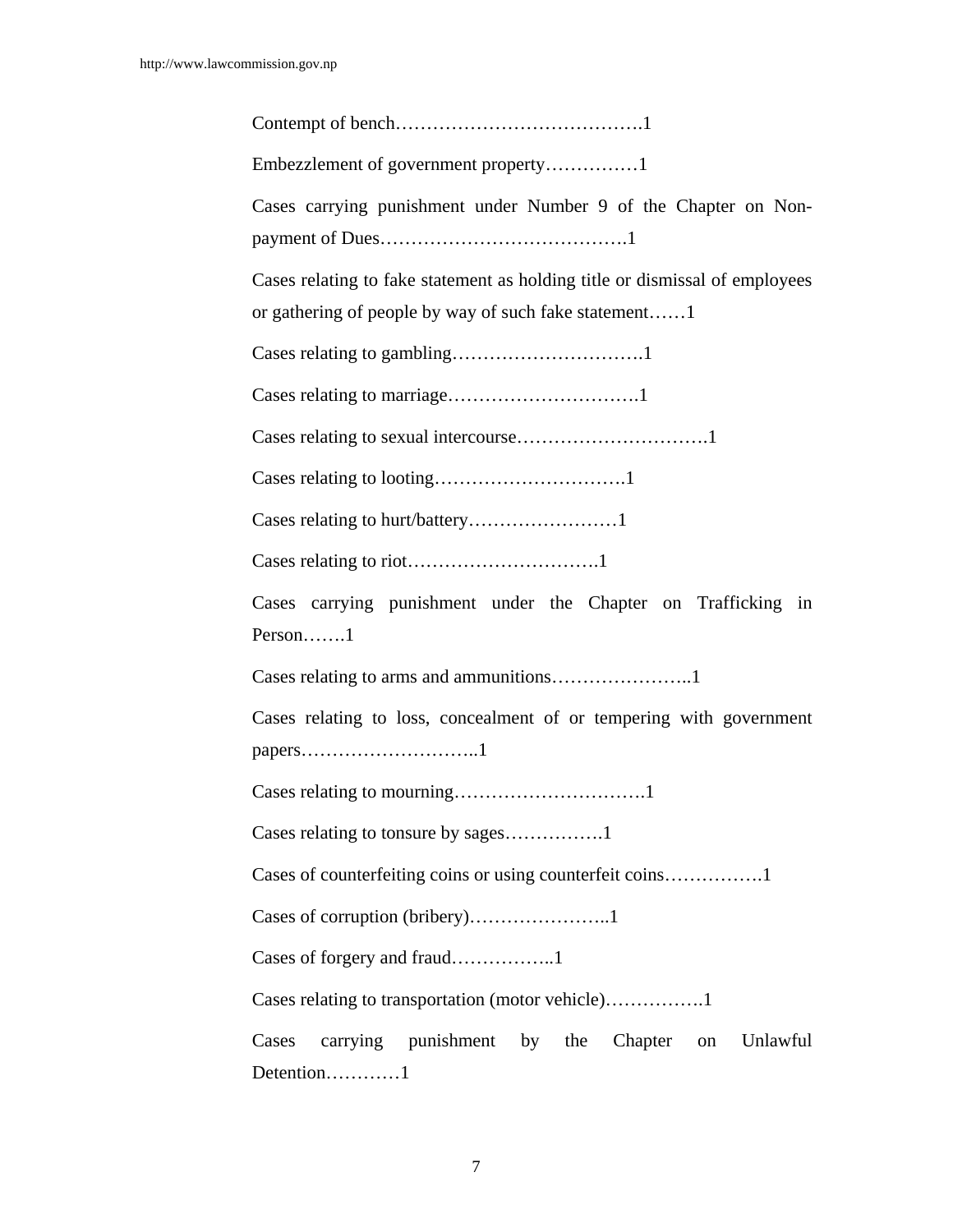Contempt of bench………………………………….1

Embezzlement of government property……………1

Cases carrying punishment under Number 9 of the Chapter on Non-payment of Dues………………………………….1

Cases relating to fake statement as holding title or dismissal of employees or gathering of people by way of such fake statement……1

Cases relating to gambling………………………….1

Cases relating to marriage………………………….1

Cases relating to sexual intercourse………………………….1

Cases relating to looting………………………….1

Cases relating to hurt/battery……………………1

Cases relating to riot………………………….1

Cases carrying punishment under the Chapter on Trafficking in Person…….1

Cases relating to arms and ammunitions…………………..1

Cases relating to loss, concealment of or tempering with government papers………………………..1

Cases relating to mourning………………………….1

Cases relating to tonsure by sages……………1

Cases of counterfeiting coins or using counterfeit coins…………….1

Cases of corruption (bribery)…………………..1

Cases of forgery and fraud……………..1

Cases relating to transportation (motor vehicle)…………….1

Cases carrying punishment by the Chapter on Unlawful Detention…………1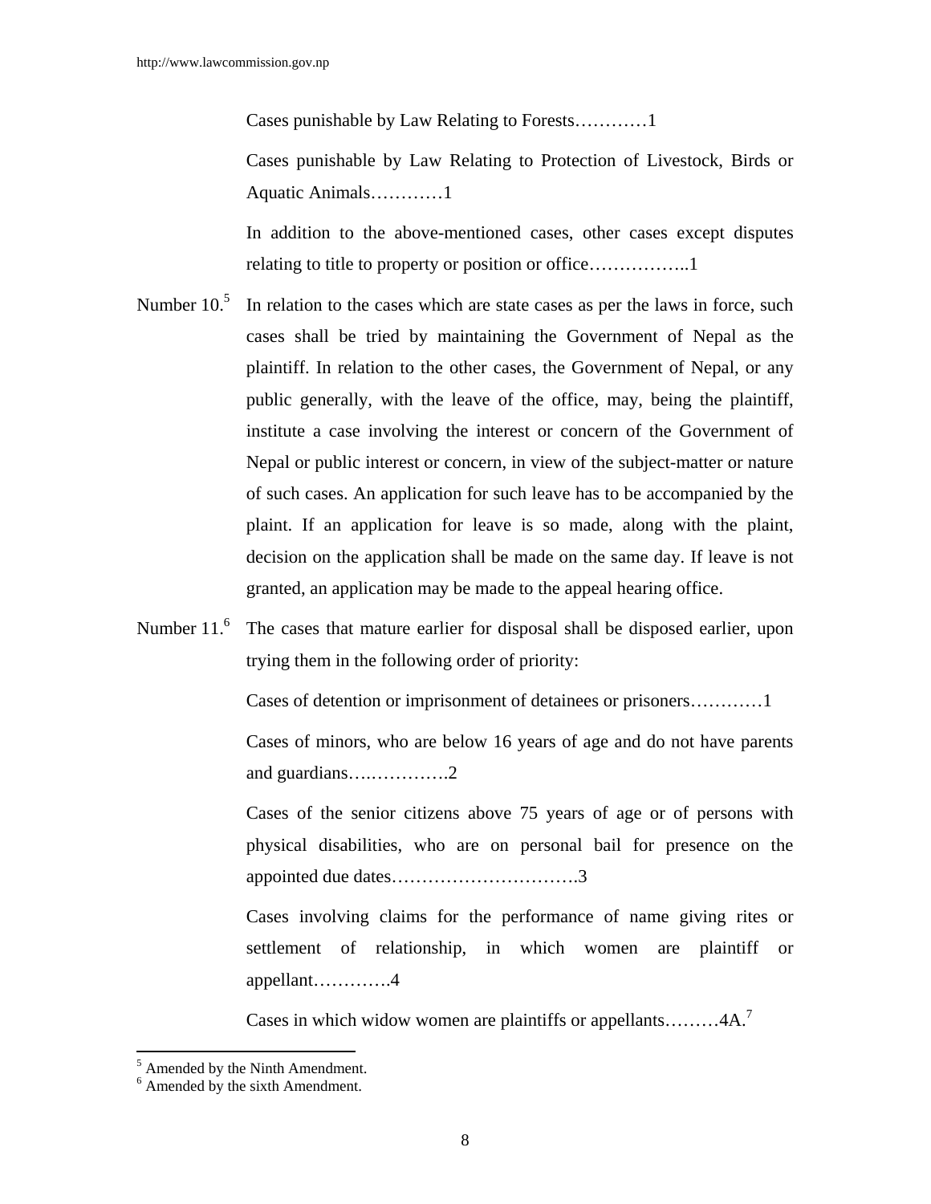Cases punishable by Law Relating to Forests…………1

Cases punishable by Law Relating to Protection of Livestock, Birds or Aquatic Animals…………1

In addition to the above-mentioned cases, other cases except disputes relating to title to property or position or office……………..1

Number 10.[5] In relation to the cases which are state cases as per the laws in force, such cases shall be tried by maintaining the Government of Nepal as the plaintiff. In relation to the other cases, the Government of Nepal, or any public generally, with the leave of the office, may, being the plaintiff, institute a case involving the interest or concern of the Government of Nepal or public interest or concern, in view of the subject-matter or nature of such cases. An application for such leave has to be accompanied by the plaint. If an application for leave is so made, along with the plaint, decision on the application shall be made on the same day. If leave is not granted, an application may be made to the appeal hearing office.

Number 11.[6] The cases that mature earlier for disposal shall be disposed earlier, upon trying them in the following order of priority:

Cases of detention or imprisonment of detainees or prisoners…………1

Cases of minors, who are below 16 years of age and do not have parents and guardians…..…………..2

Cases of the senior citizens above 75 years of age or of persons with physical disabilities, who are on personal bail for presence on the appointed due dates………………………….3

Cases involving claims for the performance of name giving rites or settlement of relationship, in which women are plaintiff or appellant………….4

Cases in which widow women are plaintiffs or appellants………4A.[7]

---

[5] Amended by the Ninth Amendment.

[6] Amended by the sixth Amendment.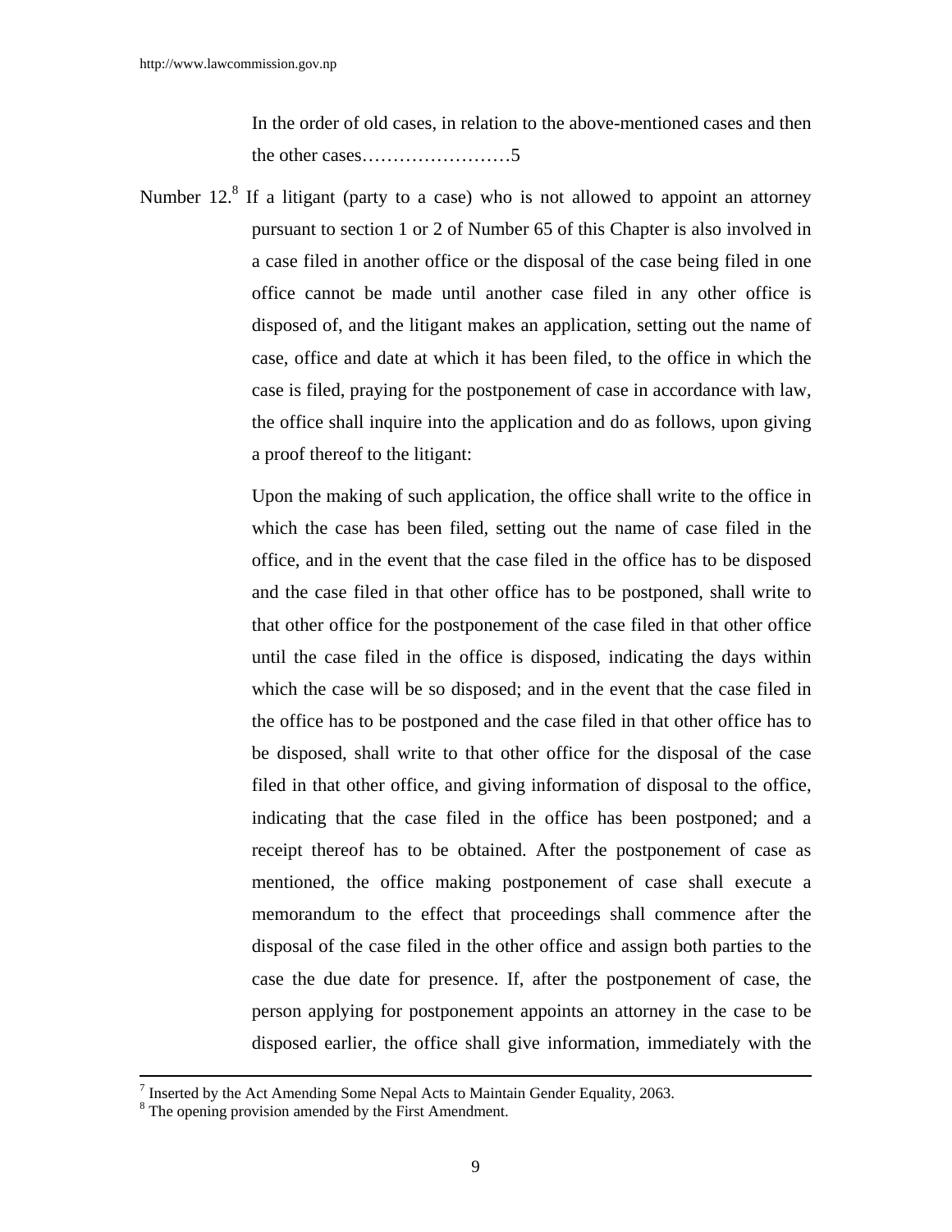In the order of old cases, in relation to the above-mentioned cases and then the other cases……………………5

Number 12.[8] If a litigant (party to a case) who is not allowed to appoint an attorney pursuant to section 1 or 2 of Number 65 of this Chapter is also involved in a case filed in another office or the disposal of the case being filed in one office cannot be made until another case filed in any other office is disposed of, and the litigant makes an application, setting out the name of case, office and date at which it has been filed, to the office in which the case is filed, praying for the postponement of case in accordance with law, the office shall inquire into the application and do as follows, upon giving a proof thereof to the litigant:

Upon the making of such application, the office shall write to the office in which the case has been filed, setting out the name of case filed in the office, and in the event that the case filed in the office has to be disposed and the case filed in that other office has to be postponed, shall write to that other office for the postponement of the case filed in that other office until the case filed in the office is disposed, indicating the days within which the case will be so disposed; and in the event that the case filed in the office has to be postponed and the case filed in that other office has to be disposed, shall write to that other office for the disposal of the case filed in that other office, and giving information of disposal to the office, indicating that the case filed in the office has been postponed; and a receipt thereof has to be obtained. After the postponement of case as mentioned, the office making postponement of case shall execute a memorandum to the effect that proceedings shall commence after the disposal of the case filed in the other office and assign both parties to the case the due date for presence. If, after the postponement of case, the person applying for postponement appoints an attorney in the case to be disposed earlier, the office shall give information, immediately with the

---

[7] Inserted by the Act Amending Some Nepal Acts to Maintain Gender Equality, 2063.

[8] The opening provision amended by the First Amendment.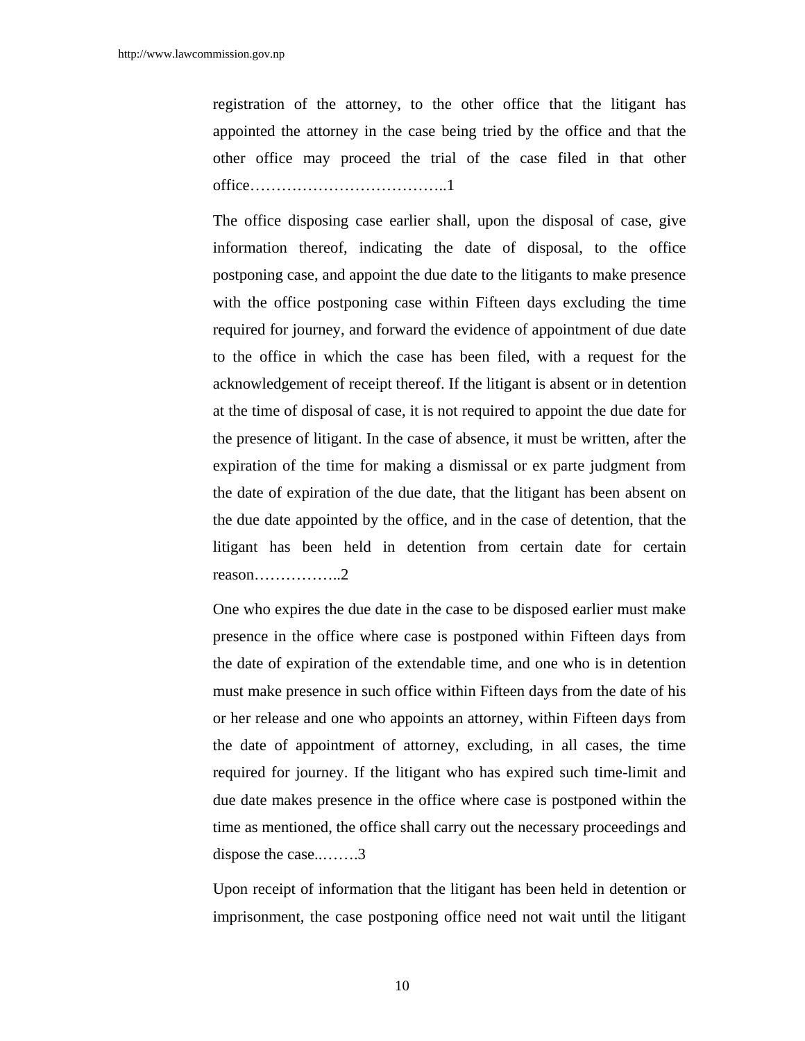registration of the attorney, to the other office that the litigant has appointed the attorney in the case being tried by the office and that the other office may proceed the trial of the case filed in that other office………………………………..1

The office disposing case earlier shall, upon the disposal of case, give information thereof, indicating the date of disposal, to the office postponing case, and appoint the due date to the litigants to make presence with the office postponing case within Fifteen days excluding the time required for journey, and forward the evidence of appointment of due date to the office in which the case has been filed, with a request for the acknowledgement of receipt thereof. If the litigant is absent or in detention at the time of disposal of case, it is not required to appoint the due date for the presence of litigant. In the case of absence, it must be written, after the expiration of the time for making a dismissal or ex parte judgment from the date of expiration of the due date, that the litigant has been absent on the due date appointed by the office, and in the case of detention, that the litigant has been held in detention from certain date for certain reason……………..2

One who expires the due date in the case to be disposed earlier must make presence in the office where case is postponed within Fifteen days from the date of expiration of the extendable time, and one who is in detention must make presence in such office within Fifteen days from the date of his or her release and one who appoints an attorney, within Fifteen days from the date of appointment of attorney, excluding, in all cases, the time required for journey. If the litigant who has expired such time-limit and due date makes presence in the office where case is postponed within the time as mentioned, the office shall carry out the necessary proceedings and dispose the case..…….3

Upon receipt of information that the litigant has been held in detention or imprisonment, the case postponing office need not wait until the litigant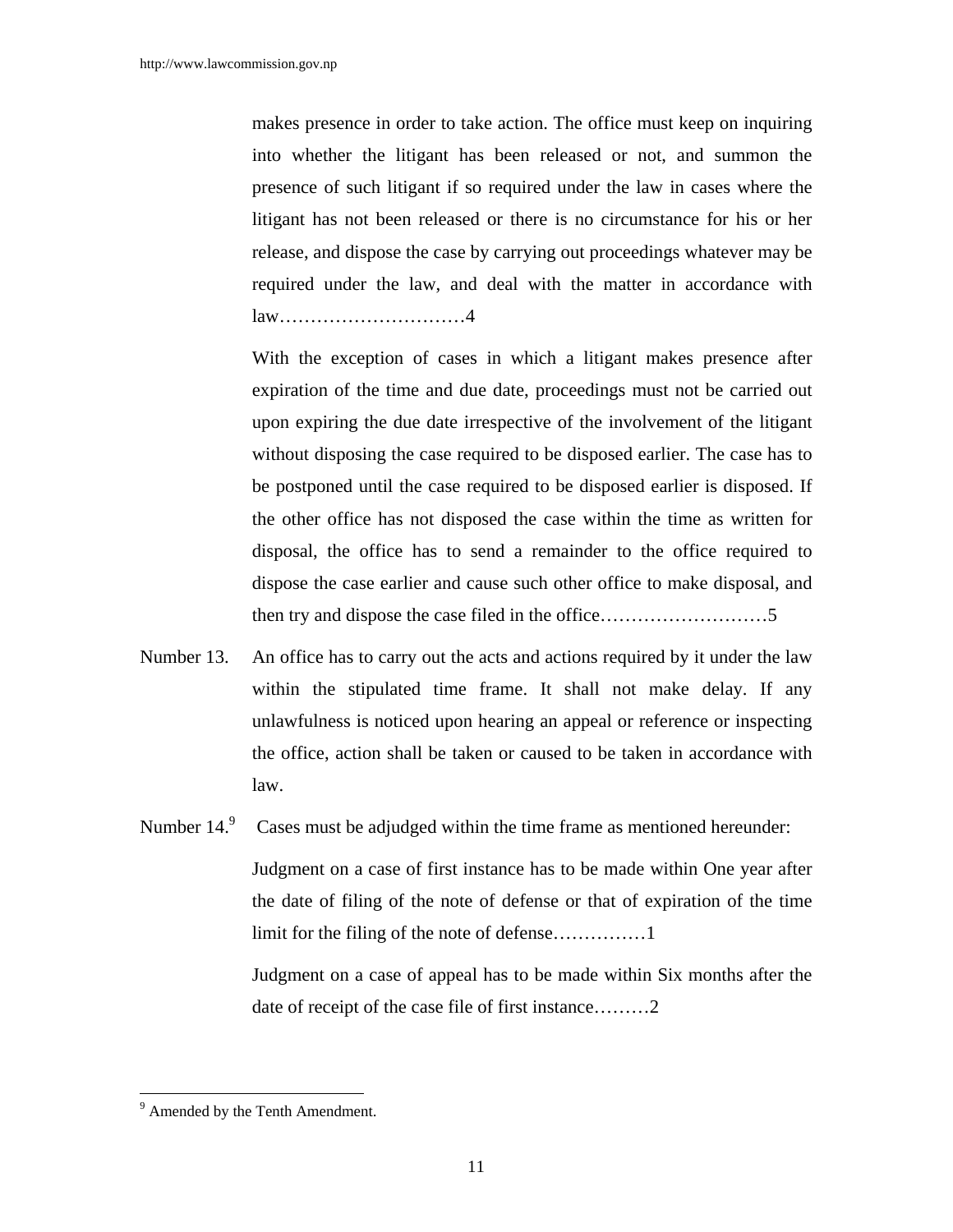makes presence in order to take action. The office must keep on inquiring into whether the litigant has been released or not, and summon the presence of such litigant if so required under the law in cases where the litigant has not been released or there is no circumstance for his or her release, and dispose the case by carrying out proceedings whatever may be required under the law, and deal with the matter in accordance with law…………………………4

With the exception of cases in which a litigant makes presence after expiration of the time and due date, proceedings must not be carried out upon expiring the due date irrespective of the involvement of the litigant without disposing the case required to be disposed earlier. The case has to be postponed until the case required to be disposed earlier is disposed. If the other office has not disposed the case within the time as written for disposal, the office has to send a remainder to the office required to dispose the case earlier and cause such other office to make disposal, and then try and dispose the case filed in the office………………………5

Number 13. An office has to carry out the acts and actions required by it under the law within the stipulated time frame. It shall not make delay. If any unlawfulness is noticed upon hearing an appeal or reference or inspecting the office, action shall be taken or caused to be taken in accordance with law.

Number 14.[9] Cases must be adjudged within the time frame as mentioned hereunder:

Judgment on a case of first instance has to be made within One year after the date of filing of the note of defense or that of expiration of the time limit for the filing of the note of defense……………1

Judgment on a case of appeal has to be made within Six months after the date of receipt of the case file of first instance………2

---

[9] Amended by the Tenth Amendment.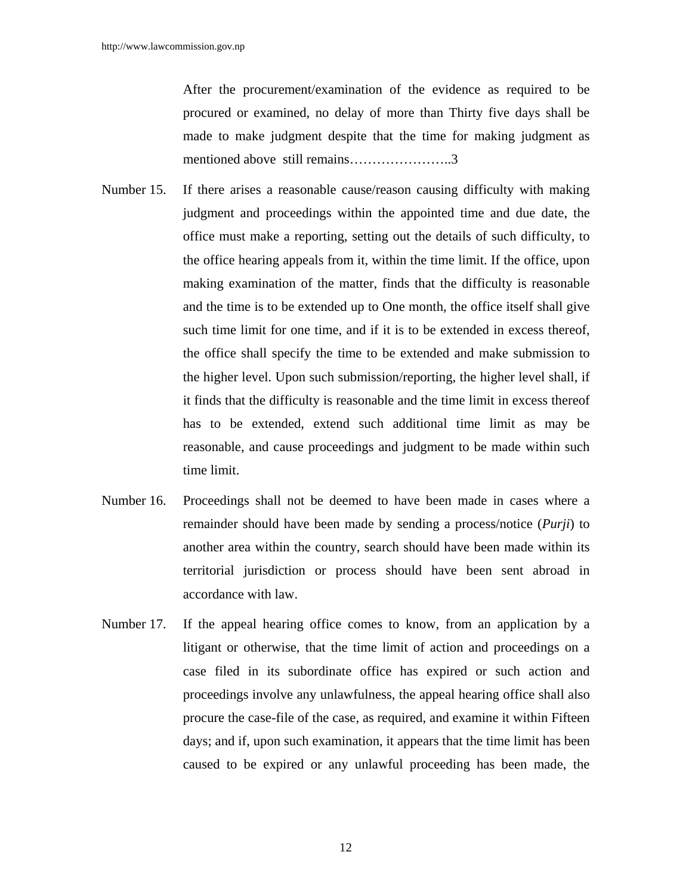After the procurement/examination of the evidence as required to be procured or examined, no delay of more than Thirty five days shall be made to make judgment despite that the time for making judgment as mentioned above still remains…………………..3

Number 15. If there arises a reasonable cause/reason causing difficulty with making judgment and proceedings within the appointed time and due date, the office must make a reporting, setting out the details of such difficulty, to the office hearing appeals from it, within the time limit. If the office, upon making examination of the matter, finds that the difficulty is reasonable and the time is to be extended up to One month, the office itself shall give such time limit for one time, and if it is to be extended in excess thereof, the office shall specify the time to be extended and make submission to the higher level. Upon such submission/reporting, the higher level shall, if it finds that the difficulty is reasonable and the time limit in excess thereof has to be extended, extend such additional time limit as may be reasonable, and cause proceedings and judgment to be made within such time limit.

Number 16. Proceedings shall not be deemed to have been made in cases where a remainder should have been made by sending a process/notice (*Purji*) to another area within the country, search should have been made within its territorial jurisdiction or process should have been sent abroad in accordance with law.

Number 17. If the appeal hearing office comes to know, from an application by a litigant or otherwise, that the time limit of action and proceedings on a case filed in its subordinate office has expired or such action and proceedings involve any unlawfulness, the appeal hearing office shall also procure the case-file of the case, as required, and examine it within Fifteen days; and if, upon such examination, it appears that the time limit has been caused to be expired or any unlawful proceeding has been made, the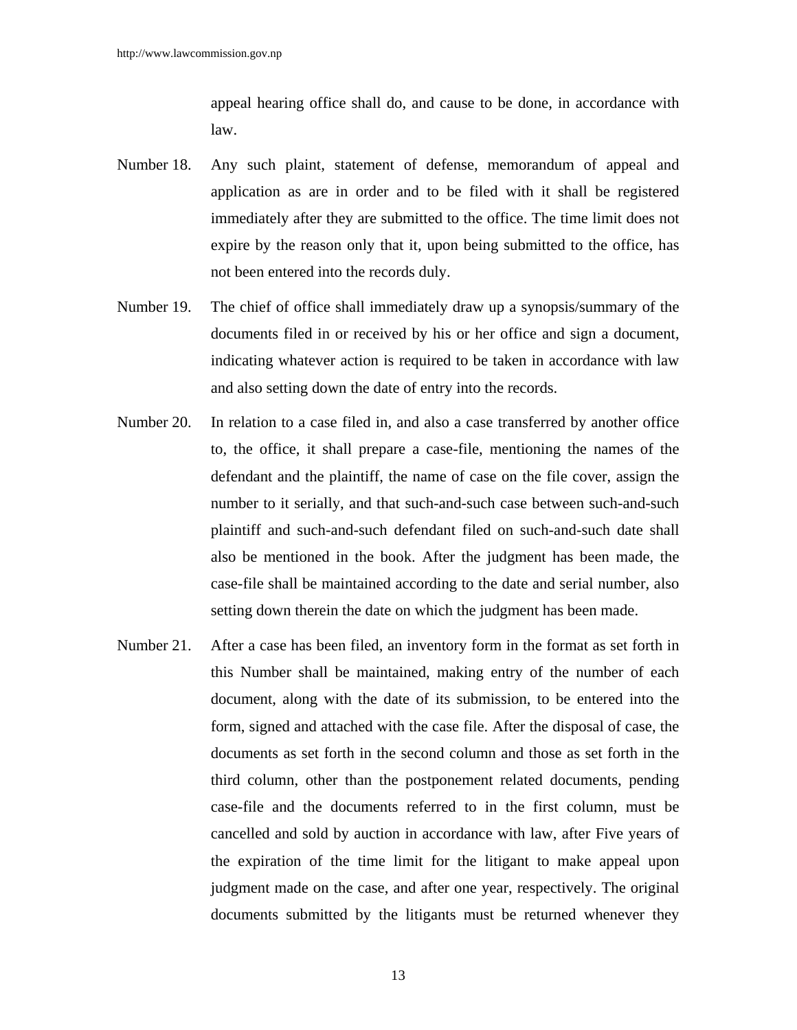appeal hearing office shall do, and cause to be done, in accordance with law.

Number 18. Any such plaint, statement of defense, memorandum of appeal and application as are in order and to be filed with it shall be registered immediately after they are submitted to the office. The time limit does not expire by the reason only that it, upon being submitted to the office, has not been entered into the records duly.

Number 19. The chief of office shall immediately draw up a synopsis/summary of the documents filed in or received by his or her office and sign a document, indicating whatever action is required to be taken in accordance with law and also setting down the date of entry into the records.

Number 20. In relation to a case filed in, and also a case transferred by another office to, the office, it shall prepare a case-file, mentioning the names of the defendant and the plaintiff, the name of case on the file cover, assign the number to it serially, and that such-and-such case between such-and-such plaintiff and such-and-such defendant filed on such-and-such date shall also be mentioned in the book. After the judgment has been made, the case-file shall be maintained according to the date and serial number, also setting down therein the date on which the judgment has been made.

Number 21. After a case has been filed, an inventory form in the format as set forth in this Number shall be maintained, making entry of the number of each document, along with the date of its submission, to be entered into the form, signed and attached with the case file. After the disposal of case, the documents as set forth in the second column and those as set forth in the third column, other than the postponement related documents, pending case-file and the documents referred to in the first column, must be cancelled and sold by auction in accordance with law, after Five years of the expiration of the time limit for the litigant to make appeal upon judgment made on the case, and after one year, respectively. The original documents submitted by the litigants must be returned whenever they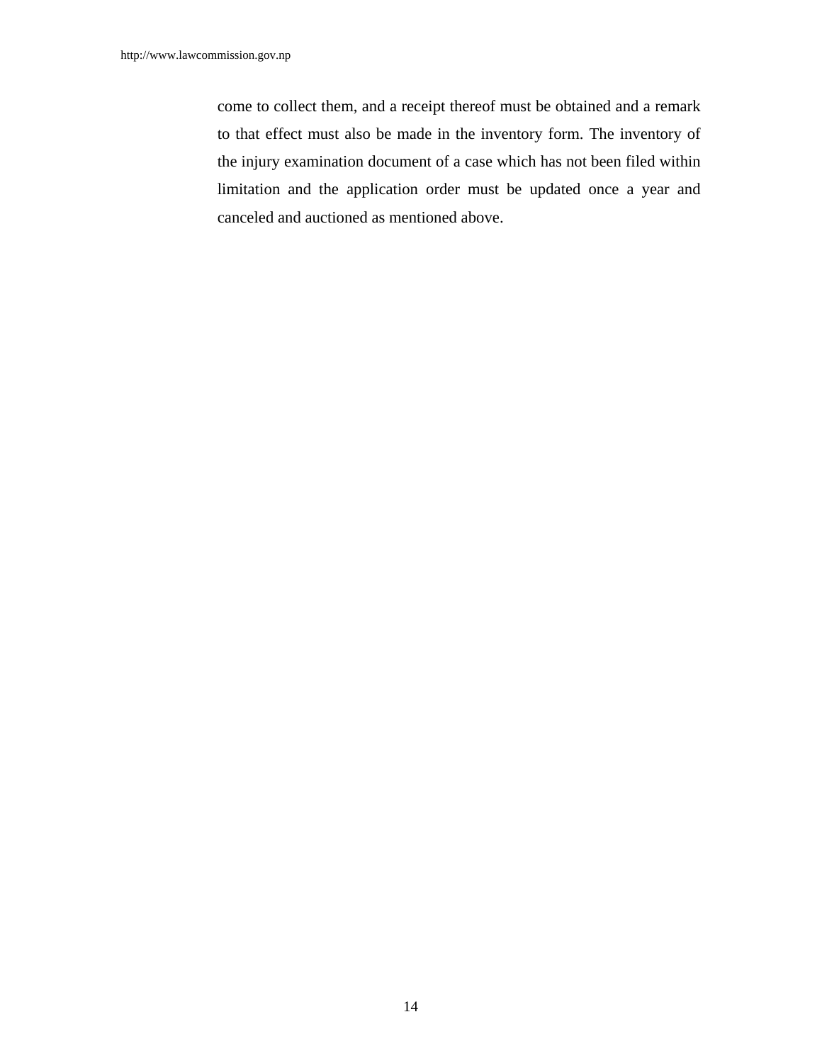come to collect them, and a receipt thereof must be obtained and a remark to that effect must also be made in the inventory form. The inventory of the injury examination document of a case which has not been filed within limitation and the application order must be updated once a year and canceled and auctioned as mentioned above.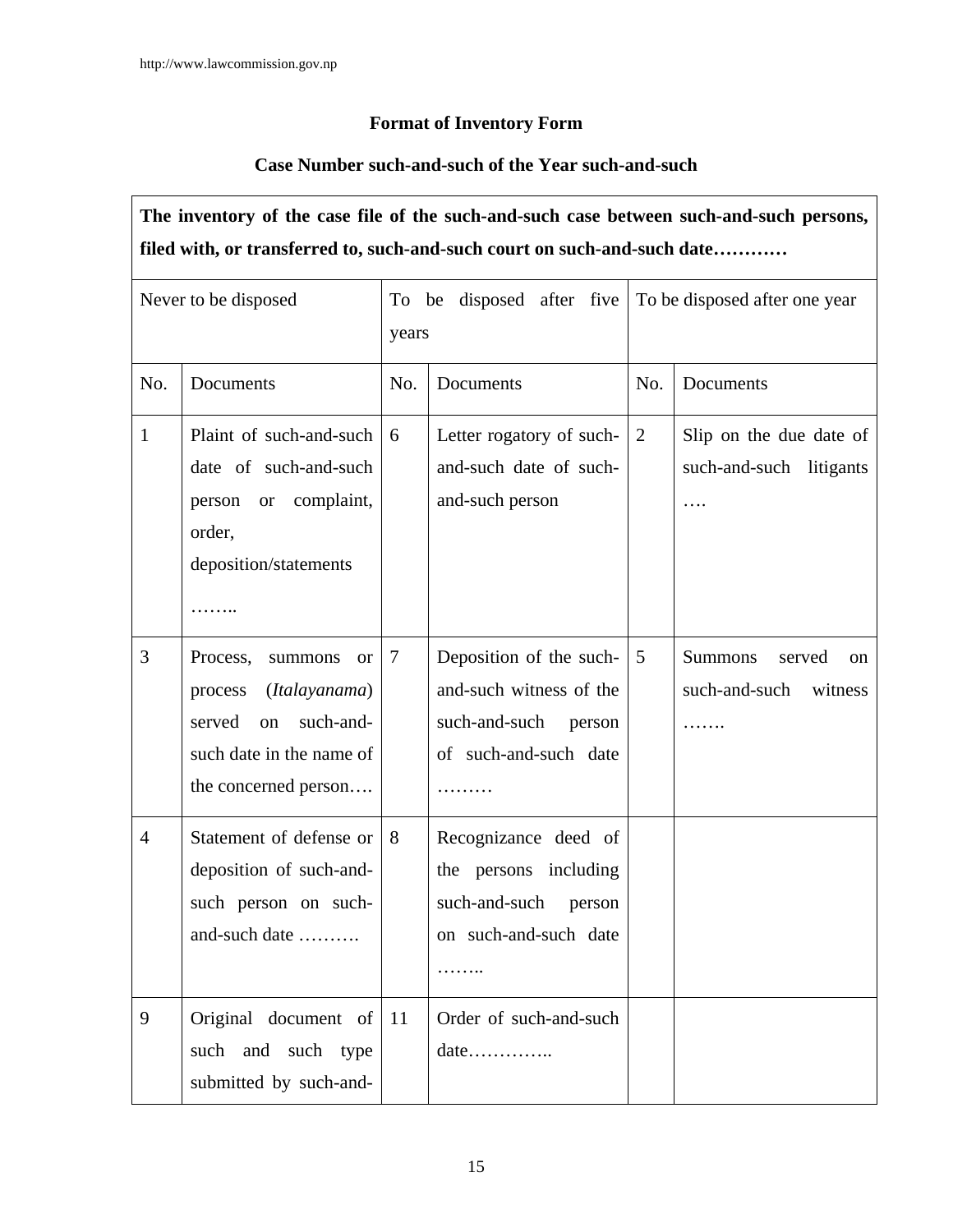**Format of Inventory Form**

**Case Number such-and-such of the Year such-and-such**

| **The inventory of the case file of the such-and-such case between such-and-such persons, filed with, or transferred to, such-and-such court on such-and-such date…………** | | | | | |
|---|---|---|---|---|---|
| Never to be disposed | | To be disposed after five years | | To be disposed after one year | |
| No. | Documents | No. | Documents | No. | Documents |
| 1 | Plaint of such-and-such date of such-and-such person or complaint, order, deposition/statements …….. | 6 | Letter rogatory of such-and-such date of such-and-such person | 2 | Slip on the due date of such-and-such litigants …. |
| 3 | Process, summons or process (*Italayanama*) served on such-and-such date in the name of the concerned person…. | 7 | Deposition of the such-and-such witness of the such-and-such person of such-and-such date ……… | 5 | Summons served on such-and-such witness ……. |
| 4 | Statement of defense or deposition of such-and-such person on such-and-such date ………. | 8 | Recognizance deed of the persons including such-and-such person on such-and-such date …….. | | |
| 9 | Original document of such and such type submitted by such-and- | 11 | Order of such-and-such date………….. | | |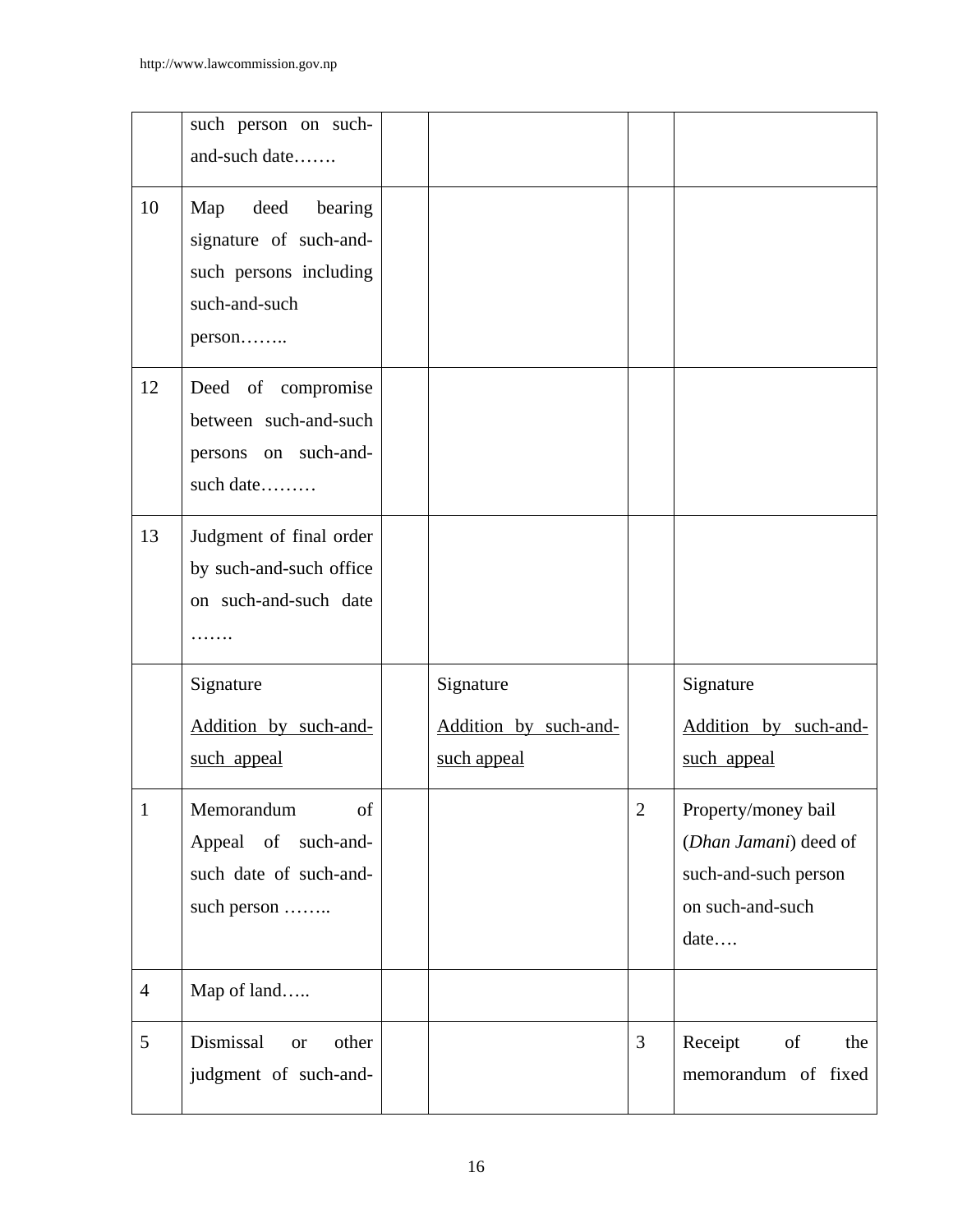|  |  |  |  |  |  |
|---|---|---|---|---|---|
|  | such person on such-and-such date……. |  |  |  |  |
| 10 | Map deed bearing signature of such-and-such persons including such-and-such person…….. |  |  |  |  |
| 12 | Deed of compromise between such-and-such persons on such-and-such date……… |  |  |  |  |
| 13 | Judgment of final order by such-and-such office on such-and-such date ……. |  |  |  |  |
|  | Signature<br><u>Addition by such-and-such appeal</u> |  | Signature<br><u>Addition by such-and-such appeal</u> |  | Signature<br><u>Addition by such-and-such appeal</u> |
| 1 | Memorandum of Appeal of such-and-such date of such-and-such person …….. |  |  | 2 | Property/money bail (*Dhan Jamani*) deed of such-and-such person on such-and-such date…. |
| 4 | Map of land….. |  |  |  |  |
| 5 | Dismissal or other judgment of such-and- |  |  | 3 | Receipt of the memorandum of fixed |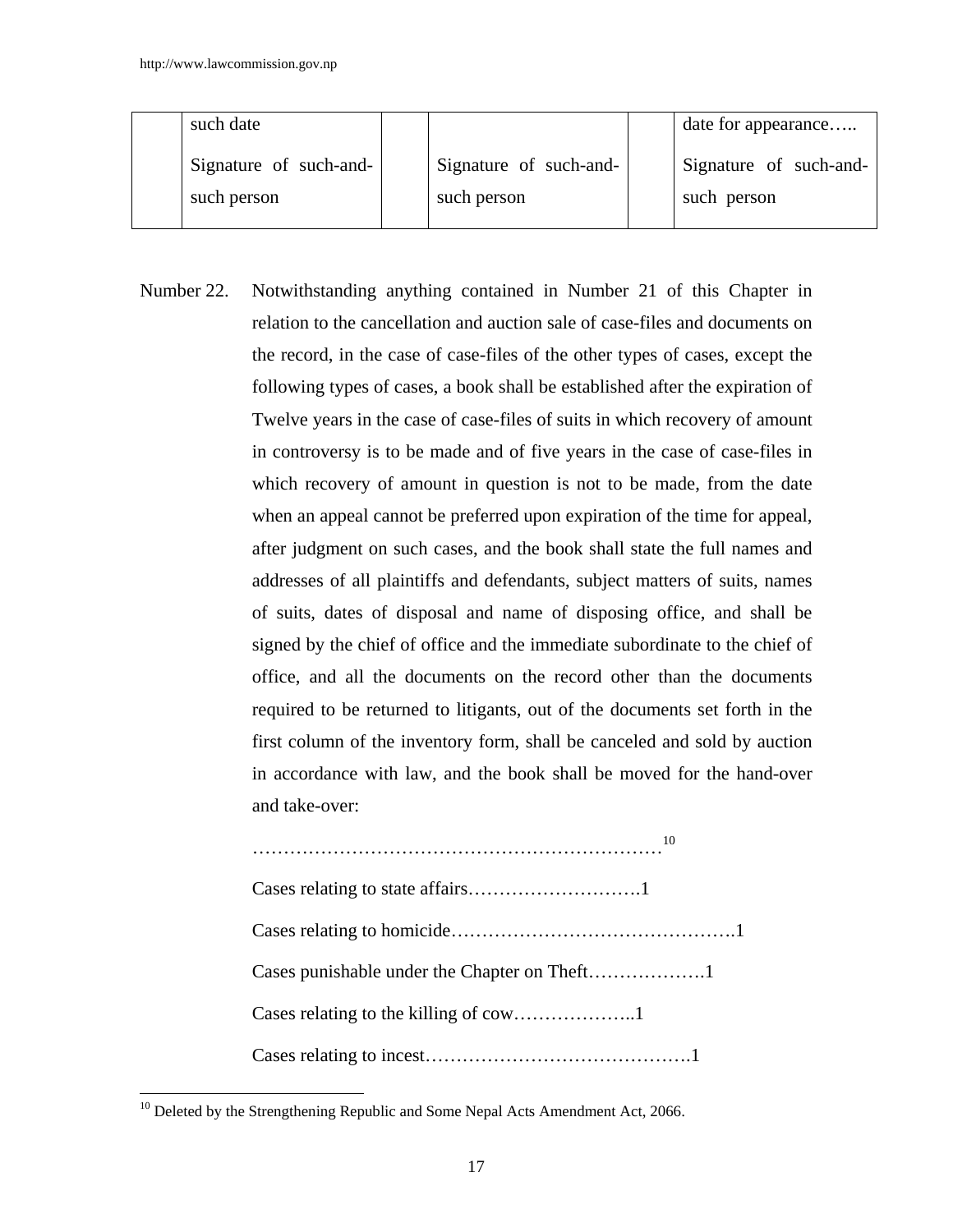|  | such date<br><br>Signature of such-and-such person |  | <br><br>Signature of such-and-such person |  | date for appearance…..<br><br>Signature of such-and-such person |
|---|---|---|---|---|---|

Number 22. Notwithstanding anything contained in Number 21 of this Chapter in relation to the cancellation and auction sale of case-files and documents on the record, in the case of case-files of the other types of cases, except the following types of cases, a book shall be established after the expiration of Twelve years in the case of case-files of suits in which recovery of amount in controversy is to be made and of five years in the case of case-files in which recovery of amount in question is not to be made, from the date when an appeal cannot be preferred upon expiration of the time for appeal, after judgment on such cases, and the book shall state the full names and addresses of all plaintiffs and defendants, subject matters of suits, names of suits, dates of disposal and name of disposing office, and shall be signed by the chief of office and the immediate subordinate to the chief of office, and all the documents on the record other than the documents required to be returned to litigants, out of the documents set forth in the first column of the inventory form, shall be canceled and sold by auction in accordance with law, and the book shall be moved for the hand-over and take-over:

…………………………………………………………[10]

Cases relating to state affairs……………………….1

Cases relating to homicide……………………………………….1

Cases punishable under the Chapter on Theft……………….1

Cases relating to the killing of cow………………..1

Cases relating to incest…………………………………….1

---

[10] Deleted by the Strengthening Republic and Some Nepal Acts Amendment Act, 2066.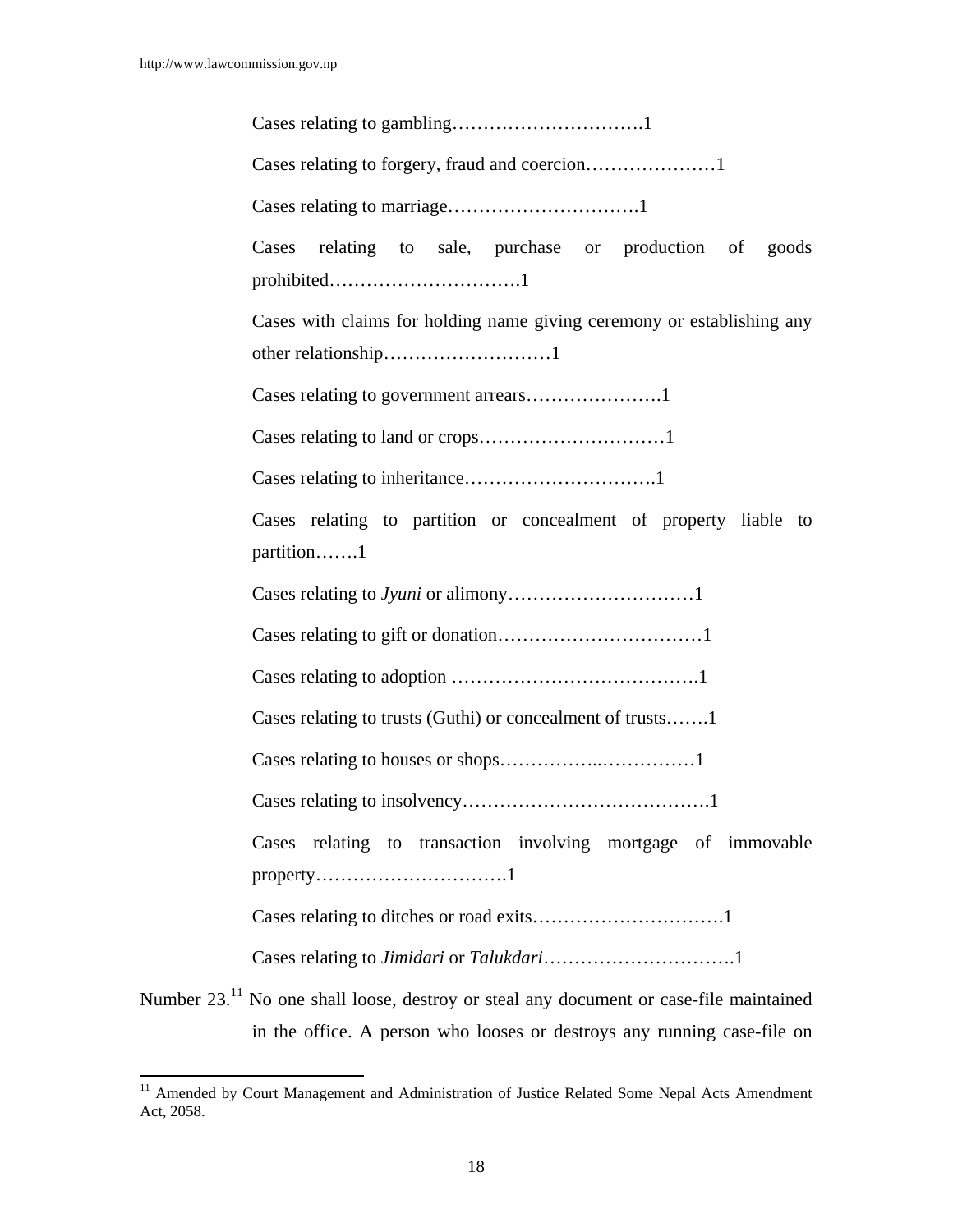Cases relating to gambling………………………….1

Cases relating to forgery, fraud and coercion…………………1

Cases relating to marriage………………………….1

Cases relating to sale, purchase or production of goods prohibited………………………….1

Cases with claims for holding name giving ceremony or establishing any other relationship………………………1

Cases relating to government arrears………………….1

Cases relating to land or crops…………………………1

Cases relating to inheritance………………………….1

Cases relating to partition or concealment of property liable to partition…….1

Cases relating to *Jyuni* or alimony…………………………1

Cases relating to gift or donation……………………………1

Cases relating to adoption ………………………………….1

Cases relating to trusts (Guthi) or concealment of trusts…….1

Cases relating to houses or shops……………..……………1

Cases relating to insolvency………………………………….1

Cases relating to transaction involving mortgage of immovable property………………………….1

Cases relating to ditches or road exits………………………….1

Cases relating to *Jimidari* or *Talukdari*………………………….1

Number 23.[11] No one shall loose, destroy or steal any document or case-file maintained in the office. A person who looses or destroys any running case-file on

---

[11] Amended by Court Management and Administration of Justice Related Some Nepal Acts Amendment Act, 2058.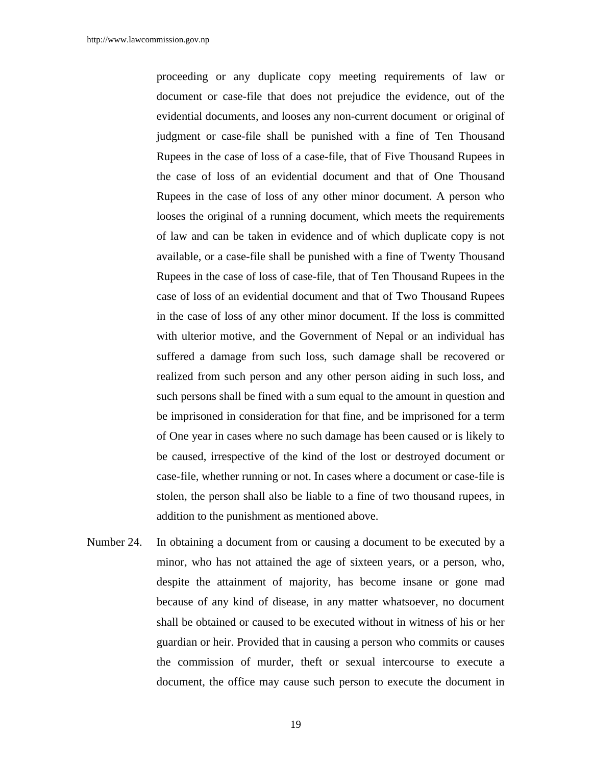proceeding or any duplicate copy meeting requirements of law or document or case-file that does not prejudice the evidence, out of the evidential documents, and looses any non-current document or original of judgment or case-file shall be punished with a fine of Ten Thousand Rupees in the case of loss of a case-file, that of Five Thousand Rupees in the case of loss of an evidential document and that of One Thousand Rupees in the case of loss of any other minor document. A person who looses the original of a running document, which meets the requirements of law and can be taken in evidence and of which duplicate copy is not available, or a case-file shall be punished with a fine of Twenty Thousand Rupees in the case of loss of case-file, that of Ten Thousand Rupees in the case of loss of an evidential document and that of Two Thousand Rupees in the case of loss of any other minor document. If the loss is committed with ulterior motive, and the Government of Nepal or an individual has suffered a damage from such loss, such damage shall be recovered or realized from such person and any other person aiding in such loss, and such persons shall be fined with a sum equal to the amount in question and be imprisoned in consideration for that fine, and be imprisoned for a term of One year in cases where no such damage has been caused or is likely to be caused, irrespective of the kind of the lost or destroyed document or case-file, whether running or not. In cases where a document or case-file is stolen, the person shall also be liable to a fine of two thousand rupees, in addition to the punishment as mentioned above.

Number 24. In obtaining a document from or causing a document to be executed by a minor, who has not attained the age of sixteen years, or a person, who, despite the attainment of majority, has become insane or gone mad because of any kind of disease, in any matter whatsoever, no document shall be obtained or caused to be executed without in witness of his or her guardian or heir. Provided that in causing a person who commits or causes the commission of murder, theft or sexual intercourse to execute a document, the office may cause such person to execute the document in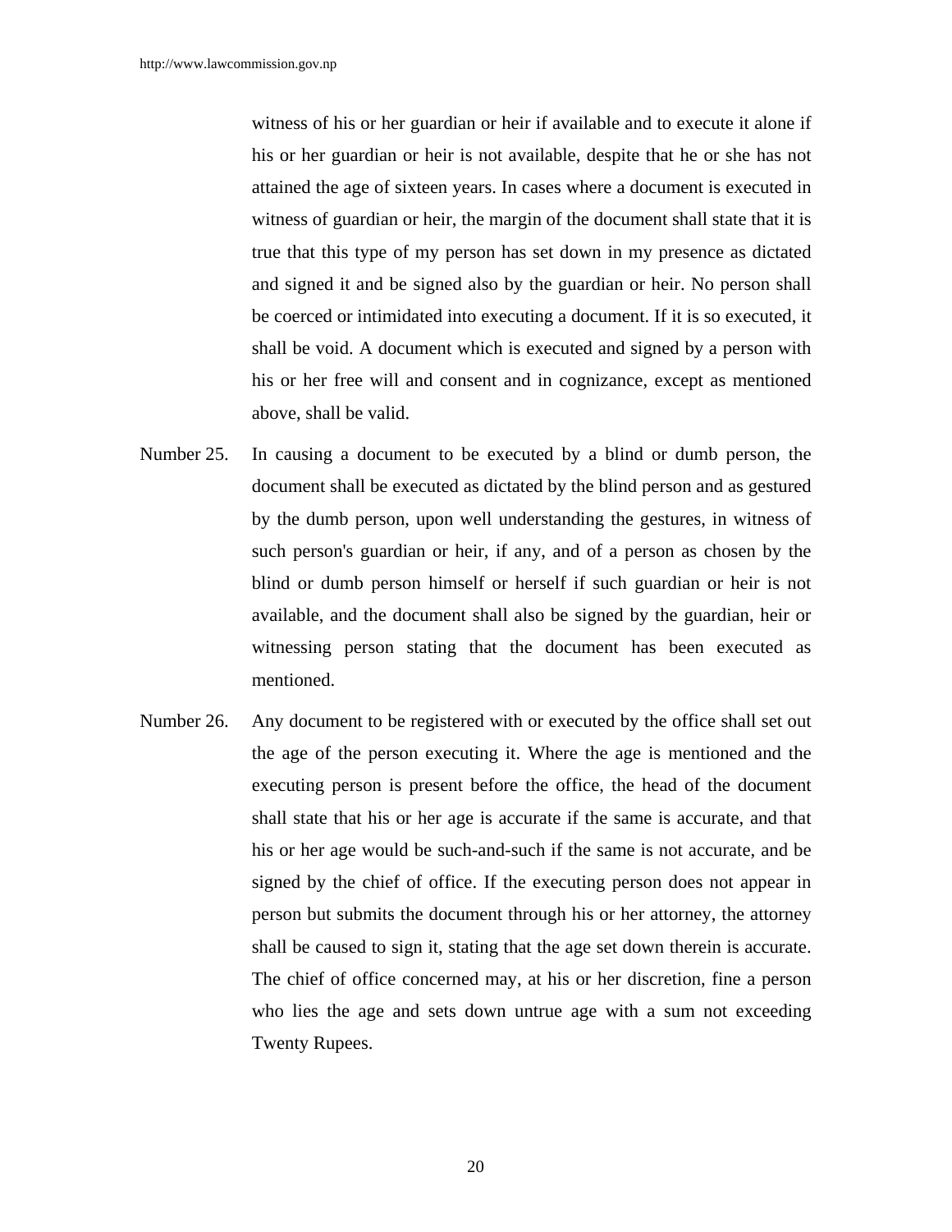witness of his or her guardian or heir if available and to execute it alone if his or her guardian or heir is not available, despite that he or she has not attained the age of sixteen years. In cases where a document is executed in witness of guardian or heir, the margin of the document shall state that it is true that this type of my person has set down in my presence as dictated and signed it and be signed also by the guardian or heir. No person shall be coerced or intimidated into executing a document. If it is so executed, it shall be void. A document which is executed and signed by a person with his or her free will and consent and in cognizance, except as mentioned above, shall be valid.

Number 25. In causing a document to be executed by a blind or dumb person, the document shall be executed as dictated by the blind person and as gestured by the dumb person, upon well understanding the gestures, in witness of such person's guardian or heir, if any, and of a person as chosen by the blind or dumb person himself or herself if such guardian or heir is not available, and the document shall also be signed by the guardian, heir or witnessing person stating that the document has been executed as mentioned.

Number 26. Any document to be registered with or executed by the office shall set out the age of the person executing it. Where the age is mentioned and the executing person is present before the office, the head of the document shall state that his or her age is accurate if the same is accurate, and that his or her age would be such-and-such if the same is not accurate, and be signed by the chief of office. If the executing person does not appear in person but submits the document through his or her attorney, the attorney shall be caused to sign it, stating that the age set down therein is accurate. The chief of office concerned may, at his or her discretion, fine a person who lies the age and sets down untrue age with a sum not exceeding Twenty Rupees.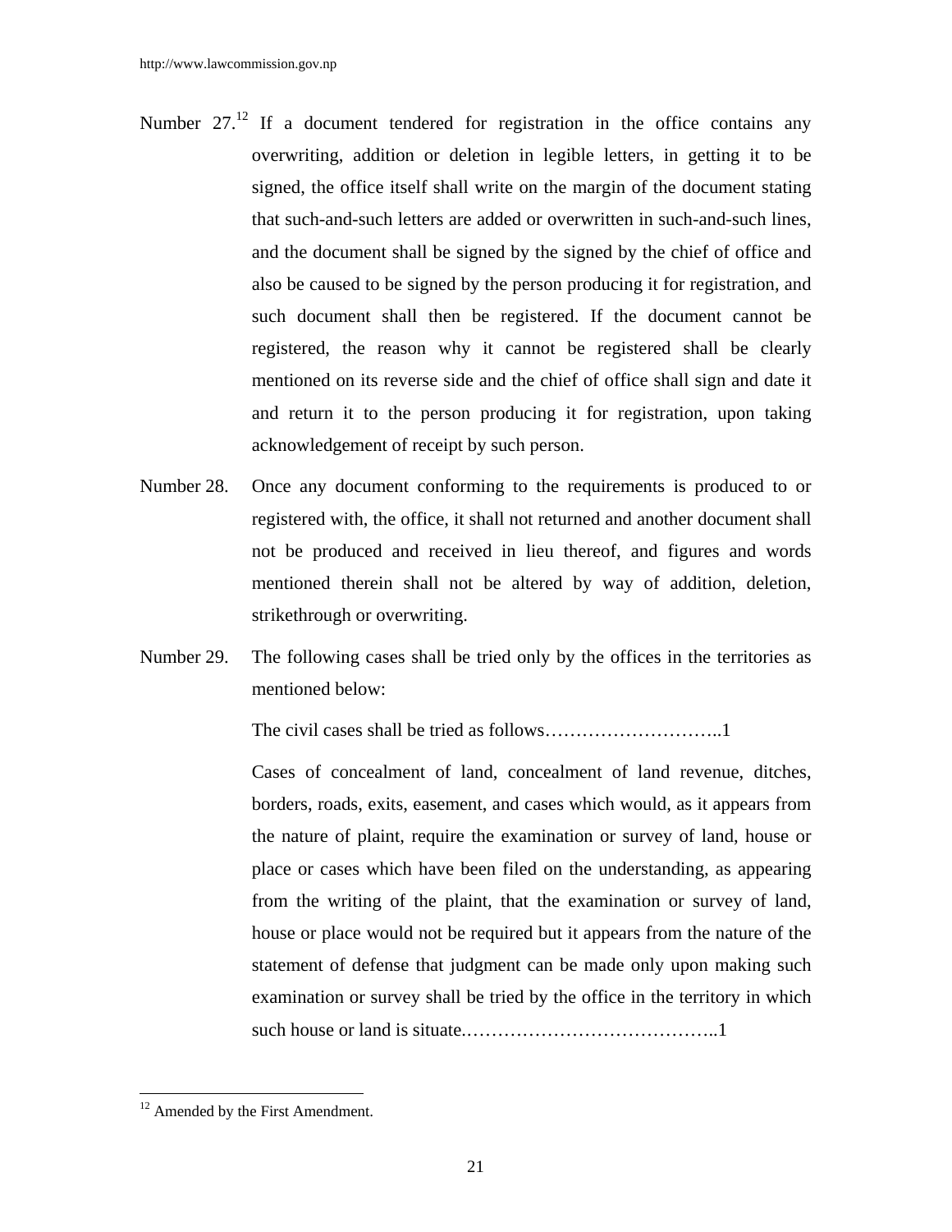Number 27.[12] If a document tendered for registration in the office contains any overwriting, addition or deletion in legible letters, in getting it to be signed, the office itself shall write on the margin of the document stating that such-and-such letters are added or overwritten in such-and-such lines, and the document shall be signed by the signed by the chief of office and also be caused to be signed by the person producing it for registration, and such document shall then be registered. If the document cannot be registered, the reason why it cannot be registered shall be clearly mentioned on its reverse side and the chief of office shall sign and date it and return it to the person producing it for registration, upon taking acknowledgement of receipt by such person.

Number 28. Once any document conforming to the requirements is produced to or registered with, the office, it shall not returned and another document shall not be produced and received in lieu thereof, and figures and words mentioned therein shall not be altered by way of addition, deletion, strikethrough or overwriting.

Number 29. The following cases shall be tried only by the offices in the territories as mentioned below:

The civil cases shall be tried as follows………………………..1

Cases of concealment of land, concealment of land revenue, ditches, borders, roads, exits, easement, and cases which would, as it appears from the nature of plaint, require the examination or survey of land, house or place or cases which have been filed on the understanding, as appearing from the writing of the plaint, that the examination or survey of land, house or place would not be required but it appears from the nature of the statement of defense that judgment can be made only upon making such examination or survey shall be tried by the office in the territory in which such house or land is situate.…………………………………..1

---

[12] Amended by the First Amendment.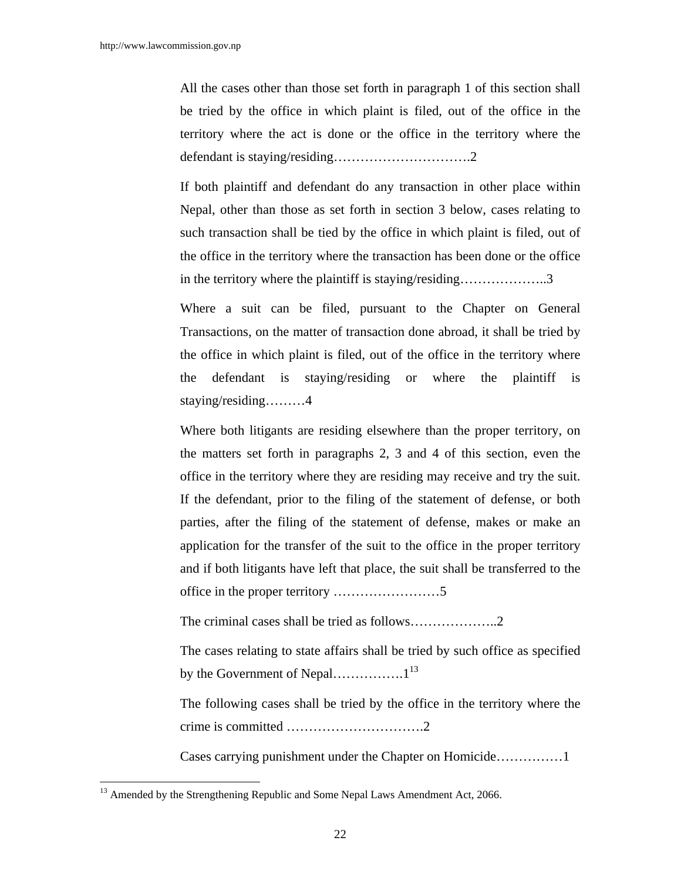All the cases other than those set forth in paragraph 1 of this section shall be tried by the office in which plaint is filed, out of the office in the territory where the act is done or the office in the territory where the defendant is staying/residing………………………….2

If both plaintiff and defendant do any transaction in other place within Nepal, other than those as set forth in section 3 below, cases relating to such transaction shall be tied by the office in which plaint is filed, out of the office in the territory where the transaction has been done or the office in the territory where the plaintiff is staying/residing………………..3

Where a suit can be filed, pursuant to the Chapter on General Transactions, on the matter of transaction done abroad, it shall be tried by the office in which plaint is filed, out of the office in the territory where the defendant is staying/residing or where the plaintiff is staying/residing………4

Where both litigants are residing elsewhere than the proper territory, on the matters set forth in paragraphs 2, 3 and 4 of this section, even the office in the territory where they are residing may receive and try the suit. If the defendant, prior to the filing of the statement of defense, or both parties, after the filing of the statement of defense, makes or make an application for the transfer of the suit to the office in the proper territory and if both litigants have left that place, the suit shall be transferred to the office in the proper territory ……………………5

The criminal cases shall be tried as follows………………..2

The cases relating to state affairs shall be tried by such office as specified by the Government of Nepal…………….1[13]

The following cases shall be tried by the office in the territory where the crime is committed ………………………….2

Cases carrying punishment under the Chapter on Homicide……………1

---

[13] Amended by the Strengthening Republic and Some Nepal Laws Amendment Act, 2066.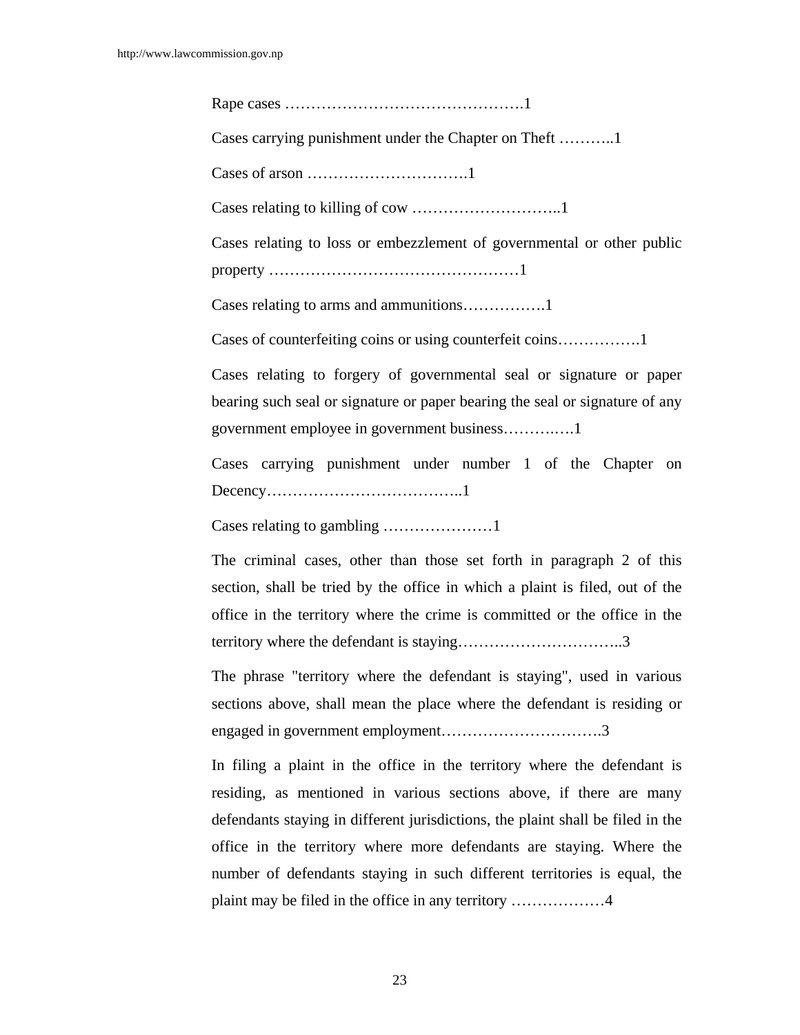Rape cases ……………………………………….1

Cases carrying punishment under the Chapter on Theft ………..1

Cases of arson ………………………….1

Cases relating to killing of cow ………………………..1

Cases relating to loss or embezzlement of governmental or other public property …………………………………………1

Cases relating to arms and ammunitions…………….1

Cases of counterfeiting coins or using counterfeit coins…………….1

Cases relating to forgery of governmental seal or signature or paper bearing such seal or signature or paper bearing the seal or signature of any government employee in government business……….…1

Cases carrying punishment under number 1 of the Chapter on Decency………………………………..1

Cases relating to gambling …………………1

The criminal cases, other than those set forth in paragraph 2 of this section, shall be tried by the office in which a plaint is filed, out of the office in the territory where the crime is committed or the office in the territory where the defendant is staying…………………………..3

The phrase "territory where the defendant is staying", used in various sections above, shall mean the place where the defendant is residing or engaged in government employment………………………….3

In filing a plaint in the office in the territory where the defendant is residing, as mentioned in various sections above, if there are many defendants staying in different jurisdictions, the plaint shall be filed in the office in the territory where more defendants are staying. Where the number of defendants staying in such different territories is equal, the plaint may be filed in the office in any territory ………………4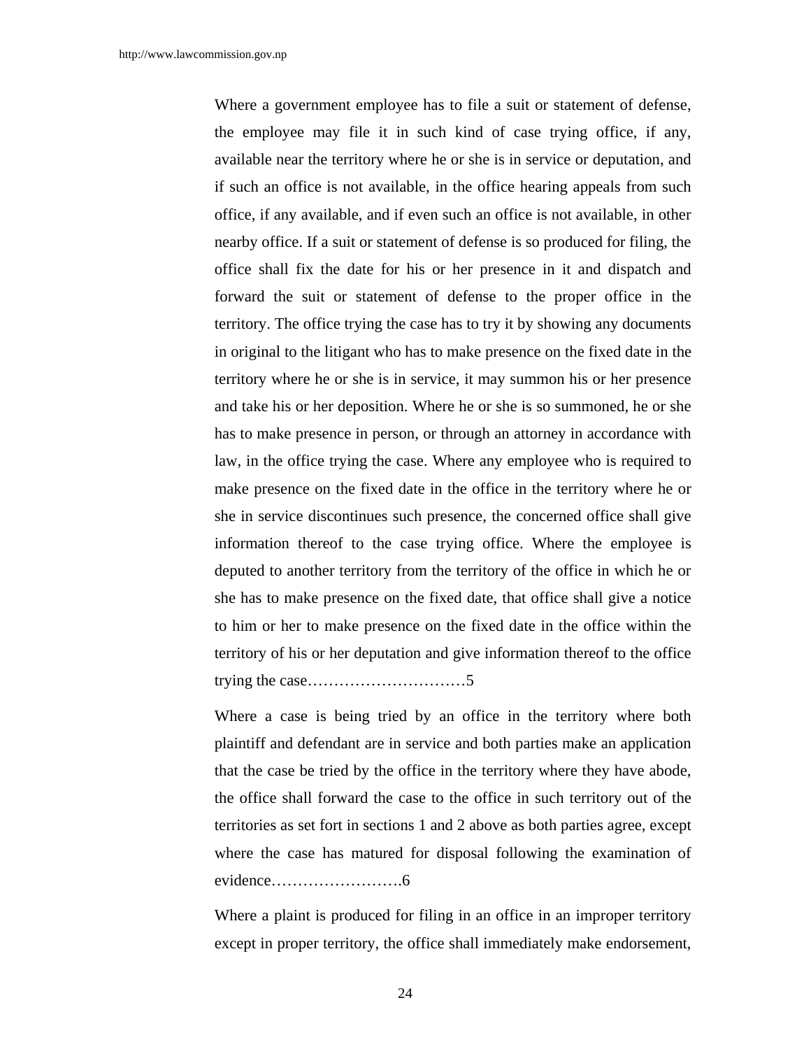Where a government employee has to file a suit or statement of defense, the employee may file it in such kind of case trying office, if any, available near the territory where he or she is in service or deputation, and if such an office is not available, in the office hearing appeals from such office, if any available, and if even such an office is not available, in other nearby office. If a suit or statement of defense is so produced for filing, the office shall fix the date for his or her presence in it and dispatch and forward the suit or statement of defense to the proper office in the territory. The office trying the case has to try it by showing any documents in original to the litigant who has to make presence on the fixed date in the territory where he or she is in service, it may summon his or her presence and take his or her deposition. Where he or she is so summoned, he or she has to make presence in person, or through an attorney in accordance with law, in the office trying the case. Where any employee who is required to make presence on the fixed date in the office in the territory where he or she in service discontinues such presence, the concerned office shall give information thereof to the case trying office. Where the employee is deputed to another territory from the territory of the office in which he or she has to make presence on the fixed date, that office shall give a notice to him or her to make presence on the fixed date in the office within the territory of his or her deputation and give information thereof to the office trying the case…………………………5

Where a case is being tried by an office in the territory where both plaintiff and defendant are in service and both parties make an application that the case be tried by the office in the territory where they have abode, the office shall forward the case to the office in such territory out of the territories as set fort in sections 1 and 2 above as both parties agree, except where the case has matured for disposal following the examination of evidence…………………….6

Where a plaint is produced for filing in an office in an improper territory except in proper territory, the office shall immediately make endorsement,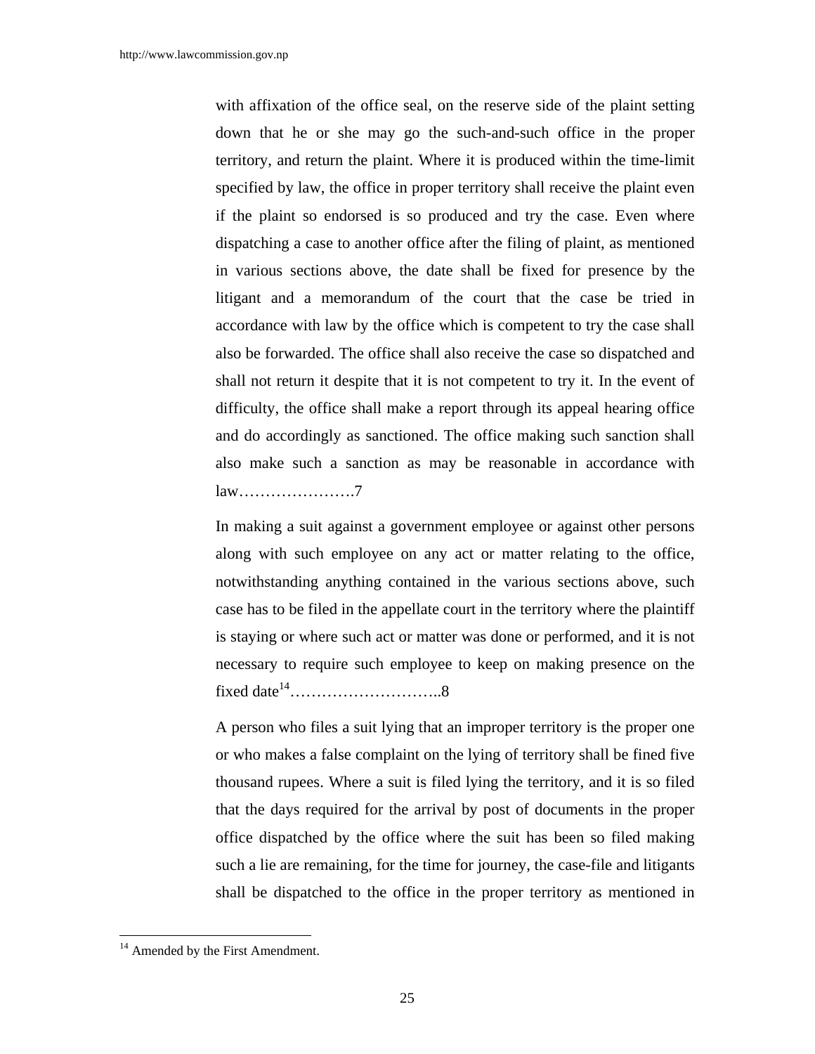with affixation of the office seal, on the reserve side of the plaint setting down that he or she may go the such-and-such office in the proper territory, and return the plaint. Where it is produced within the time-limit specified by law, the office in proper territory shall receive the plaint even if the plaint so endorsed is so produced and try the case. Even where dispatching a case to another office after the filing of plaint, as mentioned in various sections above, the date shall be fixed for presence by the litigant and a memorandum of the court that the case be tried in accordance with law by the office which is competent to try the case shall also be forwarded. The office shall also receive the case so dispatched and shall not return it despite that it is not competent to try it. In the event of difficulty, the office shall make a report through its appeal hearing office and do accordingly as sanctioned. The office making such sanction shall also make such a sanction as may be reasonable in accordance with law………………….7

In making a suit against a government employee or against other persons along with such employee on any act or matter relating to the office, notwithstanding anything contained in the various sections above, such case has to be filed in the appellate court in the territory where the plaintiff is staying or where such act or matter was done or performed, and it is not necessary to require such employee to keep on making presence on the fixed date[14]………………………..8

A person who files a suit lying that an improper territory is the proper one or who makes a false complaint on the lying of territory shall be fined five thousand rupees. Where a suit is filed lying the territory, and it is so filed that the days required for the arrival by post of documents in the proper office dispatched by the office where the suit has been so filed making such a lie are remaining, for the time for journey, the case-file and litigants shall be dispatched to the office in the proper territory as mentioned in

---

[14] Amended by the First Amendment.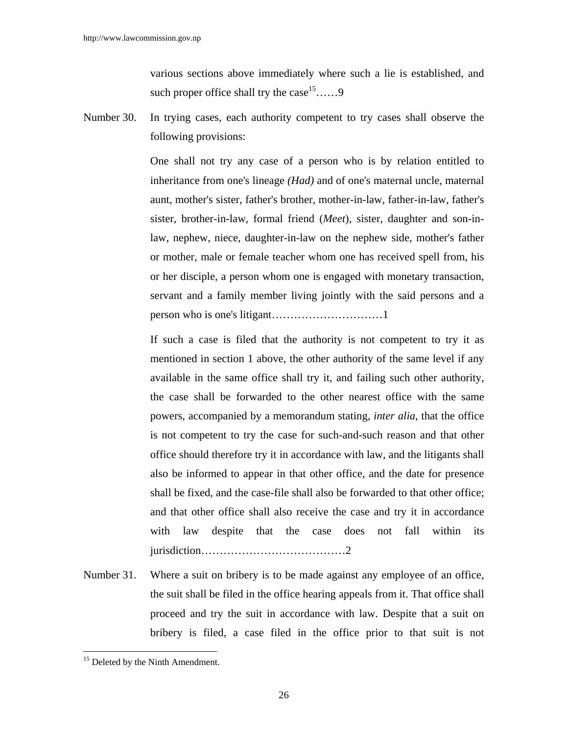various sections above immediately where such a lie is established, and such proper office shall try the case[15]……9

Number 30. In trying cases, each authority competent to try cases shall observe the following provisions:

One shall not try any case of a person who is by relation entitled to inheritance from one's lineage *(Had)* and of one's maternal uncle, maternal aunt, mother's sister, father's brother, mother-in-law, father-in-law, father's sister, brother-in-law, formal friend (*Meet*), sister, daughter and son-in-law, nephew, niece, daughter-in-law on the nephew side, mother's father or mother, male or female teacher whom one has received spell from, his or her disciple, a person whom one is engaged with monetary transaction, servant and a family member living jointly with the said persons and a person who is one's litigant…………………………1

If such a case is filed that the authority is not competent to try it as mentioned in section 1 above, the other authority of the same level if any available in the same office shall try it, and failing such other authority, the case shall be forwarded to the other nearest office with the same powers, accompanied by a memorandum stating, *inter alia*, that the office is not competent to try the case for such-and-such reason and that other office should therefore try it in accordance with law, and the litigants shall also be informed to appear in that other office, and the date for presence shall be fixed, and the case-file shall also be forwarded to that other office; and that other office shall also receive the case and try it in accordance with law despite that the case does not fall within its jurisdiction…………………………………2

Number 31. Where a suit on bribery is to be made against any employee of an office, the suit shall be filed in the office hearing appeals from it. That office shall proceed and try the suit in accordance with law. Despite that a suit on bribery is filed, a case filed in the office prior to that suit is not

---

[15] Deleted by the Ninth Amendment.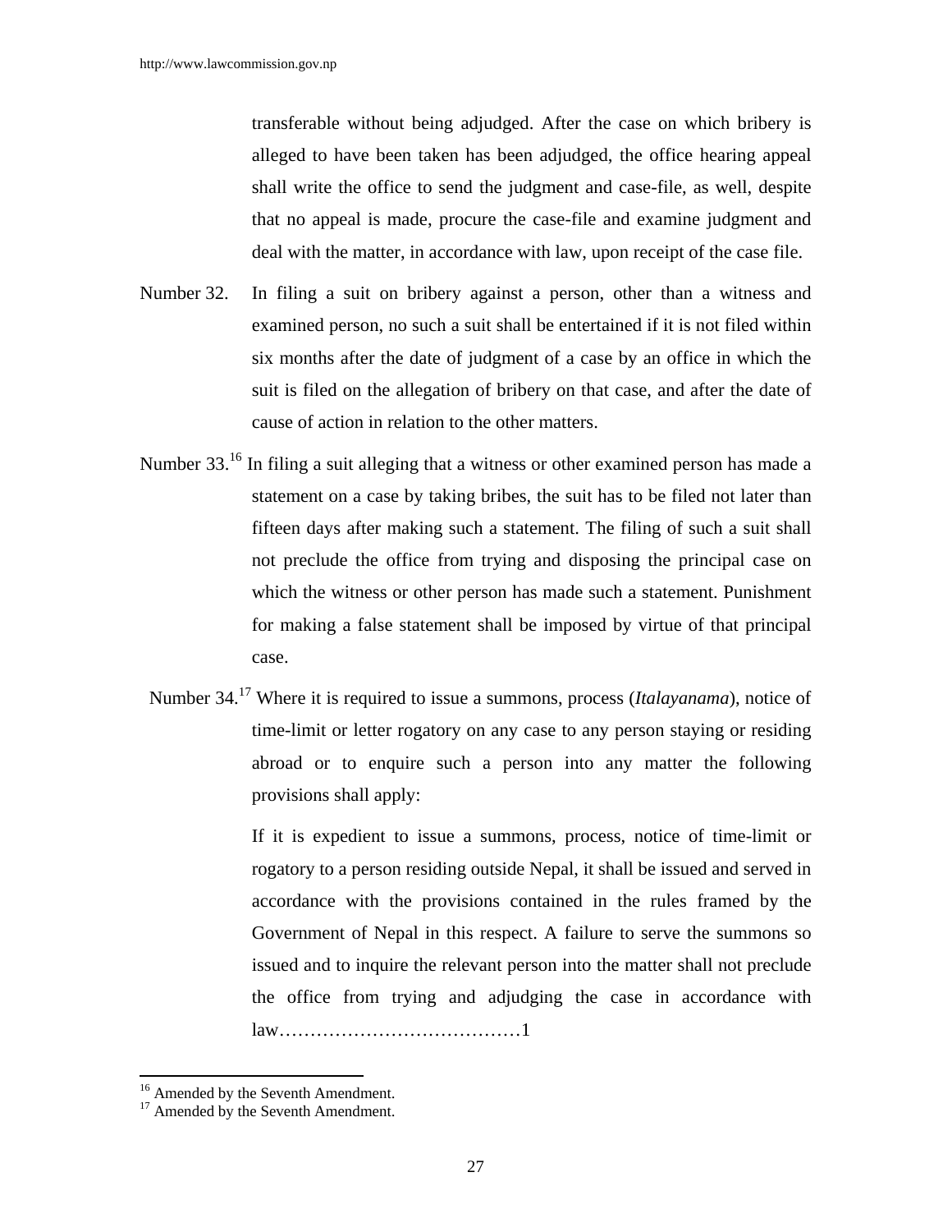transferable without being adjudged. After the case on which bribery is alleged to have been taken has been adjudged, the office hearing appeal shall write the office to send the judgment and case-file, as well, despite that no appeal is made, procure the case-file and examine judgment and deal with the matter, in accordance with law, upon receipt of the case file.

Number 32. In filing a suit on bribery against a person, other than a witness and examined person, no such a suit shall be entertained if it is not filed within six months after the date of judgment of a case by an office in which the suit is filed on the allegation of bribery on that case, and after the date of cause of action in relation to the other matters.

Number 33.[16] In filing a suit alleging that a witness or other examined person has made a statement on a case by taking bribes, the suit has to be filed not later than fifteen days after making such a statement. The filing of such a suit shall not preclude the office from trying and disposing the principal case on which the witness or other person has made such a statement. Punishment for making a false statement shall be imposed by virtue of that principal case.

Number 34.[17] Where it is required to issue a summons, process (*Italayanama*), notice of time-limit or letter rogatory on any case to any person staying or residing abroad or to enquire such a person into any matter the following provisions shall apply:

If it is expedient to issue a summons, process, notice of time-limit or rogatory to a person residing outside Nepal, it shall be issued and served in accordance with the provisions contained in the rules framed by the Government of Nepal in this respect. A failure to serve the summons so issued and to inquire the relevant person into the matter shall not preclude the office from trying and adjudging the case in accordance with law…………………………………1

---

[16] Amended by the Seventh Amendment.

[17] Amended by the Seventh Amendment.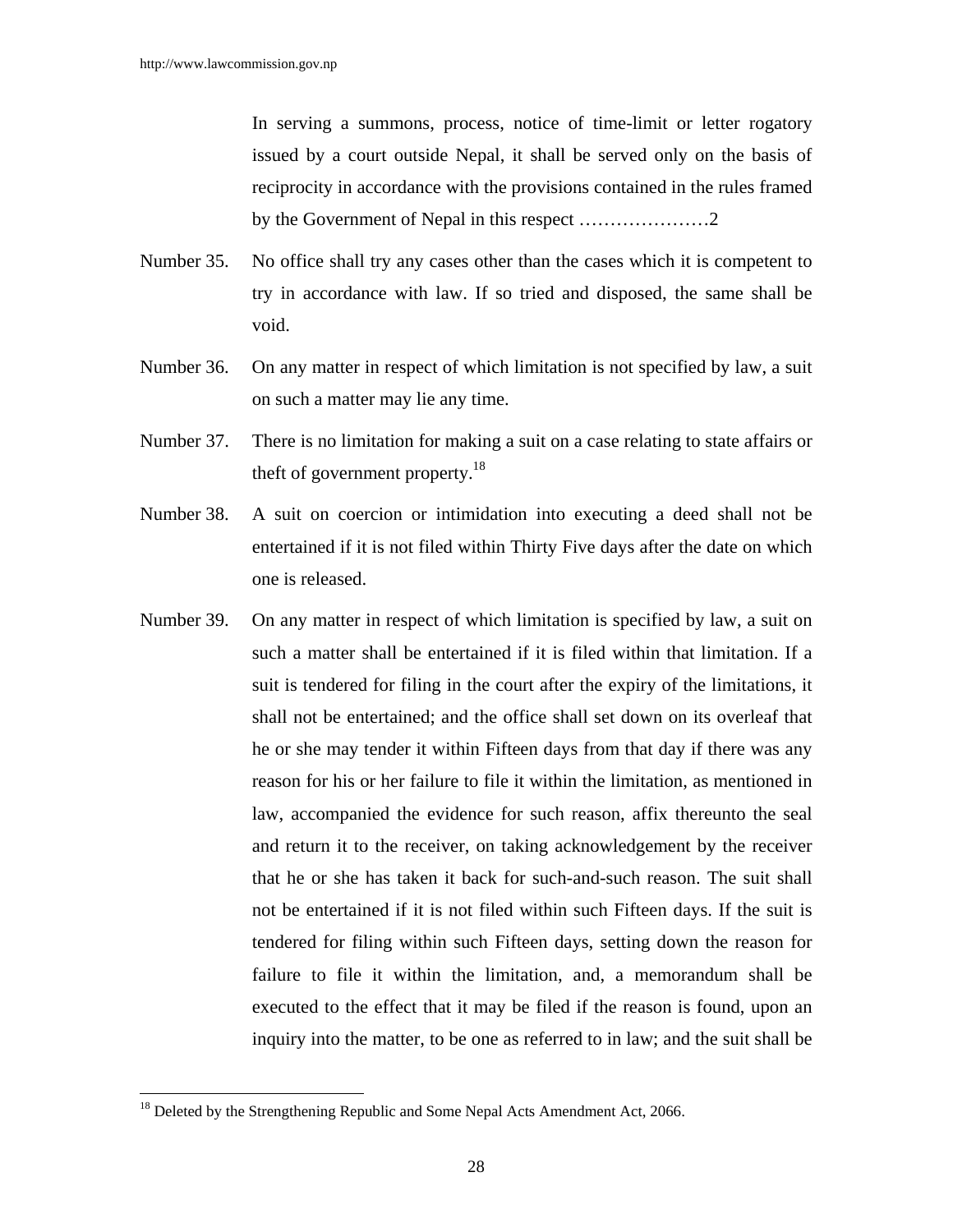In serving a summons, process, notice of time-limit or letter rogatory issued by a court outside Nepal, it shall be served only on the basis of reciprocity in accordance with the provisions contained in the rules framed by the Government of Nepal in this respect …………………2

Number 35. No office shall try any cases other than the cases which it is competent to try in accordance with law. If so tried and disposed, the same shall be void.

Number 36. On any matter in respect of which limitation is not specified by law, a suit on such a matter may lie any time.

Number 37. There is no limitation for making a suit on a case relating to state affairs or theft of government property.[18]

Number 38. A suit on coercion or intimidation into executing a deed shall not be entertained if it is not filed within Thirty Five days after the date on which one is released.

Number 39. On any matter in respect of which limitation is specified by law, a suit on such a matter shall be entertained if it is filed within that limitation. If a suit is tendered for filing in the court after the expiry of the limitations, it shall not be entertained; and the office shall set down on its overleaf that he or she may tender it within Fifteen days from that day if there was any reason for his or her failure to file it within the limitation, as mentioned in law, accompanied the evidence for such reason, affix thereunto the seal and return it to the receiver, on taking acknowledgement by the receiver that he or she has taken it back for such-and-such reason. The suit shall not be entertained if it is not filed within such Fifteen days. If the suit is tendered for filing within such Fifteen days, setting down the reason for failure to file it within the limitation, and, a memorandum shall be executed to the effect that it may be filed if the reason is found, upon an inquiry into the matter, to be one as referred to in law; and the suit shall be

---

[18] Deleted by the Strengthening Republic and Some Nepal Acts Amendment Act, 2066.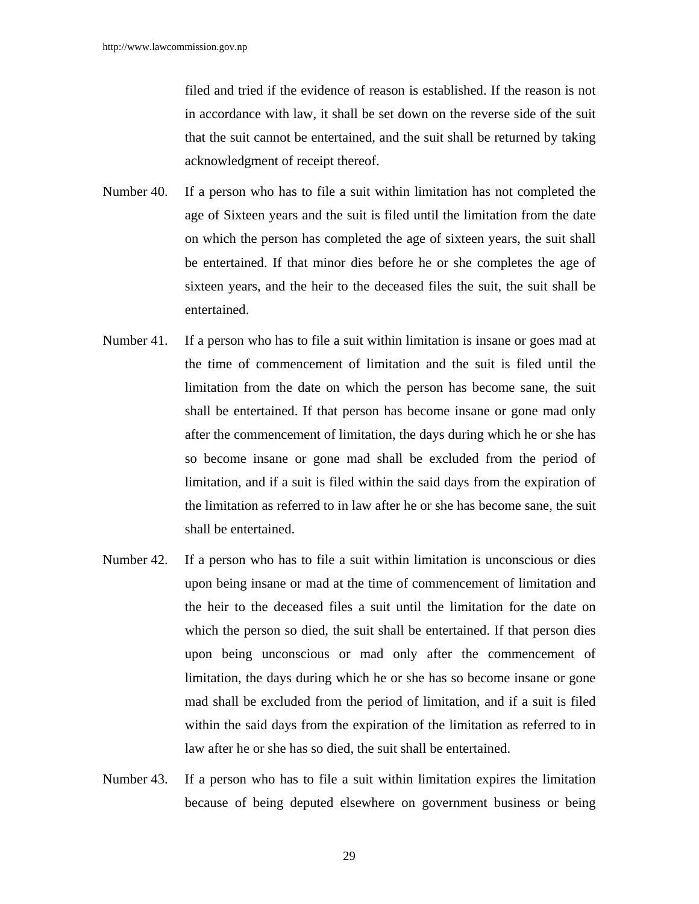filed and tried if the evidence of reason is established. If the reason is not in accordance with law, it shall be set down on the reverse side of the suit that the suit cannot be entertained, and the suit shall be returned by taking acknowledgment of receipt thereof.

Number 40. If a person who has to file a suit within limitation has not completed the age of Sixteen years and the suit is filed until the limitation from the date on which the person has completed the age of sixteen years, the suit shall be entertained. If that minor dies before he or she completes the age of sixteen years, and the heir to the deceased files the suit, the suit shall be entertained.

Number 41. If a person who has to file a suit within limitation is insane or goes mad at the time of commencement of limitation and the suit is filed until the limitation from the date on which the person has become sane, the suit shall be entertained. If that person has become insane or gone mad only after the commencement of limitation, the days during which he or she has so become insane or gone mad shall be excluded from the period of limitation, and if a suit is filed within the said days from the expiration of the limitation as referred to in law after he or she has become sane, the suit shall be entertained.

Number 42. If a person who has to file a suit within limitation is unconscious or dies upon being insane or mad at the time of commencement of limitation and the heir to the deceased files a suit until the limitation for the date on which the person so died, the suit shall be entertained. If that person dies upon being unconscious or mad only after the commencement of limitation, the days during which he or she has so become insane or gone mad shall be excluded from the period of limitation, and if a suit is filed within the said days from the expiration of the limitation as referred to in law after he or she has so died, the suit shall be entertained.

Number 43. If a person who has to file a suit within limitation expires the limitation because of being deputed elsewhere on government business or being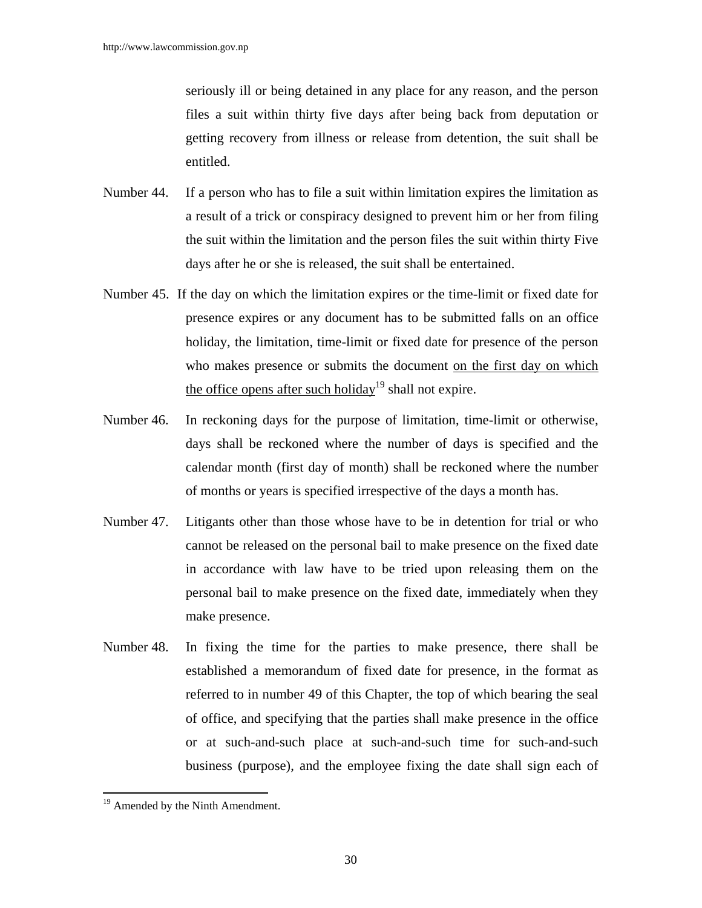seriously ill or being detained in any place for any reason, and the person files a suit within thirty five days after being back from deputation or getting recovery from illness or release from detention, the suit shall be entitled.

Number 44. If a person who has to file a suit within limitation expires the limitation as a result of a trick or conspiracy designed to prevent him or her from filing the suit within the limitation and the person files the suit within thirty Five days after he or she is released, the suit shall be entertained.

Number 45. If the day on which the limitation expires or the time-limit or fixed date for presence expires or any document has to be submitted falls on an office holiday, the limitation, time-limit or fixed date for presence of the person who makes presence or submits the document <u>on the first day on which the office opens after such holiday</u>[19] shall not expire.

Number 46. In reckoning days for the purpose of limitation, time-limit or otherwise, days shall be reckoned where the number of days is specified and the calendar month (first day of month) shall be reckoned where the number of months or years is specified irrespective of the days a month has.

Number 47. Litigants other than those whose have to be in detention for trial or who cannot be released on the personal bail to make presence on the fixed date in accordance with law have to be tried upon releasing them on the personal bail to make presence on the fixed date, immediately when they make presence.

Number 48. In fixing the time for the parties to make presence, there shall be established a memorandum of fixed date for presence, in the format as referred to in number 49 of this Chapter, the top of which bearing the seal of office, and specifying that the parties shall make presence in the office or at such-and-such place at such-and-such time for such-and-such business (purpose), and the employee fixing the date shall sign each of

---

[19] Amended by the Ninth Amendment.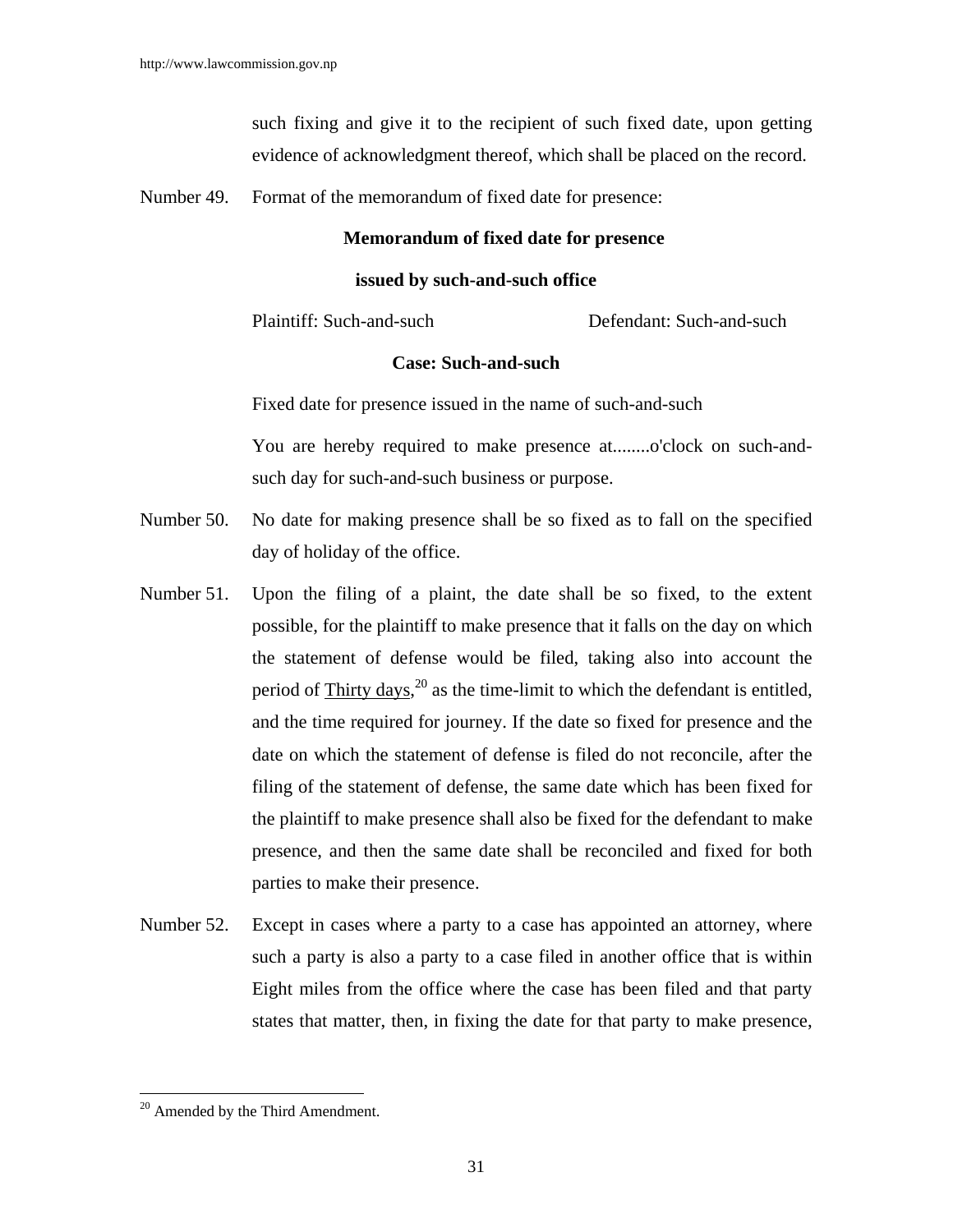such fixing and give it to the recipient of such fixed date, upon getting evidence of acknowledgment thereof, which shall be placed on the record.

Number 49. Format of the memorandum of fixed date for presence:

**Memorandum of fixed date for presence**

**issued by such-and-such office**

Plaintiff: Such-and-such Defendant: Such-and-such

**Case: Such-and-such**

Fixed date for presence issued in the name of such-and-such

You are hereby required to make presence at........o'clock on such-and-such day for such-and-such business or purpose.

Number 50. No date for making presence shall be so fixed as to fall on the specified day of holiday of the office.

Number 51. Upon the filing of a plaint, the date shall be so fixed, to the extent possible, for the plaintiff to make presence that it falls on the day on which the statement of defense would be filed, taking also into account the period of Thirty days,[20] as the time-limit to which the defendant is entitled, and the time required for journey. If the date so fixed for presence and the date on which the statement of defense is filed do not reconcile, after the filing of the statement of defense, the same date which has been fixed for the plaintiff to make presence shall also be fixed for the defendant to make presence, and then the same date shall be reconciled and fixed for both parties to make their presence.

Number 52. Except in cases where a party to a case has appointed an attorney, where such a party is also a party to a case filed in another office that is within Eight miles from the office where the case has been filed and that party states that matter, then, in fixing the date for that party to make presence,

---

[20] Amended by the Third Amendment.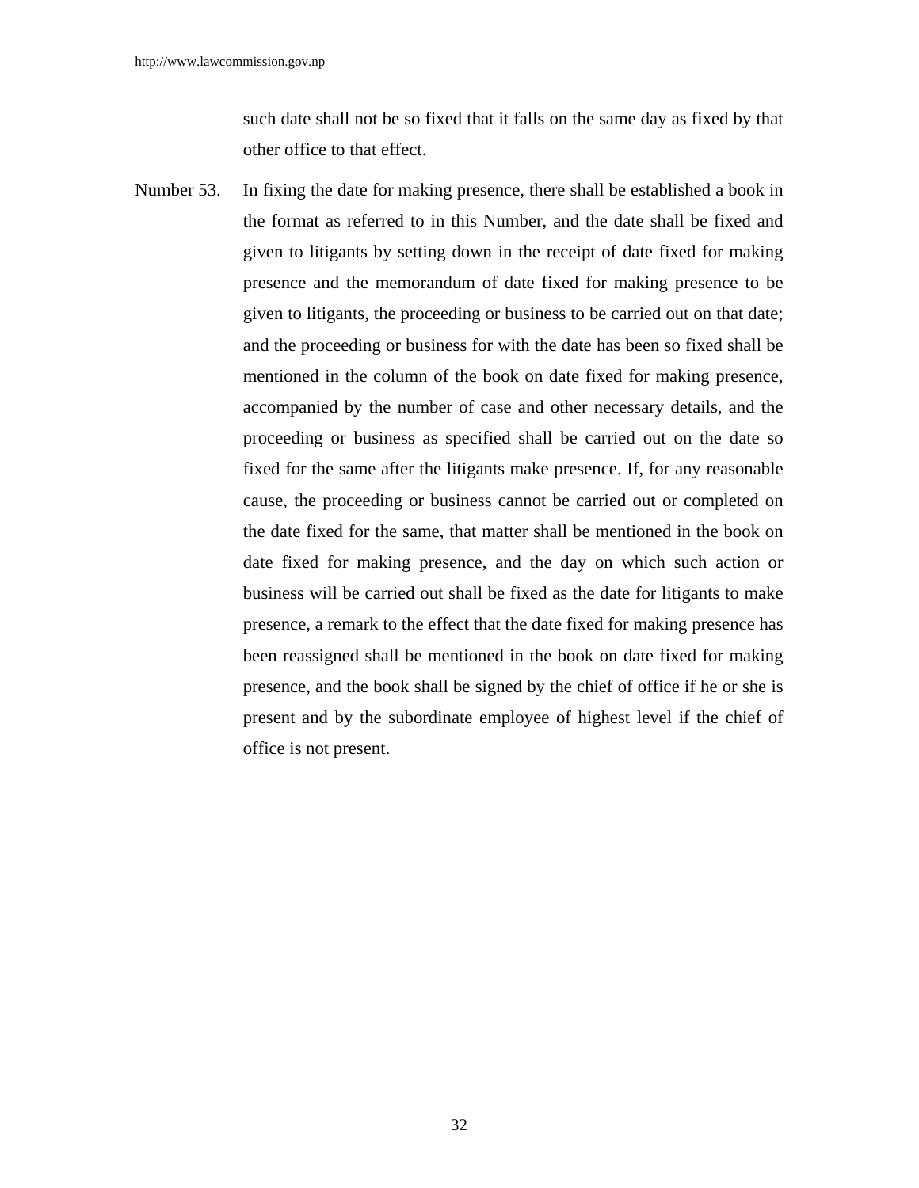such date shall not be so fixed that it falls on the same day as fixed by that other office to that effect.

Number 53. In fixing the date for making presence, there shall be established a book in the format as referred to in this Number, and the date shall be fixed and given to litigants by setting down in the receipt of date fixed for making presence and the memorandum of date fixed for making presence to be given to litigants, the proceeding or business to be carried out on that date; and the proceeding or business for with the date has been so fixed shall be mentioned in the column of the book on date fixed for making presence, accompanied by the number of case and other necessary details, and the proceeding or business as specified shall be carried out on the date so fixed for the same after the litigants make presence. If, for any reasonable cause, the proceeding or business cannot be carried out or completed on the date fixed for the same, that matter shall be mentioned in the book on date fixed for making presence, and the day on which such action or business will be carried out shall be fixed as the date for litigants to make presence, a remark to the effect that the date fixed for making presence has been reassigned shall be mentioned in the book on date fixed for making presence, and the book shall be signed by the chief of office if he or she is present and by the subordinate employee of highest level if the chief of office is not present.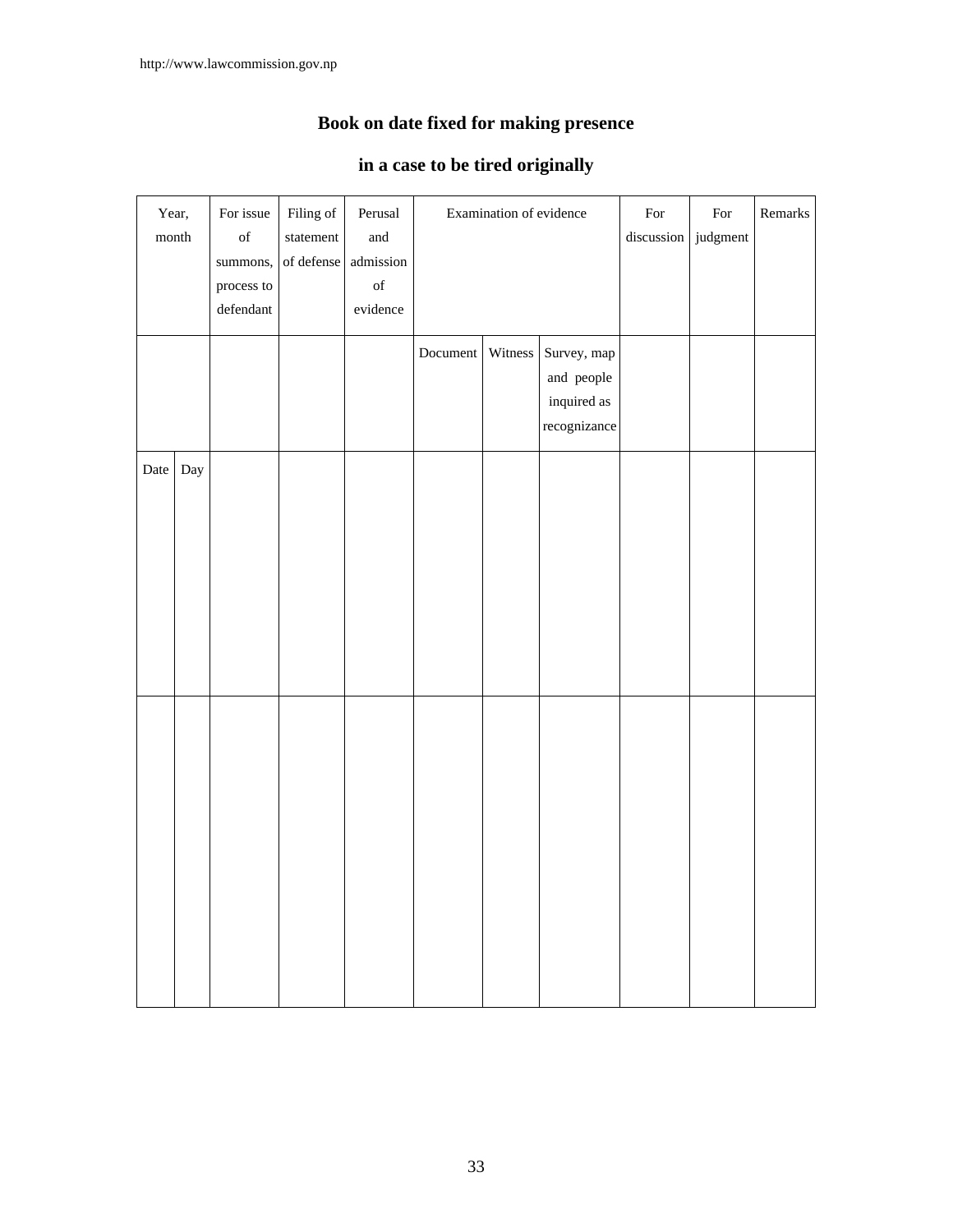## Book on date fixed for making presence

## in a case to be tired originally

| Year, month | | For issue of summons, process to defendant | Filing of statement of defense | Perusal and admission of evidence | Examination of evidence | | | For discussion | For judgment | Remarks |
|---|---|---|---|---|---|---|---|---|---|---|
| | | | | | Document | Witness | Survey, map and people inquired as recognizance | | | |
| Date | Day | | | | | | | | | |
| | | | | | | | | | | |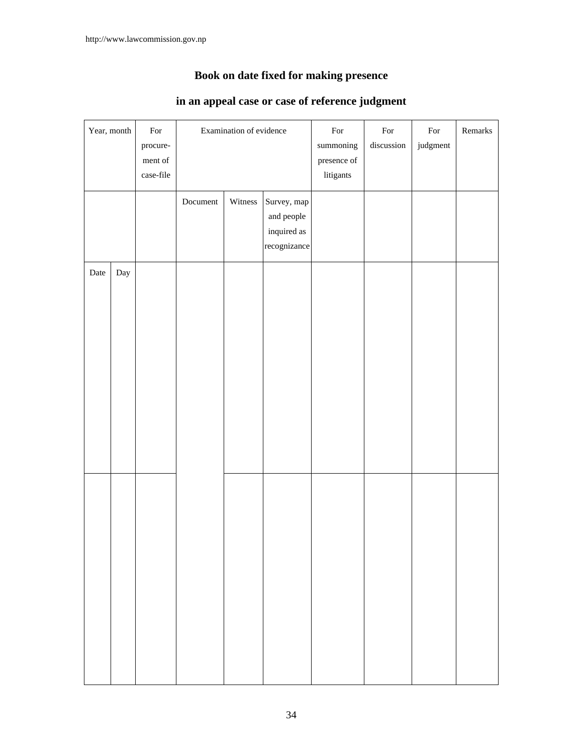**Book on date fixed for making presence**

**in an appeal case or case of reference judgment**

| Year, month | | For procure-ment of case-file | Examination of evidence | | | For summoning presence of litigants | For discussion | For judgment | Remarks |
|---|---|---|---|---|---|---|---|---|---|
| | | | Document | Witness | Survey, map and people inquired as recognizance | | | | |
| Date | Day | | | | | | | | |
| | | | | | | | | | |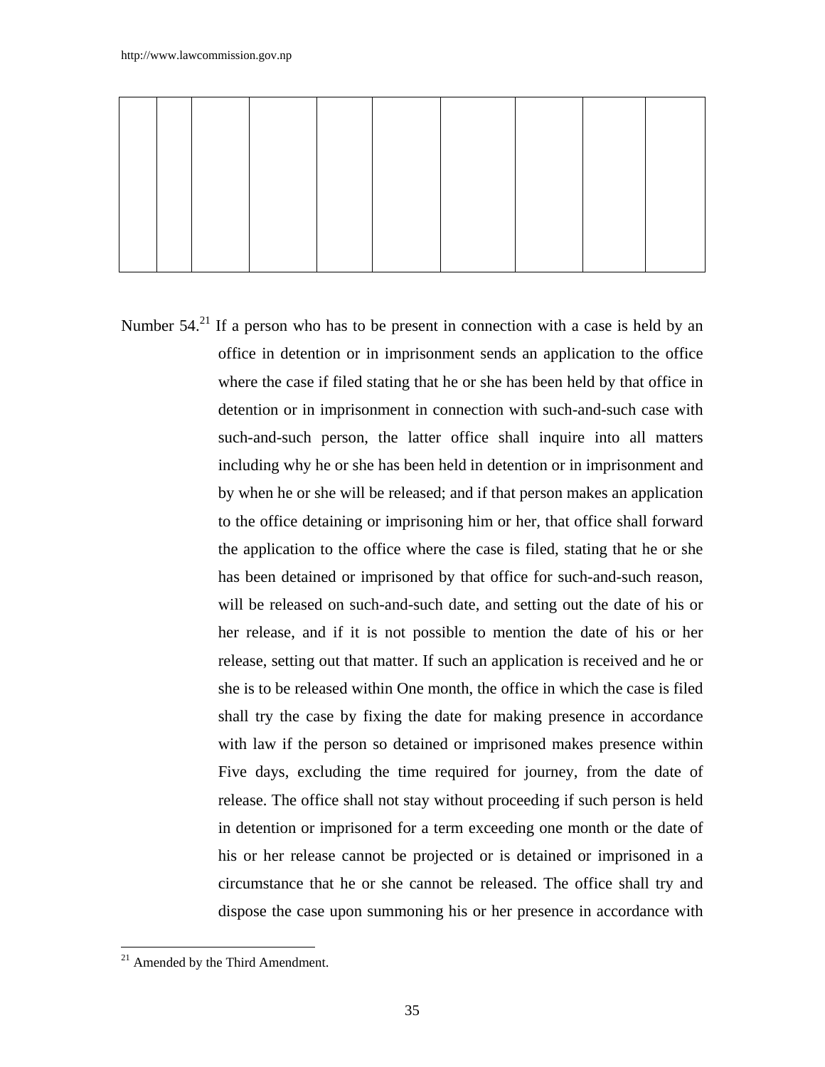|  |  |  |  |  |  |  |  |  |  |
|---|---|---|---|---|---|---|---|---|---|
|  |  |  |  |  |  |  |  |  |  |

Number 54.[21] If a person who has to be present in connection with a case is held by an office in detention or in imprisonment sends an application to the office where the case if filed stating that he or she has been held by that office in detention or in imprisonment in connection with such-and-such case with such-and-such person, the latter office shall inquire into all matters including why he or she has been held in detention or in imprisonment and by when he or she will be released; and if that person makes an application to the office detaining or imprisoning him or her, that office shall forward the application to the office where the case is filed, stating that he or she has been detained or imprisoned by that office for such-and-such reason, will be released on such-and-such date, and setting out the date of his or her release, and if it is not possible to mention the date of his or her release, setting out that matter. If such an application is received and he or she is to be released within One month, the office in which the case is filed shall try the case by fixing the date for making presence in accordance with law if the person so detained or imprisoned makes presence within Five days, excluding the time required for journey, from the date of release. The office shall not stay without proceeding if such person is held in detention or imprisoned for a term exceeding one month or the date of his or her release cannot be projected or is detained or imprisoned in a circumstance that he or she cannot be released. The office shall try and dispose the case upon summoning his or her presence in accordance with

[21] Amended by the Third Amendment.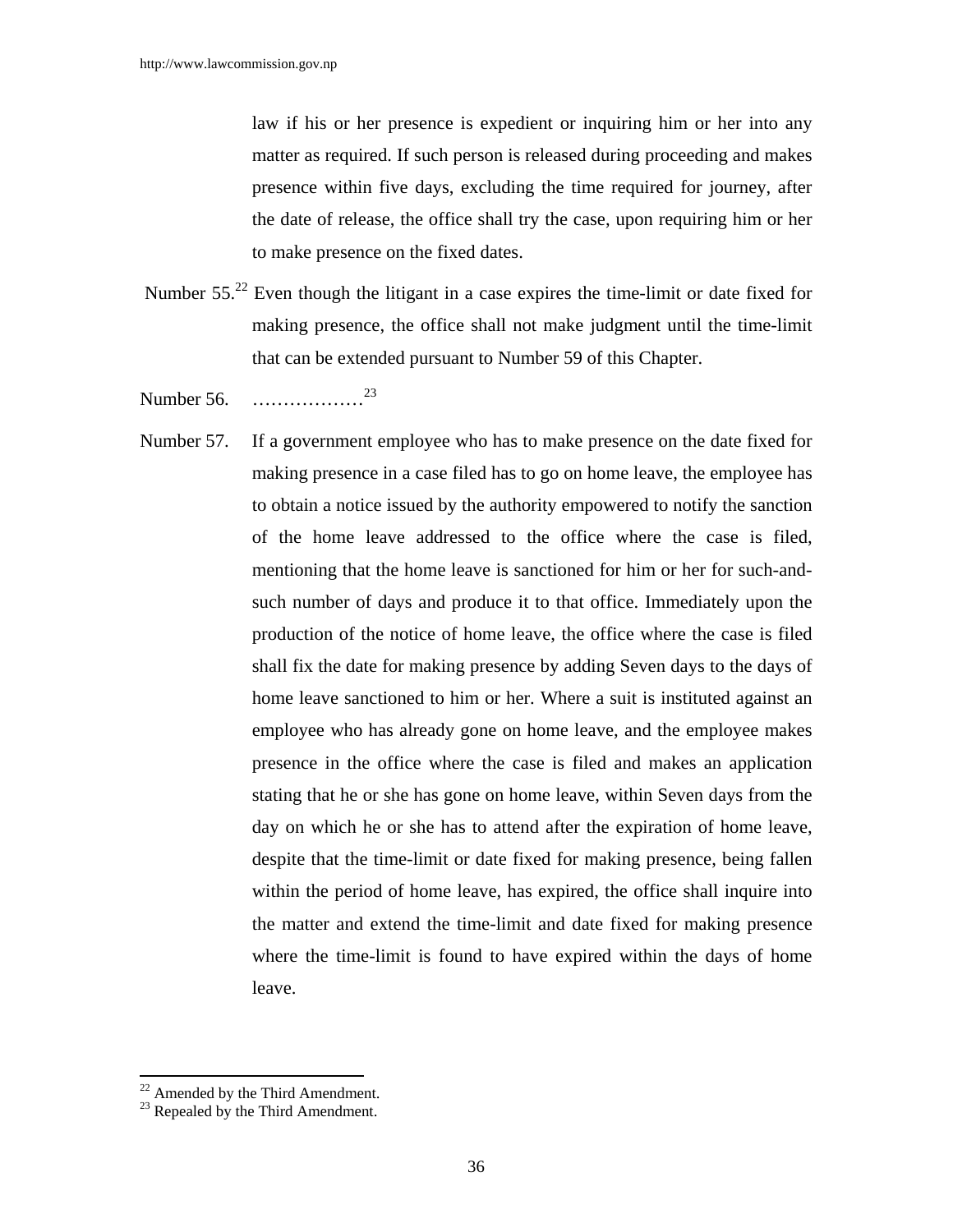law if his or her presence is expedient or inquiring him or her into any matter as required. If such person is released during proceeding and makes presence within five days, excluding the time required for journey, after the date of release, the office shall try the case, upon requiring him or her to make presence on the fixed dates.

Number 55.[22] Even though the litigant in a case expires the time-limit or date fixed for making presence, the office shall not make judgment until the time-limit that can be extended pursuant to Number 59 of this Chapter.

Number 56. ………………[23]

Number 57. If a government employee who has to make presence on the date fixed for making presence in a case filed has to go on home leave, the employee has to obtain a notice issued by the authority empowered to notify the sanction of the home leave addressed to the office where the case is filed, mentioning that the home leave is sanctioned for him or her for such-and-such number of days and produce it to that office. Immediately upon the production of the notice of home leave, the office where the case is filed shall fix the date for making presence by adding Seven days to the days of home leave sanctioned to him or her. Where a suit is instituted against an employee who has already gone on home leave, and the employee makes presence in the office where the case is filed and makes an application stating that he or she has gone on home leave, within Seven days from the day on which he or she has to attend after the expiration of home leave, despite that the time-limit or date fixed for making presence, being fallen within the period of home leave, has expired, the office shall inquire into the matter and extend the time-limit and date fixed for making presence where the time-limit is found to have expired within the days of home leave.

---

[22] Amended by the Third Amendment.

[23] Repealed by the Third Amendment.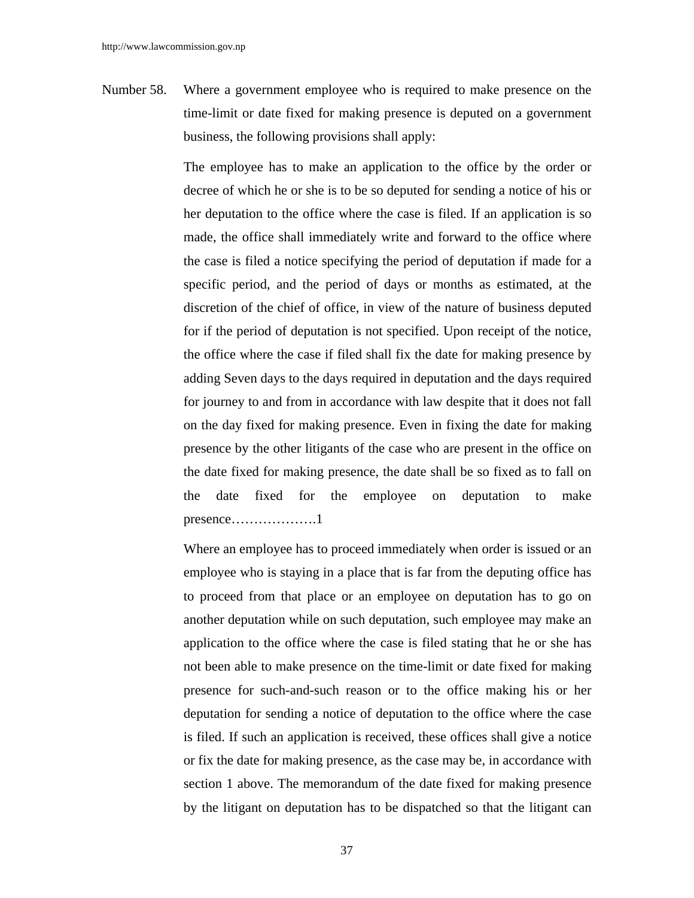Number 58. Where a government employee who is required to make presence on the time-limit or date fixed for making presence is deputed on a government business, the following provisions shall apply:

The employee has to make an application to the office by the order or decree of which he or she is to be so deputed for sending a notice of his or her deputation to the office where the case is filed. If an application is so made, the office shall immediately write and forward to the office where the case is filed a notice specifying the period of deputation if made for a specific period, and the period of days or months as estimated, at the discretion of the chief of office, in view of the nature of business deputed for if the period of deputation is not specified. Upon receipt of the notice, the office where the case if filed shall fix the date for making presence by adding Seven days to the days required in deputation and the days required for journey to and from in accordance with law despite that it does not fall on the day fixed for making presence. Even in fixing the date for making presence by the other litigants of the case who are present in the office on the date fixed for making presence, the date shall be so fixed as to fall on the date fixed for the employee on deputation to make presence……………….1

Where an employee has to proceed immediately when order is issued or an employee who is staying in a place that is far from the deputing office has to proceed from that place or an employee on deputation has to go on another deputation while on such deputation, such employee may make an application to the office where the case is filed stating that he or she has not been able to make presence on the time-limit or date fixed for making presence for such-and-such reason or to the office making his or her deputation for sending a notice of deputation to the office where the case is filed. If such an application is received, these offices shall give a notice or fix the date for making presence, as the case may be, in accordance with section 1 above. The memorandum of the date fixed for making presence by the litigant on deputation has to be dispatched so that the litigant can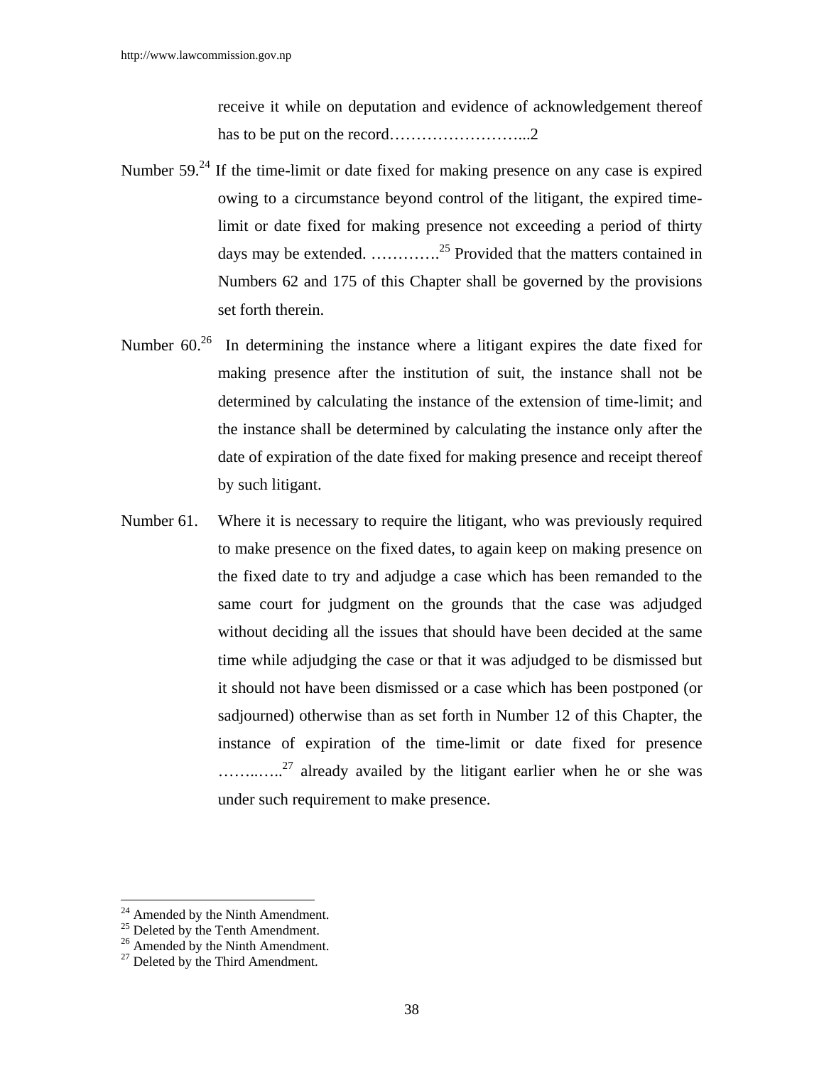receive it while on deputation and evidence of acknowledgement thereof has to be put on the record……………………...2

Number 59.[24] If the time-limit or date fixed for making presence on any case is expired owing to a circumstance beyond control of the litigant, the expired time-limit or date fixed for making presence not exceeding a period of thirty days may be extended. ………….[25] Provided that the matters contained in Numbers 62 and 175 of this Chapter shall be governed by the provisions set forth therein.

Number 60.[26] In determining the instance where a litigant expires the date fixed for making presence after the institution of suit, the instance shall not be determined by calculating the instance of the extension of time-limit; and the instance shall be determined by calculating the instance only after the date of expiration of the date fixed for making presence and receipt thereof by such litigant.

Number 61. Where it is necessary to require the litigant, who was previously required to make presence on the fixed dates, to again keep on making presence on the fixed date to try and adjudge a case which has been remanded to the same court for judgment on the grounds that the case was adjudged without deciding all the issues that should have been decided at the same time while adjudging the case or that it was adjudged to be dismissed but it should not have been dismissed or a case which has been postponed (or sadjourned) otherwise than as set forth in Number 12 of this Chapter, the instance of expiration of the time-limit or date fixed for presence ……..…..[27] already availed by the litigant earlier when he or she was under such requirement to make presence.

---

[24] Amended by the Ninth Amendment.

[25] Deleted by the Tenth Amendment.

[26] Amended by the Ninth Amendment.

[27] Deleted by the Third Amendment.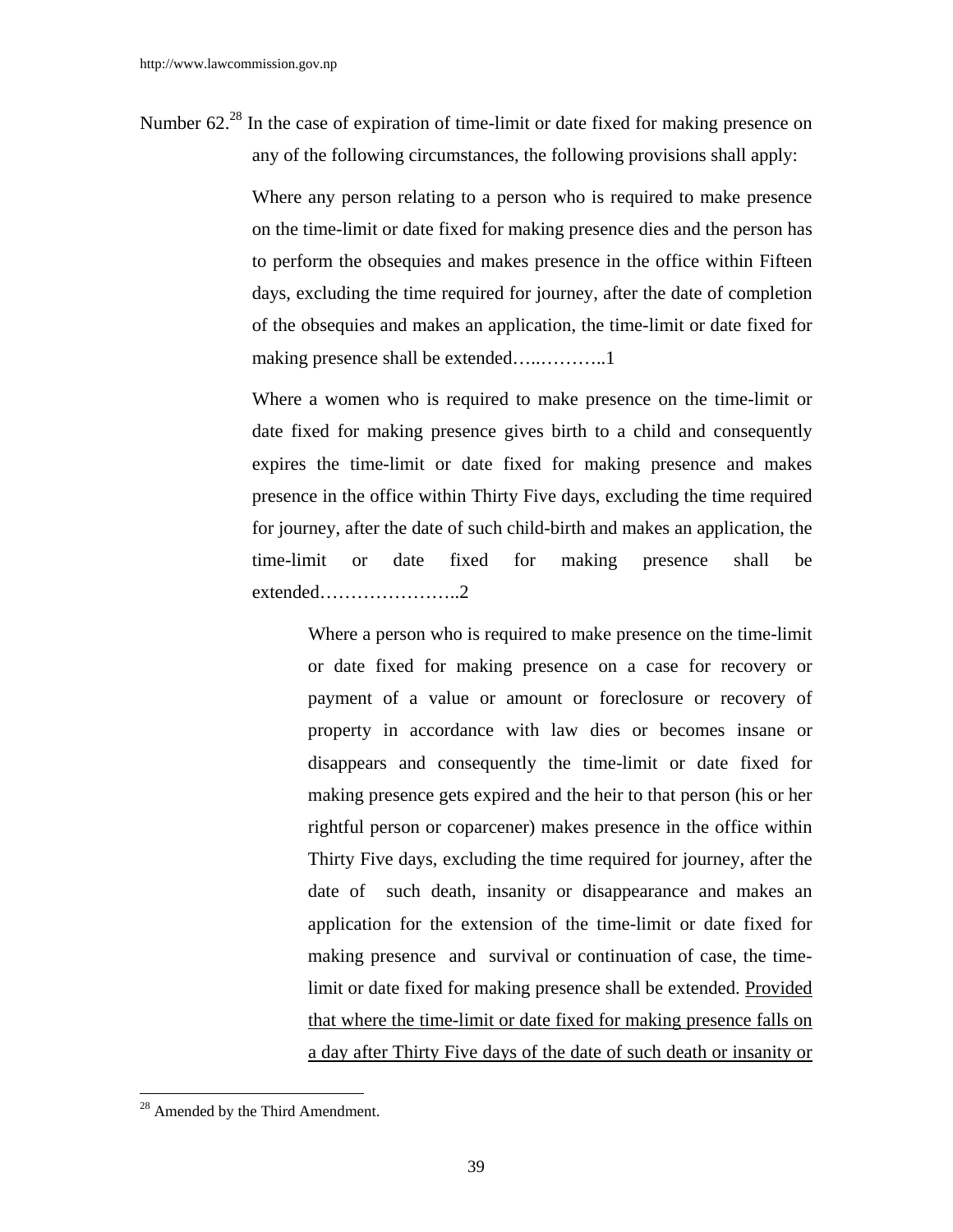Number 62.[28] In the case of expiration of time-limit or date fixed for making presence on any of the following circumstances, the following provisions shall apply:

Where any person relating to a person who is required to make presence on the time-limit or date fixed for making presence dies and the person has to perform the obsequies and makes presence in the office within Fifteen days, excluding the time required for journey, after the date of completion of the obsequies and makes an application, the time-limit or date fixed for making presence shall be extended…..………..1

Where a women who is required to make presence on the time-limit or date fixed for making presence gives birth to a child and consequently expires the time-limit or date fixed for making presence and makes presence in the office within Thirty Five days, excluding the time required for journey, after the date of such child-birth and makes an application, the time-limit or date fixed for making presence shall be extended…………………..2

Where a person who is required to make presence on the time-limit or date fixed for making presence on a case for recovery or payment of a value or amount or foreclosure or recovery of property in accordance with law dies or becomes insane or disappears and consequently the time-limit or date fixed for making presence gets expired and the heir to that person (his or her rightful person or coparcener) makes presence in the office within Thirty Five days, excluding the time required for journey, after the date of such death, insanity or disappearance and makes an application for the extension of the time-limit or date fixed for making presence and survival or continuation of case, the time-limit or date fixed for making presence shall be extended. Provided that where the time-limit or date fixed for making presence falls on a day after Thirty Five days of the date of such death or insanity or

[28] Amended by the Third Amendment.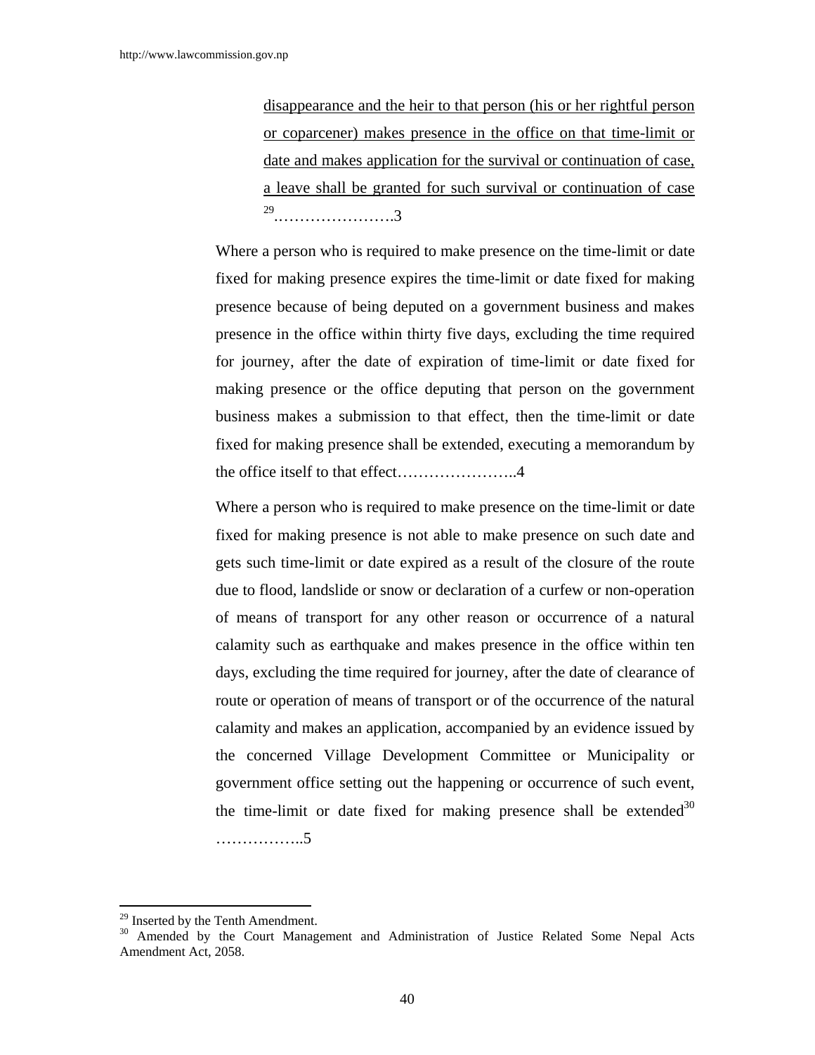disappearance and the heir to that person (his or her rightful person or coparcener) makes presence in the office on that time-limit or date and makes application for the survival or continuation of case, a leave shall be granted for such survival or continuation of case [29]…………………….3

Where a person who is required to make presence on the time-limit or date fixed for making presence expires the time-limit or date fixed for making presence because of being deputed on a government business and makes presence in the office within thirty five days, excluding the time required for journey, after the date of expiration of time-limit or date fixed for making presence or the office deputing that person on the government business makes a submission to that effect, then the time-limit or date fixed for making presence shall be extended, executing a memorandum by the office itself to that effect…………………..4

Where a person who is required to make presence on the time-limit or date fixed for making presence is not able to make presence on such date and gets such time-limit or date expired as a result of the closure of the route due to flood, landslide or snow or declaration of a curfew or non-operation of means of transport for any other reason or occurrence of a natural calamity such as earthquake and makes presence in the office within ten days, excluding the time required for journey, after the date of clearance of route or operation of means of transport or of the occurrence of the natural calamity and makes an application, accompanied by an evidence issued by the concerned Village Development Committee or Municipality or government office setting out the happening or occurrence of such event, the time-limit or date fixed for making presence shall be extended[30] ……………..5

---

[29] Inserted by the Tenth Amendment.

[30] Amended by the Court Management and Administration of Justice Related Some Nepal Acts Amendment Act, 2058.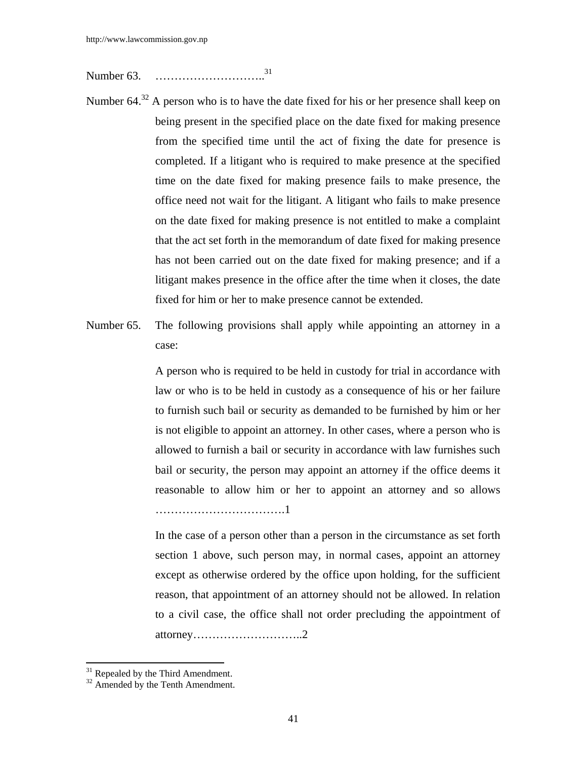Number 63. ………………………..[31]

Number 64.[32] A person who is to have the date fixed for his or her presence shall keep on being present in the specified place on the date fixed for making presence from the specified time until the act of fixing the date for presence is completed. If a litigant who is required to make presence at the specified time on the date fixed for making presence fails to make presence, the office need not wait for the litigant. A litigant who fails to make presence on the date fixed for making presence is not entitled to make a complaint that the act set forth in the memorandum of date fixed for making presence has not been carried out on the date fixed for making presence; and if a litigant makes presence in the office after the time when it closes, the date fixed for him or her to make presence cannot be extended.

Number 65. The following provisions shall apply while appointing an attorney in a case:

A person who is required to be held in custody for trial in accordance with law or who is to be held in custody as a consequence of his or her failure to furnish such bail or security as demanded to be furnished by him or her is not eligible to appoint an attorney. In other cases, where a person who is allowed to furnish a bail or security in accordance with law furnishes such bail or security, the person may appoint an attorney if the office deems it reasonable to allow him or her to appoint an attorney and so allows …………………………….1

In the case of a person other than a person in the circumstance as set forth section 1 above, such person may, in normal cases, appoint an attorney except as otherwise ordered by the office upon holding, for the sufficient reason, that appointment of an attorney should not be allowed. In relation to a civil case, the office shall not order precluding the appointment of attorney………………………..2

---

[31] Repealed by the Third Amendment.

[32] Amended by the Tenth Amendment.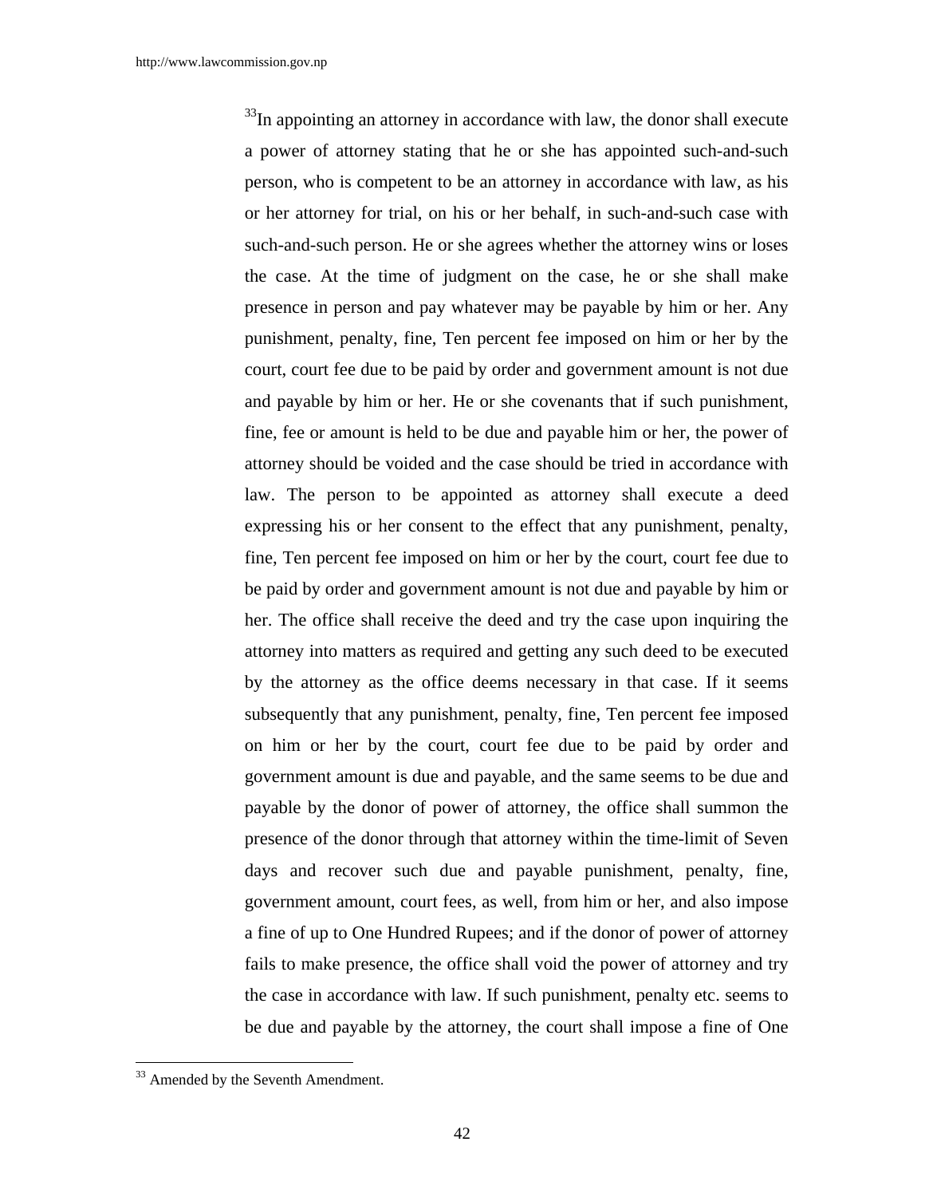[33]In appointing an attorney in accordance with law, the donor shall execute a power of attorney stating that he or she has appointed such-and-such person, who is competent to be an attorney in accordance with law, as his or her attorney for trial, on his or her behalf, in such-and-such case with such-and-such person. He or she agrees whether the attorney wins or loses the case. At the time of judgment on the case, he or she shall make presence in person and pay whatever may be payable by him or her. Any punishment, penalty, fine, Ten percent fee imposed on him or her by the court, court fee due to be paid by order and government amount is not due and payable by him or her. He or she covenants that if such punishment, fine, fee or amount is held to be due and payable him or her, the power of attorney should be voided and the case should be tried in accordance with law. The person to be appointed as attorney shall execute a deed expressing his or her consent to the effect that any punishment, penalty, fine, Ten percent fee imposed on him or her by the court, court fee due to be paid by order and government amount is not due and payable by him or her. The office shall receive the deed and try the case upon inquiring the attorney into matters as required and getting any such deed to be executed by the attorney as the office deems necessary in that case. If it seems subsequently that any punishment, penalty, fine, Ten percent fee imposed on him or her by the court, court fee due to be paid by order and government amount is due and payable, and the same seems to be due and payable by the donor of power of attorney, the office shall summon the presence of the donor through that attorney within the time-limit of Seven days and recover such due and payable punishment, penalty, fine, government amount, court fees, as well, from him or her, and also impose a fine of up to One Hundred Rupees; and if the donor of power of attorney fails to make presence, the office shall void the power of attorney and try the case in accordance with law. If such punishment, penalty etc. seems to be due and payable by the attorney, the court shall impose a fine of One

---

[33] Amended by the Seventh Amendment.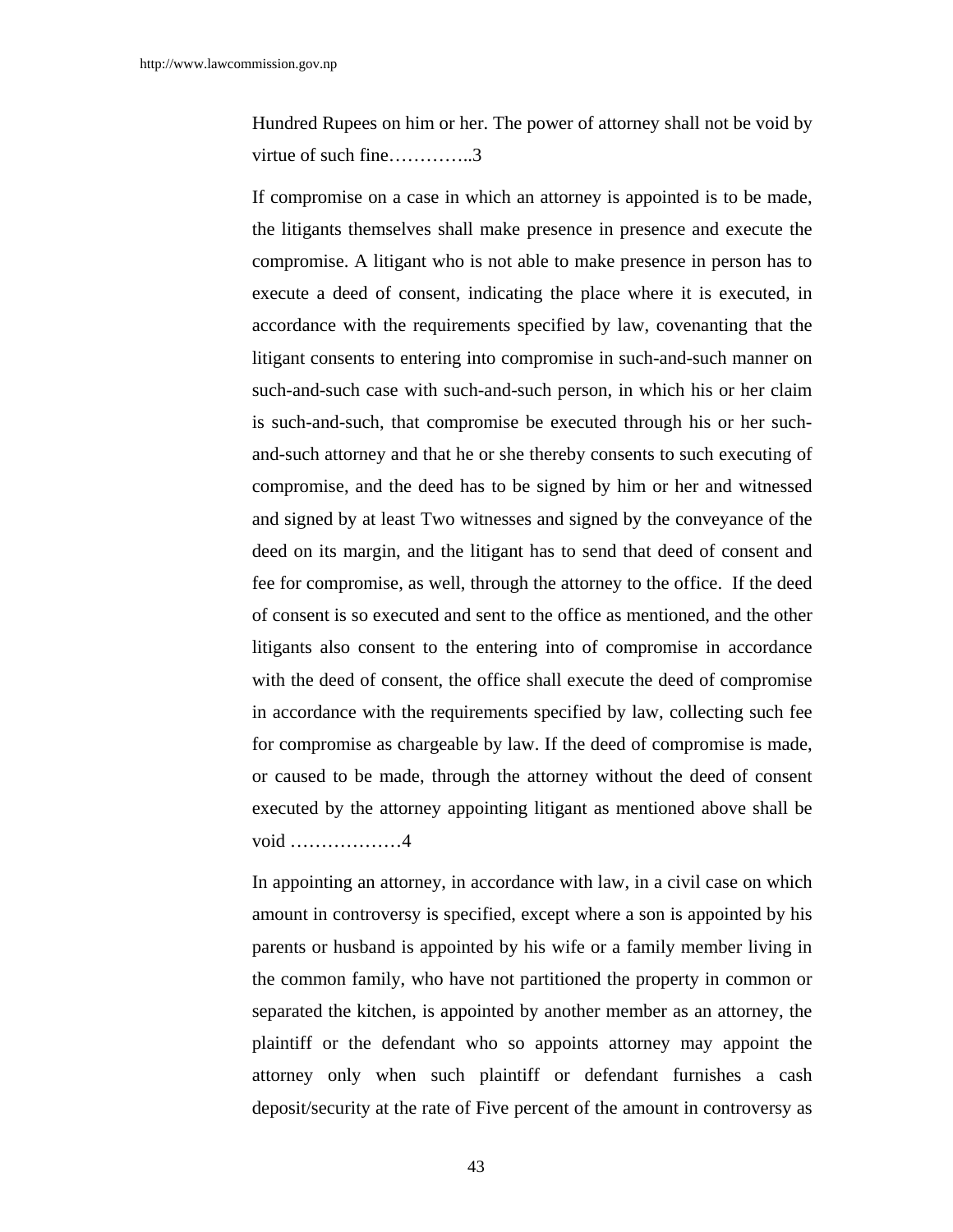Hundred Rupees on him or her. The power of attorney shall not be void by virtue of such fine…………..3

If compromise on a case in which an attorney is appointed is to be made, the litigants themselves shall make presence in presence and execute the compromise. A litigant who is not able to make presence in person has to execute a deed of consent, indicating the place where it is executed, in accordance with the requirements specified by law, covenanting that the litigant consents to entering into compromise in such-and-such manner on such-and-such case with such-and-such person, in which his or her claim is such-and-such, that compromise be executed through his or her such-and-such attorney and that he or she thereby consents to such executing of compromise, and the deed has to be signed by him or her and witnessed and signed by at least Two witnesses and signed by the conveyance of the deed on its margin, and the litigant has to send that deed of consent and fee for compromise, as well, through the attorney to the office. If the deed of consent is so executed and sent to the office as mentioned, and the other litigants also consent to the entering into of compromise in accordance with the deed of consent, the office shall execute the deed of compromise in accordance with the requirements specified by law, collecting such fee for compromise as chargeable by law. If the deed of compromise is made, or caused to be made, through the attorney without the deed of consent executed by the attorney appointing litigant as mentioned above shall be void ………………4

In appointing an attorney, in accordance with law, in a civil case on which amount in controversy is specified, except where a son is appointed by his parents or husband is appointed by his wife or a family member living in the common family, who have not partitioned the property in common or separated the kitchen, is appointed by another member as an attorney, the plaintiff or the defendant who so appoints attorney may appoint the attorney only when such plaintiff or defendant furnishes a cash deposit/security at the rate of Five percent of the amount in controversy as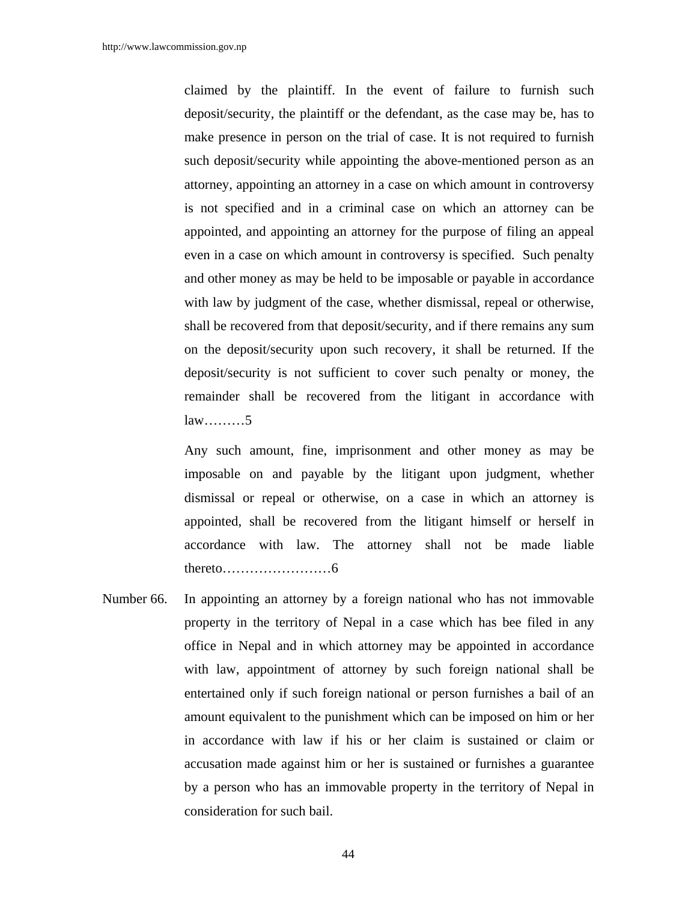claimed by the plaintiff. In the event of failure to furnish such deposit/security, the plaintiff or the defendant, as the case may be, has to make presence in person on the trial of case. It is not required to furnish such deposit/security while appointing the above-mentioned person as an attorney, appointing an attorney in a case on which amount in controversy is not specified and in a criminal case on which an attorney can be appointed, and appointing an attorney for the purpose of filing an appeal even in a case on which amount in controversy is specified. Such penalty and other money as may be held to be imposable or payable in accordance with law by judgment of the case, whether dismissal, repeal or otherwise, shall be recovered from that deposit/security, and if there remains any sum on the deposit/security upon such recovery, it shall be returned. If the deposit/security is not sufficient to cover such penalty or money, the remainder shall be recovered from the litigant in accordance with law………5

Any such amount, fine, imprisonment and other money as may be imposable on and payable by the litigant upon judgment, whether dismissal or repeal or otherwise, on a case in which an attorney is appointed, shall be recovered from the litigant himself or herself in accordance with law. The attorney shall not be made liable thereto……………………6

Number 66. In appointing an attorney by a foreign national who has not immovable property in the territory of Nepal in a case which has bee filed in any office in Nepal and in which attorney may be appointed in accordance with law, appointment of attorney by such foreign national shall be entertained only if such foreign national or person furnishes a bail of an amount equivalent to the punishment which can be imposed on him or her in accordance with law if his or her claim is sustained or claim or accusation made against him or her is sustained or furnishes a guarantee by a person who has an immovable property in the territory of Nepal in consideration for such bail.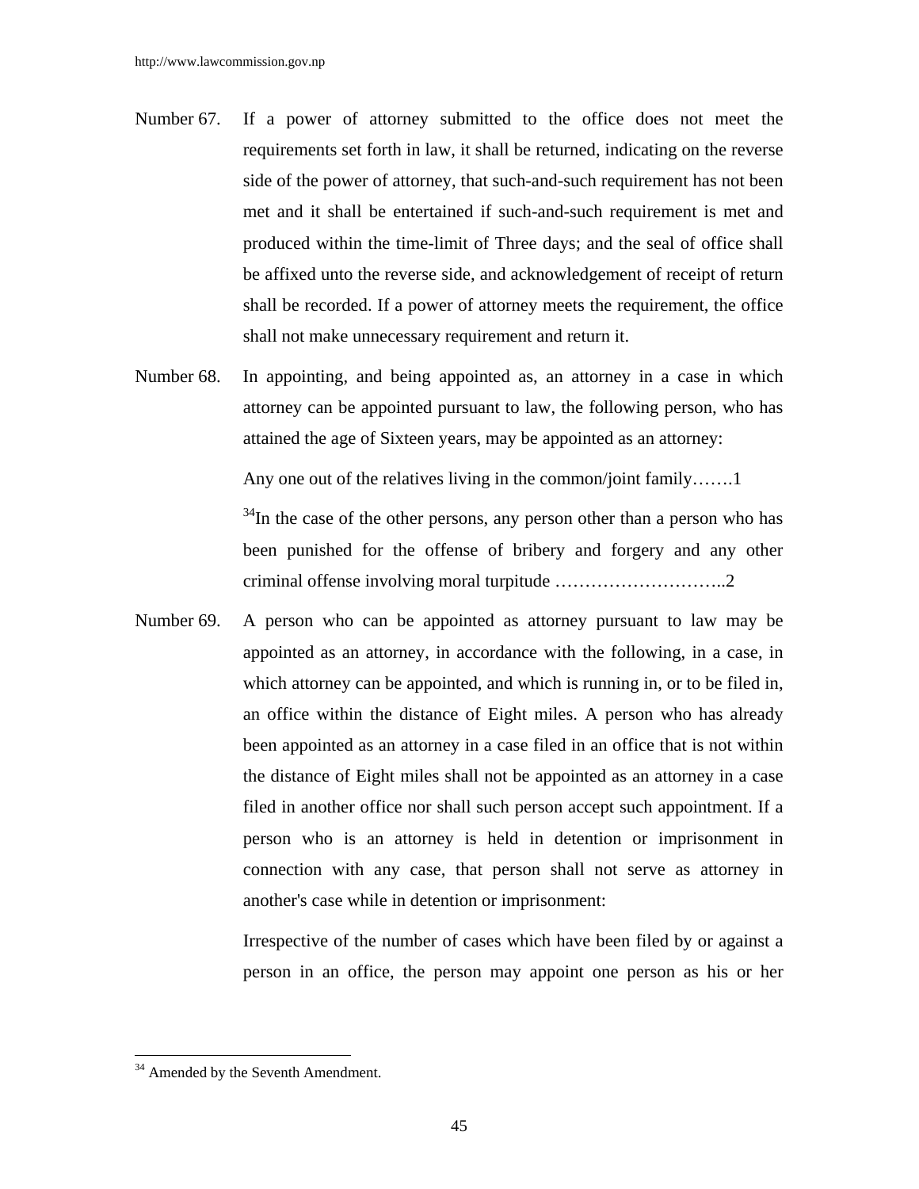Number 67. If a power of attorney submitted to the office does not meet the requirements set forth in law, it shall be returned, indicating on the reverse side of the power of attorney, that such-and-such requirement has not been met and it shall be entertained if such-and-such requirement is met and produced within the time-limit of Three days; and the seal of office shall be affixed unto the reverse side, and acknowledgement of receipt of return shall be recorded. If a power of attorney meets the requirement, the office shall not make unnecessary requirement and return it.

Number 68. In appointing, and being appointed as, an attorney in a case in which attorney can be appointed pursuant to law, the following person, who has attained the age of Sixteen years, may be appointed as an attorney:

Any one out of the relatives living in the common/joint family…….1

[34]In the case of the other persons, any person other than a person who has been punished for the offense of bribery and forgery and any other criminal offense involving moral turpitude ………………………..2

Number 69. A person who can be appointed as attorney pursuant to law may be appointed as an attorney, in accordance with the following, in a case, in which attorney can be appointed, and which is running in, or to be filed in, an office within the distance of Eight miles. A person who has already been appointed as an attorney in a case filed in an office that is not within the distance of Eight miles shall not be appointed as an attorney in a case filed in another office nor shall such person accept such appointment. If a person who is an attorney is held in detention or imprisonment in connection with any case, that person shall not serve as attorney in another's case while in detention or imprisonment:

Irrespective of the number of cases which have been filed by or against a person in an office, the person may appoint one person as his or her

[34] Amended by the Seventh Amendment.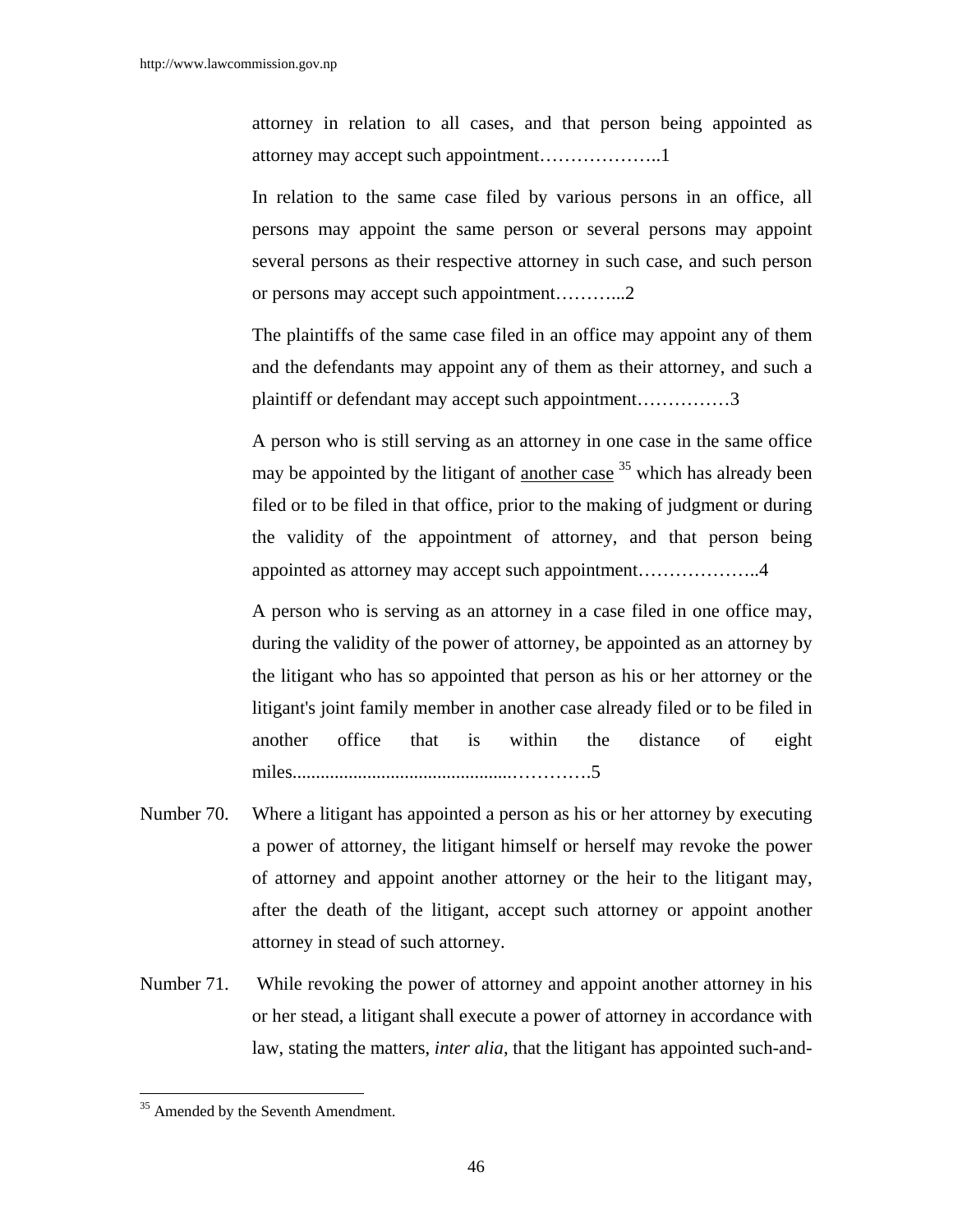attorney in relation to all cases, and that person being appointed as attorney may accept such appointment………………..1

In relation to the same case filed by various persons in an office, all persons may appoint the same person or several persons may appoint several persons as their respective attorney in such case, and such person or persons may accept such appointment………..2

The plaintiffs of the same case filed in an office may appoint any of them and the defendants may appoint any of them as their attorney, and such a plaintiff or defendant may accept such appointment……………3

A person who is still serving as an attorney in one case in the same office may be appointed by the litigant of another case [35] which has already been filed or to be filed in that office, prior to the making of judgment or during the validity of the appointment of attorney, and that person being appointed as attorney may accept such appointment………………..4

A person who is serving as an attorney in a case filed in one office may, during the validity of the power of attorney, be appointed as an attorney by the litigant who has so appointed that person as his or her attorney or the litigant's joint family member in another case already filed or to be filed in another office that is within the distance of eight miles.............................................…………5

Number 70. Where a litigant has appointed a person as his or her attorney by executing a power of attorney, the litigant himself or herself may revoke the power of attorney and appoint another attorney or the heir to the litigant may, after the death of the litigant, accept such attorney or appoint another attorney in stead of such attorney.

Number 71. While revoking the power of attorney and appoint another attorney in his or her stead, a litigant shall execute a power of attorney in accordance with law, stating the matters, *inter alia*, that the litigant has appointed such-and-

---

[35] Amended by the Seventh Amendment.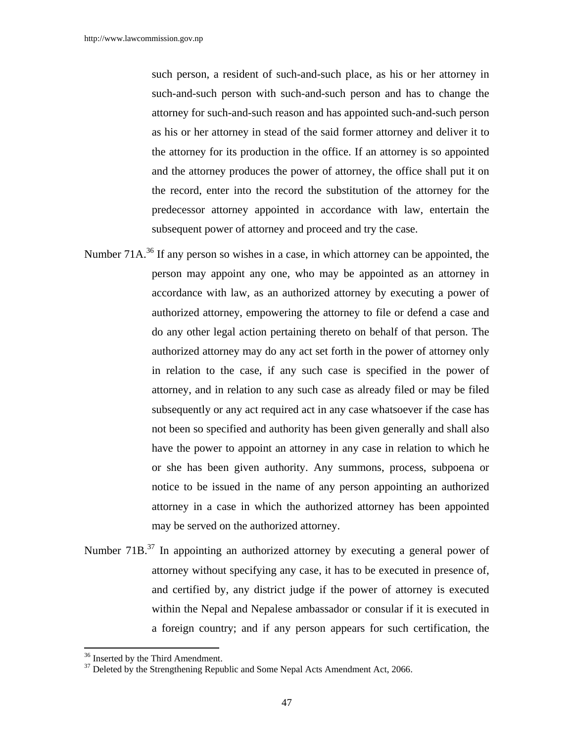such person, a resident of such-and-such place, as his or her attorney in such-and-such person with such-and-such person and has to change the attorney for such-and-such reason and has appointed such-and-such person as his or her attorney in stead of the said former attorney and deliver it to the attorney for its production in the office. If an attorney is so appointed and the attorney produces the power of attorney, the office shall put it on the record, enter into the record the substitution of the attorney for the predecessor attorney appointed in accordance with law, entertain the subsequent power of attorney and proceed and try the case.

Number 71A.[36] If any person so wishes in a case, in which attorney can be appointed, the person may appoint any one, who may be appointed as an attorney in accordance with law, as an authorized attorney by executing a power of authorized attorney, empowering the attorney to file or defend a case and do any other legal action pertaining thereto on behalf of that person. The authorized attorney may do any act set forth in the power of attorney only in relation to the case, if any such case is specified in the power of attorney, and in relation to any such case as already filed or may be filed subsequently or any act required act in any case whatsoever if the case has not been so specified and authority has been given generally and shall also have the power to appoint an attorney in any case in relation to which he or she has been given authority. Any summons, process, subpoena or notice to be issued in the name of any person appointing an authorized attorney in a case in which the authorized attorney has been appointed may be served on the authorized attorney.

Number 71B.[37] In appointing an authorized attorney by executing a general power of attorney without specifying any case, it has to be executed in presence of, and certified by, any district judge if the power of attorney is executed within the Nepal and Nepalese ambassador or consular if it is executed in a foreign country; and if any person appears for such certification, the

---

[36] Inserted by the Third Amendment.

[37] Deleted by the Strengthening Republic and Some Nepal Acts Amendment Act, 2066.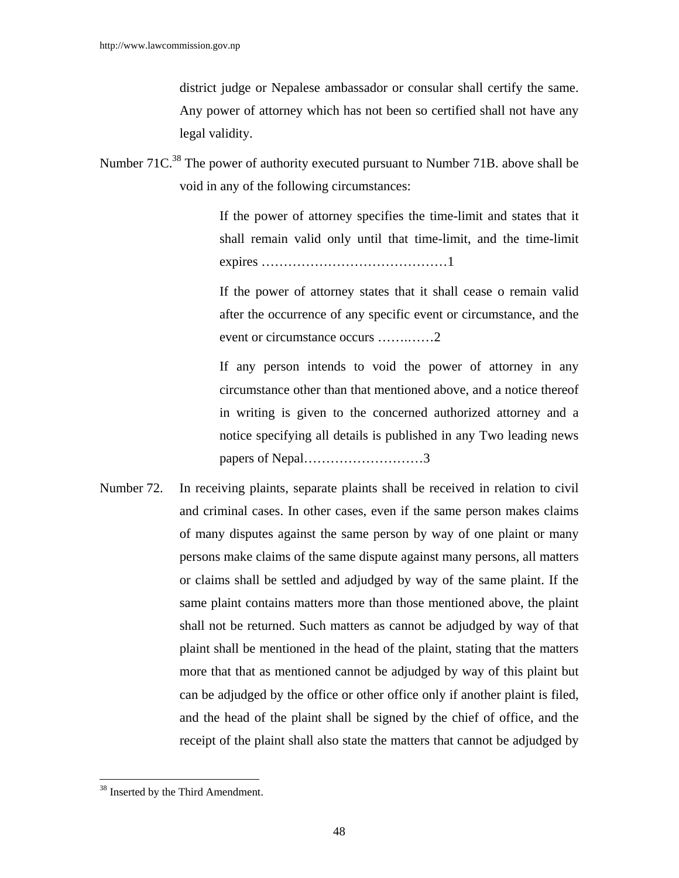district judge or Nepalese ambassador or consular shall certify the same. Any power of attorney which has not been so certified shall not have any legal validity.

Number 71C.[38] The power of authority executed pursuant to Number 71B. above shall be void in any of the following circumstances:

If the power of attorney specifies the time-limit and states that it shall remain valid only until that time-limit, and the time-limit expires ……………………………………1

If the power of attorney states that it shall cease o remain valid after the occurrence of any specific event or circumstance, and the event or circumstance occurs ……..……2

If any person intends to void the power of attorney in any circumstance other than that mentioned above, and a notice thereof in writing is given to the concerned authorized attorney and a notice specifying all details is published in any Two leading news papers of Nepal………………………3

Number 72. In receiving plaints, separate plaints shall be received in relation to civil and criminal cases. In other cases, even if the same person makes claims of many disputes against the same person by way of one plaint or many persons make claims of the same dispute against many persons, all matters or claims shall be settled and adjudged by way of the same plaint. If the same plaint contains matters more than those mentioned above, the plaint shall not be returned. Such matters as cannot be adjudged by way of that plaint shall be mentioned in the head of the plaint, stating that the matters more that that as mentioned cannot be adjudged by way of this plaint but can be adjudged by the office or other office only if another plaint is filed, and the head of the plaint shall be signed by the chief of office, and the receipt of the plaint shall also state the matters that cannot be adjudged by

---

[38] Inserted by the Third Amendment.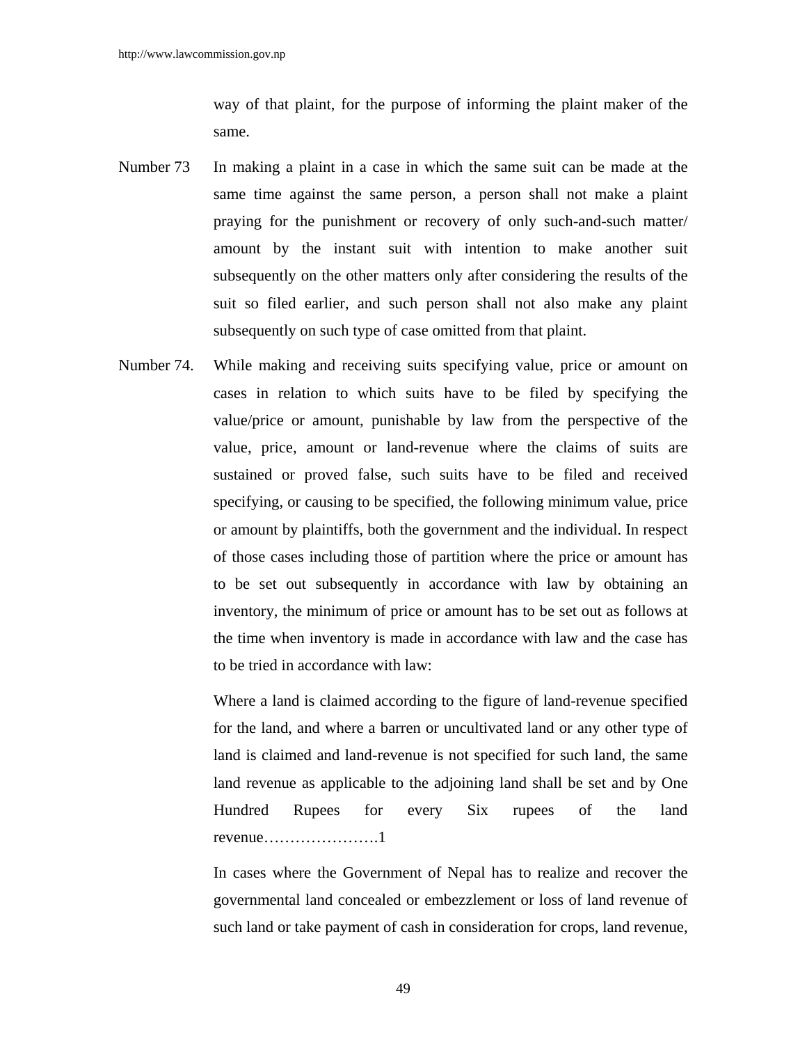way of that plaint, for the purpose of informing the plaint maker of the same.

Number 73 In making a plaint in a case in which the same suit can be made at the same time against the same person, a person shall not make a plaint praying for the punishment or recovery of only such-and-such matter/ amount by the instant suit with intention to make another suit subsequently on the other matters only after considering the results of the suit so filed earlier, and such person shall not also make any plaint subsequently on such type of case omitted from that plaint.

Number 74. While making and receiving suits specifying value, price or amount on cases in relation to which suits have to be filed by specifying the value/price or amount, punishable by law from the perspective of the value, price, amount or land-revenue where the claims of suits are sustained or proved false, such suits have to be filed and received specifying, or causing to be specified, the following minimum value, price or amount by plaintiffs, both the government and the individual. In respect of those cases including those of partition where the price or amount has to be set out subsequently in accordance with law by obtaining an inventory, the minimum of price or amount has to be set out as follows at the time when inventory is made in accordance with law and the case has to be tried in accordance with law:

Where a land is claimed according to the figure of land-revenue specified for the land, and where a barren or uncultivated land or any other type of land is claimed and land-revenue is not specified for such land, the same land revenue as applicable to the adjoining land shall be set and by One Hundred Rupees for every Six rupees of the land revenue………………….1

In cases where the Government of Nepal has to realize and recover the governmental land concealed or embezzlement or loss of land revenue of such land or take payment of cash in consideration for crops, land revenue,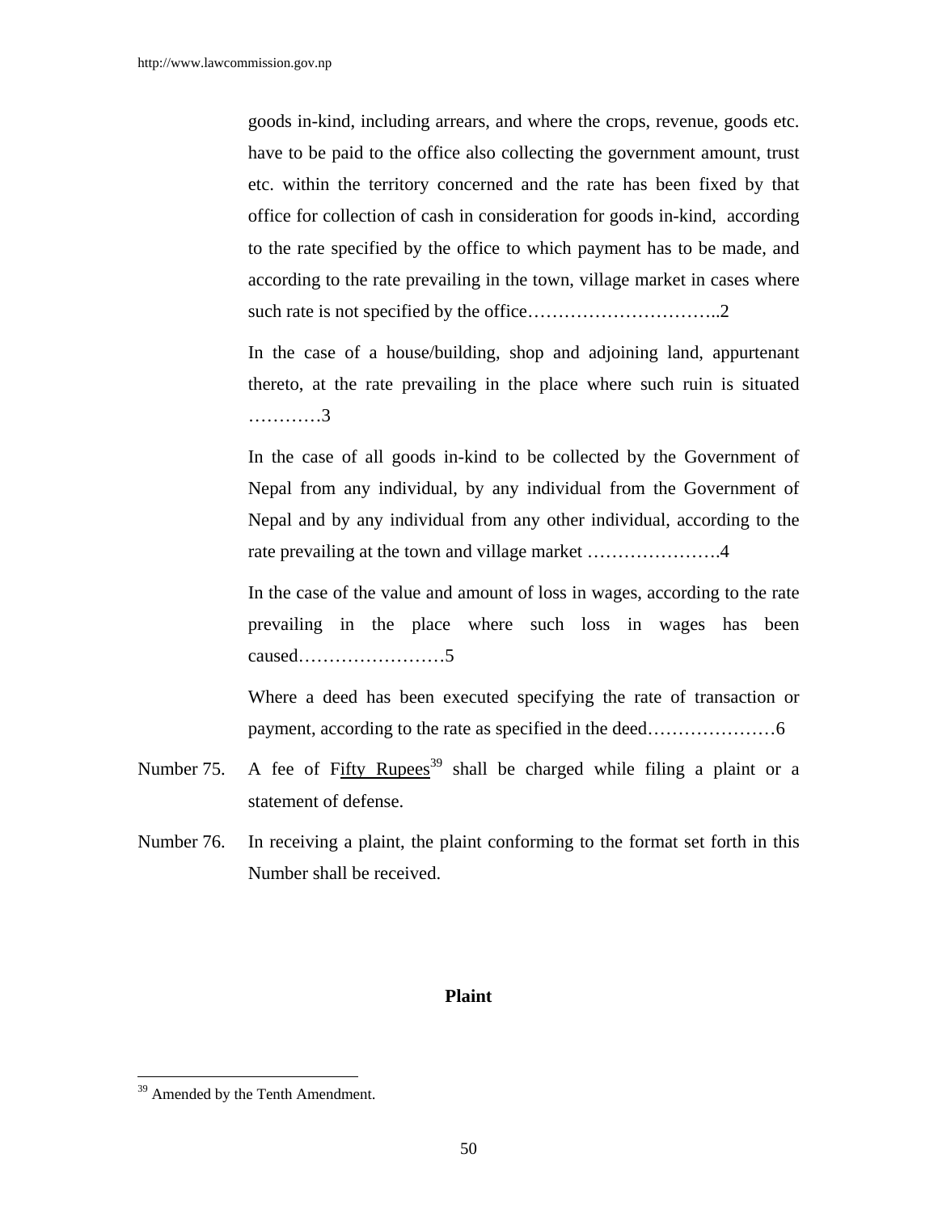goods in-kind, including arrears, and where the crops, revenue, goods etc. have to be paid to the office also collecting the government amount, trust etc. within the territory concerned and the rate has been fixed by that office for collection of cash in consideration for goods in-kind, according to the rate specified by the office to which payment has to be made, and according to the rate prevailing in the town, village market in cases where such rate is not specified by the office…………………………..2

In the case of a house/building, shop and adjoining land, appurtenant thereto, at the rate prevailing in the place where such ruin is situated …………3

In the case of all goods in-kind to be collected by the Government of Nepal from any individual, by any individual from the Government of Nepal and by any individual from any other individual, according to the rate prevailing at the town and village market ………………….4

In the case of the value and amount of loss in wages, according to the rate prevailing in the place where such loss in wages has been caused……………………5

Where a deed has been executed specifying the rate of transaction or payment, according to the rate as specified in the deed…………………6

Number 75. A fee of Fifty Rupees[39] shall be charged while filing a plaint or a statement of defense.

Number 76. In receiving a plaint, the plaint conforming to the format set forth in this Number shall be received.

**Plaint**

[39] Amended by the Tenth Amendment.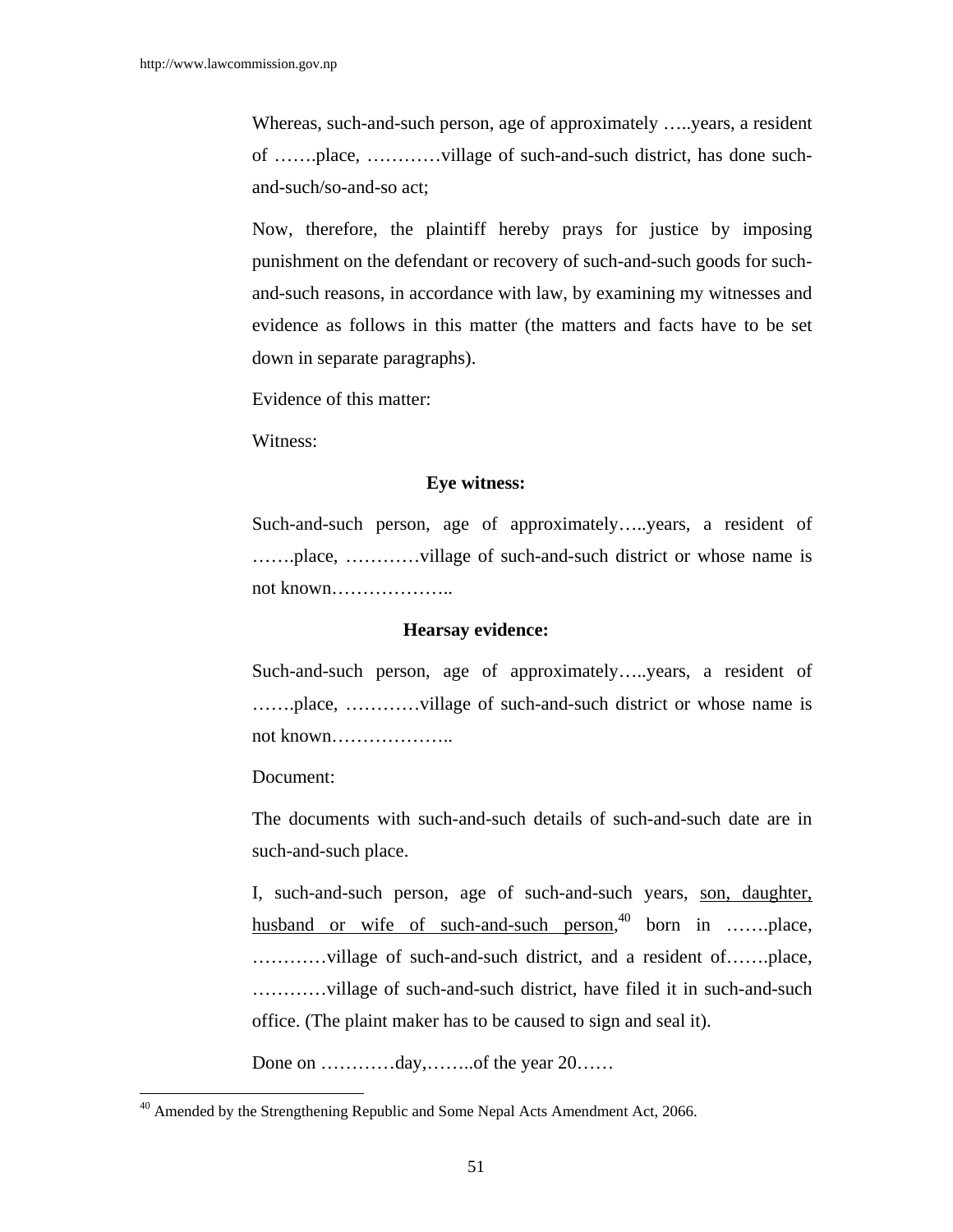Whereas, such-and-such person, age of approximately …..years, a resident of …….place, …………village of such-and-such district, has done such-and-such/so-and-so act;

Now, therefore, the plaintiff hereby prays for justice by imposing punishment on the defendant or recovery of such-and-such goods for such-and-such reasons, in accordance with law, by examining my witnesses and evidence as follows in this matter (the matters and facts have to be set down in separate paragraphs).

Evidence of this matter:

Witness:

**Eye witness:**

Such-and-such person, age of approximately…..years, a resident of …….place, …………village of such-and-such district or whose name is not known………………..

**Hearsay evidence:**

Such-and-such person, age of approximately…..years, a resident of …….place, …………village of such-and-such district or whose name is not known………………..

Document:

The documents with such-and-such details of such-and-such date are in such-and-such place.

I, such-and-such person, age of such-and-such years, <u>son, daughter, husband or wife of such-and-such person</u>,[40] born in …….place, …………village of such-and-such district, and a resident of…….place, …………village of such-and-such district, have filed it in such-and-such office. (The plaint maker has to be caused to sign and seal it).

Done on …………day,……..of the year 20……

---

[40] Amended by the Strengthening Republic and Some Nepal Acts Amendment Act, 2066.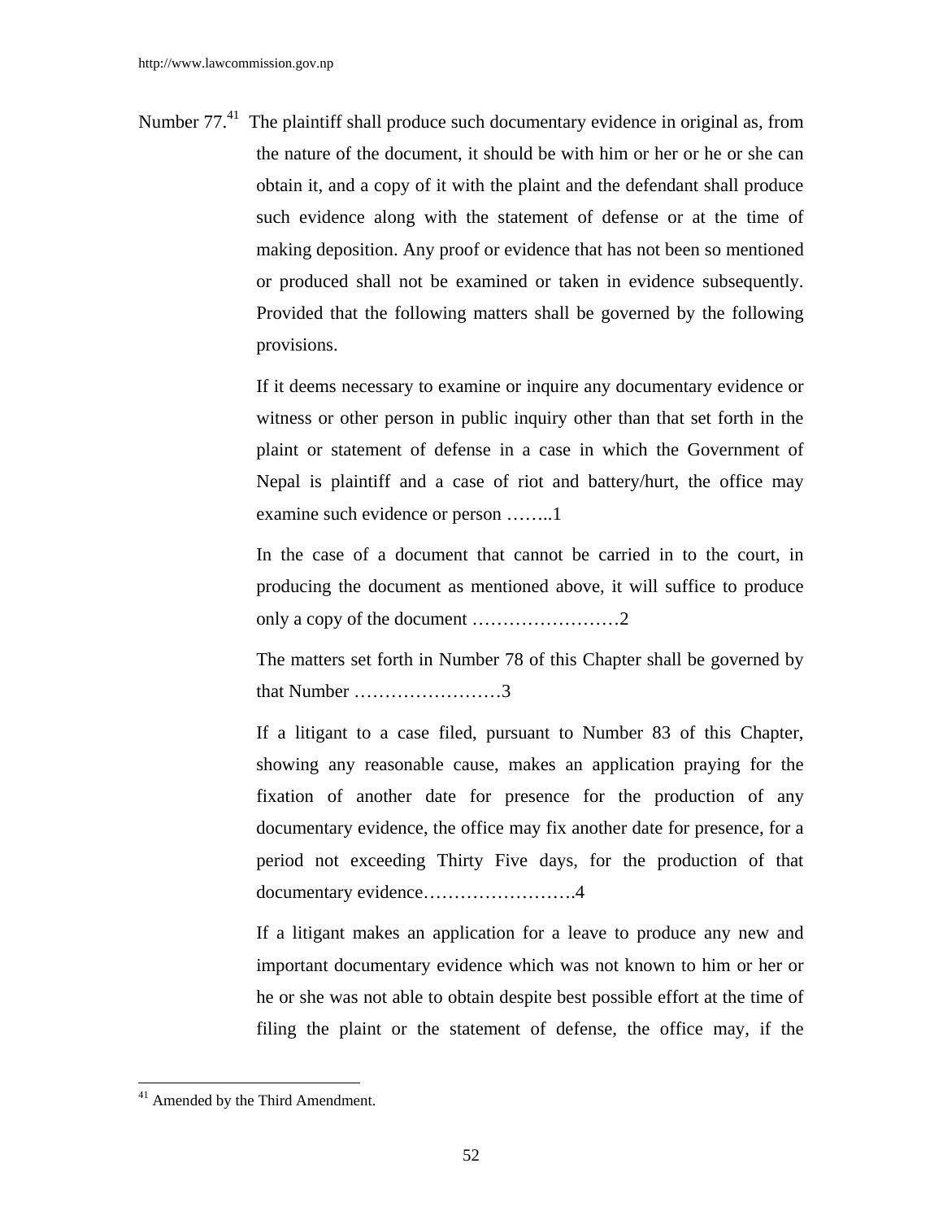Number 77.[41] The plaintiff shall produce such documentary evidence in original as, from the nature of the document, it should be with him or her or he or she can obtain it, and a copy of it with the plaint and the defendant shall produce such evidence along with the statement of defense or at the time of making deposition. Any proof or evidence that has not been so mentioned or produced shall not be examined or taken in evidence subsequently. Provided that the following matters shall be governed by the following provisions.

If it deems necessary to examine or inquire any documentary evidence or witness or other person in public inquiry other than that set forth in the plaint or statement of defense in a case in which the Government of Nepal is plaintiff and a case of riot and battery/hurt, the office may examine such evidence or person ……..1

In the case of a document that cannot be carried in to the court, in producing the document as mentioned above, it will suffice to produce only a copy of the document ……………………2

The matters set forth in Number 78 of this Chapter shall be governed by that Number ……………………3

If a litigant to a case filed, pursuant to Number 83 of this Chapter, showing any reasonable cause, makes an application praying for the fixation of another date for presence for the production of any documentary evidence, the office may fix another date for presence, for a period not exceeding Thirty Five days, for the production of that documentary evidence…………………….4

If a litigant makes an application for a leave to produce any new and important documentary evidence which was not known to him or her or he or she was not able to obtain despite best possible effort at the time of filing the plaint or the statement of defense, the office may, if the

---

[41] Amended by the Third Amendment.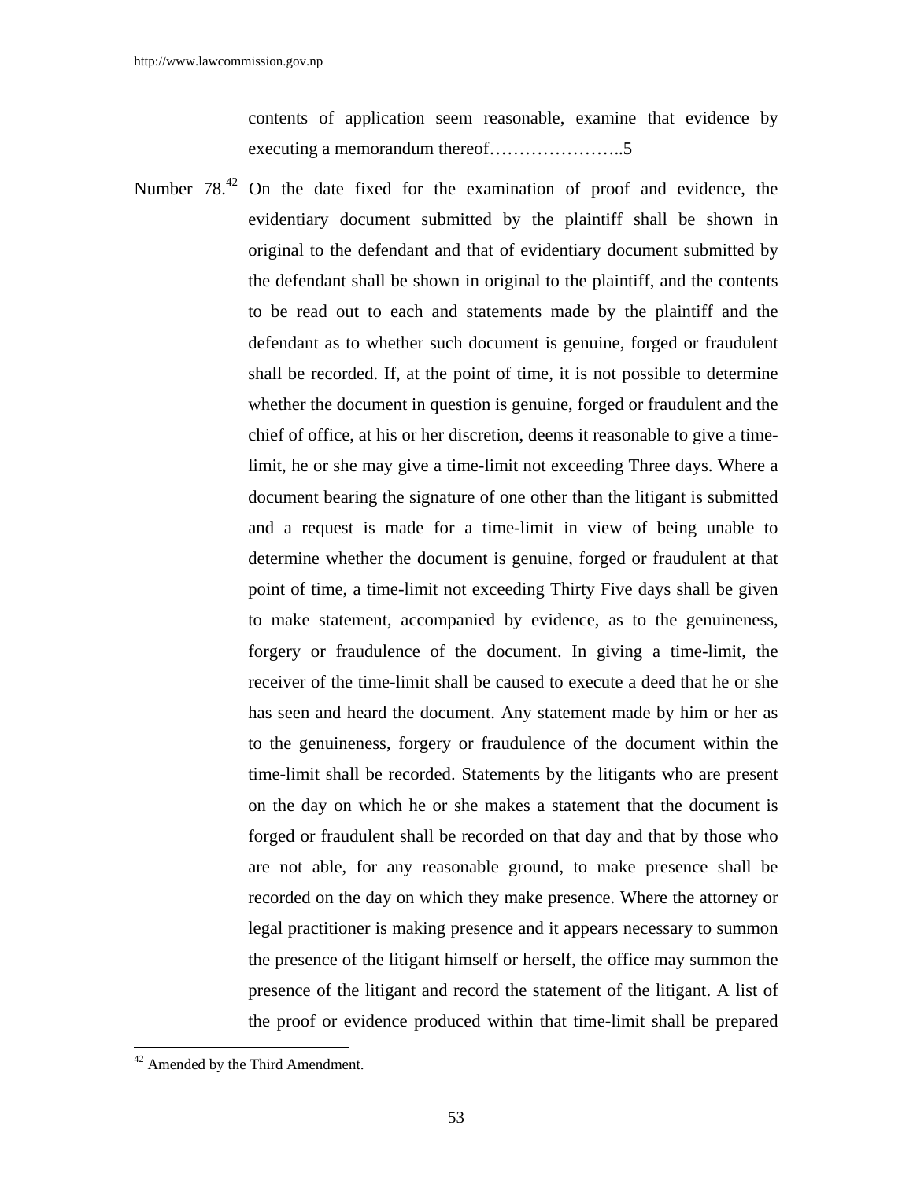contents of application seem reasonable, examine that evidence by executing a memorandum thereof…………………..5

Number 78.[42] On the date fixed for the examination of proof and evidence, the evidentiary document submitted by the plaintiff shall be shown in original to the defendant and that of evidentiary document submitted by the defendant shall be shown in original to the plaintiff, and the contents to be read out to each and statements made by the plaintiff and the defendant as to whether such document is genuine, forged or fraudulent shall be recorded. If, at the point of time, it is not possible to determine whether the document in question is genuine, forged or fraudulent and the chief of office, at his or her discretion, deems it reasonable to give a time-limit, he or she may give a time-limit not exceeding Three days. Where a document bearing the signature of one other than the litigant is submitted and a request is made for a time-limit in view of being unable to determine whether the document is genuine, forged or fraudulent at that point of time, a time-limit not exceeding Thirty Five days shall be given to make statement, accompanied by evidence, as to the genuineness, forgery or fraudulence of the document. In giving a time-limit, the receiver of the time-limit shall be caused to execute a deed that he or she has seen and heard the document. Any statement made by him or her as to the genuineness, forgery or fraudulence of the document within the time-limit shall be recorded. Statements by the litigants who are present on the day on which he or she makes a statement that the document is forged or fraudulent shall be recorded on that day and that by those who are not able, for any reasonable ground, to make presence shall be recorded on the day on which they make presence. Where the attorney or legal practitioner is making presence and it appears necessary to summon the presence of the litigant himself or herself, the office may summon the presence of the litigant and record the statement of the litigant. A list of the proof or evidence produced within that time-limit shall be prepared

---

[42] Amended by the Third Amendment.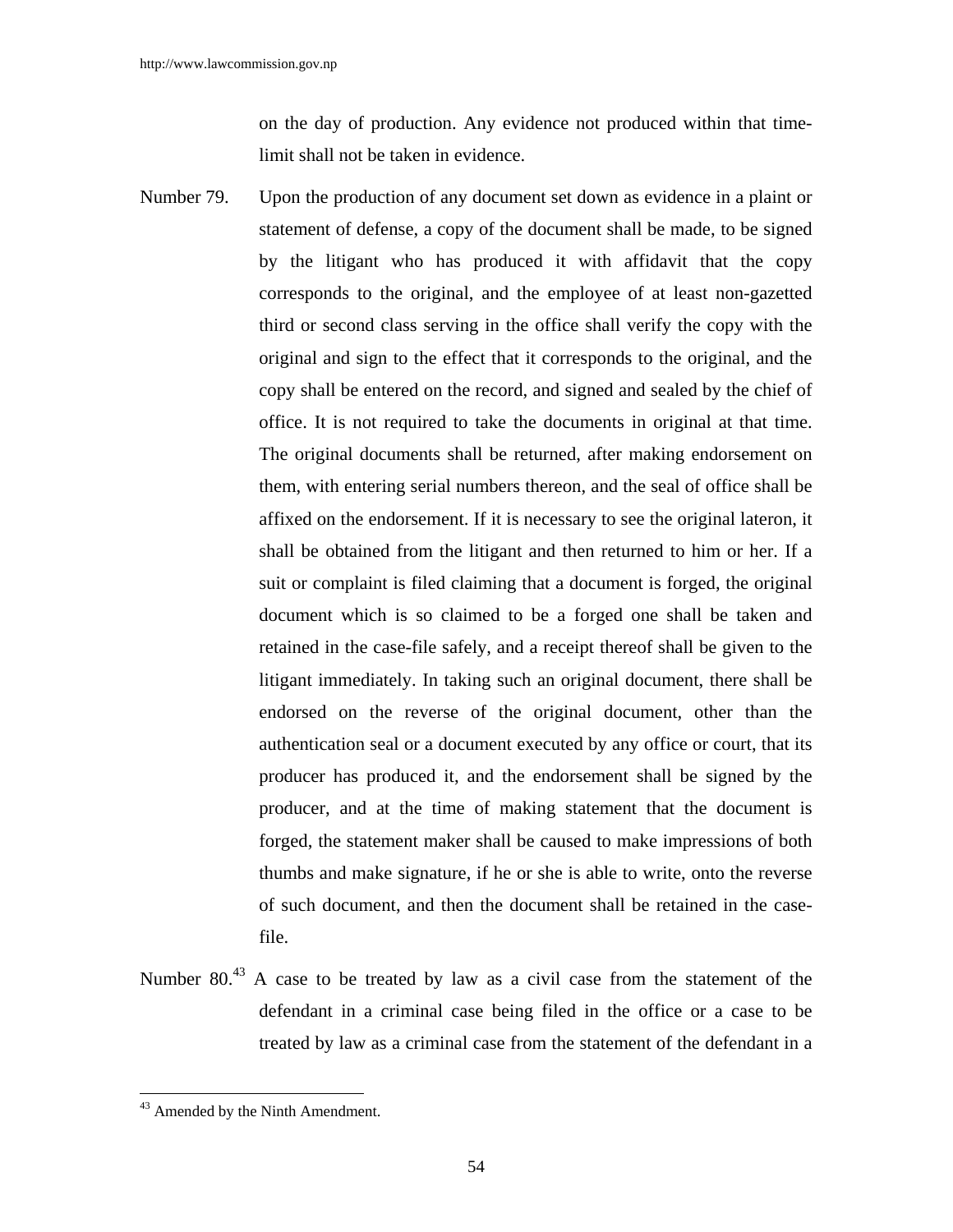on the day of production. Any evidence not produced within that time-limit shall not be taken in evidence.

Number 79. Upon the production of any document set down as evidence in a plaint or statement of defense, a copy of the document shall be made, to be signed by the litigant who has produced it with affidavit that the copy corresponds to the original, and the employee of at least non-gazetted third or second class serving in the office shall verify the copy with the original and sign to the effect that it corresponds to the original, and the copy shall be entered on the record, and signed and sealed by the chief of office. It is not required to take the documents in original at that time. The original documents shall be returned, after making endorsement on them, with entering serial numbers thereon, and the seal of office shall be affixed on the endorsement. If it is necessary to see the original lateron, it shall be obtained from the litigant and then returned to him or her. If a suit or complaint is filed claiming that a document is forged, the original document which is so claimed to be a forged one shall be taken and retained in the case-file safely, and a receipt thereof shall be given to the litigant immediately. In taking such an original document, there shall be endorsed on the reverse of the original document, other than the authentication seal or a document executed by any office or court, that its producer has produced it, and the endorsement shall be signed by the producer, and at the time of making statement that the document is forged, the statement maker shall be caused to make impressions of both thumbs and make signature, if he or she is able to write, onto the reverse of such document, and then the document shall be retained in the case-file.

Number 80.[43] A case to be treated by law as a civil case from the statement of the defendant in a criminal case being filed in the office or a case to be treated by law as a criminal case from the statement of the defendant in a

---

[43] Amended by the Ninth Amendment.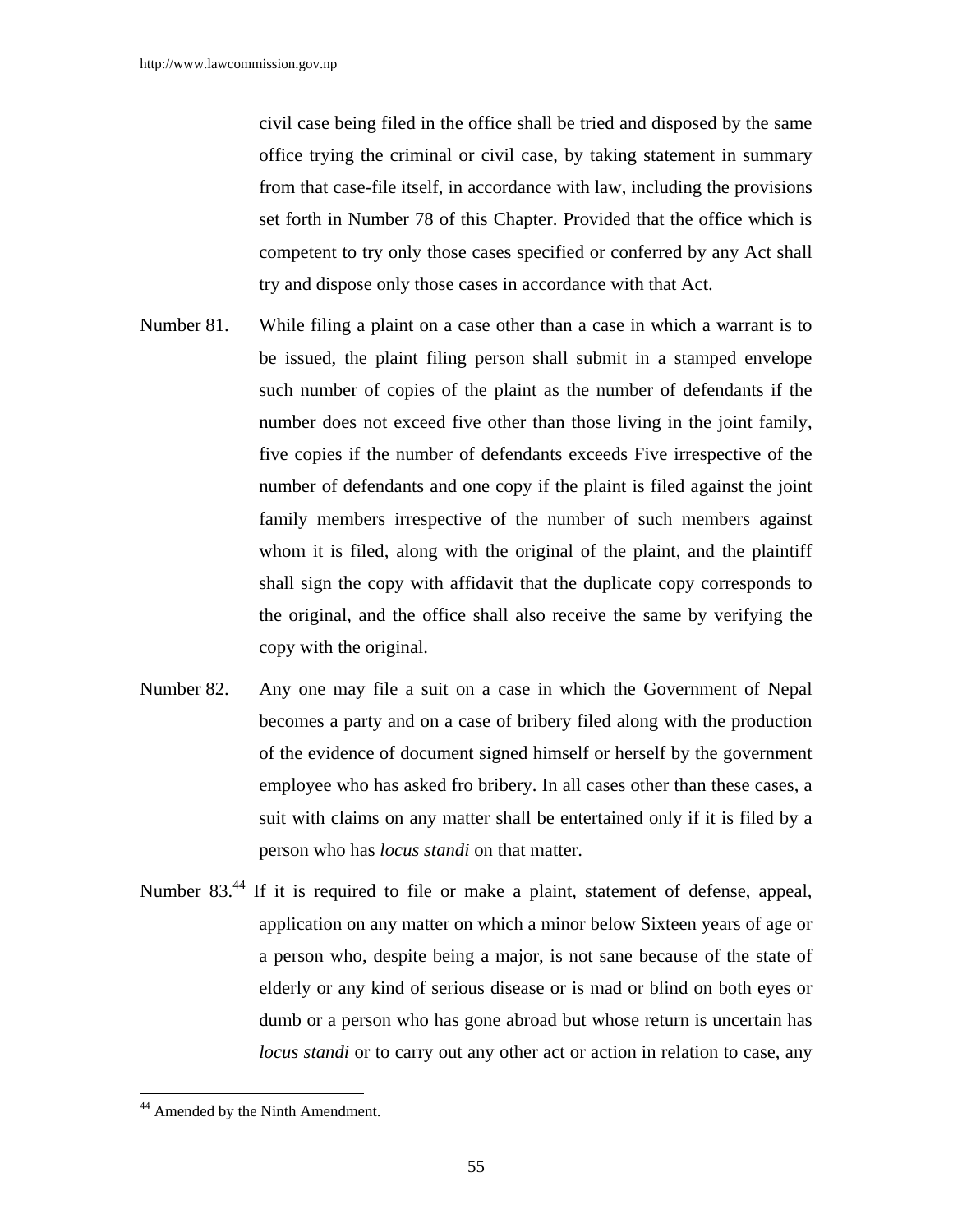civil case being filed in the office shall be tried and disposed by the same office trying the criminal or civil case, by taking statement in summary from that case-file itself, in accordance with law, including the provisions set forth in Number 78 of this Chapter. Provided that the office which is competent to try only those cases specified or conferred by any Act shall try and dispose only those cases in accordance with that Act.

Number 81. While filing a plaint on a case other than a case in which a warrant is to be issued, the plaint filing person shall submit in a stamped envelope such number of copies of the plaint as the number of defendants if the number does not exceed five other than those living in the joint family, five copies if the number of defendants exceeds Five irrespective of the number of defendants and one copy if the plaint is filed against the joint family members irrespective of the number of such members against whom it is filed, along with the original of the plaint, and the plaintiff shall sign the copy with affidavit that the duplicate copy corresponds to the original, and the office shall also receive the same by verifying the copy with the original.

Number 82. Any one may file a suit on a case in which the Government of Nepal becomes a party and on a case of bribery filed along with the production of the evidence of document signed himself or herself by the government employee who has asked fro bribery. In all cases other than these cases, a suit with claims on any matter shall be entertained only if it is filed by a person who has *locus standi* on that matter.

Number 83.[44] If it is required to file or make a plaint, statement of defense, appeal, application on any matter on which a minor below Sixteen years of age or a person who, despite being a major, is not sane because of the state of elderly or any kind of serious disease or is mad or blind on both eyes or dumb or a person who has gone abroad but whose return is uncertain has *locus standi* or to carry out any other act or action in relation to case, any

---

[44] Amended by the Ninth Amendment.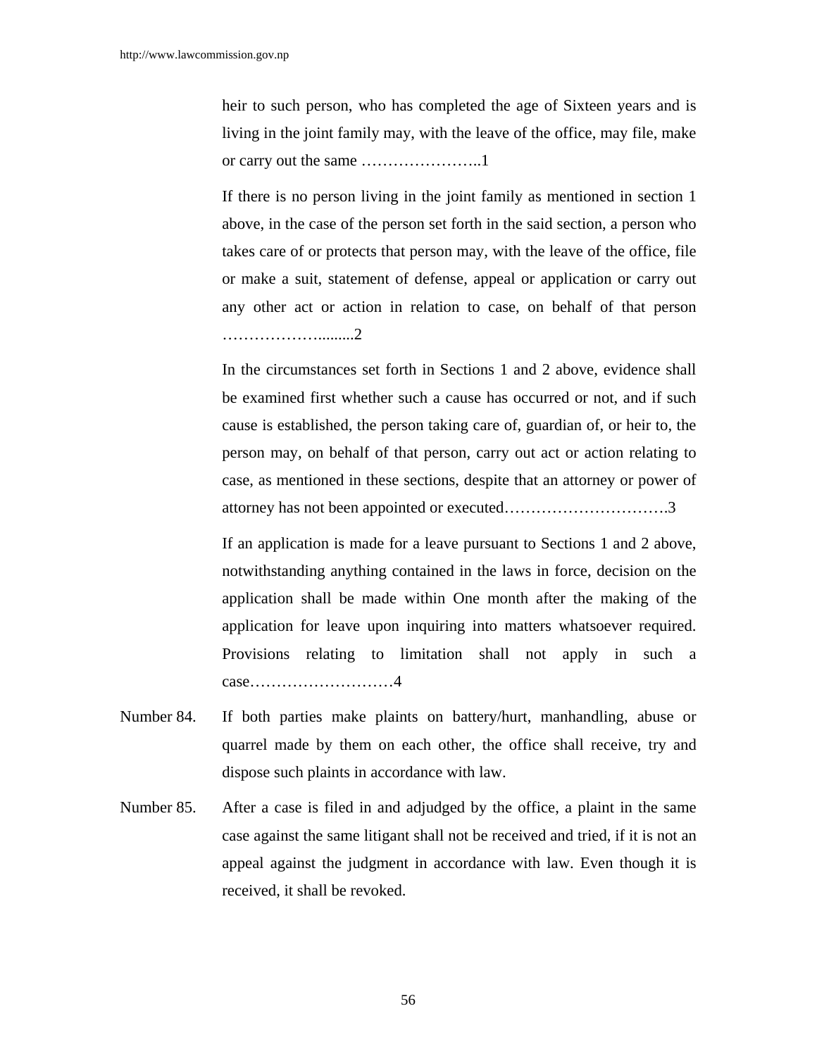heir to such person, who has completed the age of Sixteen years and is living in the joint family may, with the leave of the office, may file, make or carry out the same …………………..1

If there is no person living in the joint family as mentioned in section 1 above, in the case of the person set forth in the said section, a person who takes care of or protects that person may, with the leave of the office, file or make a suit, statement of defense, appeal or application or carry out any other act or action in relation to case, on behalf of that person ……………….........2

In the circumstances set forth in Sections 1 and 2 above, evidence shall be examined first whether such a cause has occurred or not, and if such cause is established, the person taking care of, guardian of, or heir to, the person may, on behalf of that person, carry out act or action relating to case, as mentioned in these sections, despite that an attorney or power of attorney has not been appointed or executed………………………….3

If an application is made for a leave pursuant to Sections 1 and 2 above, notwithstanding anything contained in the laws in force, decision on the application shall be made within One month after the making of the application for leave upon inquiring into matters whatsoever required. Provisions relating to limitation shall not apply in such a case………………………4

Number 84. If both parties make plaints on battery/hurt, manhandling, abuse or quarrel made by them on each other, the office shall receive, try and dispose such plaints in accordance with law.

Number 85. After a case is filed in and adjudged by the office, a plaint in the same case against the same litigant shall not be received and tried, if it is not an appeal against the judgment in accordance with law. Even though it is received, it shall be revoked.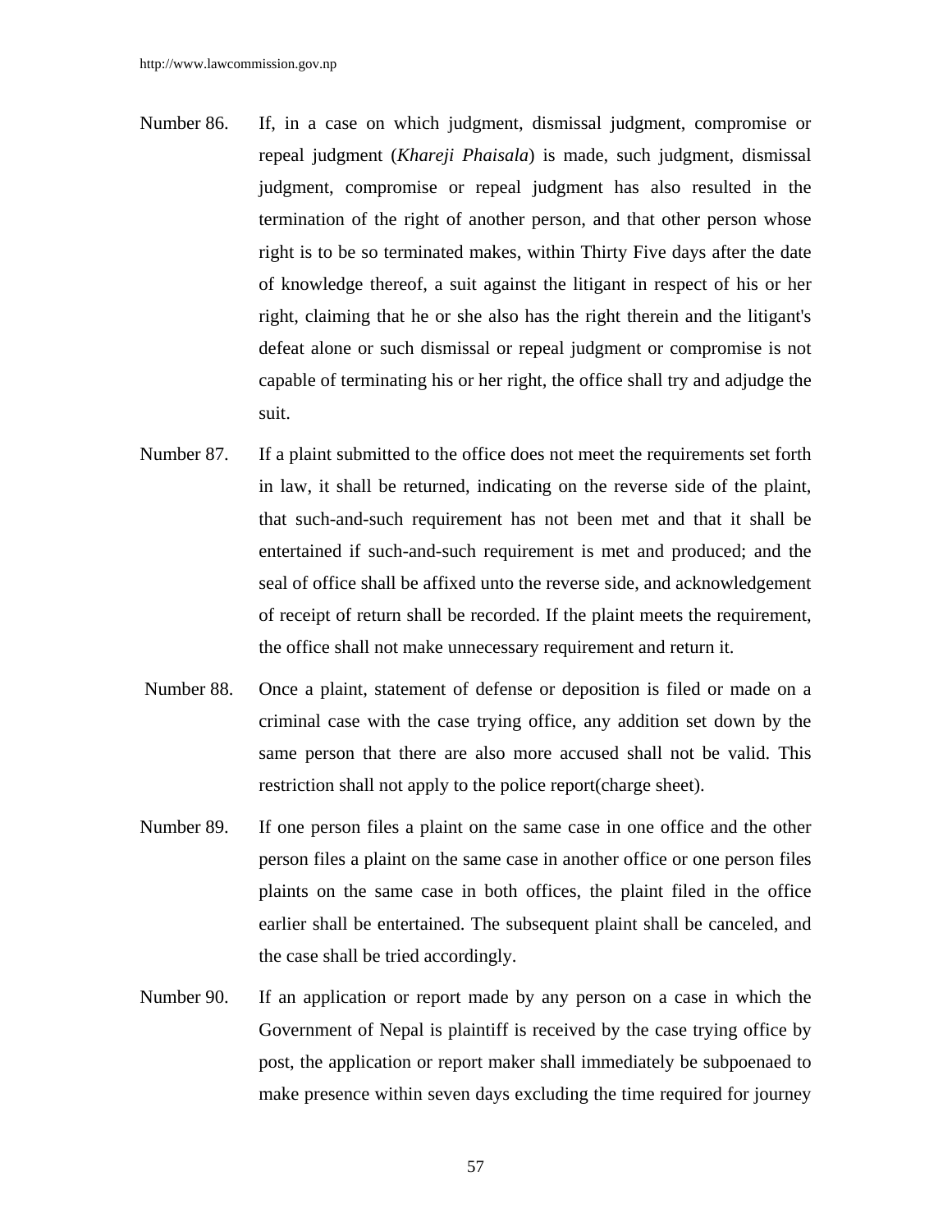Number 86. If, in a case on which judgment, dismissal judgment, compromise or repeal judgment (*Khareji Phaisala*) is made, such judgment, dismissal judgment, compromise or repeal judgment has also resulted in the termination of the right of another person, and that other person whose right is to be so terminated makes, within Thirty Five days after the date of knowledge thereof, a suit against the litigant in respect of his or her right, claiming that he or she also has the right therein and the litigant's defeat alone or such dismissal or repeal judgment or compromise is not capable of terminating his or her right, the office shall try and adjudge the suit.

Number 87. If a plaint submitted to the office does not meet the requirements set forth in law, it shall be returned, indicating on the reverse side of the plaint, that such-and-such requirement has not been met and that it shall be entertained if such-and-such requirement is met and produced; and the seal of office shall be affixed unto the reverse side, and acknowledgement of receipt of return shall be recorded. If the plaint meets the requirement, the office shall not make unnecessary requirement and return it.

Number 88. Once a plaint, statement of defense or deposition is filed or made on a criminal case with the case trying office, any addition set down by the same person that there are also more accused shall not be valid. This restriction shall not apply to the police report(charge sheet).

Number 89. If one person files a plaint on the same case in one office and the other person files a plaint on the same case in another office or one person files plaints on the same case in both offices, the plaint filed in the office earlier shall be entertained. The subsequent plaint shall be canceled, and the case shall be tried accordingly.

Number 90. If an application or report made by any person on a case in which the Government of Nepal is plaintiff is received by the case trying office by post, the application or report maker shall immediately be subpoenaed to make presence within seven days excluding the time required for journey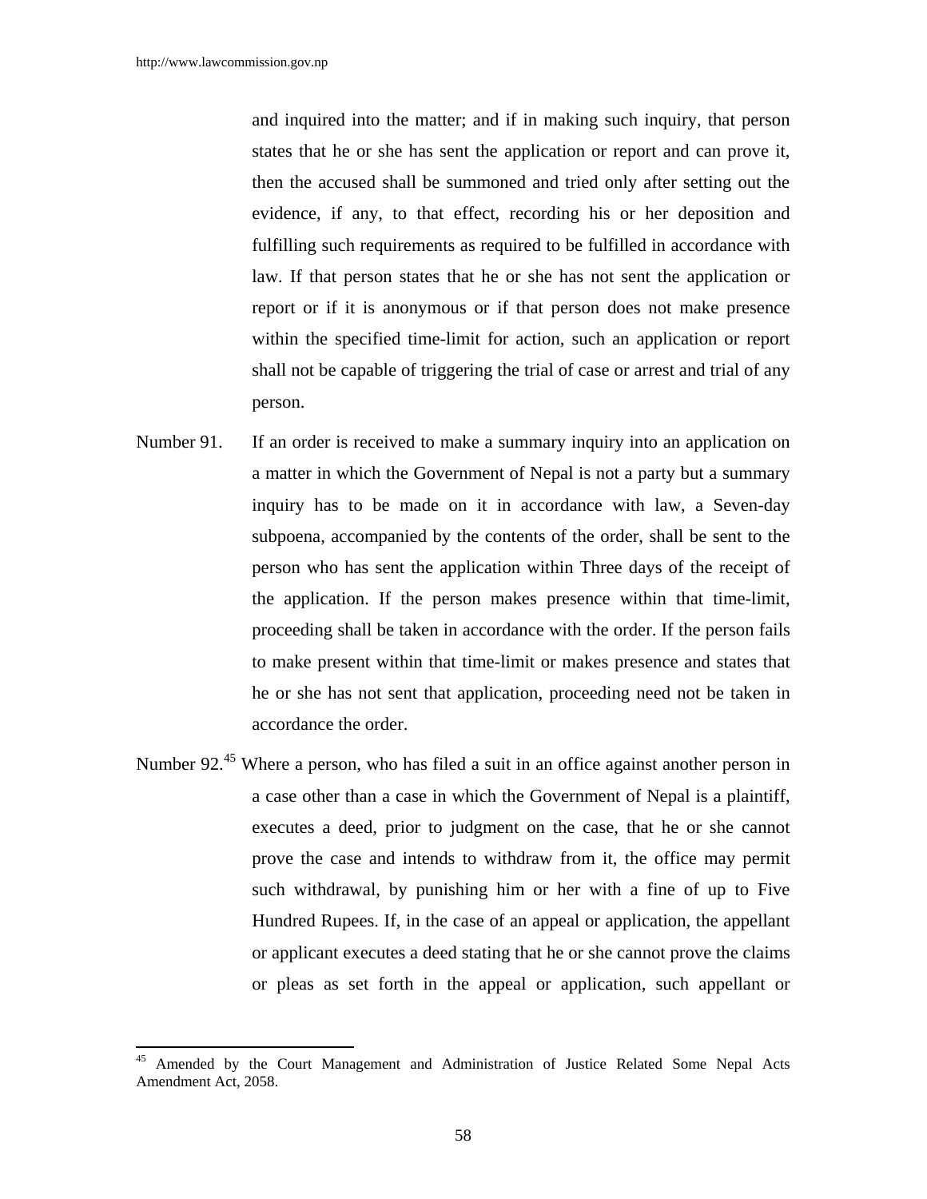and inquired into the matter; and if in making such inquiry, that person states that he or she has sent the application or report and can prove it, then the accused shall be summoned and tried only after setting out the evidence, if any, to that effect, recording his or her deposition and fulfilling such requirements as required to be fulfilled in accordance with law. If that person states that he or she has not sent the application or report or if it is anonymous or if that person does not make presence within the specified time-limit for action, such an application or report shall not be capable of triggering the trial of case or arrest and trial of any person.

Number 91. If an order is received to make a summary inquiry into an application on a matter in which the Government of Nepal is not a party but a summary inquiry has to be made on it in accordance with law, a Seven-day subpoena, accompanied by the contents of the order, shall be sent to the person who has sent the application within Three days of the receipt of the application. If the person makes presence within that time-limit, proceeding shall be taken in accordance with the order. If the person fails to make present within that time-limit or makes presence and states that he or she has not sent that application, proceeding need not be taken in accordance the order.

Number 92.[45] Where a person, who has filed a suit in an office against another person in a case other than a case in which the Government of Nepal is a plaintiff, executes a deed, prior to judgment on the case, that he or she cannot prove the case and intends to withdraw from it, the office may permit such withdrawal, by punishing him or her with a fine of up to Five Hundred Rupees. If, in the case of an appeal or application, the appellant or applicant executes a deed stating that he or she cannot prove the claims or pleas as set forth in the appeal or application, such appellant or

---

[45] Amended by the Court Management and Administration of Justice Related Some Nepal Acts Amendment Act, 2058.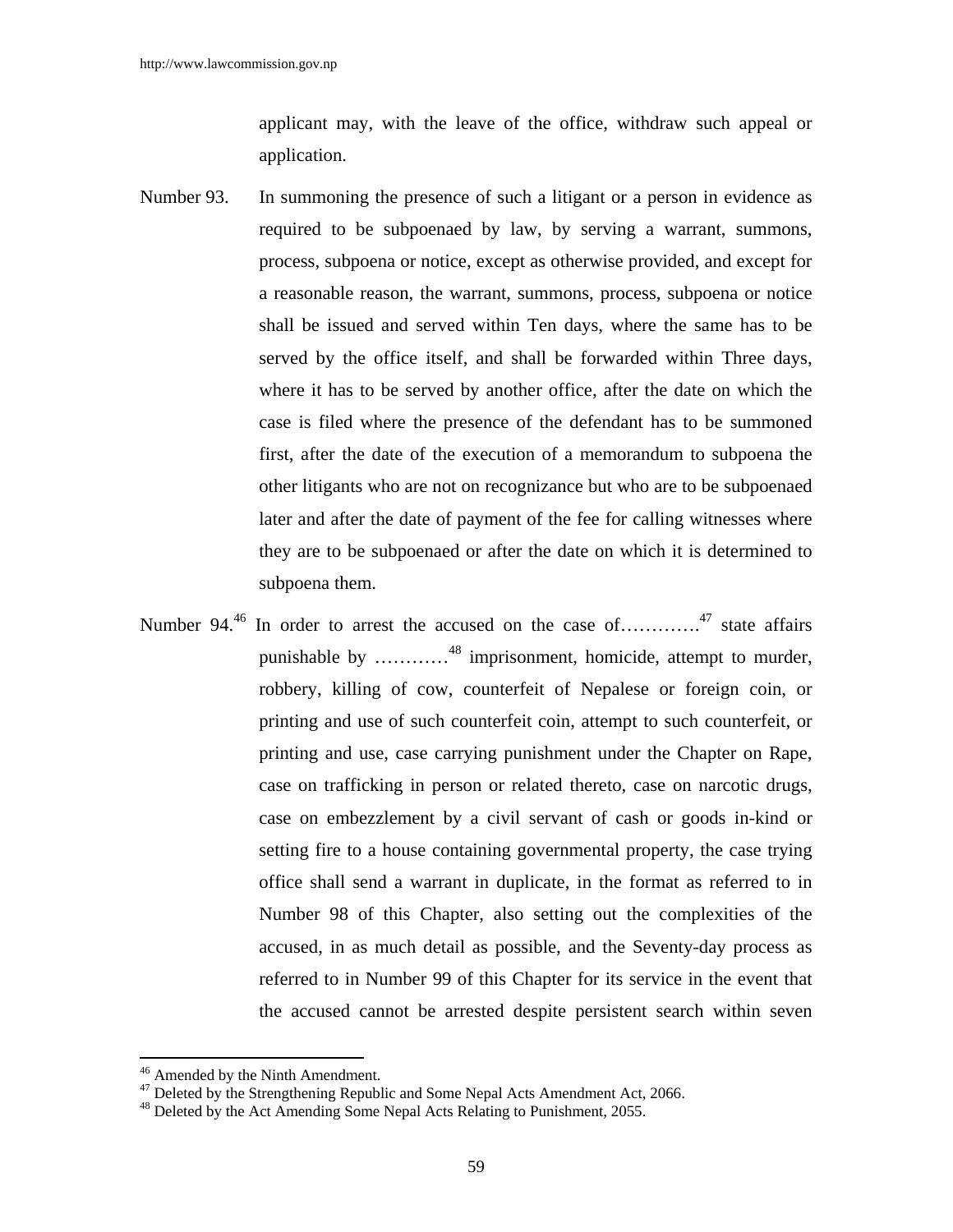applicant may, with the leave of the office, withdraw such appeal or application.

Number 93. In summoning the presence of such a litigant or a person in evidence as required to be subpoenaed by law, by serving a warrant, summons, process, subpoena or notice, except as otherwise provided, and except for a reasonable reason, the warrant, summons, process, subpoena or notice shall be issued and served within Ten days, where the same has to be served by the office itself, and shall be forwarded within Three days, where it has to be served by another office, after the date on which the case is filed where the presence of the defendant has to be summoned first, after the date of the execution of a memorandum to subpoena the other litigants who are not on recognizance but who are to be subpoenaed later and after the date of payment of the fee for calling witnesses where they are to be subpoenaed or after the date on which it is determined to subpoena them.

Number 94.[46] In order to arrest the accused on the case of………….[47] state affairs punishable by …………[48] imprisonment, homicide, attempt to murder, robbery, killing of cow, counterfeit of Nepalese or foreign coin, or printing and use of such counterfeit coin, attempt to such counterfeit, or printing and use, case carrying punishment under the Chapter on Rape, case on trafficking in person or related thereto, case on narcotic drugs, case on embezzlement by a civil servant of cash or goods in-kind or setting fire to a house containing governmental property, the case trying office shall send a warrant in duplicate, in the format as referred to in Number 98 of this Chapter, also setting out the complexities of the accused, in as much detail as possible, and the Seventy-day process as referred to in Number 99 of this Chapter for its service in the event that the accused cannot be arrested despite persistent search within seven

[46] Amended by the Ninth Amendment.
[47] Deleted by the Strengthening Republic and Some Nepal Acts Amendment Act, 2066.
[48] Deleted by the Act Amending Some Nepal Acts Relating to Punishment, 2055.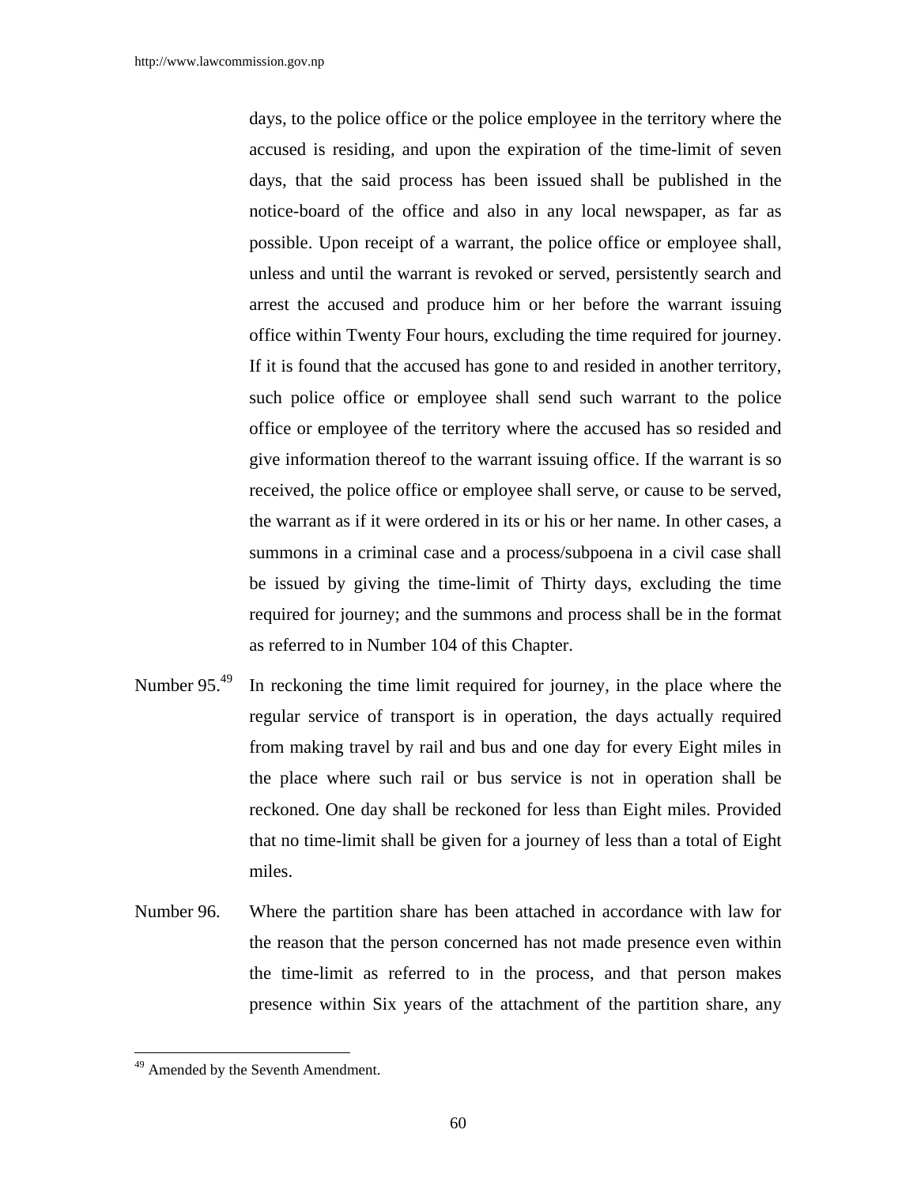days, to the police office or the police employee in the territory where the accused is residing, and upon the expiration of the time-limit of seven days, that the said process has been issued shall be published in the notice-board of the office and also in any local newspaper, as far as possible. Upon receipt of a warrant, the police office or employee shall, unless and until the warrant is revoked or served, persistently search and arrest the accused and produce him or her before the warrant issuing office within Twenty Four hours, excluding the time required for journey. If it is found that the accused has gone to and resided in another territory, such police office or employee shall send such warrant to the police office or employee of the territory where the accused has so resided and give information thereof to the warrant issuing office. If the warrant is so received, the police office or employee shall serve, or cause to be served, the warrant as if it were ordered in its or his or her name. In other cases, a summons in a criminal case and a process/subpoena in a civil case shall be issued by giving the time-limit of Thirty days, excluding the time required for journey; and the summons and process shall be in the format as referred to in Number 104 of this Chapter.

Number 95.[49] In reckoning the time limit required for journey, in the place where the regular service of transport is in operation, the days actually required from making travel by rail and bus and one day for every Eight miles in the place where such rail or bus service is not in operation shall be reckoned. One day shall be reckoned for less than Eight miles. Provided that no time-limit shall be given for a journey of less than a total of Eight miles.

Number 96. Where the partition share has been attached in accordance with law for the reason that the person concerned has not made presence even within the time-limit as referred to in the process, and that person makes presence within Six years of the attachment of the partition share, any

---

[49] Amended by the Seventh Amendment.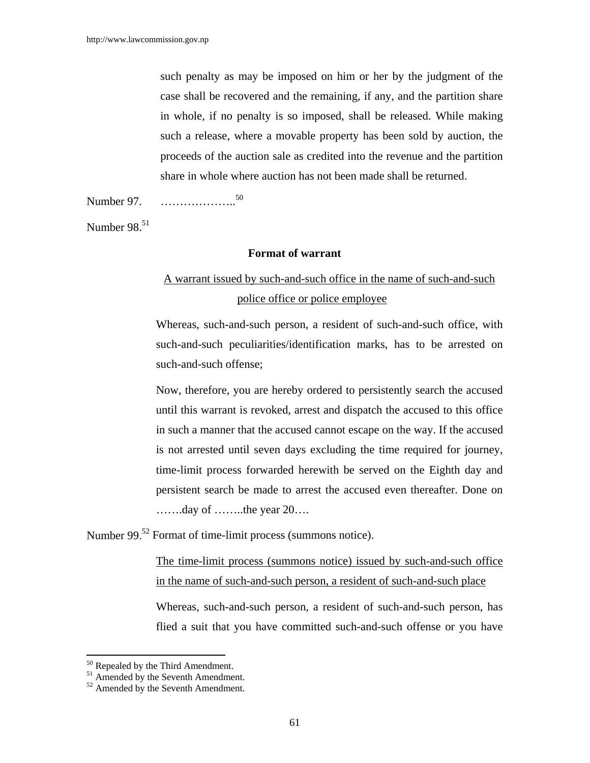such penalty as may be imposed on him or her by the judgment of the case shall be recovered and the remaining, if any, and the partition share in whole, if no penalty is so imposed, shall be released. While making such a release, where a movable property has been sold by auction, the proceeds of the auction sale as credited into the revenue and the partition share in whole where auction has not been made shall be returned.

Number 97. ………………..[50]

Number 98.[51]

**Format of warrant**

<u>A warrant issued by such-and-such office in the name of such-and-such police office or police employee</u>

Whereas, such-and-such person, a resident of such-and-such office, with such-and-such peculiarities/identification marks, has to be arrested on such-and-such offense;

Now, therefore, you are hereby ordered to persistently search the accused until this warrant is revoked, arrest and dispatch the accused to this office in such a manner that the accused cannot escape on the way. If the accused is not arrested until seven days excluding the time required for journey, time-limit process forwarded herewith be served on the Eighth day and persistent search be made to arrest the accused even thereafter. Done on …….day of ……..the year 20….

Number 99.[52] Format of time-limit process (summons notice).

<u>The time-limit process (summons notice) issued by such-and-such office in the name of such-and-such person, a resident of such-and-such place</u>

Whereas, such-and-such person, a resident of such-and-such person, has flied a suit that you have committed such-and-such offense or you have

---

[50] Repealed by the Third Amendment.
[51] Amended by the Seventh Amendment.
[52] Amended by the Seventh Amendment.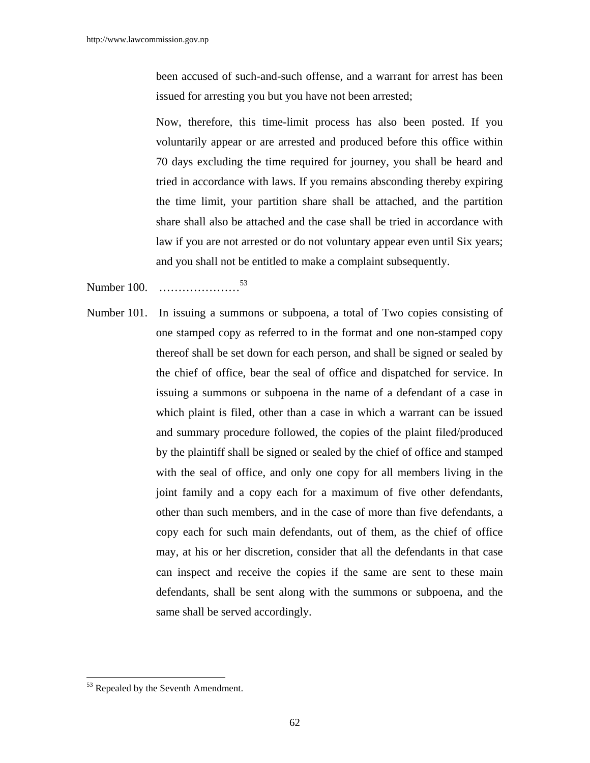been accused of such-and-such offense, and a warrant for arrest has been issued for arresting you but you have not been arrested;

Now, therefore, this time-limit process has also been posted. If you voluntarily appear or are arrested and produced before this office within 70 days excluding the time required for journey, you shall be heard and tried in accordance with laws. If you remains absconding thereby expiring the time limit, your partition share shall be attached, and the partition share shall also be attached and the case shall be tried in accordance with law if you are not arrested or do not voluntary appear even until Six years; and you shall not be entitled to make a complaint subsequently.

Number 100. …………………[53]

Number 101. In issuing a summons or subpoena, a total of Two copies consisting of one stamped copy as referred to in the format and one non-stamped copy thereof shall be set down for each person, and shall be signed or sealed by the chief of office, bear the seal of office and dispatched for service. In issuing a summons or subpoena in the name of a defendant of a case in which plaint is filed, other than a case in which a warrant can be issued and summary procedure followed, the copies of the plaint filed/produced by the plaintiff shall be signed or sealed by the chief of office and stamped with the seal of office, and only one copy for all members living in the joint family and a copy each for a maximum of five other defendants, other than such members, and in the case of more than five defendants, a copy each for such main defendants, out of them, as the chief of office may, at his or her discretion, consider that all the defendants in that case can inspect and receive the copies if the same are sent to these main defendants, shall be sent along with the summons or subpoena, and the same shall be served accordingly.

---

[53] Repealed by the Seventh Amendment.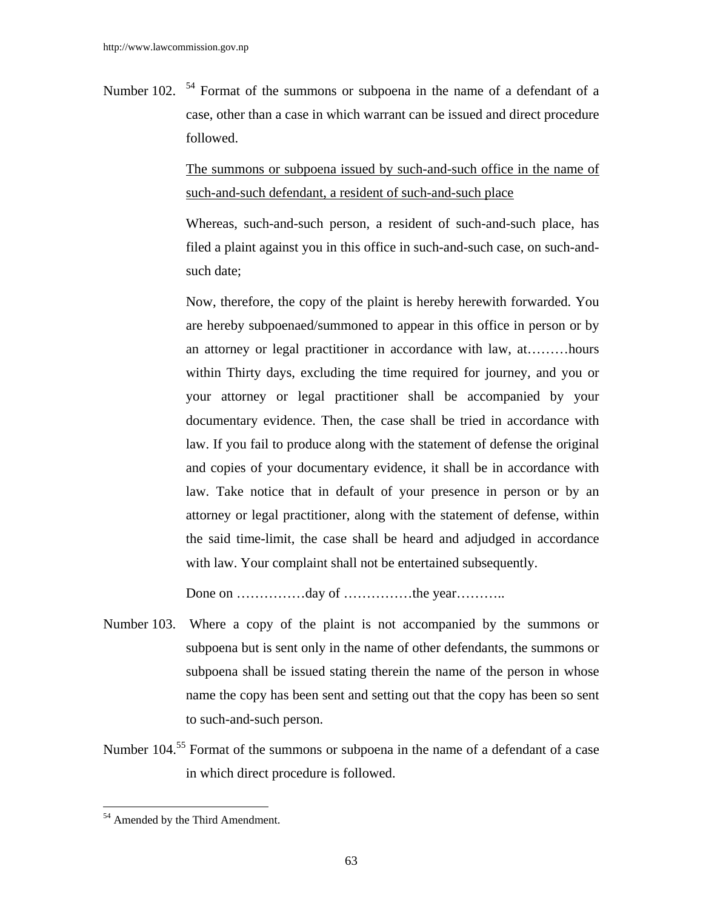Number 102. [54] Format of the summons or subpoena in the name of a defendant of a case, other than a case in which warrant can be issued and direct procedure followed.

<u>The summons or subpoena issued by such-and-such office in the name of such-and-such defendant, a resident of such-and-such place</u>

Whereas, such-and-such person, a resident of such-and-such place, has filed a plaint against you in this office in such-and-such case, on such-and-such date;

Now, therefore, the copy of the plaint is hereby herewith forwarded. You are hereby subpoenaed/summoned to appear in this office in person or by an attorney or legal practitioner in accordance with law, at………hours within Thirty days, excluding the time required for journey, and you or your attorney or legal practitioner shall be accompanied by your documentary evidence. Then, the case shall be tried in accordance with law. If you fail to produce along with the statement of defense the original and copies of your documentary evidence, it shall be in accordance with law. Take notice that in default of your presence in person or by an attorney or legal practitioner, along with the statement of defense, within the said time-limit, the case shall be heard and adjudged in accordance with law. Your complaint shall not be entertained subsequently.

Done on ……………day of ……………the year………..

Number 103. Where a copy of the plaint is not accompanied by the summons or subpoena but is sent only in the name of other defendants, the summons or subpoena shall be issued stating therein the name of the person in whose name the copy has been sent and setting out that the copy has been so sent to such-and-such person.

Number 104.[55] Format of the summons or subpoena in the name of a defendant of a case in which direct procedure is followed.

---

[54] Amended by the Third Amendment.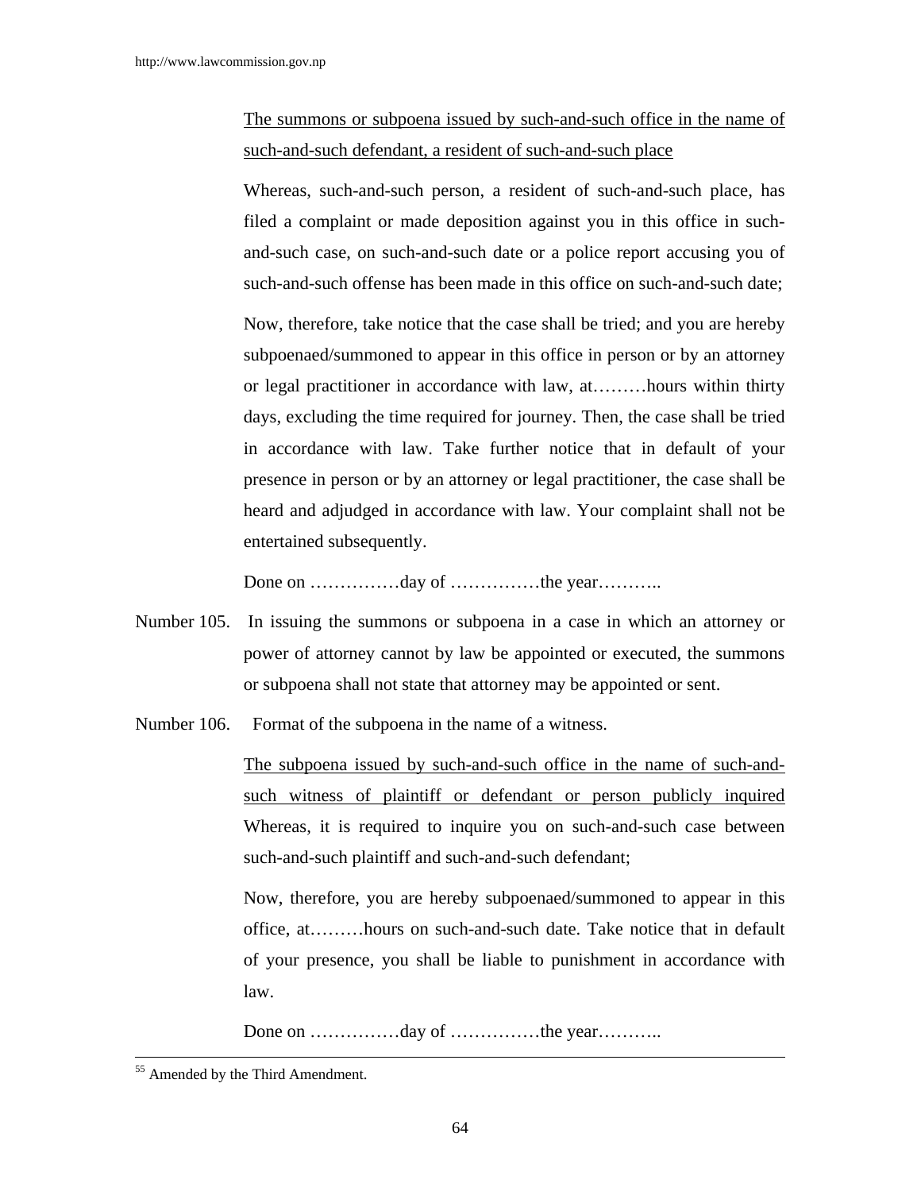The summons or subpoena issued by such-and-such office in the name of such-and-such defendant, a resident of such-and-such place

Whereas, such-and-such person, a resident of such-and-such place, has filed a complaint or made deposition against you in this office in such-and-such case, on such-and-such date or a police report accusing you of such-and-such offense has been made in this office on such-and-such date;

Now, therefore, take notice that the case shall be tried; and you are hereby subpoenaed/summoned to appear in this office in person or by an attorney or legal practitioner in accordance with law, at………hours within thirty days, excluding the time required for journey. Then, the case shall be tried in accordance with law. Take further notice that in default of your presence in person or by an attorney or legal practitioner, the case shall be heard and adjudged in accordance with law. Your complaint shall not be entertained subsequently.

Done on ……………day of ……………the year………..

Number 105. In issuing the summons or subpoena in a case in which an attorney or power of attorney cannot by law be appointed or executed, the summons or subpoena shall not state that attorney may be appointed or sent.

Number 106. Format of the subpoena in the name of a witness.

The subpoena issued by such-and-such office in the name of such-and-such witness of plaintiff or defendant or person publicly inquired

Whereas, it is required to inquire you on such-and-such case between such-and-such plaintiff and such-and-such defendant;

Now, therefore, you are hereby subpoenaed/summoned to appear in this office, at………hours on such-and-such date. Take notice that in default of your presence, you shall be liable to punishment in accordance with law.

Done on ……………day of ……………the year………..

---

[55] Amended by the Third Amendment.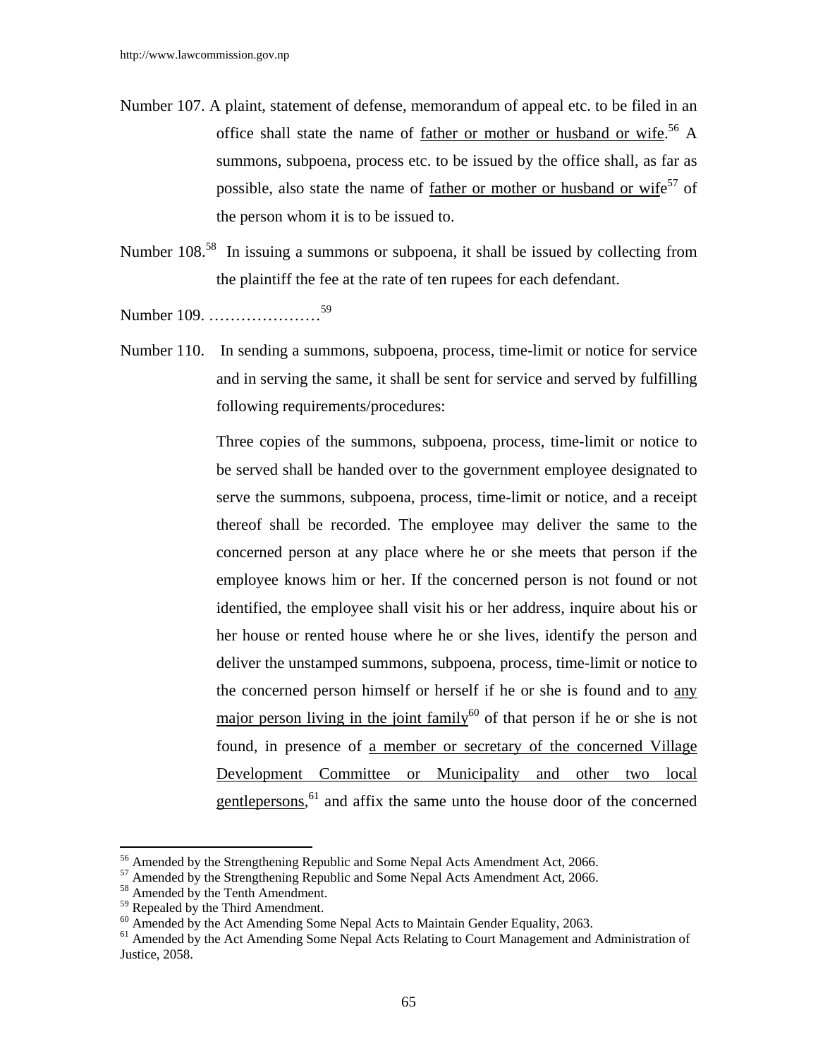Number 107. A plaint, statement of defense, memorandum of appeal etc. to be filed in an office shall state the name of father or mother or husband or wife.[56] A summons, subpoena, process etc. to be issued by the office shall, as far as possible, also state the name of father or mother or husband or wife[57] of the person whom it is to be issued to.

Number 108.[58] In issuing a summons or subpoena, it shall be issued by collecting from the plaintiff the fee at the rate of ten rupees for each defendant.

Number 109. …………………[59]

Number 110. In sending a summons, subpoena, process, time-limit or notice for service and in serving the same, it shall be sent for service and served by fulfilling following requirements/procedures:

Three copies of the summons, subpoena, process, time-limit or notice to be served shall be handed over to the government employee designated to serve the summons, subpoena, process, time-limit or notice, and a receipt thereof shall be recorded. The employee may deliver the same to the concerned person at any place where he or she meets that person if the employee knows him or her. If the concerned person is not found or not identified, the employee shall visit his or her address, inquire about his or her house or rented house where he or she lives, identify the person and deliver the unstamped summons, subpoena, process, time-limit or notice to the concerned person himself or herself if he or she is found and to any major person living in the joint family[60] of that person if he or she is not found, in presence of a member or secretary of the concerned Village Development Committee or Municipality and other two local gentlepersons,[61] and affix the same unto the house door of the concerned

---

[56] Amended by the Strengthening Republic and Some Nepal Acts Amendment Act, 2066.
[57] Amended by the Strengthening Republic and Some Nepal Acts Amendment Act, 2066.
[58] Amended by the Tenth Amendment.
[59] Repealed by the Third Amendment.
[60] Amended by the Act Amending Some Nepal Acts to Maintain Gender Equality, 2063.
[61] Amended by the Act Amending Some Nepal Acts Relating to Court Management and Administration of Justice, 2058.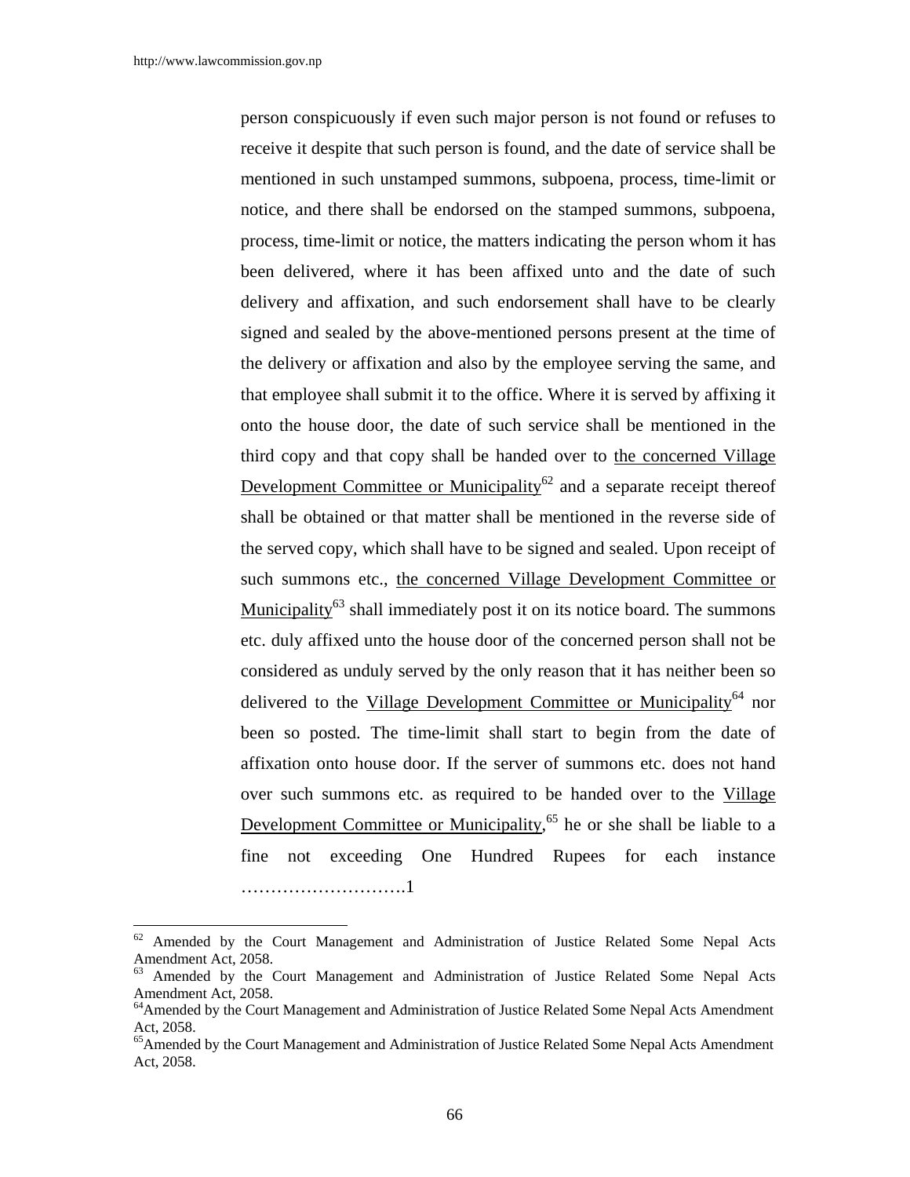person conspicuously if even such major person is not found or refuses to receive it despite that such person is found, and the date of service shall be mentioned in such unstamped summons, subpoena, process, time-limit or notice, and there shall be endorsed on the stamped summons, subpoena, process, time-limit or notice, the matters indicating the person whom it has been delivered, where it has been affixed unto and the date of such delivery and affixation, and such endorsement shall have to be clearly signed and sealed by the above-mentioned persons present at the time of the delivery or affixation and also by the employee serving the same, and that employee shall submit it to the office. Where it is served by affixing it onto the house door, the date of such service shall be mentioned in the third copy and that copy shall be handed over to the concerned Village Development Committee or Municipality[62] and a separate receipt thereof shall be obtained or that matter shall be mentioned in the reverse side of the served copy, which shall have to be signed and sealed. Upon receipt of such summons etc., the concerned Village Development Committee or Municipality[63] shall immediately post it on its notice board. The summons etc. duly affixed unto the house door of the concerned person shall not be considered as unduly served by the only reason that it has neither been so delivered to the Village Development Committee or Municipality[64] nor been so posted. The time-limit shall start to begin from the date of affixation onto house door. If the server of summons etc. does not hand over such summons etc. as required to be handed over to the Village Development Committee or Municipality,[65] he or she shall be liable to a fine not exceeding One Hundred Rupees for each instance ……………………….1

---

[62] Amended by the Court Management and Administration of Justice Related Some Nepal Acts Amendment Act, 2058.

[63] Amended by the Court Management and Administration of Justice Related Some Nepal Acts Amendment Act, 2058.

[64] Amended by the Court Management and Administration of Justice Related Some Nepal Acts Amendment Act, 2058.

[65] Amended by the Court Management and Administration of Justice Related Some Nepal Acts Amendment Act, 2058.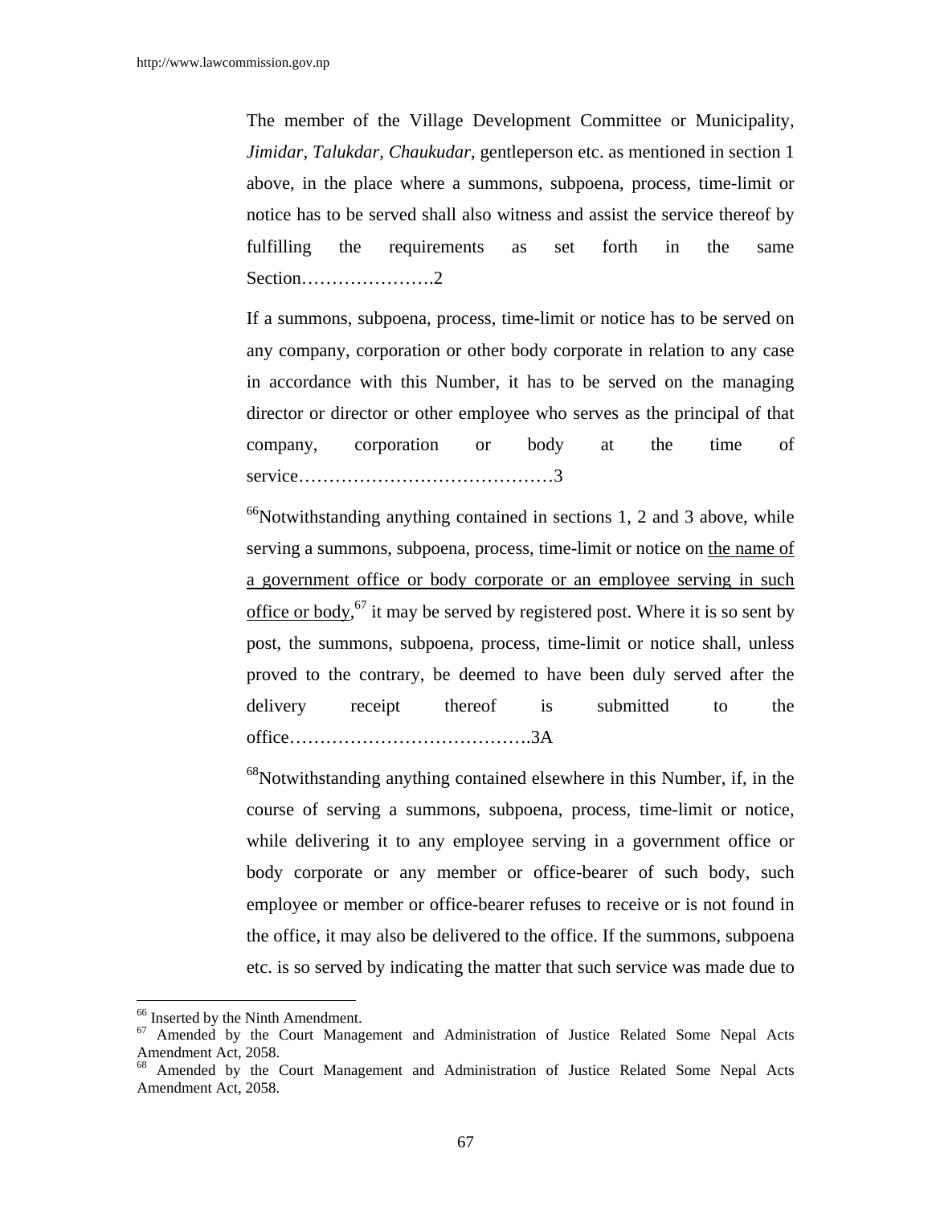The member of the Village Development Committee or Municipality, *Jimidar, Talukdar, Chaukudar*, gentleperson etc. as mentioned in section 1 above, in the place where a summons, subpoena, process, time-limit or notice has to be served shall also witness and assist the service thereof by fulfilling the requirements as set forth in the same Section………………….2

If a summons, subpoena, process, time-limit or notice has to be served on any company, corporation or other body corporate in relation to any case in accordance with this Number, it has to be served on the managing director or director or other employee who serves as the principal of that company, corporation or body at the time of service……………………………………3

[66]Notwithstanding anything contained in sections 1, 2 and 3 above, while serving a summons, subpoena, process, time-limit or notice on <u>the name of a government office or body corporate or an employee serving in such office or body</u>,[67] it may be served by registered post. Where it is so sent by post, the summons, subpoena, process, time-limit or notice shall, unless proved to the contrary, be deemed to have been duly served after the delivery receipt thereof is submitted to the office………………………………….3A

[68]Notwithstanding anything contained elsewhere in this Number, if, in the course of serving a summons, subpoena, process, time-limit or notice, while delivering it to any employee serving in a government office or body corporate or any member or office-bearer of such body, such employee or member or office-bearer refuses to receive or is not found in the office, it may also be delivered to the office. If the summons, subpoena etc. is so served by indicating the matter that such service was made due to

---

[66] Inserted by the Ninth Amendment.

[67] Amended by the Court Management and Administration of Justice Related Some Nepal Acts Amendment Act, 2058.

[68] Amended by the Court Management and Administration of Justice Related Some Nepal Acts Amendment Act, 2058.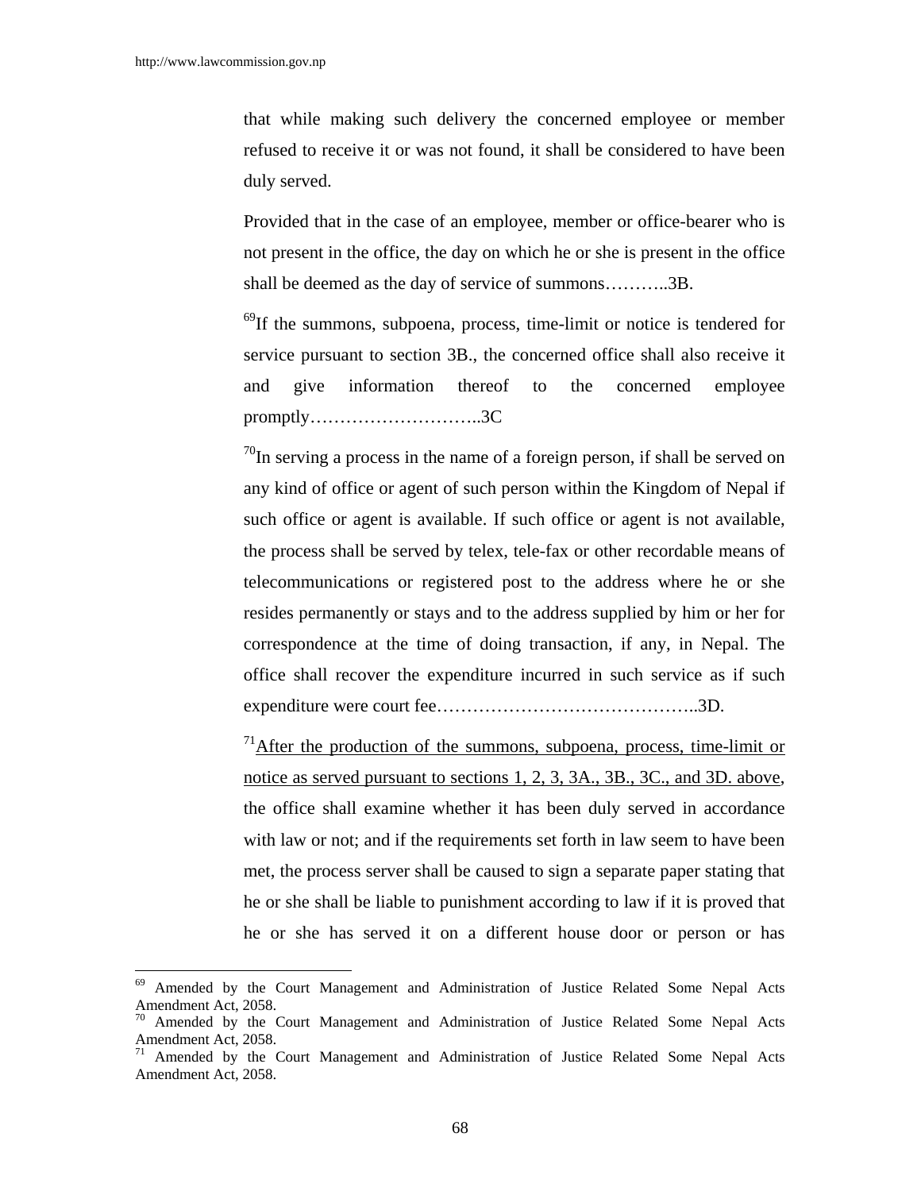that while making such delivery the concerned employee or member refused to receive it or was not found, it shall be considered to have been duly served.

Provided that in the case of an employee, member or office-bearer who is not present in the office, the day on which he or she is present in the office shall be deemed as the day of service of summons………..3B.

[69]If the summons, subpoena, process, time-limit or notice is tendered for service pursuant to section 3B., the concerned office shall also receive it and give information thereof to the concerned employee promptly………………………..3C

[70]In serving a process in the name of a foreign person, if shall be served on any kind of office or agent of such person within the Kingdom of Nepal if such office or agent is available. If such office or agent is not available, the process shall be served by telex, tele-fax or other recordable means of telecommunications or registered post to the address where he or she resides permanently or stays and to the address supplied by him or her for correspondence at the time of doing transaction, if any, in Nepal. The office shall recover the expenditure incurred in such service as if such expenditure were court fee……………………………………..3D.

[71]<u>After the production of the summons, subpoena, process, time-limit or notice as served pursuant to sections 1, 2, 3, 3A., 3B., 3C., and 3D. above</u>, the office shall examine whether it has been duly served in accordance with law or not; and if the requirements set forth in law seem to have been met, the process server shall be caused to sign a separate paper stating that he or she shall be liable to punishment according to law if it is proved that he or she has served it on a different house door or person or has

---

[69] Amended by the Court Management and Administration of Justice Related Some Nepal Acts Amendment Act, 2058.

[70] Amended by the Court Management and Administration of Justice Related Some Nepal Acts Amendment Act, 2058.

[71] Amended by the Court Management and Administration of Justice Related Some Nepal Acts Amendment Act, 2058.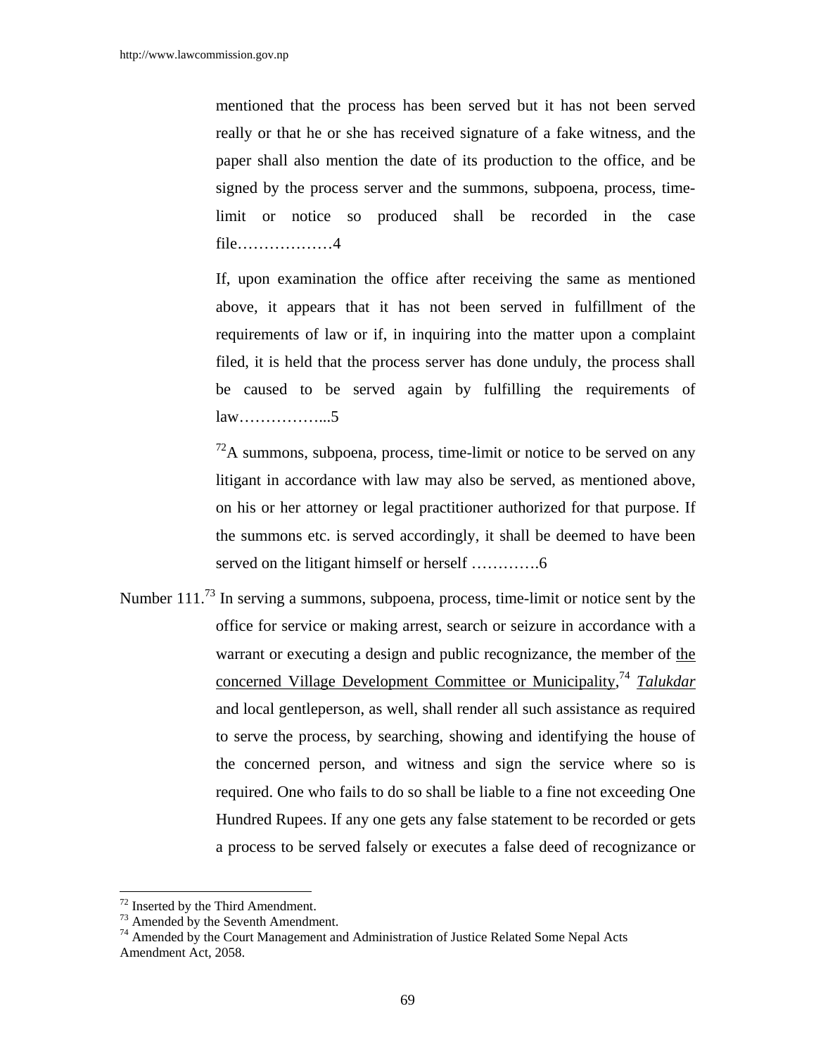mentioned that the process has been served but it has not been served really or that he or she has received signature of a fake witness, and the paper shall also mention the date of its production to the office, and be signed by the process server and the summons, subpoena, process, time-limit or notice so produced shall be recorded in the case file………………4

If, upon examination the office after receiving the same as mentioned above, it appears that it has not been served in fulfillment of the requirements of law or if, in inquiring into the matter upon a complaint filed, it is held that the process server has done unduly, the process shall be caused to be served again by fulfilling the requirements of law……………...5

[72]A summons, subpoena, process, time-limit or notice to be served on any litigant in accordance with law may also be served, as mentioned above, on his or her attorney or legal practitioner authorized for that purpose. If the summons etc. is served accordingly, it shall be deemed to have been served on the litigant himself or herself ………….6

Number 111.[73] In serving a summons, subpoena, process, time-limit or notice sent by the office for service or making arrest, search or seizure in accordance with a warrant or executing a design and public recognizance, the member of the concerned Village Development Committee or Municipality,[74] *Talukdar* and local gentleperson, as well, shall render all such assistance as required to serve the process, by searching, showing and identifying the house of the concerned person, and witness and sign the service where so is required. One who fails to do so shall be liable to a fine not exceeding One Hundred Rupees. If any one gets any false statement to be recorded or gets a process to be served falsely or executes a false deed of recognizance or

---

[72] Inserted by the Third Amendment.

[73] Amended by the Seventh Amendment.

[74] Amended by the Court Management and Administration of Justice Related Some Nepal Acts Amendment Act, 2058.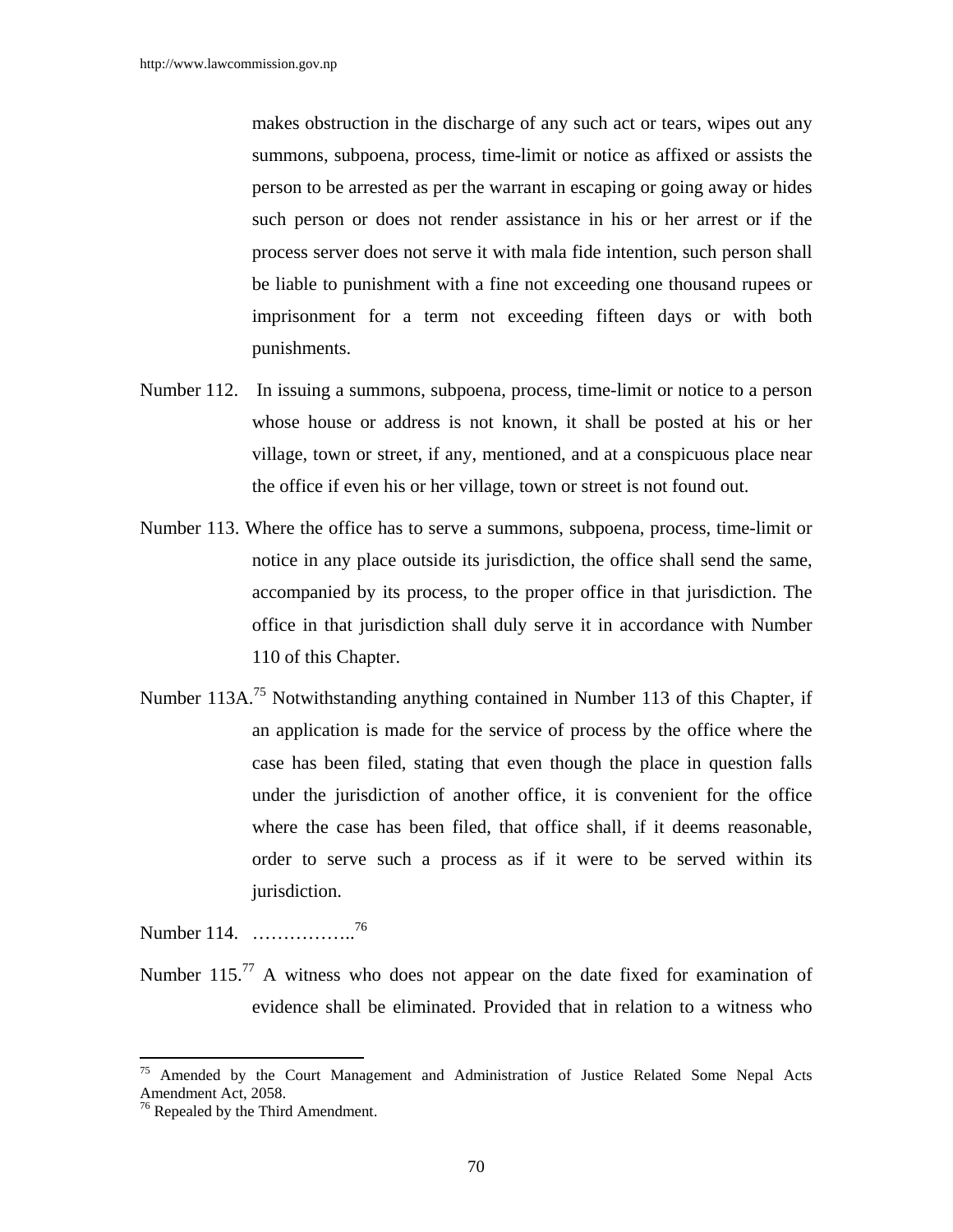makes obstruction in the discharge of any such act or tears, wipes out any summons, subpoena, process, time-limit or notice as affixed or assists the person to be arrested as per the warrant in escaping or going away or hides such person or does not render assistance in his or her arrest or if the process server does not serve it with mala fide intention, such person shall be liable to punishment with a fine not exceeding one thousand rupees or imprisonment for a term not exceeding fifteen days or with both punishments.

Number 112. In issuing a summons, subpoena, process, time-limit or notice to a person whose house or address is not known, it shall be posted at his or her village, town or street, if any, mentioned, and at a conspicuous place near the office if even his or her village, town or street is not found out.

Number 113. Where the office has to serve a summons, subpoena, process, time-limit or notice in any place outside its jurisdiction, the office shall send the same, accompanied by its process, to the proper office in that jurisdiction. The office in that jurisdiction shall duly serve it in accordance with Number 110 of this Chapter.

Number 113A.[75] Notwithstanding anything contained in Number 113 of this Chapter, if an application is made for the service of process by the office where the case has been filed, stating that even though the place in question falls under the jurisdiction of another office, it is convenient for the office where the case has been filed, that office shall, if it deems reasonable, order to serve such a process as if it were to be served within its jurisdiction.

Number 114. ……………..[76]

Number 115.[77] A witness who does not appear on the date fixed for examination of evidence shall be eliminated. Provided that in relation to a witness who

---

[75] Amended by the Court Management and Administration of Justice Related Some Nepal Acts Amendment Act, 2058.

[76] Repealed by the Third Amendment.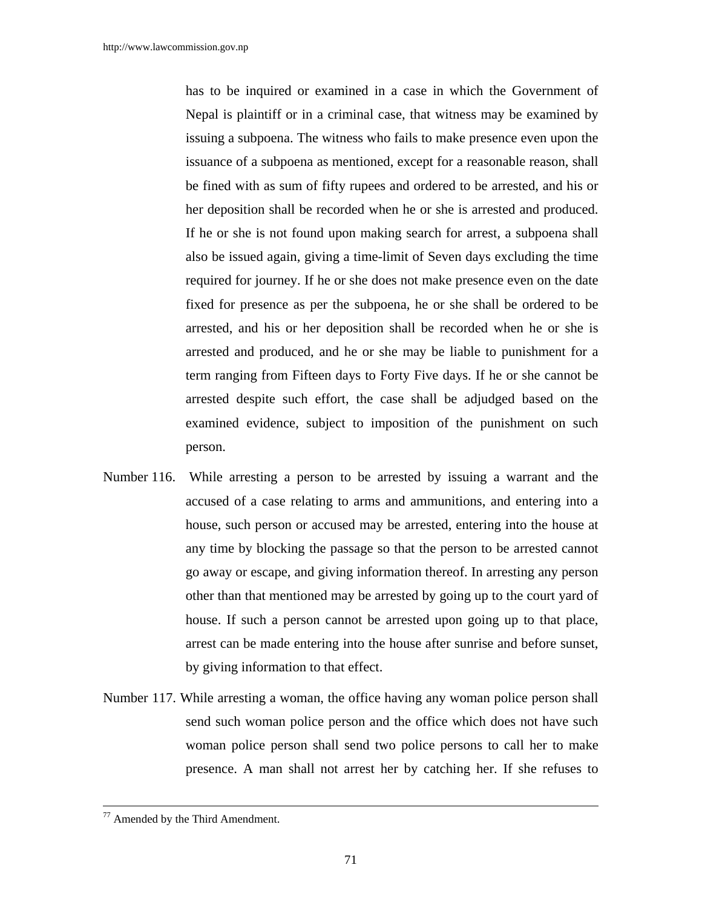has to be inquired or examined in a case in which the Government of Nepal is plaintiff or in a criminal case, that witness may be examined by issuing a subpoena. The witness who fails to make presence even upon the issuance of a subpoena as mentioned, except for a reasonable reason, shall be fined with as sum of fifty rupees and ordered to be arrested, and his or her deposition shall be recorded when he or she is arrested and produced. If he or she is not found upon making search for arrest, a subpoena shall also be issued again, giving a time-limit of Seven days excluding the time required for journey. If he or she does not make presence even on the date fixed for presence as per the subpoena, he or she shall be ordered to be arrested, and his or her deposition shall be recorded when he or she is arrested and produced, and he or she may be liable to punishment for a term ranging from Fifteen days to Forty Five days. If he or she cannot be arrested despite such effort, the case shall be adjudged based on the examined evidence, subject to imposition of the punishment on such person.

Number 116. While arresting a person to be arrested by issuing a warrant and the accused of a case relating to arms and ammunitions, and entering into a house, such person or accused may be arrested, entering into the house at any time by blocking the passage so that the person to be arrested cannot go away or escape, and giving information thereof. In arresting any person other than that mentioned may be arrested by going up to the court yard of house. If such a person cannot be arrested upon going up to that place, arrest can be made entering into the house after sunrise and before sunset, by giving information to that effect.

Number 117. While arresting a woman, the office having any woman police person shall send such woman police person and the office which does not have such woman police person shall send two police persons to call her to make presence. A man shall not arrest her by catching her. If she refuses to

---

[77] Amended by the Third Amendment.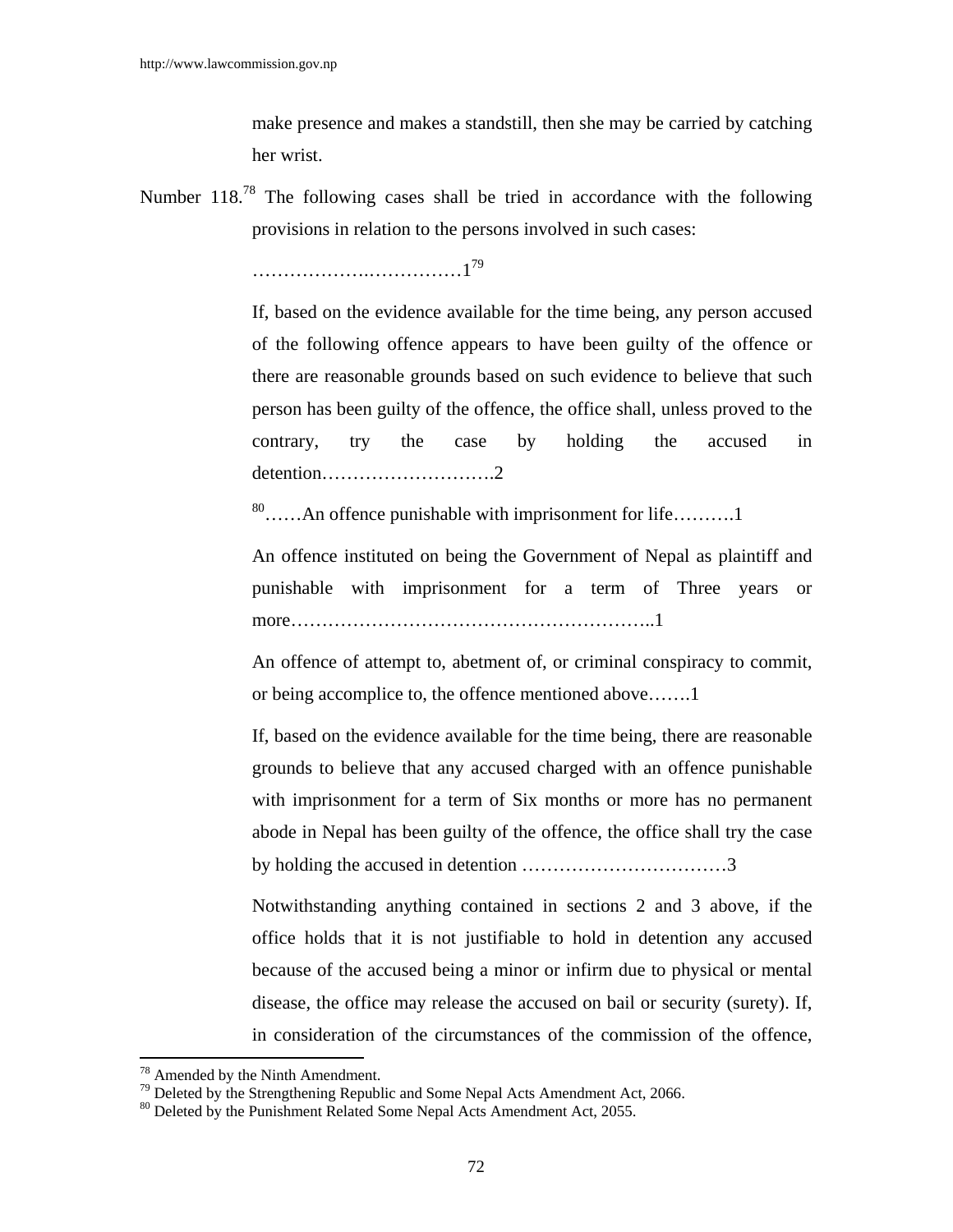make presence and makes a standstill, then she may be carried by catching her wrist.

Number 118.[78] The following cases shall be tried in accordance with the following provisions in relation to the persons involved in such cases:

……………….……………1[79]

If, based on the evidence available for the time being, any person accused of the following offence appears to have been guilty of the offence or there are reasonable grounds based on such evidence to believe that such person has been guilty of the offence, the office shall, unless proved to the contrary, try the case by holding the accused in detention……………………….2

[80]……An offence punishable with imprisonment for life……….1

An offence instituted on being the Government of Nepal as plaintiff and punishable with imprisonment for a term of Three years or more………………………………………………..1

An offence of attempt to, abetment of, or criminal conspiracy to commit, or being accomplice to, the offence mentioned above…….1

If, based on the evidence available for the time being, there are reasonable grounds to believe that any accused charged with an offence punishable with imprisonment for a term of Six months or more has no permanent abode in Nepal has been guilty of the offence, the office shall try the case by holding the accused in detention ……………………………3

Notwithstanding anything contained in sections 2 and 3 above, if the office holds that it is not justifiable to hold in detention any accused because of the accused being a minor or infirm due to physical or mental disease, the office may release the accused on bail or security (surety). If, in consideration of the circumstances of the commission of the offence,

---

[78] Amended by the Ninth Amendment.

[79] Deleted by the Strengthening Republic and Some Nepal Acts Amendment Act, 2066.

[80] Deleted by the Punishment Related Some Nepal Acts Amendment Act, 2055.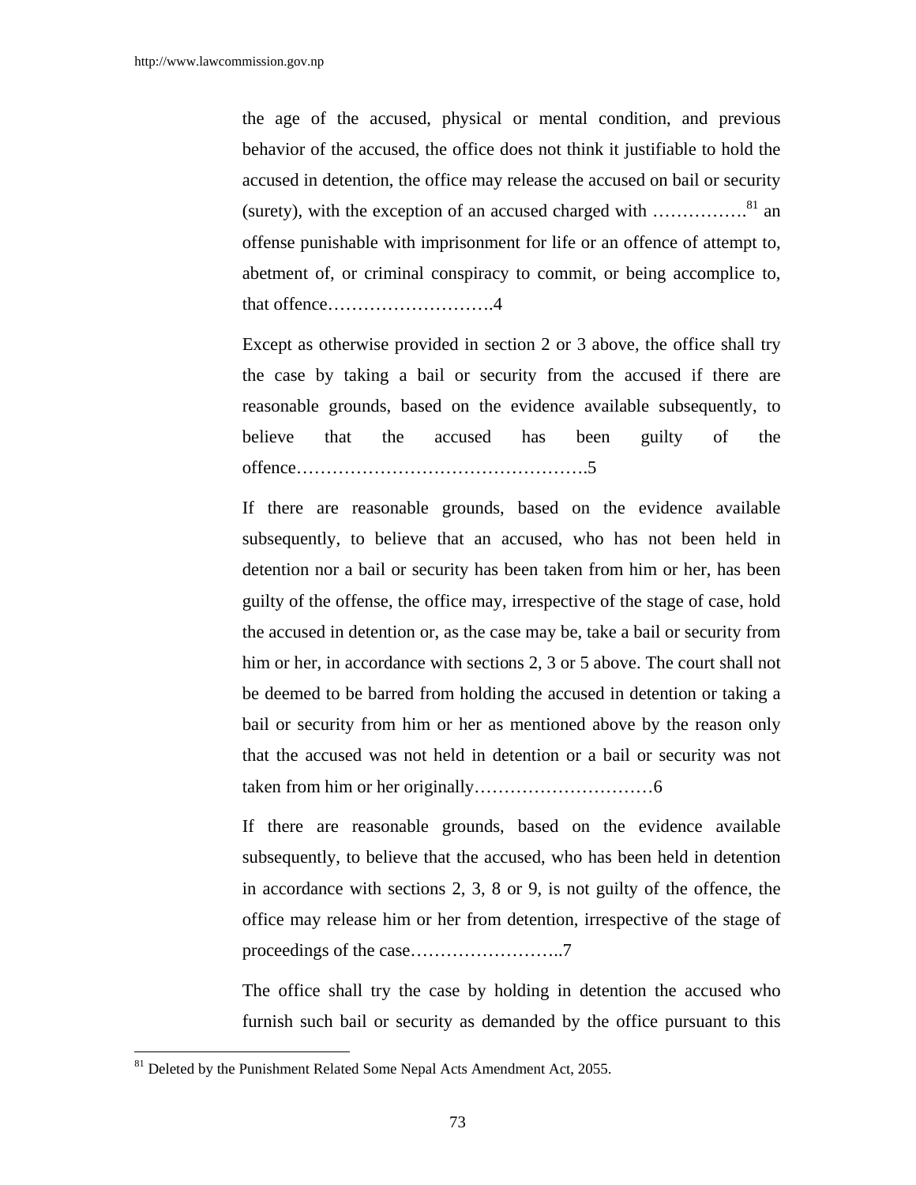the age of the accused, physical or mental condition, and previous behavior of the accused, the office does not think it justifiable to hold the accused in detention, the office may release the accused on bail or security (surety), with the exception of an accused charged with …………….[81] an offense punishable with imprisonment for life or an offence of attempt to, abetment of, or criminal conspiracy to commit, or being accomplice to, that offence……………………….4

Except as otherwise provided in section 2 or 3 above, the office shall try the case by taking a bail or security from the accused if there are reasonable grounds, based on the evidence available subsequently, to believe that the accused has been guilty of the offence………………………………………….5

If there are reasonable grounds, based on the evidence available subsequently, to believe that an accused, who has not been held in detention nor a bail or security has been taken from him or her, has been guilty of the offense, the office may, irrespective of the stage of case, hold the accused in detention or, as the case may be, take a bail or security from him or her, in accordance with sections 2, 3 or 5 above. The court shall not be deemed to be barred from holding the accused in detention or taking a bail or security from him or her as mentioned above by the reason only that the accused was not held in detention or a bail or security was not taken from him or her originally…………………………6

If there are reasonable grounds, based on the evidence available subsequently, to believe that the accused, who has been held in detention in accordance with sections 2, 3, 8 or 9, is not guilty of the offence, the office may release him or her from detention, irrespective of the stage of proceedings of the case……………………..7

The office shall try the case by holding in detention the accused who furnish such bail or security as demanded by the office pursuant to this

[81] Deleted by the Punishment Related Some Nepal Acts Amendment Act, 2055.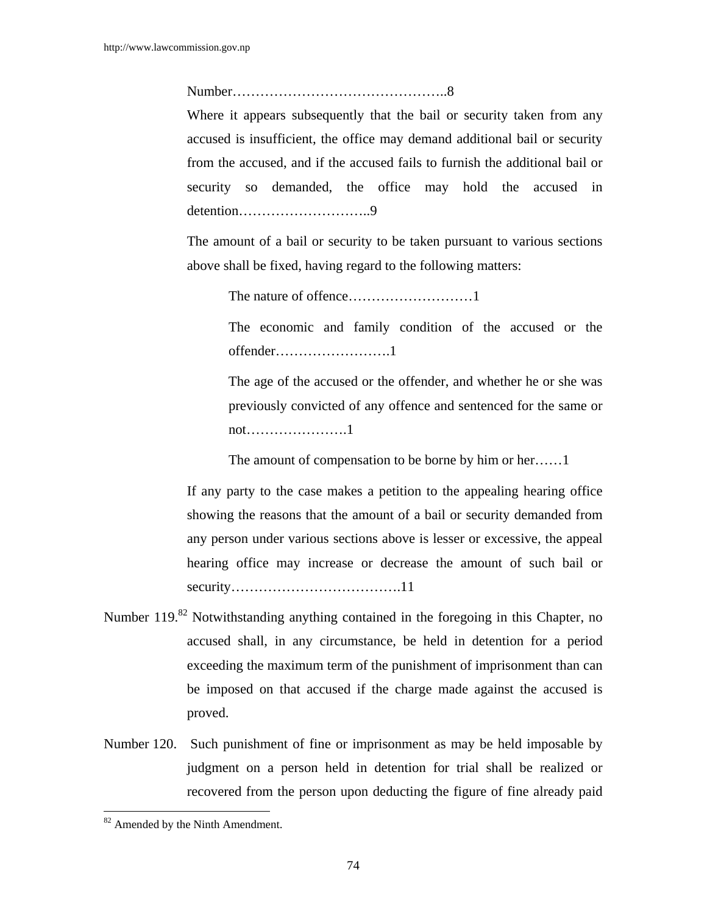Number………………………………………..8

Where it appears subsequently that the bail or security taken from any accused is insufficient, the office may demand additional bail or security from the accused, and if the accused fails to furnish the additional bail or security so demanded, the office may hold the accused in detention………………………..9

The amount of a bail or security to be taken pursuant to various sections above shall be fixed, having regard to the following matters:

The nature of offence………………………1

The economic and family condition of the accused or the offender…………………….1

The age of the accused or the offender, and whether he or she was previously convicted of any offence and sentenced for the same or not………………….1

The amount of compensation to be borne by him or her……1

If any party to the case makes a petition to the appealing hearing office showing the reasons that the amount of a bail or security demanded from any person under various sections above is lesser or excessive, the appeal hearing office may increase or decrease the amount of such bail or security……………………………….11

Number 119.[82] Notwithstanding anything contained in the foregoing in this Chapter, no accused shall, in any circumstance, be held in detention for a period exceeding the maximum term of the punishment of imprisonment than can be imposed on that accused if the charge made against the accused is proved.

Number 120. Such punishment of fine or imprisonment as may be held imposable by judgment on a person held in detention for trial shall be realized or recovered from the person upon deducting the figure of fine already paid

[82] Amended by the Ninth Amendment.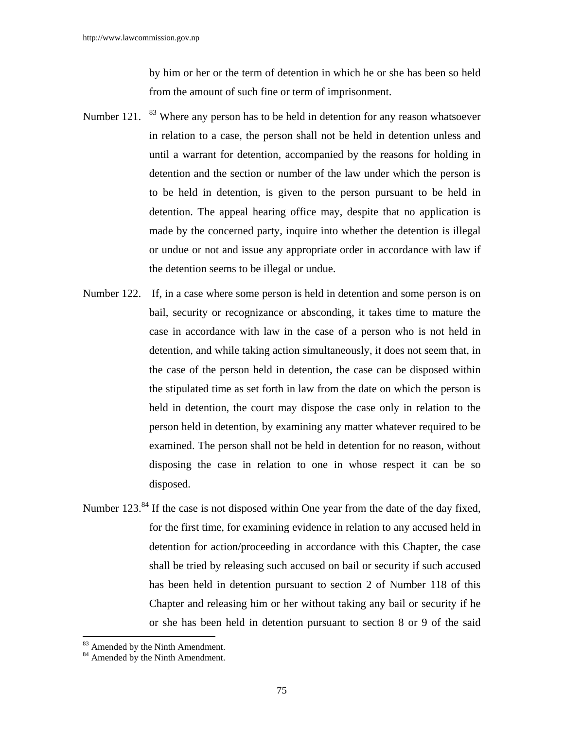by him or her or the term of detention in which he or she has been so held from the amount of such fine or term of imprisonment.

Number 121. [83] Where any person has to be held in detention for any reason whatsoever in relation to a case, the person shall not be held in detention unless and until a warrant for detention, accompanied by the reasons for holding in detention and the section or number of the law under which the person is to be held in detention, is given to the person pursuant to be held in detention. The appeal hearing office may, despite that no application is made by the concerned party, inquire into whether the detention is illegal or undue or not and issue any appropriate order in accordance with law if the detention seems to be illegal or undue.

Number 122. If, in a case where some person is held in detention and some person is on bail, security or recognizance or absconding, it takes time to mature the case in accordance with law in the case of a person who is not held in detention, and while taking action simultaneously, it does not seem that, in the case of the person held in detention, the case can be disposed within the stipulated time as set forth in law from the date on which the person is held in detention, the court may dispose the case only in relation to the person held in detention, by examining any matter whatever required to be examined. The person shall not be held in detention for no reason, without disposing the case in relation to one in whose respect it can be so disposed.

Number 123.[84] If the case is not disposed within One year from the date of the day fixed, for the first time, for examining evidence in relation to any accused held in detention for action/proceeding in accordance with this Chapter, the case shall be tried by releasing such accused on bail or security if such accused has been held in detention pursuant to section 2 of Number 118 of this Chapter and releasing him or her without taking any bail or security if he or she has been held in detention pursuant to section 8 or 9 of the said

---

[83] Amended by the Ninth Amendment.

[84] Amended by the Ninth Amendment.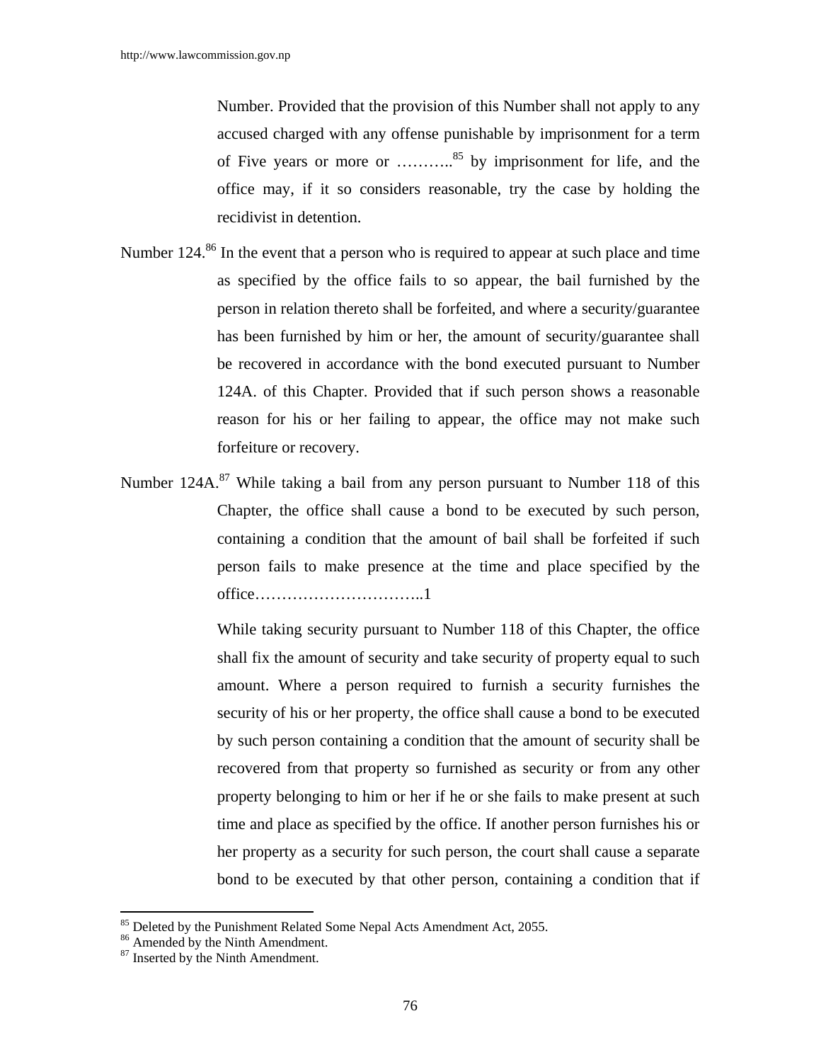Number. Provided that the provision of this Number shall not apply to any accused charged with any offense punishable by imprisonment for a term of Five years or more or ………..[85] by imprisonment for life, and the office may, if it so considers reasonable, try the case by holding the recidivist in detention.

Number 124.[86] In the event that a person who is required to appear at such place and time as specified by the office fails to so appear, the bail furnished by the person in relation thereto shall be forfeited, and where a security/guarantee has been furnished by him or her, the amount of security/guarantee shall be recovered in accordance with the bond executed pursuant to Number 124A. of this Chapter. Provided that if such person shows a reasonable reason for his or her failing to appear, the office may not make such forfeiture or recovery.

Number 124A.[87] While taking a bail from any person pursuant to Number 118 of this Chapter, the office shall cause a bond to be executed by such person, containing a condition that the amount of bail shall be forfeited if such person fails to make presence at the time and place specified by the office…………………………..1

While taking security pursuant to Number 118 of this Chapter, the office shall fix the amount of security and take security of property equal to such amount. Where a person required to furnish a security furnishes the security of his or her property, the office shall cause a bond to be executed by such person containing a condition that the amount of security shall be recovered from that property so furnished as security or from any other property belonging to him or her if he or she fails to make present at such time and place as specified by the office. If another person furnishes his or her property as a security for such person, the court shall cause a separate bond to be executed by that other person, containing a condition that if

---

[85] Deleted by the Punishment Related Some Nepal Acts Amendment Act, 2055.
[86] Amended by the Ninth Amendment.
[87] Inserted by the Ninth Amendment.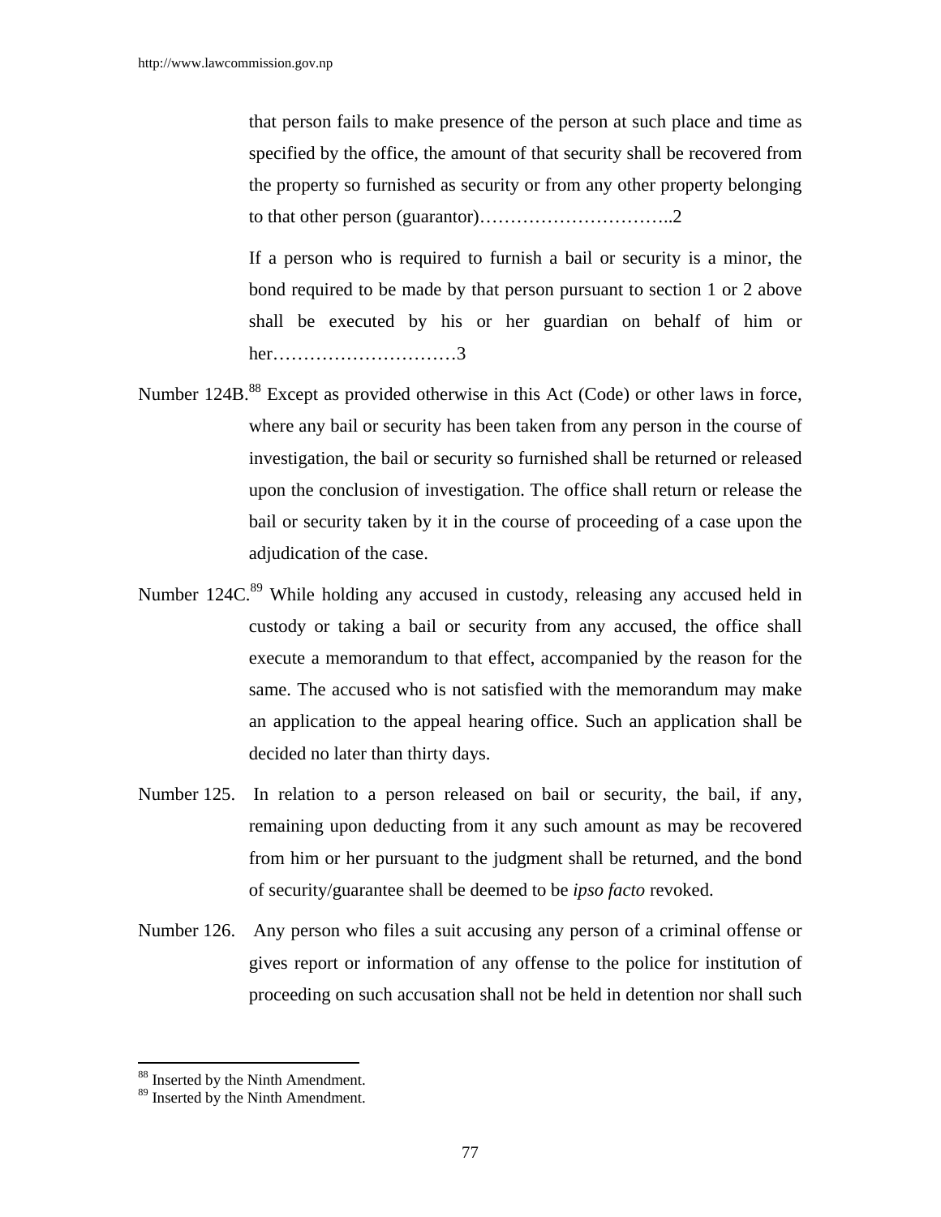that person fails to make presence of the person at such place and time as specified by the office, the amount of that security shall be recovered from the property so furnished as security or from any other property belonging to that other person (guarantor)…………………………..2

If a person who is required to furnish a bail or security is a minor, the bond required to be made by that person pursuant to section 1 or 2 above shall be executed by his or her guardian on behalf of him or her…………………………3

Number 124B.[88] Except as provided otherwise in this Act (Code) or other laws in force, where any bail or security has been taken from any person in the course of investigation, the bail or security so furnished shall be returned or released upon the conclusion of investigation. The office shall return or release the bail or security taken by it in the course of proceeding of a case upon the adjudication of the case.

Number 124C.[89] While holding any accused in custody, releasing any accused held in custody or taking a bail or security from any accused, the office shall execute a memorandum to that effect, accompanied by the reason for the same. The accused who is not satisfied with the memorandum may make an application to the appeal hearing office. Such an application shall be decided no later than thirty days.

Number 125. In relation to a person released on bail or security, the bail, if any, remaining upon deducting from it any such amount as may be recovered from him or her pursuant to the judgment shall be returned, and the bond of security/guarantee shall be deemed to be *ipso facto* revoked.

Number 126. Any person who files a suit accusing any person of a criminal offense or gives report or information of any offense to the police for institution of proceeding on such accusation shall not be held in detention nor shall such

[88] Inserted by the Ninth Amendment.
[89] Inserted by the Ninth Amendment.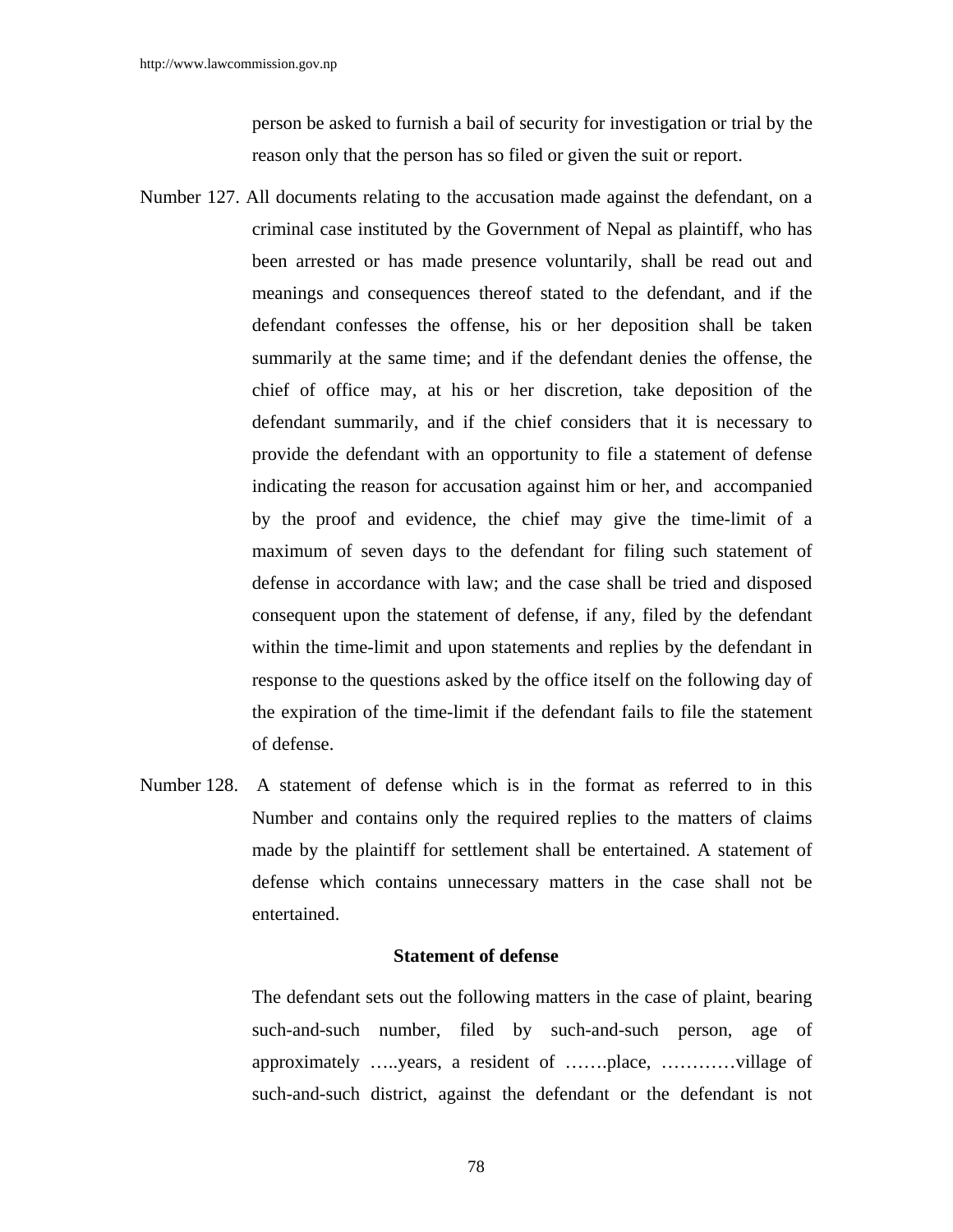person be asked to furnish a bail of security for investigation or trial by the reason only that the person has so filed or given the suit or report.

Number 127. All documents relating to the accusation made against the defendant, on a criminal case instituted by the Government of Nepal as plaintiff, who has been arrested or has made presence voluntarily, shall be read out and meanings and consequences thereof stated to the defendant, and if the defendant confesses the offense, his or her deposition shall be taken summarily at the same time; and if the defendant denies the offense, the chief of office may, at his or her discretion, take deposition of the defendant summarily, and if the chief considers that it is necessary to provide the defendant with an opportunity to file a statement of defense indicating the reason for accusation against him or her, and accompanied by the proof and evidence, the chief may give the time-limit of a maximum of seven days to the defendant for filing such statement of defense in accordance with law; and the case shall be tried and disposed consequent upon the statement of defense, if any, filed by the defendant within the time-limit and upon statements and replies by the defendant in response to the questions asked by the office itself on the following day of the expiration of the time-limit if the defendant fails to file the statement of defense.

Number 128. A statement of defense which is in the format as referred to in this Number and contains only the required replies to the matters of claims made by the plaintiff for settlement shall be entertained. A statement of defense which contains unnecessary matters in the case shall not be entertained.

**Statement of defense**

The defendant sets out the following matters in the case of plaint, bearing such-and-such number, filed by such-and-such person, age of approximately …..years, a resident of …….place, …………village of such-and-such district, against the defendant or the defendant is not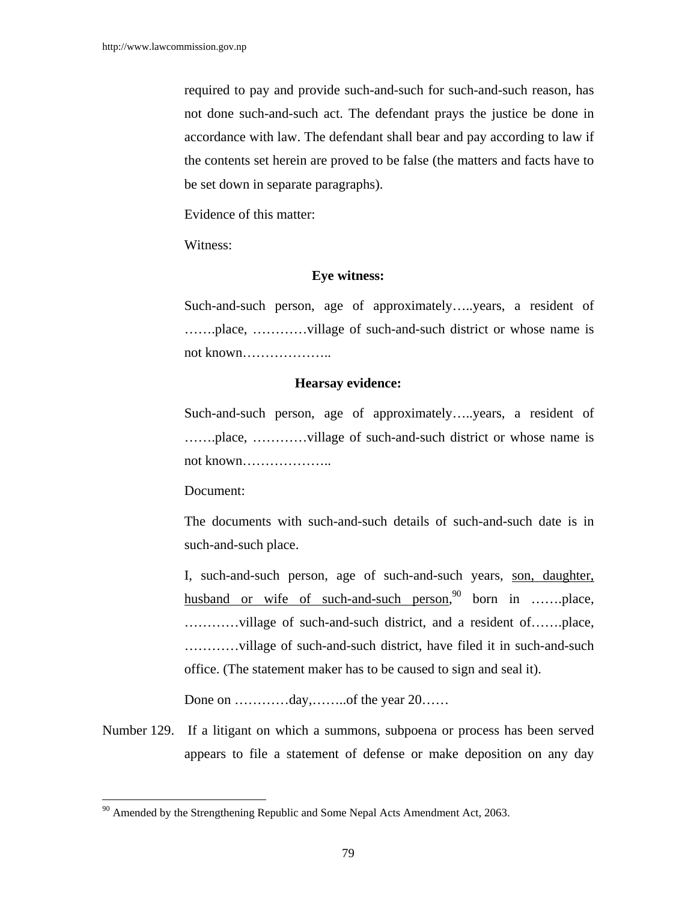required to pay and provide such-and-such for such-and-such reason, has not done such-and-such act. The defendant prays the justice be done in accordance with law. The defendant shall bear and pay according to law if the contents set herein are proved to be false (the matters and facts have to be set down in separate paragraphs).

Evidence of this matter:

Witness:

**Eye witness:**

Such-and-such person, age of approximately…..years, a resident of …….place, …………village of such-and-such district or whose name is not known………………..

**Hearsay evidence:**

Such-and-such person, age of approximately…..years, a resident of …….place, …………village of such-and-such district or whose name is not known………………..

Document:

The documents with such-and-such details of such-and-such date is in such-and-such place.

I, such-and-such person, age of such-and-such years, son, daughter, husband or wife of such-and-such person,[90] born in …….place, …………village of such-and-such district, and a resident of…….place, …………village of such-and-such district, have filed it in such-and-such office. (The statement maker has to be caused to sign and seal it).

Done on …………day,……..of the year 20……

Number 129. If a litigant on which a summons, subpoena or process has been served appears to file a statement of defense or make deposition on any day

---

[90] Amended by the Strengthening Republic and Some Nepal Acts Amendment Act, 2063.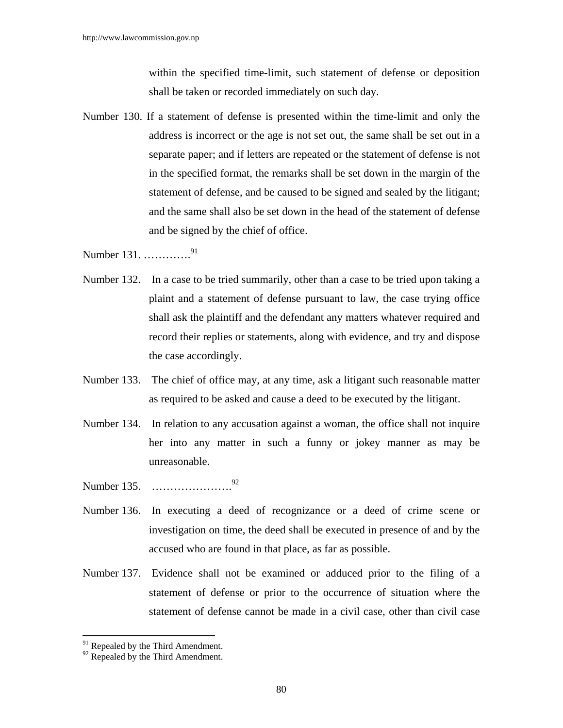within the specified time-limit, such statement of defense or deposition shall be taken or recorded immediately on such day.

Number 130. If a statement of defense is presented within the time-limit and only the address is incorrect or the age is not set out, the same shall be set out in a separate paper; and if letters are repeated or the statement of defense is not in the specified format, the remarks shall be set down in the margin of the statement of defense, and be caused to be signed and sealed by the litigant; and the same shall also be set down in the head of the statement of defense and be signed by the chief of office.

Number 131. ………….[91]

Number 132. In a case to be tried summarily, other than a case to be tried upon taking a plaint and a statement of defense pursuant to law, the case trying office shall ask the plaintiff and the defendant any matters whatever required and record their replies or statements, along with evidence, and try and dispose the case accordingly.

Number 133. The chief of office may, at any time, ask a litigant such reasonable matter as required to be asked and cause a deed to be executed by the litigant.

Number 134. In relation to any accusation against a woman, the office shall not inquire her into any matter in such a funny or jokey manner as may be unreasonable.

Number 135. ………………….[92]

Number 136. In executing a deed of recognizance or a deed of crime scene or investigation on time, the deed shall be executed in presence of and by the accused who are found in that place, as far as possible.

Number 137. Evidence shall not be examined or adduced prior to the filing of a statement of defense or prior to the occurrence of situation where the statement of defense cannot be made in a civil case, other than civil case

---

[91] Repealed by the Third Amendment.

[92] Repealed by the Third Amendment.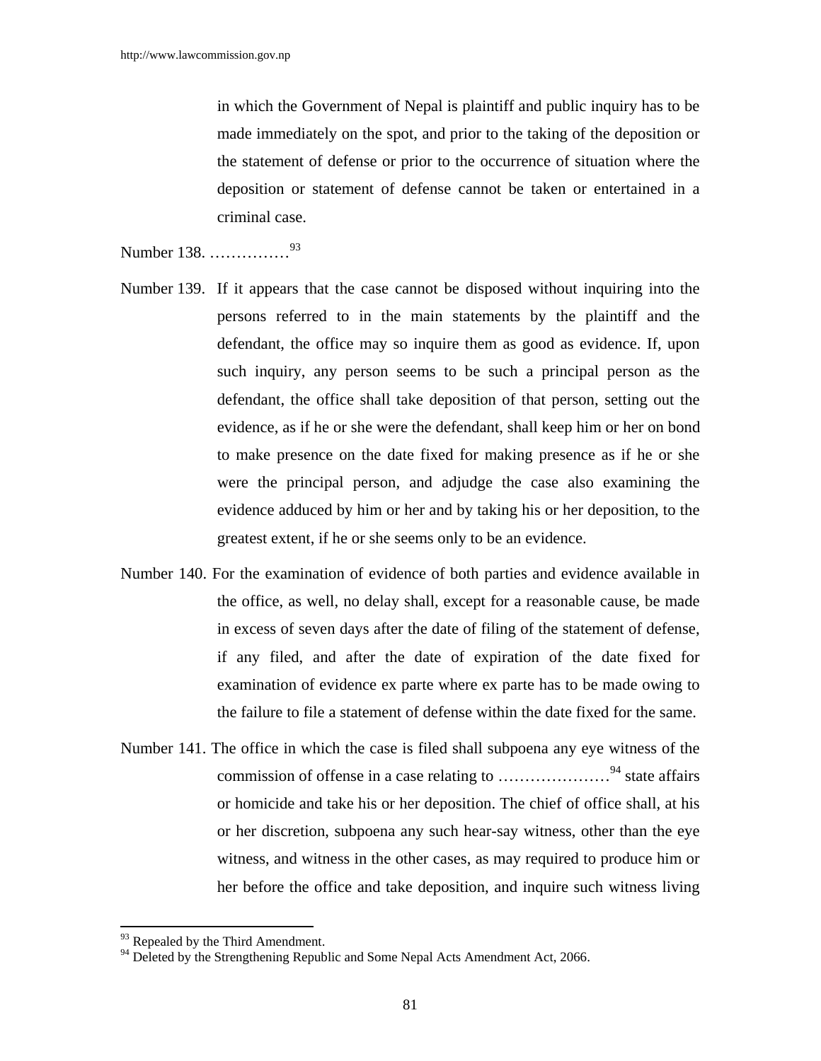in which the Government of Nepal is plaintiff and public inquiry has to be made immediately on the spot, and prior to the taking of the deposition or the statement of defense or prior to the occurrence of situation where the deposition or statement of defense cannot be taken or entertained in a criminal case.

Number 138. ……………[93]

Number 139. If it appears that the case cannot be disposed without inquiring into the persons referred to in the main statements by the plaintiff and the defendant, the office may so inquire them as good as evidence. If, upon such inquiry, any person seems to be such a principal person as the defendant, the office shall take deposition of that person, setting out the evidence, as if he or she were the defendant, shall keep him or her on bond to make presence on the date fixed for making presence as if he or she were the principal person, and adjudge the case also examining the evidence adduced by him or her and by taking his or her deposition, to the greatest extent, if he or she seems only to be an evidence.

Number 140. For the examination of evidence of both parties and evidence available in the office, as well, no delay shall, except for a reasonable cause, be made in excess of seven days after the date of filing of the statement of defense, if any filed, and after the date of expiration of the date fixed for examination of evidence ex parte where ex parte has to be made owing to the failure to file a statement of defense within the date fixed for the same.

Number 141. The office in which the case is filed shall subpoena any eye witness of the commission of offense in a case relating to …………………[94] state affairs or homicide and take his or her deposition. The chief of office shall, at his or her discretion, subpoena any such hear-say witness, other than the eye witness, and witness in the other cases, as may required to produce him or her before the office and take deposition, and inquire such witness living

---

[93] Repealed by the Third Amendment.

[94] Deleted by the Strengthening Republic and Some Nepal Acts Amendment Act, 2066.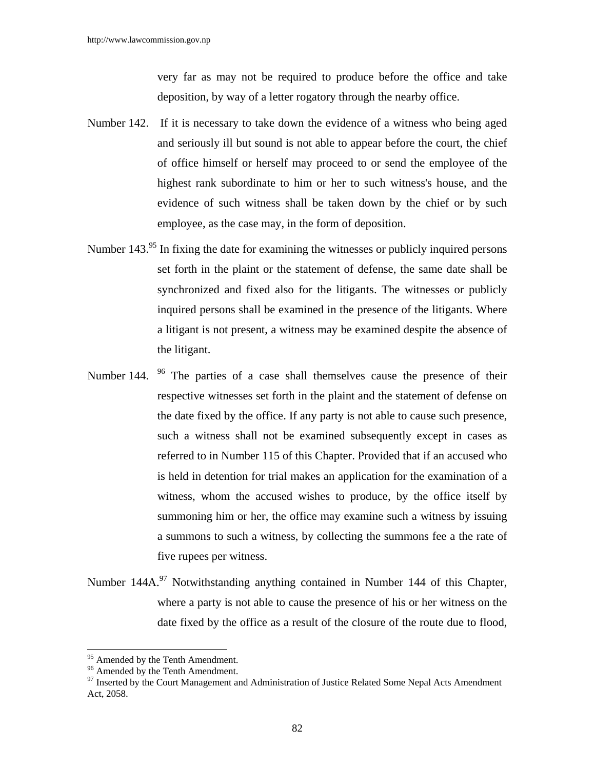very far as may not be required to produce before the office and take deposition, by way of a letter rogatory through the nearby office.

Number 142. If it is necessary to take down the evidence of a witness who being aged and seriously ill but sound is not able to appear before the court, the chief of office himself or herself may proceed to or send the employee of the highest rank subordinate to him or her to such witness's house, and the evidence of such witness shall be taken down by the chief or by such employee, as the case may, in the form of deposition.

Number 143.[95] In fixing the date for examining the witnesses or publicly inquired persons set forth in the plaint or the statement of defense, the same date shall be synchronized and fixed also for the litigants. The witnesses or publicly inquired persons shall be examined in the presence of the litigants. Where a litigant is not present, a witness may be examined despite the absence of the litigant.

Number 144. [96] The parties of a case shall themselves cause the presence of their respective witnesses set forth in the plaint and the statement of defense on the date fixed by the office. If any party is not able to cause such presence, such a witness shall not be examined subsequently except in cases as referred to in Number 115 of this Chapter. Provided that if an accused who is held in detention for trial makes an application for the examination of a witness, whom the accused wishes to produce, by the office itself by summoning him or her, the office may examine such a witness by issuing a summons to such a witness, by collecting the summons fee a the rate of five rupees per witness.

Number 144A.[97] Notwithstanding anything contained in Number 144 of this Chapter, where a party is not able to cause the presence of his or her witness on the date fixed by the office as a result of the closure of the route due to flood,

---

[95] Amended by the Tenth Amendment.
[96] Amended by the Tenth Amendment.
[97] Inserted by the Court Management and Administration of Justice Related Some Nepal Acts Amendment Act, 2058.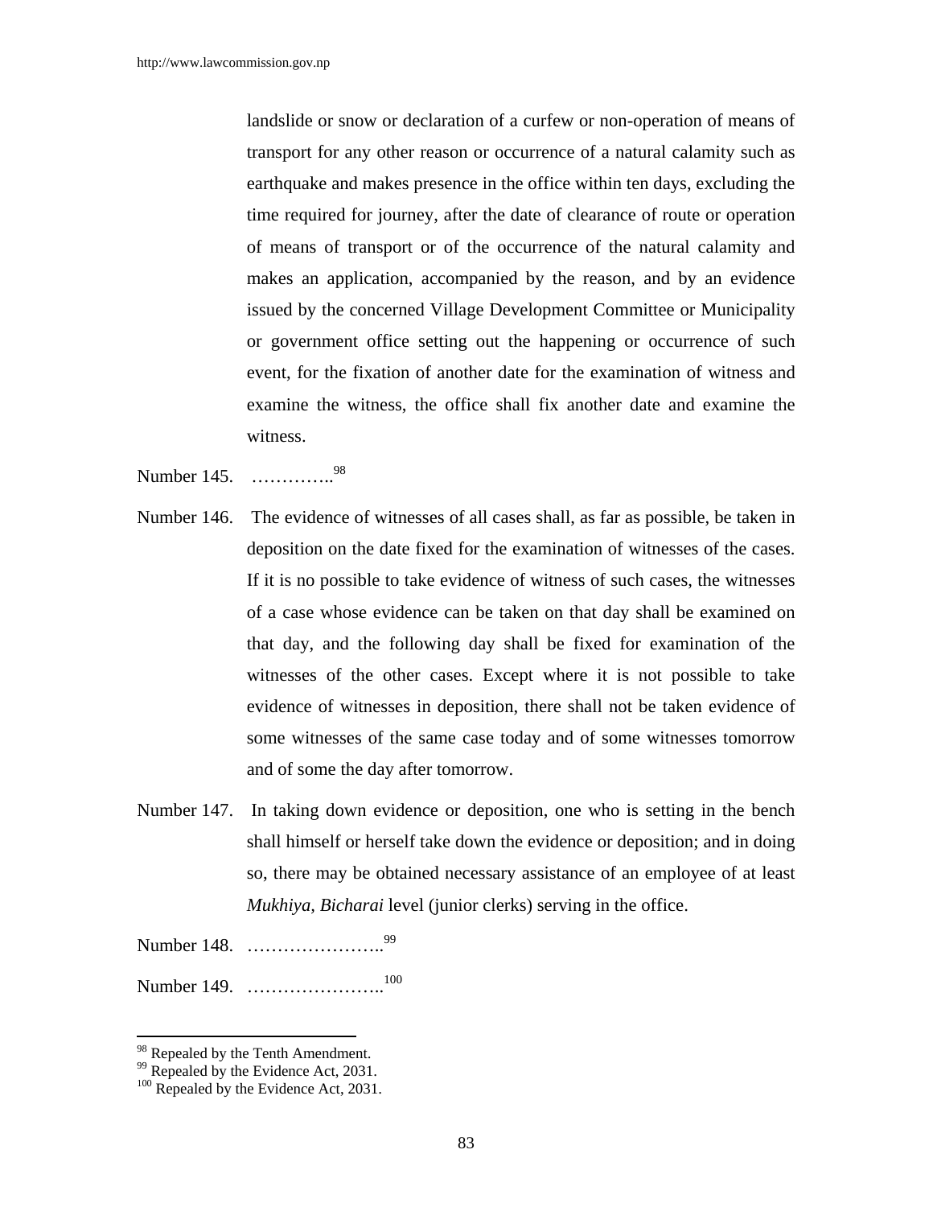landslide or snow or declaration of a curfew or non-operation of means of transport for any other reason or occurrence of a natural calamity such as earthquake and makes presence in the office within ten days, excluding the time required for journey, after the date of clearance of route or operation of means of transport or of the occurrence of the natural calamity and makes an application, accompanied by the reason, and by an evidence issued by the concerned Village Development Committee or Municipality or government office setting out the happening or occurrence of such event, for the fixation of another date for the examination of witness and examine the witness, the office shall fix another date and examine the witness.

Number 145. …………..[98]

Number 146. The evidence of witnesses of all cases shall, as far as possible, be taken in deposition on the date fixed for the examination of witnesses of the cases. If it is no possible to take evidence of witness of such cases, the witnesses of a case whose evidence can be taken on that day shall be examined on that day, and the following day shall be fixed for examination of the witnesses of the other cases. Except where it is not possible to take evidence of witnesses in deposition, there shall not be taken evidence of some witnesses of the same case today and of some witnesses tomorrow and of some the day after tomorrow.

Number 147. In taking down evidence or deposition, one who is setting in the bench shall himself or herself take down the evidence or deposition; and in doing so, there may be obtained necessary assistance of an employee of at least *Mukhiya, Bicharai* level (junior clerks) serving in the office.

Number 148. …………………..[99]

Number 149. …………………..[100]

---

[98] Repealed by the Tenth Amendment.
[99] Repealed by the Evidence Act, 2031.
[100] Repealed by the Evidence Act, 2031.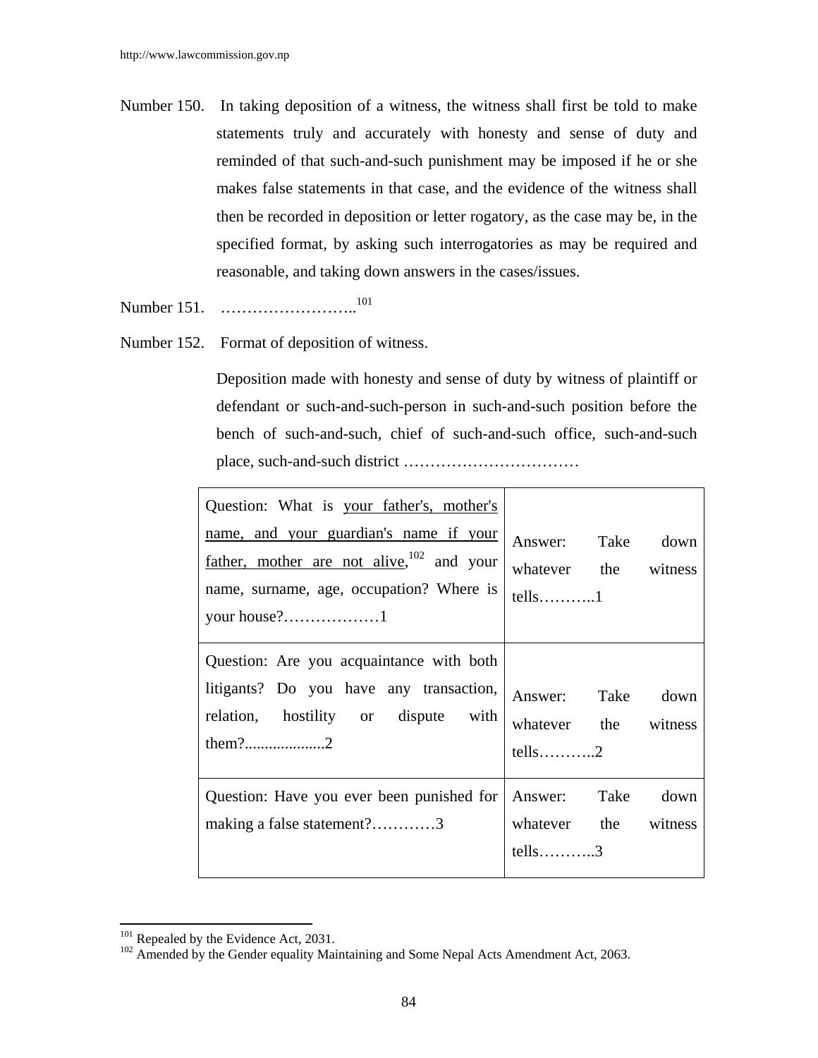Number 150. In taking deposition of a witness, the witness shall first be told to make statements truly and accurately with honesty and sense of duty and reminded of that such-and-such punishment may be imposed if he or she makes false statements in that case, and the evidence of the witness shall then be recorded in deposition or letter rogatory, as the case may be, in the specified format, by asking such interrogatories as may be required and reasonable, and taking down answers in the cases/issues.

Number 151. ……………………..[101]

Number 152. Format of deposition of witness.

Deposition made with honesty and sense of duty by witness of plaintiff or defendant or such-and-such-person in such-and-such position before the bench of such-and-such, chief of such-and-such office, such-and-such place, such-and-such district ……………………………

| Question | Answer |
|---|---|
| Question: What is <u>your father's, mother's name, and your guardian's name if your father, mother are not alive</u>,[102] and your name, surname, age, occupation? Where is your house?………………1 | Answer: Take down whatever the witness tells………..1 |
| Question: Are you acquaintance with both litigants? Do you have any transaction, relation, hostility or dispute with them?...................2 | Answer: Take down whatever the witness tells………..2 |
| Question: Have you ever been punished for making a false statement?…………3 | Answer: Take down whatever the witness tells………..3 |

---

[101] Repealed by the Evidence Act, 2031.

[102] Amended by the Gender equality Maintaining and Some Nepal Acts Amendment Act, 2063.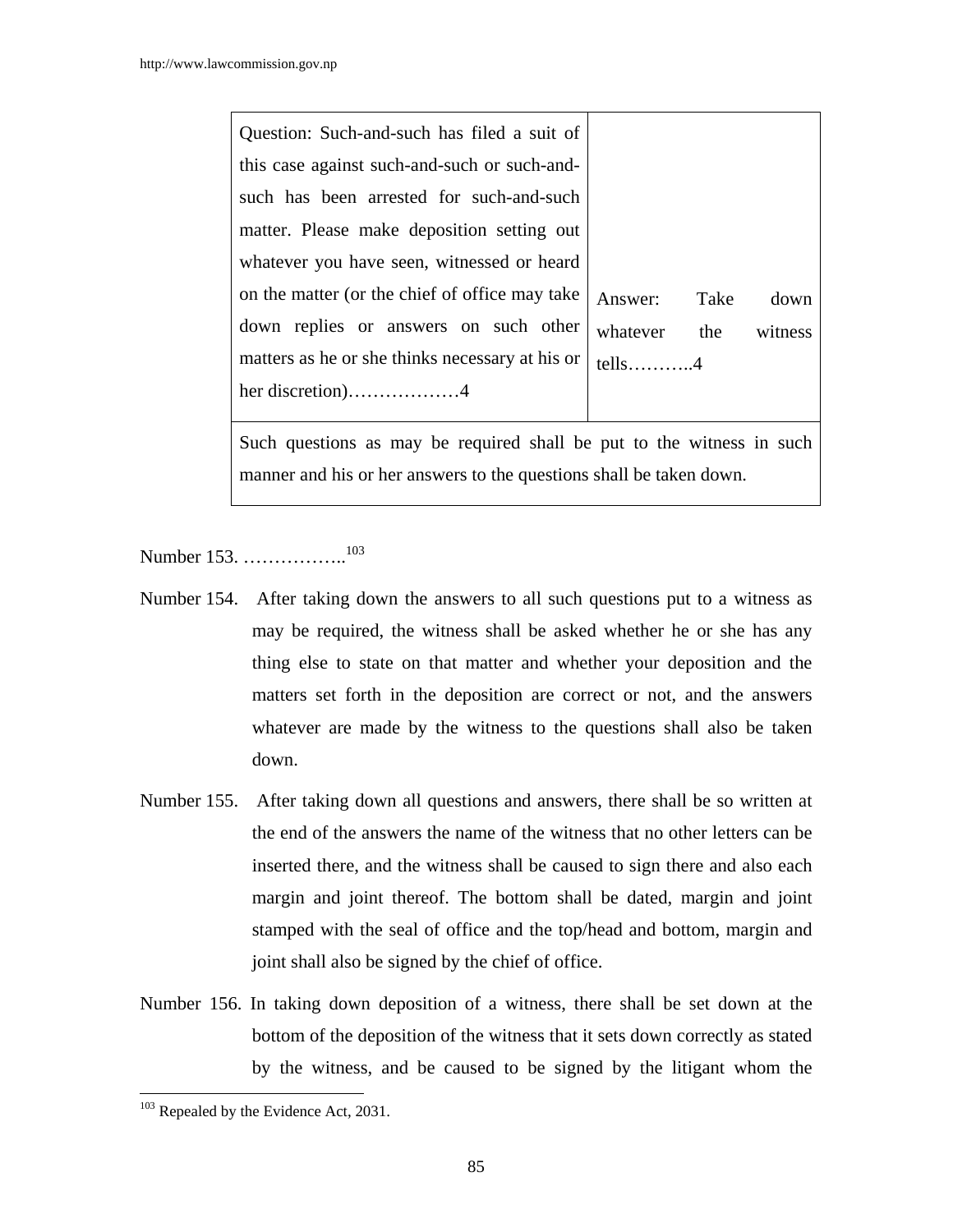| Question: Such-and-such has filed a suit of this case against such-and-such or such-and-such has been arrested for such-and-such matter. Please make deposition setting out whatever you have seen, witnessed or heard on the matter (or the chief of office may take down replies or answers on such other matters as he or she thinks necessary at his or her discretion)………………4 | Answer: Take down whatever the witness tells………..4 |
|---|---|
| Such questions as may be required shall be put to the witness in such manner and his or her answers to the questions shall be taken down. | |

Number 153. ……………..[103]

Number 154. After taking down the answers to all such questions put to a witness as may be required, the witness shall be asked whether he or she has any thing else to state on that matter and whether your deposition and the matters set forth in the deposition are correct or not, and the answers whatever are made by the witness to the questions shall also be taken down.

Number 155. After taking down all questions and answers, there shall be so written at the end of the answers the name of the witness that no other letters can be inserted there, and the witness shall be caused to sign there and also each margin and joint thereof. The bottom shall be dated, margin and joint stamped with the seal of office and the top/head and bottom, margin and joint shall also be signed by the chief of office.

Number 156. In taking down deposition of a witness, there shall be set down at the bottom of the deposition of the witness that it sets down correctly as stated by the witness, and be caused to be signed by the litigant whom the

---

[103] Repealed by the Evidence Act, 2031.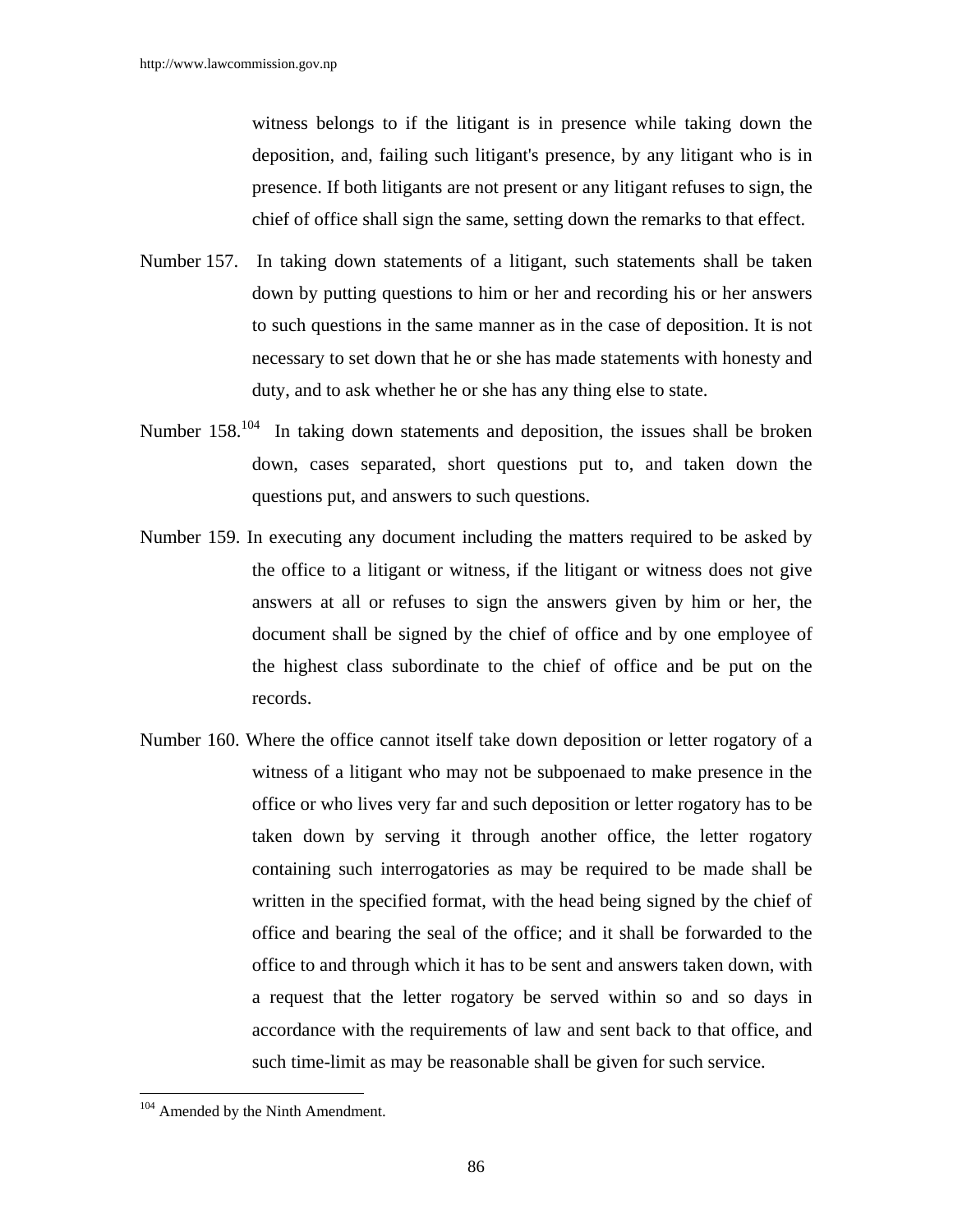witness belongs to if the litigant is in presence while taking down the deposition, and, failing such litigant's presence, by any litigant who is in presence. If both litigants are not present or any litigant refuses to sign, the chief of office shall sign the same, setting down the remarks to that effect.

Number 157. In taking down statements of a litigant, such statements shall be taken down by putting questions to him or her and recording his or her answers to such questions in the same manner as in the case of deposition. It is not necessary to set down that he or she has made statements with honesty and duty, and to ask whether he or she has any thing else to state.

Number 158.[104] In taking down statements and deposition, the issues shall be broken down, cases separated, short questions put to, and taken down the questions put, and answers to such questions.

Number 159. In executing any document including the matters required to be asked by the office to a litigant or witness, if the litigant or witness does not give answers at all or refuses to sign the answers given by him or her, the document shall be signed by the chief of office and by one employee of the highest class subordinate to the chief of office and be put on the records.

Number 160. Where the office cannot itself take down deposition or letter rogatory of a witness of a litigant who may not be subpoenaed to make presence in the office or who lives very far and such deposition or letter rogatory has to be taken down by serving it through another office, the letter rogatory containing such interrogatories as may be required to be made shall be written in the specified format, with the head being signed by the chief of office and bearing the seal of the office; and it shall be forwarded to the office to and through which it has to be sent and answers taken down, with a request that the letter rogatory be served within so and so days in accordance with the requirements of law and sent back to that office, and such time-limit as may be reasonable shall be given for such service.

---

[104] Amended by the Ninth Amendment.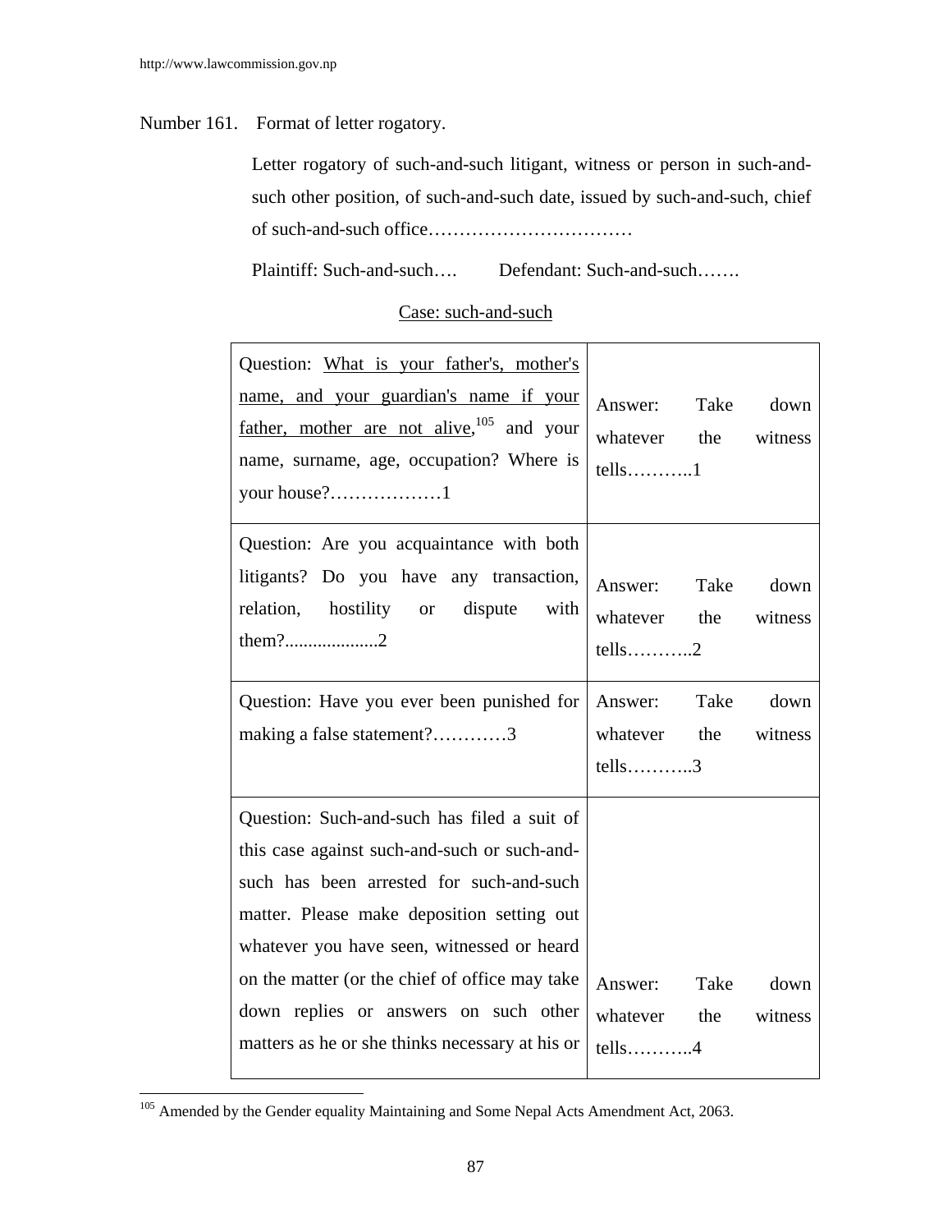Number 161. Format of letter rogatory.

Letter rogatory of such-and-such litigant, witness or person in such-and-such other position, of such-and-such date, issued by such-and-such, chief of such-and-such office……………………………

Plaintiff: Such-and-such…. Defendant: Such-and-such…….

<u>Case: such-and-such</u>

| Question | Answer |
|---|---|
| Question: <u>What is your father's, mother's name, and your guardian's name if your father, mother are not alive,</u>[105] and your name, surname, age, occupation? Where is your house?………………1 | Answer: Take down whatever the witness tells………..1 |
| Question: Are you acquaintance with both litigants? Do you have any transaction, relation, hostility or dispute with them?...................2 | Answer: Take down whatever the witness tells………..2 |
| Question: Have you ever been punished for making a false statement?…………3 | Answer: Take down whatever the witness tells………..3 |
| Question: Such-and-such has filed a suit of this case against such-and-such or such-and-such has been arrested for such-and-such matter. Please make deposition setting out whatever you have seen, witnessed or heard on the matter (or the chief of office may take down replies or answers on such other matters as he or she thinks necessary at his or | Answer: Take down whatever the witness tells………..4 |

---

[105] Amended by the Gender equality Maintaining and Some Nepal Acts Amendment Act, 2063.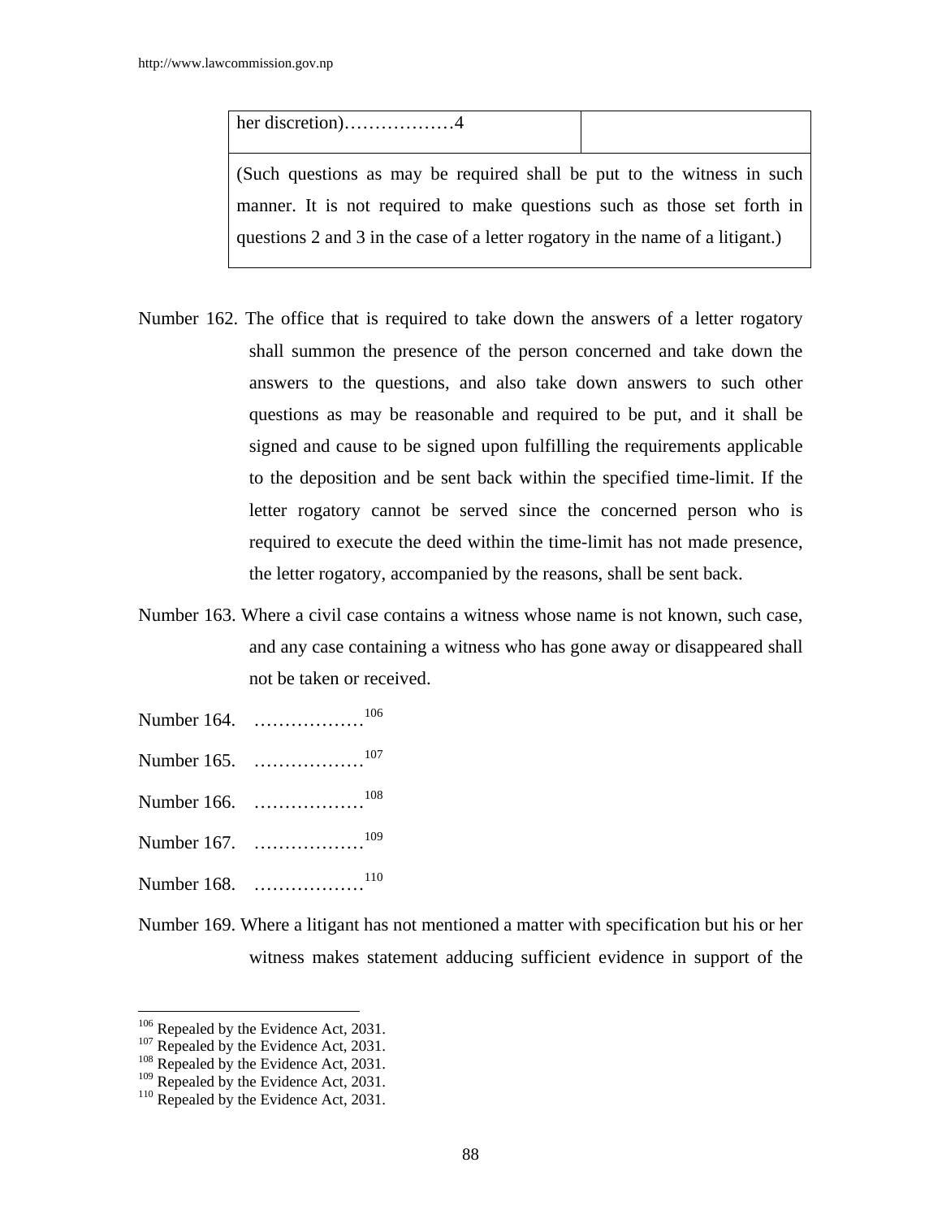| her discretion)………………4 | |
|---|---|
| (Such questions as may be required shall be put to the witness in such manner. It is not required to make questions such as those set forth in questions 2 and 3 in the case of a letter rogatory in the name of a litigant.) | |

Number 162. The office that is required to take down the answers of a letter rogatory shall summon the presence of the person concerned and take down the answers to the questions, and also take down answers to such other questions as may be reasonable and required to be put, and it shall be signed and cause to be signed upon fulfilling the requirements applicable to the deposition and be sent back within the specified time-limit. If the letter rogatory cannot be served since the concerned person who is required to execute the deed within the time-limit has not made presence, the letter rogatory, accompanied by the reasons, shall be sent back.

Number 163. Where a civil case contains a witness whose name is not known, such case, and any case containing a witness who has gone away or disappeared shall not be taken or received.

Number 164. ………………[106]

Number 165. ………………[107]

Number 166. ………………[108]

Number 167. ………………[109]

Number 168. ………………[110]

Number 169. Where a litigant has not mentioned a matter with specification but his or her witness makes statement adducing sufficient evidence in support of the

---

[106] Repealed by the Evidence Act, 2031.
[107] Repealed by the Evidence Act, 2031.
[108] Repealed by the Evidence Act, 2031.
[109] Repealed by the Evidence Act, 2031.
[110] Repealed by the Evidence Act, 2031.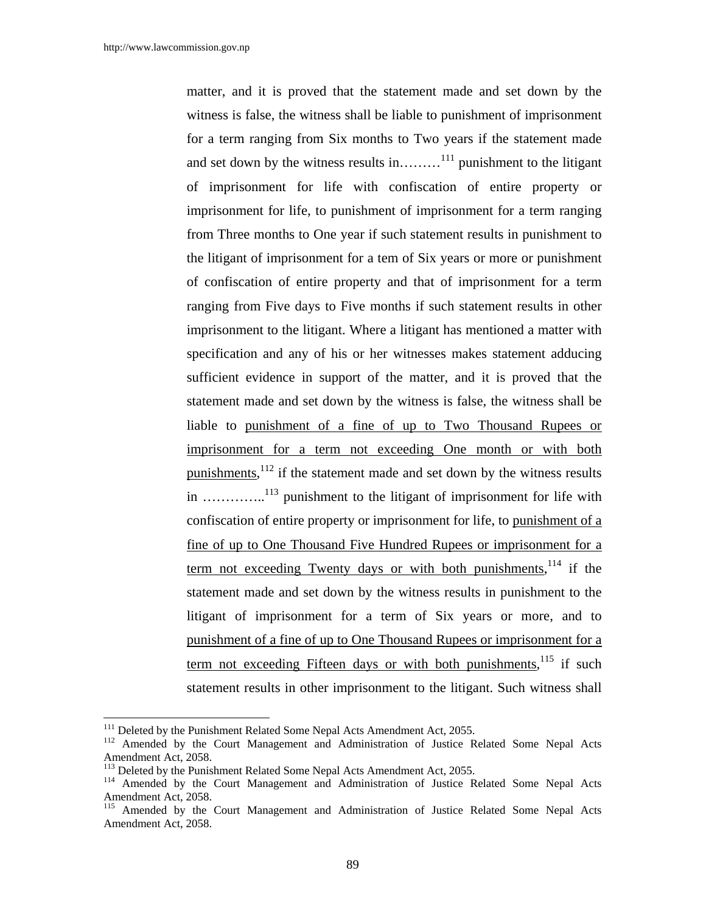matter, and it is proved that the statement made and set down by the witness is false, the witness shall be liable to punishment of imprisonment for a term ranging from Six months to Two years if the statement made and set down by the witness results in………[111] punishment to the litigant of imprisonment for life with confiscation of entire property or imprisonment for life, to punishment of imprisonment for a term ranging from Three months to One year if such statement results in punishment to the litigant of imprisonment for a tem of Six years or more or punishment of confiscation of entire property and that of imprisonment for a term ranging from Five days to Five months if such statement results in other imprisonment to the litigant. Where a litigant has mentioned a matter with specification and any of his or her witnesses makes statement adducing sufficient evidence in support of the matter, and it is proved that the statement made and set down by the witness is false, the witness shall be liable to punishment of a fine of up to Two Thousand Rupees or imprisonment for a term not exceeding One month or with both punishments,[112] if the statement made and set down by the witness results in …………..[113] punishment to the litigant of imprisonment for life with confiscation of entire property or imprisonment for life, to punishment of a fine of up to One Thousand Five Hundred Rupees or imprisonment for a term not exceeding Twenty days or with both punishments,[114] if the statement made and set down by the witness results in punishment to the litigant of imprisonment for a term of Six years or more, and to punishment of a fine of up to One Thousand Rupees or imprisonment for a term not exceeding Fifteen days or with both punishments,[115] if such statement results in other imprisonment to the litigant. Such witness shall

---

[111] Deleted by the Punishment Related Some Nepal Acts Amendment Act, 2055.

[112] Amended by the Court Management and Administration of Justice Related Some Nepal Acts Amendment Act, 2058.

[113] Deleted by the Punishment Related Some Nepal Acts Amendment Act, 2055.

[114] Amended by the Court Management and Administration of Justice Related Some Nepal Acts Amendment Act, 2058.

[115] Amended by the Court Management and Administration of Justice Related Some Nepal Acts Amendment Act, 2058.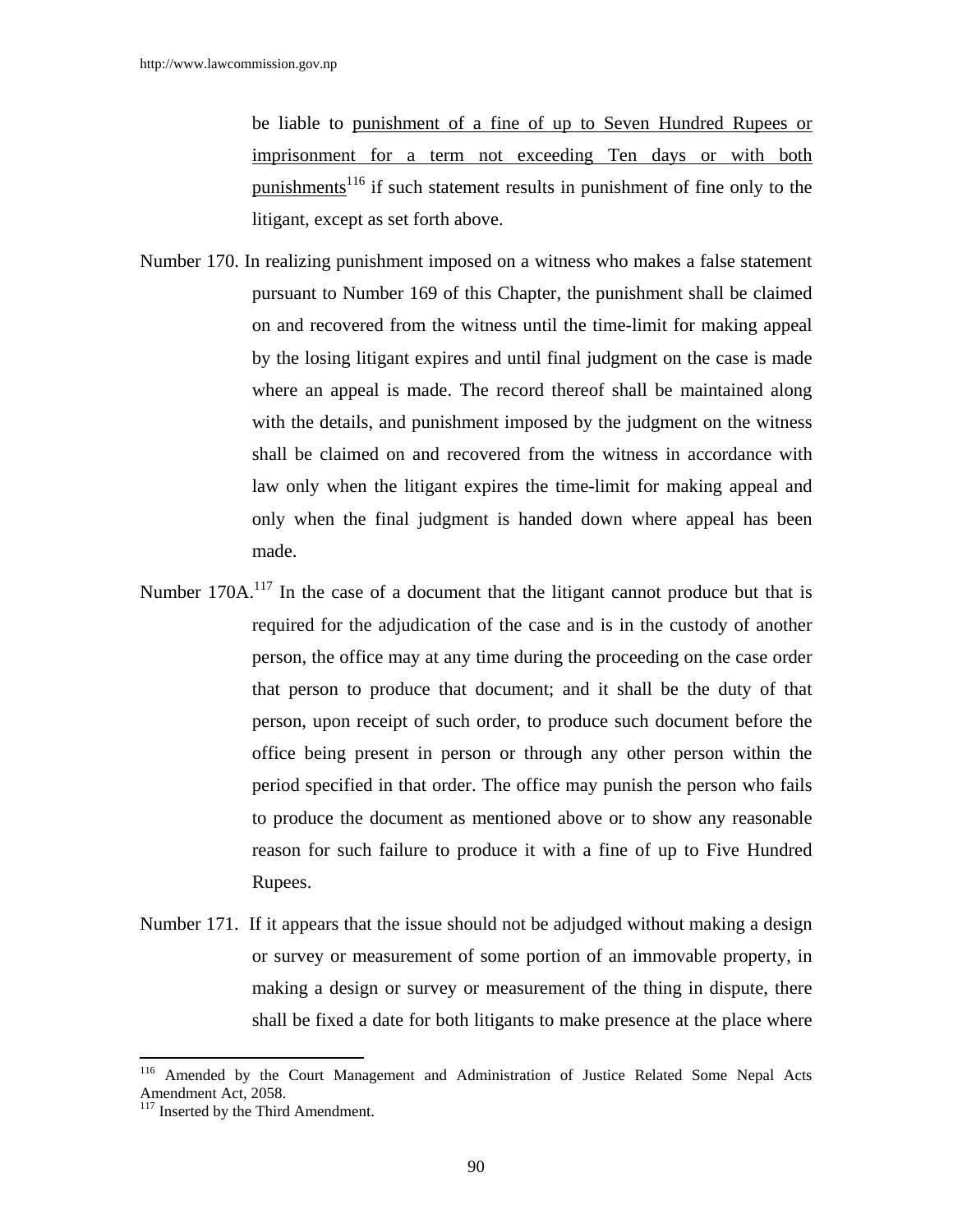be liable to punishment of a fine of up to Seven Hundred Rupees or imprisonment for a term not exceeding Ten days or with both punishments[116] if such statement results in punishment of fine only to the litigant, except as set forth above.

Number 170. In realizing punishment imposed on a witness who makes a false statement pursuant to Number 169 of this Chapter, the punishment shall be claimed on and recovered from the witness until the time-limit for making appeal by the losing litigant expires and until final judgment on the case is made where an appeal is made. The record thereof shall be maintained along with the details, and punishment imposed by the judgment on the witness shall be claimed on and recovered from the witness in accordance with law only when the litigant expires the time-limit for making appeal and only when the final judgment is handed down where appeal has been made.

Number 170A.[117] In the case of a document that the litigant cannot produce but that is required for the adjudication of the case and is in the custody of another person, the office may at any time during the proceeding on the case order that person to produce that document; and it shall be the duty of that person, upon receipt of such order, to produce such document before the office being present in person or through any other person within the period specified in that order. The office may punish the person who fails to produce the document as mentioned above or to show any reasonable reason for such failure to produce it with a fine of up to Five Hundred Rupees.

Number 171. If it appears that the issue should not be adjudged without making a design or survey or measurement of some portion of an immovable property, in making a design or survey or measurement of the thing in dispute, there shall be fixed a date for both litigants to make presence at the place where

---

[116] Amended by the Court Management and Administration of Justice Related Some Nepal Acts Amendment Act, 2058.

[117] Inserted by the Third Amendment.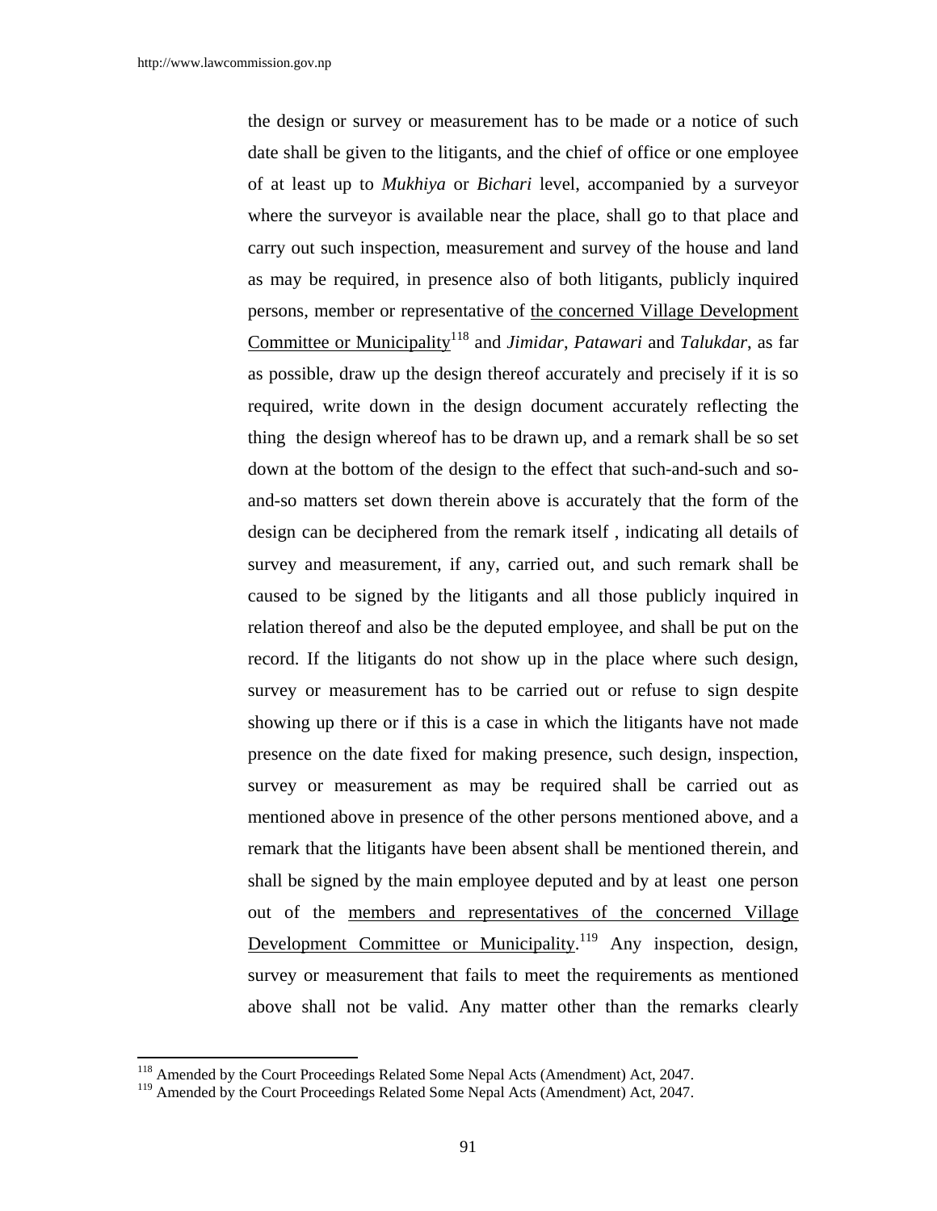the design or survey or measurement has to be made or a notice of such date shall be given to the litigants, and the chief of office or one employee of at least up to *Mukhiya* or *Bichari* level, accompanied by a surveyor where the surveyor is available near the place, shall go to that place and carry out such inspection, measurement and survey of the house and land as may be required, in presence also of both litigants, publicly inquired persons, member or representative of <u>the concerned Village Development Committee or Municipality</u>[118] and *Jimidar*, *Patawari* and *Talukdar*, as far as possible, draw up the design thereof accurately and precisely if it is so required, write down in the design document accurately reflecting the thing the design whereof has to be drawn up, and a remark shall be so set down at the bottom of the design to the effect that such-and-such and so-and-so matters set down therein above is accurately that the form of the design can be deciphered from the remark itself , indicating all details of survey and measurement, if any, carried out, and such remark shall be caused to be signed by the litigants and all those publicly inquired in relation thereof and also be the deputed employee, and shall be put on the record. If the litigants do not show up in the place where such design, survey or measurement has to be carried out or refuse to sign despite showing up there or if this is a case in which the litigants have not made presence on the date fixed for making presence, such design, inspection, survey or measurement as may be required shall be carried out as mentioned above in presence of the other persons mentioned above, and a remark that the litigants have been absent shall be mentioned therein, and shall be signed by the main employee deputed and by at least one person out of the <u>members and representatives of the concerned Village Development Committee or Municipality</u>.[119] Any inspection, design, survey or measurement that fails to meet the requirements as mentioned above shall not be valid. Any matter other than the remarks clearly

---

[118] Amended by the Court Proceedings Related Some Nepal Acts (Amendment) Act, 2047.

[119] Amended by the Court Proceedings Related Some Nepal Acts (Amendment) Act, 2047.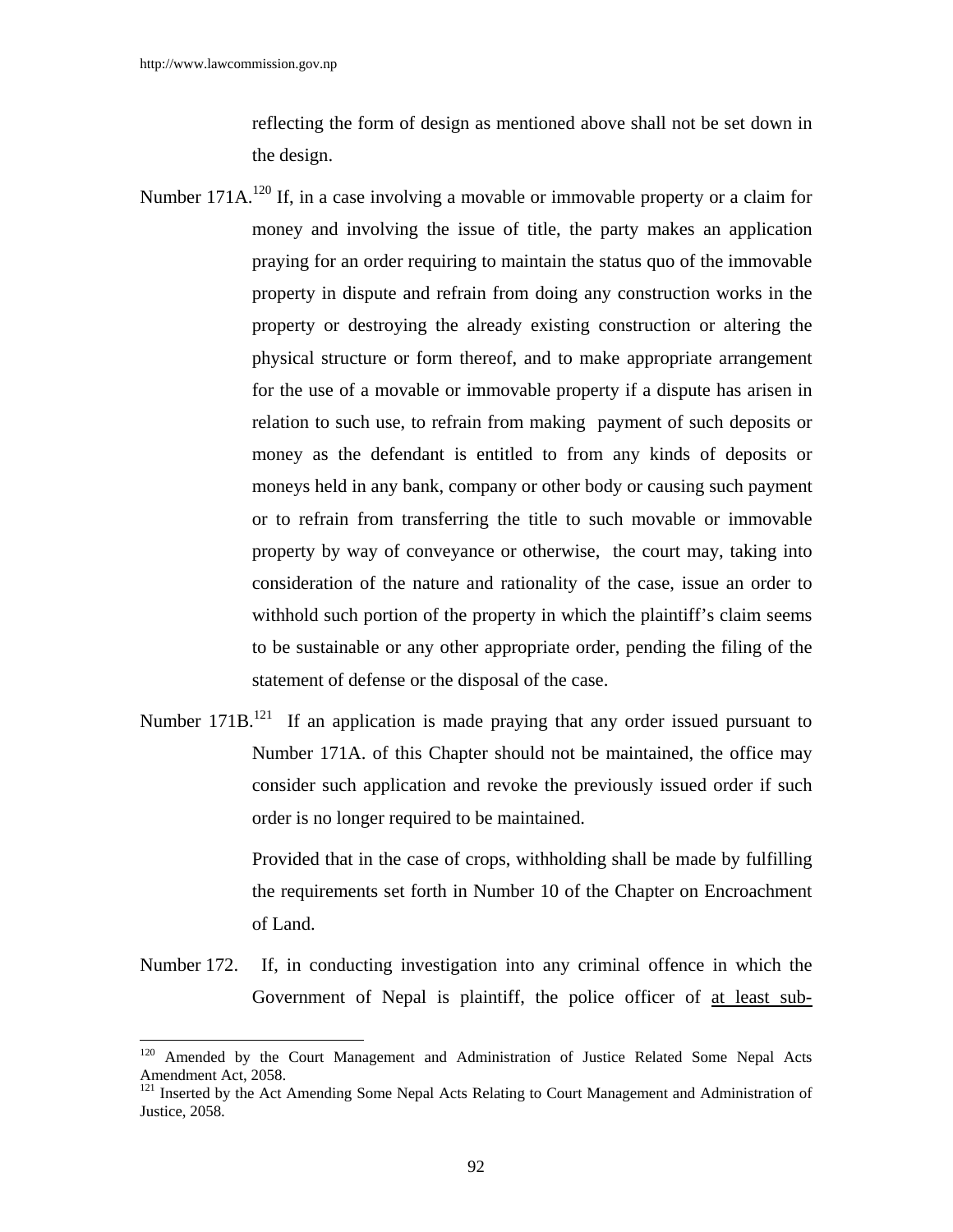reflecting the form of design as mentioned above shall not be set down in the design.

Number 171A.[120] If, in a case involving a movable or immovable property or a claim for money and involving the issue of title, the party makes an application praying for an order requiring to maintain the status quo of the immovable property in dispute and refrain from doing any construction works in the property or destroying the already existing construction or altering the physical structure or form thereof, and to make appropriate arrangement for the use of a movable or immovable property if a dispute has arisen in relation to such use, to refrain from making payment of such deposits or money as the defendant is entitled to from any kinds of deposits or moneys held in any bank, company or other body or causing such payment or to refrain from transferring the title to such movable or immovable property by way of conveyance or otherwise, the court may, taking into consideration of the nature and rationality of the case, issue an order to withhold such portion of the property in which the plaintiff's claim seems to be sustainable or any other appropriate order, pending the filing of the statement of defense or the disposal of the case.

Number 171B.[121] If an application is made praying that any order issued pursuant to Number 171A. of this Chapter should not be maintained, the office may consider such application and revoke the previously issued order if such order is no longer required to be maintained.

Provided that in the case of crops, withholding shall be made by fulfilling the requirements set forth in Number 10 of the Chapter on Encroachment of Land.

Number 172. If, in conducting investigation into any criminal offence in which the Government of Nepal is plaintiff, the police officer of <u>at least sub-</u>

---

[120] Amended by the Court Management and Administration of Justice Related Some Nepal Acts Amendment Act, 2058.

[121] Inserted by the Act Amending Some Nepal Acts Relating to Court Management and Administration of Justice, 2058.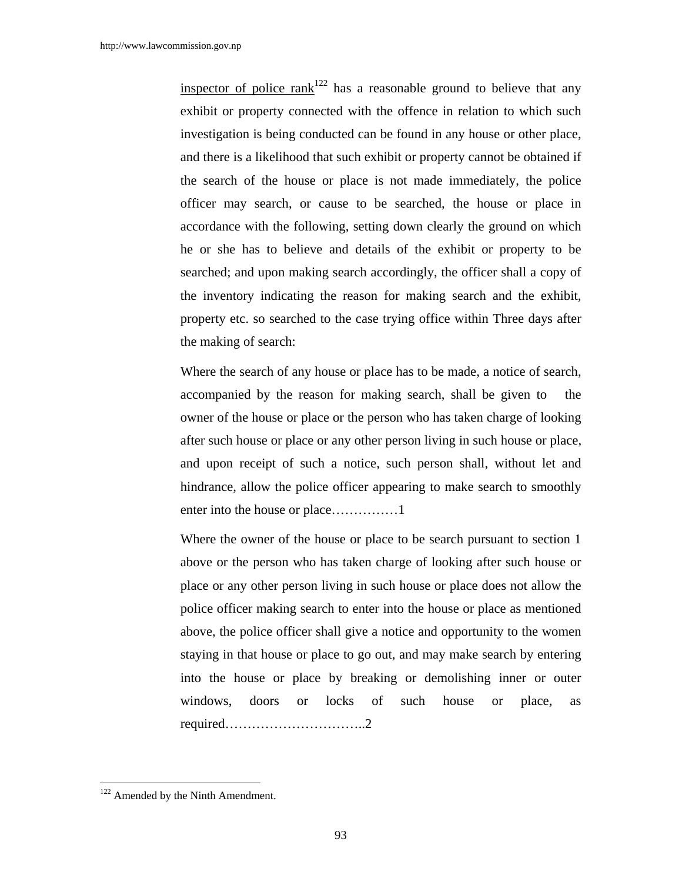inspector of police rank[122] has a reasonable ground to believe that any exhibit or property connected with the offence in relation to which such investigation is being conducted can be found in any house or other place, and there is a likelihood that such exhibit or property cannot be obtained if the search of the house or place is not made immediately, the police officer may search, or cause to be searched, the house or place in accordance with the following, setting down clearly the ground on which he or she has to believe and details of the exhibit or property to be searched; and upon making search accordingly, the officer shall a copy of the inventory indicating the reason for making search and the exhibit, property etc. so searched to the case trying office within Three days after the making of search:

Where the search of any house or place has to be made, a notice of search, accompanied by the reason for making search, shall be given to the owner of the house or place or the person who has taken charge of looking after such house or place or any other person living in such house or place, and upon receipt of such a notice, such person shall, without let and hindrance, allow the police officer appearing to make search to smoothly enter into the house or place……………1

Where the owner of the house or place to be search pursuant to section 1 above or the person who has taken charge of looking after such house or place or any other person living in such house or place does not allow the police officer making search to enter into the house or place as mentioned above, the police officer shall give a notice and opportunity to the women staying in that house or place to go out, and may make search by entering into the house or place by breaking or demolishing inner or outer windows, doors or locks of such house or place, as required…………………………..2

[122] Amended by the Ninth Amendment.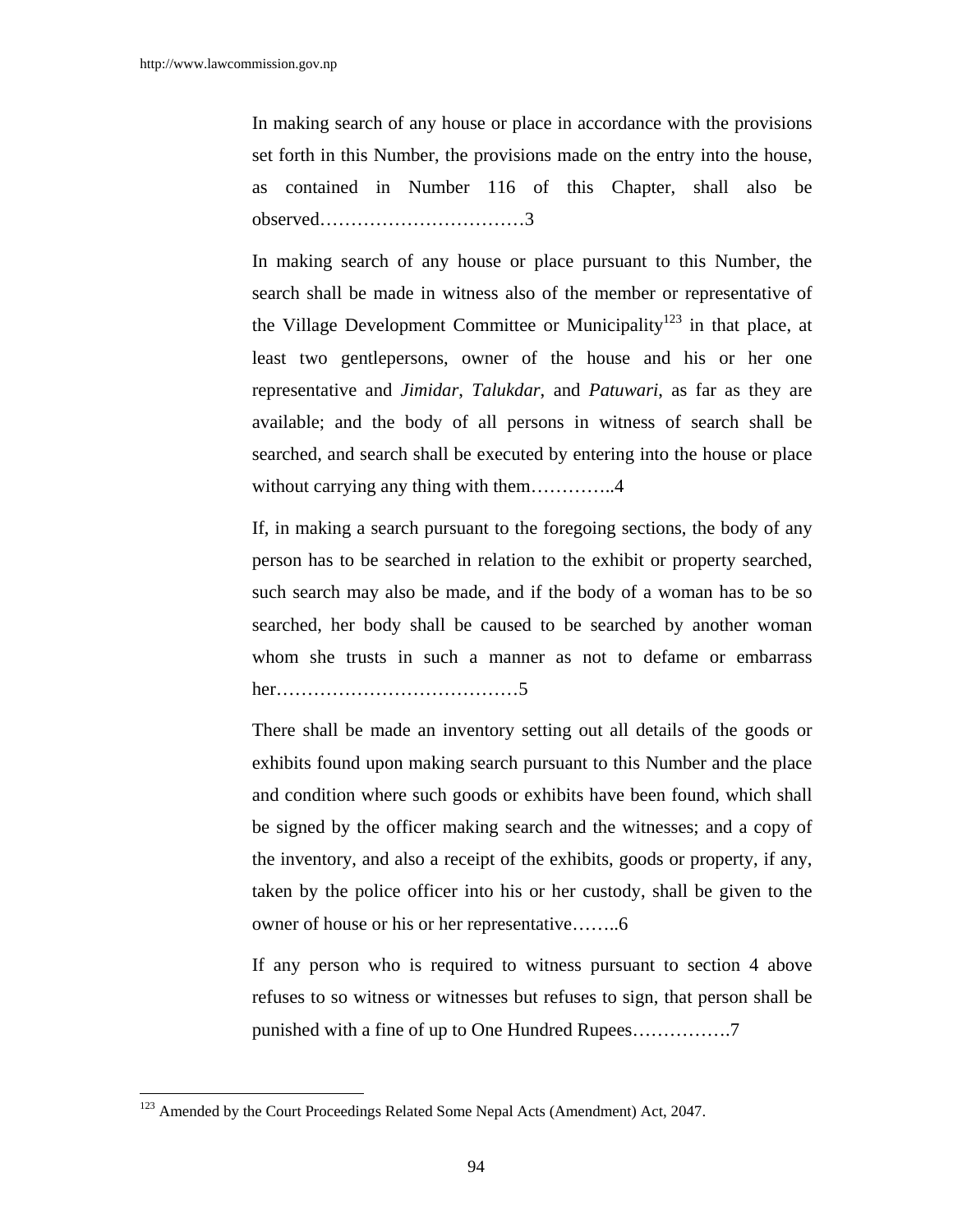In making search of any house or place in accordance with the provisions set forth in this Number, the provisions made on the entry into the house, as contained in Number 116 of this Chapter, shall also be observed……………………………3

In making search of any house or place pursuant to this Number, the search shall be made in witness also of the member or representative of the Village Development Committee or Municipality[123] in that place, at least two gentlepersons, owner of the house and his or her one representative and *Jimidar*, *Talukdar*, and *Patuwari*, as far as they are available; and the body of all persons in witness of search shall be searched, and search shall be executed by entering into the house or place without carrying any thing with them…………..4

If, in making a search pursuant to the foregoing sections, the body of any person has to be searched in relation to the exhibit or property searched, such search may also be made, and if the body of a woman has to be so searched, her body shall be caused to be searched by another woman whom she trusts in such a manner as not to defame or embarrass her…………………………………5

There shall be made an inventory setting out all details of the goods or exhibits found upon making search pursuant to this Number and the place and condition where such goods or exhibits have been found, which shall be signed by the officer making search and the witnesses; and a copy of the inventory, and also a receipt of the exhibits, goods or property, if any, taken by the police officer into his or her custody, shall be given to the owner of house or his or her representative……..6

If any person who is required to witness pursuant to section 4 above refuses to so witness or witnesses but refuses to sign, that person shall be punished with a fine of up to One Hundred Rupees…………….7

---

[123] Amended by the Court Proceedings Related Some Nepal Acts (Amendment) Act, 2047.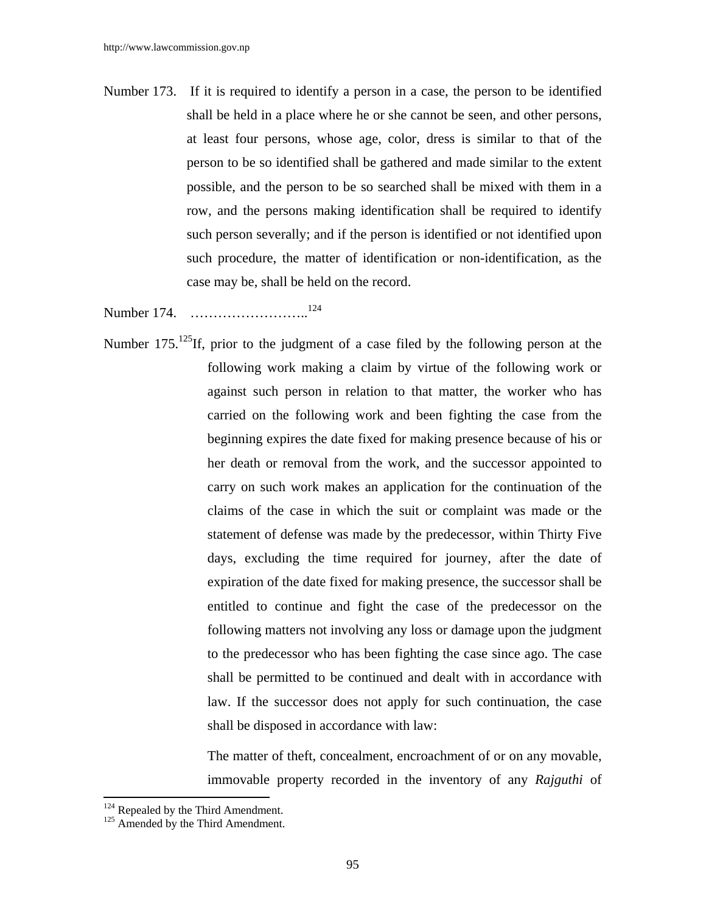Number 173. If it is required to identify a person in a case, the person to be identified shall be held in a place where he or she cannot be seen, and other persons, at least four persons, whose age, color, dress is similar to that of the person to be so identified shall be gathered and made similar to the extent possible, and the person to be so searched shall be mixed with them in a row, and the persons making identification shall be required to identify such person severally; and if the person is identified or not identified upon such procedure, the matter of identification or non-identification, as the case may be, shall be held on the record.

Number 174. ……………………..[124]

Number 175.[125]If, prior to the judgment of a case filed by the following person at the following work making a claim by virtue of the following work or against such person in relation to that matter, the worker who has carried on the following work and been fighting the case from the beginning expires the date fixed for making presence because of his or her death or removal from the work, and the successor appointed to carry on such work makes an application for the continuation of the claims of the case in which the suit or complaint was made or the statement of defense was made by the predecessor, within Thirty Five days, excluding the time required for journey, after the date of expiration of the date fixed for making presence, the successor shall be entitled to continue and fight the case of the predecessor on the following matters not involving any loss or damage upon the judgment to the predecessor who has been fighting the case since ago. The case shall be permitted to be continued and dealt with in accordance with law. If the successor does not apply for such continuation, the case shall be disposed in accordance with law:

The matter of theft, concealment, encroachment of or on any movable, immovable property recorded in the inventory of any *Rajguthi* of

---

[124] Repealed by the Third Amendment.
[125] Amended by the Third Amendment.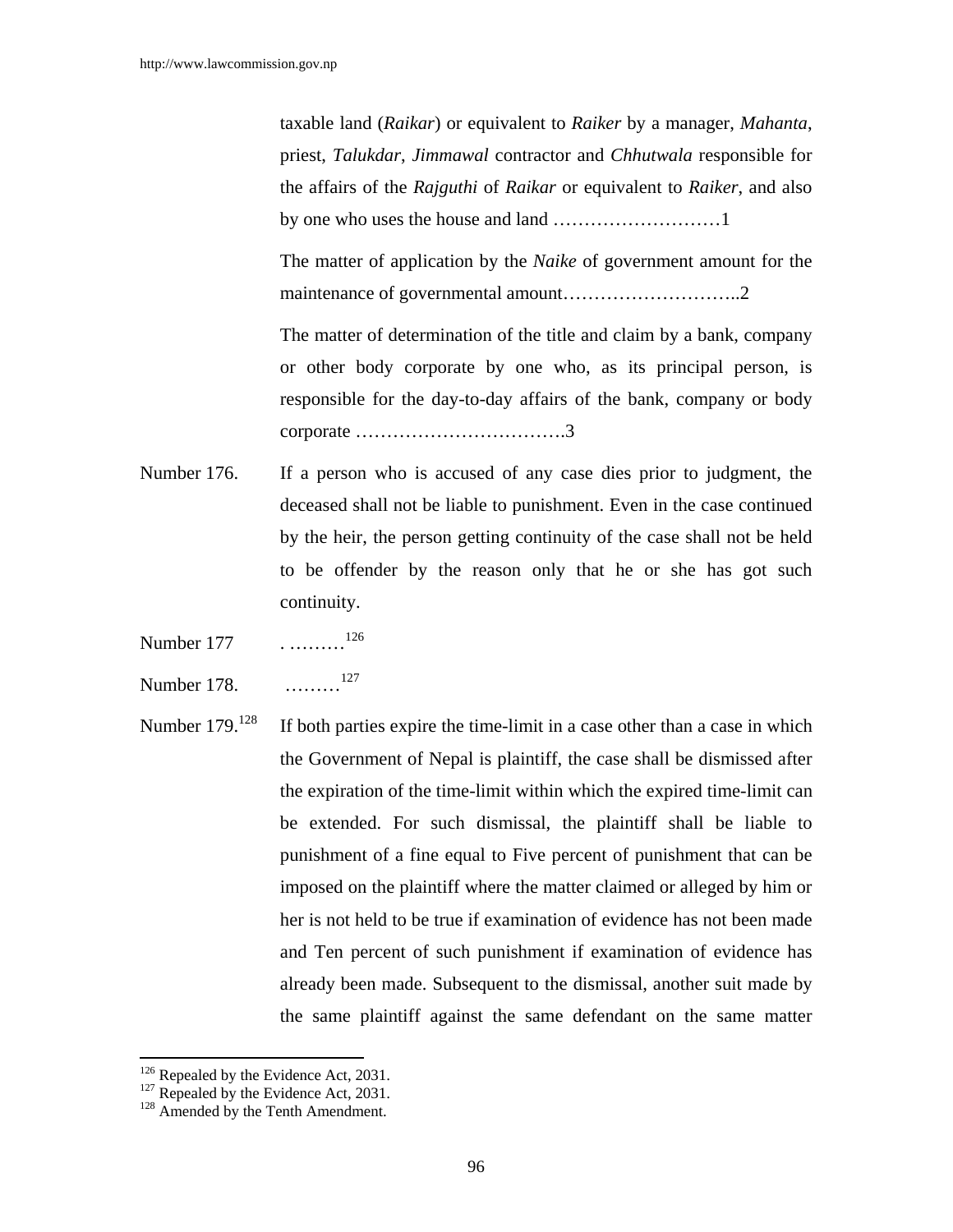taxable land (*Raikar*) or equivalent to *Raiker* by a manager, *Mahanta*, priest, *Talukdar*, *Jimmawal* contractor and *Chhutwala* responsible for the affairs of the *Rajguthi* of *Raikar* or equivalent to *Raiker*, and also by one who uses the house and land ………………………1

The matter of application by the *Naike* of government amount for the maintenance of governmental amount………………………..2

The matter of determination of the title and claim by a bank, company or other body corporate by one who, as its principal person, is responsible for the day-to-day affairs of the bank, company or body corporate …………………………….3

Number 176. If a person who is accused of any case dies prior to judgment, the deceased shall not be liable to punishment. Even in the case continued by the heir, the person getting continuity of the case shall not be held to be offender by the reason only that he or she has got such continuity.

Number 177 . ………[126]

Number 178. ………[127]

Number 179.[128] If both parties expire the time-limit in a case other than a case in which the Government of Nepal is plaintiff, the case shall be dismissed after the expiration of the time-limit within which the expired time-limit can be extended. For such dismissal, the plaintiff shall be liable to punishment of a fine equal to Five percent of punishment that can be imposed on the plaintiff where the matter claimed or alleged by him or her is not held to be true if examination of evidence has not been made and Ten percent of such punishment if examination of evidence has already been made. Subsequent to the dismissal, another suit made by the same plaintiff against the same defendant on the same matter

---

[126] Repealed by the Evidence Act, 2031.
[127] Repealed by the Evidence Act, 2031.
[128] Amended by the Tenth Amendment.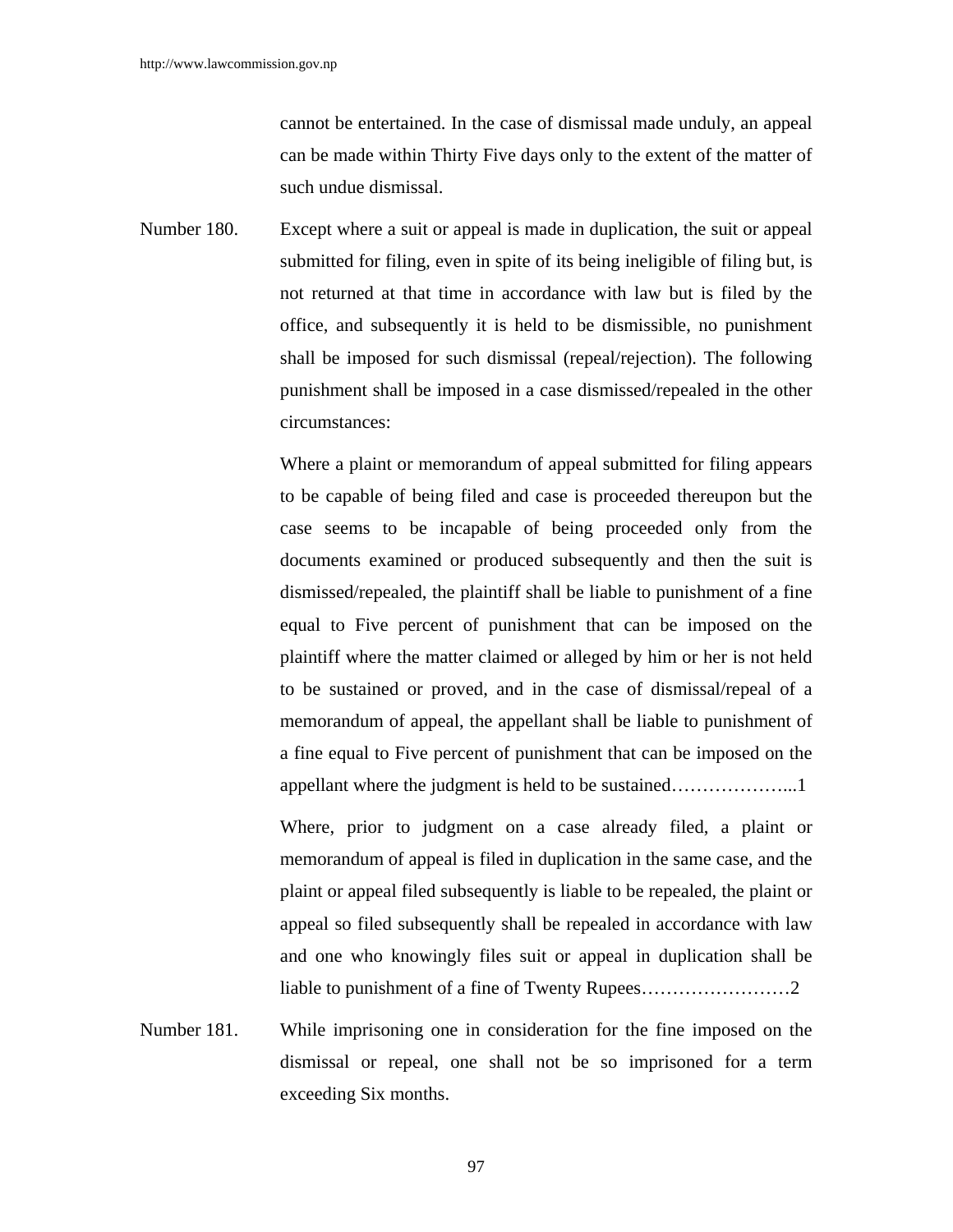cannot be entertained. In the case of dismissal made unduly, an appeal can be made within Thirty Five days only to the extent of the matter of such undue dismissal.

Number 180. Except where a suit or appeal is made in duplication, the suit or appeal submitted for filing, even in spite of its being ineligible of filing but, is not returned at that time in accordance with law but is filed by the office, and subsequently it is held to be dismissible, no punishment shall be imposed for such dismissal (repeal/rejection). The following punishment shall be imposed in a case dismissed/repealed in the other circumstances:

Where a plaint or memorandum of appeal submitted for filing appears to be capable of being filed and case is proceeded thereupon but the case seems to be incapable of being proceeded only from the documents examined or produced subsequently and then the suit is dismissed/repealed, the plaintiff shall be liable to punishment of a fine equal to Five percent of punishment that can be imposed on the plaintiff where the matter claimed or alleged by him or her is not held to be sustained or proved, and in the case of dismissal/repeal of a memorandum of appeal, the appellant shall be liable to punishment of a fine equal to Five percent of punishment that can be imposed on the appellant where the judgment is held to be sustained………………...1

Where, prior to judgment on a case already filed, a plaint or memorandum of appeal is filed in duplication in the same case, and the plaint or appeal filed subsequently is liable to be repealed, the plaint or appeal so filed subsequently shall be repealed in accordance with law and one who knowingly files suit or appeal in duplication shall be liable to punishment of a fine of Twenty Rupees……………………2

Number 181. While imprisoning one in consideration for the fine imposed on the dismissal or repeal, one shall not be so imprisoned for a term exceeding Six months.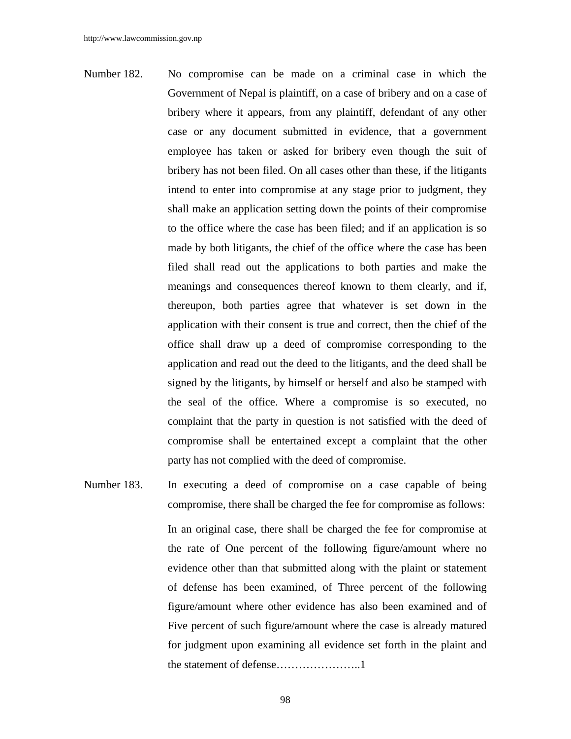Number 182. No compromise can be made on a criminal case in which the Government of Nepal is plaintiff, on a case of bribery and on a case of bribery where it appears, from any plaintiff, defendant of any other case or any document submitted in evidence, that a government employee has taken or asked for bribery even though the suit of bribery has not been filed. On all cases other than these, if the litigants intend to enter into compromise at any stage prior to judgment, they shall make an application setting down the points of their compromise to the office where the case has been filed; and if an application is so made by both litigants, the chief of the office where the case has been filed shall read out the applications to both parties and make the meanings and consequences thereof known to them clearly, and if, thereupon, both parties agree that whatever is set down in the application with their consent is true and correct, then the chief of the office shall draw up a deed of compromise corresponding to the application and read out the deed to the litigants, and the deed shall be signed by the litigants, by himself or herself and also be stamped with the seal of the office. Where a compromise is so executed, no complaint that the party in question is not satisfied with the deed of compromise shall be entertained except a complaint that the other party has not complied with the deed of compromise.

Number 183. In executing a deed of compromise on a case capable of being compromise, there shall be charged the fee for compromise as follows:

In an original case, there shall be charged the fee for compromise at the rate of One percent of the following figure/amount where no evidence other than that submitted along with the plaint or statement of defense has been examined, of Three percent of the following figure/amount where other evidence has also been examined and of Five percent of such figure/amount where the case is already matured for judgment upon examining all evidence set forth in the plaint and the statement of defense…………………..1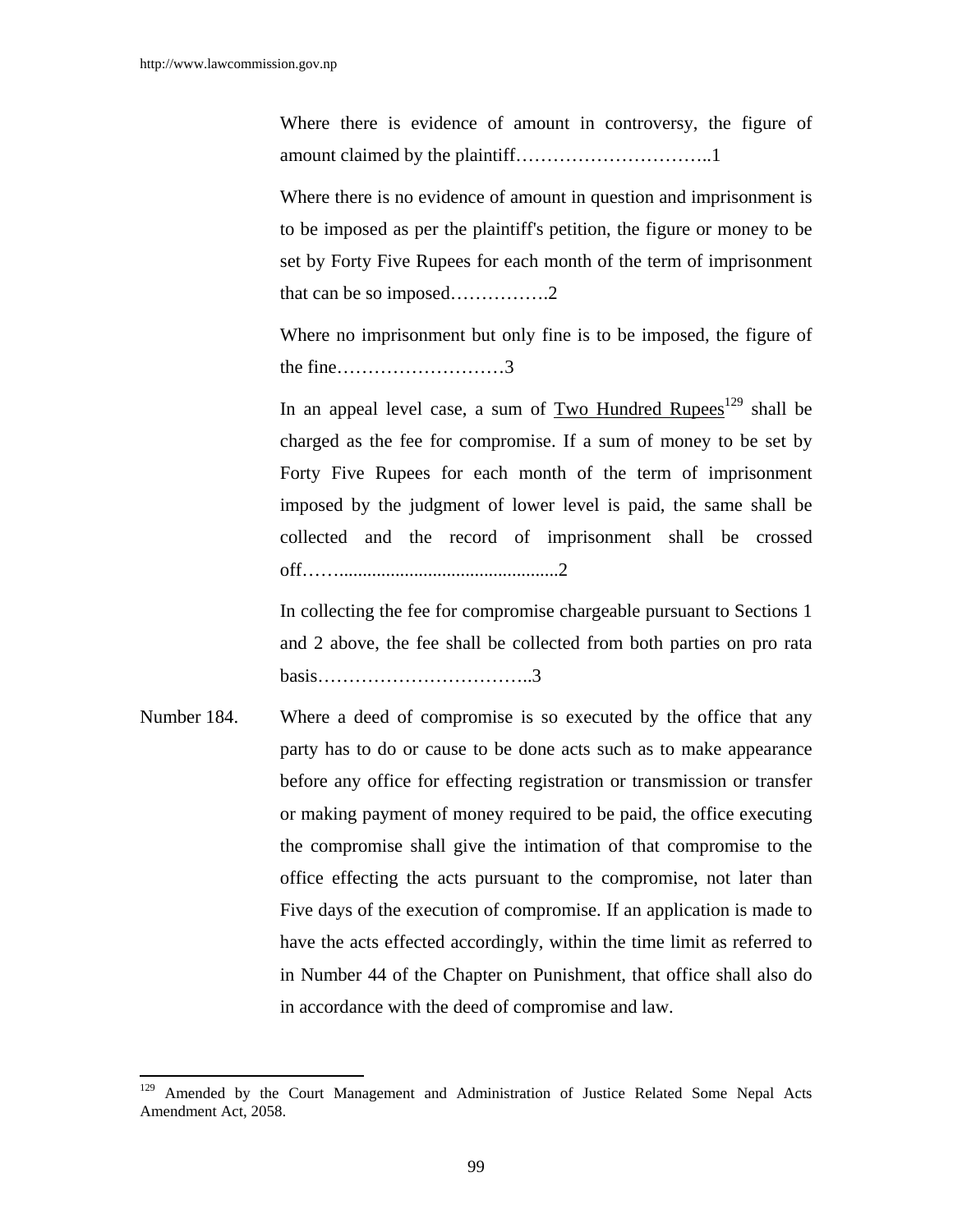Where there is evidence of amount in controversy, the figure of amount claimed by the plaintiff…………………………..1

Where there is no evidence of amount in question and imprisonment is to be imposed as per the plaintiff's petition, the figure or money to be set by Forty Five Rupees for each month of the term of imprisonment that can be so imposed…………….2

Where no imprisonment but only fine is to be imposed, the figure of the fine………………………3

In an appeal level case, a sum of Two Hundred Rupees[129] shall be charged as the fee for compromise. If a sum of money to be set by Forty Five Rupees for each month of the term of imprisonment imposed by the judgment of lower level is paid, the same shall be collected and the record of imprisonment shall be crossed off……..............................................2

In collecting the fee for compromise chargeable pursuant to Sections 1 and 2 above, the fee shall be collected from both parties on pro rata basis……………………………..3

Number 184. Where a deed of compromise is so executed by the office that any party has to do or cause to be done acts such as to make appearance before any office for effecting registration or transmission or transfer or making payment of money required to be paid, the office executing the compromise shall give the intimation of that compromise to the office effecting the acts pursuant to the compromise, not later than Five days of the execution of compromise. If an application is made to have the acts effected accordingly, within the time limit as referred to in Number 44 of the Chapter on Punishment, that office shall also do in accordance with the deed of compromise and law.

---

[129] Amended by the Court Management and Administration of Justice Related Some Nepal Acts Amendment Act, 2058.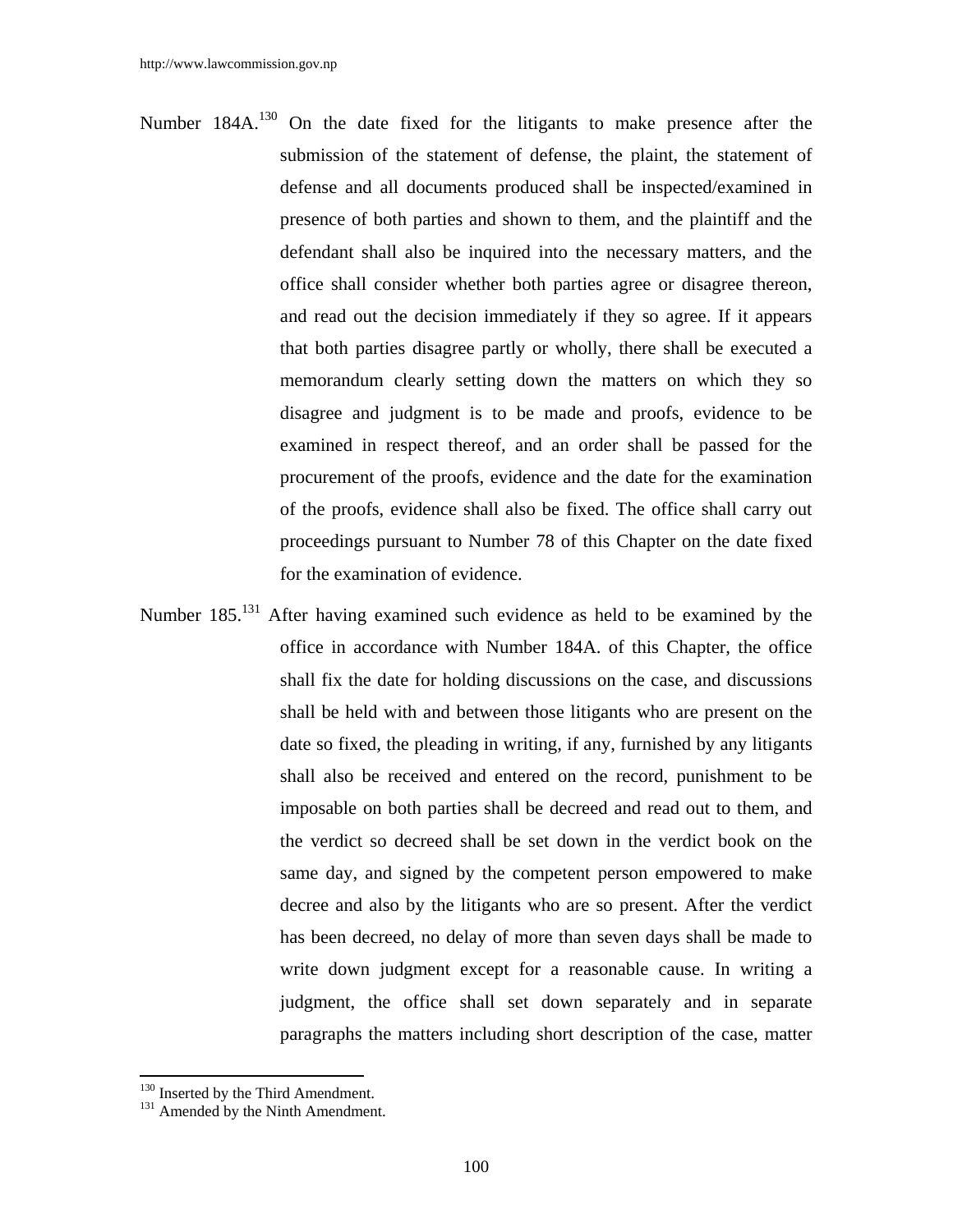Number 184A.[130] On the date fixed for the litigants to make presence after the submission of the statement of defense, the plaint, the statement of defense and all documents produced shall be inspected/examined in presence of both parties and shown to them, and the plaintiff and the defendant shall also be inquired into the necessary matters, and the office shall consider whether both parties agree or disagree thereon, and read out the decision immediately if they so agree. If it appears that both parties disagree partly or wholly, there shall be executed a memorandum clearly setting down the matters on which they so disagree and judgment is to be made and proofs, evidence to be examined in respect thereof, and an order shall be passed for the procurement of the proofs, evidence and the date for the examination of the proofs, evidence shall also be fixed. The office shall carry out proceedings pursuant to Number 78 of this Chapter on the date fixed for the examination of evidence.

Number 185.[131] After having examined such evidence as held to be examined by the office in accordance with Number 184A. of this Chapter, the office shall fix the date for holding discussions on the case, and discussions shall be held with and between those litigants who are present on the date so fixed, the pleading in writing, if any, furnished by any litigants shall also be received and entered on the record, punishment to be imposable on both parties shall be decreed and read out to them, and the verdict so decreed shall be set down in the verdict book on the same day, and signed by the competent person empowered to make decree and also by the litigants who are so present. After the verdict has been decreed, no delay of more than seven days shall be made to write down judgment except for a reasonable cause. In writing a judgment, the office shall set down separately and in separate paragraphs the matters including short description of the case, matter

---

[130] Inserted by the Third Amendment.

[131] Amended by the Ninth Amendment.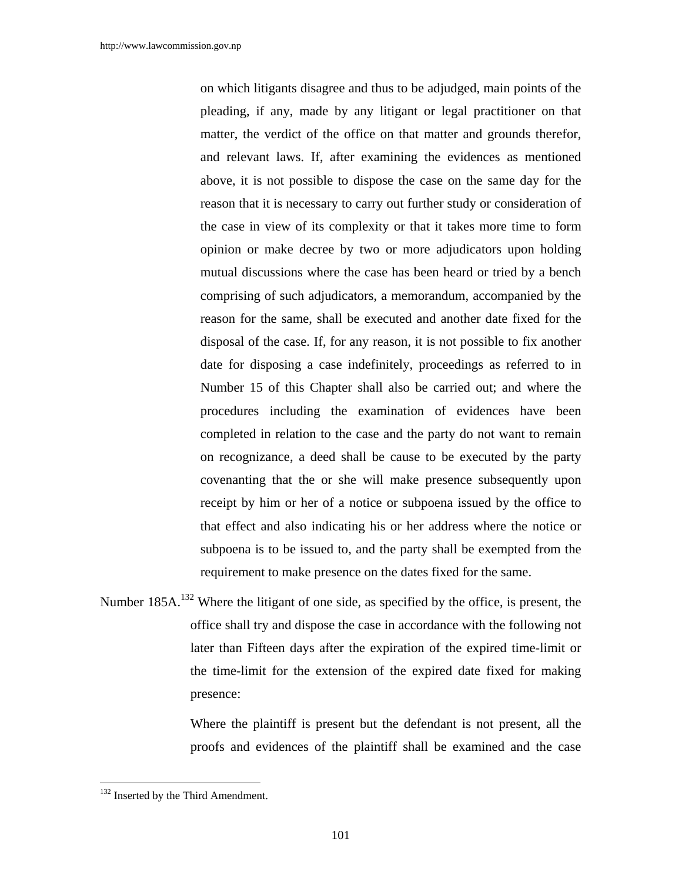on which litigants disagree and thus to be adjudged, main points of the pleading, if any, made by any litigant or legal practitioner on that matter, the verdict of the office on that matter and grounds therefor, and relevant laws. If, after examining the evidences as mentioned above, it is not possible to dispose the case on the same day for the reason that it is necessary to carry out further study or consideration of the case in view of its complexity or that it takes more time to form opinion or make decree by two or more adjudicators upon holding mutual discussions where the case has been heard or tried by a bench comprising of such adjudicators, a memorandum, accompanied by the reason for the same, shall be executed and another date fixed for the disposal of the case. If, for any reason, it is not possible to fix another date for disposing a case indefinitely, proceedings as referred to in Number 15 of this Chapter shall also be carried out; and where the procedures including the examination of evidences have been completed in relation to the case and the party do not want to remain on recognizance, a deed shall be cause to be executed by the party covenanting that the or she will make presence subsequently upon receipt by him or her of a notice or subpoena issued by the office to that effect and also indicating his or her address where the notice or subpoena is to be issued to, and the party shall be exempted from the requirement to make presence on the dates fixed for the same.

Number 185A.[132] Where the litigant of one side, as specified by the office, is present, the office shall try and dispose the case in accordance with the following not later than Fifteen days after the expiration of the expired time-limit or the time-limit for the extension of the expired date fixed for making presence:

Where the plaintiff is present but the defendant is not present, all the proofs and evidences of the plaintiff shall be examined and the case

[132] Inserted by the Third Amendment.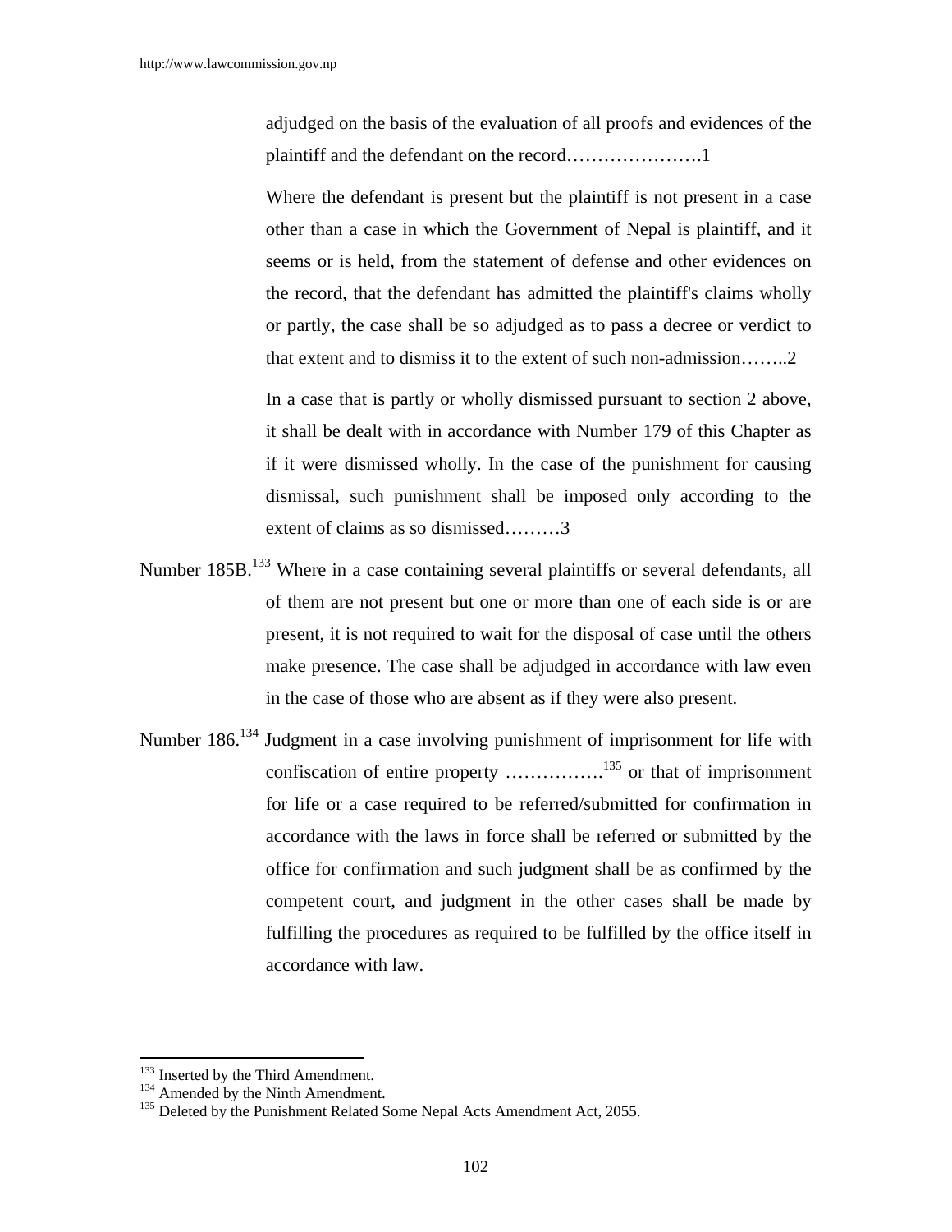adjudged on the basis of the evaluation of all proofs and evidences of the plaintiff and the defendant on the record………………….1

Where the defendant is present but the plaintiff is not present in a case other than a case in which the Government of Nepal is plaintiff, and it seems or is held, from the statement of defense and other evidences on the record, that the defendant has admitted the plaintiff's claims wholly or partly, the case shall be so adjudged as to pass a decree or verdict to that extent and to dismiss it to the extent of such non-admission……..2

In a case that is partly or wholly dismissed pursuant to section 2 above, it shall be dealt with in accordance with Number 179 of this Chapter as if it were dismissed wholly. In the case of the punishment for causing dismissal, such punishment shall be imposed only according to the extent of claims as so dismissed………3

Number 185B.[133] Where in a case containing several plaintiffs or several defendants, all of them are not present but one or more than one of each side is or are present, it is not required to wait for the disposal of case until the others make presence. The case shall be adjudged in accordance with law even in the case of those who are absent as if they were also present.

Number 186.[134] Judgment in a case involving punishment of imprisonment for life with confiscation of entire property …………….[135] or that of imprisonment for life or a case required to be referred/submitted for confirmation in accordance with the laws in force shall be referred or submitted by the office for confirmation and such judgment shall be as confirmed by the competent court, and judgment in the other cases shall be made by fulfilling the procedures as required to be fulfilled by the office itself in accordance with law.

---

[133] Inserted by the Third Amendment.
[134] Amended by the Ninth Amendment.
[135] Deleted by the Punishment Related Some Nepal Acts Amendment Act, 2055.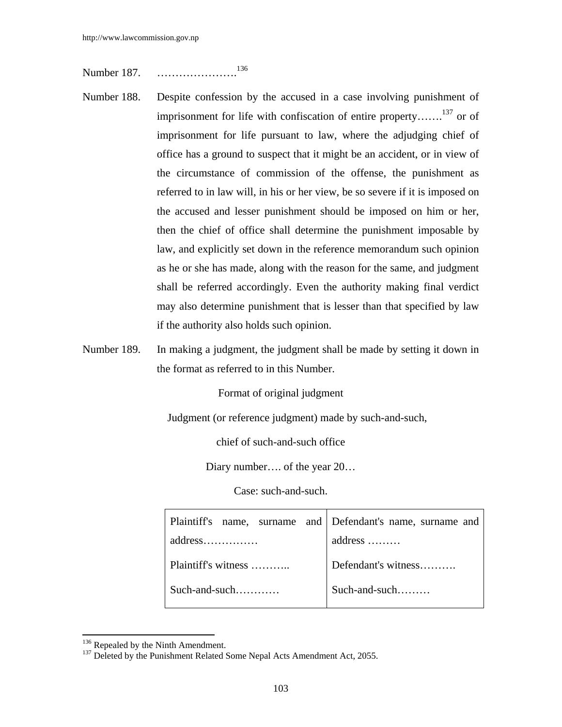Number 187. ………………….[136]

Number 188. Despite confession by the accused in a case involving punishment of imprisonment for life with confiscation of entire property…….[137] or of imprisonment for life pursuant to law, where the adjudging chief of office has a ground to suspect that it might be an accident, or in view of the circumstance of commission of the offense, the punishment as referred to in law will, in his or her view, be so severe if it is imposed on the accused and lesser punishment should be imposed on him or her, then the chief of office shall determine the punishment imposable by law, and explicitly set down in the reference memorandum such opinion as he or she has made, along with the reason for the same, and judgment shall be referred accordingly. Even the authority making final verdict may also determine punishment that is lesser than that specified by law if the authority also holds such opinion.

Number 189. In making a judgment, the judgment shall be made by setting it down in the format as referred to in this Number.

Format of original judgment

Judgment (or reference judgment) made by such-and-such,

chief of such-and-such office

Diary number…. of the year 20…

Case: such-and-such.

| Plaintiff's name, surname and address…………… | Defendant's name, surname and address ……… |
|---|---|
| Plaintiff's witness ……….. | Defendant's witness………. |
| Such-and-such………… | Such-and-such……… |

---

[136] Repealed by the Ninth Amendment.

[137] Deleted by the Punishment Related Some Nepal Acts Amendment Act, 2055.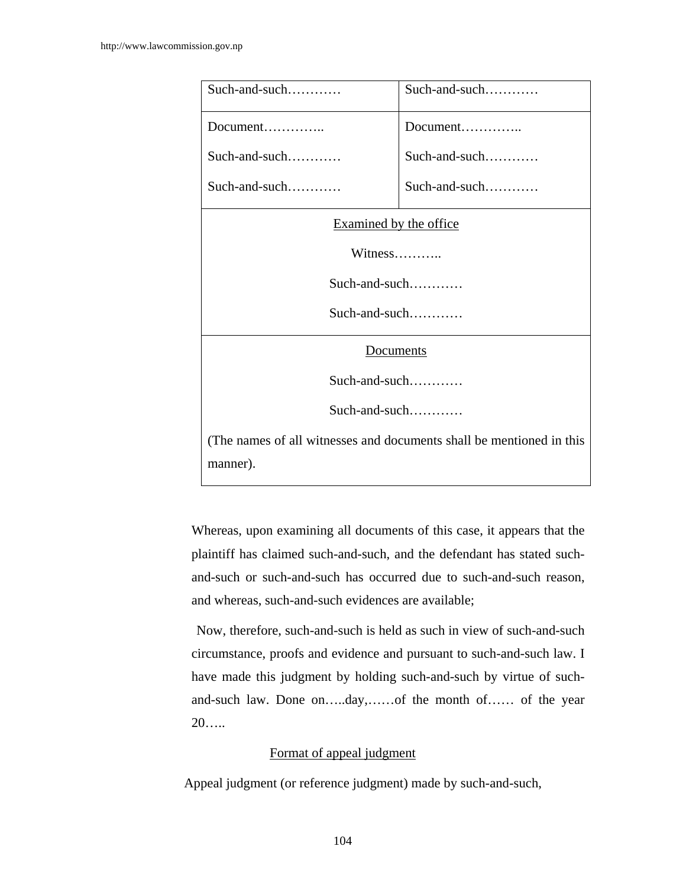| Such-and-such………… | Such-and-such………… |
|---|---|
| Document…………..<br><br>Such-and-such…………<br><br>Such-and-such………… | Document…………..<br><br>Such-and-such…………<br><br>Such-and-such………… |
| Examined by the office<br><br>Witness………..<br><br>Such-and-such…………<br><br>Such-and-such………… | |
| Documents<br><br>Such-and-such…………<br><br>Such-and-such…………<br><br>(The names of all witnesses and documents shall be mentioned in this manner). | |

Whereas, upon examining all documents of this case, it appears that the plaintiff has claimed such-and-such, and the defendant has stated such-and-such or such-and-such has occurred due to such-and-such reason, and whereas, such-and-such evidences are available;

Now, therefore, such-and-such is held as such in view of such-and-such circumstance, proofs and evidence and pursuant to such-and-such law. I have made this judgment by holding such-and-such by virtue of such-and-such law. Done on…..day,……of the month of…… of the year 20…..

<u>Format of appeal judgment</u>

Appeal judgment (or reference judgment) made by such-and-such,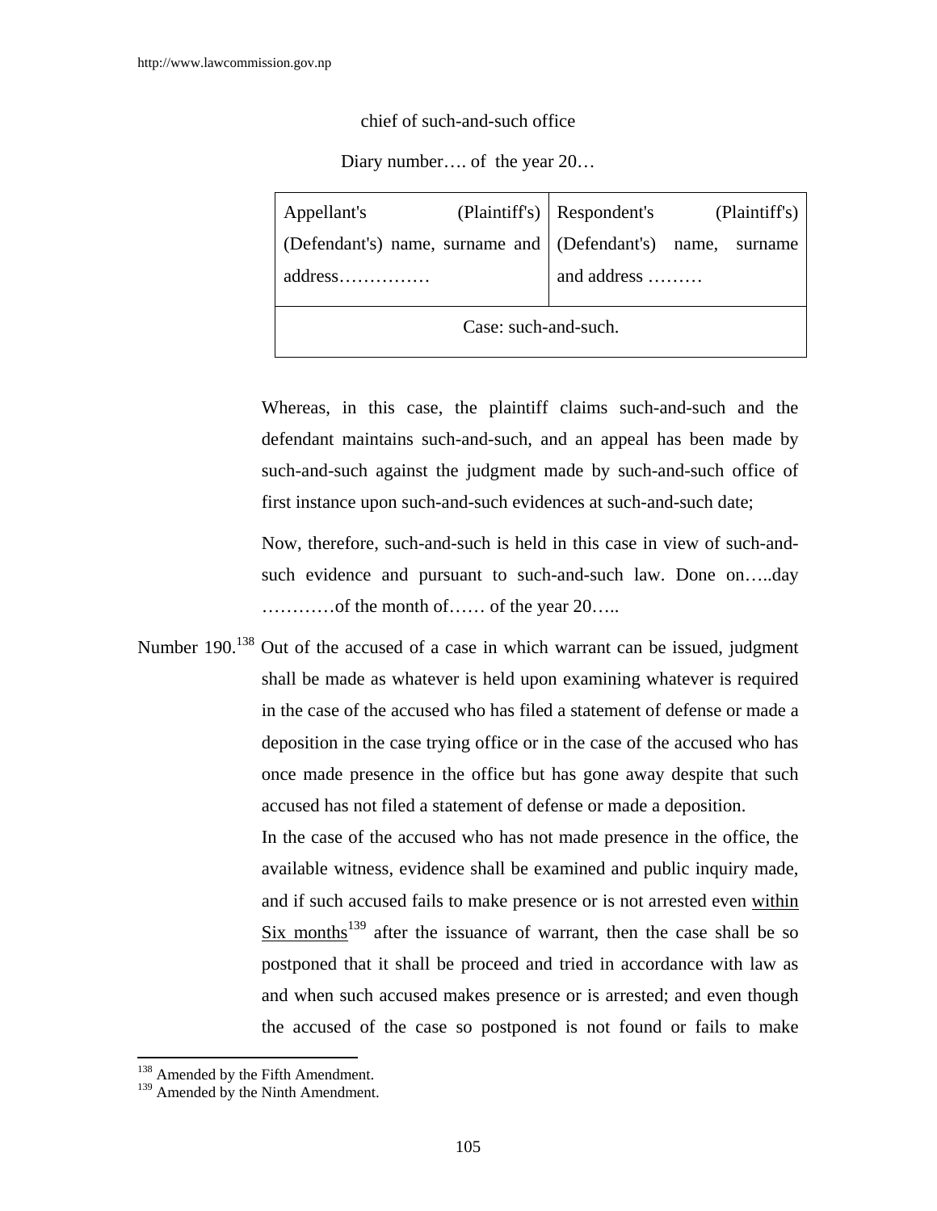chief of such-and-such office

Diary number…. of the year 20…

| Appellant's (Plaintiff's) (Defendant's) name, surname and address…………… | Respondent's (Plaintiff's) (Defendant's) name, surname and address ……… |
|---|---|
| Case: such-and-such. | |

Whereas, in this case, the plaintiff claims such-and-such and the defendant maintains such-and-such, and an appeal has been made by such-and-such against the judgment made by such-and-such office of first instance upon such-and-such evidences at such-and-such date;

Now, therefore, such-and-such is held in this case in view of such-and-such evidence and pursuant to such-and-such law. Done on…..day …………of the month of…… of the year 20…..

Number 190.[138] Out of the accused of a case in which warrant can be issued, judgment shall be made as whatever is held upon examining whatever is required in the case of the accused who has filed a statement of defense or made a deposition in the case trying office or in the case of the accused who has once made presence in the office but has gone away despite that such accused has not filed a statement of defense or made a deposition.

In the case of the accused who has not made presence in the office, the available witness, evidence shall be examined and public inquiry made, and if such accused fails to make presence or is not arrested even within Six months[139] after the issuance of warrant, then the case shall be so postponed that it shall be proceed and tried in accordance with law as and when such accused makes presence or is arrested; and even though the accused of the case so postponed is not found or fails to make

[138] Amended by the Fifth Amendment.
[139] Amended by the Ninth Amendment.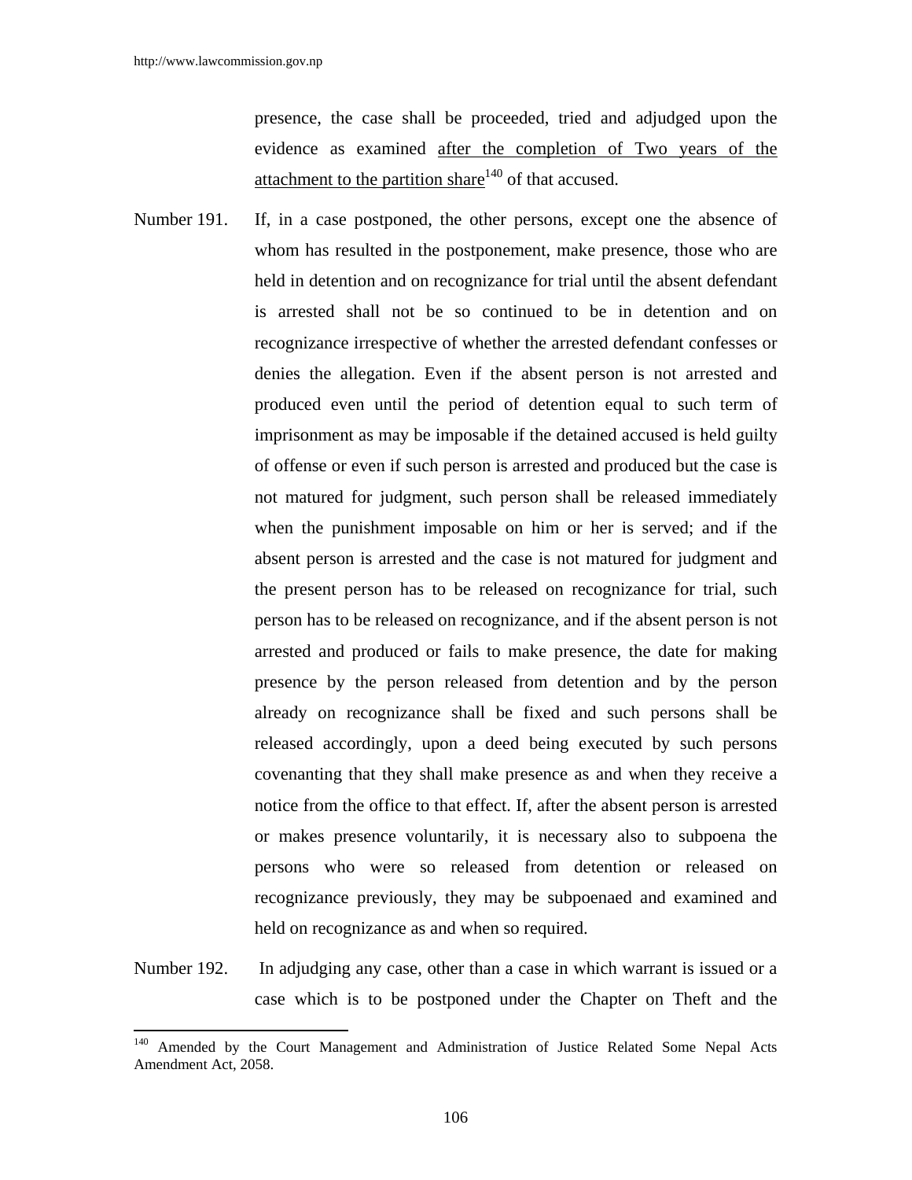presence, the case shall be proceeded, tried and adjudged upon the evidence as examined <u>after the completion of Two years of the attachment to the partition share</u>[140] of that accused.

Number 191. If, in a case postponed, the other persons, except one the absence of whom has resulted in the postponement, make presence, those who are held in detention and on recognizance for trial until the absent defendant is arrested shall not be so continued to be in detention and on recognizance irrespective of whether the arrested defendant confesses or denies the allegation. Even if the absent person is not arrested and produced even until the period of detention equal to such term of imprisonment as may be imposable if the detained accused is held guilty of offense or even if such person is arrested and produced but the case is not matured for judgment, such person shall be released immediately when the punishment imposable on him or her is served; and if the absent person is arrested and the case is not matured for judgment and the present person has to be released on recognizance for trial, such person has to be released on recognizance, and if the absent person is not arrested and produced or fails to make presence, the date for making presence by the person released from detention and by the person already on recognizance shall be fixed and such persons shall be released accordingly, upon a deed being executed by such persons covenanting that they shall make presence as and when they receive a notice from the office to that effect. If, after the absent person is arrested or makes presence voluntarily, it is necessary also to subpoena the persons who were so released from detention or released on recognizance previously, they may be subpoenaed and examined and held on recognizance as and when so required.

Number 192. In adjudging any case, other than a case in which warrant is issued or a case which is to be postponed under the Chapter on Theft and the

---

[140] Amended by the Court Management and Administration of Justice Related Some Nepal Acts Amendment Act, 2058.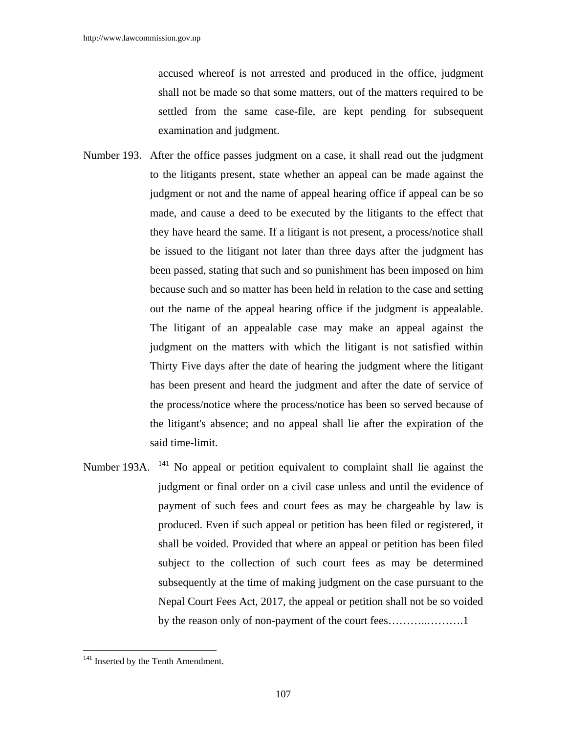accused whereof is not arrested and produced in the office, judgment shall not be made so that some matters, out of the matters required to be settled from the same case-file, are kept pending for subsequent examination and judgment.

Number 193. After the office passes judgment on a case, it shall read out the judgment to the litigants present, state whether an appeal can be made against the judgment or not and the name of appeal hearing office if appeal can be so made, and cause a deed to be executed by the litigants to the effect that they have heard the same. If a litigant is not present, a process/notice shall be issued to the litigant not later than three days after the judgment has been passed, stating that such and so punishment has been imposed on him because such and so matter has been held in relation to the case and setting out the name of the appeal hearing office if the judgment is appealable. The litigant of an appealable case may make an appeal against the judgment on the matters with which the litigant is not satisfied within Thirty Five days after the date of hearing the judgment where the litigant has been present and heard the judgment and after the date of service of the process/notice where the process/notice has been so served because of the litigant's absence; and no appeal shall lie after the expiration of the said time-limit.

Number 193A. [141] No appeal or petition equivalent to complaint shall lie against the judgment or final order on a civil case unless and until the evidence of payment of such fees and court fees as may be chargeable by law is produced. Even if such appeal or petition has been filed or registered, it shall be voided. Provided that where an appeal or petition has been filed subject to the collection of such court fees as may be determined subsequently at the time of making judgment on the case pursuant to the Nepal Court Fees Act, 2017, the appeal or petition shall not be so voided by the reason only of non-payment of the court fees………..……….1

---

[141] Inserted by the Tenth Amendment.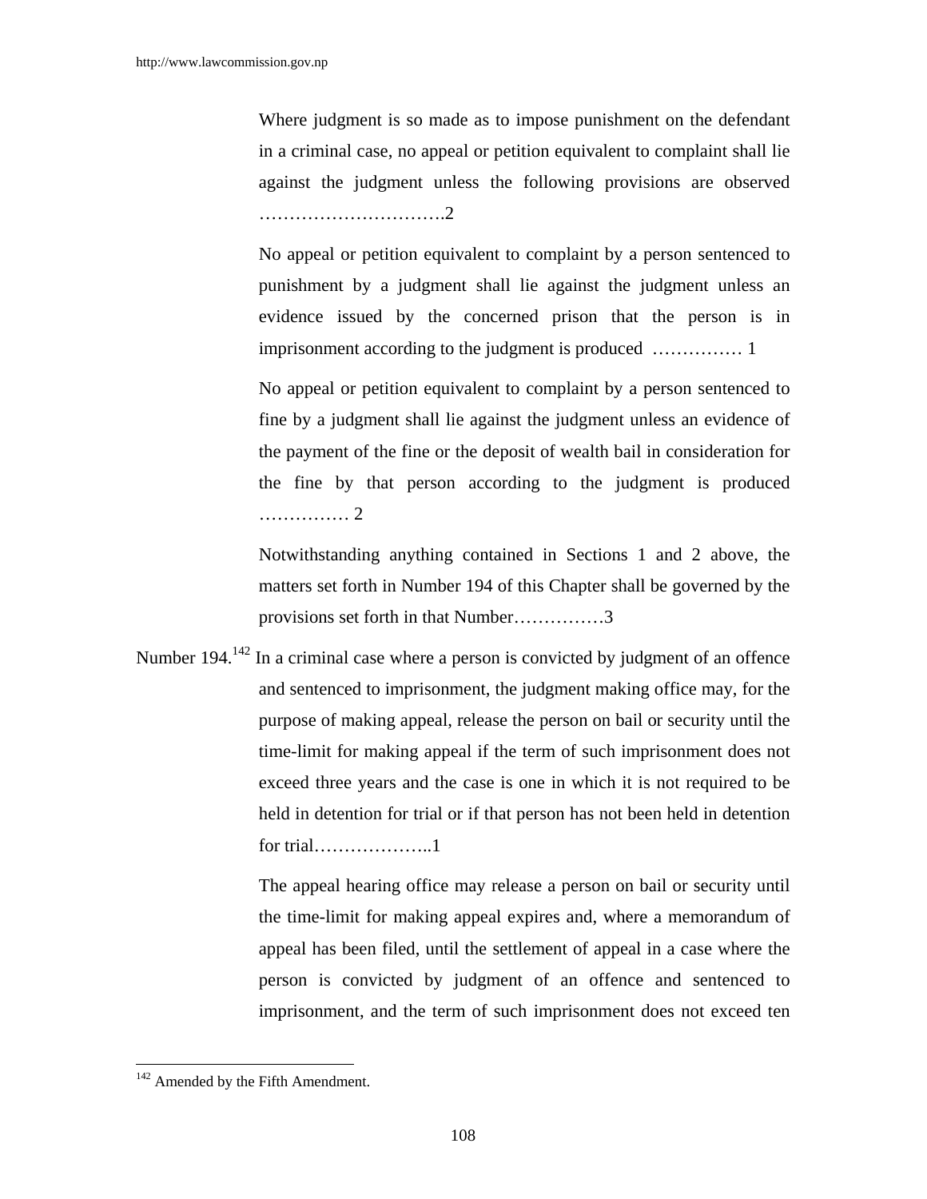Where judgment is so made as to impose punishment on the defendant in a criminal case, no appeal or petition equivalent to complaint shall lie against the judgment unless the following provisions are observed ………………………….2

No appeal or petition equivalent to complaint by a person sentenced to punishment by a judgment shall lie against the judgment unless an evidence issued by the concerned prison that the person is in imprisonment according to the judgment is produced …………… 1

No appeal or petition equivalent to complaint by a person sentenced to fine by a judgment shall lie against the judgment unless an evidence of the payment of the fine or the deposit of wealth bail in consideration for the fine by that person according to the judgment is produced …………… 2

Notwithstanding anything contained in Sections 1 and 2 above, the matters set forth in Number 194 of this Chapter shall be governed by the provisions set forth in that Number……………3

Number 194.[142] In a criminal case where a person is convicted by judgment of an offence and sentenced to imprisonment, the judgment making office may, for the purpose of making appeal, release the person on bail or security until the time-limit for making appeal if the term of such imprisonment does not exceed three years and the case is one in which it is not required to be held in detention for trial or if that person has not been held in detention for trial………………..1

The appeal hearing office may release a person on bail or security until the time-limit for making appeal expires and, where a memorandum of appeal has been filed, until the settlement of appeal in a case where the person is convicted by judgment of an offence and sentenced to imprisonment, and the term of such imprisonment does not exceed ten

---

[142] Amended by the Fifth Amendment.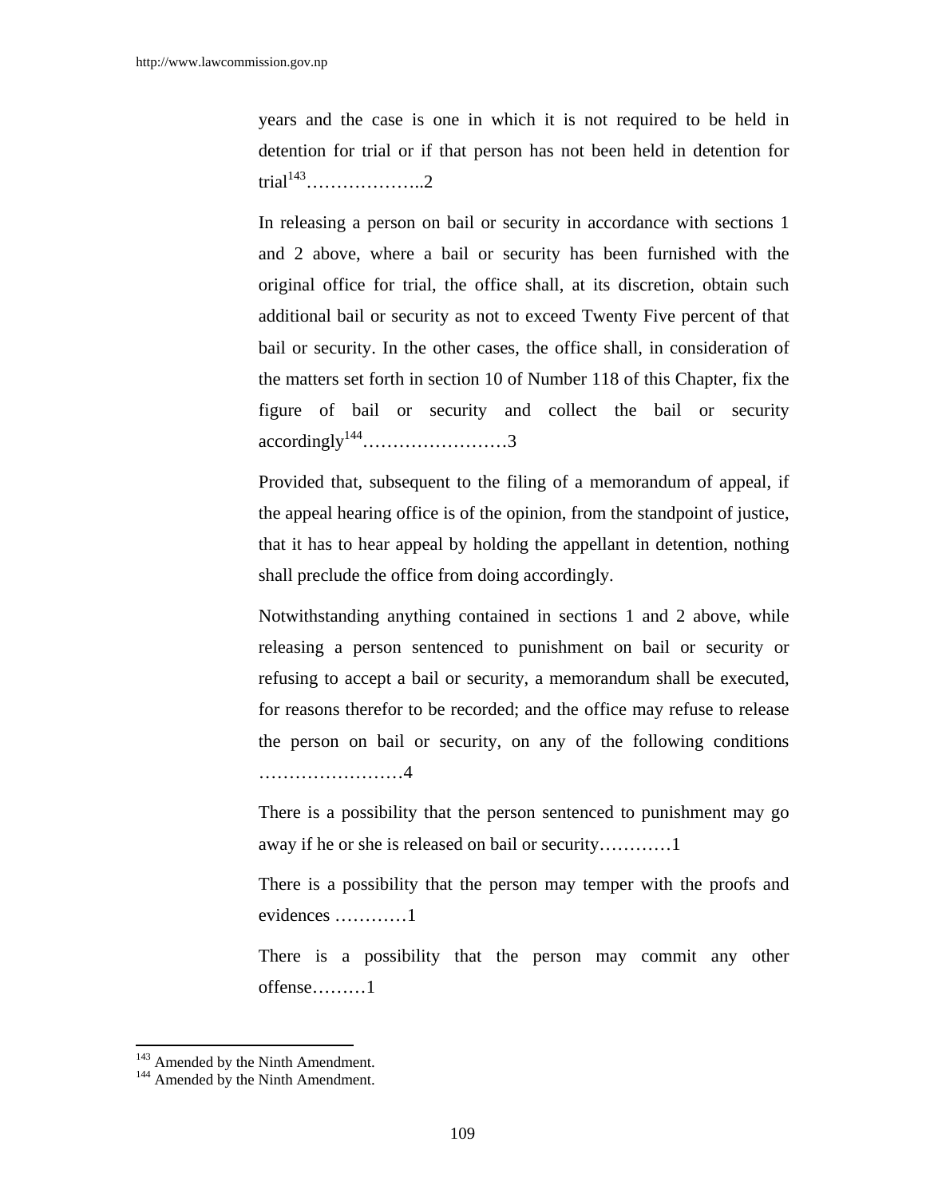years and the case is one in which it is not required to be held in detention for trial or if that person has not been held in detention for trial[143]………………..2

In releasing a person on bail or security in accordance with sections 1 and 2 above, where a bail or security has been furnished with the original office for trial, the office shall, at its discretion, obtain such additional bail or security as not to exceed Twenty Five percent of that bail or security. In the other cases, the office shall, in consideration of the matters set forth in section 10 of Number 118 of this Chapter, fix the figure of bail or security and collect the bail or security accordingly[144]……………………3

Provided that, subsequent to the filing of a memorandum of appeal, if the appeal hearing office is of the opinion, from the standpoint of justice, that it has to hear appeal by holding the appellant in detention, nothing shall preclude the office from doing accordingly.

Notwithstanding anything contained in sections 1 and 2 above, while releasing a person sentenced to punishment on bail or security or refusing to accept a bail or security, a memorandum shall be executed, for reasons therefor to be recorded; and the office may refuse to release the person on bail or security, on any of the following conditions ……………………4

There is a possibility that the person sentenced to punishment may go away if he or she is released on bail or security…………1

There is a possibility that the person may temper with the proofs and evidences …………1

There is a possibility that the person may commit any other offense………1

---

[143] Amended by the Ninth Amendment.

[144] Amended by the Ninth Amendment.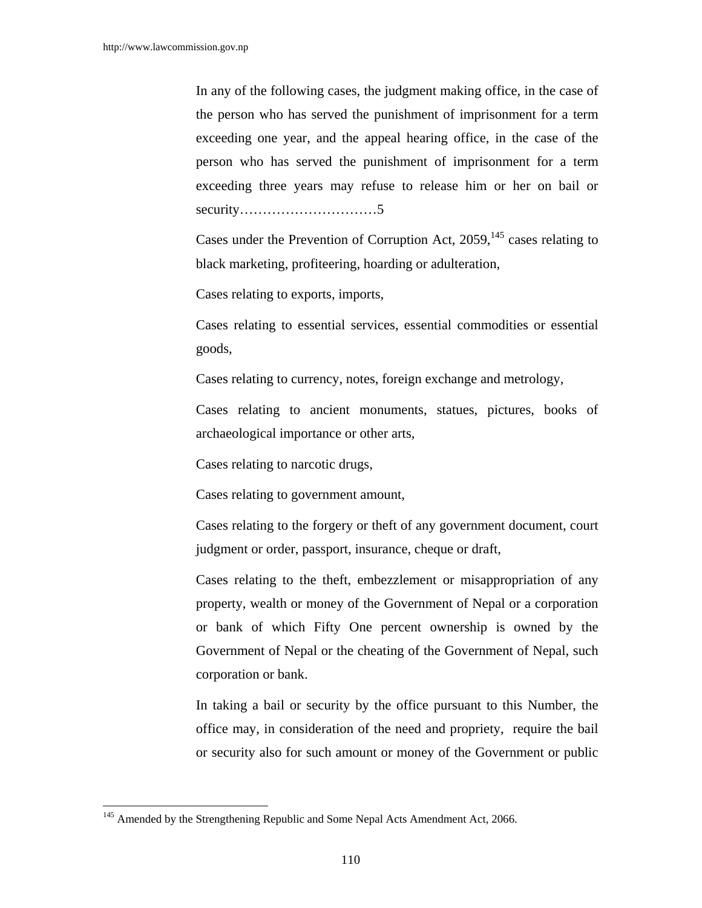In any of the following cases, the judgment making office, in the case of the person who has served the punishment of imprisonment for a term exceeding one year, and the appeal hearing office, in the case of the person who has served the punishment of imprisonment for a term exceeding three years may refuse to release him or her on bail or security…………………………5

Cases under the Prevention of Corruption Act, 2059,[145] cases relating to black marketing, profiteering, hoarding or adulteration,

Cases relating to exports, imports,

Cases relating to essential services, essential commodities or essential goods,

Cases relating to currency, notes, foreign exchange and metrology,

Cases relating to ancient monuments, statues, pictures, books of archaeological importance or other arts,

Cases relating to narcotic drugs,

Cases relating to government amount,

Cases relating to the forgery or theft of any government document, court judgment or order, passport, insurance, cheque or draft,

Cases relating to the theft, embezzlement or misappropriation of any property, wealth or money of the Government of Nepal or a corporation or bank of which Fifty One percent ownership is owned by the Government of Nepal or the cheating of the Government of Nepal, such corporation or bank.

In taking a bail or security by the office pursuant to this Number, the office may, in consideration of the need and propriety, require the bail or security also for such amount or money of the Government or public

---

[145] Amended by the Strengthening Republic and Some Nepal Acts Amendment Act, 2066.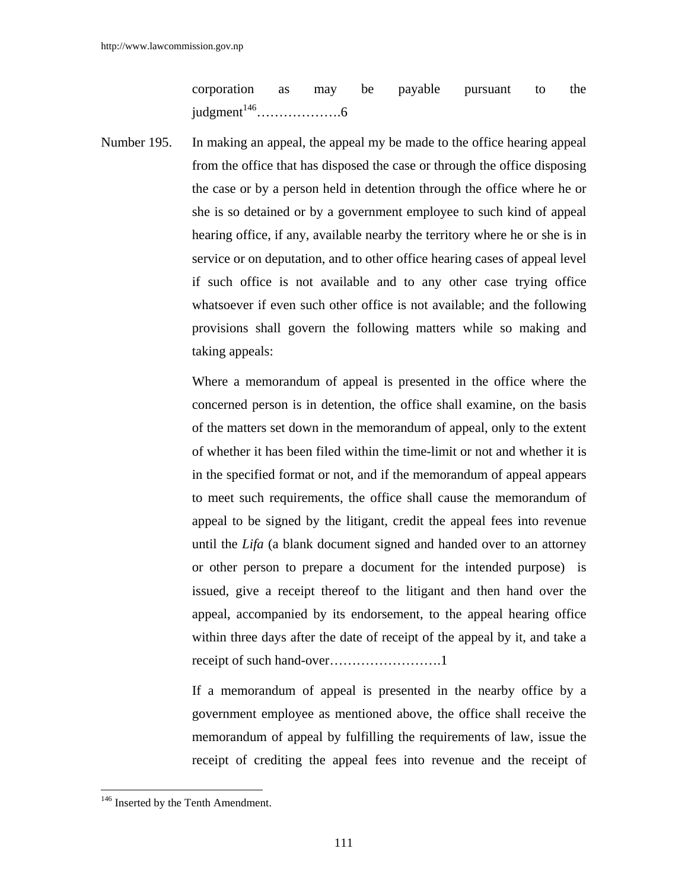corporation as may be payable pursuant to the judgment[146]……………….6

Number 195. In making an appeal, the appeal my be made to the office hearing appeal from the office that has disposed the case or through the office disposing the case or by a person held in detention through the office where he or she is so detained or by a government employee to such kind of appeal hearing office, if any, available nearby the territory where he or she is in service or on deputation, and to other office hearing cases of appeal level if such office is not available and to any other case trying office whatsoever if even such other office is not available; and the following provisions shall govern the following matters while so making and taking appeals:

Where a memorandum of appeal is presented in the office where the concerned person is in detention, the office shall examine, on the basis of the matters set down in the memorandum of appeal, only to the extent of whether it has been filed within the time-limit or not and whether it is in the specified format or not, and if the memorandum of appeal appears to meet such requirements, the office shall cause the memorandum of appeal to be signed by the litigant, credit the appeal fees into revenue until the *Lifa* (a blank document signed and handed over to an attorney or other person to prepare a document for the intended purpose) is issued, give a receipt thereof to the litigant and then hand over the appeal, accompanied by its endorsement, to the appeal hearing office within three days after the date of receipt of the appeal by it, and take a receipt of such hand-over…………………….1

If a memorandum of appeal is presented in the nearby office by a government employee as mentioned above, the office shall receive the memorandum of appeal by fulfilling the requirements of law, issue the receipt of crediting the appeal fees into revenue and the receipt of

---

[146] Inserted by the Tenth Amendment.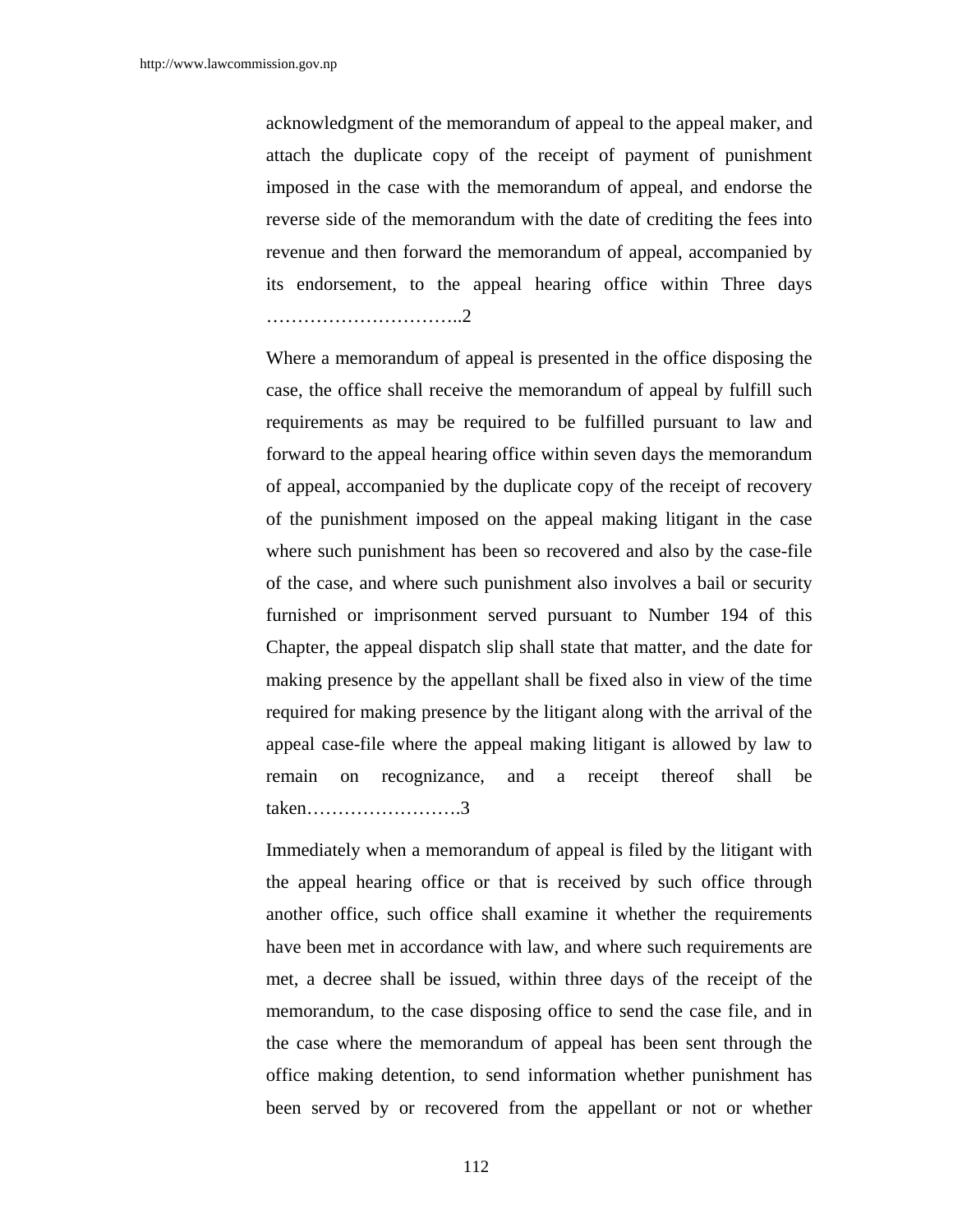acknowledgment of the memorandum of appeal to the appeal maker, and attach the duplicate copy of the receipt of payment of punishment imposed in the case with the memorandum of appeal, and endorse the reverse side of the memorandum with the date of crediting the fees into revenue and then forward the memorandum of appeal, accompanied by its endorsement, to the appeal hearing office within Three days …………………………..2

Where a memorandum of appeal is presented in the office disposing the case, the office shall receive the memorandum of appeal by fulfill such requirements as may be required to be fulfilled pursuant to law and forward to the appeal hearing office within seven days the memorandum of appeal, accompanied by the duplicate copy of the receipt of recovery of the punishment imposed on the appeal making litigant in the case where such punishment has been so recovered and also by the case-file of the case, and where such punishment also involves a bail or security furnished or imprisonment served pursuant to Number 194 of this Chapter, the appeal dispatch slip shall state that matter, and the date for making presence by the appellant shall be fixed also in view of the time required for making presence by the litigant along with the arrival of the appeal case-file where the appeal making litigant is allowed by law to remain on recognizance, and a receipt thereof shall be taken…………………….3

Immediately when a memorandum of appeal is filed by the litigant with the appeal hearing office or that is received by such office through another office, such office shall examine it whether the requirements have been met in accordance with law, and where such requirements are met, a decree shall be issued, within three days of the receipt of the memorandum, to the case disposing office to send the case file, and in the case where the memorandum of appeal has been sent through the office making detention, to send information whether punishment has been served by or recovered from the appellant or not or whether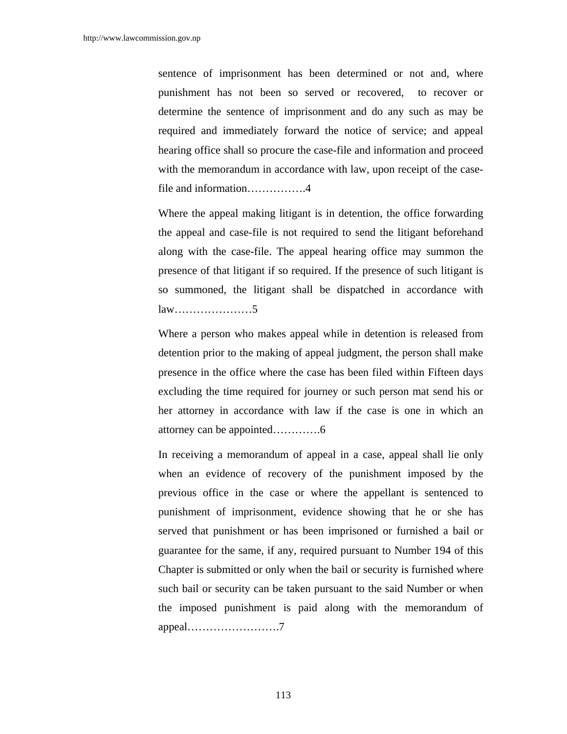sentence of imprisonment has been determined or not and, where punishment has not been so served or recovered, to recover or determine the sentence of imprisonment and do any such as may be required and immediately forward the notice of service; and appeal hearing office shall so procure the case-file and information and proceed with the memorandum in accordance with law, upon receipt of the case-file and information…………….4

Where the appeal making litigant is in detention, the office forwarding the appeal and case-file is not required to send the litigant beforehand along with the case-file. The appeal hearing office may summon the presence of that litigant if so required. If the presence of such litigant is so summoned, the litigant shall be dispatched in accordance with law…………………5

Where a person who makes appeal while in detention is released from detention prior to the making of appeal judgment, the person shall make presence in the office where the case has been filed within Fifteen days excluding the time required for journey or such person mat send his or her attorney in accordance with law if the case is one in which an attorney can be appointed…………6

In receiving a memorandum of appeal in a case, appeal shall lie only when an evidence of recovery of the punishment imposed by the previous office in the case or where the appellant is sentenced to punishment of imprisonment, evidence showing that he or she has served that punishment or has been imprisoned or furnished a bail or guarantee for the same, if any, required pursuant to Number 194 of this Chapter is submitted or only when the bail or security is furnished where such bail or security can be taken pursuant to the said Number or when the imposed punishment is paid along with the memorandum of appeal…………………….7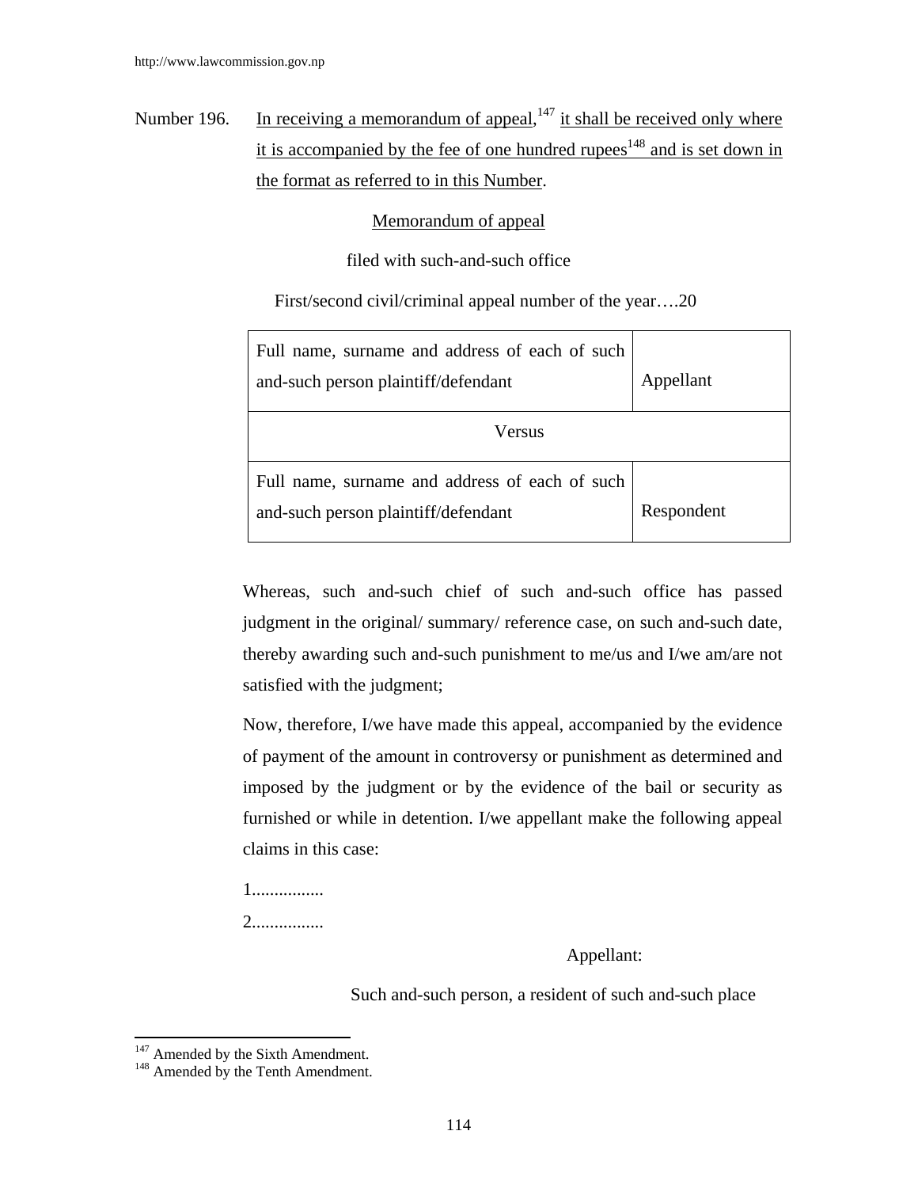Number 196. In receiving a memorandum of appeal,[147] it shall be received only where it is accompanied by the fee of one hundred rupees[148] and is set down in the format as referred to in this Number.

Memorandum of appeal

filed with such-and-such office

First/second civil/criminal appeal number of the year….20

| Full name, surname and address of each of such and-such person plaintiff/defendant | Appellant |
|---|---|
| Versus | |
| Full name, surname and address of each of such and-such person plaintiff/defendant | Respondent |

Whereas, such and-such chief of such and-such office has passed judgment in the original/ summary/ reference case, on such and-such date, thereby awarding such and-such punishment to me/us and I/we am/are not satisfied with the judgment;

Now, therefore, I/we have made this appeal, accompanied by the evidence of payment of the amount in controversy or punishment as determined and imposed by the judgment or by the evidence of the bail or security as furnished or while in detention. I/we appellant make the following appeal claims in this case:

1................

2................

Appellant:

Such and-such person, a resident of such and-such place

---

[147] Amended by the Sixth Amendment.

[148] Amended by the Tenth Amendment.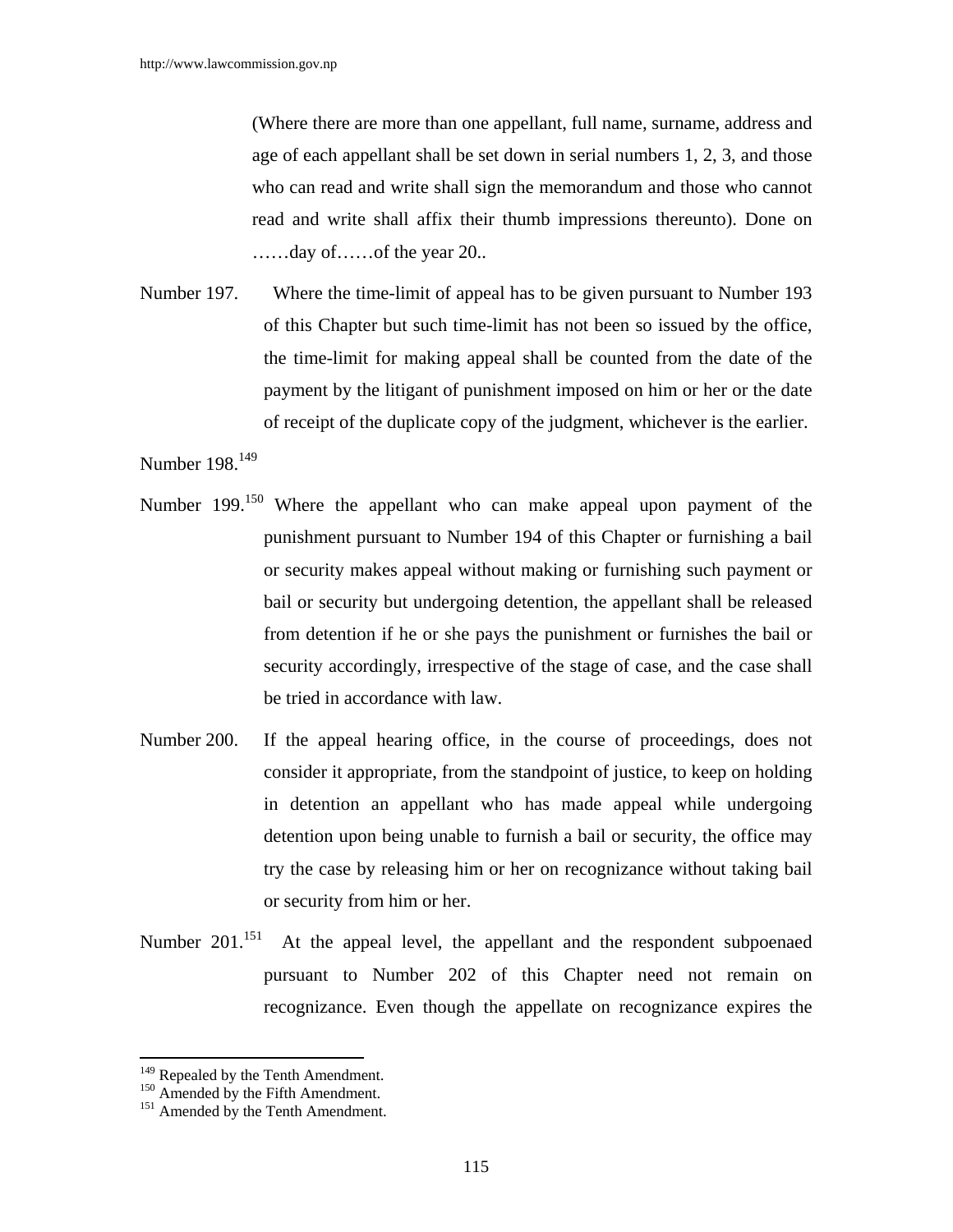(Where there are more than one appellant, full name, surname, address and age of each appellant shall be set down in serial numbers 1, 2, 3, and those who can read and write shall sign the memorandum and those who cannot read and write shall affix their thumb impressions thereunto). Done on ……day of……of the year 20..

Number 197. Where the time-limit of appeal has to be given pursuant to Number 193 of this Chapter but such time-limit has not been so issued by the office, the time-limit for making appeal shall be counted from the date of the payment by the litigant of punishment imposed on him or her or the date of receipt of the duplicate copy of the judgment, whichever is the earlier.

Number 198.[149]

Number 199.[150] Where the appellant who can make appeal upon payment of the punishment pursuant to Number 194 of this Chapter or furnishing a bail or security makes appeal without making or furnishing such payment or bail or security but undergoing detention, the appellant shall be released from detention if he or she pays the punishment or furnishes the bail or security accordingly, irrespective of the stage of case, and the case shall be tried in accordance with law.

Number 200. If the appeal hearing office, in the course of proceedings, does not consider it appropriate, from the standpoint of justice, to keep on holding in detention an appellant who has made appeal while undergoing detention upon being unable to furnish a bail or security, the office may try the case by releasing him or her on recognizance without taking bail or security from him or her.

Number 201.[151] At the appeal level, the appellant and the respondent subpoenaed pursuant to Number 202 of this Chapter need not remain on recognizance. Even though the appellate on recognizance expires the

---

[149] Repealed by the Tenth Amendment.
[150] Amended by the Fifth Amendment.
[151] Amended by the Tenth Amendment.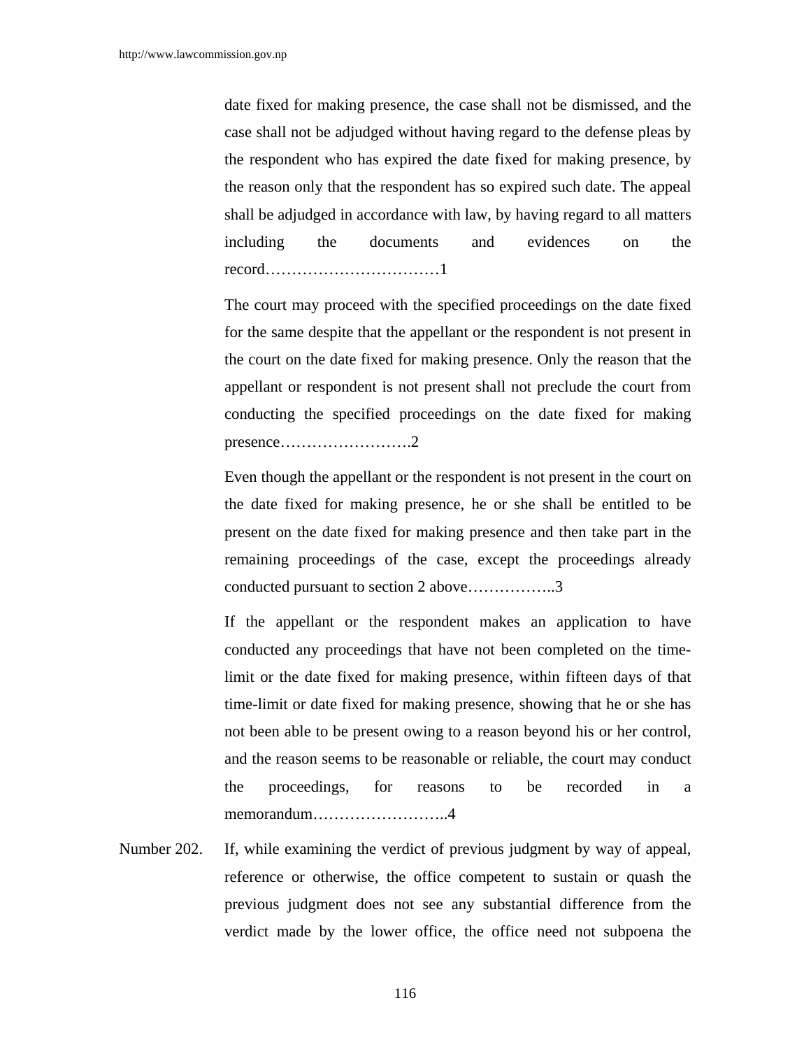date fixed for making presence, the case shall not be dismissed, and the case shall not be adjudged without having regard to the defense pleas by the respondent who has expired the date fixed for making presence, by the reason only that the respondent has so expired such date. The appeal shall be adjudged in accordance with law, by having regard to all matters including the documents and evidences on the record……………………………1

The court may proceed with the specified proceedings on the date fixed for the same despite that the appellant or the respondent is not present in the court on the date fixed for making presence. Only the reason that the appellant or respondent is not present shall not preclude the court from conducting the specified proceedings on the date fixed for making presence…………………….2

Even though the appellant or the respondent is not present in the court on the date fixed for making presence, he or she shall be entitled to be present on the date fixed for making presence and then take part in the remaining proceedings of the case, except the proceedings already conducted pursuant to section 2 above……………..3

If the appellant or the respondent makes an application to have conducted any proceedings that have not been completed on the time-limit or the date fixed for making presence, within fifteen days of that time-limit or date fixed for making presence, showing that he or she has not been able to be present owing to a reason beyond his or her control, and the reason seems to be reasonable or reliable, the court may conduct the proceedings, for reasons to be recorded in a memorandum……………………..4

Number 202. If, while examining the verdict of previous judgment by way of appeal, reference or otherwise, the office competent to sustain or quash the previous judgment does not see any substantial difference from the verdict made by the lower office, the office need not subpoena the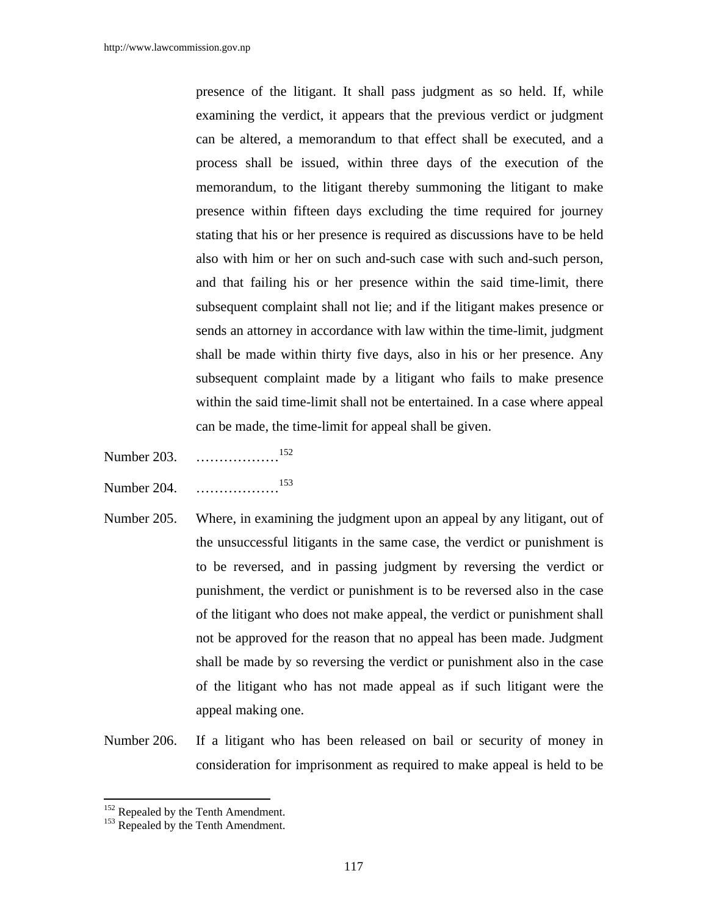presence of the litigant. It shall pass judgment as so held. If, while examining the verdict, it appears that the previous verdict or judgment can be altered, a memorandum to that effect shall be executed, and a process shall be issued, within three days of the execution of the memorandum, to the litigant thereby summoning the litigant to make presence within fifteen days excluding the time required for journey stating that his or her presence is required as discussions have to be held also with him or her on such and-such case with such and-such person, and that failing his or her presence within the said time-limit, there subsequent complaint shall not lie; and if the litigant makes presence or sends an attorney in accordance with law within the time-limit, judgment shall be made within thirty five days, also in his or her presence. Any subsequent complaint made by a litigant who fails to make presence within the said time-limit shall not be entertained. In a case where appeal can be made, the time-limit for appeal shall be given.

Number 203. ………………[152]

Number 204. ………………[153]

Number 205. Where, in examining the judgment upon an appeal by any litigant, out of the unsuccessful litigants in the same case, the verdict or punishment is to be reversed, and in passing judgment by reversing the verdict or punishment, the verdict or punishment is to be reversed also in the case of the litigant who does not make appeal, the verdict or punishment shall not be approved for the reason that no appeal has been made. Judgment shall be made by so reversing the verdict or punishment also in the case of the litigant who has not made appeal as if such litigant were the appeal making one.

Number 206. If a litigant who has been released on bail or security of money in consideration for imprisonment as required to make appeal is held to be

---

[152] Repealed by the Tenth Amendment.

[153] Repealed by the Tenth Amendment.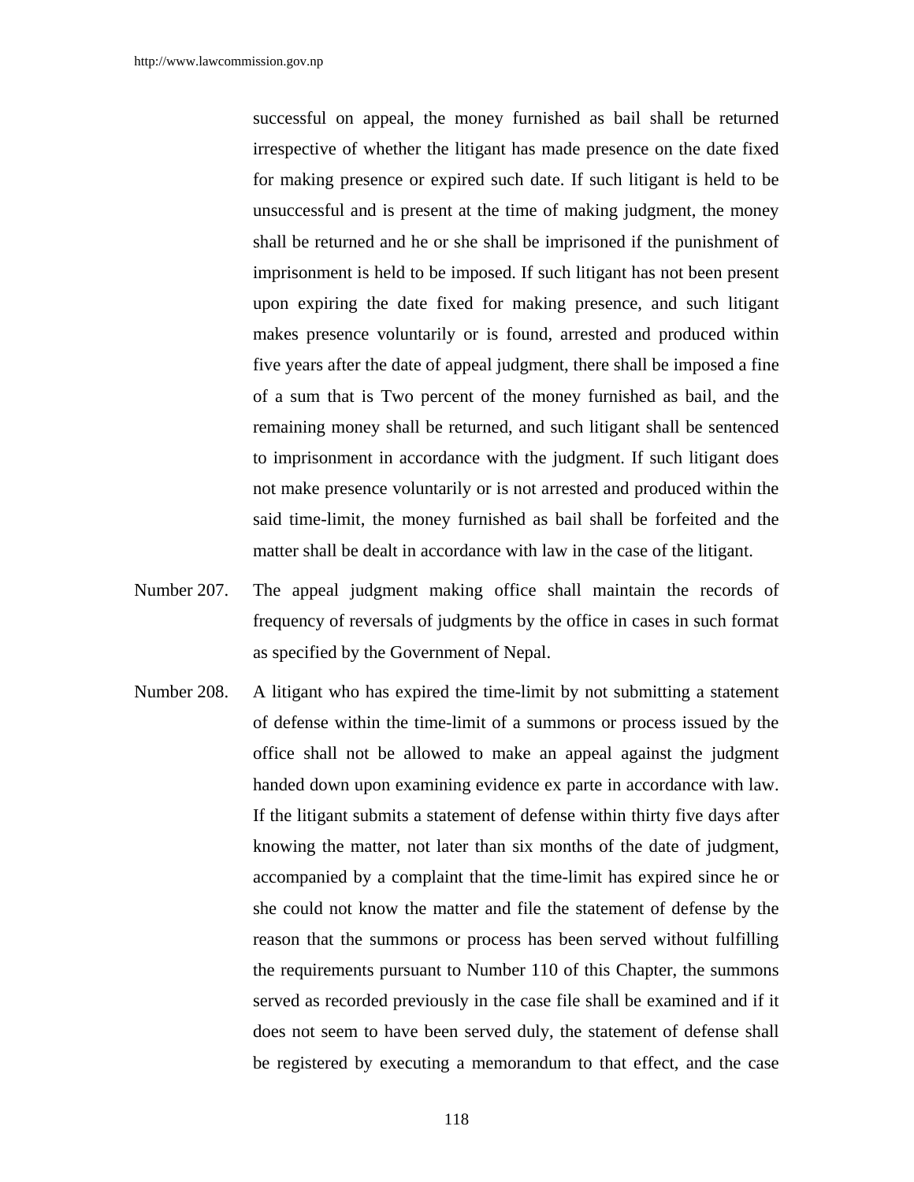successful on appeal, the money furnished as bail shall be returned irrespective of whether the litigant has made presence on the date fixed for making presence or expired such date. If such litigant is held to be unsuccessful and is present at the time of making judgment, the money shall be returned and he or she shall be imprisoned if the punishment of imprisonment is held to be imposed. If such litigant has not been present upon expiring the date fixed for making presence, and such litigant makes presence voluntarily or is found, arrested and produced within five years after the date of appeal judgment, there shall be imposed a fine of a sum that is Two percent of the money furnished as bail, and the remaining money shall be returned, and such litigant shall be sentenced to imprisonment in accordance with the judgment. If such litigant does not make presence voluntarily or is not arrested and produced within the said time-limit, the money furnished as bail shall be forfeited and the matter shall be dealt in accordance with law in the case of the litigant.

Number 207. The appeal judgment making office shall maintain the records of frequency of reversals of judgments by the office in cases in such format as specified by the Government of Nepal.

Number 208. A litigant who has expired the time-limit by not submitting a statement of defense within the time-limit of a summons or process issued by the office shall not be allowed to make an appeal against the judgment handed down upon examining evidence ex parte in accordance with law. If the litigant submits a statement of defense within thirty five days after knowing the matter, not later than six months of the date of judgment, accompanied by a complaint that the time-limit has expired since he or she could not know the matter and file the statement of defense by the reason that the summons or process has been served without fulfilling the requirements pursuant to Number 110 of this Chapter, the summons served as recorded previously in the case file shall be examined and if it does not seem to have been served duly, the statement of defense shall be registered by executing a memorandum to that effect, and the case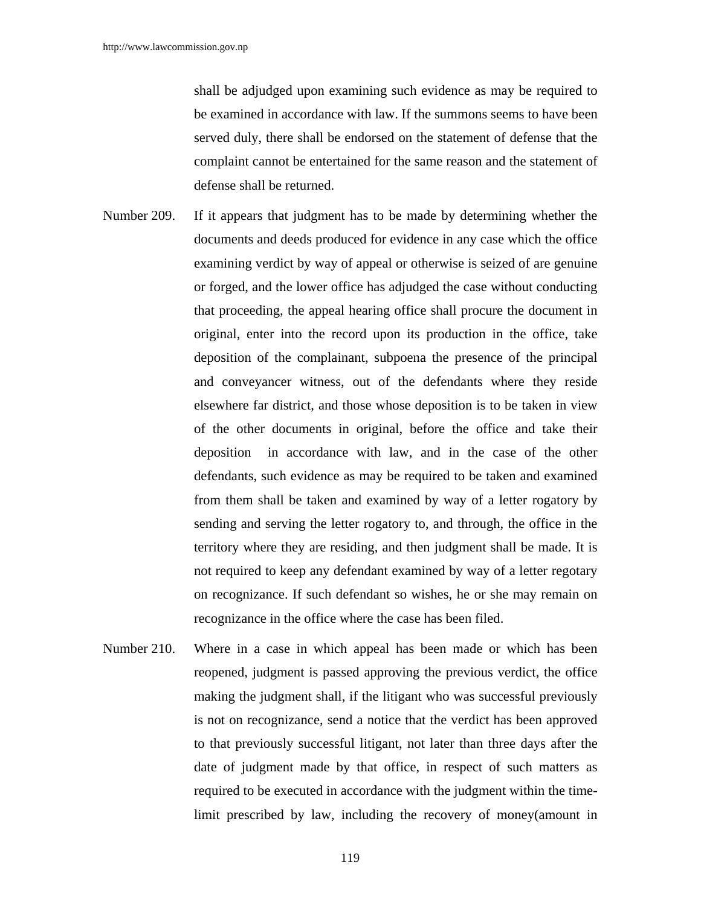shall be adjudged upon examining such evidence as may be required to be examined in accordance with law. If the summons seems to have been served duly, there shall be endorsed on the statement of defense that the complaint cannot be entertained for the same reason and the statement of defense shall be returned.

Number 209. If it appears that judgment has to be made by determining whether the documents and deeds produced for evidence in any case which the office examining verdict by way of appeal or otherwise is seized of are genuine or forged, and the lower office has adjudged the case without conducting that proceeding, the appeal hearing office shall procure the document in original, enter into the record upon its production in the office, take deposition of the complainant, subpoena the presence of the principal and conveyancer witness, out of the defendants where they reside elsewhere far district, and those whose deposition is to be taken in view of the other documents in original, before the office and take their deposition in accordance with law, and in the case of the other defendants, such evidence as may be required to be taken and examined from them shall be taken and examined by way of a letter rogatory by sending and serving the letter rogatory to, and through, the office in the territory where they are residing, and then judgment shall be made. It is not required to keep any defendant examined by way of a letter regotary on recognizance. If such defendant so wishes, he or she may remain on recognizance in the office where the case has been filed.

Number 210. Where in a case in which appeal has been made or which has been reopened, judgment is passed approving the previous verdict, the office making the judgment shall, if the litigant who was successful previously is not on recognizance, send a notice that the verdict has been approved to that previously successful litigant, not later than three days after the date of judgment made by that office, in respect of such matters as required to be executed in accordance with the judgment within the time-limit prescribed by law, including the recovery of money(amount in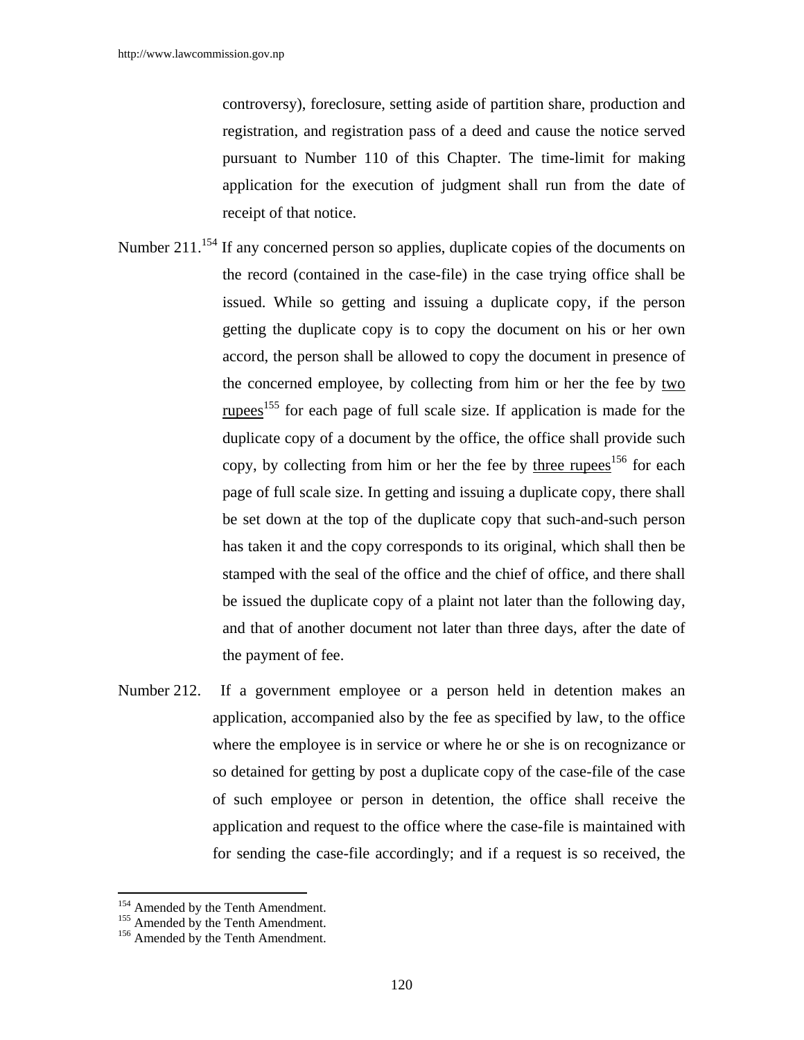controversy), foreclosure, setting aside of partition share, production and registration, and registration pass of a deed and cause the notice served pursuant to Number 110 of this Chapter. The time-limit for making application for the execution of judgment shall run from the date of receipt of that notice.

Number 211.[154] If any concerned person so applies, duplicate copies of the documents on the record (contained in the case-file) in the case trying office shall be issued. While so getting and issuing a duplicate copy, if the person getting the duplicate copy is to copy the document on his or her own accord, the person shall be allowed to copy the document in presence of the concerned employee, by collecting from him or her the fee by <u>two rupees</u>[155] for each page of full scale size. If application is made for the duplicate copy of a document by the office, the office shall provide such copy, by collecting from him or her the fee by <u>three rupees</u>[156] for each page of full scale size. In getting and issuing a duplicate copy, there shall be set down at the top of the duplicate copy that such-and-such person has taken it and the copy corresponds to its original, which shall then be stamped with the seal of the office and the chief of office, and there shall be issued the duplicate copy of a plaint not later than the following day, and that of another document not later than three days, after the date of the payment of fee.

Number 212. If a government employee or a person held in detention makes an application, accompanied also by the fee as specified by law, to the office where the employee is in service or where he or she is on recognizance or so detained for getting by post a duplicate copy of the case-file of the case of such employee or person in detention, the office shall receive the application and request to the office where the case-file is maintained with for sending the case-file accordingly; and if a request is so received, the

---

[154] Amended by the Tenth Amendment.
[155] Amended by the Tenth Amendment.
[156] Amended by the Tenth Amendment.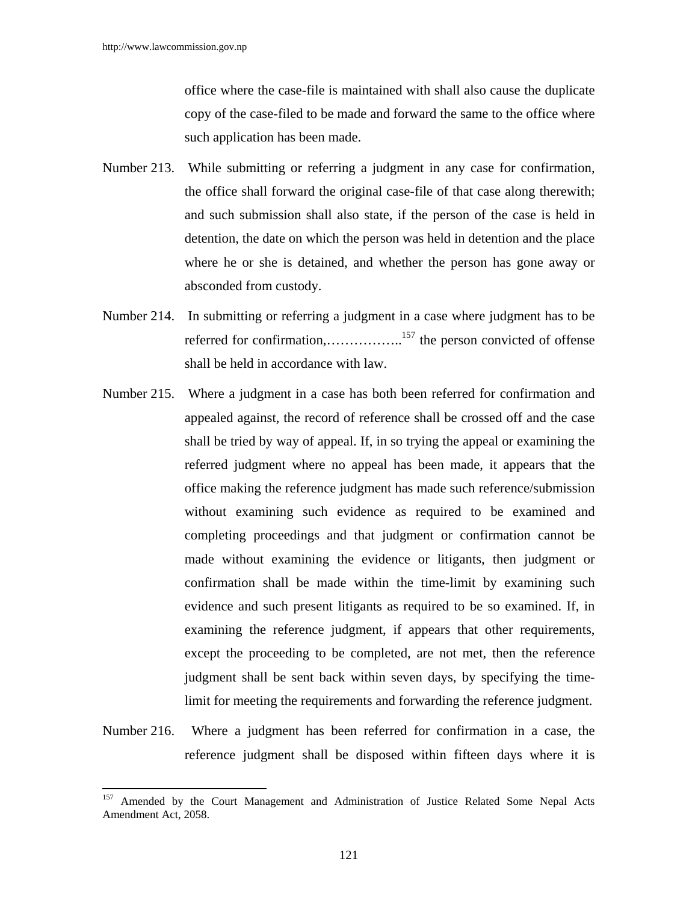office where the case-file is maintained with shall also cause the duplicate copy of the case-filed to be made and forward the same to the office where such application has been made.

Number 213. While submitting or referring a judgment in any case for confirmation, the office shall forward the original case-file of that case along therewith; and such submission shall also state, if the person of the case is held in detention, the date on which the person was held in detention and the place where he or she is detained, and whether the person has gone away or absconded from custody.

Number 214. In submitting or referring a judgment in a case where judgment has to be referred for confirmation,……………..[157] the person convicted of offense shall be held in accordance with law.

Number 215. Where a judgment in a case has both been referred for confirmation and appealed against, the record of reference shall be crossed off and the case shall be tried by way of appeal. If, in so trying the appeal or examining the referred judgment where no appeal has been made, it appears that the office making the reference judgment has made such reference/submission without examining such evidence as required to be examined and completing proceedings and that judgment or confirmation cannot be made without examining the evidence or litigants, then judgment or confirmation shall be made within the time-limit by examining such evidence and such present litigants as required to be so examined. If, in examining the reference judgment, if appears that other requirements, except the proceeding to be completed, are not met, then the reference judgment shall be sent back within seven days, by specifying the time-limit for meeting the requirements and forwarding the reference judgment.

Number 216. Where a judgment has been referred for confirmation in a case, the reference judgment shall be disposed within fifteen days where it is

---

[157] Amended by the Court Management and Administration of Justice Related Some Nepal Acts Amendment Act, 2058.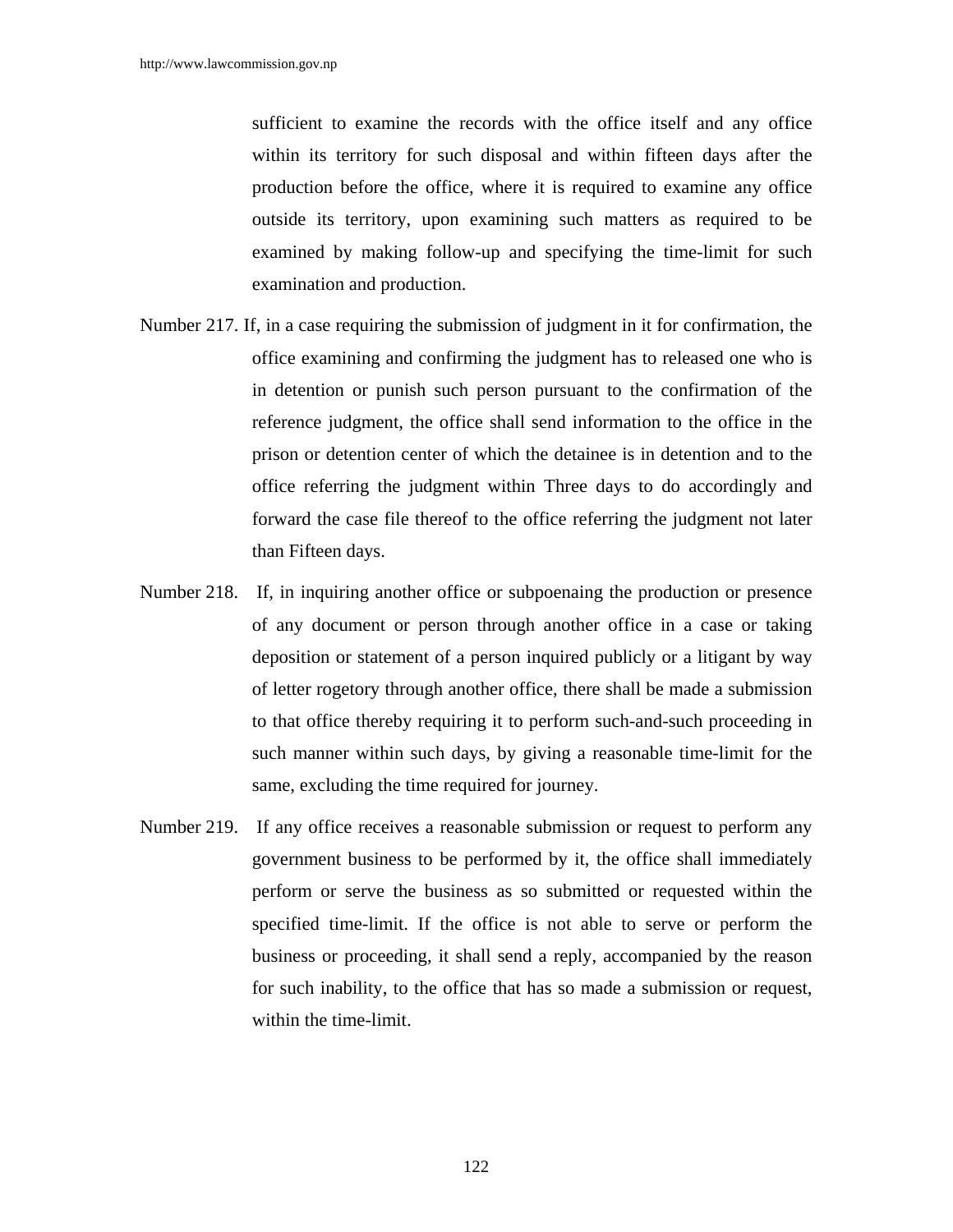sufficient to examine the records with the office itself and any office within its territory for such disposal and within fifteen days after the production before the office, where it is required to examine any office outside its territory, upon examining such matters as required to be examined by making follow-up and specifying the time-limit for such examination and production.

Number 217. If, in a case requiring the submission of judgment in it for confirmation, the office examining and confirming the judgment has to released one who is in detention or punish such person pursuant to the confirmation of the reference judgment, the office shall send information to the office in the prison or detention center of which the detainee is in detention and to the office referring the judgment within Three days to do accordingly and forward the case file thereof to the office referring the judgment not later than Fifteen days.

Number 218. If, in inquiring another office or subpoenaing the production or presence of any document or person through another office in a case or taking deposition or statement of a person inquired publicly or a litigant by way of letter rogetory through another office, there shall be made a submission to that office thereby requiring it to perform such-and-such proceeding in such manner within such days, by giving a reasonable time-limit for the same, excluding the time required for journey.

Number 219. If any office receives a reasonable submission or request to perform any government business to be performed by it, the office shall immediately perform or serve the business as so submitted or requested within the specified time-limit. If the office is not able to serve or perform the business or proceeding, it shall send a reply, accompanied by the reason for such inability, to the office that has so made a submission or request, within the time-limit.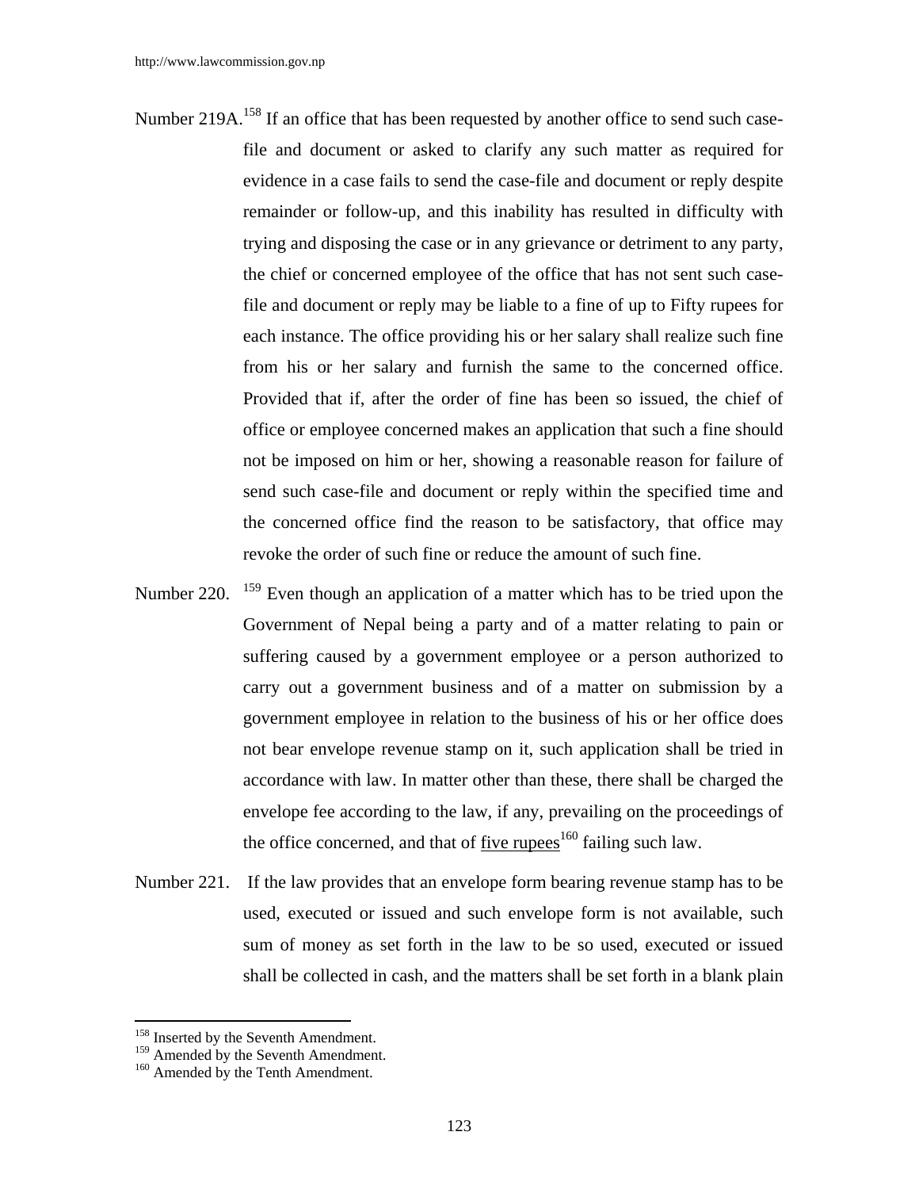Number 219A.[158] If an office that has been requested by another office to send such case-file and document or asked to clarify any such matter as required for evidence in a case fails to send the case-file and document or reply despite remainder or follow-up, and this inability has resulted in difficulty with trying and disposing the case or in any grievance or detriment to any party, the chief or concerned employee of the office that has not sent such case-file and document or reply may be liable to a fine of up to Fifty rupees for each instance. The office providing his or her salary shall realize such fine from his or her salary and furnish the same to the concerned office. Provided that if, after the order of fine has been so issued, the chief of office or employee concerned makes an application that such a fine should not be imposed on him or her, showing a reasonable reason for failure of send such case-file and document or reply within the specified time and the concerned office find the reason to be satisfactory, that office may revoke the order of such fine or reduce the amount of such fine.

Number 220. [159] Even though an application of a matter which has to be tried upon the Government of Nepal being a party and of a matter relating to pain or suffering caused by a government employee or a person authorized to carry out a government business and of a matter on submission by a government employee in relation to the business of his or her office does not bear envelope revenue stamp on it, such application shall be tried in accordance with law. In matter other than these, there shall be charged the envelope fee according to the law, if any, prevailing on the proceedings of the office concerned, and that of five rupees[160] failing such law.

Number 221. If the law provides that an envelope form bearing revenue stamp has to be used, executed or issued and such envelope form is not available, such sum of money as set forth in the law to be so used, executed or issued shall be collected in cash, and the matters shall be set forth in a blank plain

---

[158] Inserted by the Seventh Amendment.

[159] Amended by the Seventh Amendment.

[160] Amended by the Tenth Amendment.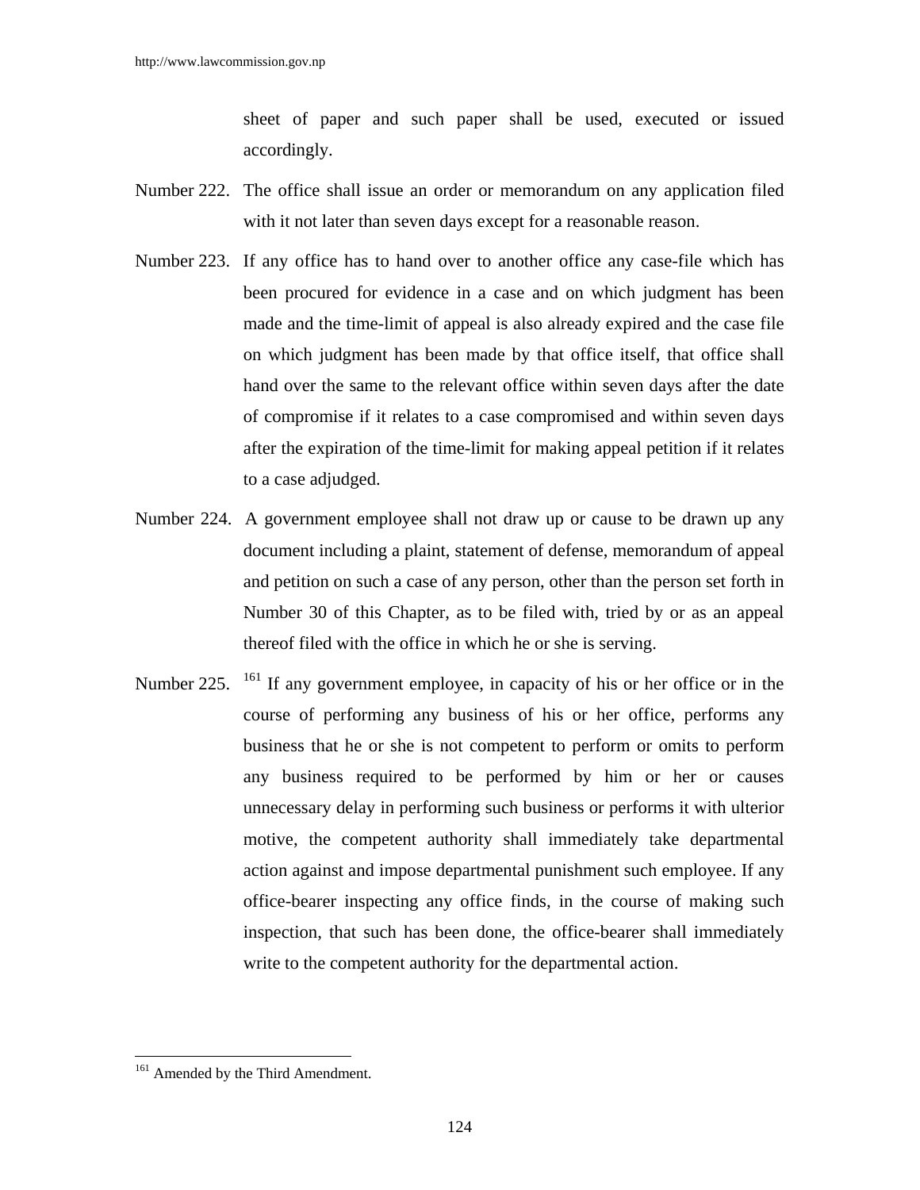sheet of paper and such paper shall be used, executed or issued accordingly.

Number 222. The office shall issue an order or memorandum on any application filed with it not later than seven days except for a reasonable reason.

Number 223. If any office has to hand over to another office any case-file which has been procured for evidence in a case and on which judgment has been made and the time-limit of appeal is also already expired and the case file on which judgment has been made by that office itself, that office shall hand over the same to the relevant office within seven days after the date of compromise if it relates to a case compromised and within seven days after the expiration of the time-limit for making appeal petition if it relates to a case adjudged.

Number 224. A government employee shall not draw up or cause to be drawn up any document including a plaint, statement of defense, memorandum of appeal and petition on such a case of any person, other than the person set forth in Number 30 of this Chapter, as to be filed with, tried by or as an appeal thereof filed with the office in which he or she is serving.

Number 225. [161] If any government employee, in capacity of his or her office or in the course of performing any business of his or her office, performs any business that he or she is not competent to perform or omits to perform any business required to be performed by him or her or causes unnecessary delay in performing such business or performs it with ulterior motive, the competent authority shall immediately take departmental action against and impose departmental punishment such employee. If any office-bearer inspecting any office finds, in the course of making such inspection, that such has been done, the office-bearer shall immediately write to the competent authority for the departmental action.

---

[161] Amended by the Third Amendment.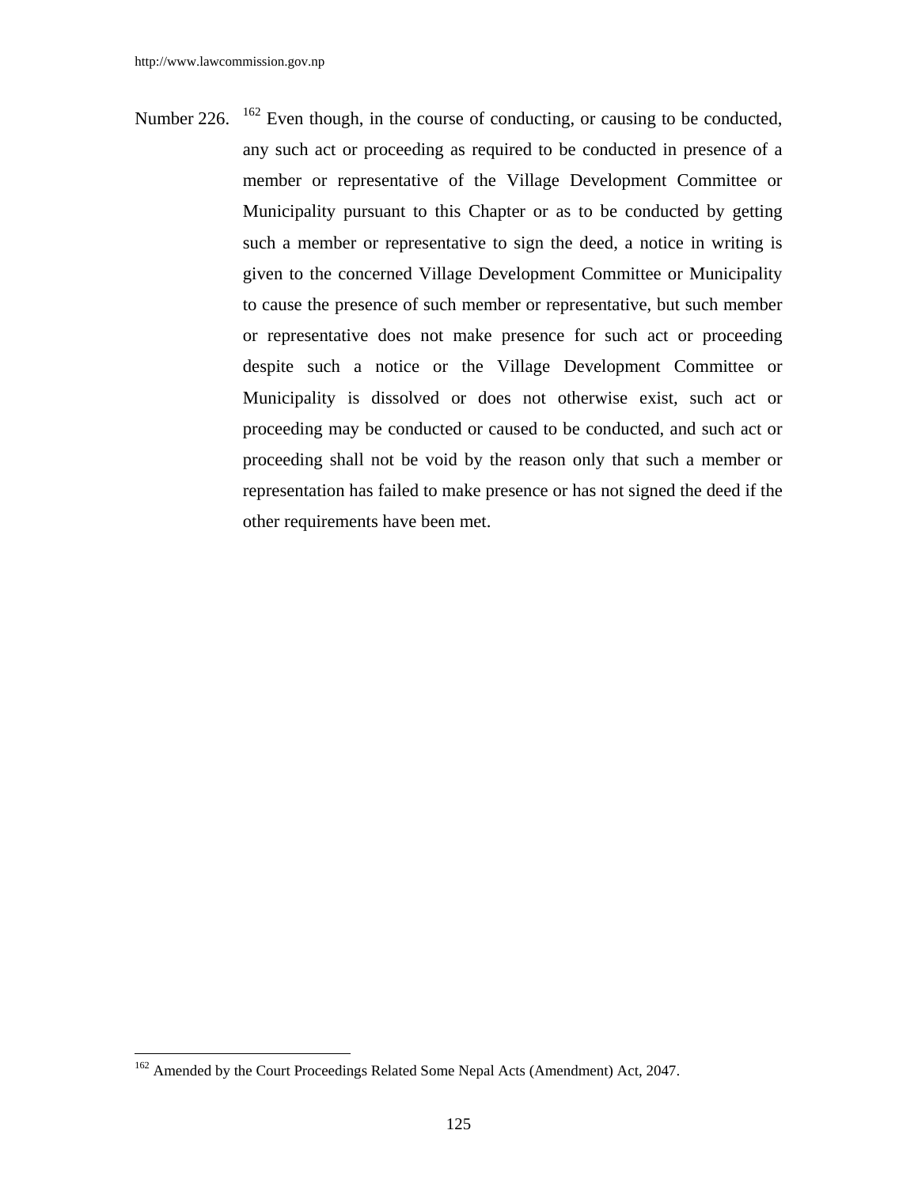Number 226. [162] Even though, in the course of conducting, or causing to be conducted, any such act or proceeding as required to be conducted in presence of a member or representative of the Village Development Committee or Municipality pursuant to this Chapter or as to be conducted by getting such a member or representative to sign the deed, a notice in writing is given to the concerned Village Development Committee or Municipality to cause the presence of such member or representative, but such member or representative does not make presence for such act or proceeding despite such a notice or the Village Development Committee or Municipality is dissolved or does not otherwise exist, such act or proceeding may be conducted or caused to be conducted, and such act or proceeding shall not be void by the reason only that such a member or representation has failed to make presence or has not signed the deed if the other requirements have been met.

---

[162] Amended by the Court Proceedings Related Some Nepal Acts (Amendment) Act, 2047.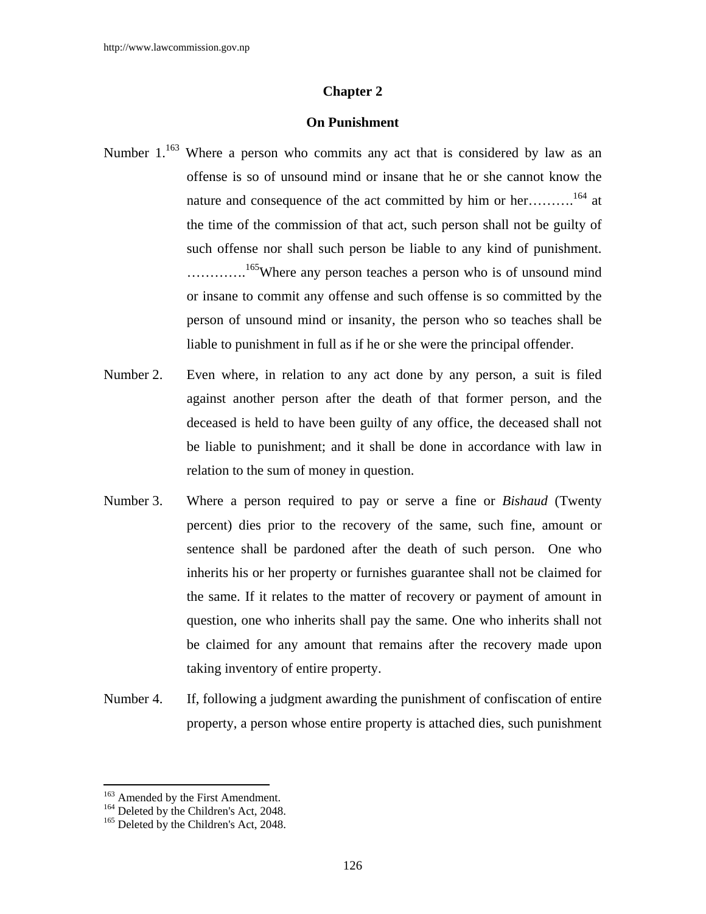## Chapter 2

## On Punishment

Number 1.[163] Where a person who commits any act that is considered by law as an offense is so of unsound mind or insane that he or she cannot know the nature and consequence of the act committed by him or her……….[164] at the time of the commission of that act, such person shall not be guilty of such offense nor shall such person be liable to any kind of punishment. ………….[165]Where any person teaches a person who is of unsound mind or insane to commit any offense and such offense is so committed by the person of unsound mind or insanity, the person who so teaches shall be liable to punishment in full as if he or she were the principal offender.

Number 2. Even where, in relation to any act done by any person, a suit is filed against another person after the death of that former person, and the deceased is held to have been guilty of any office, the deceased shall not be liable to punishment; and it shall be done in accordance with law in relation to the sum of money in question.

Number 3. Where a person required to pay or serve a fine or *Bishaud* (Twenty percent) dies prior to the recovery of the same, such fine, amount or sentence shall be pardoned after the death of such person. One who inherits his or her property or furnishes guarantee shall not be claimed for the same. If it relates to the matter of recovery or payment of amount in question, one who inherits shall pay the same. One who inherits shall not be claimed for any amount that remains after the recovery made upon taking inventory of entire property.

Number 4. If, following a judgment awarding the punishment of confiscation of entire property, a person whose entire property is attached dies, such punishment

---

[163] Amended by the First Amendment.
[164] Deleted by the Children's Act, 2048.
[165] Deleted by the Children's Act, 2048.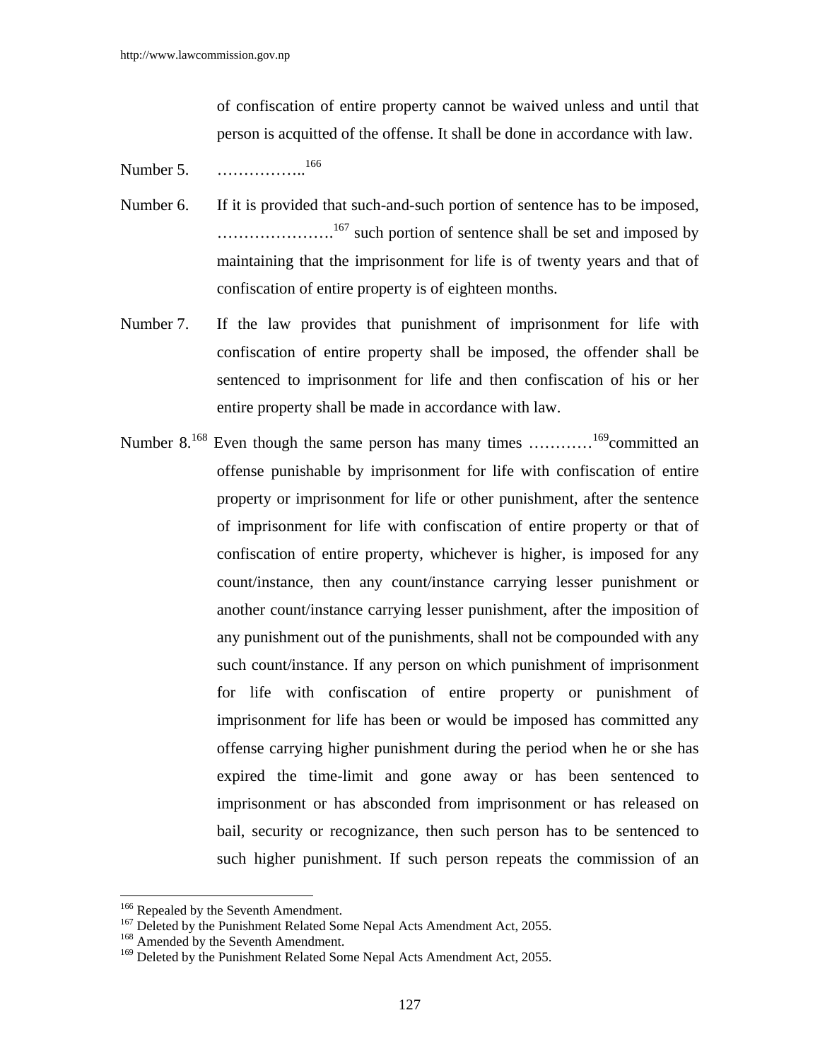of confiscation of entire property cannot be waived unless and until that person is acquitted of the offense. It shall be done in accordance with law.

Number 5. ……………..[166]

Number 6. If it is provided that such-and-such portion of sentence has to be imposed, ………………….[167] such portion of sentence shall be set and imposed by maintaining that the imprisonment for life is of twenty years and that of confiscation of entire property is of eighteen months.

Number 7. If the law provides that punishment of imprisonment for life with confiscation of entire property shall be imposed, the offender shall be sentenced to imprisonment for life and then confiscation of his or her entire property shall be made in accordance with law.

Number 8.[168] Even though the same person has many times …………[169]committed an offense punishable by imprisonment for life with confiscation of entire property or imprisonment for life or other punishment, after the sentence of imprisonment for life with confiscation of entire property or that of confiscation of entire property, whichever is higher, is imposed for any count/instance, then any count/instance carrying lesser punishment or another count/instance carrying lesser punishment, after the imposition of any punishment out of the punishments, shall not be compounded with any such count/instance. If any person on which punishment of imprisonment for life with confiscation of entire property or punishment of imprisonment for life has been or would be imposed has committed any offense carrying higher punishment during the period when he or she has expired the time-limit and gone away or has been sentenced to imprisonment or has absconded from imprisonment or has released on bail, security or recognizance, then such person has to be sentenced to such higher punishment. If such person repeats the commission of an

---

[166] Repealed by the Seventh Amendment.

[167] Deleted by the Punishment Related Some Nepal Acts Amendment Act, 2055.

[168] Amended by the Seventh Amendment.

[169] Deleted by the Punishment Related Some Nepal Acts Amendment Act, 2055.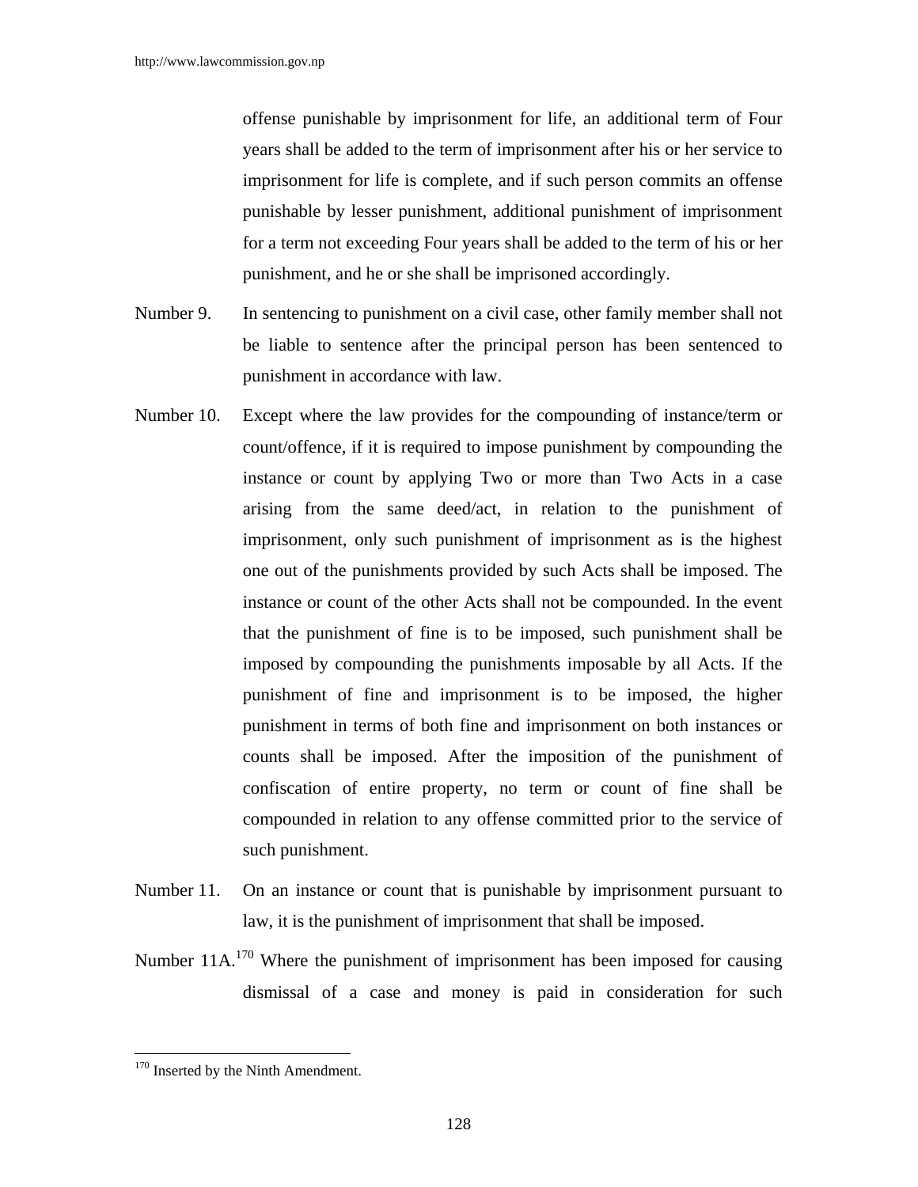offense punishable by imprisonment for life, an additional term of Four years shall be added to the term of imprisonment after his or her service to imprisonment for life is complete, and if such person commits an offense punishable by lesser punishment, additional punishment of imprisonment for a term not exceeding Four years shall be added to the term of his or her punishment, and he or she shall be imprisoned accordingly.

Number 9. In sentencing to punishment on a civil case, other family member shall not be liable to sentence after the principal person has been sentenced to punishment in accordance with law.

Number 10. Except where the law provides for the compounding of instance/term or count/offence, if it is required to impose punishment by compounding the instance or count by applying Two or more than Two Acts in a case arising from the same deed/act, in relation to the punishment of imprisonment, only such punishment of imprisonment as is the highest one out of the punishments provided by such Acts shall be imposed. The instance or count of the other Acts shall not be compounded. In the event that the punishment of fine is to be imposed, such punishment shall be imposed by compounding the punishments imposable by all Acts. If the punishment of fine and imprisonment is to be imposed, the higher punishment in terms of both fine and imprisonment on both instances or counts shall be imposed. After the imposition of the punishment of confiscation of entire property, no term or count of fine shall be compounded in relation to any offense committed prior to the service of such punishment.

Number 11. On an instance or count that is punishable by imprisonment pursuant to law, it is the punishment of imprisonment that shall be imposed.

Number 11A.[170] Where the punishment of imprisonment has been imposed for causing dismissal of a case and money is paid in consideration for such

---

[170] Inserted by the Ninth Amendment.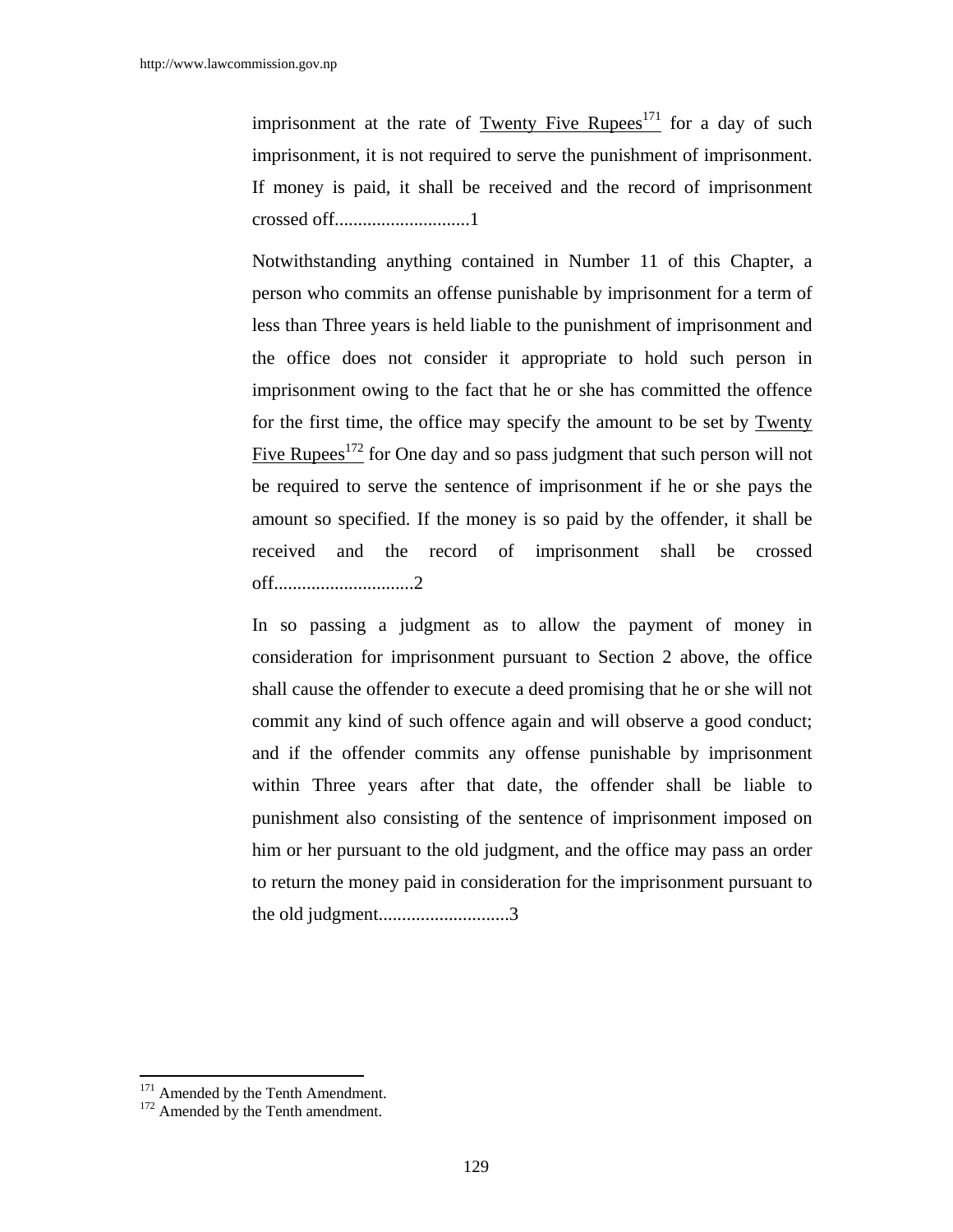imprisonment at the rate of Twenty Five Rupees[171] for a day of such imprisonment, it is not required to serve the punishment of imprisonment. If money is paid, it shall be received and the record of imprisonment crossed off.............................1

Notwithstanding anything contained in Number 11 of this Chapter, a person who commits an offense punishable by imprisonment for a term of less than Three years is held liable to the punishment of imprisonment and the office does not consider it appropriate to hold such person in imprisonment owing to the fact that he or she has committed the offence for the first time, the office may specify the amount to be set by Twenty Five Rupees[172] for One day and so pass judgment that such person will not be required to serve the sentence of imprisonment if he or she pays the amount so specified. If the money is so paid by the offender, it shall be received and the record of imprisonment shall be crossed off..............................2

In so passing a judgment as to allow the payment of money in consideration for imprisonment pursuant to Section 2 above, the office shall cause the offender to execute a deed promising that he or she will not commit any kind of such offence again and will observe a good conduct; and if the offender commits any offense punishable by imprisonment within Three years after that date, the offender shall be liable to punishment also consisting of the sentence of imprisonment imposed on him or her pursuant to the old judgment, and the office may pass an order to return the money paid in consideration for the imprisonment pursuant to the old judgment............................3

[171] Amended by the Tenth Amendment.
[172] Amended by the Tenth amendment.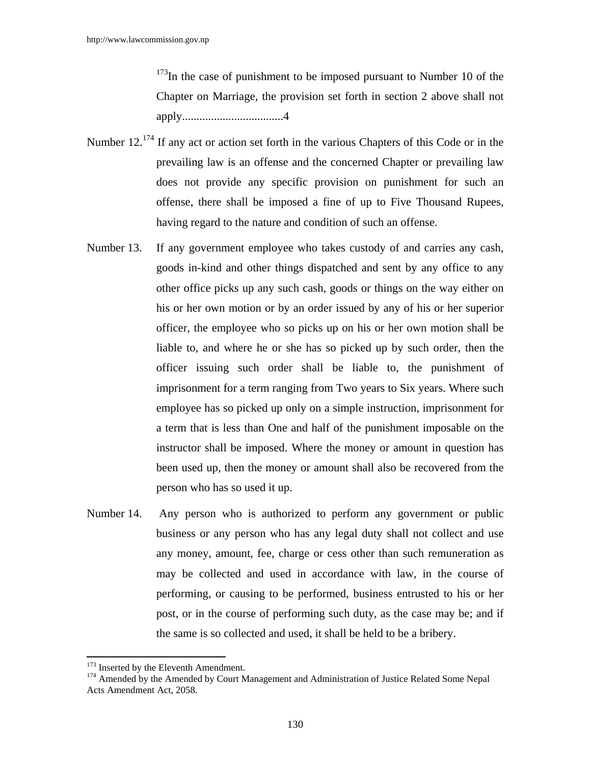[173]In the case of punishment to be imposed pursuant to Number 10 of the Chapter on Marriage, the provision set forth in section 2 above shall not apply...................................4

Number 12.[174] If any act or action set forth in the various Chapters of this Code or in the prevailing law is an offense and the concerned Chapter or prevailing law does not provide any specific provision on punishment for such an offense, there shall be imposed a fine of up to Five Thousand Rupees, having regard to the nature and condition of such an offense.

Number 13. If any government employee who takes custody of and carries any cash, goods in-kind and other things dispatched and sent by any office to any other office picks up any such cash, goods or things on the way either on his or her own motion or by an order issued by any of his or her superior officer, the employee who so picks up on his or her own motion shall be liable to, and where he or she has so picked up by such order, then the officer issuing such order shall be liable to, the punishment of imprisonment for a term ranging from Two years to Six years. Where such employee has so picked up only on a simple instruction, imprisonment for a term that is less than One and half of the punishment imposable on the instructor shall be imposed. Where the money or amount in question has been used up, then the money or amount shall also be recovered from the person who has so used it up.

Number 14. Any person who is authorized to perform any government or public business or any person who has any legal duty shall not collect and use any money, amount, fee, charge or cess other than such remuneration as may be collected and used in accordance with law, in the course of performing, or causing to be performed, business entrusted to his or her post, or in the course of performing such duty, as the case may be; and if the same is so collected and used, it shall be held to be a bribery.

---

[173] Inserted by the Eleventh Amendment.

[174] Amended by the Amended by Court Management and Administration of Justice Related Some Nepal Acts Amendment Act, 2058.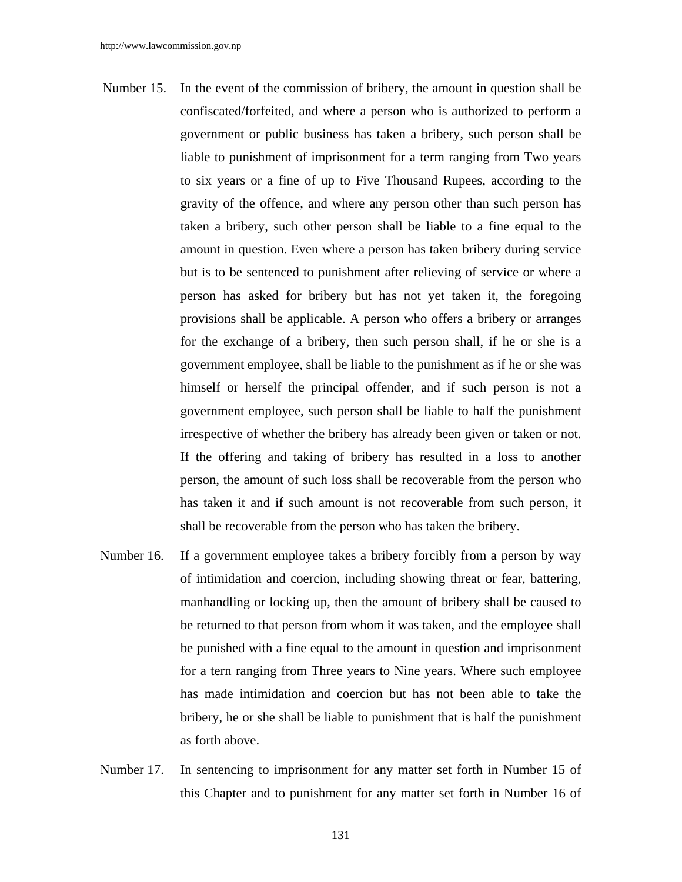Number 15. In the event of the commission of bribery, the amount in question shall be confiscated/forfeited, and where a person who is authorized to perform a government or public business has taken a bribery, such person shall be liable to punishment of imprisonment for a term ranging from Two years to six years or a fine of up to Five Thousand Rupees, according to the gravity of the offence, and where any person other than such person has taken a bribery, such other person shall be liable to a fine equal to the amount in question. Even where a person has taken bribery during service but is to be sentenced to punishment after relieving of service or where a person has asked for bribery but has not yet taken it, the foregoing provisions shall be applicable. A person who offers a bribery or arranges for the exchange of a bribery, then such person shall, if he or she is a government employee, shall be liable to the punishment as if he or she was himself or herself the principal offender, and if such person is not a government employee, such person shall be liable to half the punishment irrespective of whether the bribery has already been given or taken or not. If the offering and taking of bribery has resulted in a loss to another person, the amount of such loss shall be recoverable from the person who has taken it and if such amount is not recoverable from such person, it shall be recoverable from the person who has taken the bribery.

Number 16. If a government employee takes a bribery forcibly from a person by way of intimidation and coercion, including showing threat or fear, battering, manhandling or locking up, then the amount of bribery shall be caused to be returned to that person from whom it was taken, and the employee shall be punished with a fine equal to the amount in question and imprisonment for a tern ranging from Three years to Nine years. Where such employee has made intimidation and coercion but has not been able to take the bribery, he or she shall be liable to punishment that is half the punishment as forth above.

Number 17. In sentencing to imprisonment for any matter set forth in Number 15 of this Chapter and to punishment for any matter set forth in Number 16 of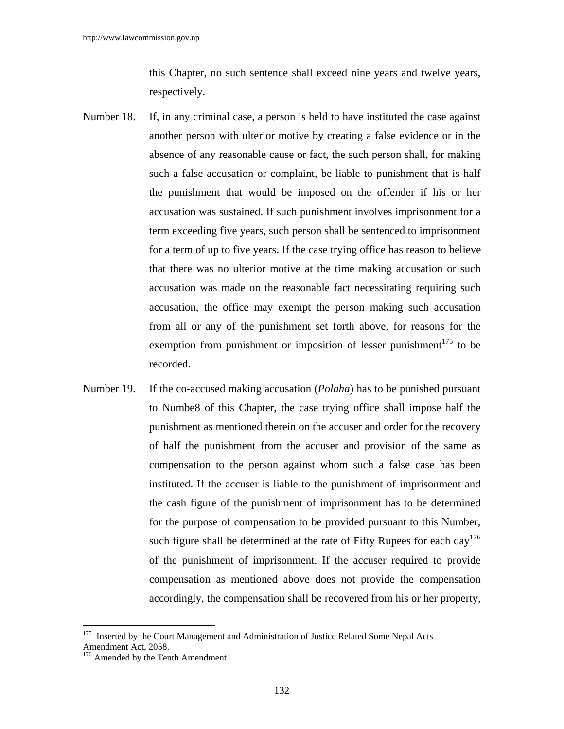this Chapter, no such sentence shall exceed nine years and twelve years, respectively.

Number 18. If, in any criminal case, a person is held to have instituted the case against another person with ulterior motive by creating a false evidence or in the absence of any reasonable cause or fact, the such person shall, for making such a false accusation or complaint, be liable to punishment that is half the punishment that would be imposed on the offender if his or her accusation was sustained. If such punishment involves imprisonment for a term exceeding five years, such person shall be sentenced to imprisonment for a term of up to five years. If the case trying office has reason to believe that there was no ulterior motive at the time making accusation or such accusation was made on the reasonable fact necessitating requiring such accusation, the office may exempt the person making such accusation from all or any of the punishment set forth above, for reasons for the exemption from punishment or imposition of lesser punishment[175] to be recorded.

Number 19. If the co-accused making accusation (*Polaha*) has to be punished pursuant to Numbe8 of this Chapter, the case trying office shall impose half the punishment as mentioned therein on the accuser and order for the recovery of half the punishment from the accuser and provision of the same as compensation to the person against whom such a false case has been instituted. If the accuser is liable to the punishment of imprisonment and the cash figure of the punishment of imprisonment has to be determined for the purpose of compensation to be provided pursuant to this Number, such figure shall be determined at the rate of Fifty Rupees for each day[176] of the punishment of imprisonment. If the accuser required to provide compensation as mentioned above does not provide the compensation accordingly, the compensation shall be recovered from his or her property,

---

[175] Inserted by the Court Management and Administration of Justice Related Some Nepal Acts Amendment Act, 2058.

[176] Amended by the Tenth Amendment.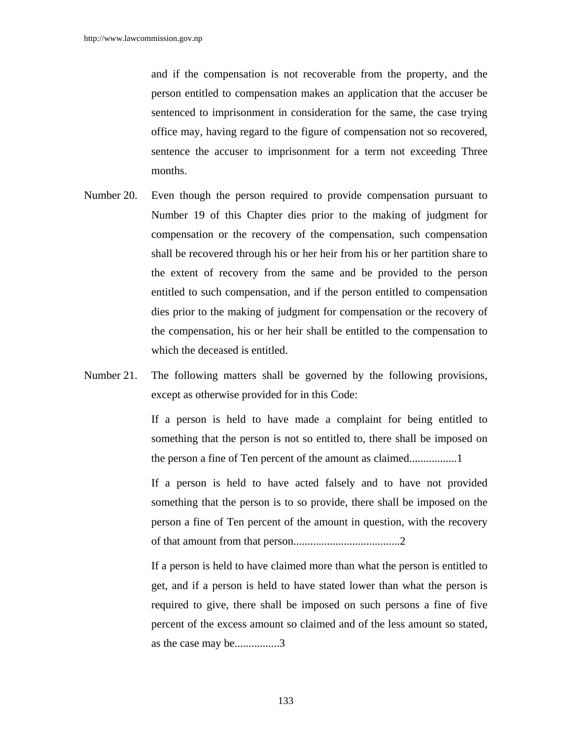and if the compensation is not recoverable from the property, and the person entitled to compensation makes an application that the accuser be sentenced to imprisonment in consideration for the same, the case trying office may, having regard to the figure of compensation not so recovered, sentence the accuser to imprisonment for a term not exceeding Three months.

Number 20. Even though the person required to provide compensation pursuant to Number 19 of this Chapter dies prior to the making of judgment for compensation or the recovery of the compensation, such compensation shall be recovered through his or her heir from his or her partition share to the extent of recovery from the same and be provided to the person entitled to such compensation, and if the person entitled to compensation dies prior to the making of judgment for compensation or the recovery of the compensation, his or her heir shall be entitled to the compensation to which the deceased is entitled.

Number 21. The following matters shall be governed by the following provisions, except as otherwise provided for in this Code:

If a person is held to have made a complaint for being entitled to something that the person is not so entitled to, there shall be imposed on the person a fine of Ten percent of the amount as claimed.................1

If a person is held to have acted falsely and to have not provided something that the person is to so provide, there shall be imposed on the person a fine of Ten percent of the amount in question, with the recovery of that amount from that person......................................2

If a person is held to have claimed more than what the person is entitled to get, and if a person is held to have stated lower than what the person is required to give, there shall be imposed on such persons a fine of five percent of the excess amount so claimed and of the less amount so stated, as the case may be................3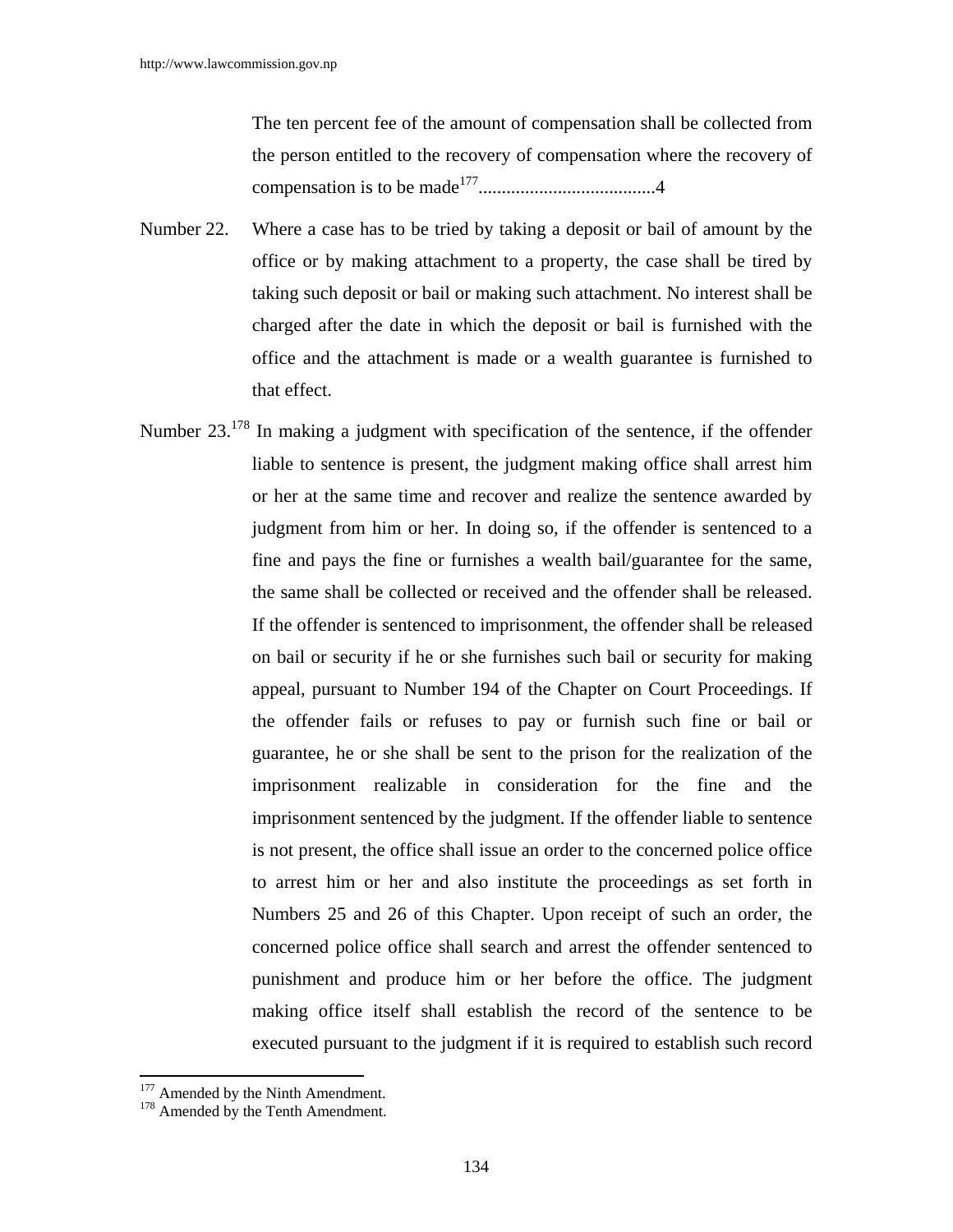The ten percent fee of the amount of compensation shall be collected from the person entitled to the recovery of compensation where the recovery of compensation is to be made[177]......................................4

Number 22. Where a case has to be tried by taking a deposit or bail of amount by the office or by making attachment to a property, the case shall be tired by taking such deposit or bail or making such attachment. No interest shall be charged after the date in which the deposit or bail is furnished with the office and the attachment is made or a wealth guarantee is furnished to that effect.

Number 23.[178] In making a judgment with specification of the sentence, if the offender liable to sentence is present, the judgment making office shall arrest him or her at the same time and recover and realize the sentence awarded by judgment from him or her. In doing so, if the offender is sentenced to a fine and pays the fine or furnishes a wealth bail/guarantee for the same, the same shall be collected or received and the offender shall be released. If the offender is sentenced to imprisonment, the offender shall be released on bail or security if he or she furnishes such bail or security for making appeal, pursuant to Number 194 of the Chapter on Court Proceedings. If the offender fails or refuses to pay or furnish such fine or bail or guarantee, he or she shall be sent to the prison for the realization of the imprisonment realizable in consideration for the fine and the imprisonment sentenced by the judgment. If the offender liable to sentence is not present, the office shall issue an order to the concerned police office to arrest him or her and also institute the proceedings as set forth in Numbers 25 and 26 of this Chapter. Upon receipt of such an order, the concerned police office shall search and arrest the offender sentenced to punishment and produce him or her before the office. The judgment making office itself shall establish the record of the sentence to be executed pursuant to the judgment if it is required to establish such record

---

[177] Amended by the Ninth Amendment.

[178] Amended by the Tenth Amendment.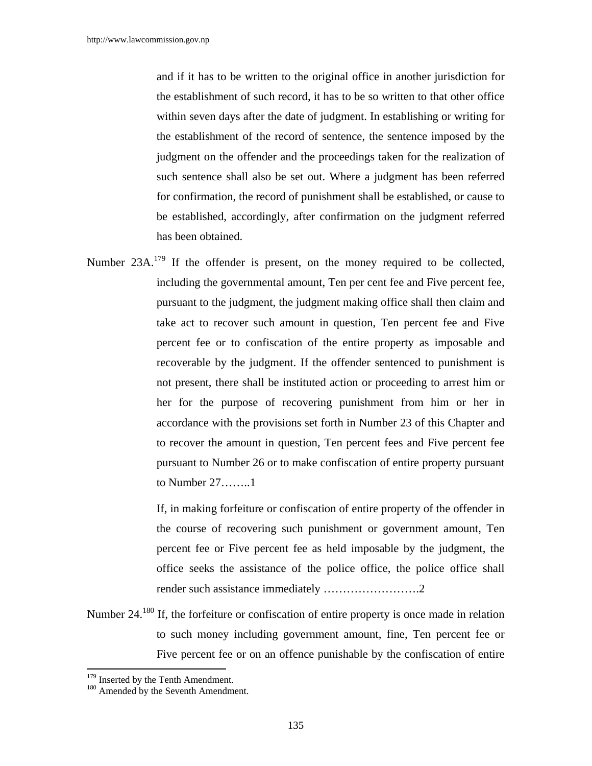and if it has to be written to the original office in another jurisdiction for the establishment of such record, it has to be so written to that other office within seven days after the date of judgment. In establishing or writing for the establishment of the record of sentence, the sentence imposed by the judgment on the offender and the proceedings taken for the realization of such sentence shall also be set out. Where a judgment has been referred for confirmation, the record of punishment shall be established, or cause to be established, accordingly, after confirmation on the judgment referred has been obtained.

Number 23A.[179] If the offender is present, on the money required to be collected, including the governmental amount, Ten per cent fee and Five percent fee, pursuant to the judgment, the judgment making office shall then claim and take act to recover such amount in question, Ten percent fee and Five percent fee or to confiscation of the entire property as imposable and recoverable by the judgment. If the offender sentenced to punishment is not present, there shall be instituted action or proceeding to arrest him or her for the purpose of recovering punishment from him or her in accordance with the provisions set forth in Number 23 of this Chapter and to recover the amount in question, Ten percent fees and Five percent fee pursuant to Number 26 or to make confiscation of entire property pursuant to Number 27……..1

If, in making forfeiture or confiscation of entire property of the offender in the course of recovering such punishment or government amount, Ten percent fee or Five percent fee as held imposable by the judgment, the office seeks the assistance of the police office, the police office shall render such assistance immediately …………………….2

Number 24.[180] If, the forfeiture or confiscation of entire property is once made in relation to such money including government amount, fine, Ten percent fee or Five percent fee or on an offence punishable by the confiscation of entire

---

[179] Inserted by the Tenth Amendment.

[180] Amended by the Seventh Amendment.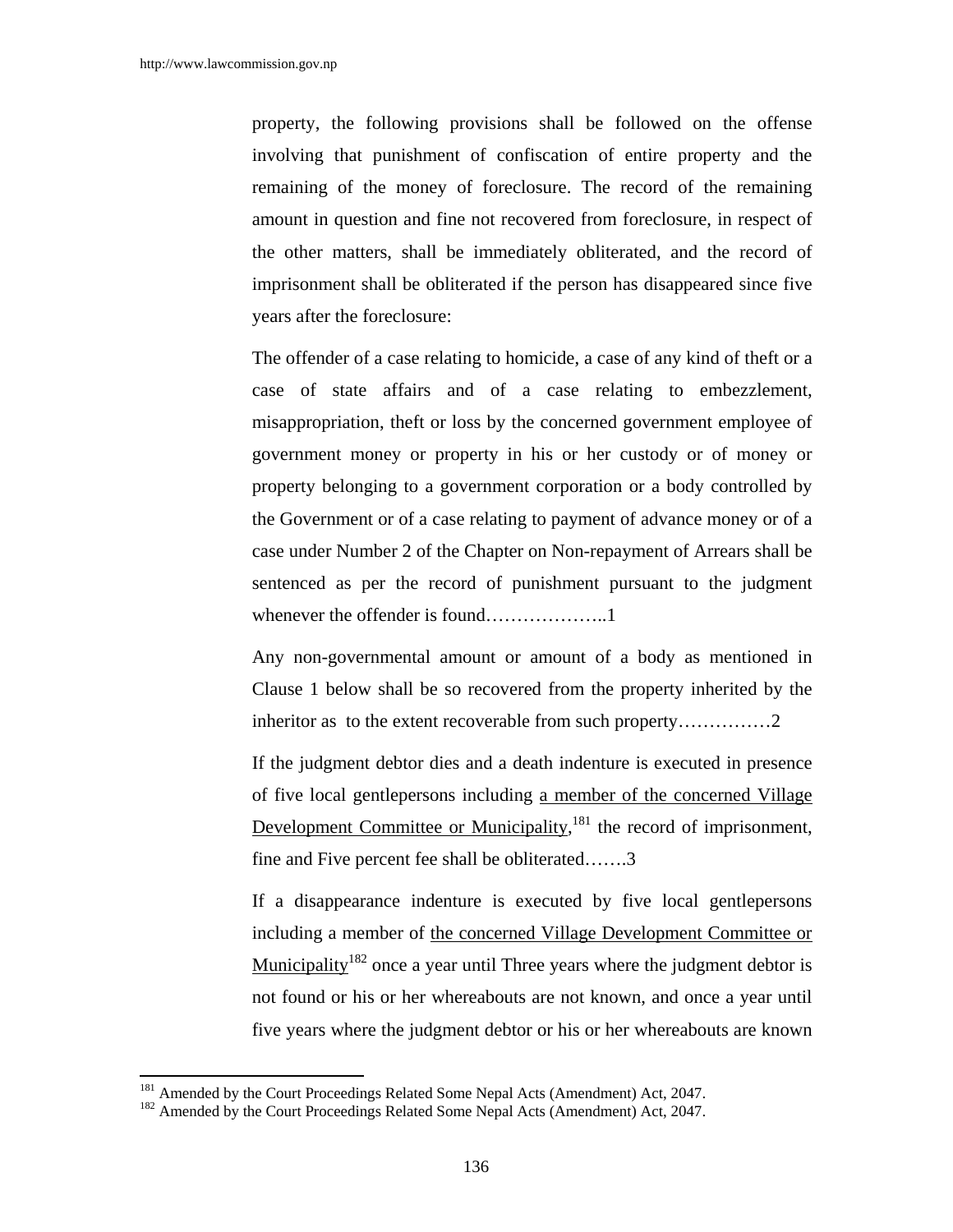property, the following provisions shall be followed on the offense involving that punishment of confiscation of entire property and the remaining of the money of foreclosure. The record of the remaining amount in question and fine not recovered from foreclosure, in respect of the other matters, shall be immediately obliterated, and the record of imprisonment shall be obliterated if the person has disappeared since five years after the foreclosure:

The offender of a case relating to homicide, a case of any kind of theft or a case of state affairs and of a case relating to embezzlement, misappropriation, theft or loss by the concerned government employee of government money or property in his or her custody or of money or property belonging to a government corporation or a body controlled by the Government or of a case relating to payment of advance money or of a case under Number 2 of the Chapter on Non-repayment of Arrears shall be sentenced as per the record of punishment pursuant to the judgment whenever the offender is found………………..1

Any non-governmental amount or amount of a body as mentioned in Clause 1 below shall be so recovered from the property inherited by the inheritor as to the extent recoverable from such property……………2

If the judgment debtor dies and a death indenture is executed in presence of five local gentlepersons including a member of the concerned Village Development Committee or Municipality,[181] the record of imprisonment, fine and Five percent fee shall be obliterated…….3

If a disappearance indenture is executed by five local gentlepersons including a member of the concerned Village Development Committee or Municipality[182] once a year until Three years where the judgment debtor is not found or his or her whereabouts are not known, and once a year until five years where the judgment debtor or his or her whereabouts are known

---

[181] Amended by the Court Proceedings Related Some Nepal Acts (Amendment) Act, 2047.

[182] Amended by the Court Proceedings Related Some Nepal Acts (Amendment) Act, 2047.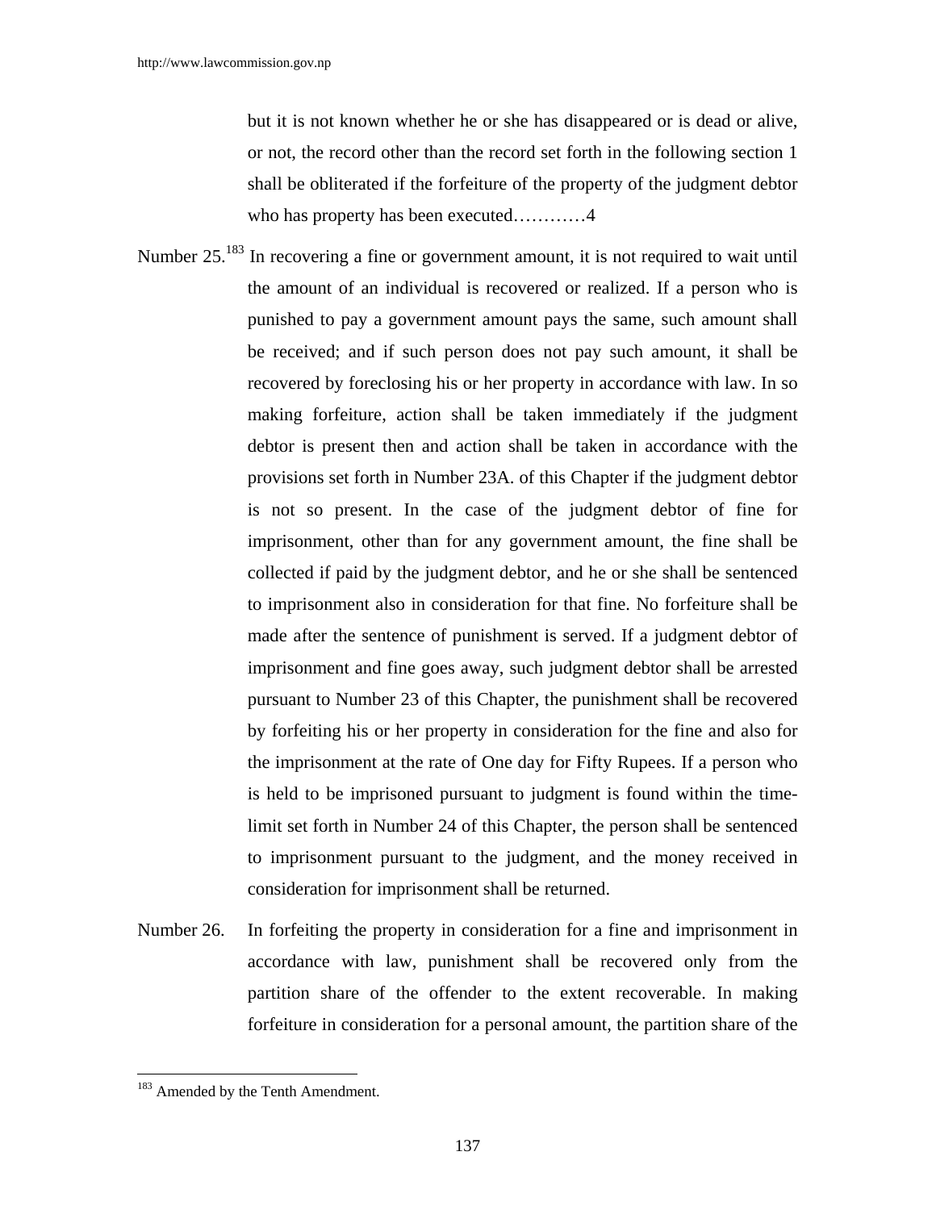but it is not known whether he or she has disappeared or is dead or alive, or not, the record other than the record set forth in the following section 1 shall be obliterated if the forfeiture of the property of the judgment debtor who has property has been executed…………4

Number 25.[183] In recovering a fine or government amount, it is not required to wait until the amount of an individual is recovered or realized. If a person who is punished to pay a government amount pays the same, such amount shall be received; and if such person does not pay such amount, it shall be recovered by foreclosing his or her property in accordance with law. In so making forfeiture, action shall be taken immediately if the judgment debtor is present then and action shall be taken in accordance with the provisions set forth in Number 23A. of this Chapter if the judgment debtor is not so present. In the case of the judgment debtor of fine for imprisonment, other than for any government amount, the fine shall be collected if paid by the judgment debtor, and he or she shall be sentenced to imprisonment also in consideration for that fine. No forfeiture shall be made after the sentence of punishment is served. If a judgment debtor of imprisonment and fine goes away, such judgment debtor shall be arrested pursuant to Number 23 of this Chapter, the punishment shall be recovered by forfeiting his or her property in consideration for the fine and also for the imprisonment at the rate of One day for Fifty Rupees. If a person who is held to be imprisoned pursuant to judgment is found within the time-limit set forth in Number 24 of this Chapter, the person shall be sentenced to imprisonment pursuant to the judgment, and the money received in consideration for imprisonment shall be returned.

Number 26. In forfeiting the property in consideration for a fine and imprisonment in accordance with law, punishment shall be recovered only from the partition share of the offender to the extent recoverable. In making forfeiture in consideration for a personal amount, the partition share of the

---

[183] Amended by the Tenth Amendment.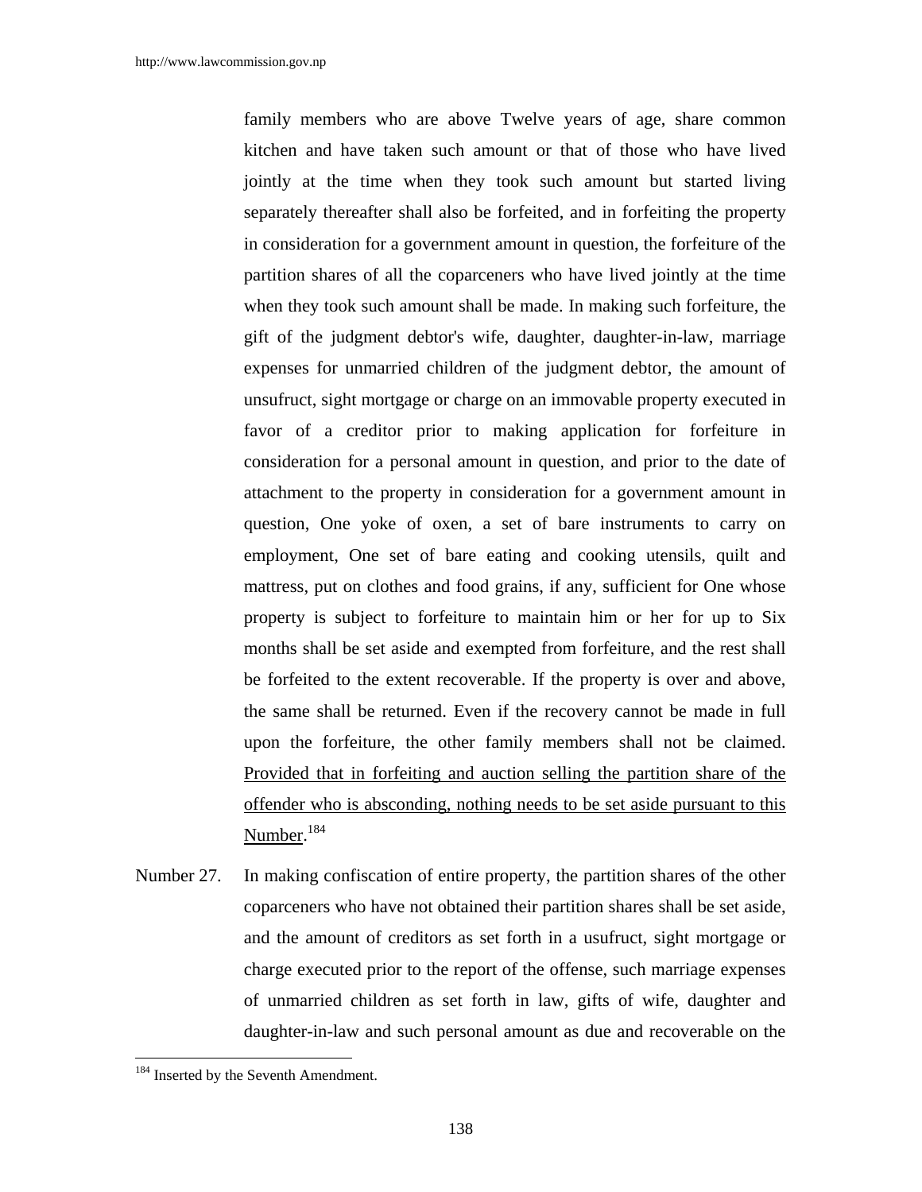family members who are above Twelve years of age, share common kitchen and have taken such amount or that of those who have lived jointly at the time when they took such amount but started living separately thereafter shall also be forfeited, and in forfeiting the property in consideration for a government amount in question, the forfeiture of the partition shares of all the coparceners who have lived jointly at the time when they took such amount shall be made. In making such forfeiture, the gift of the judgment debtor's wife, daughter, daughter-in-law, marriage expenses for unmarried children of the judgment debtor, the amount of unsufruct, sight mortgage or charge on an immovable property executed in favor of a creditor prior to making application for forfeiture in consideration for a personal amount in question, and prior to the date of attachment to the property in consideration for a government amount in question, One yoke of oxen, a set of bare instruments to carry on employment, One set of bare eating and cooking utensils, quilt and mattress, put on clothes and food grains, if any, sufficient for One whose property is subject to forfeiture to maintain him or her for up to Six months shall be set aside and exempted from forfeiture, and the rest shall be forfeited to the extent recoverable. If the property is over and above, the same shall be returned. Even if the recovery cannot be made in full upon the forfeiture, the other family members shall not be claimed. Provided that in forfeiting and auction selling the partition share of the offender who is absconding, nothing needs to be set aside pursuant to this Number.[184]

Number 27. In making confiscation of entire property, the partition shares of the other coparceners who have not obtained their partition shares shall be set aside, and the amount of creditors as set forth in a usufruct, sight mortgage or charge executed prior to the report of the offense, such marriage expenses of unmarried children as set forth in law, gifts of wife, daughter and daughter-in-law and such personal amount as due and recoverable on the

---

[184] Inserted by the Seventh Amendment.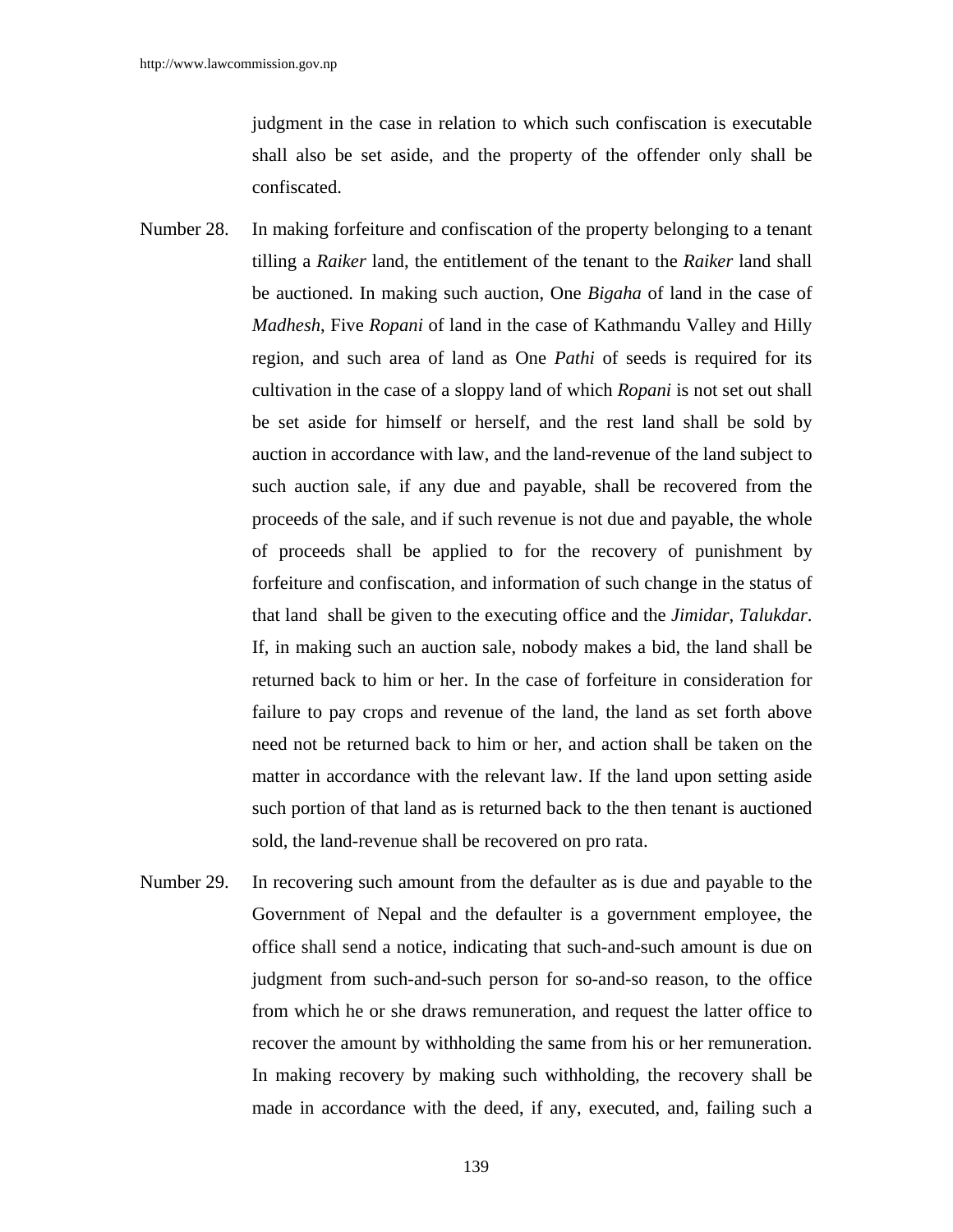judgment in the case in relation to which such confiscation is executable shall also be set aside, and the property of the offender only shall be confiscated.

Number 28. In making forfeiture and confiscation of the property belonging to a tenant tilling a *Raiker* land, the entitlement of the tenant to the *Raiker* land shall be auctioned. In making such auction, One *Bigaha* of land in the case of *Madhesh*, Five *Ropani* of land in the case of Kathmandu Valley and Hilly region, and such area of land as One *Pathi* of seeds is required for its cultivation in the case of a sloppy land of which *Ropani* is not set out shall be set aside for himself or herself, and the rest land shall be sold by auction in accordance with law, and the land-revenue of the land subject to such auction sale, if any due and payable, shall be recovered from the proceeds of the sale, and if such revenue is not due and payable, the whole of proceeds shall be applied to for the recovery of punishment by forfeiture and confiscation, and information of such change in the status of that land shall be given to the executing office and the *Jimidar*, *Talukdar*. If, in making such an auction sale, nobody makes a bid, the land shall be returned back to him or her. In the case of forfeiture in consideration for failure to pay crops and revenue of the land, the land as set forth above need not be returned back to him or her, and action shall be taken on the matter in accordance with the relevant law. If the land upon setting aside such portion of that land as is returned back to the then tenant is auctioned sold, the land-revenue shall be recovered on pro rata.

Number 29. In recovering such amount from the defaulter as is due and payable to the Government of Nepal and the defaulter is a government employee, the office shall send a notice, indicating that such-and-such amount is due on judgment from such-and-such person for so-and-so reason, to the office from which he or she draws remuneration, and request the latter office to recover the amount by withholding the same from his or her remuneration. In making recovery by making such withholding, the recovery shall be made in accordance with the deed, if any, executed, and, failing such a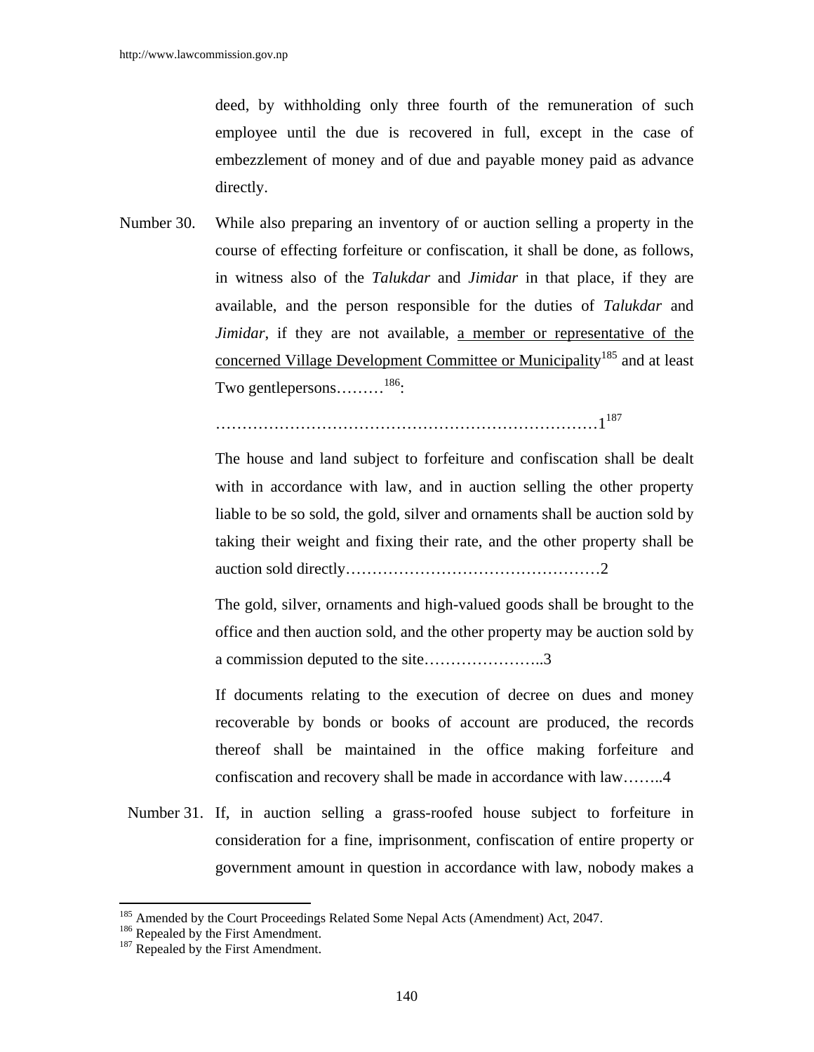deed, by withholding only three fourth of the remuneration of such employee until the due is recovered in full, except in the case of embezzlement of money and of due and payable money paid as advance directly.

Number 30. While also preparing an inventory of or auction selling a property in the course of effecting forfeiture or confiscation, it shall be done, as follows, in witness also of the *Talukdar* and *Jimidar* in that place, if they are available, and the person responsible for the duties of *Talukdar* and *Jimidar*, if they are not available, a member or representative of the concerned Village Development Committee or Municipality[185] and at least Two gentlepersons………[186]:

………………………………………………………………1[187]

The house and land subject to forfeiture and confiscation shall be dealt with in accordance with law, and in auction selling the other property liable to be so sold, the gold, silver and ornaments shall be auction sold by taking their weight and fixing their rate, and the other property shall be auction sold directly…………………………………………2

The gold, silver, ornaments and high-valued goods shall be brought to the office and then auction sold, and the other property may be auction sold by a commission deputed to the site…………………..3

If documents relating to the execution of decree on dues and money recoverable by bonds or books of account are produced, the records thereof shall be maintained in the office making forfeiture and confiscation and recovery shall be made in accordance with law……..4

Number 31. If, in auction selling a grass-roofed house subject to forfeiture in consideration for a fine, imprisonment, confiscation of entire property or government amount in question in accordance with law, nobody makes a

---

[185] Amended by the Court Proceedings Related Some Nepal Acts (Amendment) Act, 2047.

[186] Repealed by the First Amendment.

[187] Repealed by the First Amendment.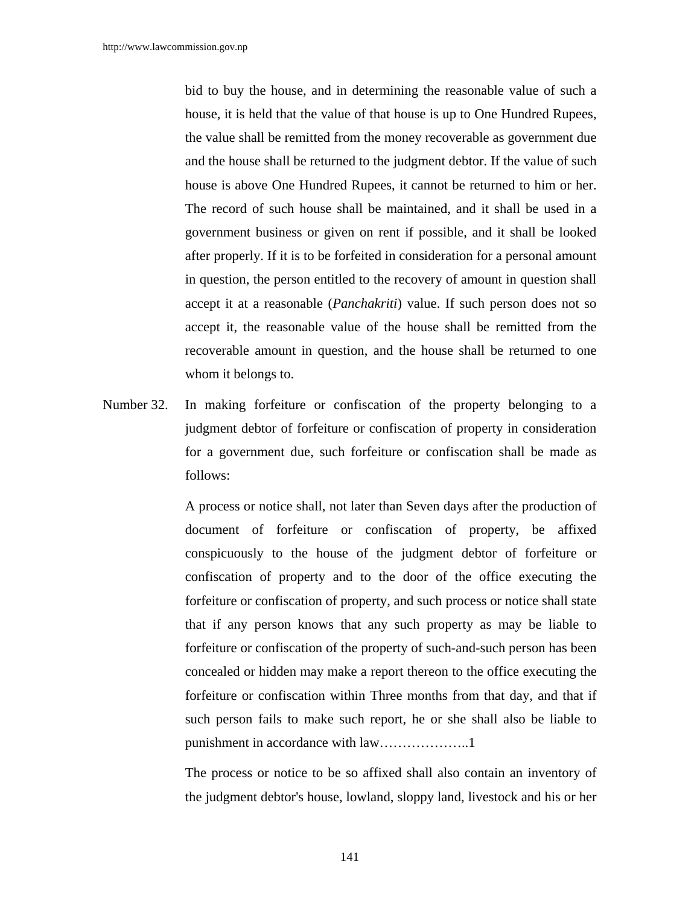bid to buy the house, and in determining the reasonable value of such a house, it is held that the value of that house is up to One Hundred Rupees, the value shall be remitted from the money recoverable as government due and the house shall be returned to the judgment debtor. If the value of such house is above One Hundred Rupees, it cannot be returned to him or her. The record of such house shall be maintained, and it shall be used in a government business or given on rent if possible, and it shall be looked after properly. If it is to be forfeited in consideration for a personal amount in question, the person entitled to the recovery of amount in question shall accept it at a reasonable (*Panchakriti*) value. If such person does not so accept it, the reasonable value of the house shall be remitted from the recoverable amount in question, and the house shall be returned to one whom it belongs to.

Number 32. In making forfeiture or confiscation of the property belonging to a judgment debtor of forfeiture or confiscation of property in consideration for a government due, such forfeiture or confiscation shall be made as follows:

A process or notice shall, not later than Seven days after the production of document of forfeiture or confiscation of property, be affixed conspicuously to the house of the judgment debtor of forfeiture or confiscation of property and to the door of the office executing the forfeiture or confiscation of property, and such process or notice shall state that if any person knows that any such property as may be liable to forfeiture or confiscation of the property of such-and-such person has been concealed or hidden may make a report thereon to the office executing the forfeiture or confiscation within Three months from that day, and that if such person fails to make such report, he or she shall also be liable to punishment in accordance with law………………..1

The process or notice to be so affixed shall also contain an inventory of the judgment debtor's house, lowland, sloppy land, livestock and his or her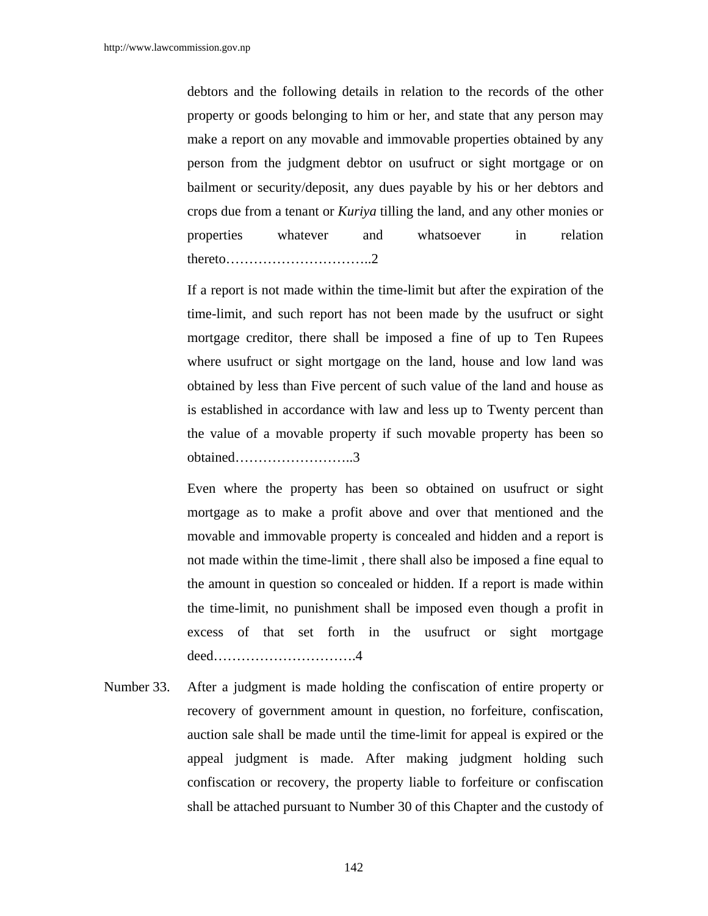debtors and the following details in relation to the records of the other property or goods belonging to him or her, and state that any person may make a report on any movable and immovable properties obtained by any person from the judgment debtor on usufruct or sight mortgage or on bailment or security/deposit, any dues payable by his or her debtors and crops due from a tenant or *Kuriya* tilling the land, and any other monies or properties whatever and whatsoever in relation thereto…………………………..2

If a report is not made within the time-limit but after the expiration of the time-limit, and such report has not been made by the usufruct or sight mortgage creditor, there shall be imposed a fine of up to Ten Rupees where usufruct or sight mortgage on the land, house and low land was obtained by less than Five percent of such value of the land and house as is established in accordance with law and less up to Twenty percent than the value of a movable property if such movable property has been so obtained……………………..3

Even where the property has been so obtained on usufruct or sight mortgage as to make a profit above and over that mentioned and the movable and immovable property is concealed and hidden and a report is not made within the time-limit , there shall also be imposed a fine equal to the amount in question so concealed or hidden. If a report is made within the time-limit, no punishment shall be imposed even though a profit in excess of that set forth in the usufruct or sight mortgage deed………………………….4

Number 33. After a judgment is made holding the confiscation of entire property or recovery of government amount in question, no forfeiture, confiscation, auction sale shall be made until the time-limit for appeal is expired or the appeal judgment is made. After making judgment holding such confiscation or recovery, the property liable to forfeiture or confiscation shall be attached pursuant to Number 30 of this Chapter and the custody of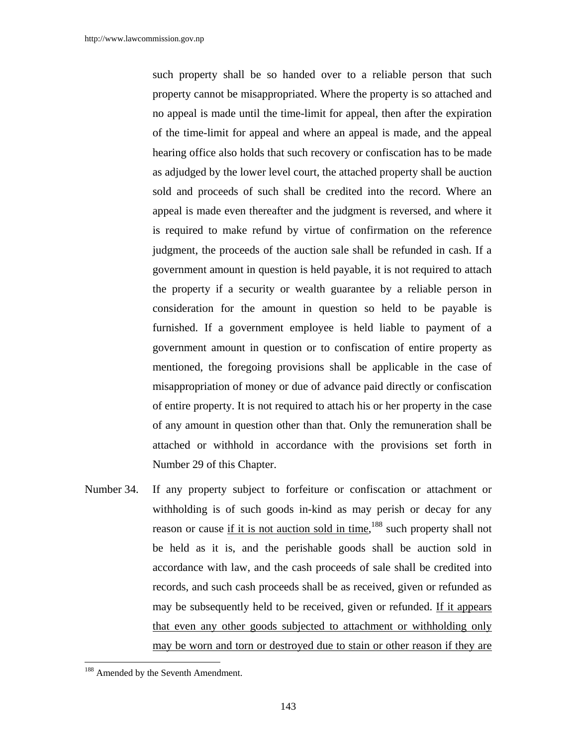such property shall be so handed over to a reliable person that such property cannot be misappropriated. Where the property is so attached and no appeal is made until the time-limit for appeal, then after the expiration of the time-limit for appeal and where an appeal is made, and the appeal hearing office also holds that such recovery or confiscation has to be made as adjudged by the lower level court, the attached property shall be auction sold and proceeds of such shall be credited into the record. Where an appeal is made even thereafter and the judgment is reversed, and where it is required to make refund by virtue of confirmation on the reference judgment, the proceeds of the auction sale shall be refunded in cash. If a government amount in question is held payable, it is not required to attach the property if a security or wealth guarantee by a reliable person in consideration for the amount in question so held to be payable is furnished. If a government employee is held liable to payment of a government amount in question or to confiscation of entire property as mentioned, the foregoing provisions shall be applicable in the case of misappropriation of money or due of advance paid directly or confiscation of entire property. It is not required to attach his or her property in the case of any amount in question other than that. Only the remuneration shall be attached or withhold in accordance with the provisions set forth in Number 29 of this Chapter.

Number 34. If any property subject to forfeiture or confiscation or attachment or withholding is of such goods in-kind as may perish or decay for any reason or cause <u>if it is not auction sold in time</u>,[188] such property shall not be held as it is, and the perishable goods shall be auction sold in accordance with law, and the cash proceeds of sale shall be credited into records, and such cash proceeds shall be as received, given or refunded as may be subsequently held to be received, given or refunded. <u>If it appears that even any other goods subjected to attachment or withholding only may be worn and torn or destroyed due to stain or other reason if they are</u>

---

[188] Amended by the Seventh Amendment.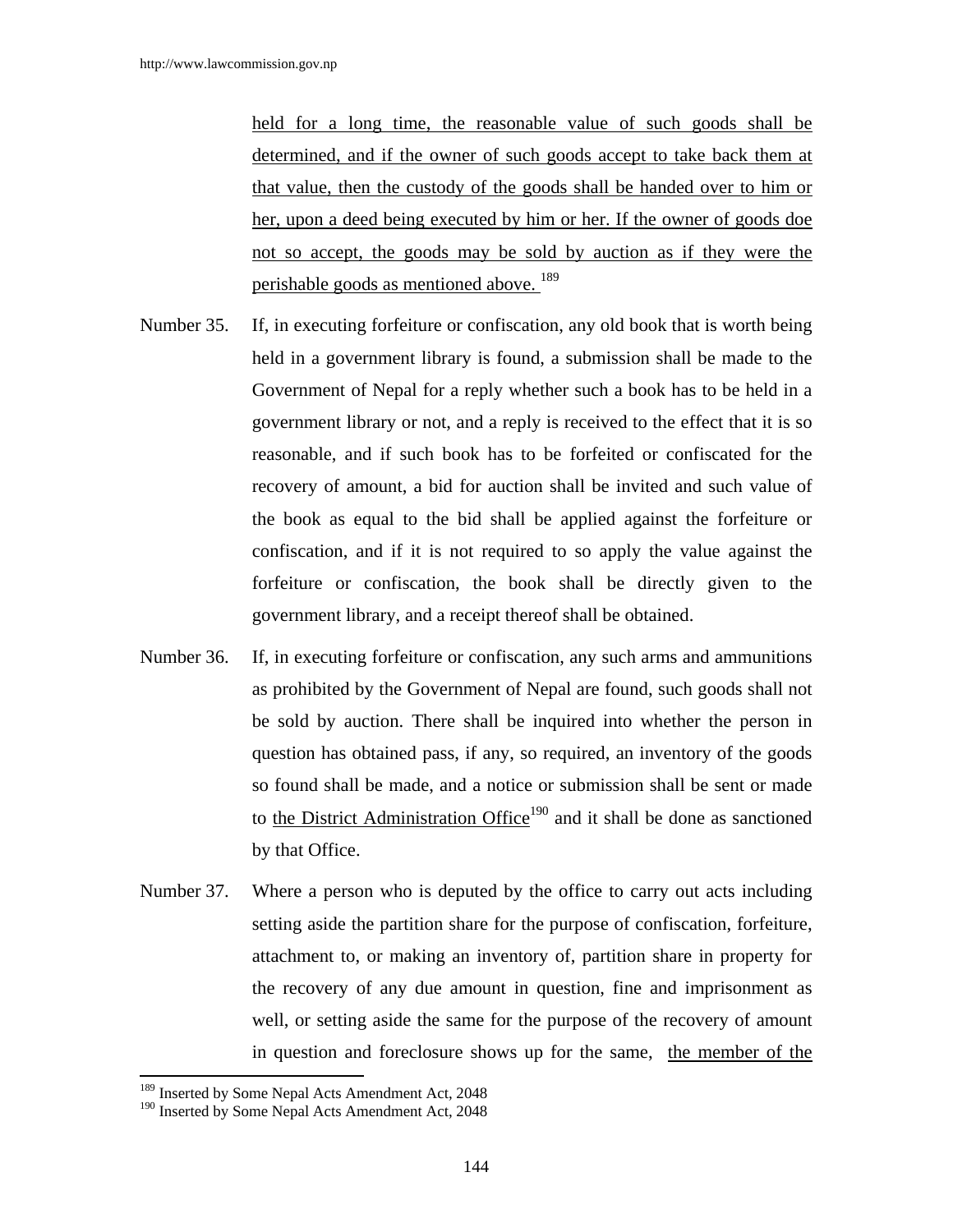held for a long time, the reasonable value of such goods shall be determined, and if the owner of such goods accept to take back them at that value, then the custody of the goods shall be handed over to him or her, upon a deed being executed by him or her. If the owner of goods doe not so accept, the goods may be sold by auction as if they were the perishable goods as mentioned above. [189]

Number 35. If, in executing forfeiture or confiscation, any old book that is worth being held in a government library is found, a submission shall be made to the Government of Nepal for a reply whether such a book has to be held in a government library or not, and a reply is received to the effect that it is so reasonable, and if such book has to be forfeited or confiscated for the recovery of amount, a bid for auction shall be invited and such value of the book as equal to the bid shall be applied against the forfeiture or confiscation, and if it is not required to so apply the value against the forfeiture or confiscation, the book shall be directly given to the government library, and a receipt thereof shall be obtained.

Number 36. If, in executing forfeiture or confiscation, any such arms and ammunitions as prohibited by the Government of Nepal are found, such goods shall not be sold by auction. There shall be inquired into whether the person in question has obtained pass, if any, so required, an inventory of the goods so found shall be made, and a notice or submission shall be sent or made to the District Administration Office[190] and it shall be done as sanctioned by that Office.

Number 37. Where a person who is deputed by the office to carry out acts including setting aside the partition share for the purpose of confiscation, forfeiture, attachment to, or making an inventory of, partition share in property for the recovery of any due amount in question, fine and imprisonment as well, or setting aside the same for the purpose of the recovery of amount in question and foreclosure shows up for the same, the member of the

---

[189] Inserted by Some Nepal Acts Amendment Act, 2048

[190] Inserted by Some Nepal Acts Amendment Act, 2048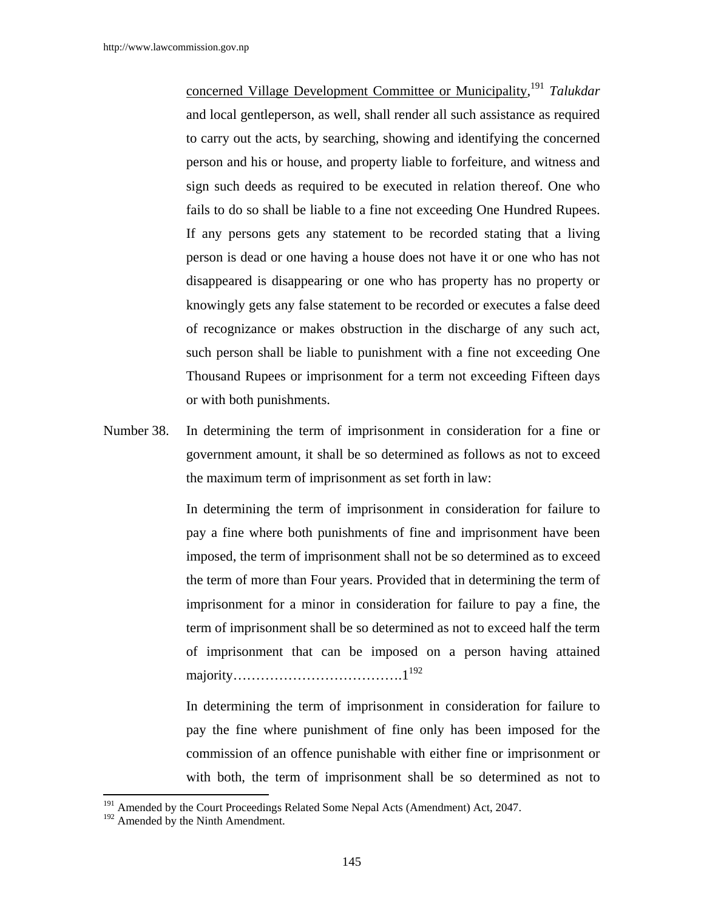concerned Village Development Committee or Municipality,[191] *Talukdar* and local gentleperson, as well, shall render all such assistance as required to carry out the acts, by searching, showing and identifying the concerned person and his or house, and property liable to forfeiture, and witness and sign such deeds as required to be executed in relation thereof. One who fails to do so shall be liable to a fine not exceeding One Hundred Rupees. If any persons gets any statement to be recorded stating that a living person is dead or one having a house does not have it or one who has not disappeared is disappearing or one who has property has no property or knowingly gets any false statement to be recorded or executes a false deed of recognizance or makes obstruction in the discharge of any such act, such person shall be liable to punishment with a fine not exceeding One Thousand Rupees or imprisonment for a term not exceeding Fifteen days or with both punishments.

Number 38. In determining the term of imprisonment in consideration for a fine or government amount, it shall be so determined as follows as not to exceed the maximum term of imprisonment as set forth in law:

In determining the term of imprisonment in consideration for failure to pay a fine where both punishments of fine and imprisonment have been imposed, the term of imprisonment shall not be so determined as to exceed the term of more than Four years. Provided that in determining the term of imprisonment for a minor in consideration for failure to pay a fine, the term of imprisonment shall be so determined as not to exceed half the term of imprisonment that can be imposed on a person having attained majority……………………………….1[192]

In determining the term of imprisonment in consideration for failure to pay the fine where punishment of fine only has been imposed for the commission of an offence punishable with either fine or imprisonment or with both, the term of imprisonment shall be so determined as not to

---

[191] Amended by the Court Proceedings Related Some Nepal Acts (Amendment) Act, 2047.

[192] Amended by the Ninth Amendment.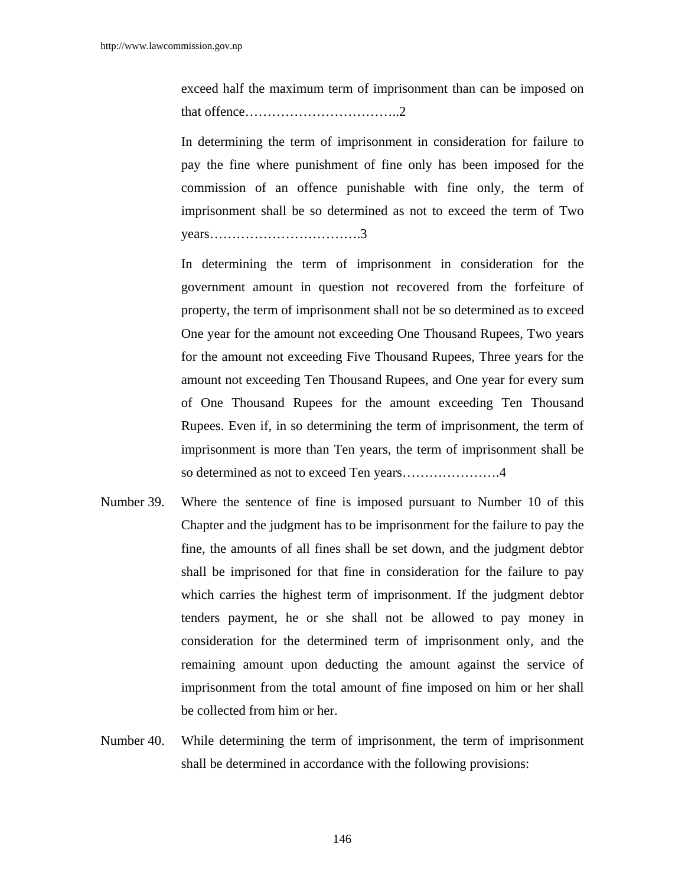exceed half the maximum term of imprisonment than can be imposed on that offence……………………………..2

In determining the term of imprisonment in consideration for failure to pay the fine where punishment of fine only has been imposed for the commission of an offence punishable with fine only, the term of imprisonment shall be so determined as not to exceed the term of Two years…………………………….3

In determining the term of imprisonment in consideration for the government amount in question not recovered from the forfeiture of property, the term of imprisonment shall not be so determined as to exceed One year for the amount not exceeding One Thousand Rupees, Two years for the amount not exceeding Five Thousand Rupees, Three years for the amount not exceeding Ten Thousand Rupees, and One year for every sum of One Thousand Rupees for the amount exceeding Ten Thousand Rupees. Even if, in so determining the term of imprisonment, the term of imprisonment is more than Ten years, the term of imprisonment shall be so determined as not to exceed Ten years………………….4

Number 39. Where the sentence of fine is imposed pursuant to Number 10 of this Chapter and the judgment has to be imprisonment for the failure to pay the fine, the amounts of all fines shall be set down, and the judgment debtor shall be imprisoned for that fine in consideration for the failure to pay which carries the highest term of imprisonment. If the judgment debtor tenders payment, he or she shall not be allowed to pay money in consideration for the determined term of imprisonment only, and the remaining amount upon deducting the amount against the service of imprisonment from the total amount of fine imposed on him or her shall be collected from him or her.

Number 40. While determining the term of imprisonment, the term of imprisonment shall be determined in accordance with the following provisions: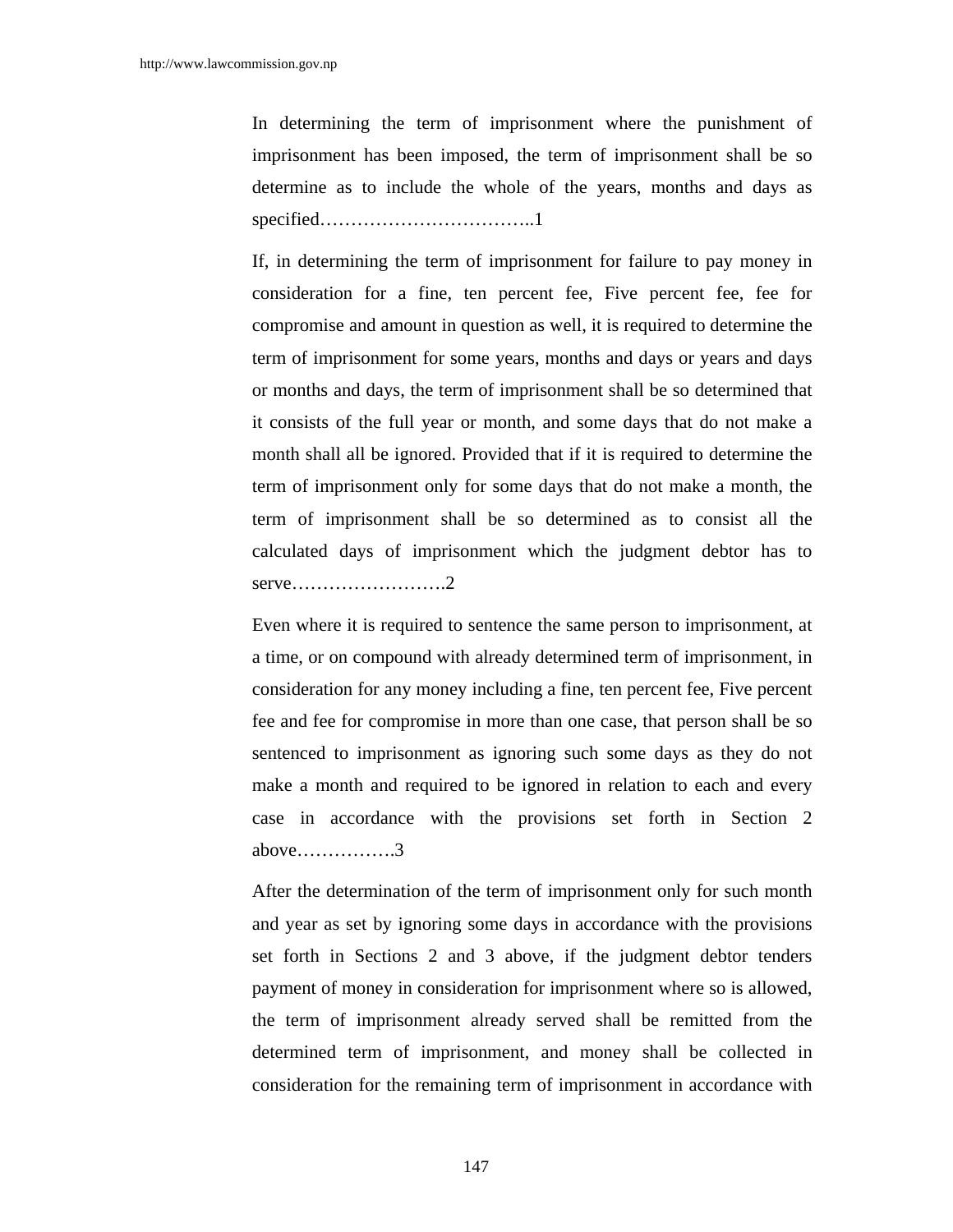In determining the term of imprisonment where the punishment of imprisonment has been imposed, the term of imprisonment shall be so determine as to include the whole of the years, months and days as specified……………………………..1

If, in determining the term of imprisonment for failure to pay money in consideration for a fine, ten percent fee, Five percent fee, fee for compromise and amount in question as well, it is required to determine the term of imprisonment for some years, months and days or years and days or months and days, the term of imprisonment shall be so determined that it consists of the full year or month, and some days that do not make a month shall all be ignored. Provided that if it is required to determine the term of imprisonment only for some days that do not make a month, the term of imprisonment shall be so determined as to consist all the calculated days of imprisonment which the judgment debtor has to serve…………………….2

Even where it is required to sentence the same person to imprisonment, at a time, or on compound with already determined term of imprisonment, in consideration for any money including a fine, ten percent fee, Five percent fee and fee for compromise in more than one case, that person shall be so sentenced to imprisonment as ignoring such some days as they do not make a month and required to be ignored in relation to each and every case in accordance with the provisions set forth in Section 2 above…………….3

After the determination of the term of imprisonment only for such month and year as set by ignoring some days in accordance with the provisions set forth in Sections 2 and 3 above, if the judgment debtor tenders payment of money in consideration for imprisonment where so is allowed, the term of imprisonment already served shall be remitted from the determined term of imprisonment, and money shall be collected in consideration for the remaining term of imprisonment in accordance with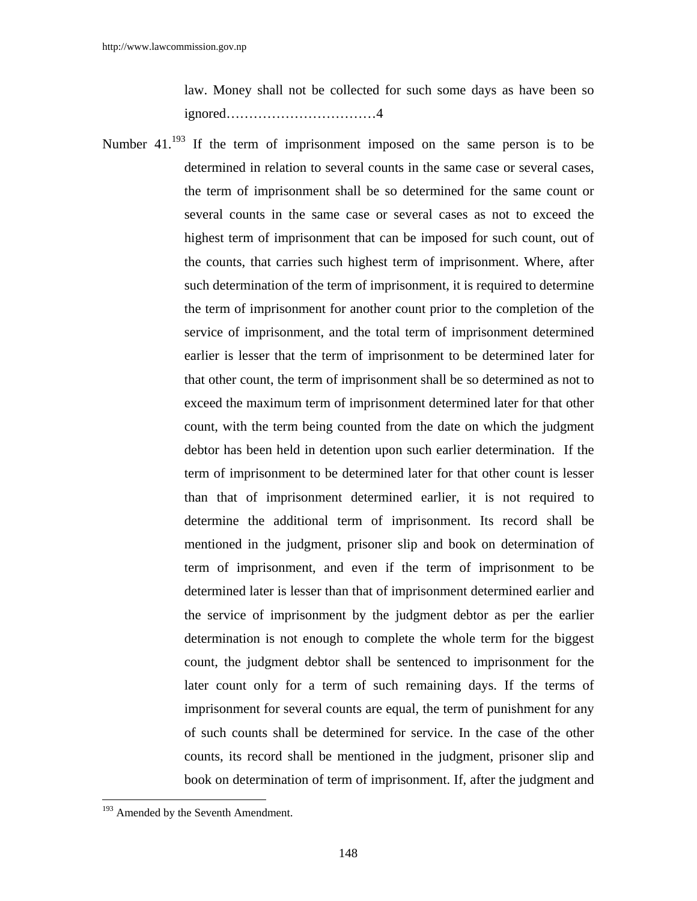law. Money shall not be collected for such some days as have been so ignored……………………………4

Number 41.[193] If the term of imprisonment imposed on the same person is to be determined in relation to several counts in the same case or several cases, the term of imprisonment shall be so determined for the same count or several counts in the same case or several cases as not to exceed the highest term of imprisonment that can be imposed for such count, out of the counts, that carries such highest term of imprisonment. Where, after such determination of the term of imprisonment, it is required to determine the term of imprisonment for another count prior to the completion of the service of imprisonment, and the total term of imprisonment determined earlier is lesser that the term of imprisonment to be determined later for that other count, the term of imprisonment shall be so determined as not to exceed the maximum term of imprisonment determined later for that other count, with the term being counted from the date on which the judgment debtor has been held in detention upon such earlier determination. If the term of imprisonment to be determined later for that other count is lesser than that of imprisonment determined earlier, it is not required to determine the additional term of imprisonment. Its record shall be mentioned in the judgment, prisoner slip and book on determination of term of imprisonment, and even if the term of imprisonment to be determined later is lesser than that of imprisonment determined earlier and the service of imprisonment by the judgment debtor as per the earlier determination is not enough to complete the whole term for the biggest count, the judgment debtor shall be sentenced to imprisonment for the later count only for a term of such remaining days. If the terms of imprisonment for several counts are equal, the term of punishment for any of such counts shall be determined for service. In the case of the other counts, its record shall be mentioned in the judgment, prisoner slip and book on determination of term of imprisonment. If, after the judgment and

---

[193] Amended by the Seventh Amendment.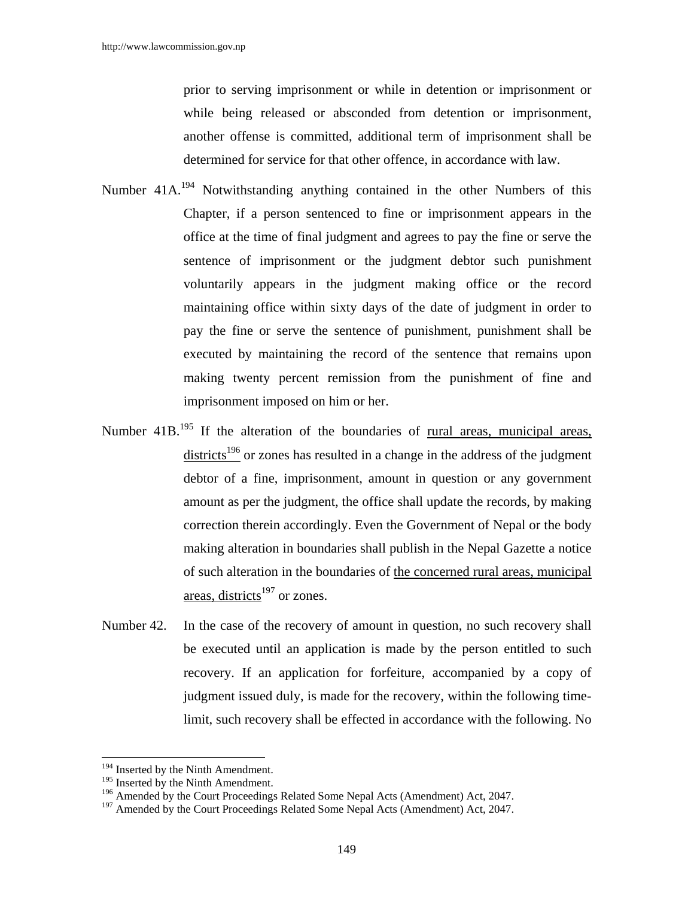prior to serving imprisonment or while in detention or imprisonment or while being released or absconded from detention or imprisonment, another offense is committed, additional term of imprisonment shall be determined for service for that other offence, in accordance with law.

Number 41A.[194] Notwithstanding anything contained in the other Numbers of this Chapter, if a person sentenced to fine or imprisonment appears in the office at the time of final judgment and agrees to pay the fine or serve the sentence of imprisonment or the judgment debtor such punishment voluntarily appears in the judgment making office or the record maintaining office within sixty days of the date of judgment in order to pay the fine or serve the sentence of punishment, punishment shall be executed by maintaining the record of the sentence that remains upon making twenty percent remission from the punishment of fine and imprisonment imposed on him or her.

Number 41B.[195] If the alteration of the boundaries of rural areas, municipal areas, districts[196] or zones has resulted in a change in the address of the judgment debtor of a fine, imprisonment, amount in question or any government amount as per the judgment, the office shall update the records, by making correction therein accordingly. Even the Government of Nepal or the body making alteration in boundaries shall publish in the Nepal Gazette a notice of such alteration in the boundaries of the concerned rural areas, municipal areas, districts[197] or zones.

Number 42. In the case of the recovery of amount in question, no such recovery shall be executed until an application is made by the person entitled to such recovery. If an application for forfeiture, accompanied by a copy of judgment issued duly, is made for the recovery, within the following time-limit, such recovery shall be effected in accordance with the following. No

---

[194] Inserted by the Ninth Amendment.
[195] Inserted by the Ninth Amendment.
[196] Amended by the Court Proceedings Related Some Nepal Acts (Amendment) Act, 2047.
[197] Amended by the Court Proceedings Related Some Nepal Acts (Amendment) Act, 2047.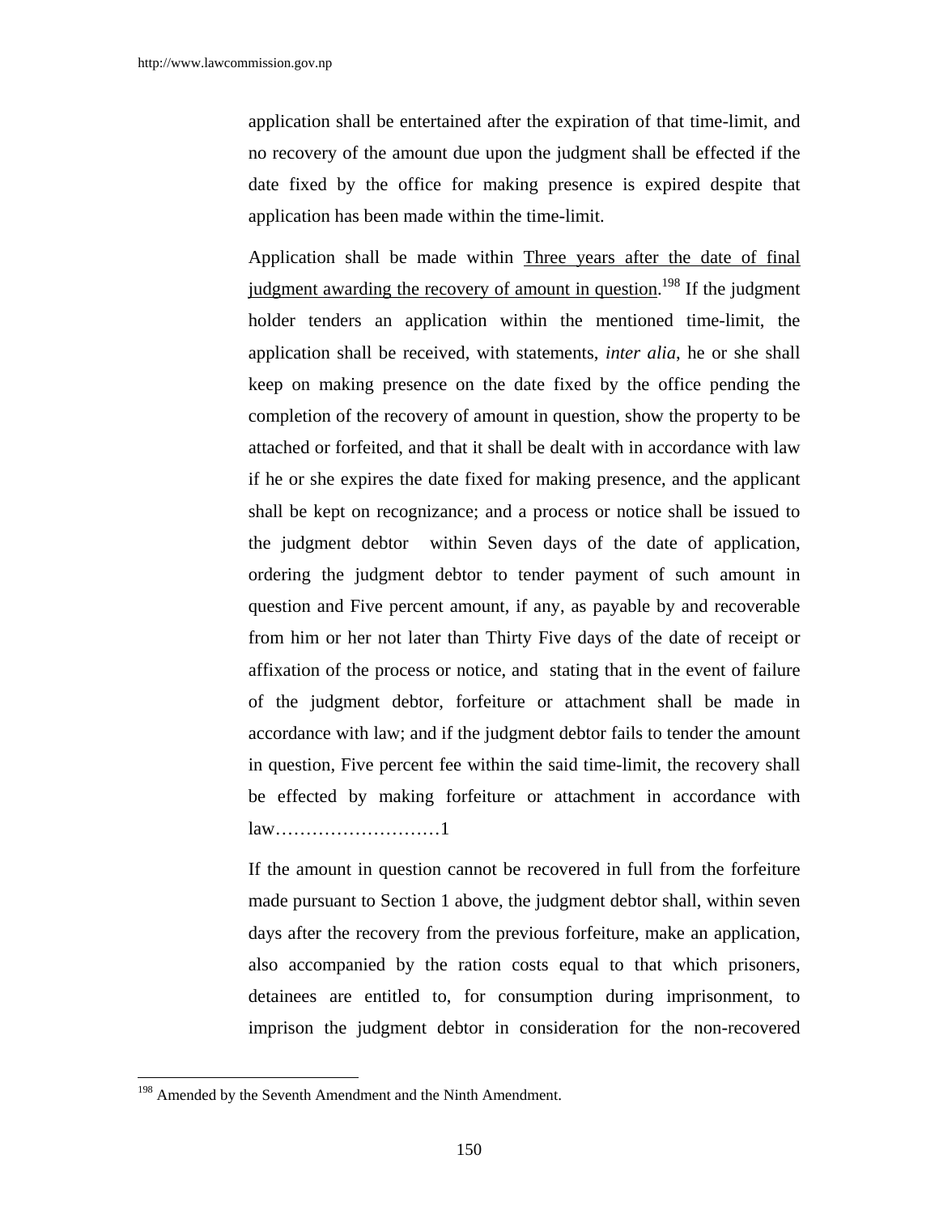application shall be entertained after the expiration of that time-limit, and no recovery of the amount due upon the judgment shall be effected if the date fixed by the office for making presence is expired despite that application has been made within the time-limit.

Application shall be made within <u>Three years after the date of final judgment awarding the recovery of amount in question</u>.[198] If the judgment holder tenders an application within the mentioned time-limit, the application shall be received, with statements, *inter alia*, he or she shall keep on making presence on the date fixed by the office pending the completion of the recovery of amount in question, show the property to be attached or forfeited, and that it shall be dealt with in accordance with law if he or she expires the date fixed for making presence, and the applicant shall be kept on recognizance; and a process or notice shall be issued to the judgment debtor within Seven days of the date of application, ordering the judgment debtor to tender payment of such amount in question and Five percent amount, if any, as payable by and recoverable from him or her not later than Thirty Five days of the date of receipt or affixation of the process or notice, and stating that in the event of failure of the judgment debtor, forfeiture or attachment shall be made in accordance with law; and if the judgment debtor fails to tender the amount in question, Five percent fee within the said time-limit, the recovery shall be effected by making forfeiture or attachment in accordance with law………………………1

If the amount in question cannot be recovered in full from the forfeiture made pursuant to Section 1 above, the judgment debtor shall, within seven days after the recovery from the previous forfeiture, make an application, also accompanied by the ration costs equal to that which prisoners, detainees are entitled to, for consumption during imprisonment, to imprison the judgment debtor in consideration for the non-recovered

---

[198] Amended by the Seventh Amendment and the Ninth Amendment.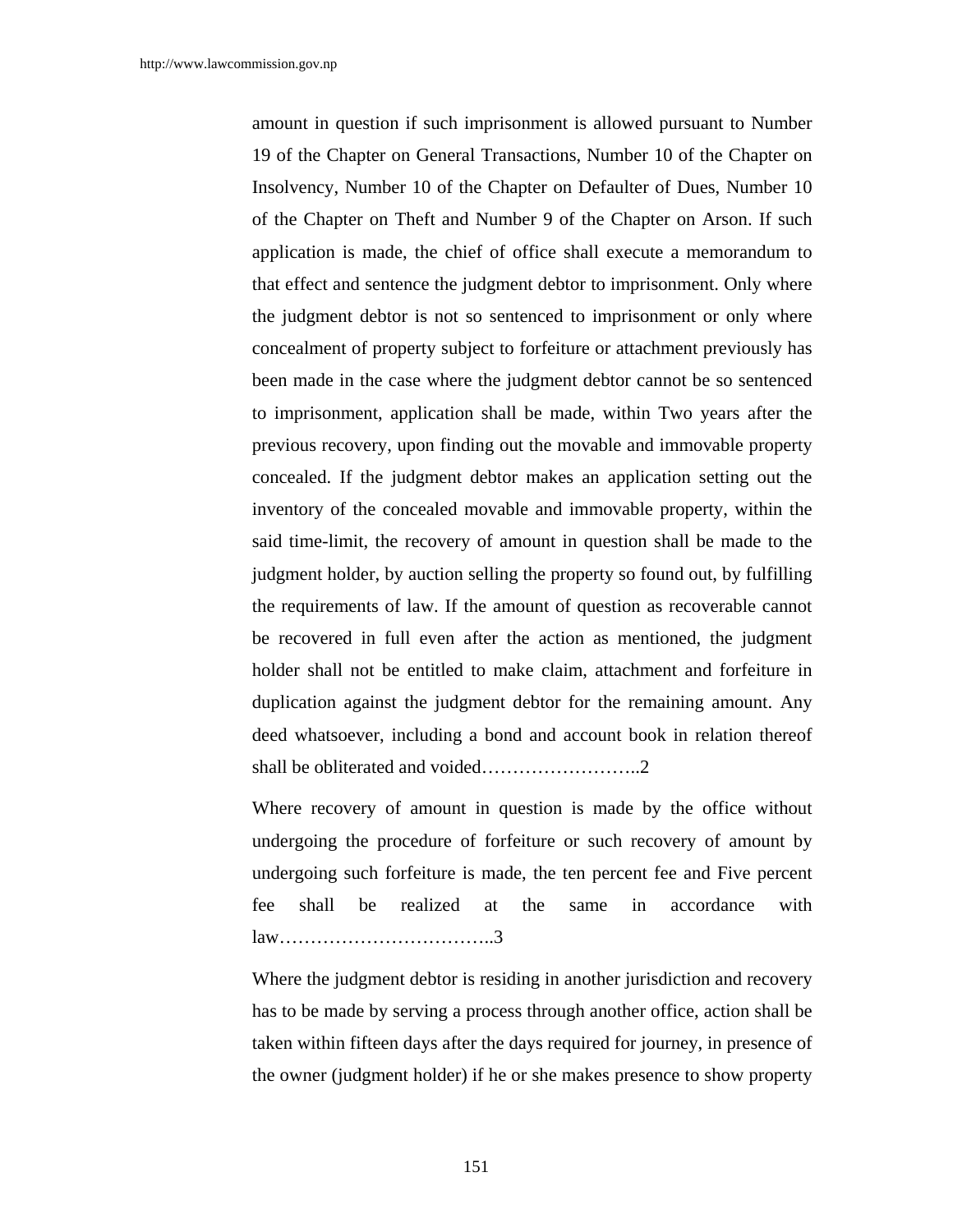amount in question if such imprisonment is allowed pursuant to Number 19 of the Chapter on General Transactions, Number 10 of the Chapter on Insolvency, Number 10 of the Chapter on Defaulter of Dues, Number 10 of the Chapter on Theft and Number 9 of the Chapter on Arson. If such application is made, the chief of office shall execute a memorandum to that effect and sentence the judgment debtor to imprisonment. Only where the judgment debtor is not so sentenced to imprisonment or only where concealment of property subject to forfeiture or attachment previously has been made in the case where the judgment debtor cannot be so sentenced to imprisonment, application shall be made, within Two years after the previous recovery, upon finding out the movable and immovable property concealed. If the judgment debtor makes an application setting out the inventory of the concealed movable and immovable property, within the said time-limit, the recovery of amount in question shall be made to the judgment holder, by auction selling the property so found out, by fulfilling the requirements of law. If the amount of question as recoverable cannot be recovered in full even after the action as mentioned, the judgment holder shall not be entitled to make claim, attachment and forfeiture in duplication against the judgment debtor for the remaining amount. Any deed whatsoever, including a bond and account book in relation thereof shall be obliterated and voided……………………..2

Where recovery of amount in question is made by the office without undergoing the procedure of forfeiture or such recovery of amount by undergoing such forfeiture is made, the ten percent fee and Five percent fee shall be realized at the same in accordance with law……………………………..3

Where the judgment debtor is residing in another jurisdiction and recovery has to be made by serving a process through another office, action shall be taken within fifteen days after the days required for journey, in presence of the owner (judgment holder) if he or she makes presence to show property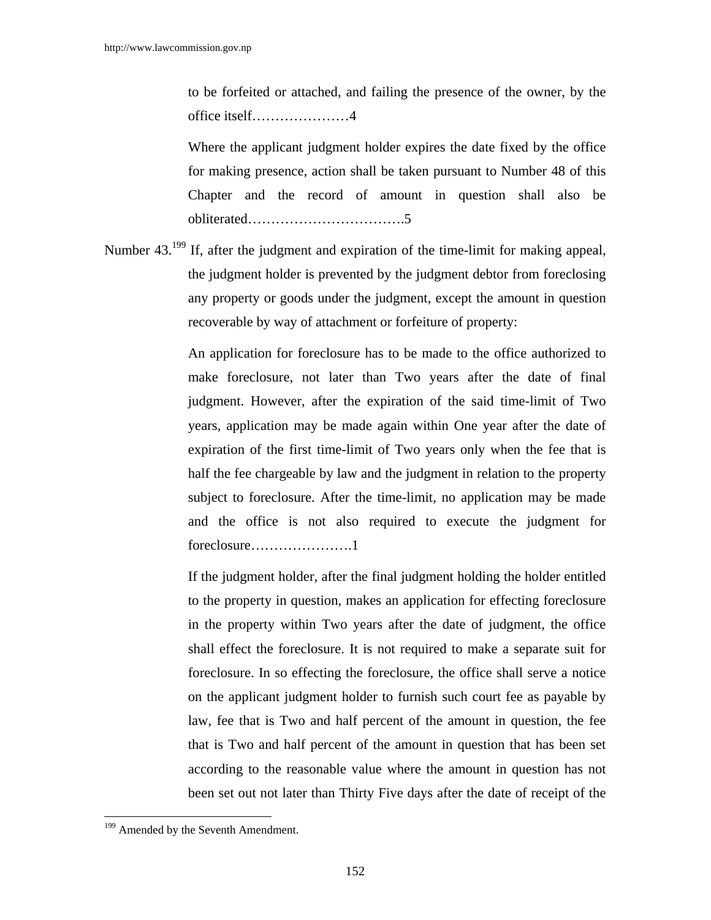to be forfeited or attached, and failing the presence of the owner, by the office itself…………………4

Where the applicant judgment holder expires the date fixed by the office for making presence, action shall be taken pursuant to Number 48 of this Chapter and the record of amount in question shall also be obliterated…………………………….5

Number 43.[199] If, after the judgment and expiration of the time-limit for making appeal, the judgment holder is prevented by the judgment debtor from foreclosing any property or goods under the judgment, except the amount in question recoverable by way of attachment or forfeiture of property:

An application for foreclosure has to be made to the office authorized to make foreclosure, not later than Two years after the date of final judgment. However, after the expiration of the said time-limit of Two years, application may be made again within One year after the date of expiration of the first time-limit of Two years only when the fee that is half the fee chargeable by law and the judgment in relation to the property subject to foreclosure. After the time-limit, no application may be made and the office is not also required to execute the judgment for foreclosure………………….1

If the judgment holder, after the final judgment holding the holder entitled to the property in question, makes an application for effecting foreclosure in the property within Two years after the date of judgment, the office shall effect the foreclosure. It is not required to make a separate suit for foreclosure. In so effecting the foreclosure, the office shall serve a notice on the applicant judgment holder to furnish such court fee as payable by law, fee that is Two and half percent of the amount in question, the fee that is Two and half percent of the amount in question that has been set according to the reasonable value where the amount in question has not been set out not later than Thirty Five days after the date of receipt of the

---

[199] Amended by the Seventh Amendment.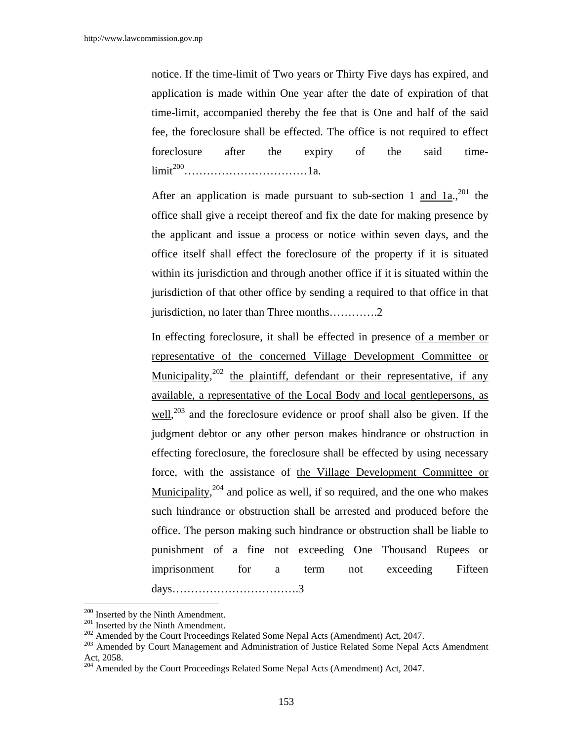notice. If the time-limit of Two years or Thirty Five days has expired, and application is made within One year after the date of expiration of that time-limit, accompanied thereby the fee that is One and half of the said fee, the foreclosure shall be effected. The office is not required to effect foreclosure after the expiry of the said time-limit[200]……………………………1a.

After an application is made pursuant to sub-section 1 and 1a.,[201] the office shall give a receipt thereof and fix the date for making presence by the applicant and issue a process or notice within seven days, and the office itself shall effect the foreclosure of the property if it is situated within its jurisdiction and through another office if it is situated within the jurisdiction of that other office by sending a required to that office in that jurisdiction, no later than Three months………….2

In effecting foreclosure, it shall be effected in presence of a member or representative of the concerned Village Development Committee or Municipality,[202] the plaintiff, defendant or their representative, if any available, a representative of the Local Body and local gentlepersons, as well,[203] and the foreclosure evidence or proof shall also be given. If the judgment debtor or any other person makes hindrance or obstruction in effecting foreclosure, the foreclosure shall be effected by using necessary force, with the assistance of the Village Development Committee or Municipality,[204] and police as well, if so required, and the one who makes such hindrance or obstruction shall be arrested and produced before the office. The person making such hindrance or obstruction shall be liable to punishment of a fine not exceeding One Thousand Rupees or imprisonment for a term not exceeding Fifteen days…………………………….3

---

[200] Inserted by the Ninth Amendment.
[201] Inserted by the Ninth Amendment.
[202] Amended by the Court Proceedings Related Some Nepal Acts (Amendment) Act, 2047.
[203] Amended by Court Management and Administration of Justice Related Some Nepal Acts Amendment Act, 2058.
[204] Amended by the Court Proceedings Related Some Nepal Acts (Amendment) Act, 2047.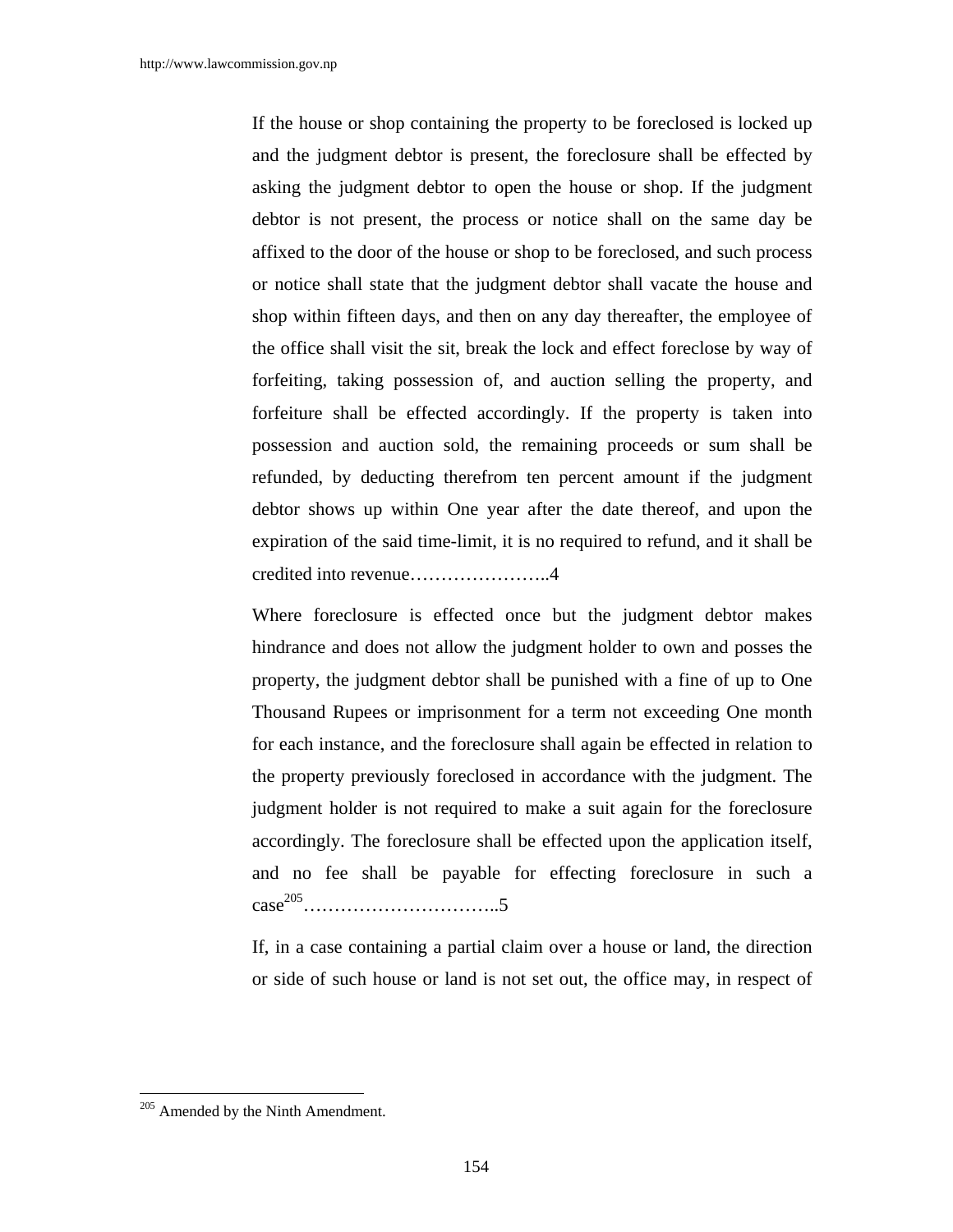If the house or shop containing the property to be foreclosed is locked up and the judgment debtor is present, the foreclosure shall be effected by asking the judgment debtor to open the house or shop. If the judgment debtor is not present, the process or notice shall on the same day be affixed to the door of the house or shop to be foreclosed, and such process or notice shall state that the judgment debtor shall vacate the house and shop within fifteen days, and then on any day thereafter, the employee of the office shall visit the sit, break the lock and effect foreclose by way of forfeiting, taking possession of, and auction selling the property, and forfeiture shall be effected accordingly. If the property is taken into possession and auction sold, the remaining proceeds or sum shall be refunded, by deducting therefrom ten percent amount if the judgment debtor shows up within One year after the date thereof, and upon the expiration of the said time-limit, it is no required to refund, and it shall be credited into revenue…………………..4

Where foreclosure is effected once but the judgment debtor makes hindrance and does not allow the judgment holder to own and posses the property, the judgment debtor shall be punished with a fine of up to One Thousand Rupees or imprisonment for a term not exceeding One month for each instance, and the foreclosure shall again be effected in relation to the property previously foreclosed in accordance with the judgment. The judgment holder is not required to make a suit again for the foreclosure accordingly. The foreclosure shall be effected upon the application itself, and no fee shall be payable for effecting foreclosure in such a case[205]…………………………..5

If, in a case containing a partial claim over a house or land, the direction or side of such house or land is not set out, the office may, in respect of

---

[205] Amended by the Ninth Amendment.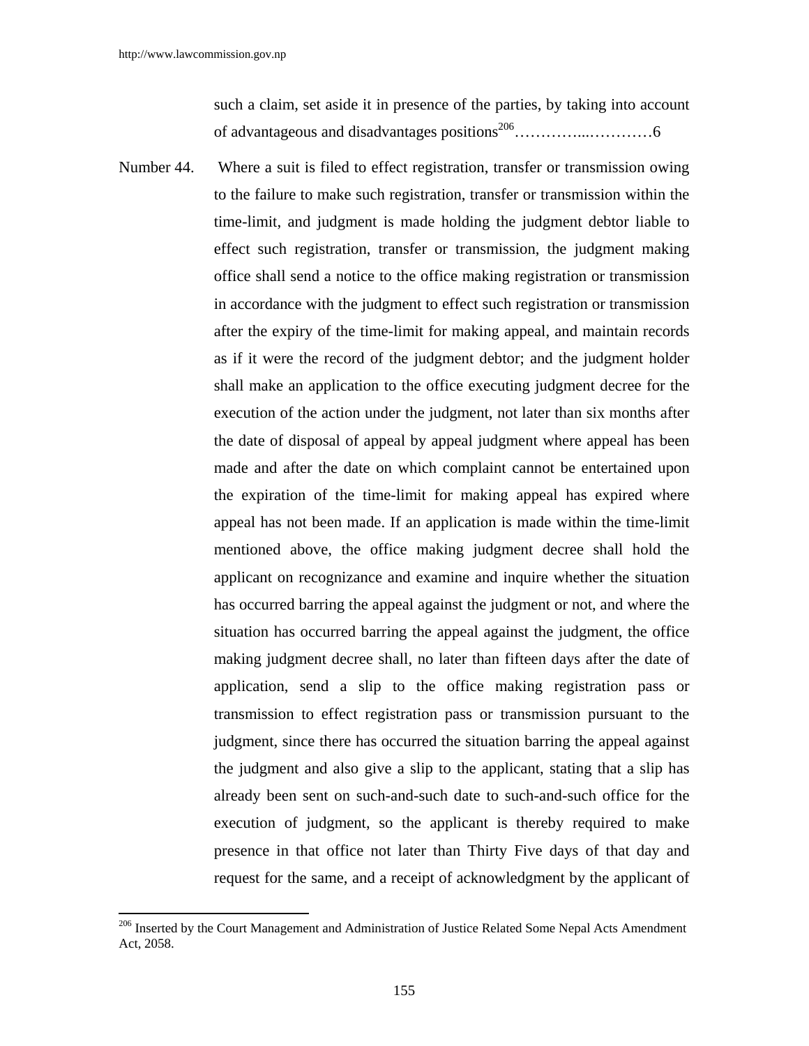such a claim, set aside it in presence of the parties, by taking into account of advantageous and disadvantages positions[206]…………...…………6

Number 44. Where a suit is filed to effect registration, transfer or transmission owing to the failure to make such registration, transfer or transmission within the time-limit, and judgment is made holding the judgment debtor liable to effect such registration, transfer or transmission, the judgment making office shall send a notice to the office making registration or transmission in accordance with the judgment to effect such registration or transmission after the expiry of the time-limit for making appeal, and maintain records as if it were the record of the judgment debtor; and the judgment holder shall make an application to the office executing judgment decree for the execution of the action under the judgment, not later than six months after the date of disposal of appeal by appeal judgment where appeal has been made and after the date on which complaint cannot be entertained upon the expiration of the time-limit for making appeal has expired where appeal has not been made. If an application is made within the time-limit mentioned above, the office making judgment decree shall hold the applicant on recognizance and examine and inquire whether the situation has occurred barring the appeal against the judgment or not, and where the situation has occurred barring the appeal against the judgment, the office making judgment decree shall, no later than fifteen days after the date of application, send a slip to the office making registration pass or transmission to effect registration pass or transmission pursuant to the judgment, since there has occurred the situation barring the appeal against the judgment and also give a slip to the applicant, stating that a slip has already been sent on such-and-such date to such-and-such office for the execution of judgment, so the applicant is thereby required to make presence in that office not later than Thirty Five days of that day and request for the same, and a receipt of acknowledgment by the applicant of

[206] Inserted by the Court Management and Administration of Justice Related Some Nepal Acts Amendment Act, 2058.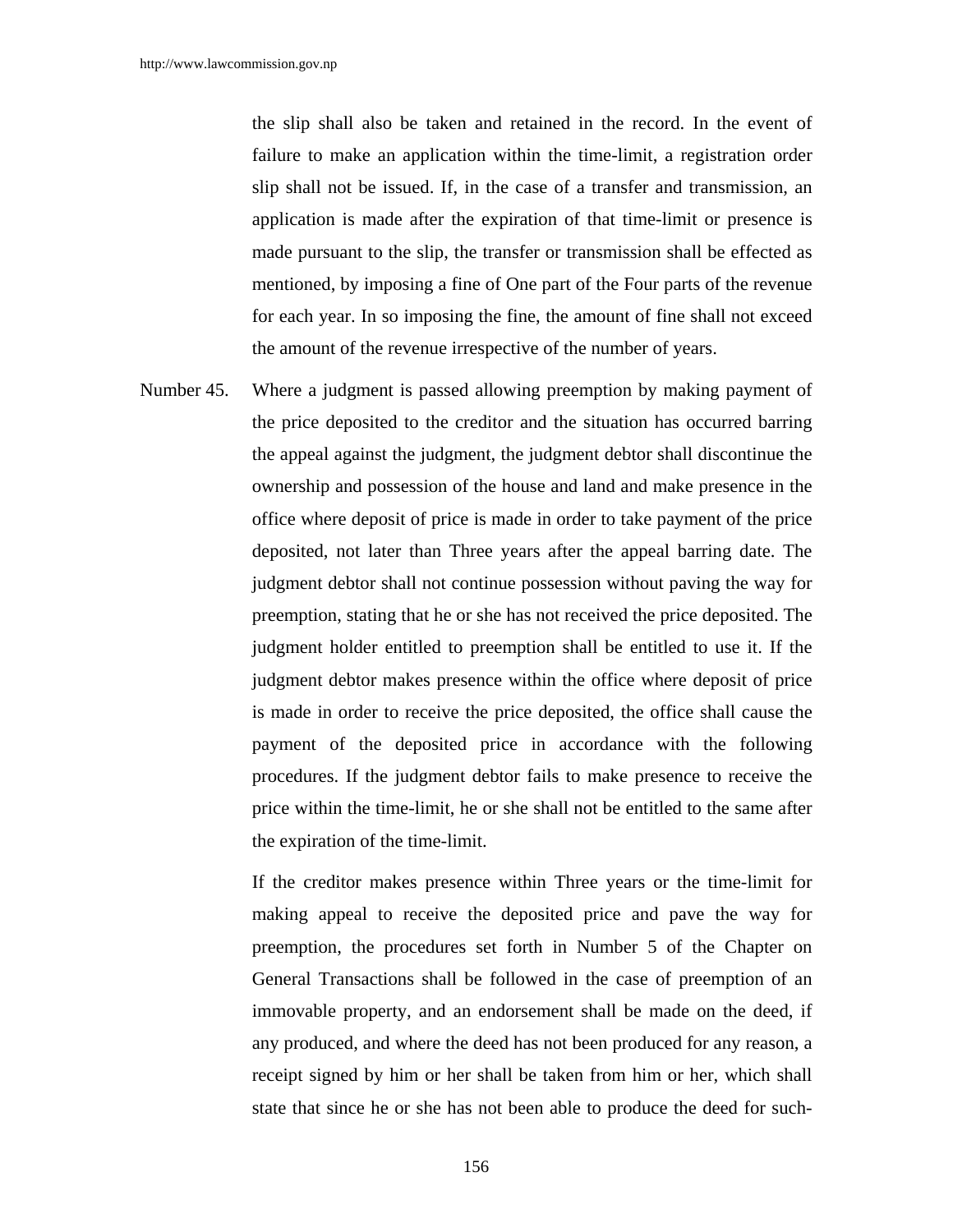the slip shall also be taken and retained in the record. In the event of failure to make an application within the time-limit, a registration order slip shall not be issued. If, in the case of a transfer and transmission, an application is made after the expiration of that time-limit or presence is made pursuant to the slip, the transfer or transmission shall be effected as mentioned, by imposing a fine of One part of the Four parts of the revenue for each year. In so imposing the fine, the amount of fine shall not exceed the amount of the revenue irrespective of the number of years.

Number 45. Where a judgment is passed allowing preemption by making payment of the price deposited to the creditor and the situation has occurred barring the appeal against the judgment, the judgment debtor shall discontinue the ownership and possession of the house and land and make presence in the office where deposit of price is made in order to take payment of the price deposited, not later than Three years after the appeal barring date. The judgment debtor shall not continue possession without paving the way for preemption, stating that he or she has not received the price deposited. The judgment holder entitled to preemption shall be entitled to use it. If the judgment debtor makes presence within the office where deposit of price is made in order to receive the price deposited, the office shall cause the payment of the deposited price in accordance with the following procedures. If the judgment debtor fails to make presence to receive the price within the time-limit, he or she shall not be entitled to the same after the expiration of the time-limit.

If the creditor makes presence within Three years or the time-limit for making appeal to receive the deposited price and pave the way for preemption, the procedures set forth in Number 5 of the Chapter on General Transactions shall be followed in the case of preemption of an immovable property, and an endorsement shall be made on the deed, if any produced, and where the deed has not been produced for any reason, a receipt signed by him or her shall be taken from him or her, which shall state that since he or she has not been able to produce the deed for such-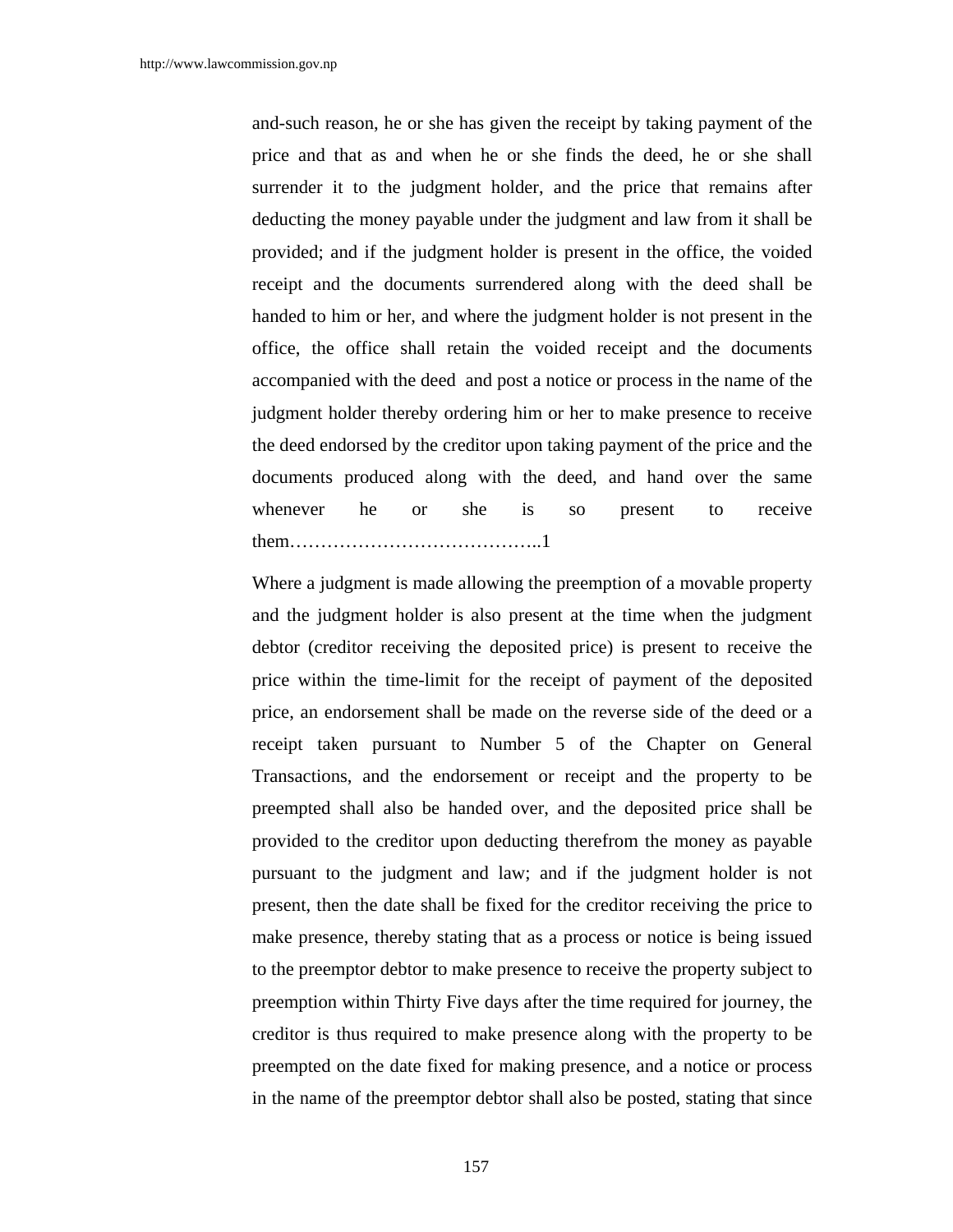and-such reason, he or she has given the receipt by taking payment of the price and that as and when he or she finds the deed, he or she shall surrender it to the judgment holder, and the price that remains after deducting the money payable under the judgment and law from it shall be provided; and if the judgment holder is present in the office, the voided receipt and the documents surrendered along with the deed shall be handed to him or her, and where the judgment holder is not present in the office, the office shall retain the voided receipt and the documents accompanied with the deed and post a notice or process in the name of the judgment holder thereby ordering him or her to make presence to receive the deed endorsed by the creditor upon taking payment of the price and the documents produced along with the deed, and hand over the same whenever he or she is so present to receive them…………………………………..1

Where a judgment is made allowing the preemption of a movable property and the judgment holder is also present at the time when the judgment debtor (creditor receiving the deposited price) is present to receive the price within the time-limit for the receipt of payment of the deposited price, an endorsement shall be made on the reverse side of the deed or a receipt taken pursuant to Number 5 of the Chapter on General Transactions, and the endorsement or receipt and the property to be preempted shall also be handed over, and the deposited price shall be provided to the creditor upon deducting therefrom the money as payable pursuant to the judgment and law; and if the judgment holder is not present, then the date shall be fixed for the creditor receiving the price to make presence, thereby stating that as a process or notice is being issued to the preemptor debtor to make presence to receive the property subject to preemption within Thirty Five days after the time required for journey, the creditor is thus required to make presence along with the property to be preempted on the date fixed for making presence, and a notice or process in the name of the preemptor debtor shall also be posted, stating that since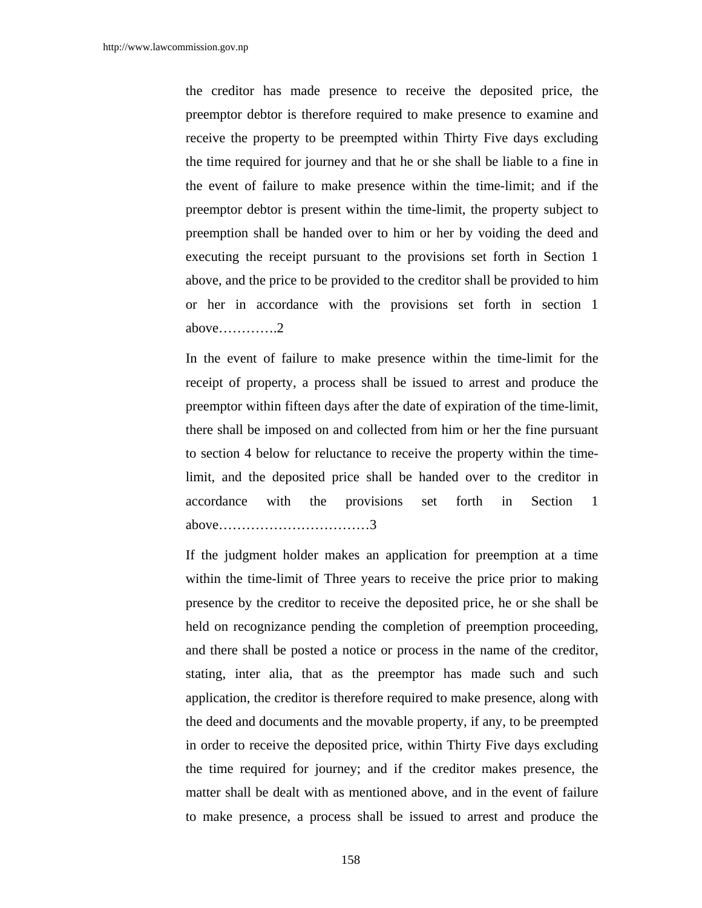the creditor has made presence to receive the deposited price, the preemptor debtor is therefore required to make presence to examine and receive the property to be preempted within Thirty Five days excluding the time required for journey and that he or she shall be liable to a fine in the event of failure to make presence within the time-limit; and if the preemptor debtor is present within the time-limit, the property subject to preemption shall be handed over to him or her by voiding the deed and executing the receipt pursuant to the provisions set forth in Section 1 above, and the price to be provided to the creditor shall be provided to him or her in accordance with the provisions set forth in section 1 above………….2

In the event of failure to make presence within the time-limit for the receipt of property, a process shall be issued to arrest and produce the preemptor within fifteen days after the date of expiration of the time-limit, there shall be imposed on and collected from him or her the fine pursuant to section 4 below for reluctance to receive the property within the time-limit, and the deposited price shall be handed over to the creditor in accordance with the provisions set forth in Section 1 above……………………………3

If the judgment holder makes an application for preemption at a time within the time-limit of Three years to receive the price prior to making presence by the creditor to receive the deposited price, he or she shall be held on recognizance pending the completion of preemption proceeding, and there shall be posted a notice or process in the name of the creditor, stating, inter alia, that as the preemptor has made such and such application, the creditor is therefore required to make presence, along with the deed and documents and the movable property, if any, to be preempted in order to receive the deposited price, within Thirty Five days excluding the time required for journey; and if the creditor makes presence, the matter shall be dealt with as mentioned above, and in the event of failure to make presence, a process shall be issued to arrest and produce the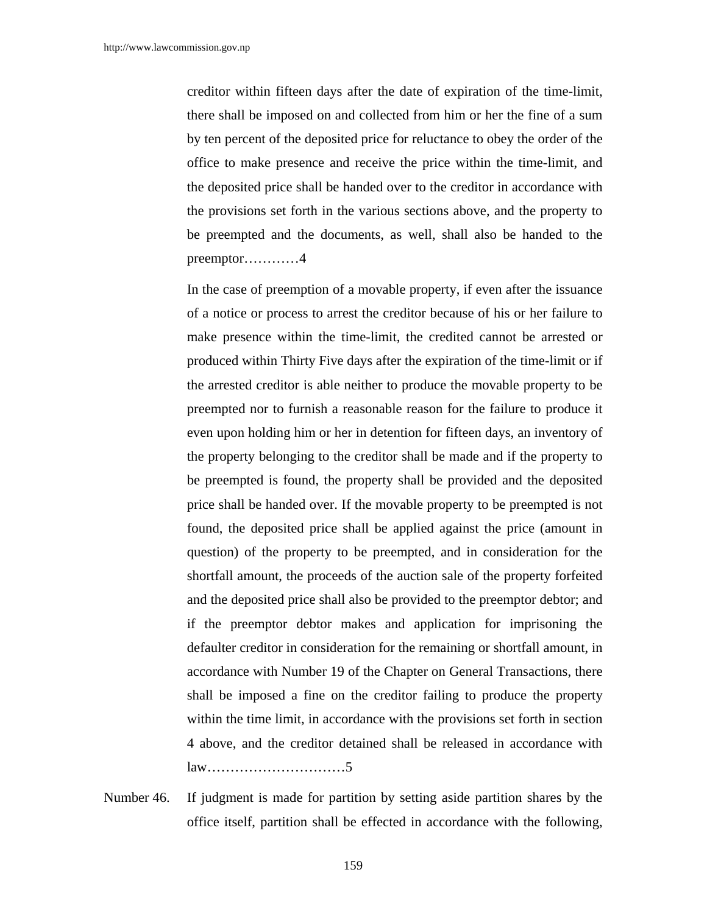creditor within fifteen days after the date of expiration of the time-limit, there shall be imposed on and collected from him or her the fine of a sum by ten percent of the deposited price for reluctance to obey the order of the office to make presence and receive the price within the time-limit, and the deposited price shall be handed over to the creditor in accordance with the provisions set forth in the various sections above, and the property to be preempted and the documents, as well, shall also be handed to the preemptor…………4

In the case of preemption of a movable property, if even after the issuance of a notice or process to arrest the creditor because of his or her failure to make presence within the time-limit, the credited cannot be arrested or produced within Thirty Five days after the expiration of the time-limit or if the arrested creditor is able neither to produce the movable property to be preempted nor to furnish a reasonable reason for the failure to produce it even upon holding him or her in detention for fifteen days, an inventory of the property belonging to the creditor shall be made and if the property to be preempted is found, the property shall be provided and the deposited price shall be handed over. If the movable property to be preempted is not found, the deposited price shall be applied against the price (amount in question) of the property to be preempted, and in consideration for the shortfall amount, the proceeds of the auction sale of the property forfeited and the deposited price shall also be provided to the preemptor debtor; and if the preemptor debtor makes and application for imprisoning the defaulter creditor in consideration for the remaining or shortfall amount, in accordance with Number 19 of the Chapter on General Transactions, there shall be imposed a fine on the creditor failing to produce the property within the time limit, in accordance with the provisions set forth in section 4 above, and the creditor detained shall be released in accordance with law…………………………5

Number 46. If judgment is made for partition by setting aside partition shares by the office itself, partition shall be effected in accordance with the following,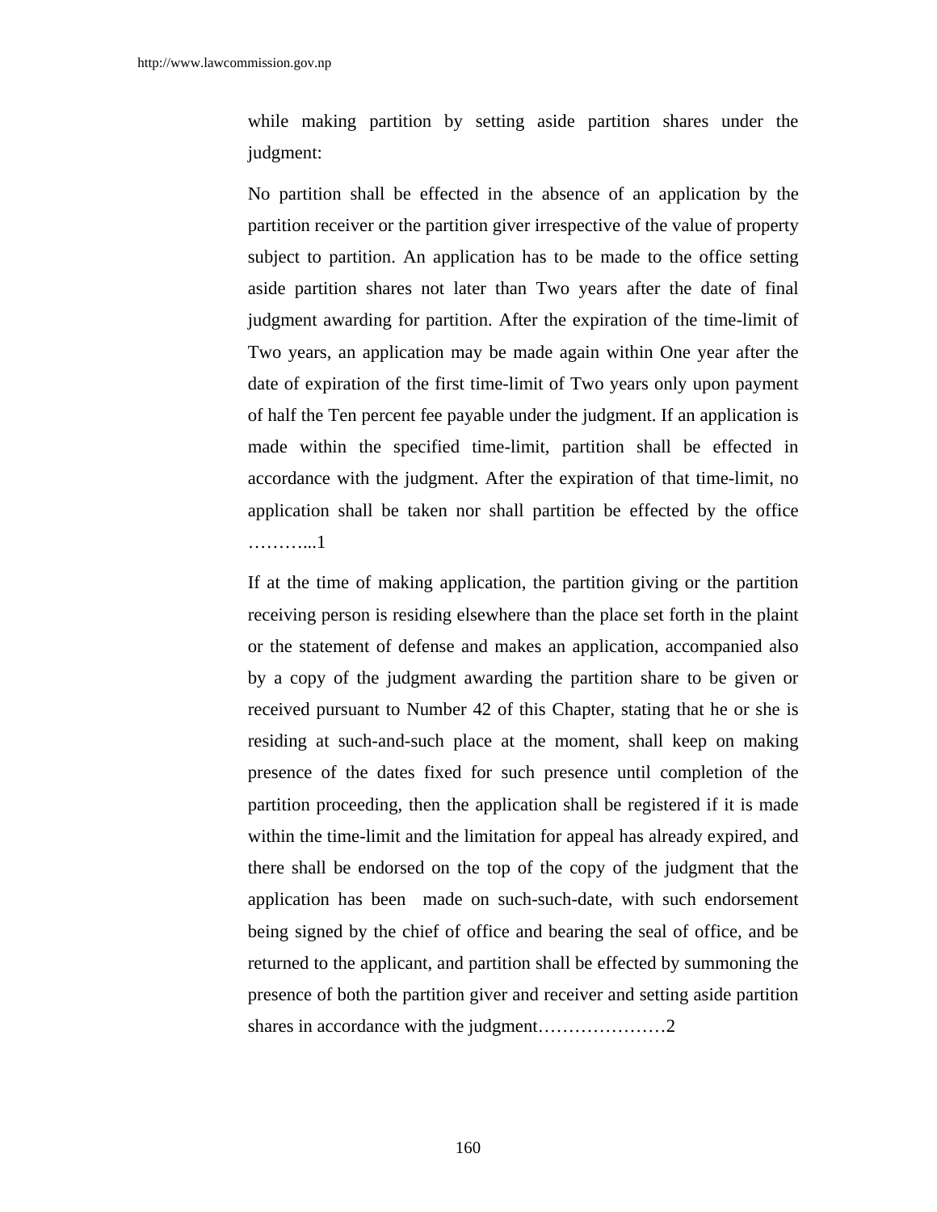while making partition by setting aside partition shares under the judgment:

No partition shall be effected in the absence of an application by the partition receiver or the partition giver irrespective of the value of property subject to partition. An application has to be made to the office setting aside partition shares not later than Two years after the date of final judgment awarding for partition. After the expiration of the time-limit of Two years, an application may be made again within One year after the date of expiration of the first time-limit of Two years only upon payment of half the Ten percent fee payable under the judgment. If an application is made within the specified time-limit, partition shall be effected in accordance with the judgment. After the expiration of that time-limit, no application shall be taken nor shall partition be effected by the office ………...1

If at the time of making application, the partition giving or the partition receiving person is residing elsewhere than the place set forth in the plaint or the statement of defense and makes an application, accompanied also by a copy of the judgment awarding the partition share to be given or received pursuant to Number 42 of this Chapter, stating that he or she is residing at such-and-such place at the moment, shall keep on making presence of the dates fixed for such presence until completion of the partition proceeding, then the application shall be registered if it is made within the time-limit and the limitation for appeal has already expired, and there shall be endorsed on the top of the copy of the judgment that the application has been made on such-such-date, with such endorsement being signed by the chief of office and bearing the seal of office, and be returned to the applicant, and partition shall be effected by summoning the presence of both the partition giver and receiver and setting aside partition shares in accordance with the judgment…………………2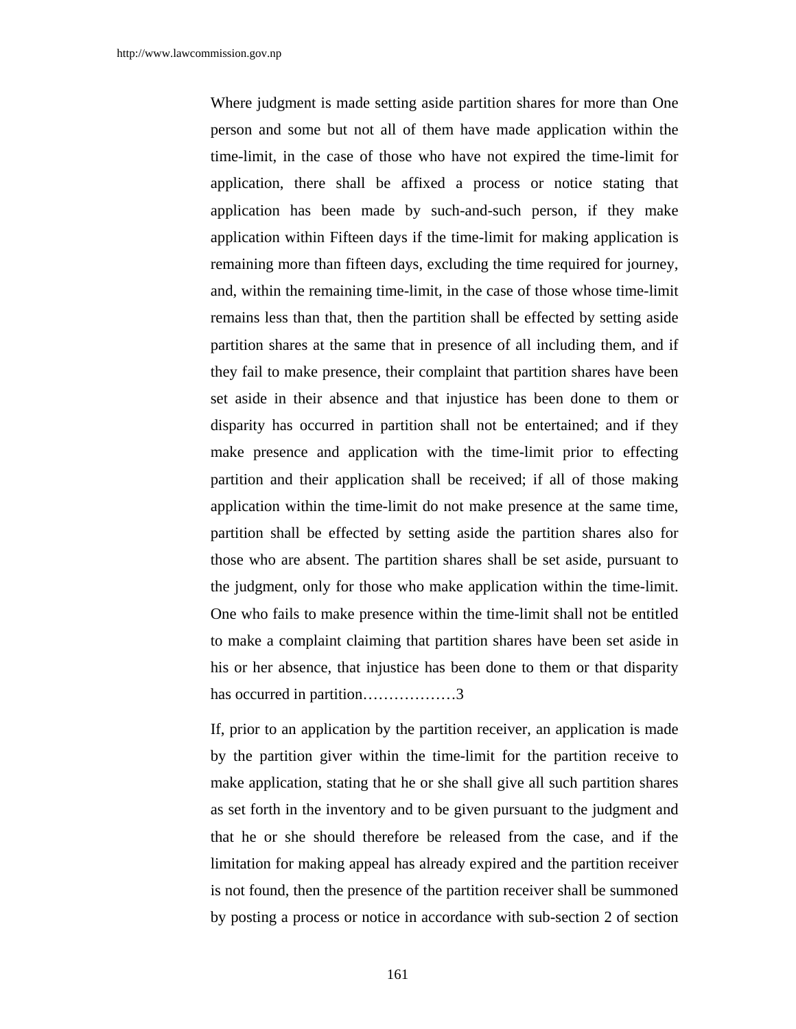Where judgment is made setting aside partition shares for more than One person and some but not all of them have made application within the time-limit, in the case of those who have not expired the time-limit for application, there shall be affixed a process or notice stating that application has been made by such-and-such person, if they make application within Fifteen days if the time-limit for making application is remaining more than fifteen days, excluding the time required for journey, and, within the remaining time-limit, in the case of those whose time-limit remains less than that, then the partition shall be effected by setting aside partition shares at the same that in presence of all including them, and if they fail to make presence, their complaint that partition shares have been set aside in their absence and that injustice has been done to them or disparity has occurred in partition shall not be entertained; and if they make presence and application with the time-limit prior to effecting partition and their application shall be received; if all of those making application within the time-limit do not make presence at the same time, partition shall be effected by setting aside the partition shares also for those who are absent. The partition shares shall be set aside, pursuant to the judgment, only for those who make application within the time-limit. One who fails to make presence within the time-limit shall not be entitled to make a complaint claiming that partition shares have been set aside in his or her absence, that injustice has been done to them or that disparity has occurred in partition………………3

If, prior to an application by the partition receiver, an application is made by the partition giver within the time-limit for the partition receive to make application, stating that he or she shall give all such partition shares as set forth in the inventory and to be given pursuant to the judgment and that he or she should therefore be released from the case, and if the limitation for making appeal has already expired and the partition receiver is not found, then the presence of the partition receiver shall be summoned by posting a process or notice in accordance with sub-section 2 of section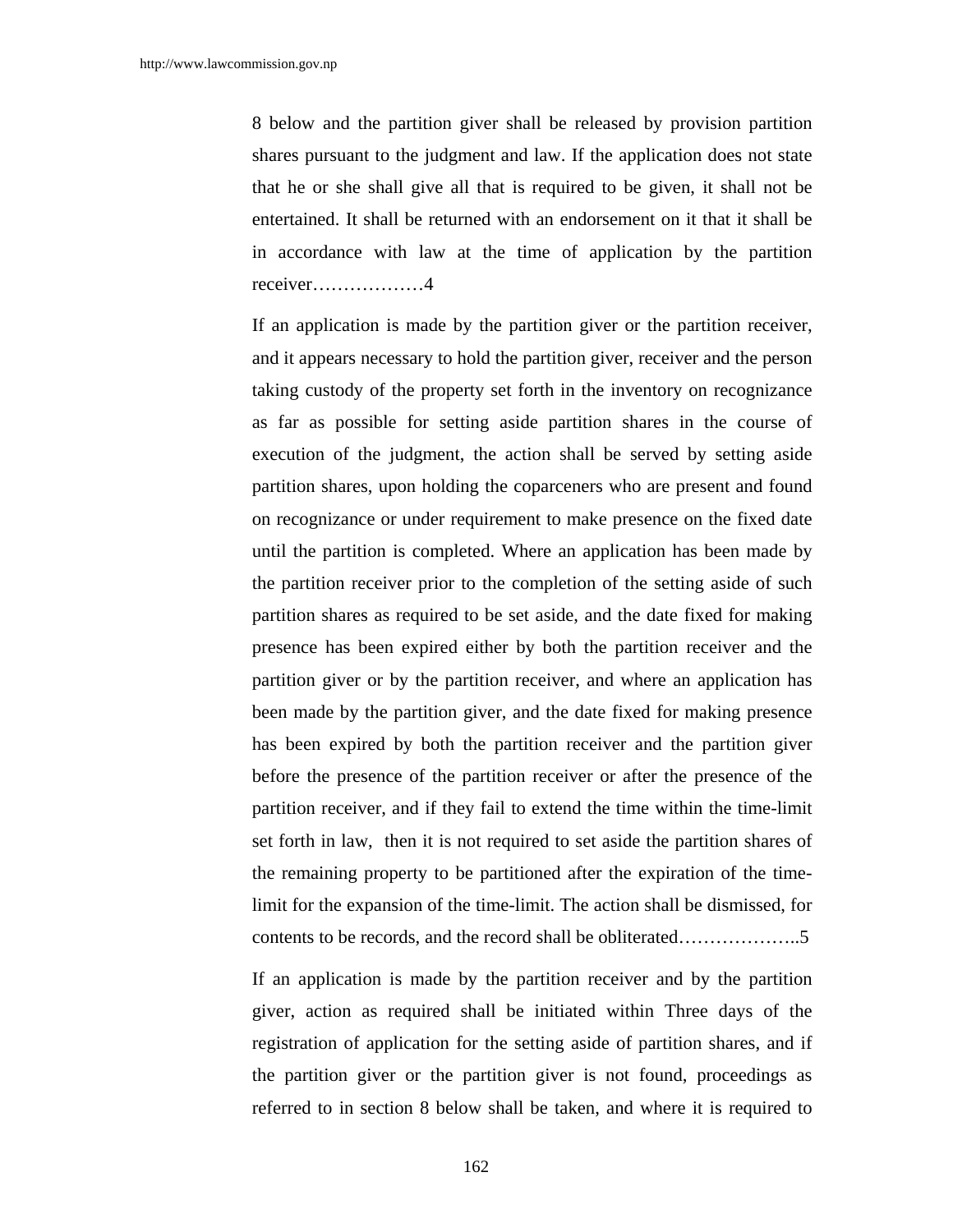8 below and the partition giver shall be released by provision partition shares pursuant to the judgment and law. If the application does not state that he or she shall give all that is required to be given, it shall not be entertained. It shall be returned with an endorsement on it that it shall be in accordance with law at the time of application by the partition receiver………………4

If an application is made by the partition giver or the partition receiver, and it appears necessary to hold the partition giver, receiver and the person taking custody of the property set forth in the inventory on recognizance as far as possible for setting aside partition shares in the course of execution of the judgment, the action shall be served by setting aside partition shares, upon holding the coparceners who are present and found on recognizance or under requirement to make presence on the fixed date until the partition is completed. Where an application has been made by the partition receiver prior to the completion of the setting aside of such partition shares as required to be set aside, and the date fixed for making presence has been expired either by both the partition receiver and the partition giver or by the partition receiver, and where an application has been made by the partition giver, and the date fixed for making presence has been expired by both the partition receiver and the partition giver before the presence of the partition receiver or after the presence of the partition receiver, and if they fail to extend the time within the time-limit set forth in law, then it is not required to set aside the partition shares of the remaining property to be partitioned after the expiration of the time-limit for the expansion of the time-limit. The action shall be dismissed, for contents to be records, and the record shall be obliterated………………..5

If an application is made by the partition receiver and by the partition giver, action as required shall be initiated within Three days of the registration of application for the setting aside of partition shares, and if the partition giver or the partition giver is not found, proceedings as referred to in section 8 below shall be taken, and where it is required to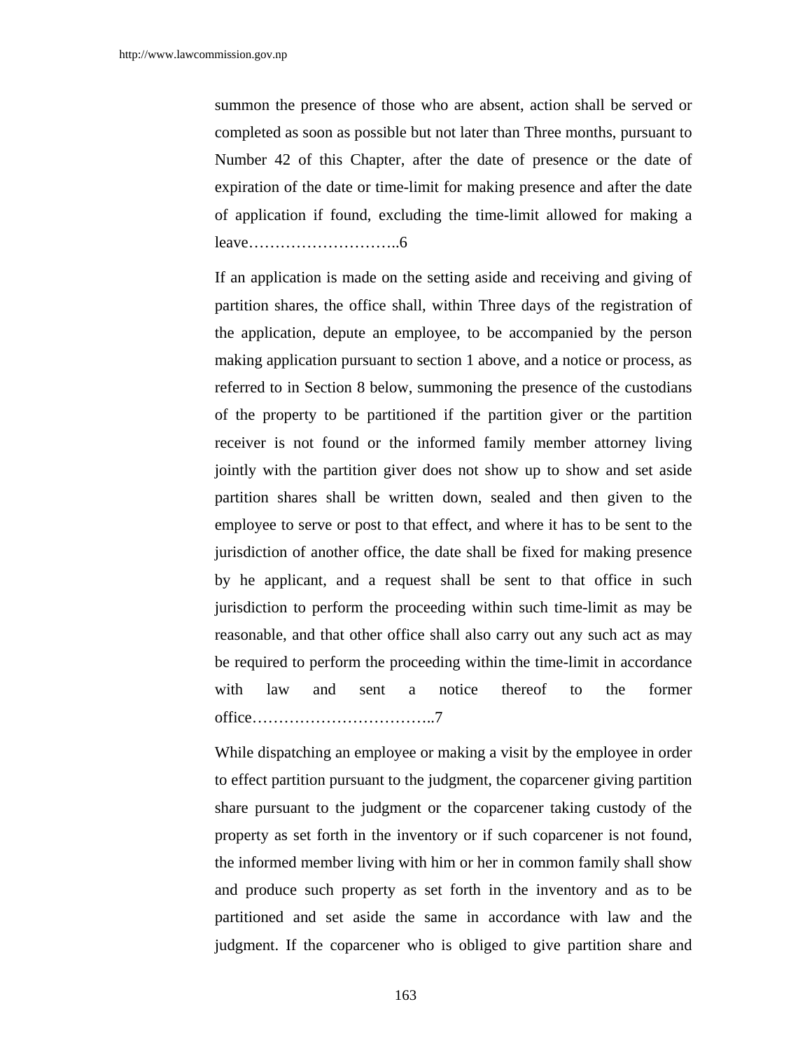summon the presence of those who are absent, action shall be served or completed as soon as possible but not later than Three months, pursuant to Number 42 of this Chapter, after the date of presence or the date of expiration of the date or time-limit for making presence and after the date of application if found, excluding the time-limit allowed for making a leave………………………..6

If an application is made on the setting aside and receiving and giving of partition shares, the office shall, within Three days of the registration of the application, depute an employee, to be accompanied by the person making application pursuant to section 1 above, and a notice or process, as referred to in Section 8 below, summoning the presence of the custodians of the property to be partitioned if the partition giver or the partition receiver is not found or the informed family member attorney living jointly with the partition giver does not show up to show and set aside partition shares shall be written down, sealed and then given to the employee to serve or post to that effect, and where it has to be sent to the jurisdiction of another office, the date shall be fixed for making presence by he applicant, and a request shall be sent to that office in such jurisdiction to perform the proceeding within such time-limit as may be reasonable, and that other office shall also carry out any such act as may be required to perform the proceeding within the time-limit in accordance with law and sent a notice thereof to the former office……………………………..7

While dispatching an employee or making a visit by the employee in order to effect partition pursuant to the judgment, the coparcener giving partition share pursuant to the judgment or the coparcener taking custody of the property as set forth in the inventory or if such coparcener is not found, the informed member living with him or her in common family shall show and produce such property as set forth in the inventory and as to be partitioned and set aside the same in accordance with law and the judgment. If the coparcener who is obliged to give partition share and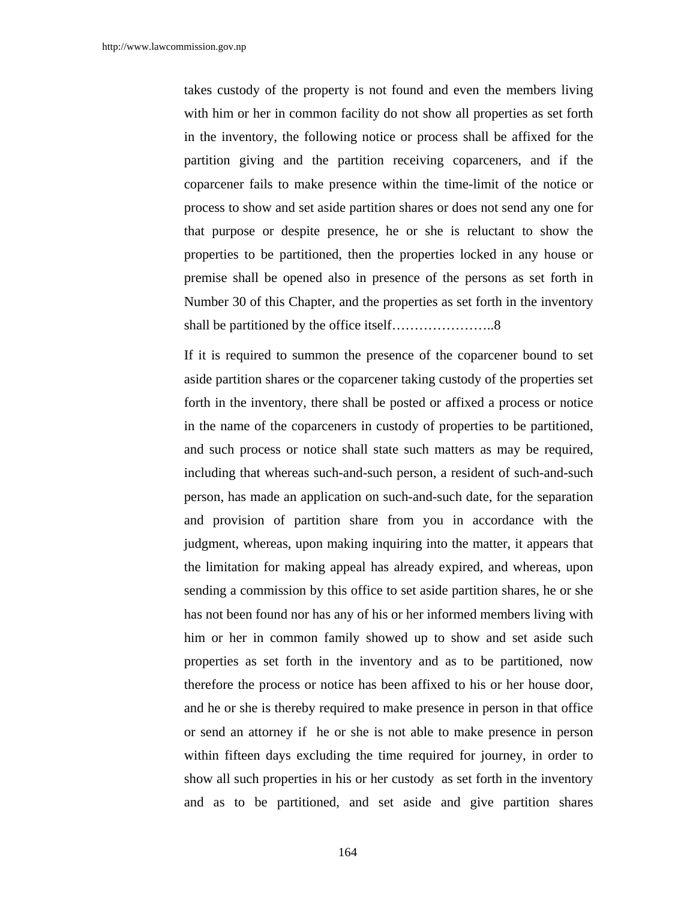takes custody of the property is not found and even the members living with him or her in common facility do not show all properties as set forth in the inventory, the following notice or process shall be affixed for the partition giving and the partition receiving coparceners, and if the coparcener fails to make presence within the time-limit of the notice or process to show and set aside partition shares or does not send any one for that purpose or despite presence, he or she is reluctant to show the properties to be partitioned, then the properties locked in any house or premise shall be opened also in presence of the persons as set forth in Number 30 of this Chapter, and the properties as set forth in the inventory shall be partitioned by the office itself…………………..8

If it is required to summon the presence of the coparcener bound to set aside partition shares or the coparcener taking custody of the properties set forth in the inventory, there shall be posted or affixed a process or notice in the name of the coparceners in custody of properties to be partitioned, and such process or notice shall state such matters as may be required, including that whereas such-and-such person, a resident of such-and-such person, has made an application on such-and-such date, for the separation and provision of partition share from you in accordance with the judgment, whereas, upon making inquiring into the matter, it appears that the limitation for making appeal has already expired, and whereas, upon sending a commission by this office to set aside partition shares, he or she has not been found nor has any of his or her informed members living with him or her in common family showed up to show and set aside such properties as set forth in the inventory and as to be partitioned, now therefore the process or notice has been affixed to his or her house door, and he or she is thereby required to make presence in person in that office or send an attorney if he or she is not able to make presence in person within fifteen days excluding the time required for journey, in order to show all such properties in his or her custody as set forth in the inventory and as to be partitioned, and set aside and give partition shares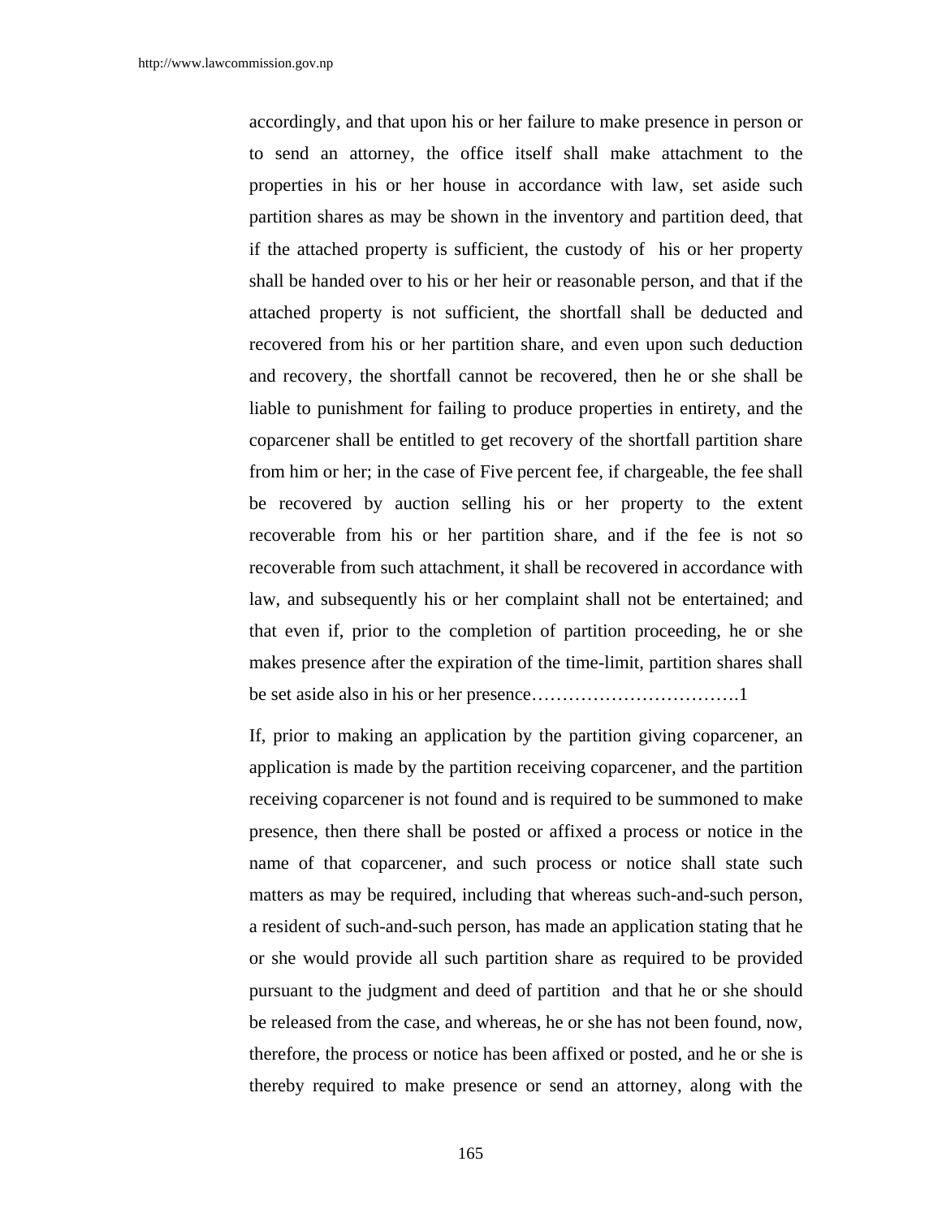accordingly, and that upon his or her failure to make presence in person or to send an attorney, the office itself shall make attachment to the properties in his or her house in accordance with law, set aside such partition shares as may be shown in the inventory and partition deed, that if the attached property is sufficient, the custody of his or her property shall be handed over to his or her heir or reasonable person, and that if the attached property is not sufficient, the shortfall shall be deducted and recovered from his or her partition share, and even upon such deduction and recovery, the shortfall cannot be recovered, then he or she shall be liable to punishment for failing to produce properties in entirety, and the coparcener shall be entitled to get recovery of the shortfall partition share from him or her; in the case of Five percent fee, if chargeable, the fee shall be recovered by auction selling his or her property to the extent recoverable from his or her partition share, and if the fee is not so recoverable from such attachment, it shall be recovered in accordance with law, and subsequently his or her complaint shall not be entertained; and that even if, prior to the completion of partition proceeding, he or she makes presence after the expiration of the time-limit, partition shares shall be set aside also in his or her presence…………………………….1

If, prior to making an application by the partition giving coparcener, an application is made by the partition receiving coparcener, and the partition receiving coparcener is not found and is required to be summoned to make presence, then there shall be posted or affixed a process or notice in the name of that coparcener, and such process or notice shall state such matters as may be required, including that whereas such-and-such person, a resident of such-and-such person, has made an application stating that he or she would provide all such partition share as required to be provided pursuant to the judgment and deed of partition and that he or she should be released from the case, and whereas, he or she has not been found, now, therefore, the process or notice has been affixed or posted, and he or she is thereby required to make presence or send an attorney, along with the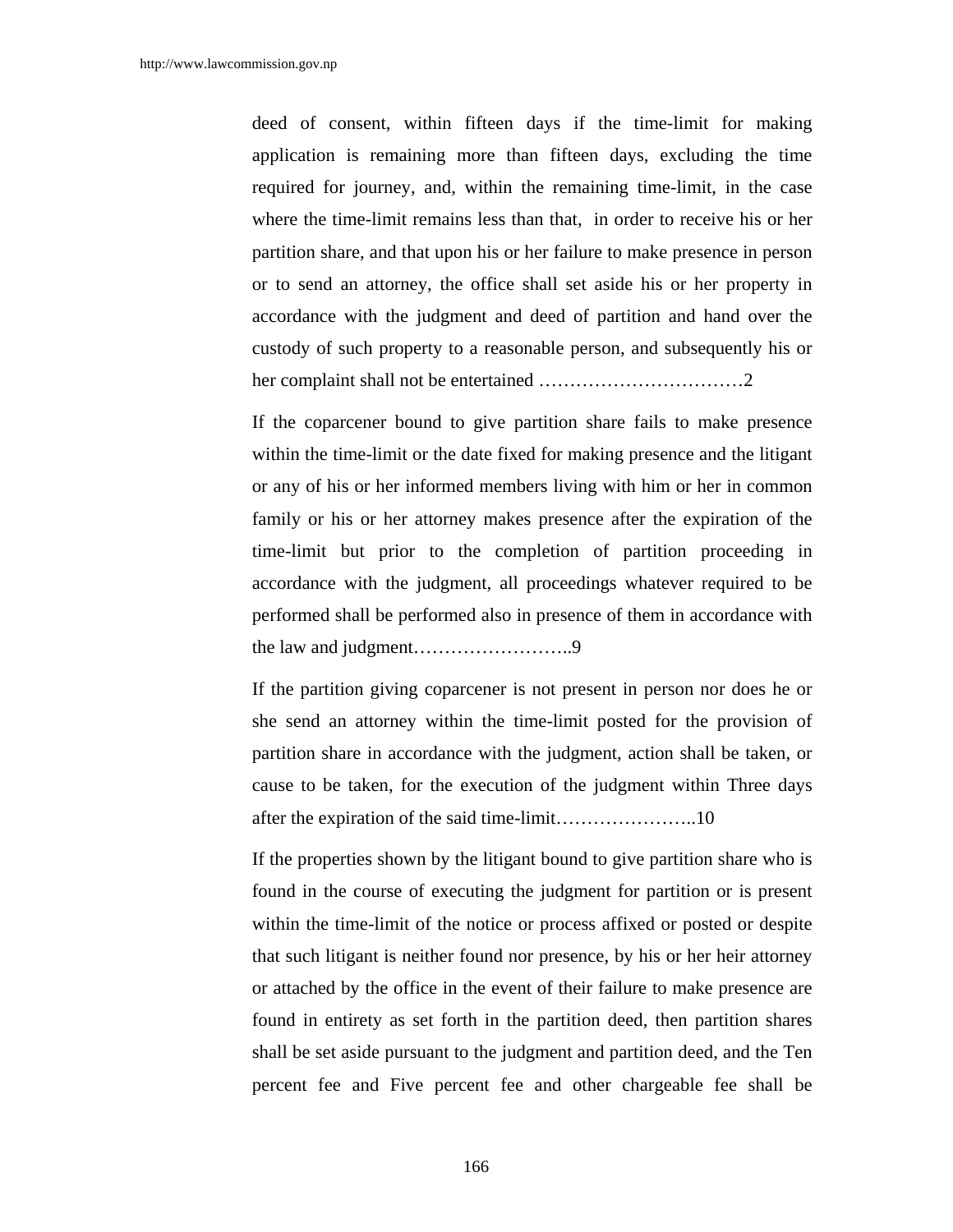deed of consent, within fifteen days if the time-limit for making application is remaining more than fifteen days, excluding the time required for journey, and, within the remaining time-limit, in the case where the time-limit remains less than that, in order to receive his or her partition share, and that upon his or her failure to make presence in person or to send an attorney, the office shall set aside his or her property in accordance with the judgment and deed of partition and hand over the custody of such property to a reasonable person, and subsequently his or her complaint shall not be entertained ……………………………2

If the coparcener bound to give partition share fails to make presence within the time-limit or the date fixed for making presence and the litigant or any of his or her informed members living with him or her in common family or his or her attorney makes presence after the expiration of the time-limit but prior to the completion of partition proceeding in accordance with the judgment, all proceedings whatever required to be performed shall be performed also in presence of them in accordance with the law and judgment……………………..9

If the partition giving coparcener is not present in person nor does he or she send an attorney within the time-limit posted for the provision of partition share in accordance with the judgment, action shall be taken, or cause to be taken, for the execution of the judgment within Three days after the expiration of the said time-limit…………………..10

If the properties shown by the litigant bound to give partition share who is found in the course of executing the judgment for partition or is present within the time-limit of the notice or process affixed or posted or despite that such litigant is neither found nor presence, by his or her heir attorney or attached by the office in the event of their failure to make presence are found in entirety as set forth in the partition deed, then partition shares shall be set aside pursuant to the judgment and partition deed, and the Ten percent fee and Five percent fee and other chargeable fee shall be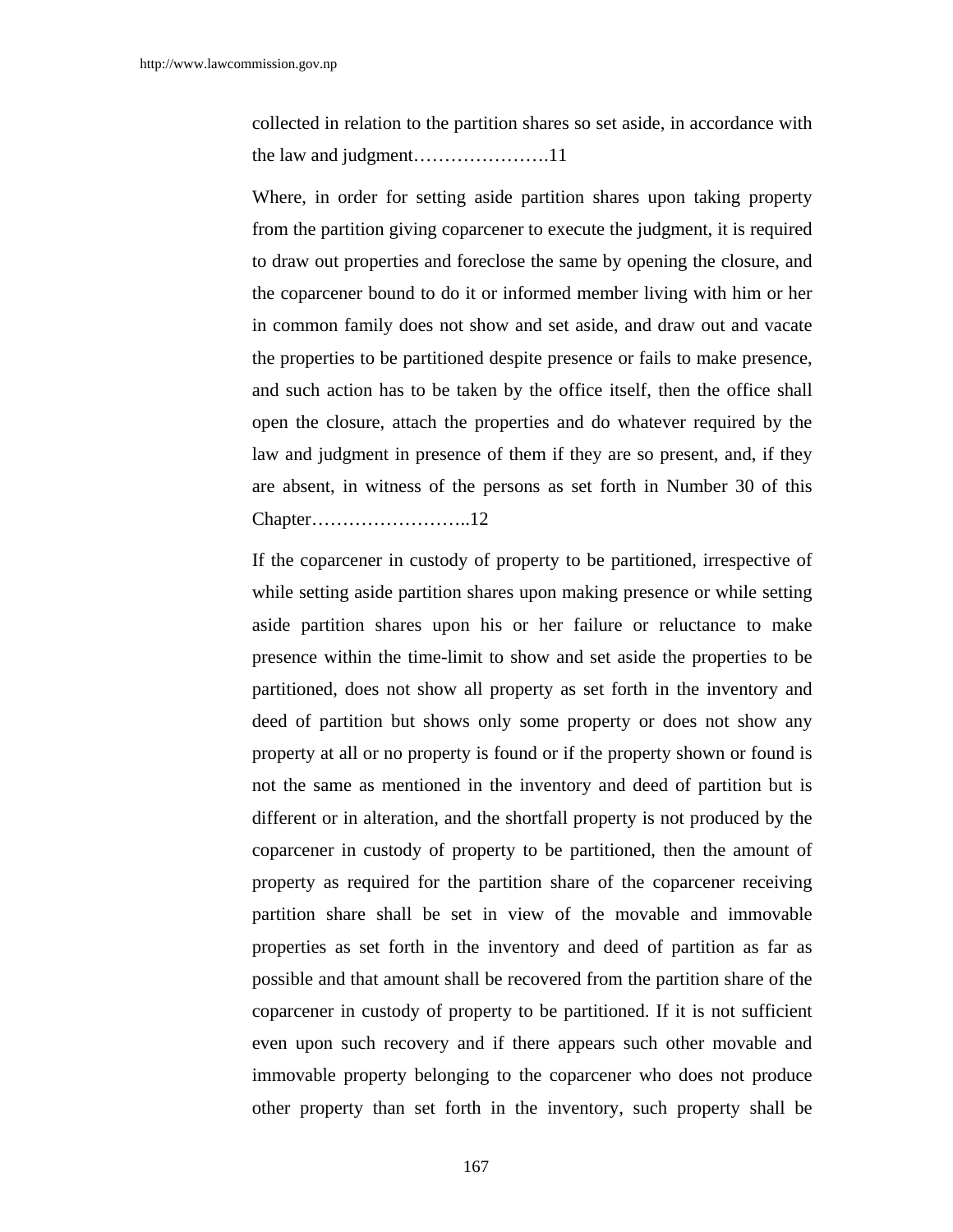collected in relation to the partition shares so set aside, in accordance with the law and judgment………………….11

Where, in order for setting aside partition shares upon taking property from the partition giving coparcener to execute the judgment, it is required to draw out properties and foreclose the same by opening the closure, and the coparcener bound to do it or informed member living with him or her in common family does not show and set aside, and draw out and vacate the properties to be partitioned despite presence or fails to make presence, and such action has to be taken by the office itself, then the office shall open the closure, attach the properties and do whatever required by the law and judgment in presence of them if they are so present, and, if they are absent, in witness of the persons as set forth in Number 30 of this Chapter……………………..12

If the coparcener in custody of property to be partitioned, irrespective of while setting aside partition shares upon making presence or while setting aside partition shares upon his or her failure or reluctance to make presence within the time-limit to show and set aside the properties to be partitioned, does not show all property as set forth in the inventory and deed of partition but shows only some property or does not show any property at all or no property is found or if the property shown or found is not the same as mentioned in the inventory and deed of partition but is different or in alteration, and the shortfall property is not produced by the coparcener in custody of property to be partitioned, then the amount of property as required for the partition share of the coparcener receiving partition share shall be set in view of the movable and immovable properties as set forth in the inventory and deed of partition as far as possible and that amount shall be recovered from the partition share of the coparcener in custody of property to be partitioned. If it is not sufficient even upon such recovery and if there appears such other movable and immovable property belonging to the coparcener who does not produce other property than set forth in the inventory, such property shall be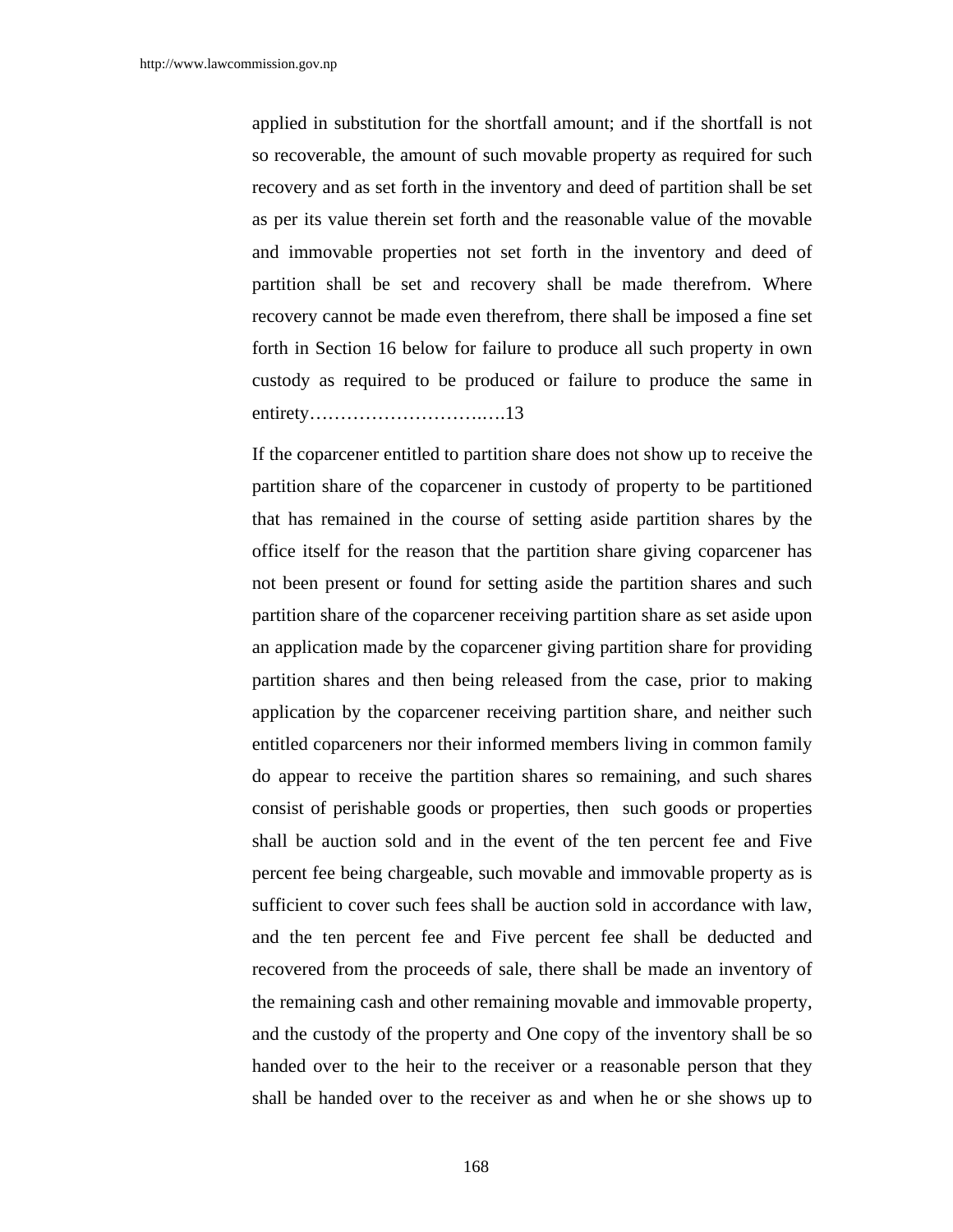applied in substitution for the shortfall amount; and if the shortfall is not so recoverable, the amount of such movable property as required for such recovery and as set forth in the inventory and deed of partition shall be set as per its value therein set forth and the reasonable value of the movable and immovable properties not set forth in the inventory and deed of partition shall be set and recovery shall be made therefrom. Where recovery cannot be made even therefrom, there shall be imposed a fine set forth in Section 16 below for failure to produce all such property in own custody as required to be produced or failure to produce the same in entirety………………………..….13

If the coparcener entitled to partition share does not show up to receive the partition share of the coparcener in custody of property to be partitioned that has remained in the course of setting aside partition shares by the office itself for the reason that the partition share giving coparcener has not been present or found for setting aside the partition shares and such partition share of the coparcener receiving partition share as set aside upon an application made by the coparcener giving partition share for providing partition shares and then being released from the case, prior to making application by the coparcener receiving partition share, and neither such entitled coparceners nor their informed members living in common family do appear to receive the partition shares so remaining, and such shares consist of perishable goods or properties, then such goods or properties shall be auction sold and in the event of the ten percent fee and Five percent fee being chargeable, such movable and immovable property as is sufficient to cover such fees shall be auction sold in accordance with law, and the ten percent fee and Five percent fee shall be deducted and recovered from the proceeds of sale, there shall be made an inventory of the remaining cash and other remaining movable and immovable property, and the custody of the property and One copy of the inventory shall be so handed over to the heir to the receiver or a reasonable person that they shall be handed over to the receiver as and when he or she shows up to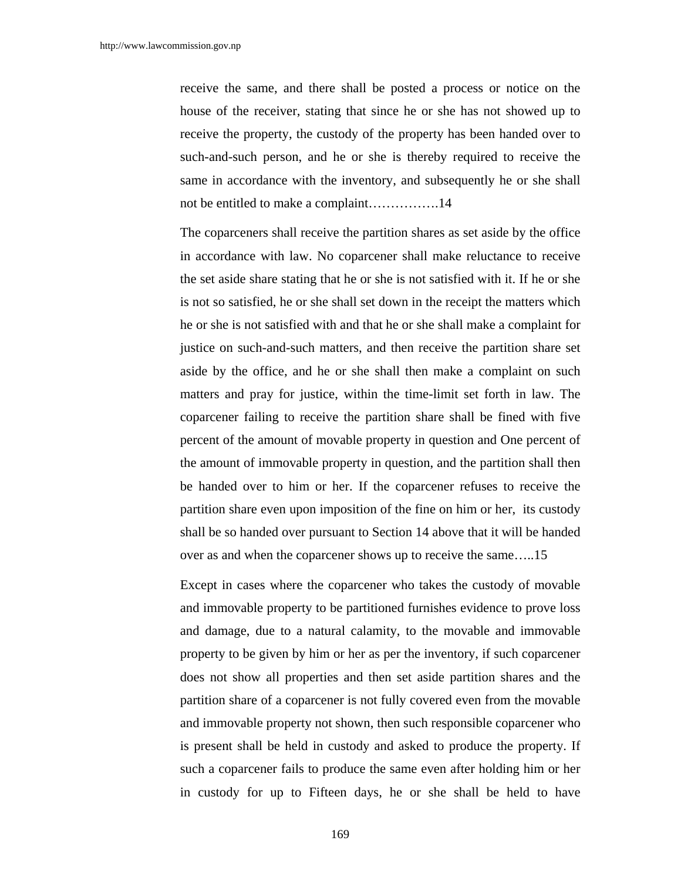receive the same, and there shall be posted a process or notice on the house of the receiver, stating that since he or she has not showed up to receive the property, the custody of the property has been handed over to such-and-such person, and he or she is thereby required to receive the same in accordance with the inventory, and subsequently he or she shall not be entitled to make a complaint…………….14

The coparceners shall receive the partition shares as set aside by the office in accordance with law. No coparcener shall make reluctance to receive the set aside share stating that he or she is not satisfied with it. If he or she is not so satisfied, he or she shall set down in the receipt the matters which he or she is not satisfied with and that he or she shall make a complaint for justice on such-and-such matters, and then receive the partition share set aside by the office, and he or she shall then make a complaint on such matters and pray for justice, within the time-limit set forth in law. The coparcener failing to receive the partition share shall be fined with five percent of the amount of movable property in question and One percent of the amount of immovable property in question, and the partition shall then be handed over to him or her. If the coparcener refuses to receive the partition share even upon imposition of the fine on him or her, its custody shall be so handed over pursuant to Section 14 above that it will be handed over as and when the coparcener shows up to receive the same…..15

Except in cases where the coparcener who takes the custody of movable and immovable property to be partitioned furnishes evidence to prove loss and damage, due to a natural calamity, to the movable and immovable property to be given by him or her as per the inventory, if such coparcener does not show all properties and then set aside partition shares and the partition share of a coparcener is not fully covered even from the movable and immovable property not shown, then such responsible coparcener who is present shall be held in custody and asked to produce the property. If such a coparcener fails to produce the same even after holding him or her in custody for up to Fifteen days, he or she shall be held to have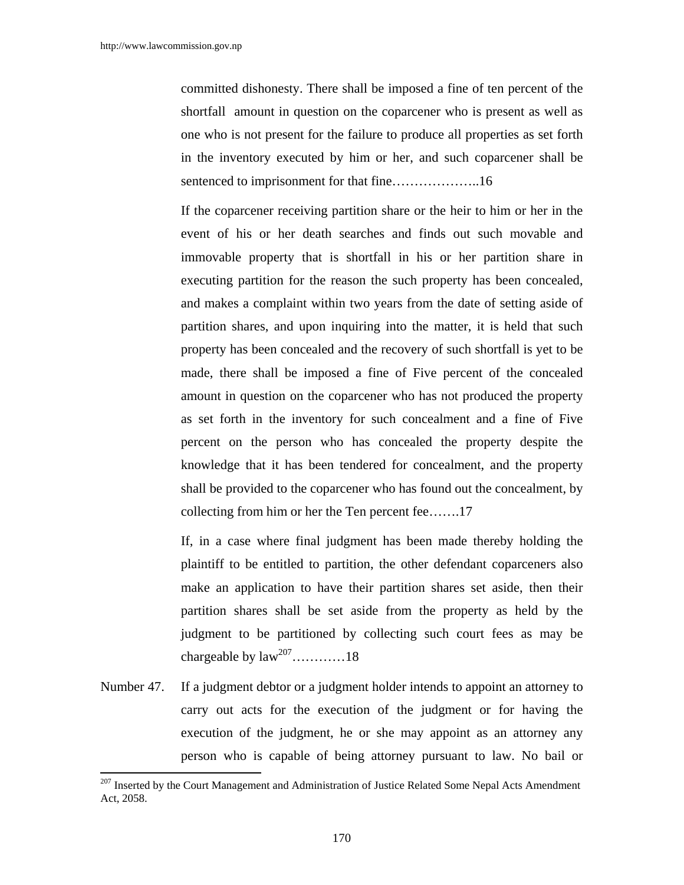committed dishonesty. There shall be imposed a fine of ten percent of the shortfall amount in question on the coparcener who is present as well as one who is not present for the failure to produce all properties as set forth in the inventory executed by him or her, and such coparcener shall be sentenced to imprisonment for that fine………………..16

If the coparcener receiving partition share or the heir to him or her in the event of his or her death searches and finds out such movable and immovable property that is shortfall in his or her partition share in executing partition for the reason the such property has been concealed, and makes a complaint within two years from the date of setting aside of partition shares, and upon inquiring into the matter, it is held that such property has been concealed and the recovery of such shortfall is yet to be made, there shall be imposed a fine of Five percent of the concealed amount in question on the coparcener who has not produced the property as set forth in the inventory for such concealment and a fine of Five percent on the person who has concealed the property despite the knowledge that it has been tendered for concealment, and the property shall be provided to the coparcener who has found out the concealment, by collecting from him or her the Ten percent fee…….17

If, in a case where final judgment has been made thereby holding the plaintiff to be entitled to partition, the other defendant coparceners also make an application to have their partition shares set aside, then their partition shares shall be set aside from the property as held by the judgment to be partitioned by collecting such court fees as may be chargeable by law[207]…………18

Number 47. If a judgment debtor or a judgment holder intends to appoint an attorney to carry out acts for the execution of the judgment or for having the execution of the judgment, he or she may appoint as an attorney any person who is capable of being attorney pursuant to law. No bail or

---

[207] Inserted by the Court Management and Administration of Justice Related Some Nepal Acts Amendment Act, 2058.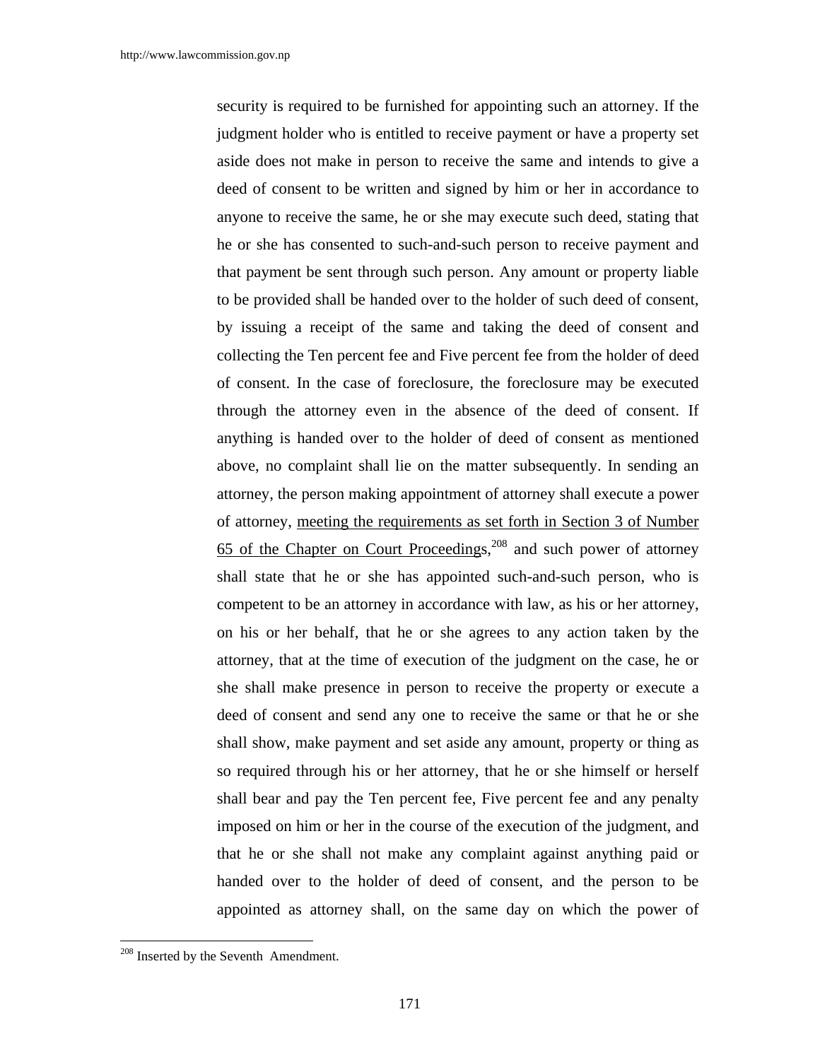security is required to be furnished for appointing such an attorney. If the judgment holder who is entitled to receive payment or have a property set aside does not make in person to receive the same and intends to give a deed of consent to be written and signed by him or her in accordance to anyone to receive the same, he or she may execute such deed, stating that he or she has consented to such-and-such person to receive payment and that payment be sent through such person. Any amount or property liable to be provided shall be handed over to the holder of such deed of consent, by issuing a receipt of the same and taking the deed of consent and collecting the Ten percent fee and Five percent fee from the holder of deed of consent. In the case of foreclosure, the foreclosure may be executed through the attorney even in the absence of the deed of consent. If anything is handed over to the holder of deed of consent as mentioned above, no complaint shall lie on the matter subsequently. In sending an attorney, the person making appointment of attorney shall execute a power of attorney, meeting the requirements as set forth in Section 3 of Number 65 of the Chapter on Court Proceedings,[208] and such power of attorney shall state that he or she has appointed such-and-such person, who is competent to be an attorney in accordance with law, as his or her attorney, on his or her behalf, that he or she agrees to any action taken by the attorney, that at the time of execution of the judgment on the case, he or she shall make presence in person to receive the property or execute a deed of consent and send any one to receive the same or that he or she shall show, make payment and set aside any amount, property or thing as so required through his or her attorney, that he or she himself or herself shall bear and pay the Ten percent fee, Five percent fee and any penalty imposed on him or her in the course of the execution of the judgment, and that he or she shall not make any complaint against anything paid or handed over to the holder of deed of consent, and the person to be appointed as attorney shall, on the same day on which the power of

---

[208] Inserted by the Seventh Amendment.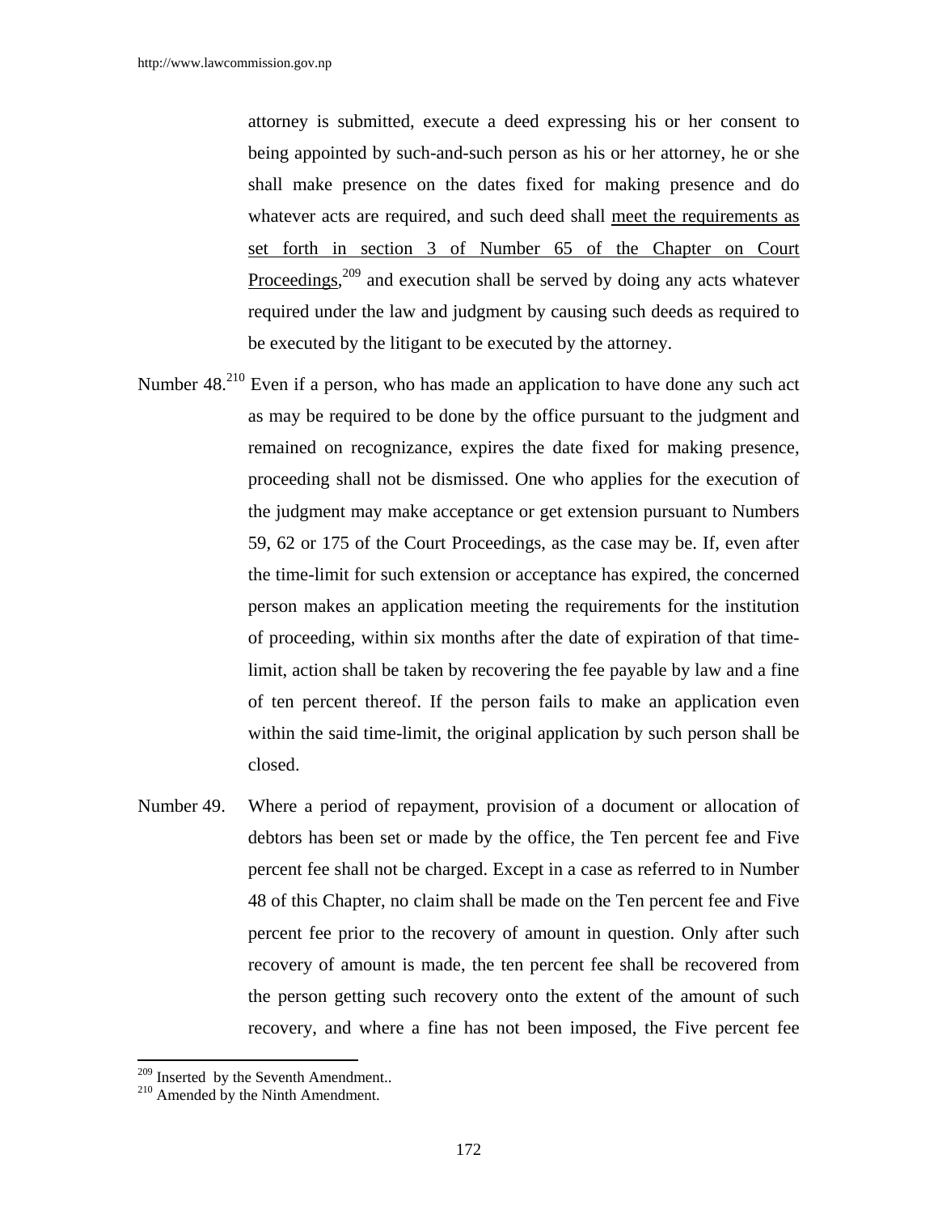attorney is submitted, execute a deed expressing his or her consent to being appointed by such-and-such person as his or her attorney, he or she shall make presence on the dates fixed for making presence and do whatever acts are required, and such deed shall meet the requirements as set forth in section 3 of Number 65 of the Chapter on Court Proceedings,[209] and execution shall be served by doing any acts whatever required under the law and judgment by causing such deeds as required to be executed by the litigant to be executed by the attorney.

Number 48.[210] Even if a person, who has made an application to have done any such act as may be required to be done by the office pursuant to the judgment and remained on recognizance, expires the date fixed for making presence, proceeding shall not be dismissed. One who applies for the execution of the judgment may make acceptance or get extension pursuant to Numbers 59, 62 or 175 of the Court Proceedings, as the case may be. If, even after the time-limit for such extension or acceptance has expired, the concerned person makes an application meeting the requirements for the institution of proceeding, within six months after the date of expiration of that time-limit, action shall be taken by recovering the fee payable by law and a fine of ten percent thereof. If the person fails to make an application even within the said time-limit, the original application by such person shall be closed.

Number 49. Where a period of repayment, provision of a document or allocation of debtors has been set or made by the office, the Ten percent fee and Five percent fee shall not be charged. Except in a case as referred to in Number 48 of this Chapter, no claim shall be made on the Ten percent fee and Five percent fee prior to the recovery of amount in question. Only after such recovery of amount is made, the ten percent fee shall be recovered from the person getting such recovery onto the extent of the amount of such recovery, and where a fine has not been imposed, the Five percent fee

---

[209] Inserted by the Seventh Amendment..

[210] Amended by the Ninth Amendment.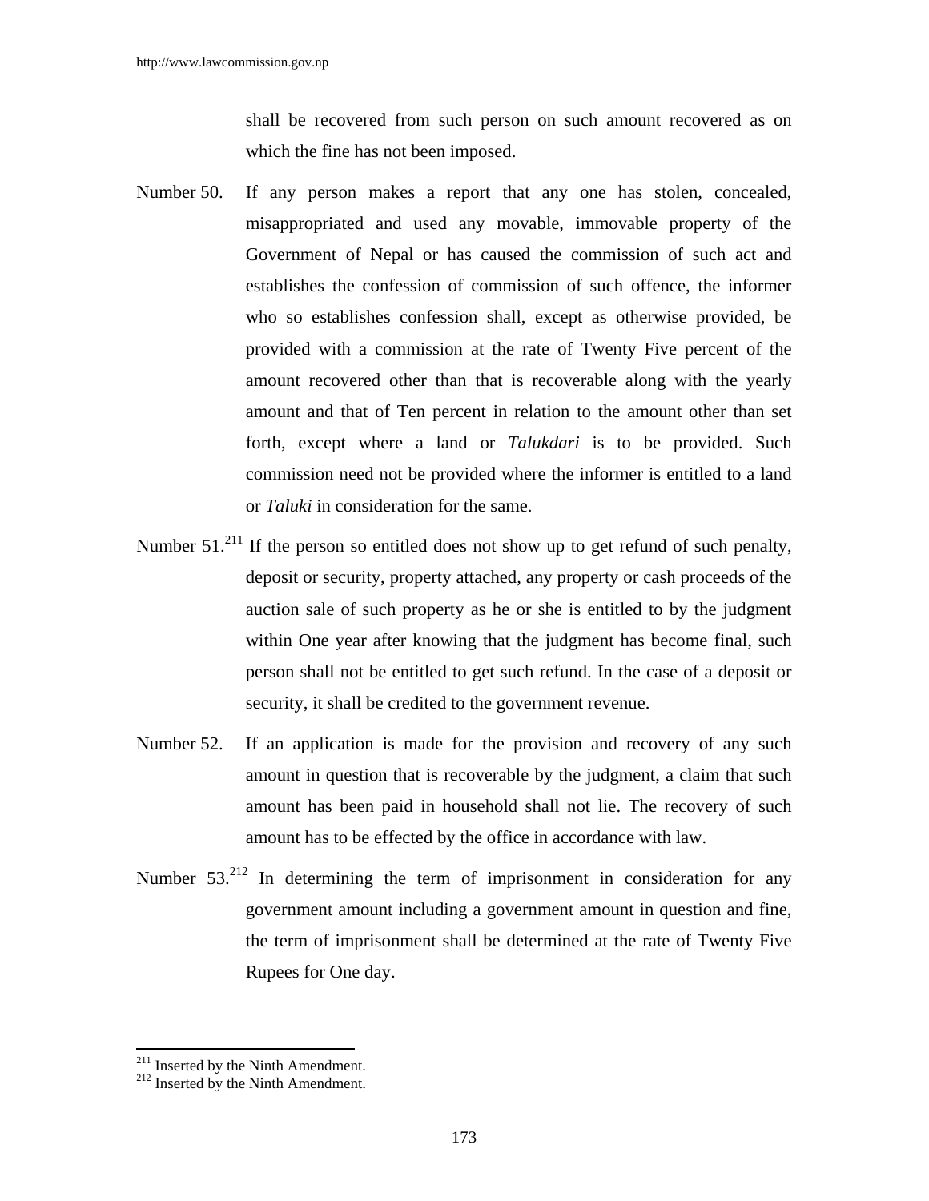shall be recovered from such person on such amount recovered as on which the fine has not been imposed.

Number 50. If any person makes a report that any one has stolen, concealed, misappropriated and used any movable, immovable property of the Government of Nepal or has caused the commission of such act and establishes the confession of commission of such offence, the informer who so establishes confession shall, except as otherwise provided, be provided with a commission at the rate of Twenty Five percent of the amount recovered other than that is recoverable along with the yearly amount and that of Ten percent in relation to the amount other than set forth, except where a land or *Talukdari* is to be provided. Such commission need not be provided where the informer is entitled to a land or *Taluki* in consideration for the same.

Number 51.[211] If the person so entitled does not show up to get refund of such penalty, deposit or security, property attached, any property or cash proceeds of the auction sale of such property as he or she is entitled to by the judgment within One year after knowing that the judgment has become final, such person shall not be entitled to get such refund. In the case of a deposit or security, it shall be credited to the government revenue.

Number 52. If an application is made for the provision and recovery of any such amount in question that is recoverable by the judgment, a claim that such amount has been paid in household shall not lie. The recovery of such amount has to be effected by the office in accordance with law.

Number 53.[212] In determining the term of imprisonment in consideration for any government amount including a government amount in question and fine, the term of imprisonment shall be determined at the rate of Twenty Five Rupees for One day.

---

[211] Inserted by the Ninth Amendment.

[212] Inserted by the Ninth Amendment.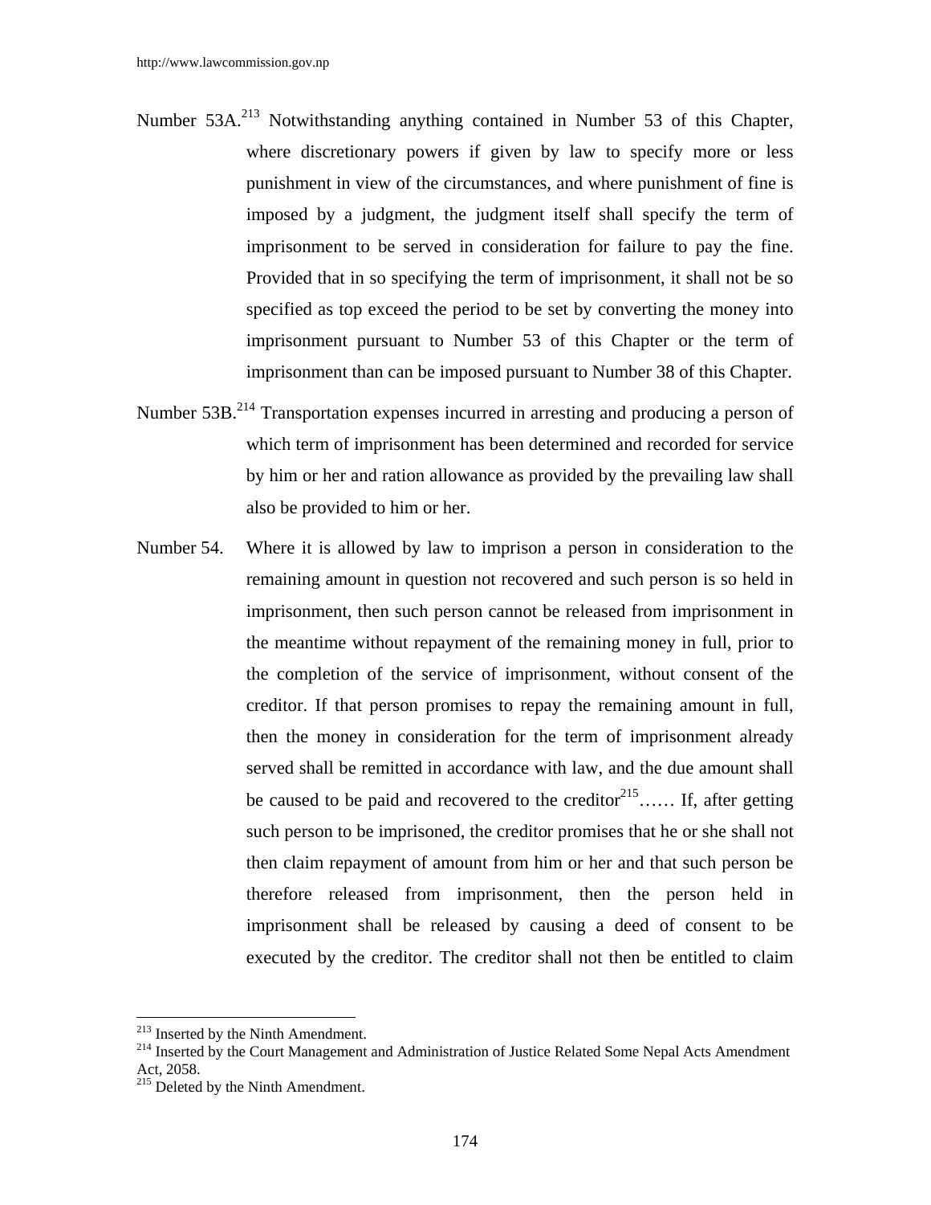Number 53A.[213] Notwithstanding anything contained in Number 53 of this Chapter, where discretionary powers if given by law to specify more or less punishment in view of the circumstances, and where punishment of fine is imposed by a judgment, the judgment itself shall specify the term of imprisonment to be served in consideration for failure to pay the fine. Provided that in so specifying the term of imprisonment, it shall not be so specified as top exceed the period to be set by converting the money into imprisonment pursuant to Number 53 of this Chapter or the term of imprisonment than can be imposed pursuant to Number 38 of this Chapter.

Number 53B.[214] Transportation expenses incurred in arresting and producing a person of which term of imprisonment has been determined and recorded for service by him or her and ration allowance as provided by the prevailing law shall also be provided to him or her.

Number 54. Where it is allowed by law to imprison a person in consideration to the remaining amount in question not recovered and such person is so held in imprisonment, then such person cannot be released from imprisonment in the meantime without repayment of the remaining money in full, prior to the completion of the service of imprisonment, without consent of the creditor. If that person promises to repay the remaining amount in full, then the money in consideration for the term of imprisonment already served shall be remitted in accordance with law, and the due amount shall be caused to be paid and recovered to the creditor[215]…… If, after getting such person to be imprisoned, the creditor promises that he or she shall not then claim repayment of amount from him or her and that such person be therefore released from imprisonment, then the person held in imprisonment shall be released by causing a deed of consent to be executed by the creditor. The creditor shall not then be entitled to claim

---

[213] Inserted by the Ninth Amendment.

[214] Inserted by the Court Management and Administration of Justice Related Some Nepal Acts Amendment Act, 2058.

[215] Deleted by the Ninth Amendment.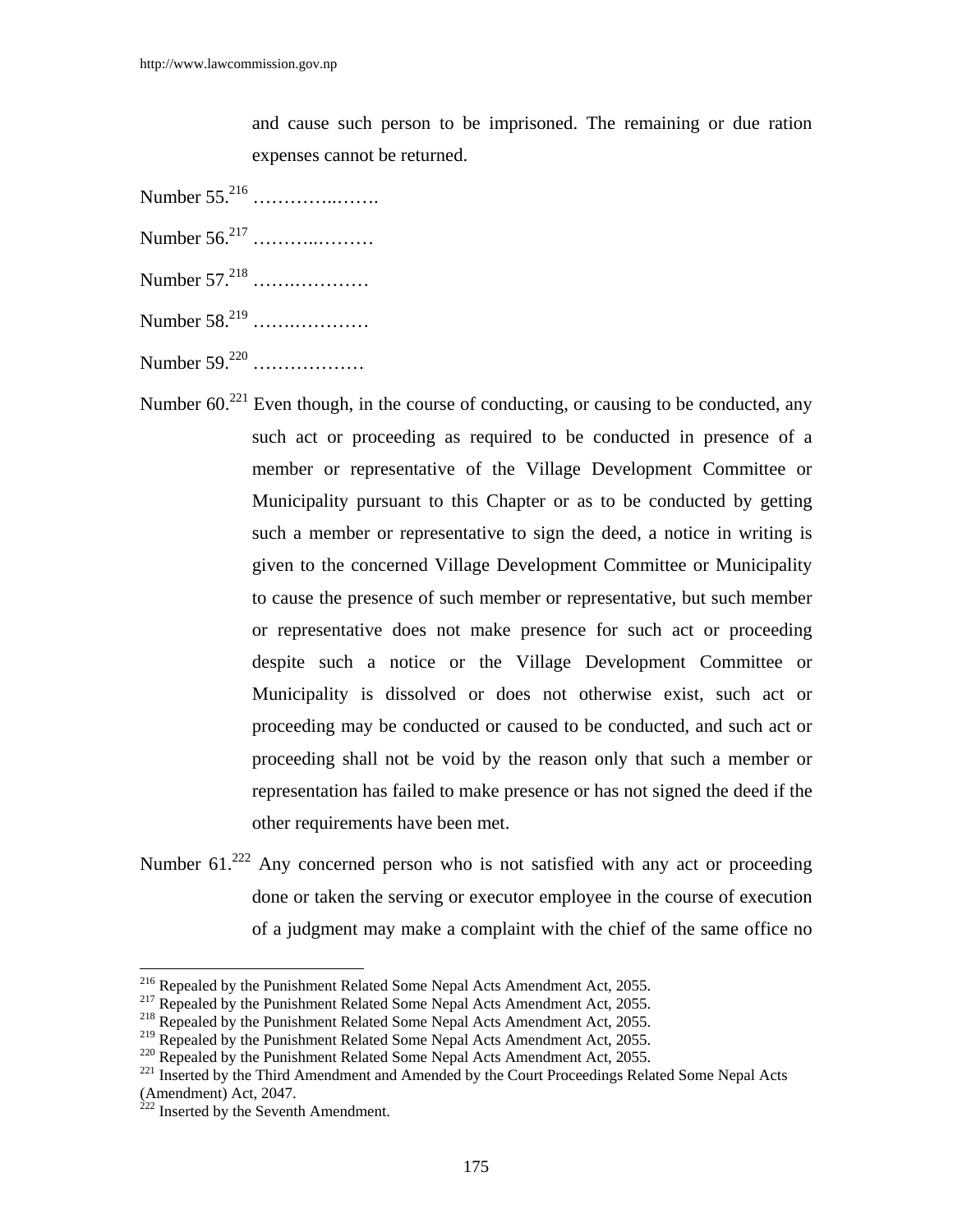and cause such person to be imprisoned. The remaining or due ration expenses cannot be returned.

Number 55.[216] …………..…….

Number 56.[217] ………..………

Number 57.[218] ………………

Number 58.[219] ………………

Number 59.[220] ………………

Number 60.[221] Even though, in the course of conducting, or causing to be conducted, any such act or proceeding as required to be conducted in presence of a member or representative of the Village Development Committee or Municipality pursuant to this Chapter or as to be conducted by getting such a member or representative to sign the deed, a notice in writing is given to the concerned Village Development Committee or Municipality to cause the presence of such member or representative, but such member or representative does not make presence for such act or proceeding despite such a notice or the Village Development Committee or Municipality is dissolved or does not otherwise exist, such act or proceeding may be conducted or caused to be conducted, and such act or proceeding shall not be void by the reason only that such a member or representation has failed to make presence or has not signed the deed if the other requirements have been met.

Number 61.[222] Any concerned person who is not satisfied with any act or proceeding done or taken the serving or executor employee in the course of execution of a judgment may make a complaint with the chief of the same office no

---

[216] Repealed by the Punishment Related Some Nepal Acts Amendment Act, 2055.
[217] Repealed by the Punishment Related Some Nepal Acts Amendment Act, 2055.
[218] Repealed by the Punishment Related Some Nepal Acts Amendment Act, 2055.
[219] Repealed by the Punishment Related Some Nepal Acts Amendment Act, 2055.
[220] Repealed by the Punishment Related Some Nepal Acts Amendment Act, 2055.
[221] Inserted by the Third Amendment and Amended by the Court Proceedings Related Some Nepal Acts (Amendment) Act, 2047.
[222] Inserted by the Seventh Amendment.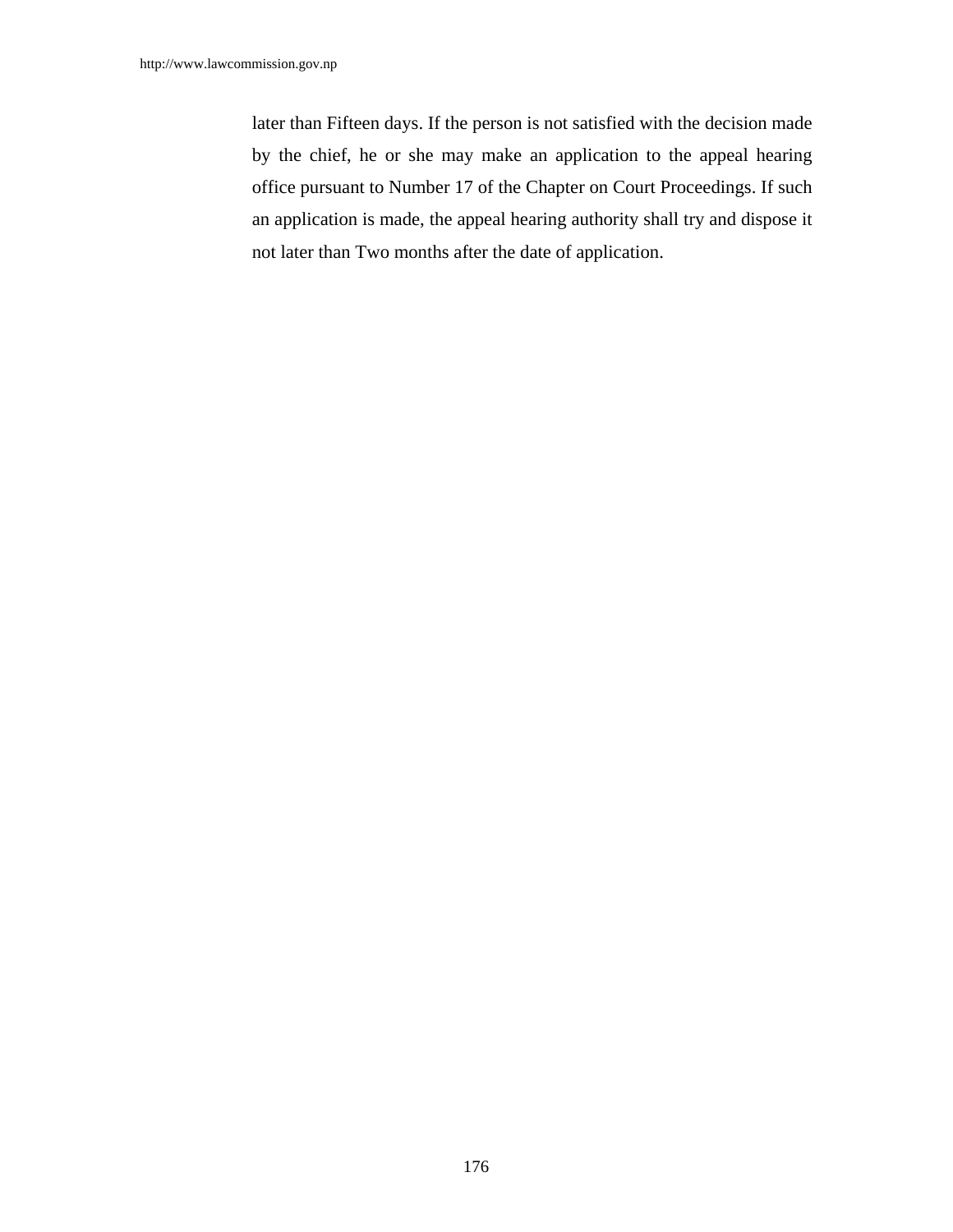later than Fifteen days. If the person is not satisfied with the decision made by the chief, he or she may make an application to the appeal hearing office pursuant to Number 17 of the Chapter on Court Proceedings. If such an application is made, the appeal hearing authority shall try and dispose it not later than Two months after the date of application.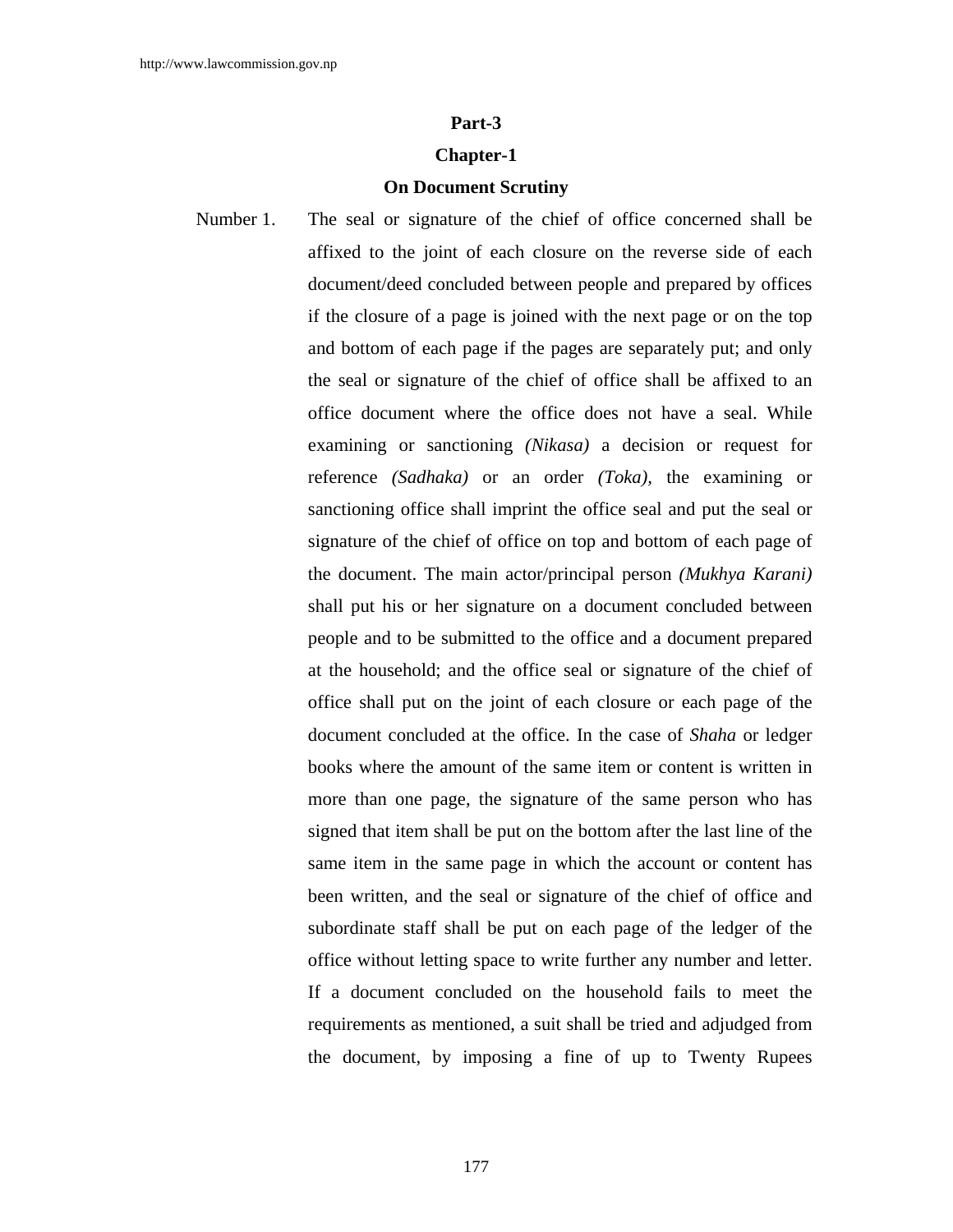**Part-3**

**Chapter-1**

**On Document Scrutiny**

Number 1. The seal or signature of the chief of office concerned shall be affixed to the joint of each closure on the reverse side of each document/deed concluded between people and prepared by offices if the closure of a page is joined with the next page or on the top and bottom of each page if the pages are separately put; and only the seal or signature of the chief of office shall be affixed to an office document where the office does not have a seal. While examining or sanctioning *(Nikasa)* a decision or request for reference *(Sadhaka)* or an order *(Toka),* the examining or sanctioning office shall imprint the office seal and put the seal or signature of the chief of office on top and bottom of each page of the document. The main actor/principal person *(Mukhya Karani)* shall put his or her signature on a document concluded between people and to be submitted to the office and a document prepared at the household; and the office seal or signature of the chief of office shall put on the joint of each closure or each page of the document concluded at the office. In the case of *Shaha* or ledger books where the amount of the same item or content is written in more than one page, the signature of the same person who has signed that item shall be put on the bottom after the last line of the same item in the same page in which the account or content has been written, and the seal or signature of the chief of office and subordinate staff shall be put on each page of the ledger of the office without letting space to write further any number and letter. If a document concluded on the household fails to meet the requirements as mentioned, a suit shall be tried and adjudged from the document, by imposing a fine of up to Twenty Rupees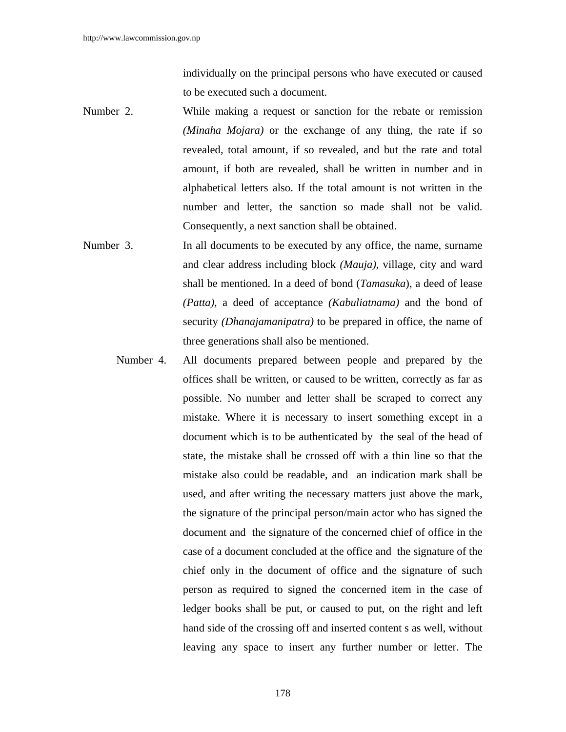individually on the principal persons who have executed or caused to be executed such a document.

Number 2. While making a request or sanction for the rebate or remission *(Minaha Mojara)* or the exchange of any thing, the rate if so revealed, total amount, if so revealed, and but the rate and total amount, if both are revealed, shall be written in number and in alphabetical letters also. If the total amount is not written in the number and letter, the sanction so made shall not be valid. Consequently, a next sanction shall be obtained.

Number 3. In all documents to be executed by any office, the name, surname and clear address including block *(Mauja)*, village, city and ward shall be mentioned. In a deed of bond (*Tamasuka*), a deed of lease *(Patta),* a deed of acceptance *(Kabuliatnama)* and the bond of security *(Dhanajamanipatra)* to be prepared in office, the name of three generations shall also be mentioned.

Number 4. All documents prepared between people and prepared by the offices shall be written, or caused to be written, correctly as far as possible. No number and letter shall be scraped to correct any mistake. Where it is necessary to insert something except in a document which is to be authenticated by the seal of the head of state, the mistake shall be crossed off with a thin line so that the mistake also could be readable, and an indication mark shall be used, and after writing the necessary matters just above the mark, the signature of the principal person/main actor who has signed the document and the signature of the concerned chief of office in the case of a document concluded at the office and the signature of the chief only in the document of office and the signature of such person as required to signed the concerned item in the case of ledger books shall be put, or caused to put, on the right and left hand side of the crossing off and inserted content s as well, without leaving any space to insert any further number or letter. The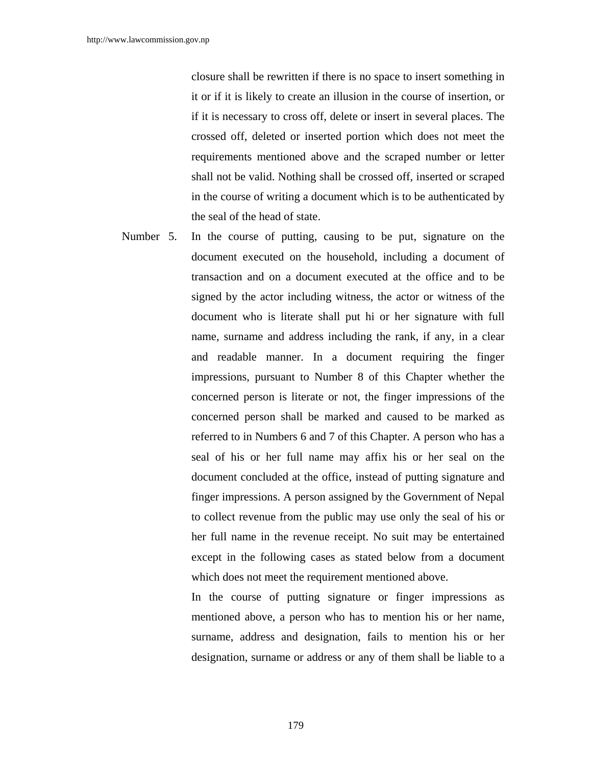closure shall be rewritten if there is no space to insert something in it or if it is likely to create an illusion in the course of insertion, or if it is necessary to cross off, delete or insert in several places. The crossed off, deleted or inserted portion which does not meet the requirements mentioned above and the scraped number or letter shall not be valid. Nothing shall be crossed off, inserted or scraped in the course of writing a document which is to be authenticated by the seal of the head of state.

Number 5. In the course of putting, causing to be put, signature on the document executed on the household, including a document of transaction and on a document executed at the office and to be signed by the actor including witness, the actor or witness of the document who is literate shall put hi or her signature with full name, surname and address including the rank, if any, in a clear and readable manner. In a document requiring the finger impressions, pursuant to Number 8 of this Chapter whether the concerned person is literate or not, the finger impressions of the concerned person shall be marked and caused to be marked as referred to in Numbers 6 and 7 of this Chapter. A person who has a seal of his or her full name may affix his or her seal on the document concluded at the office, instead of putting signature and finger impressions. A person assigned by the Government of Nepal to collect revenue from the public may use only the seal of his or her full name in the revenue receipt. No suit may be entertained except in the following cases as stated below from a document which does not meet the requirement mentioned above.

In the course of putting signature or finger impressions as mentioned above, a person who has to mention his or her name, surname, address and designation, fails to mention his or her designation, surname or address or any of them shall be liable to a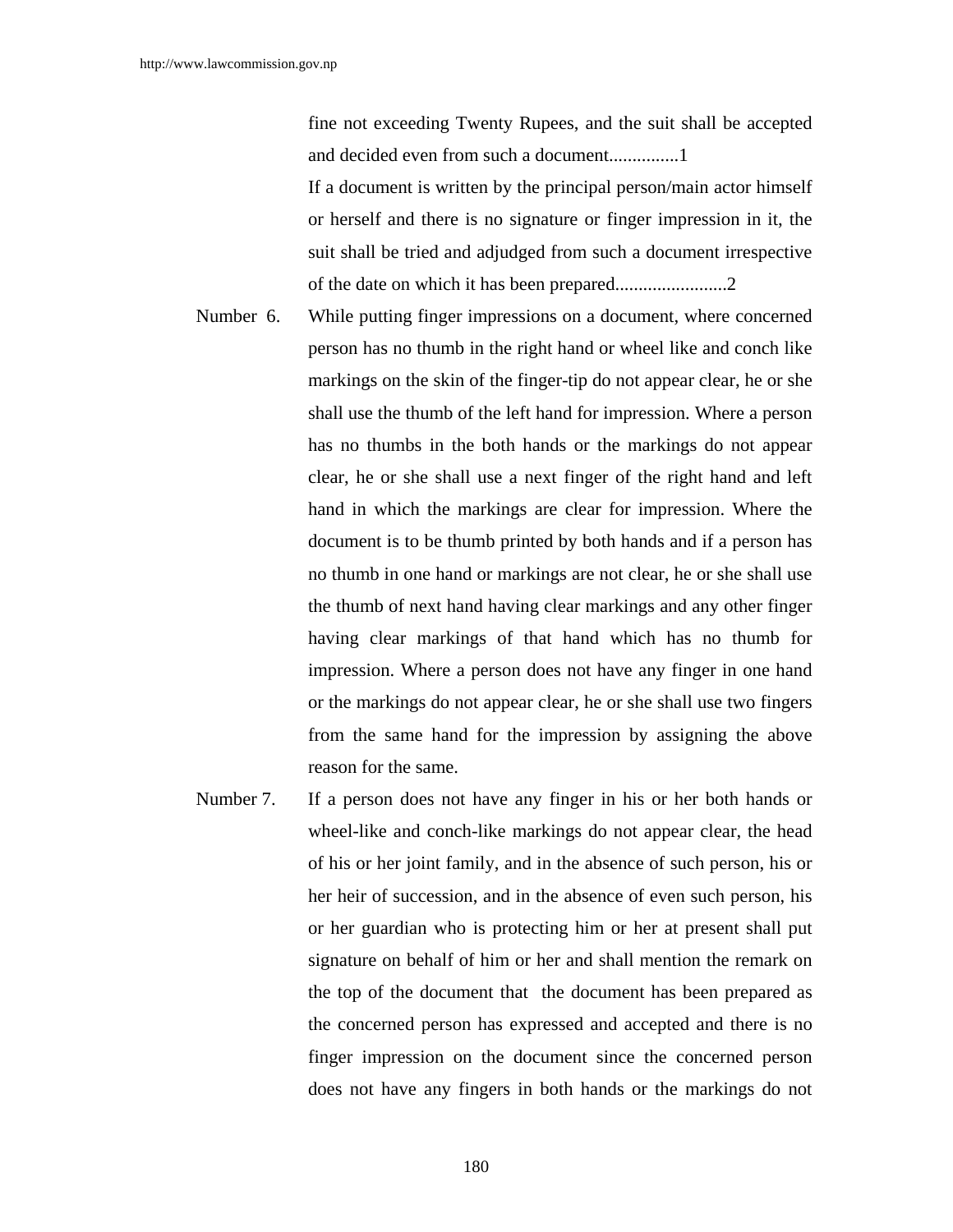fine not exceeding Twenty Rupees, and the suit shall be accepted and decided even from such a document...............1

If a document is written by the principal person/main actor himself or herself and there is no signature or finger impression in it, the suit shall be tried and adjudged from such a document irrespective of the date on which it has been prepared........................2

Number 6. While putting finger impressions on a document, where concerned person has no thumb in the right hand or wheel like and conch like markings on the skin of the finger-tip do not appear clear, he or she shall use the thumb of the left hand for impression. Where a person has no thumbs in the both hands or the markings do not appear clear, he or she shall use a next finger of the right hand and left hand in which the markings are clear for impression. Where the document is to be thumb printed by both hands and if a person has no thumb in one hand or markings are not clear, he or she shall use the thumb of next hand having clear markings and any other finger having clear markings of that hand which has no thumb for impression. Where a person does not have any finger in one hand or the markings do not appear clear, he or she shall use two fingers from the same hand for the impression by assigning the above reason for the same.

Number 7. If a person does not have any finger in his or her both hands or wheel-like and conch-like markings do not appear clear, the head of his or her joint family, and in the absence of such person, his or her heir of succession, and in the absence of even such person, his or her guardian who is protecting him or her at present shall put signature on behalf of him or her and shall mention the remark on the top of the document that the document has been prepared as the concerned person has expressed and accepted and there is no finger impression on the document since the concerned person does not have any fingers in both hands or the markings do not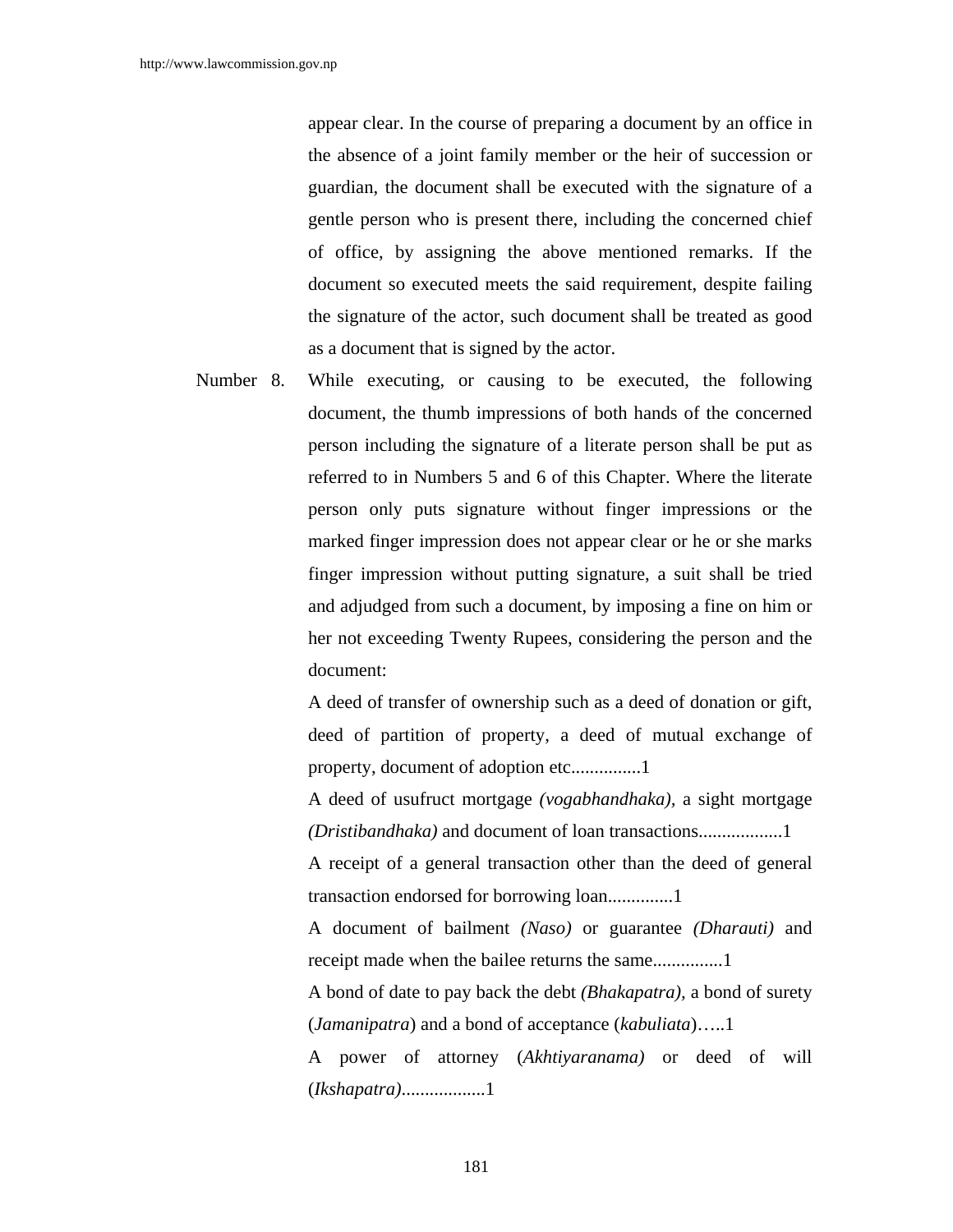appear clear. In the course of preparing a document by an office in the absence of a joint family member or the heir of succession or guardian, the document shall be executed with the signature of a gentle person who is present there, including the concerned chief of office, by assigning the above mentioned remarks. If the document so executed meets the said requirement, despite failing the signature of the actor, such document shall be treated as good as a document that is signed by the actor.

Number 8. While executing, or causing to be executed, the following document, the thumb impressions of both hands of the concerned person including the signature of a literate person shall be put as referred to in Numbers 5 and 6 of this Chapter. Where the literate person only puts signature without finger impressions or the marked finger impression does not appear clear or he or she marks finger impression without putting signature, a suit shall be tried and adjudged from such a document, by imposing a fine on him or her not exceeding Twenty Rupees, considering the person and the document:

A deed of transfer of ownership such as a deed of donation or gift, deed of partition of property, a deed of mutual exchange of property, document of adoption etc...............1

A deed of usufruct mortgage *(vogabhandhaka)*, a sight mortgage *(Dristibandhaka)* and document of loan transactions..................1

A receipt of a general transaction other than the deed of general transaction endorsed for borrowing loan.............1

A document of bailment *(Naso)* or guarantee *(Dharauti)* and receipt made when the bailee returns the same...............1

A bond of date to pay back the debt *(Bhakapatra)*, a bond of surety (*Jamanipatra*) and a bond of acceptance (*kabuliata*)…..1

A power of attorney (*Akhtiyaranama)* or deed of will (*Ikshapatra)*..................1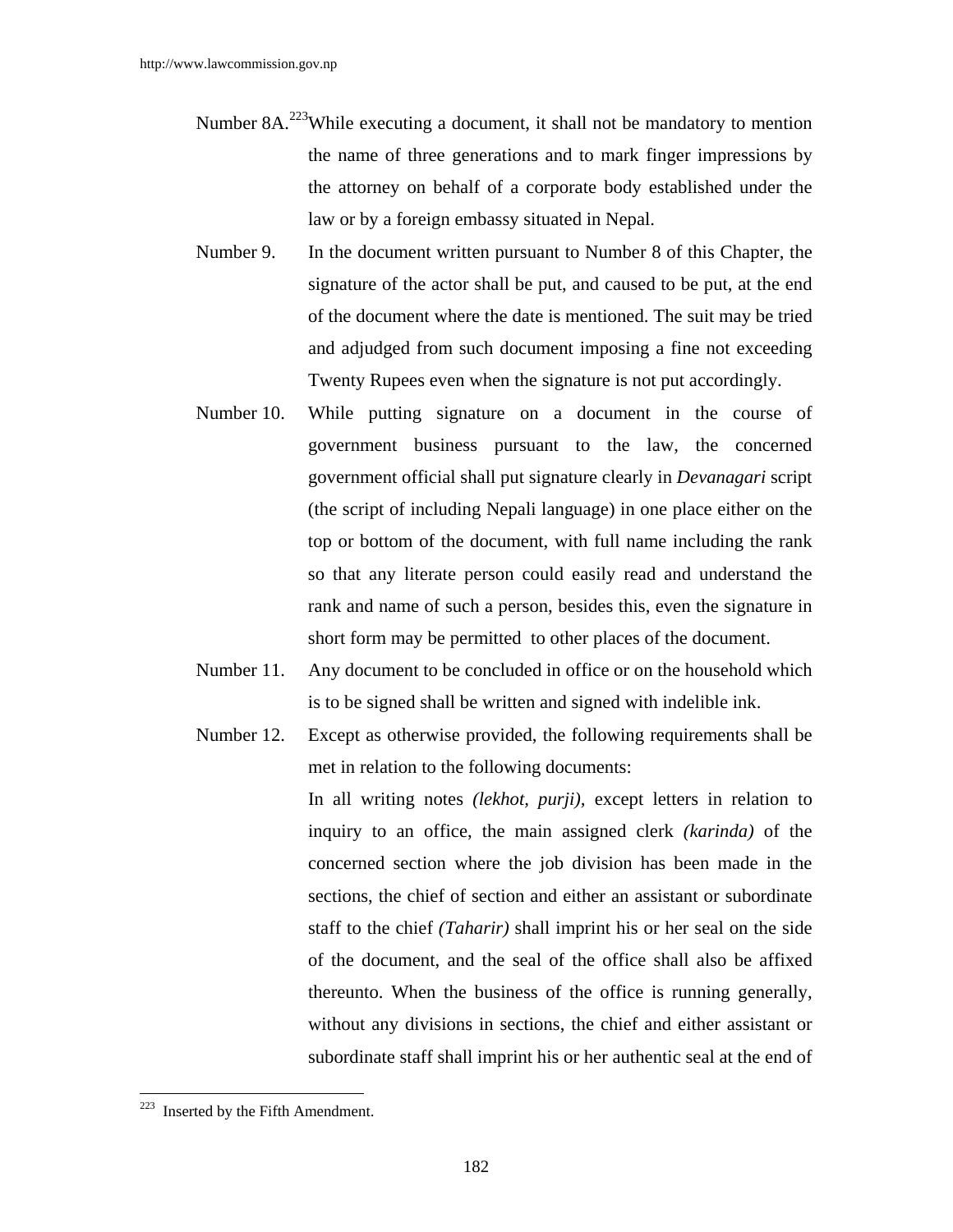Number 8A.[223] While executing a document, it shall not be mandatory to mention the name of three generations and to mark finger impressions by the attorney on behalf of a corporate body established under the law or by a foreign embassy situated in Nepal.

Number 9. In the document written pursuant to Number 8 of this Chapter, the signature of the actor shall be put, and caused to be put, at the end of the document where the date is mentioned. The suit may be tried and adjudged from such document imposing a fine not exceeding Twenty Rupees even when the signature is not put accordingly.

Number 10. While putting signature on a document in the course of government business pursuant to the law, the concerned government official shall put signature clearly in *Devanagari* script (the script of including Nepali language) in one place either on the top or bottom of the document, with full name including the rank so that any literate person could easily read and understand the rank and name of such a person, besides this, even the signature in short form may be permitted to other places of the document.

Number 11. Any document to be concluded in office or on the household which is to be signed shall be written and signed with indelible ink.

Number 12. Except as otherwise provided, the following requirements shall be met in relation to the following documents:

In all writing notes *(lekhot, purji),* except letters in relation to inquiry to an office, the main assigned clerk *(karinda)* of the concerned section where the job division has been made in the sections, the chief of section and either an assistant or subordinate staff to the chief *(Taharir)* shall imprint his or her seal on the side of the document, and the seal of the office shall also be affixed thereunto. When the business of the office is running generally, without any divisions in sections, the chief and either assistant or subordinate staff shall imprint his or her authentic seal at the end of

---

[223] Inserted by the Fifth Amendment.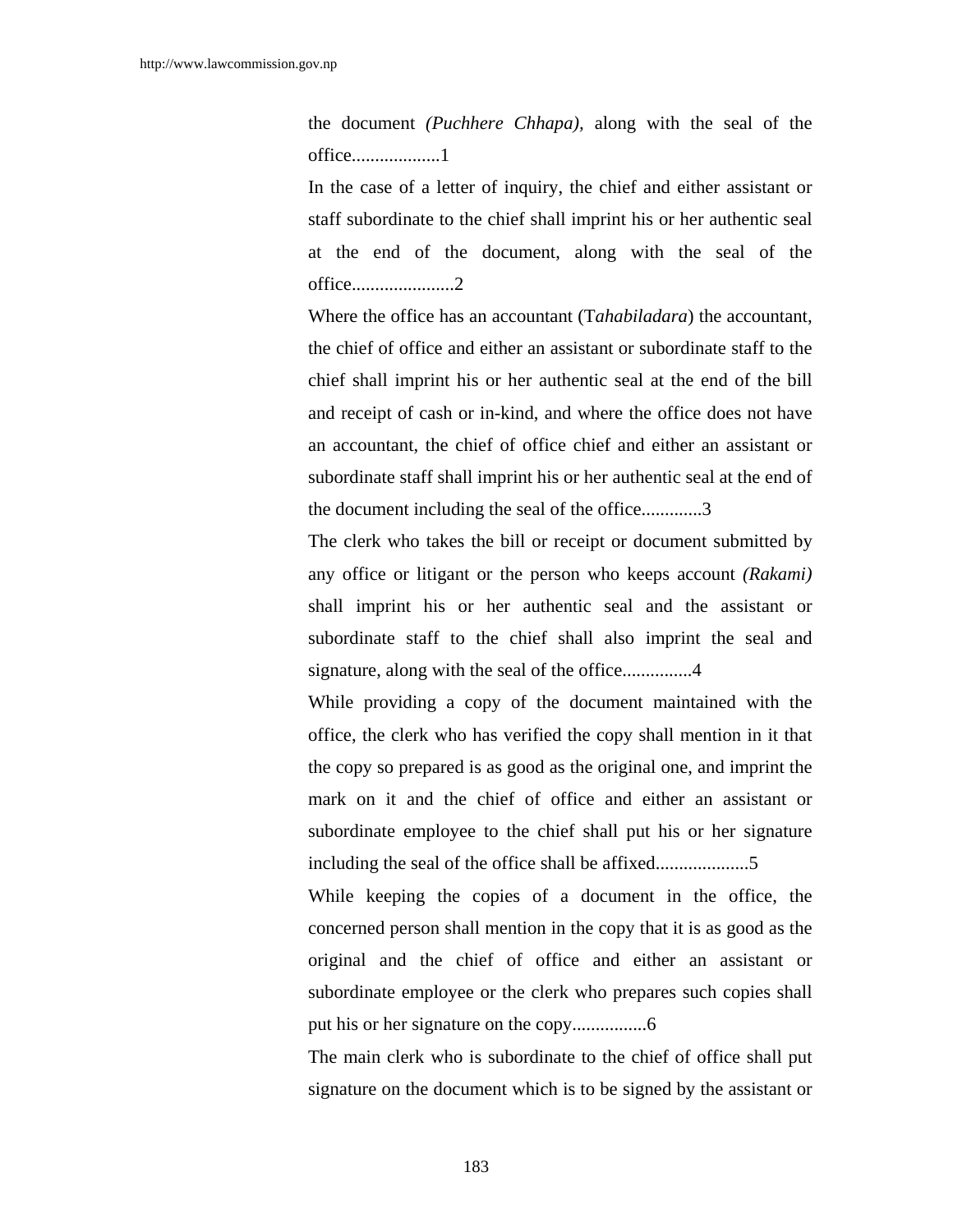the document *(Puchhere Chhapa)*, along with the seal of the office...................1

In the case of a letter of inquiry, the chief and either assistant or staff subordinate to the chief shall imprint his or her authentic seal at the end of the document, along with the seal of the office......................2

Where the office has an accountant (T*ahabiladara*) the accountant, the chief of office and either an assistant or subordinate staff to the chief shall imprint his or her authentic seal at the end of the bill and receipt of cash or in-kind, and where the office does not have an accountant, the chief of office chief and either an assistant or subordinate staff shall imprint his or her authentic seal at the end of the document including the seal of the office.............3

The clerk who takes the bill or receipt or document submitted by any office or litigant or the person who keeps account *(Rakami)* shall imprint his or her authentic seal and the assistant or subordinate staff to the chief shall also imprint the seal and signature, along with the seal of the office...............4

While providing a copy of the document maintained with the office, the clerk who has verified the copy shall mention in it that the copy so prepared is as good as the original one, and imprint the mark on it and the chief of office and either an assistant or subordinate employee to the chief shall put his or her signature including the seal of the office shall be affixed....................5

While keeping the copies of a document in the office, the concerned person shall mention in the copy that it is as good as the original and the chief of office and either an assistant or subordinate employee or the clerk who prepares such copies shall put his or her signature on the copy................6

The main clerk who is subordinate to the chief of office shall put signature on the document which is to be signed by the assistant or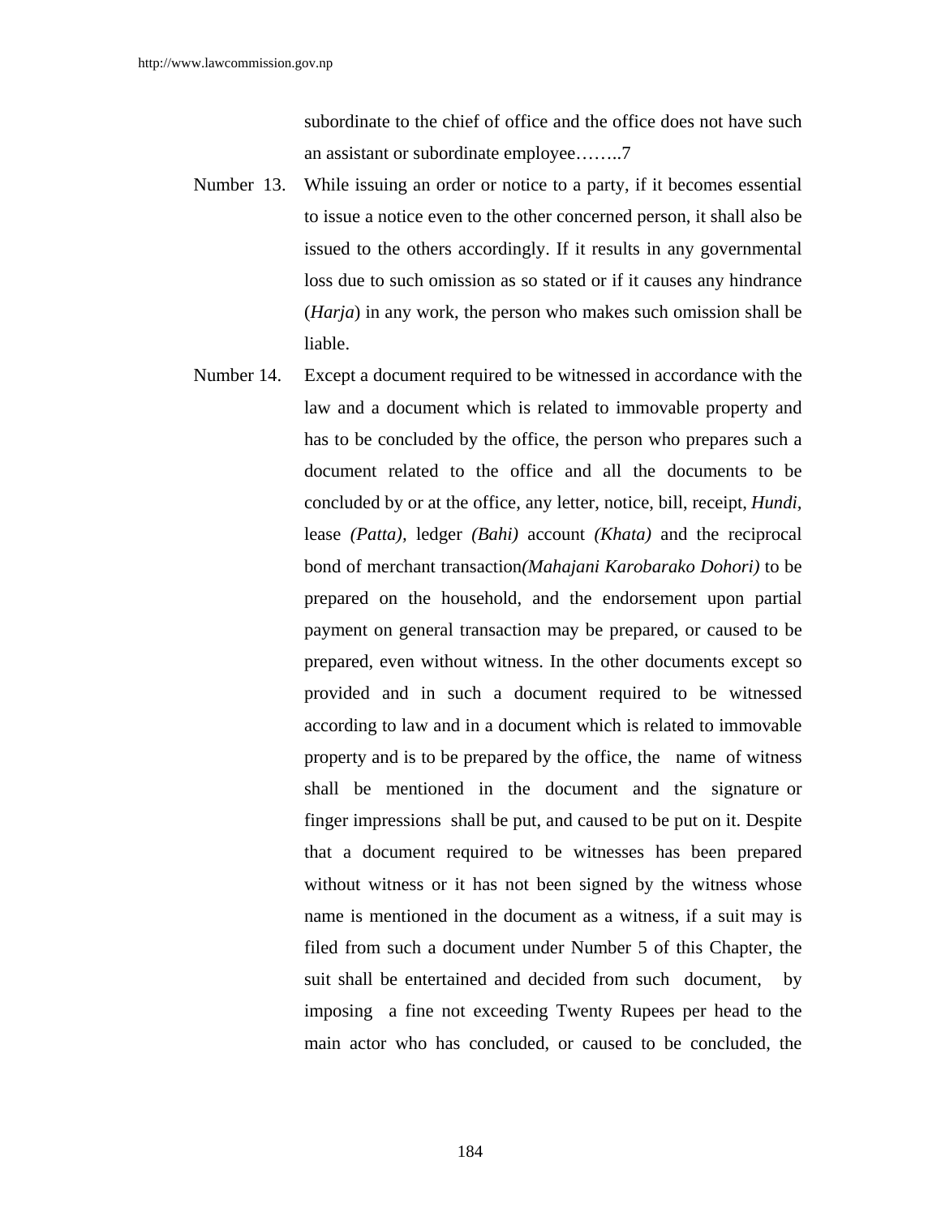subordinate to the chief of office and the office does not have such an assistant or subordinate employee……..7

Number 13. While issuing an order or notice to a party, if it becomes essential to issue a notice even to the other concerned person, it shall also be issued to the others accordingly. If it results in any governmental loss due to such omission as so stated or if it causes any hindrance (*Harja*) in any work, the person who makes such omission shall be liable.

Number 14. Except a document required to be witnessed in accordance with the law and a document which is related to immovable property and has to be concluded by the office, the person who prepares such a document related to the office and all the documents to be concluded by or at the office, any letter, notice, bill, receipt, *Hundi*, lease *(Patta),* ledger *(Bahi)* account *(Khata)* and the reciprocal bond of merchant transaction*(Mahajani Karobarako Dohori)* to be prepared on the household, and the endorsement upon partial payment on general transaction may be prepared, or caused to be prepared, even without witness. In the other documents except so provided and in such a document required to be witnessed according to law and in a document which is related to immovable property and is to be prepared by the office, the name of witness shall be mentioned in the document and the signature or finger impressions shall be put, and caused to be put on it. Despite that a document required to be witnesses has been prepared without witness or it has not been signed by the witness whose name is mentioned in the document as a witness, if a suit may is filed from such a document under Number 5 of this Chapter, the suit shall be entertained and decided from such document, by imposing a fine not exceeding Twenty Rupees per head to the main actor who has concluded, or caused to be concluded, the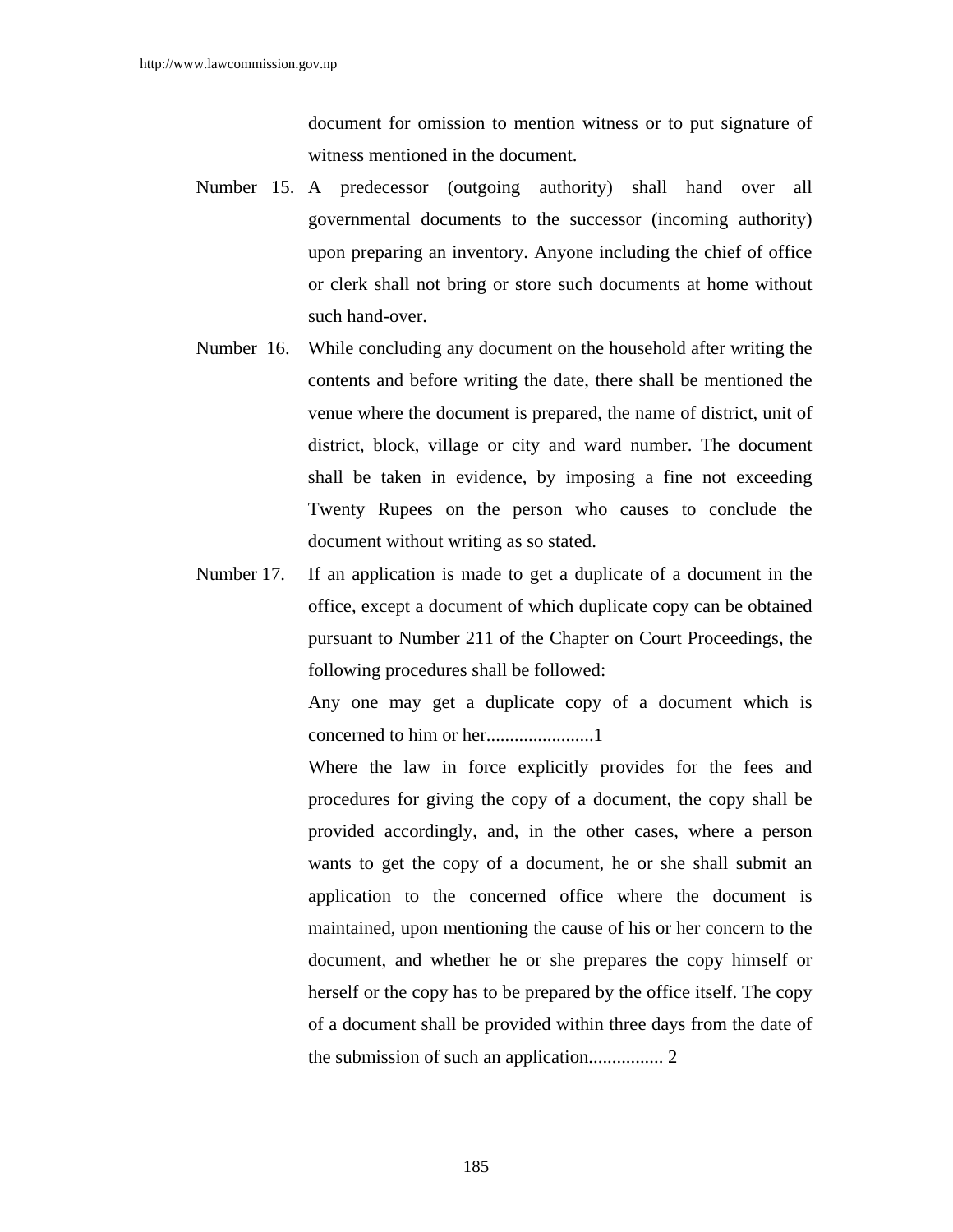document for omission to mention witness or to put signature of witness mentioned in the document.

Number 15. A predecessor (outgoing authority) shall hand over all governmental documents to the successor (incoming authority) upon preparing an inventory. Anyone including the chief of office or clerk shall not bring or store such documents at home without such hand-over.

Number 16. While concluding any document on the household after writing the contents and before writing the date, there shall be mentioned the venue where the document is prepared, the name of district, unit of district, block, village or city and ward number. The document shall be taken in evidence, by imposing a fine not exceeding Twenty Rupees on the person who causes to conclude the document without writing as so stated.

Number 17. If an application is made to get a duplicate of a document in the office, except a document of which duplicate copy can be obtained pursuant to Number 211 of the Chapter on Court Proceedings, the following procedures shall be followed:

Any one may get a duplicate copy of a document which is concerned to him or her.......................1

Where the law in force explicitly provides for the fees and procedures for giving the copy of a document, the copy shall be provided accordingly, and, in the other cases, where a person wants to get the copy of a document, he or she shall submit an application to the concerned office where the document is maintained, upon mentioning the cause of his or her concern to the document, and whether he or she prepares the copy himself or herself or the copy has to be prepared by the office itself. The copy of a document shall be provided within three days from the date of the submission of such an application................ 2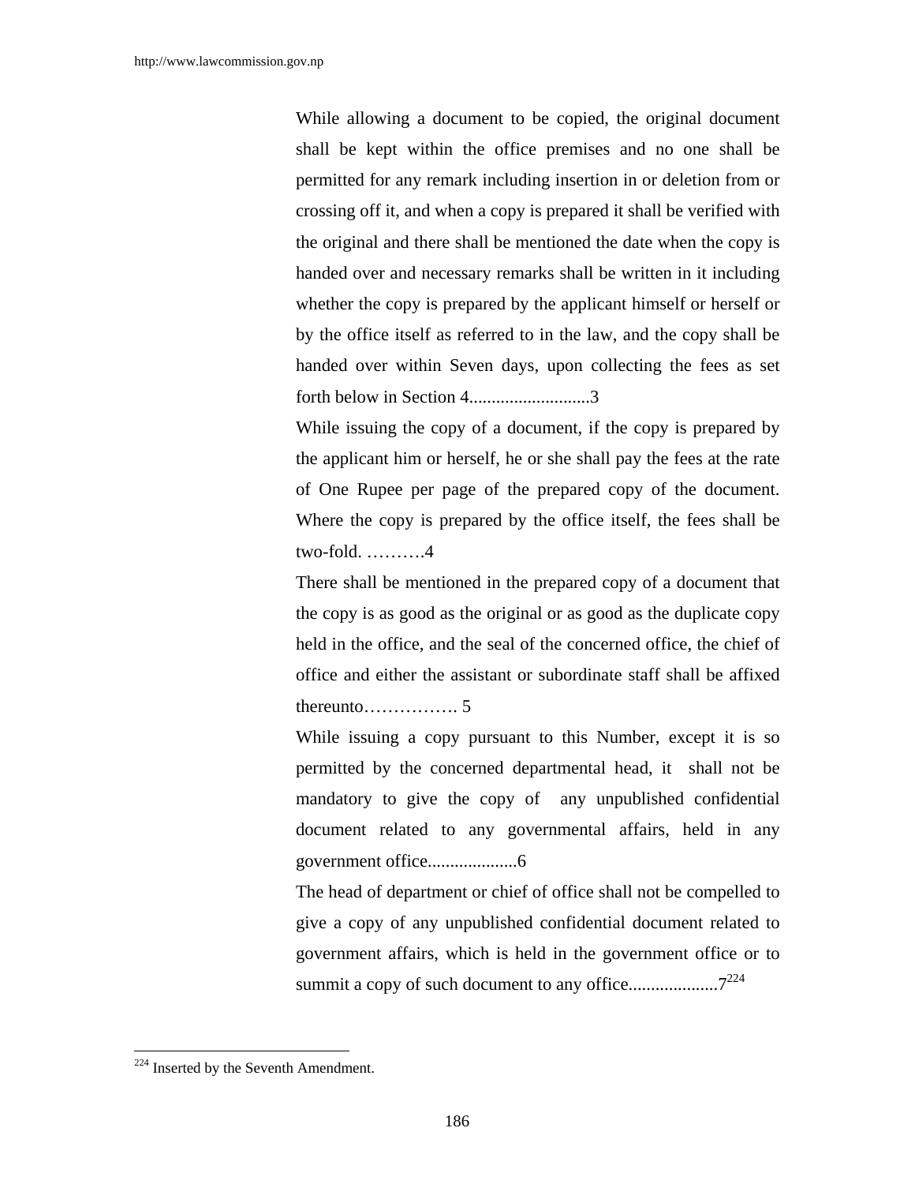While allowing a document to be copied, the original document shall be kept within the office premises and no one shall be permitted for any remark including insertion in or deletion from or crossing off it, and when a copy is prepared it shall be verified with the original and there shall be mentioned the date when the copy is handed over and necessary remarks shall be written in it including whether the copy is prepared by the applicant himself or herself or by the office itself as referred to in the law, and the copy shall be handed over within Seven days, upon collecting the fees as set forth below in Section 4...........................3

While issuing the copy of a document, if the copy is prepared by the applicant him or herself, he or she shall pay the fees at the rate of One Rupee per page of the prepared copy of the document. Where the copy is prepared by the office itself, the fees shall be two-fold. ……….4

There shall be mentioned in the prepared copy of a document that the copy is as good as the original or as good as the duplicate copy held in the office, and the seal of the concerned office, the chief of office and either the assistant or subordinate staff shall be affixed thereunto……………. 5

While issuing a copy pursuant to this Number, except it is so permitted by the concerned departmental head, it shall not be mandatory to give the copy of any unpublished confidential document related to any governmental affairs, held in any government office...................6

The head of department or chief of office shall not be compelled to give a copy of any unpublished confidential document related to government affairs, which is held in the government office or to summit a copy of such document to any office...................7[224]

---

[224] Inserted by the Seventh Amendment.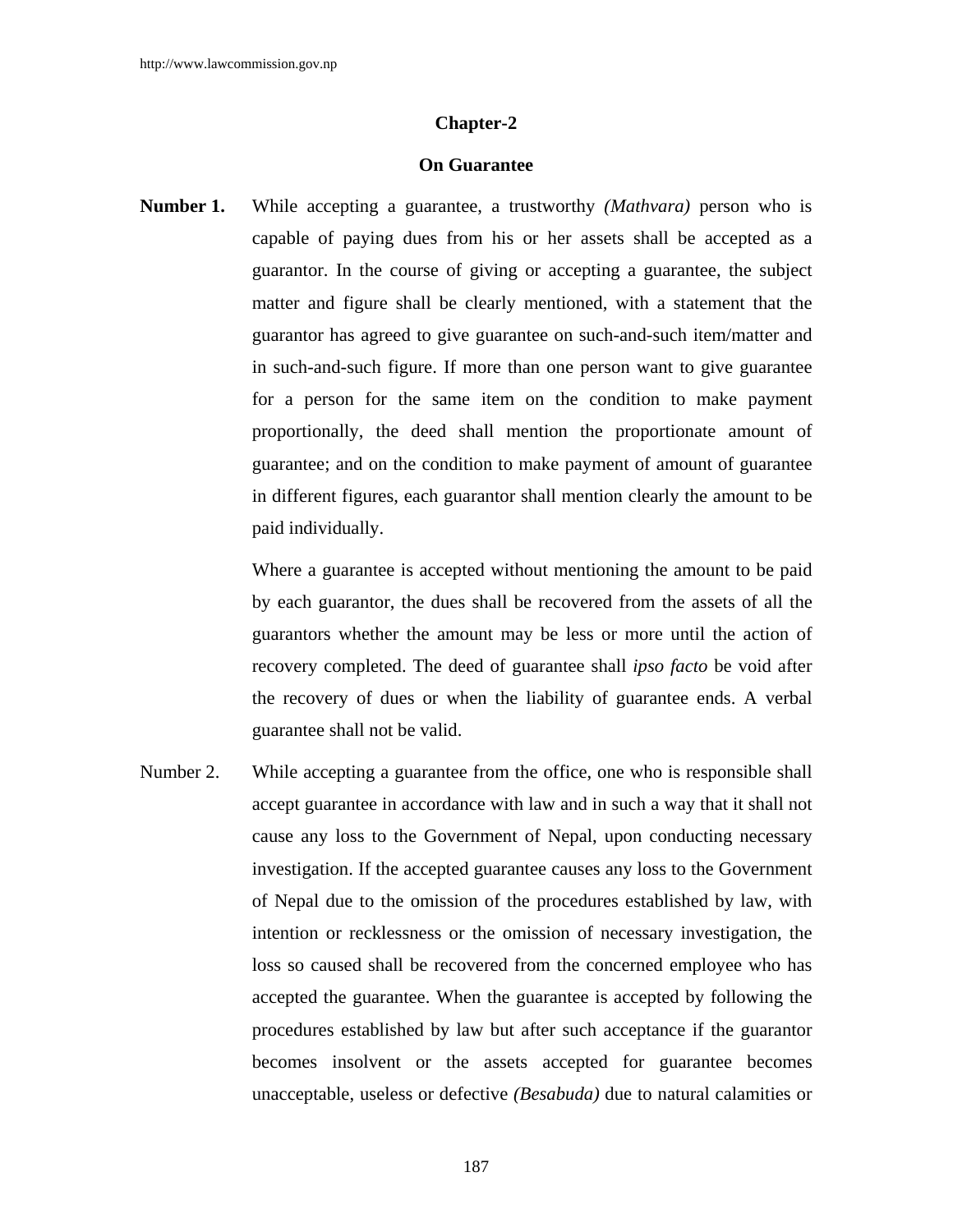## Chapter-2

## On Guarantee

**Number 1.** While accepting a guarantee, a trustworthy *(Mathvara)* person who is capable of paying dues from his or her assets shall be accepted as a guarantor. In the course of giving or accepting a guarantee, the subject matter and figure shall be clearly mentioned, with a statement that the guarantor has agreed to give guarantee on such-and-such item/matter and in such-and-such figure. If more than one person want to give guarantee for a person for the same item on the condition to make payment proportionally, the deed shall mention the proportionate amount of guarantee; and on the condition to make payment of amount of guarantee in different figures, each guarantor shall mention clearly the amount to be paid individually.

Where a guarantee is accepted without mentioning the amount to be paid by each guarantor, the dues shall be recovered from the assets of all the guarantors whether the amount may be less or more until the action of recovery completed. The deed of guarantee shall *ipso facto* be void after the recovery of dues or when the liability of guarantee ends. A verbal guarantee shall not be valid.

Number 2. While accepting a guarantee from the office, one who is responsible shall accept guarantee in accordance with law and in such a way that it shall not cause any loss to the Government of Nepal, upon conducting necessary investigation. If the accepted guarantee causes any loss to the Government of Nepal due to the omission of the procedures established by law, with intention or recklessness or the omission of necessary investigation, the loss so caused shall be recovered from the concerned employee who has accepted the guarantee. When the guarantee is accepted by following the procedures established by law but after such acceptance if the guarantor becomes insolvent or the assets accepted for guarantee becomes unacceptable, useless or defective *(Besabuda)* due to natural calamities or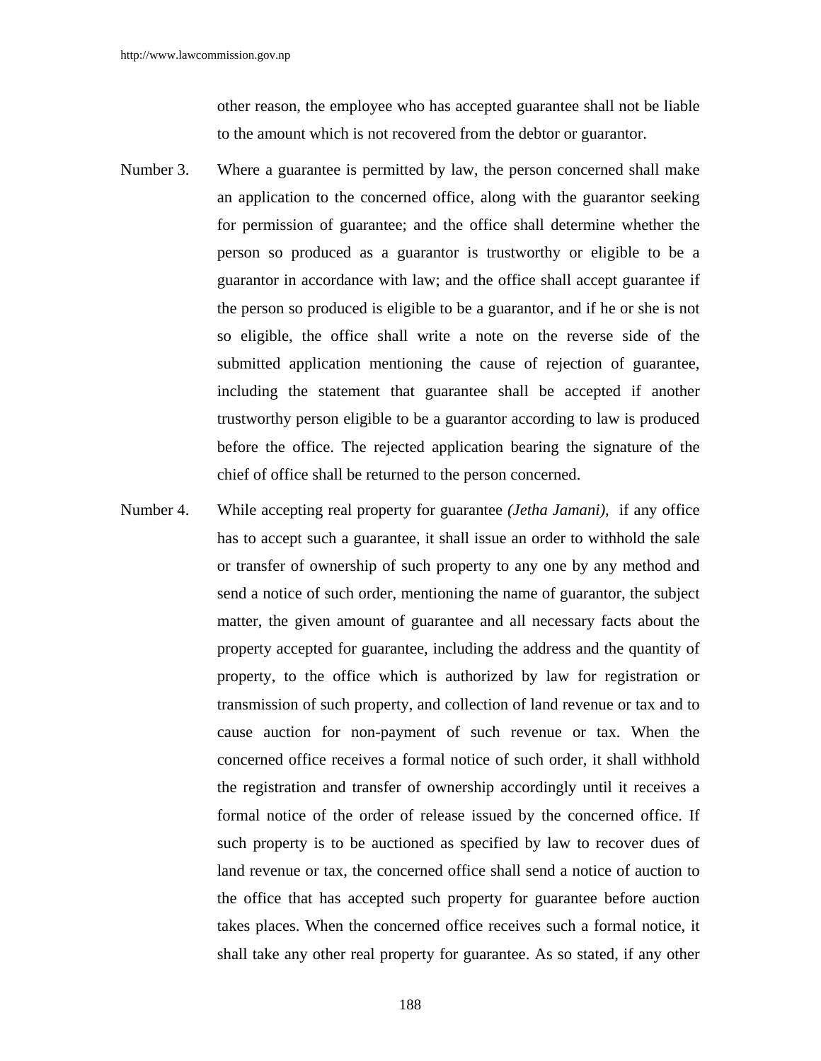other reason, the employee who has accepted guarantee shall not be liable to the amount which is not recovered from the debtor or guarantor.

Number 3. Where a guarantee is permitted by law, the person concerned shall make an application to the concerned office, along with the guarantor seeking for permission of guarantee; and the office shall determine whether the person so produced as a guarantor is trustworthy or eligible to be a guarantor in accordance with law; and the office shall accept guarantee if the person so produced is eligible to be a guarantor, and if he or she is not so eligible, the office shall write a note on the reverse side of the submitted application mentioning the cause of rejection of guarantee, including the statement that guarantee shall be accepted if another trustworthy person eligible to be a guarantor according to law is produced before the office. The rejected application bearing the signature of the chief of office shall be returned to the person concerned.

Number 4. While accepting real property for guarantee *(Jetha Jamani)*, if any office has to accept such a guarantee, it shall issue an order to withhold the sale or transfer of ownership of such property to any one by any method and send a notice of such order, mentioning the name of guarantor, the subject matter, the given amount of guarantee and all necessary facts about the property accepted for guarantee, including the address and the quantity of property, to the office which is authorized by law for registration or transmission of such property, and collection of land revenue or tax and to cause auction for non-payment of such revenue or tax. When the concerned office receives a formal notice of such order, it shall withhold the registration and transfer of ownership accordingly until it receives a formal notice of the order of release issued by the concerned office. If such property is to be auctioned as specified by law to recover dues of land revenue or tax, the concerned office shall send a notice of auction to the office that has accepted such property for guarantee before auction takes places. When the concerned office receives such a formal notice, it shall take any other real property for guarantee. As so stated, if any other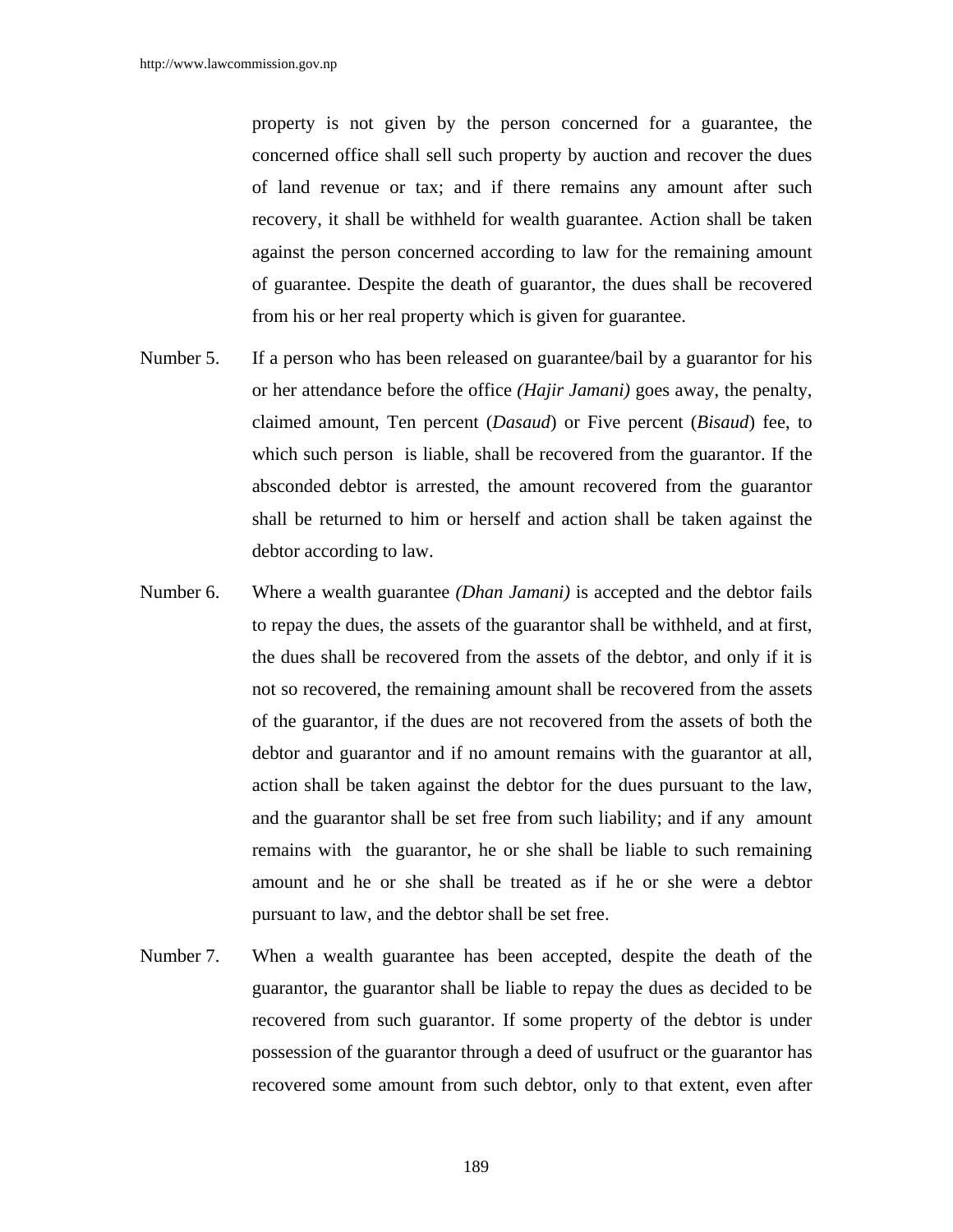property is not given by the person concerned for a guarantee, the concerned office shall sell such property by auction and recover the dues of land revenue or tax; and if there remains any amount after such recovery, it shall be withheld for wealth guarantee. Action shall be taken against the person concerned according to law for the remaining amount of guarantee. Despite the death of guarantor, the dues shall be recovered from his or her real property which is given for guarantee.

Number 5. If a person who has been released on guarantee/bail by a guarantor for his or her attendance before the office *(Hajir Jamani)* goes away, the penalty, claimed amount, Ten percent (*Dasaud*) or Five percent (*Bisaud*) fee, to which such person is liable, shall be recovered from the guarantor. If the absconded debtor is arrested, the amount recovered from the guarantor shall be returned to him or herself and action shall be taken against the debtor according to law.

Number 6. Where a wealth guarantee *(Dhan Jamani)* is accepted and the debtor fails to repay the dues, the assets of the guarantor shall be withheld, and at first, the dues shall be recovered from the assets of the debtor, and only if it is not so recovered, the remaining amount shall be recovered from the assets of the guarantor, if the dues are not recovered from the assets of both the debtor and guarantor and if no amount remains with the guarantor at all, action shall be taken against the debtor for the dues pursuant to the law, and the guarantor shall be set free from such liability; and if any amount remains with the guarantor, he or she shall be liable to such remaining amount and he or she shall be treated as if he or she were a debtor pursuant to law, and the debtor shall be set free.

Number 7. When a wealth guarantee has been accepted, despite the death of the guarantor, the guarantor shall be liable to repay the dues as decided to be recovered from such guarantor. If some property of the debtor is under possession of the guarantor through a deed of usufruct or the guarantor has recovered some amount from such debtor, only to that extent, even after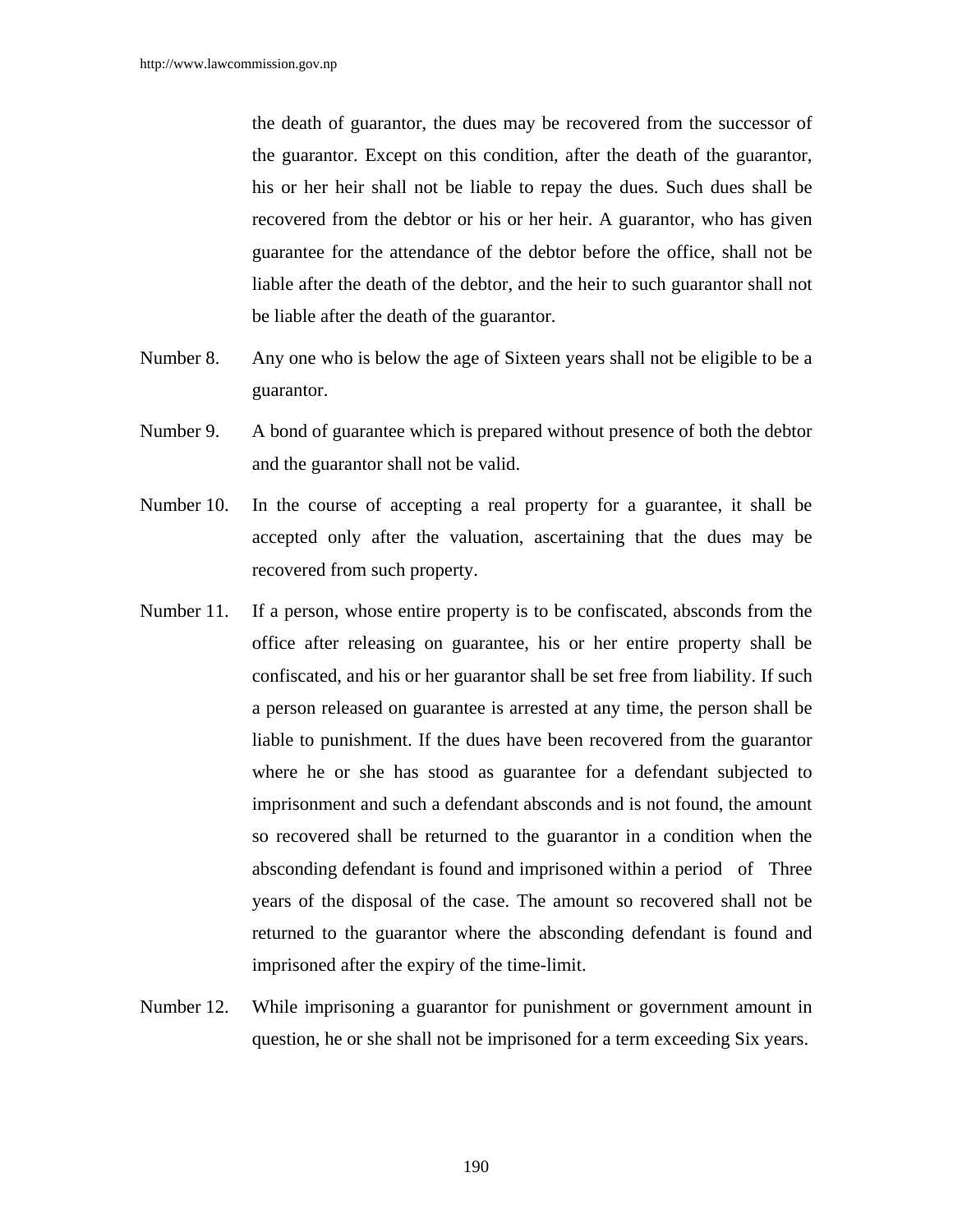the death of guarantor, the dues may be recovered from the successor of the guarantor. Except on this condition, after the death of the guarantor, his or her heir shall not be liable to repay the dues. Such dues shall be recovered from the debtor or his or her heir. A guarantor, who has given guarantee for the attendance of the debtor before the office, shall not be liable after the death of the debtor, and the heir to such guarantor shall not be liable after the death of the guarantor.

Number 8. Any one who is below the age of Sixteen years shall not be eligible to be a guarantor.

Number 9. A bond of guarantee which is prepared without presence of both the debtor and the guarantor shall not be valid.

Number 10. In the course of accepting a real property for a guarantee, it shall be accepted only after the valuation, ascertaining that the dues may be recovered from such property.

Number 11. If a person, whose entire property is to be confiscated, absconds from the office after releasing on guarantee, his or her entire property shall be confiscated, and his or her guarantor shall be set free from liability. If such a person released on guarantee is arrested at any time, the person shall be liable to punishment. If the dues have been recovered from the guarantor where he or she has stood as guarantee for a defendant subjected to imprisonment and such a defendant absconds and is not found, the amount so recovered shall be returned to the guarantor in a condition when the absconding defendant is found and imprisoned within a period of Three years of the disposal of the case. The amount so recovered shall not be returned to the guarantor where the absconding defendant is found and imprisoned after the expiry of the time-limit.

Number 12. While imprisoning a guarantor for punishment or government amount in question, he or she shall not be imprisoned for a term exceeding Six years.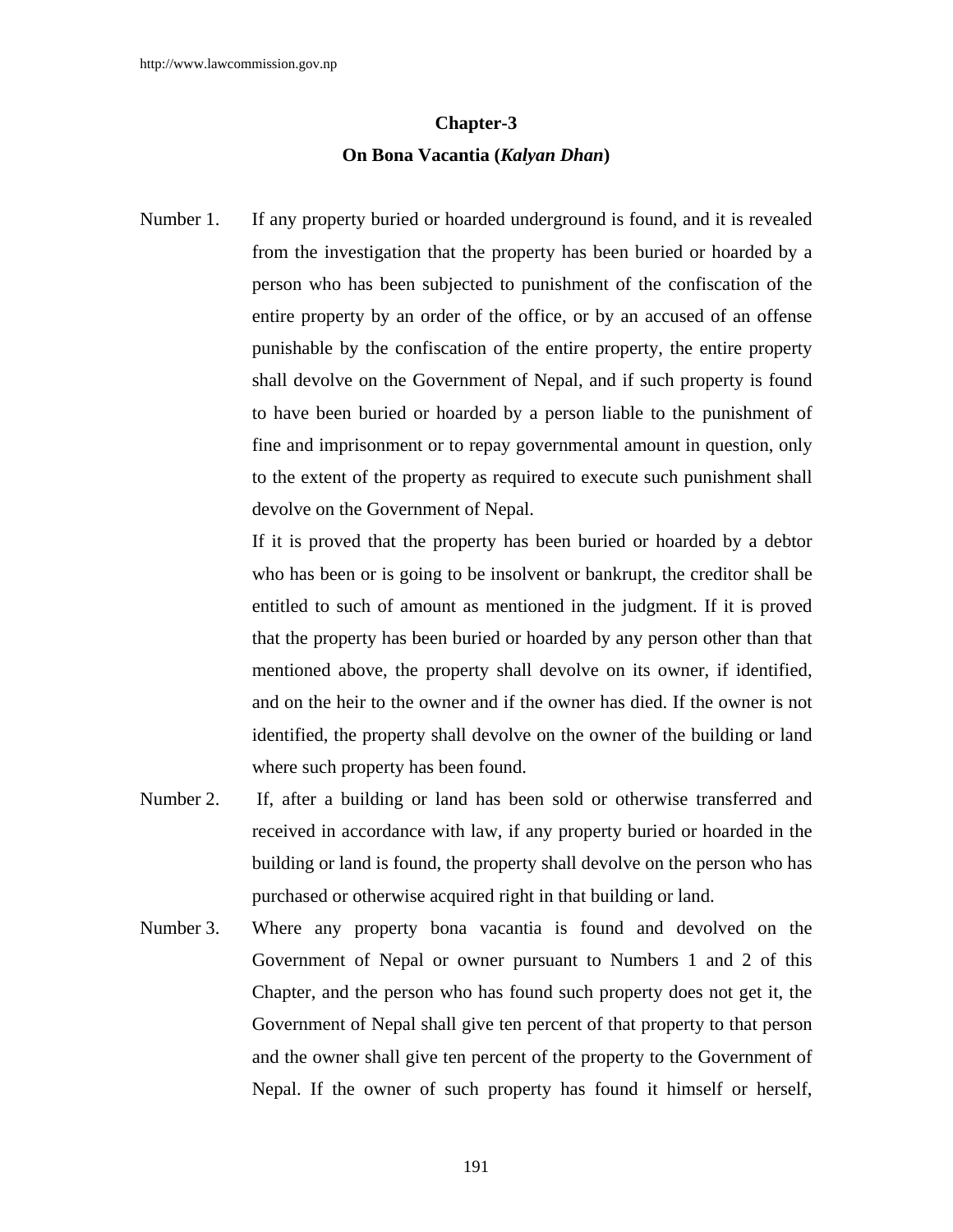## Chapter-3

## On Bona Vacantia (*Kalyan Dhan*)

Number 1. If any property buried or hoarded underground is found, and it is revealed from the investigation that the property has been buried or hoarded by a person who has been subjected to punishment of the confiscation of the entire property by an order of the office, or by an accused of an offense punishable by the confiscation of the entire property, the entire property shall devolve on the Government of Nepal, and if such property is found to have been buried or hoarded by a person liable to the punishment of fine and imprisonment or to repay governmental amount in question, only to the extent of the property as required to execute such punishment shall devolve on the Government of Nepal.

If it is proved that the property has been buried or hoarded by a debtor who has been or is going to be insolvent or bankrupt, the creditor shall be entitled to such of amount as mentioned in the judgment. If it is proved that the property has been buried or hoarded by any person other than that mentioned above, the property shall devolve on its owner, if identified, and on the heir to the owner and if the owner has died. If the owner is not identified, the property shall devolve on the owner of the building or land where such property has been found.

Number 2. If, after a building or land has been sold or otherwise transferred and received in accordance with law, if any property buried or hoarded in the building or land is found, the property shall devolve on the person who has purchased or otherwise acquired right in that building or land.

Number 3. Where any property bona vacantia is found and devolved on the Government of Nepal or owner pursuant to Numbers 1 and 2 of this Chapter, and the person who has found such property does not get it, the Government of Nepal shall give ten percent of that property to that person and the owner shall give ten percent of the property to the Government of Nepal. If the owner of such property has found it himself or herself,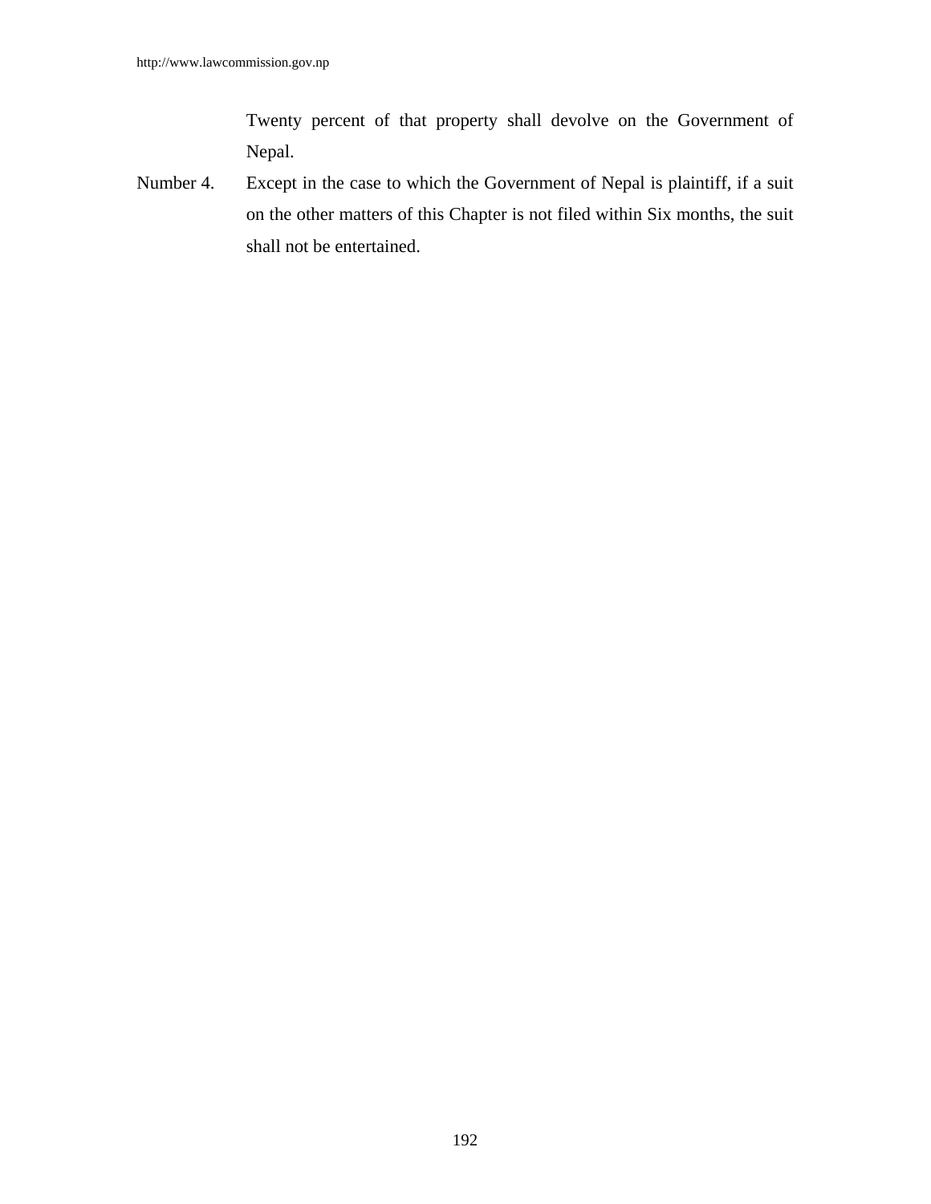Twenty percent of that property shall devolve on the Government of Nepal.

Number 4. Except in the case to which the Government of Nepal is plaintiff, if a suit on the other matters of this Chapter is not filed within Six months, the suit shall not be entertained.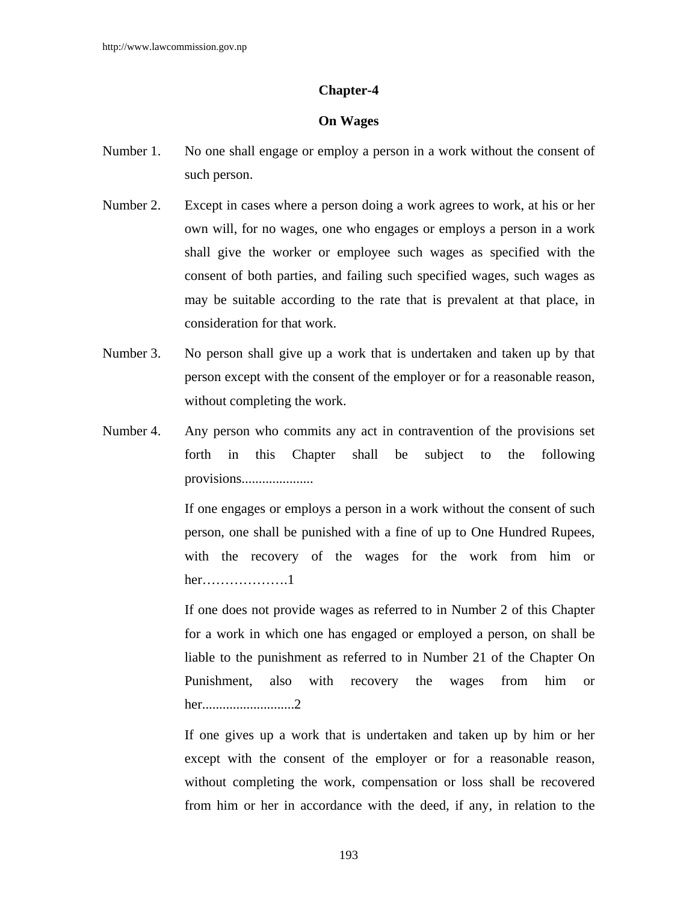## Chapter-4

## On Wages

Number 1. No one shall engage or employ a person in a work without the consent of such person.

Number 2. Except in cases where a person doing a work agrees to work, at his or her own will, for no wages, one who engages or employs a person in a work shall give the worker or employee such wages as specified with the consent of both parties, and failing such specified wages, such wages as may be suitable according to the rate that is prevalent at that place, in consideration for that work.

Number 3. No person shall give up a work that is undertaken and taken up by that person except with the consent of the employer or for a reasonable reason, without completing the work.

Number 4. Any person who commits any act in contravention of the provisions set forth in this Chapter shall be subject to the following provisions.....................

If one engages or employs a person in a work without the consent of such person, one shall be punished with a fine of up to One Hundred Rupees, with the recovery of the wages for the work from him or her……………….1

If one does not provide wages as referred to in Number 2 of this Chapter for a work in which one has engaged or employed a person, on shall be liable to the punishment as referred to in Number 21 of the Chapter On Punishment, also with recovery the wages from him or her...........................2

If one gives up a work that is undertaken and taken up by him or her except with the consent of the employer or for a reasonable reason, without completing the work, compensation or loss shall be recovered from him or her in accordance with the deed, if any, in relation to the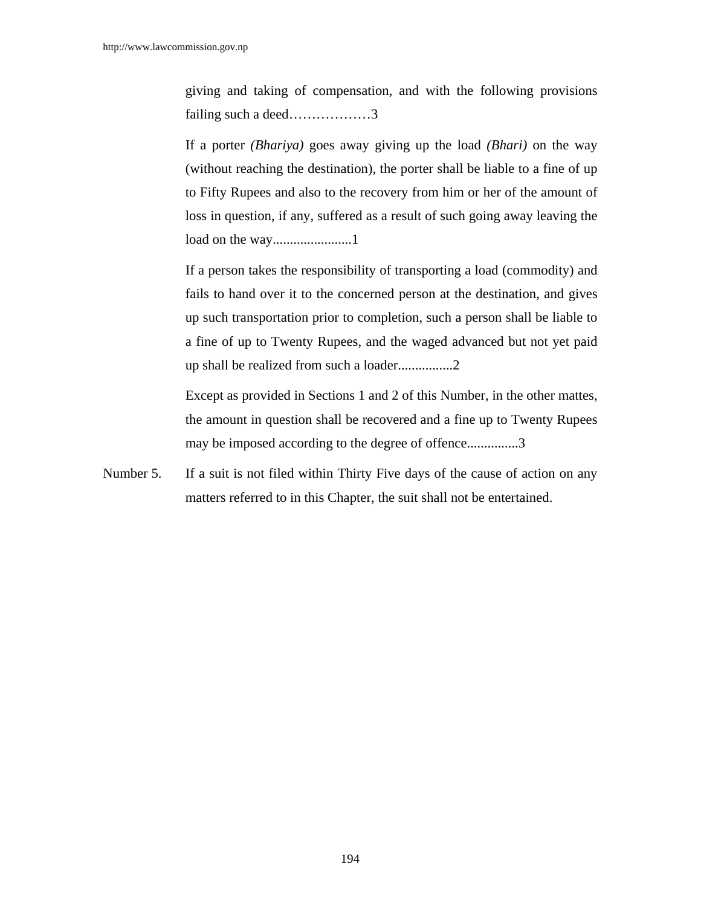giving and taking of compensation, and with the following provisions failing such a deed………………3

If a porter *(Bhariya)* goes away giving up the load *(Bhari)* on the way (without reaching the destination), the porter shall be liable to a fine of up to Fifty Rupees and also to the recovery from him or her of the amount of loss in question, if any, suffered as a result of such going away leaving the load on the way.......................1

If a person takes the responsibility of transporting a load (commodity) and fails to hand over it to the concerned person at the destination, and gives up such transportation prior to completion, such a person shall be liable to a fine of up to Twenty Rupees, and the waged advanced but not yet paid up shall be realized from such a loader................2

Except as provided in Sections 1 and 2 of this Number, in the other mattes, the amount in question shall be recovered and a fine up to Twenty Rupees may be imposed according to the degree of offence...............3

Number 5. If a suit is not filed within Thirty Five days of the cause of action on any matters referred to in this Chapter, the suit shall not be entertained.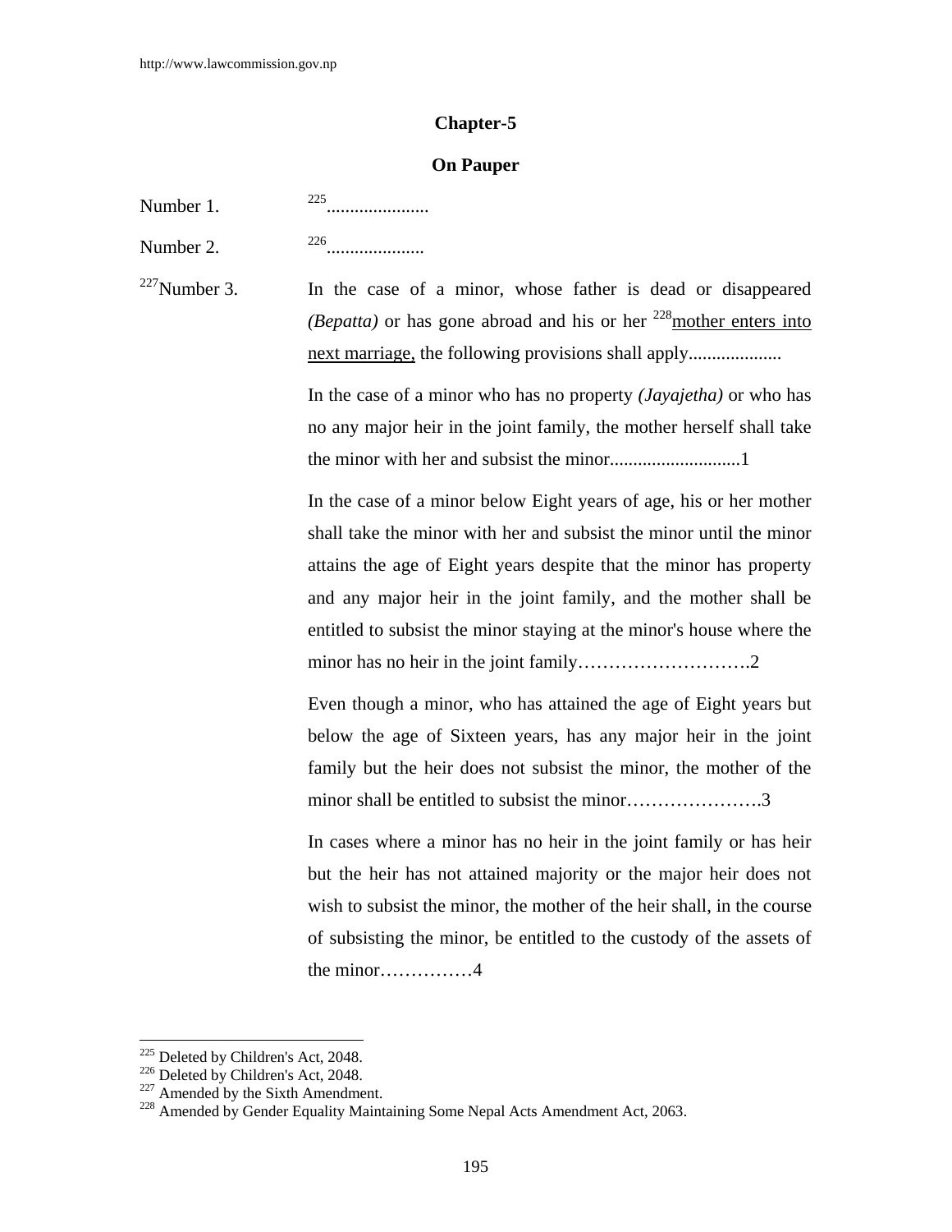## Chapter-5

## On Pauper

Number 1. [225]......................

Number 2. [226].....................

[227]Number 3. In the case of a minor, whose father is dead or disappeared *(Bepatta)* or has gone abroad and his or her [228]mother enters into next marriage, the following provisions shall apply....................

In the case of a minor who has no property *(Jayajetha)* or who has no any major heir in the joint family, the mother herself shall take the minor with her and subsist the minor............................1

In the case of a minor below Eight years of age, his or her mother shall take the minor with her and subsist the minor until the minor attains the age of Eight years despite that the minor has property and any major heir in the joint family, and the mother shall be entitled to subsist the minor staying at the minor's house where the minor has no heir in the joint family……………………….2

Even though a minor, who has attained the age of Eight years but below the age of Sixteen years, has any major heir in the joint family but the heir does not subsist the minor, the mother of the minor shall be entitled to subsist the minor………………….3

In cases where a minor has no heir in the joint family or has heir but the heir has not attained majority or the major heir does not wish to subsist the minor, the mother of the heir shall, in the course of subsisting the minor, be entitled to the custody of the assets of the minor……………4

---

[225] Deleted by Children's Act, 2048.
[226] Deleted by Children's Act, 2048.
[227] Amended by the Sixth Amendment.
[228] Amended by Gender Equality Maintaining Some Nepal Acts Amendment Act, 2063.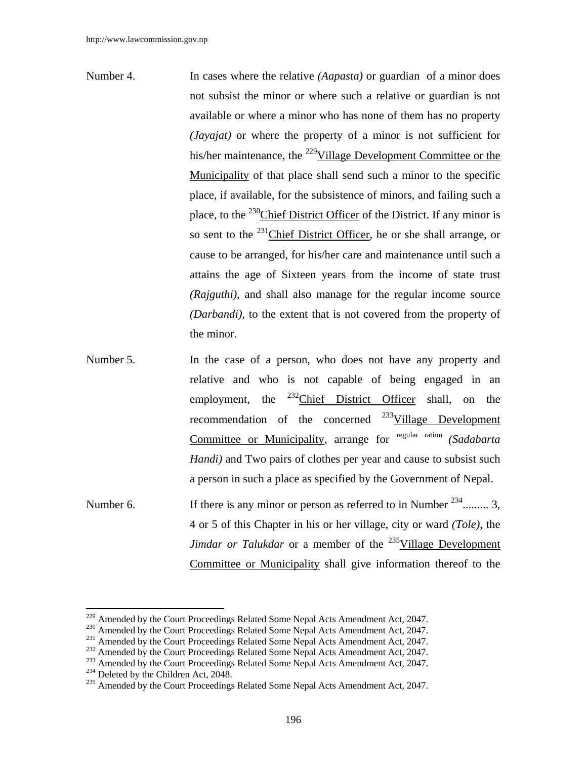Number 4. In cases where the relative *(Aapasta)* or guardian of a minor does not subsist the minor or where such a relative or guardian is not available or where a minor who has none of them has no property *(Jayajat)* or where the property of a minor is not sufficient for his/her maintenance, the [229]Village Development Committee or the Municipality of that place shall send such a minor to the specific place, if available, for the subsistence of minors, and failing such a place, to the [230]Chief District Officer of the District. If any minor is so sent to the [231]Chief District Officer, he or she shall arrange, or cause to be arranged, for his/her care and maintenance until such a attains the age of Sixteen years from the income of state trust *(Rajguthi)*, and shall also manage for the regular income source *(Darbandi)*, to the extent that is not covered from the property of the minor.

Number 5. In the case of a person, who does not have any property and relative and who is not capable of being engaged in an employment, the [232]Chief District Officer shall, on the recommendation of the concerned [233]Village Development Committee or Municipality, arrange for regular ration *(Sadabarta Handi)* and Two pairs of clothes per year and cause to subsist such a person in such a place as specified by the Government of Nepal.

Number 6. If there is any minor or person as referred to in Number [234]......... 3, 4 or 5 of this Chapter in his or her village, city or ward *(Tole)*, the *Jimdar or Talukdar* or a member of the [235]Village Development Committee or Municipality shall give information thereof to the

---

[229] Amended by the Court Proceedings Related Some Nepal Acts Amendment Act, 2047.
[230] Amended by the Court Proceedings Related Some Nepal Acts Amendment Act, 2047.
[231] Amended by the Court Proceedings Related Some Nepal Acts Amendment Act, 2047.
[232] Amended by the Court Proceedings Related Some Nepal Acts Amendment Act, 2047.
[233] Amended by the Court Proceedings Related Some Nepal Acts Amendment Act, 2047.
[234] Deleted by the Children Act, 2048.
[235] Amended by the Court Proceedings Related Some Nepal Acts Amendment Act, 2047.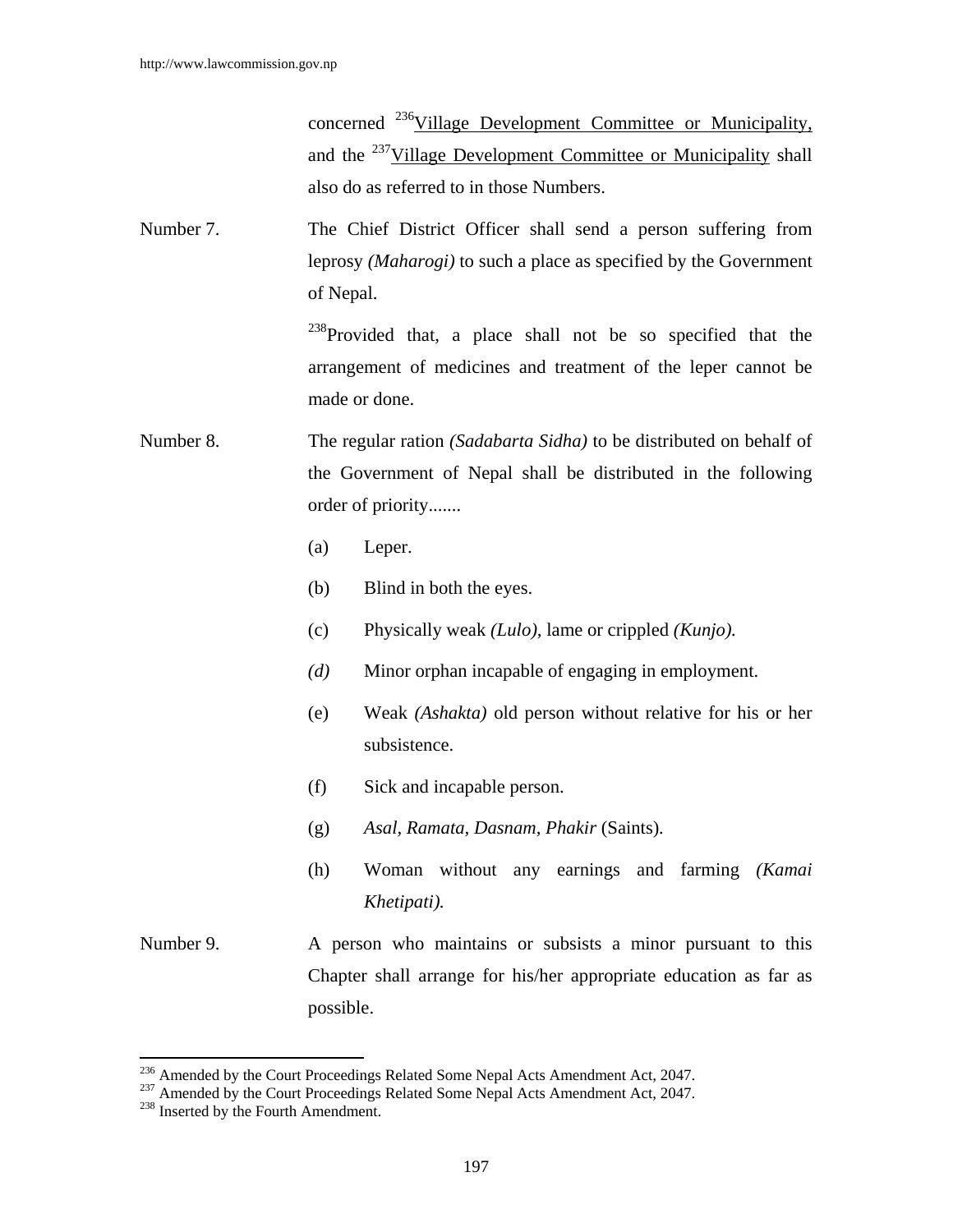concerned [236]Village Development Committee or Municipality, and the [237]Village Development Committee or Municipality shall also do as referred to in those Numbers.

Number 7. The Chief District Officer shall send a person suffering from leprosy *(Maharogi)* to such a place as specified by the Government of Nepal.

[238]Provided that, a place shall not be so specified that the arrangement of medicines and treatment of the leper cannot be made or done.

Number 8. The regular ration *(Sadabarta Sidha)* to be distributed on behalf of the Government of Nepal shall be distributed in the following order of priority.......

(a) Leper.

(b) Blind in both the eyes.

(c) Physically weak *(Lulo)*, lame or crippled *(Kunjo).*

*(d)* Minor orphan incapable of engaging in employment.

(e) Weak *(Ashakta)* old person without relative for his or her subsistence.

(f) Sick and incapable person.

(g) *Asal, Ramata, Dasnam, Phakir* (Saints).

(h) Woman without any earnings and farming *(Kamai Khetipati).*

Number 9. A person who maintains or subsists a minor pursuant to this Chapter shall arrange for his/her appropriate education as far as possible.

---

[236] Amended by the Court Proceedings Related Some Nepal Acts Amendment Act, 2047.
[237] Amended by the Court Proceedings Related Some Nepal Acts Amendment Act, 2047.
[238] Inserted by the Fourth Amendment.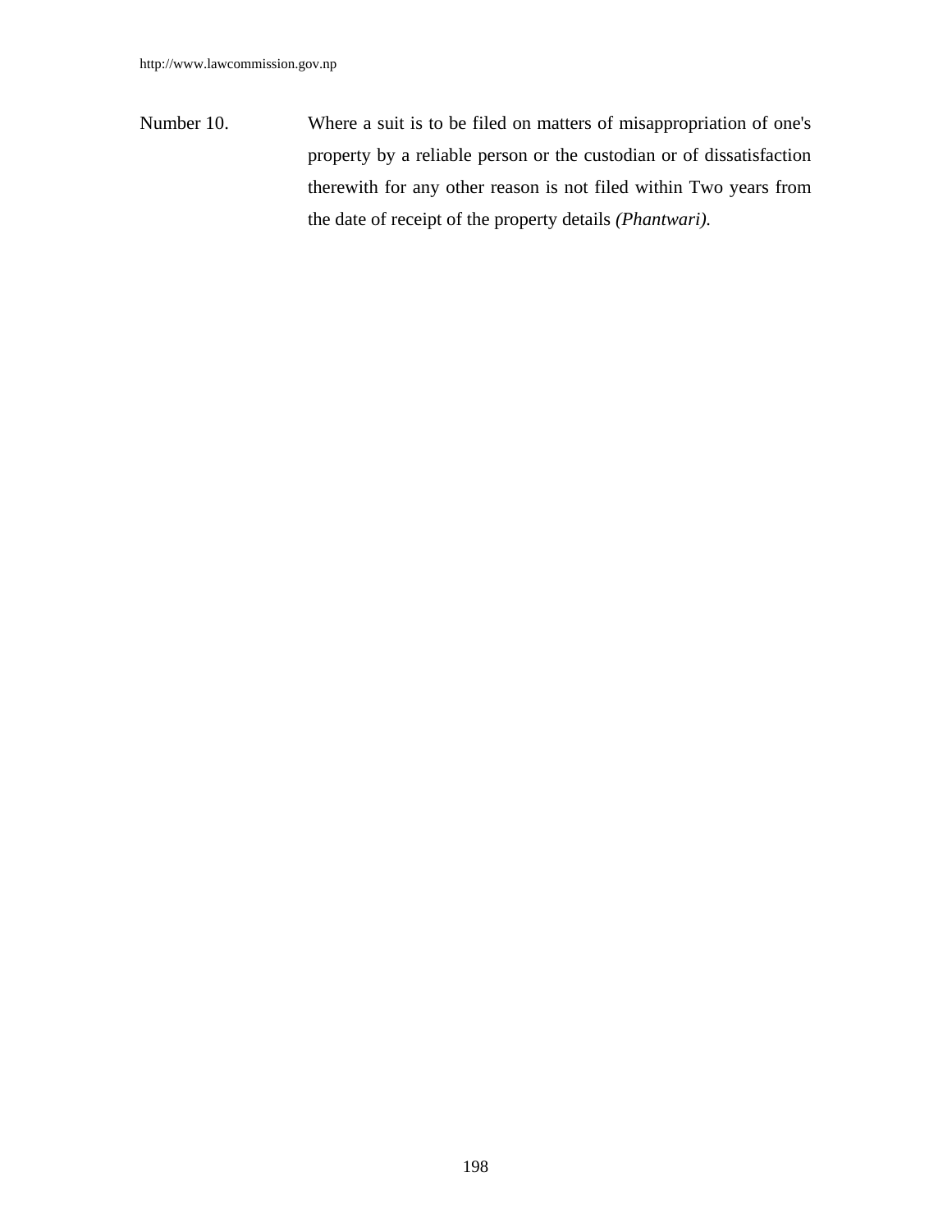Number 10. Where a suit is to be filed on matters of misappropriation of one's property by a reliable person or the custodian or of dissatisfaction therewith for any other reason is not filed within Two years from the date of receipt of the property details *(Phantwari).*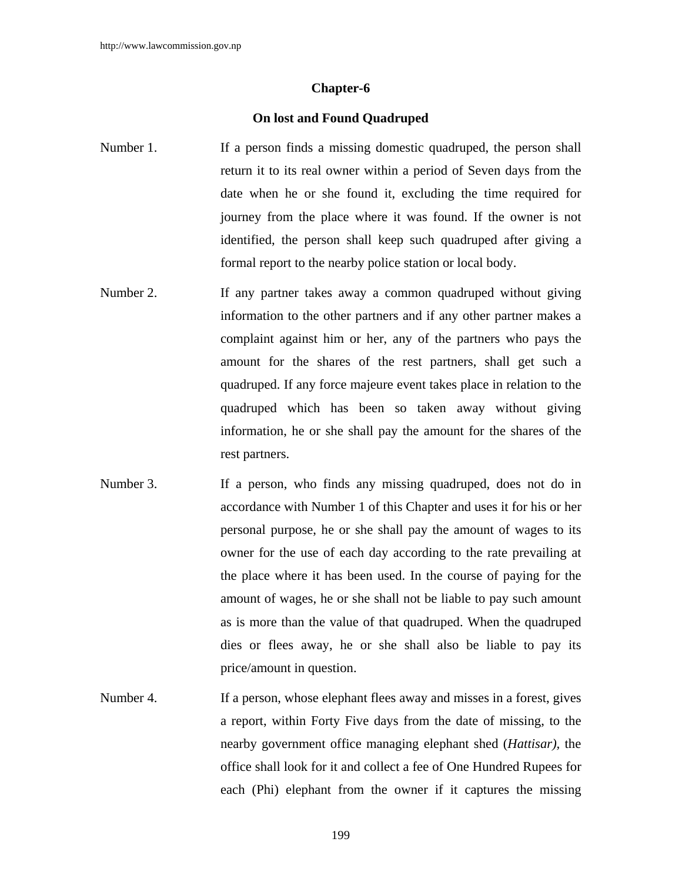## Chapter-6

## On lost and Found Quadruped

Number 1. If a person finds a missing domestic quadruped, the person shall return it to its real owner within a period of Seven days from the date when he or she found it, excluding the time required for journey from the place where it was found. If the owner is not identified, the person shall keep such quadruped after giving a formal report to the nearby police station or local body.

Number 2. If any partner takes away a common quadruped without giving information to the other partners and if any other partner makes a complaint against him or her, any of the partners who pays the amount for the shares of the rest partners, shall get such a quadruped. If any force majeure event takes place in relation to the quadruped which has been so taken away without giving information, he or she shall pay the amount for the shares of the rest partners.

Number 3. If a person, who finds any missing quadruped, does not do in accordance with Number 1 of this Chapter and uses it for his or her personal purpose, he or she shall pay the amount of wages to its owner for the use of each day according to the rate prevailing at the place where it has been used. In the course of paying for the amount of wages, he or she shall not be liable to pay such amount as is more than the value of that quadruped. When the quadruped dies or flees away, he or she shall also be liable to pay its price/amount in question.

Number 4. If a person, whose elephant flees away and misses in a forest, gives a report, within Forty Five days from the date of missing, to the nearby government office managing elephant shed (*Hattisar),* the office shall look for it and collect a fee of One Hundred Rupees for each (Phi) elephant from the owner if it captures the missing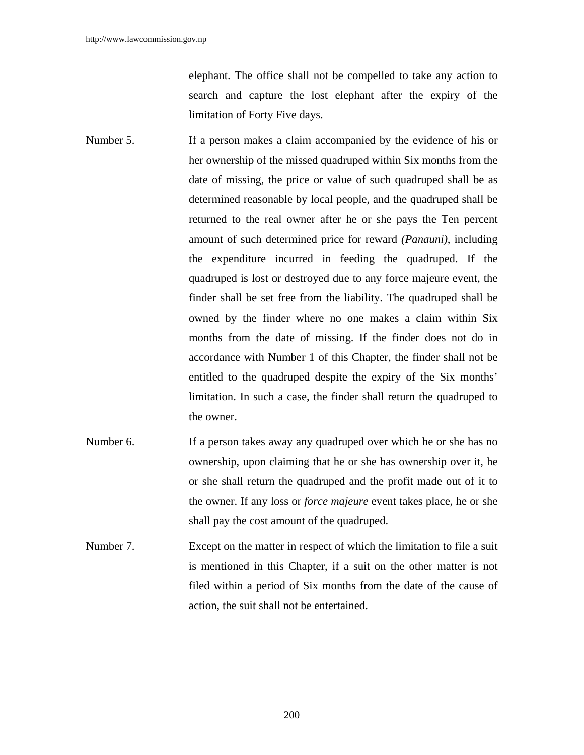elephant. The office shall not be compelled to take any action to search and capture the lost elephant after the expiry of the limitation of Forty Five days.

Number 5. If a person makes a claim accompanied by the evidence of his or her ownership of the missed quadruped within Six months from the date of missing, the price or value of such quadruped shall be as determined reasonable by local people, and the quadruped shall be returned to the real owner after he or she pays the Ten percent amount of such determined price for reward *(Panauni)*, including the expenditure incurred in feeding the quadruped. If the quadruped is lost or destroyed due to any force majeure event, the finder shall be set free from the liability. The quadruped shall be owned by the finder where no one makes a claim within Six months from the date of missing. If the finder does not do in accordance with Number 1 of this Chapter, the finder shall not be entitled to the quadruped despite the expiry of the Six months' limitation. In such a case, the finder shall return the quadruped to the owner.

Number 6. If a person takes away any quadruped over which he or she has no ownership, upon claiming that he or she has ownership over it, he or she shall return the quadruped and the profit made out of it to the owner. If any loss or *force majeure* event takes place, he or she shall pay the cost amount of the quadruped.

Number 7. Except on the matter in respect of which the limitation to file a suit is mentioned in this Chapter, if a suit on the other matter is not filed within a period of Six months from the date of the cause of action, the suit shall not be entertained.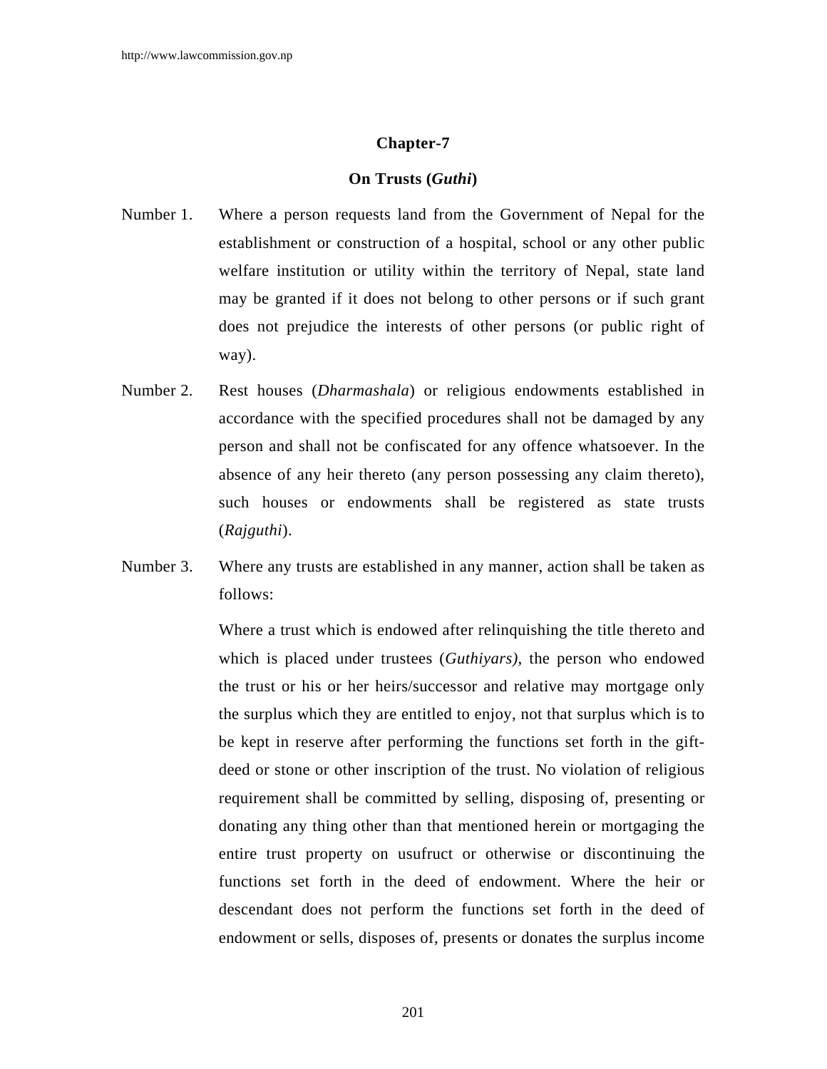## Chapter-7

## On Trusts (*Guthi*)

Number 1. Where a person requests land from the Government of Nepal for the establishment or construction of a hospital, school or any other public welfare institution or utility within the territory of Nepal, state land may be granted if it does not belong to other persons or if such grant does not prejudice the interests of other persons (or public right of way).

Number 2. Rest houses (*Dharmashala*) or religious endowments established in accordance with the specified procedures shall not be damaged by any person and shall not be confiscated for any offence whatsoever. In the absence of any heir thereto (any person possessing any claim thereto), such houses or endowments shall be registered as state trusts (*Rajguthi*).

Number 3. Where any trusts are established in any manner, action shall be taken as follows:

Where a trust which is endowed after relinquishing the title thereto and which is placed under trustees (*Guthiyars)*, the person who endowed the trust or his or her heirs/successor and relative may mortgage only the surplus which they are entitled to enjoy, not that surplus which is to be kept in reserve after performing the functions set forth in the gift-deed or stone or other inscription of the trust. No violation of religious requirement shall be committed by selling, disposing of, presenting or donating any thing other than that mentioned herein or mortgaging the entire trust property on usufruct or otherwise or discontinuing the functions set forth in the deed of endowment. Where the heir or descendant does not perform the functions set forth in the deed of endowment or sells, disposes of, presents or donates the surplus income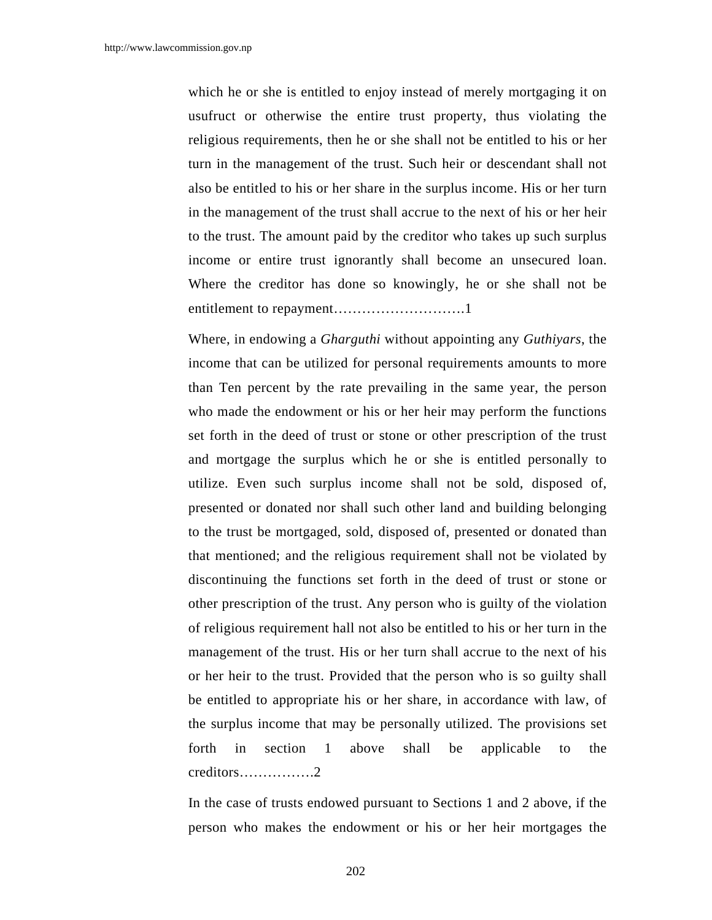which he or she is entitled to enjoy instead of merely mortgaging it on usufruct or otherwise the entire trust property, thus violating the religious requirements, then he or she shall not be entitled to his or her turn in the management of the trust. Such heir or descendant shall not also be entitled to his or her share in the surplus income. His or her turn in the management of the trust shall accrue to the next of his or her heir to the trust. The amount paid by the creditor who takes up such surplus income or entire trust ignorantly shall become an unsecured loan. Where the creditor has done so knowingly, he or she shall not be entitlement to repayment……………………….1

Where, in endowing a *Gharguthi* without appointing any *Guthiyars*, the income that can be utilized for personal requirements amounts to more than Ten percent by the rate prevailing in the same year, the person who made the endowment or his or her heir may perform the functions set forth in the deed of trust or stone or other prescription of the trust and mortgage the surplus which he or she is entitled personally to utilize. Even such surplus income shall not be sold, disposed of, presented or donated nor shall such other land and building belonging to the trust be mortgaged, sold, disposed of, presented or donated than that mentioned; and the religious requirement shall not be violated by discontinuing the functions set forth in the deed of trust or stone or other prescription of the trust. Any person who is guilty of the violation of religious requirement hall not also be entitled to his or her turn in the management of the trust. His or her turn shall accrue to the next of his or her heir to the trust. Provided that the person who is so guilty shall be entitled to appropriate his or her share, in accordance with law, of the surplus income that may be personally utilized. The provisions set forth in section 1 above shall be applicable to the creditors…………….2

In the case of trusts endowed pursuant to Sections 1 and 2 above, if the person who makes the endowment or his or her heir mortgages the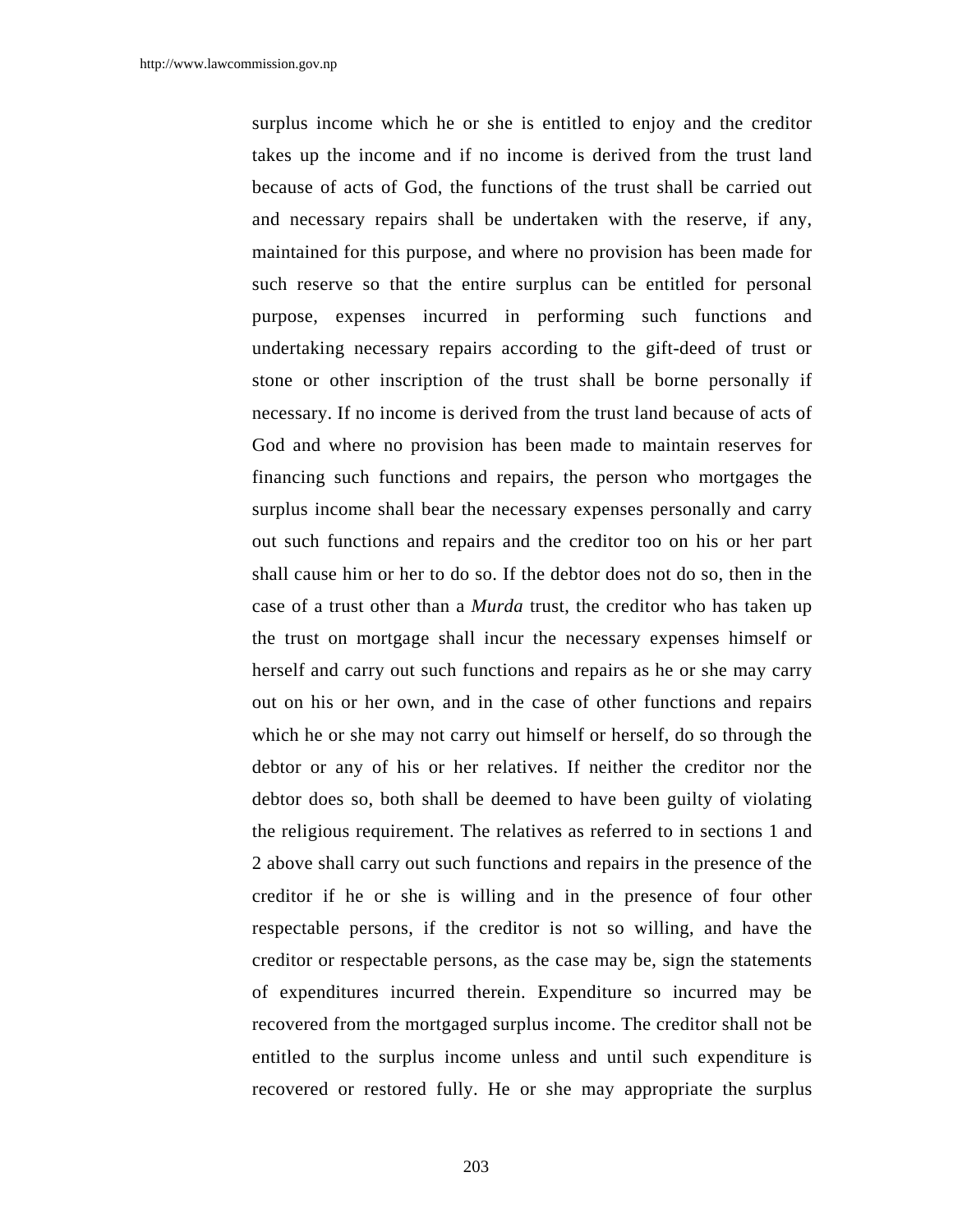surplus income which he or she is entitled to enjoy and the creditor takes up the income and if no income is derived from the trust land because of acts of God, the functions of the trust shall be carried out and necessary repairs shall be undertaken with the reserve, if any, maintained for this purpose, and where no provision has been made for such reserve so that the entire surplus can be entitled for personal purpose, expenses incurred in performing such functions and undertaking necessary repairs according to the gift-deed of trust or stone or other inscription of the trust shall be borne personally if necessary. If no income is derived from the trust land because of acts of God and where no provision has been made to maintain reserves for financing such functions and repairs, the person who mortgages the surplus income shall bear the necessary expenses personally and carry out such functions and repairs and the creditor too on his or her part shall cause him or her to do so. If the debtor does not do so, then in the case of a trust other than a *Murda* trust, the creditor who has taken up the trust on mortgage shall incur the necessary expenses himself or herself and carry out such functions and repairs as he or she may carry out on his or her own, and in the case of other functions and repairs which he or she may not carry out himself or herself, do so through the debtor or any of his or her relatives. If neither the creditor nor the debtor does so, both shall be deemed to have been guilty of violating the religious requirement. The relatives as referred to in sections 1 and 2 above shall carry out such functions and repairs in the presence of the creditor if he or she is willing and in the presence of four other respectable persons, if the creditor is not so willing, and have the creditor or respectable persons, as the case may be, sign the statements of expenditures incurred therein. Expenditure so incurred may be recovered from the mortgaged surplus income. The creditor shall not be entitled to the surplus income unless and until such expenditure is recovered or restored fully. He or she may appropriate the surplus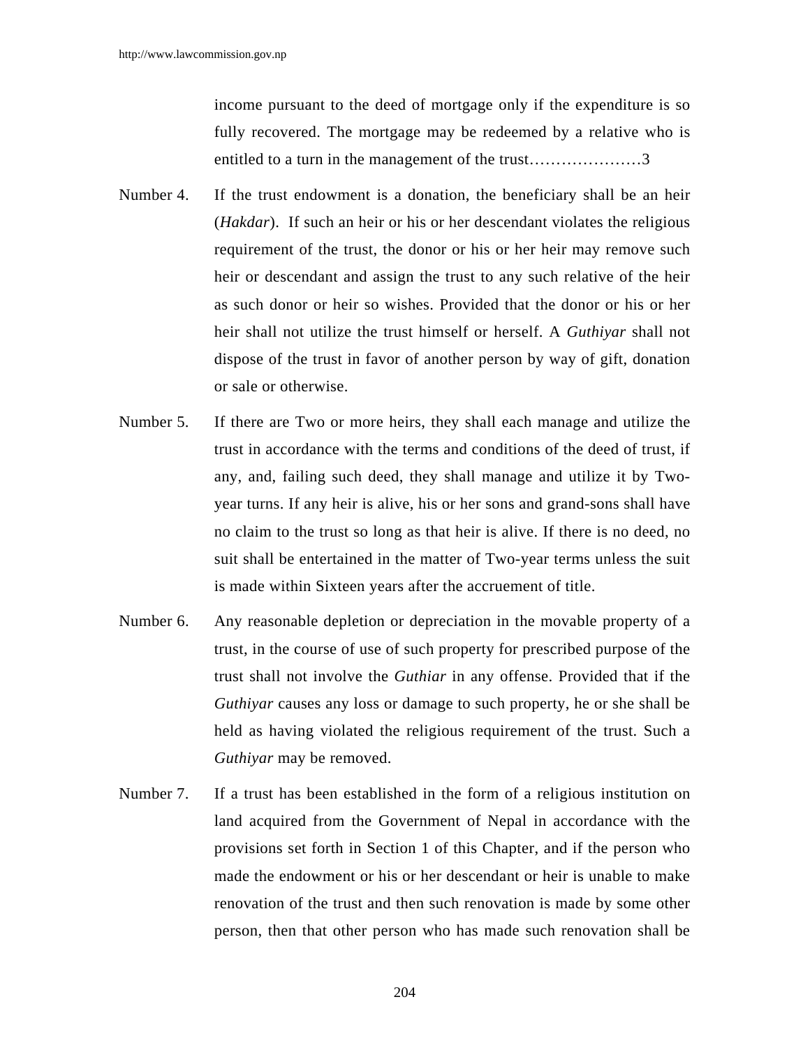income pursuant to the deed of mortgage only if the expenditure is so fully recovered. The mortgage may be redeemed by a relative who is entitled to a turn in the management of the trust…………………3

Number 4. If the trust endowment is a donation, the beneficiary shall be an heir (*Hakdar*). If such an heir or his or her descendant violates the religious requirement of the trust, the donor or his or her heir may remove such heir or descendant and assign the trust to any such relative of the heir as such donor or heir so wishes. Provided that the donor or his or her heir shall not utilize the trust himself or herself. A *Guthiyar* shall not dispose of the trust in favor of another person by way of gift, donation or sale or otherwise.

Number 5. If there are Two or more heirs, they shall each manage and utilize the trust in accordance with the terms and conditions of the deed of trust, if any, and, failing such deed, they shall manage and utilize it by Two-year turns. If any heir is alive, his or her sons and grand-sons shall have no claim to the trust so long as that heir is alive. If there is no deed, no suit shall be entertained in the matter of Two-year terms unless the suit is made within Sixteen years after the accruement of title.

Number 6. Any reasonable depletion or depreciation in the movable property of a trust, in the course of use of such property for prescribed purpose of the trust shall not involve the *Guthiar* in any offense. Provided that if the *Guthiyar* causes any loss or damage to such property, he or she shall be held as having violated the religious requirement of the trust. Such a *Guthiyar* may be removed.

Number 7. If a trust has been established in the form of a religious institution on land acquired from the Government of Nepal in accordance with the provisions set forth in Section 1 of this Chapter, and if the person who made the endowment or his or her descendant or heir is unable to make renovation of the trust and then such renovation is made by some other person, then that other person who has made such renovation shall be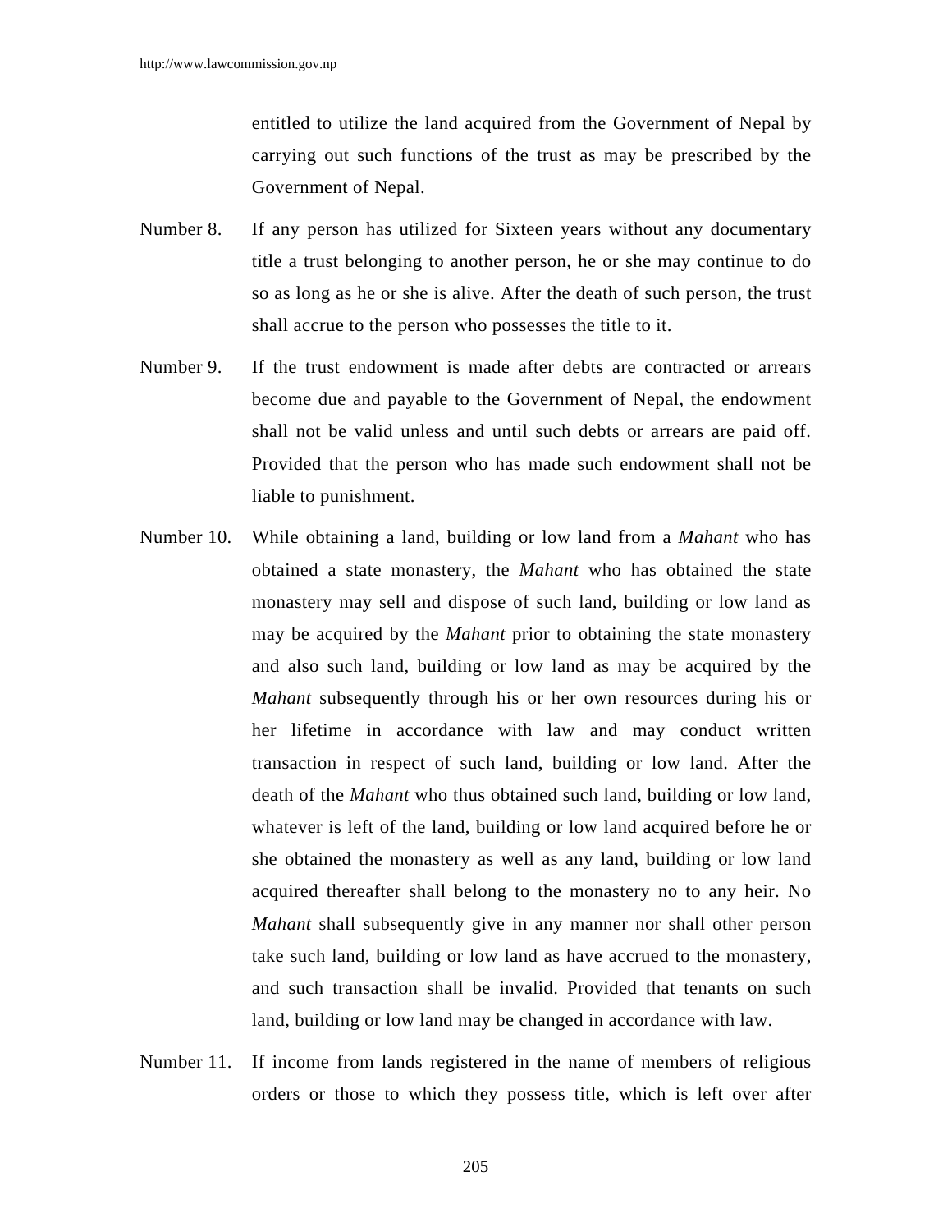entitled to utilize the land acquired from the Government of Nepal by carrying out such functions of the trust as may be prescribed by the Government of Nepal.

Number 8. If any person has utilized for Sixteen years without any documentary title a trust belonging to another person, he or she may continue to do so as long as he or she is alive. After the death of such person, the trust shall accrue to the person who possesses the title to it.

Number 9. If the trust endowment is made after debts are contracted or arrears become due and payable to the Government of Nepal, the endowment shall not be valid unless and until such debts or arrears are paid off. Provided that the person who has made such endowment shall not be liable to punishment.

Number 10. While obtaining a land, building or low land from a *Mahant* who has obtained a state monastery, the *Mahant* who has obtained the state monastery may sell and dispose of such land, building or low land as may be acquired by the *Mahant* prior to obtaining the state monastery and also such land, building or low land as may be acquired by the *Mahant* subsequently through his or her own resources during his or her lifetime in accordance with law and may conduct written transaction in respect of such land, building or low land. After the death of the *Mahant* who thus obtained such land, building or low land, whatever is left of the land, building or low land acquired before he or she obtained the monastery as well as any land, building or low land acquired thereafter shall belong to the monastery no to any heir. No *Mahant* shall subsequently give in any manner nor shall other person take such land, building or low land as have accrued to the monastery, and such transaction shall be invalid. Provided that tenants on such land, building or low land may be changed in accordance with law.

Number 11. If income from lands registered in the name of members of religious orders or those to which they possess title, which is left over after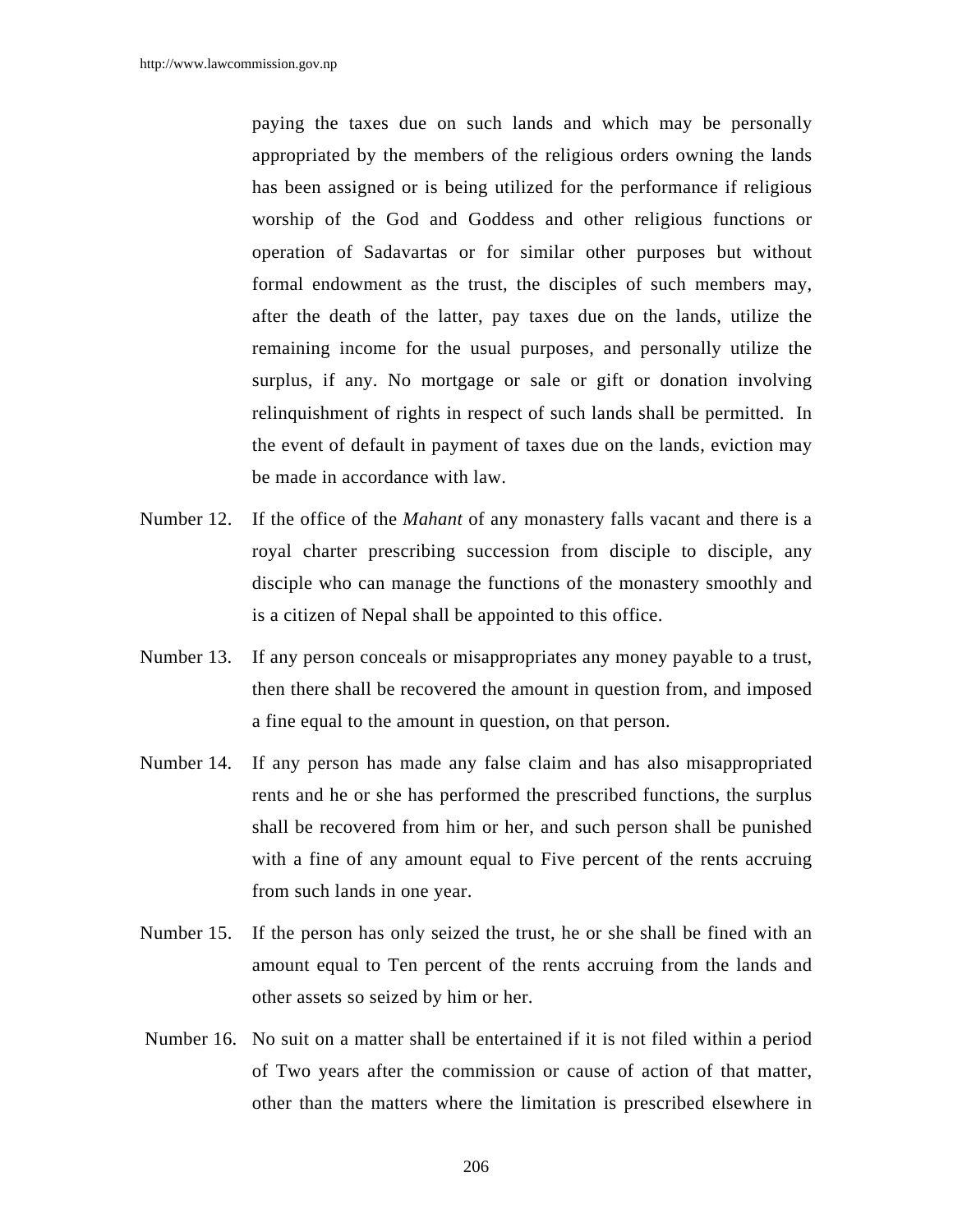paying the taxes due on such lands and which may be personally appropriated by the members of the religious orders owning the lands has been assigned or is being utilized for the performance if religious worship of the God and Goddess and other religious functions or operation of Sadavartas or for similar other purposes but without formal endowment as the trust, the disciples of such members may, after the death of the latter, pay taxes due on the lands, utilize the remaining income for the usual purposes, and personally utilize the surplus, if any. No mortgage or sale or gift or donation involving relinquishment of rights in respect of such lands shall be permitted. In the event of default in payment of taxes due on the lands, eviction may be made in accordance with law.

Number 12. If the office of the *Mahant* of any monastery falls vacant and there is a royal charter prescribing succession from disciple to disciple, any disciple who can manage the functions of the monastery smoothly and is a citizen of Nepal shall be appointed to this office.

Number 13. If any person conceals or misappropriates any money payable to a trust, then there shall be recovered the amount in question from, and imposed a fine equal to the amount in question, on that person.

Number 14. If any person has made any false claim and has also misappropriated rents and he or she has performed the prescribed functions, the surplus shall be recovered from him or her, and such person shall be punished with a fine of any amount equal to Five percent of the rents accruing from such lands in one year.

Number 15. If the person has only seized the trust, he or she shall be fined with an amount equal to Ten percent of the rents accruing from the lands and other assets so seized by him or her.

Number 16. No suit on a matter shall be entertained if it is not filed within a period of Two years after the commission or cause of action of that matter, other than the matters where the limitation is prescribed elsewhere in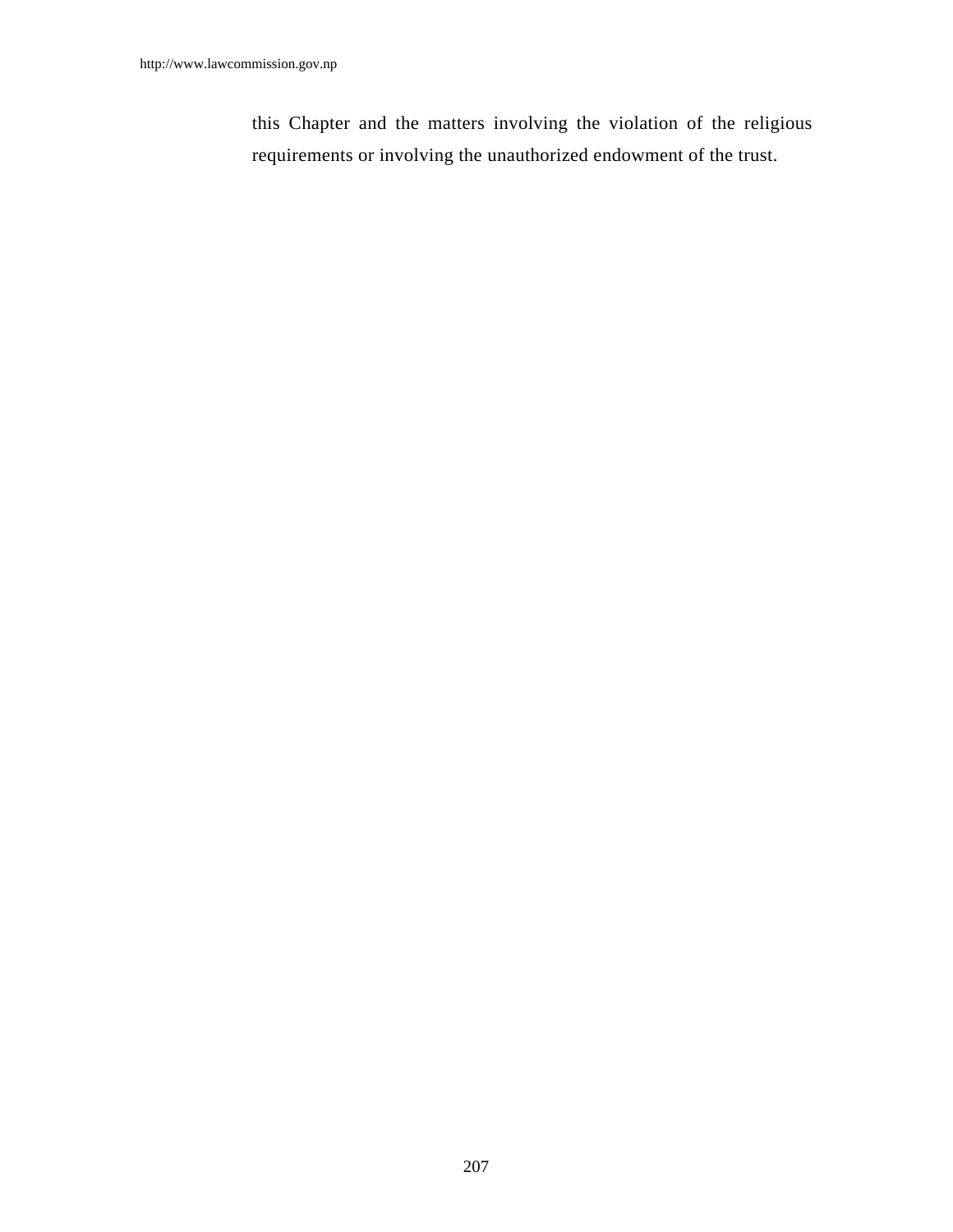this Chapter and the matters involving the violation of the religious requirements or involving the unauthorized endowment of the trust.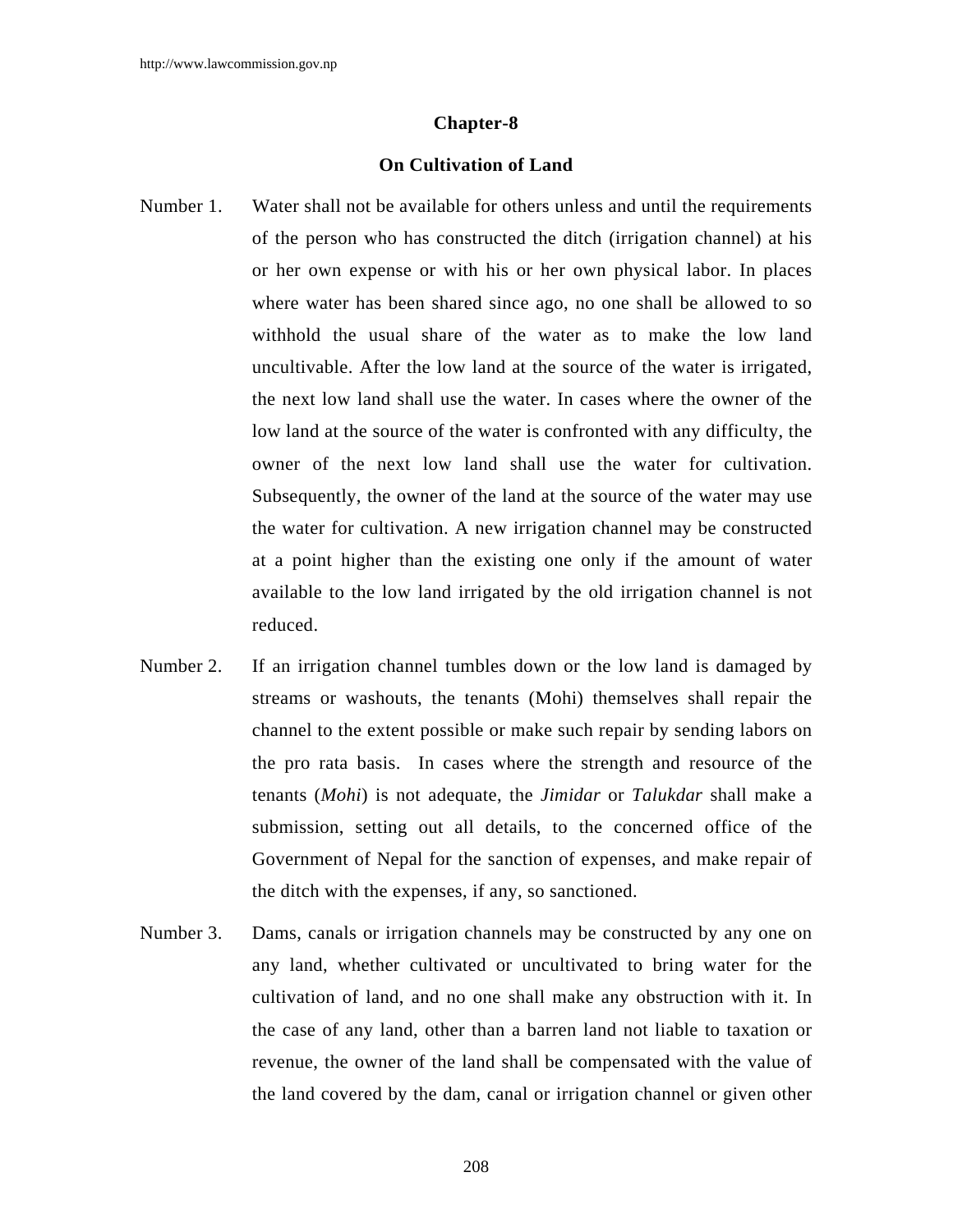## Chapter-8

## On Cultivation of Land

Number 1. Water shall not be available for others unless and until the requirements of the person who has constructed the ditch (irrigation channel) at his or her own expense or with his or her own physical labor. In places where water has been shared since ago, no one shall be allowed to so withhold the usual share of the water as to make the low land uncultivable. After the low land at the source of the water is irrigated, the next low land shall use the water. In cases where the owner of the low land at the source of the water is confronted with any difficulty, the owner of the next low land shall use the water for cultivation. Subsequently, the owner of the land at the source of the water may use the water for cultivation. A new irrigation channel may be constructed at a point higher than the existing one only if the amount of water available to the low land irrigated by the old irrigation channel is not reduced.

Number 2. If an irrigation channel tumbles down or the low land is damaged by streams or washouts, the tenants (Mohi) themselves shall repair the channel to the extent possible or make such repair by sending labors on the pro rata basis. In cases where the strength and resource of the tenants (*Mohi*) is not adequate, the *Jimidar* or *Talukdar* shall make a submission, setting out all details, to the concerned office of the Government of Nepal for the sanction of expenses, and make repair of the ditch with the expenses, if any, so sanctioned.

Number 3. Dams, canals or irrigation channels may be constructed by any one on any land, whether cultivated or uncultivated to bring water for the cultivation of land, and no one shall make any obstruction with it. In the case of any land, other than a barren land not liable to taxation or revenue, the owner of the land shall be compensated with the value of the land covered by the dam, canal or irrigation channel or given other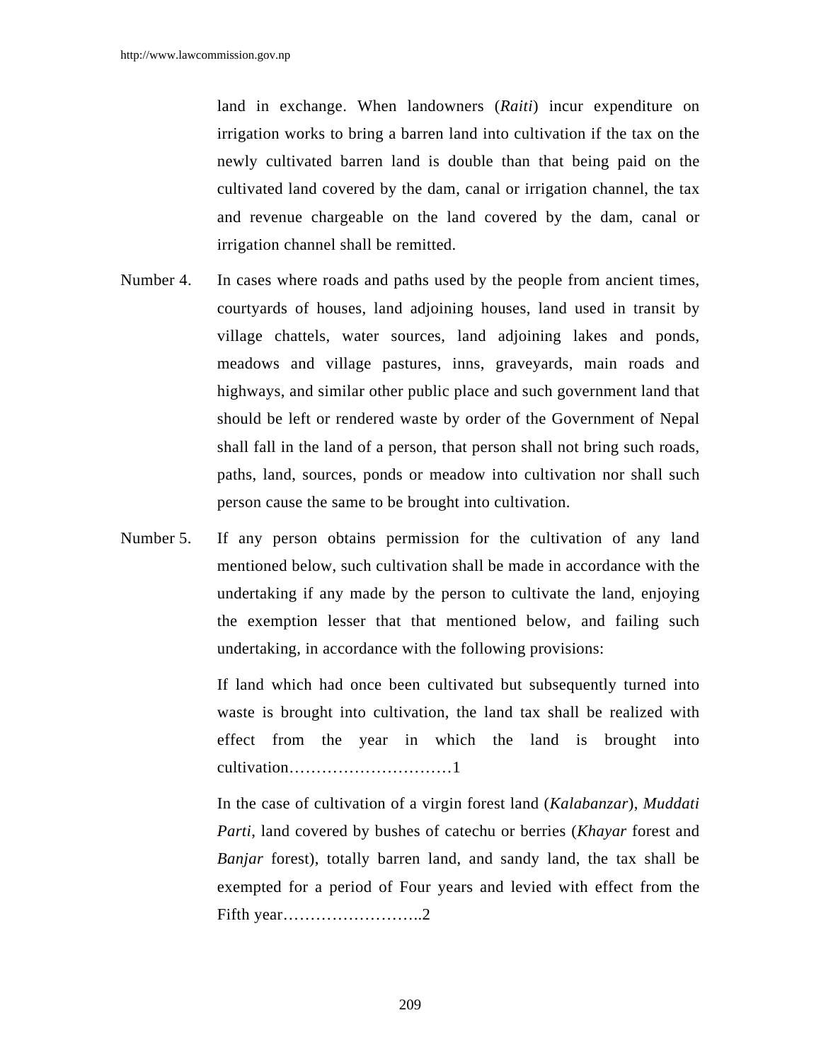land in exchange. When landowners (*Raiti*) incur expenditure on irrigation works to bring a barren land into cultivation if the tax on the newly cultivated barren land is double than that being paid on the cultivated land covered by the dam, canal or irrigation channel, the tax and revenue chargeable on the land covered by the dam, canal or irrigation channel shall be remitted.

Number 4. In cases where roads and paths used by the people from ancient times, courtyards of houses, land adjoining houses, land used in transit by village chattels, water sources, land adjoining lakes and ponds, meadows and village pastures, inns, graveyards, main roads and highways, and similar other public place and such government land that should be left or rendered waste by order of the Government of Nepal shall fall in the land of a person, that person shall not bring such roads, paths, land, sources, ponds or meadow into cultivation nor shall such person cause the same to be brought into cultivation.

Number 5. If any person obtains permission for the cultivation of any land mentioned below, such cultivation shall be made in accordance with the undertaking if any made by the person to cultivate the land, enjoying the exemption lesser that that mentioned below, and failing such undertaking, in accordance with the following provisions:

If land which had once been cultivated but subsequently turned into waste is brought into cultivation, the land tax shall be realized with effect from the year in which the land is brought into cultivation…………………………1

In the case of cultivation of a virgin forest land (*Kalabanzar*), *Muddati Parti*, land covered by bushes of catechu or berries (*Khayar* forest and *Banjar* forest), totally barren land, and sandy land, the tax shall be exempted for a period of Four years and levied with effect from the Fifth year……………………..2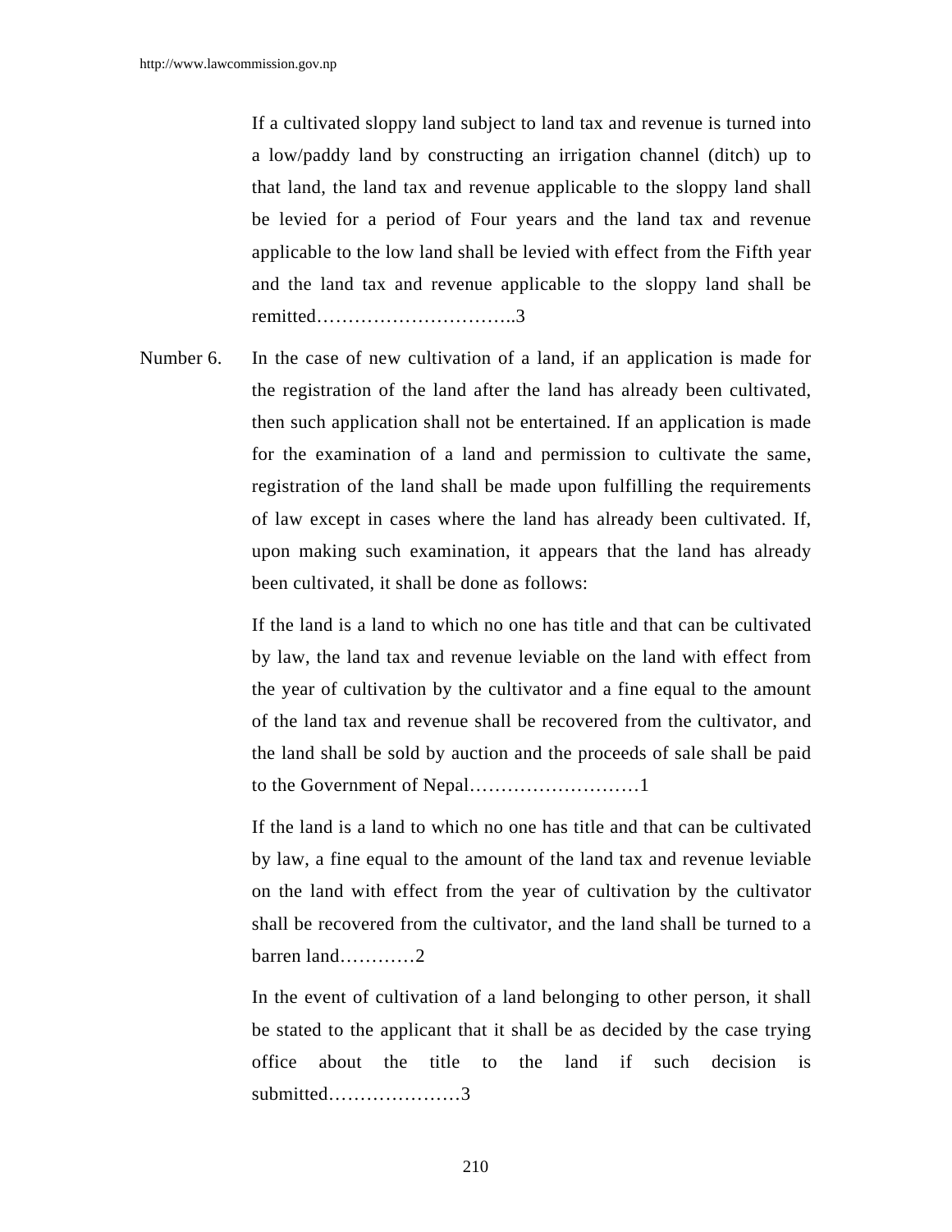If a cultivated sloppy land subject to land tax and revenue is turned into a low/paddy land by constructing an irrigation channel (ditch) up to that land, the land tax and revenue applicable to the sloppy land shall be levied for a period of Four years and the land tax and revenue applicable to the low land shall be levied with effect from the Fifth year and the land tax and revenue applicable to the sloppy land shall be remitted…………………………..3

Number 6. In the case of new cultivation of a land, if an application is made for the registration of the land after the land has already been cultivated, then such application shall not be entertained. If an application is made for the examination of a land and permission to cultivate the same, registration of the land shall be made upon fulfilling the requirements of law except in cases where the land has already been cultivated. If, upon making such examination, it appears that the land has already been cultivated, it shall be done as follows:

If the land is a land to which no one has title and that can be cultivated by law, the land tax and revenue leviable on the land with effect from the year of cultivation by the cultivator and a fine equal to the amount of the land tax and revenue shall be recovered from the cultivator, and the land shall be sold by auction and the proceeds of sale shall be paid to the Government of Nepal………………………1

If the land is a land to which no one has title and that can be cultivated by law, a fine equal to the amount of the land tax and revenue leviable on the land with effect from the year of cultivation by the cultivator shall be recovered from the cultivator, and the land shall be turned to a barren land…………2

In the event of cultivation of a land belonging to other person, it shall be stated to the applicant that it shall be as decided by the case trying office about the title to the land if such decision is submitted…………………3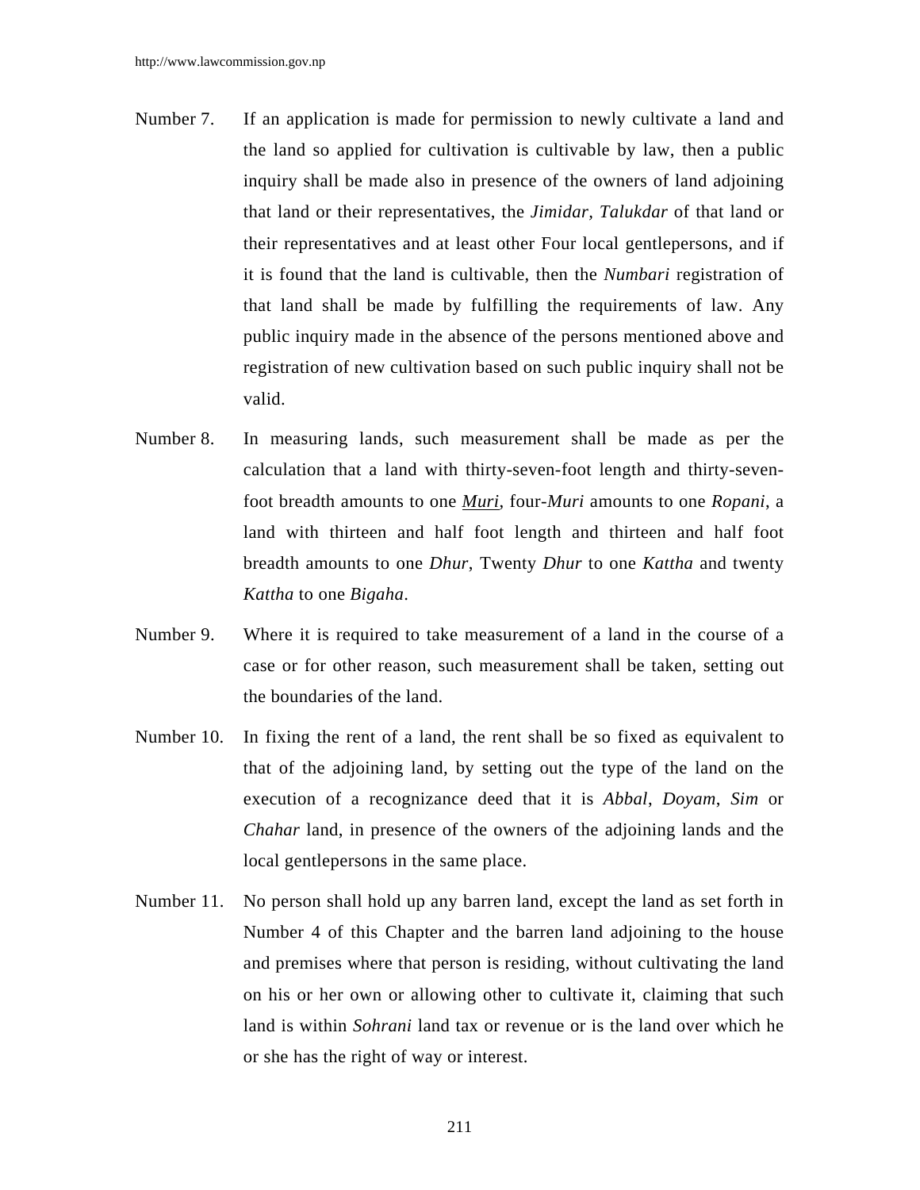Number 7. If an application is made for permission to newly cultivate a land and the land so applied for cultivation is cultivable by law, then a public inquiry shall be made also in presence of the owners of land adjoining that land or their representatives, the *Jimidar*, *Talukdar* of that land or their representatives and at least other Four local gentlepersons, and if it is found that the land is cultivable, then the *Numbari* registration of that land shall be made by fulfilling the requirements of law. Any public inquiry made in the absence of the persons mentioned above and registration of new cultivation based on such public inquiry shall not be valid.

Number 8. In measuring lands, such measurement shall be made as per the calculation that a land with thirty-seven-foot length and thirty-seven-foot breadth amounts to one *Muri*, four-*Muri* amounts to one *Ropani*, a land with thirteen and half foot length and thirteen and half foot breadth amounts to one *Dhur*, Twenty *Dhur* to one *Kattha* and twenty *Kattha* to one *Bigaha*.

Number 9. Where it is required to take measurement of a land in the course of a case or for other reason, such measurement shall be taken, setting out the boundaries of the land.

Number 10. In fixing the rent of a land, the rent shall be so fixed as equivalent to that of the adjoining land, by setting out the type of the land on the execution of a recognizance deed that it is *Abbal*, *Doyam*, *Sim* or *Chahar* land, in presence of the owners of the adjoining lands and the local gentlepersons in the same place.

Number 11. No person shall hold up any barren land, except the land as set forth in Number 4 of this Chapter and the barren land adjoining to the house and premises where that person is residing, without cultivating the land on his or her own or allowing other to cultivate it, claiming that such land is within *Sohrani* land tax or revenue or is the land over which he or she has the right of way or interest.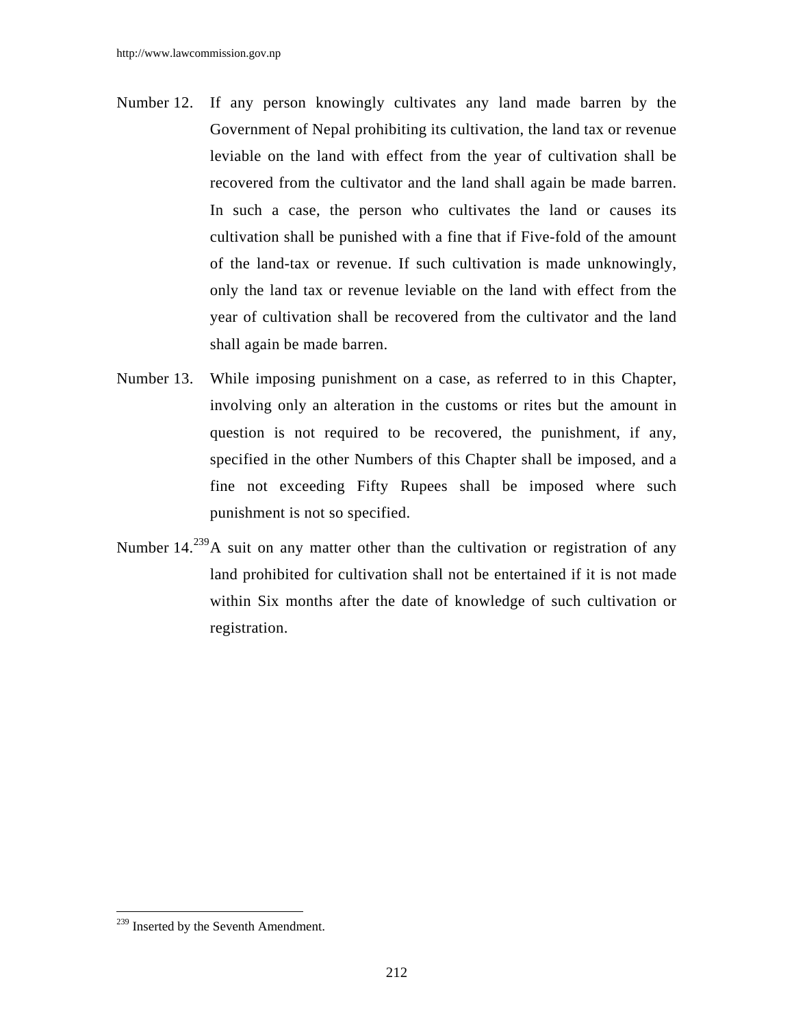Number 12. If any person knowingly cultivates any land made barren by the Government of Nepal prohibiting its cultivation, the land tax or revenue leviable on the land with effect from the year of cultivation shall be recovered from the cultivator and the land shall again be made barren. In such a case, the person who cultivates the land or causes its cultivation shall be punished with a fine that if Five-fold of the amount of the land-tax or revenue. If such cultivation is made unknowingly, only the land tax or revenue leviable on the land with effect from the year of cultivation shall be recovered from the cultivator and the land shall again be made barren.

Number 13. While imposing punishment on a case, as referred to in this Chapter, involving only an alteration in the customs or rites but the amount in question is not required to be recovered, the punishment, if any, specified in the other Numbers of this Chapter shall be imposed, and a fine not exceeding Fifty Rupees shall be imposed where such punishment is not so specified.

Number 14.[239] A suit on any matter other than the cultivation or registration of any land prohibited for cultivation shall not be entertained if it is not made within Six months after the date of knowledge of such cultivation or registration.

---

[239] Inserted by the Seventh Amendment.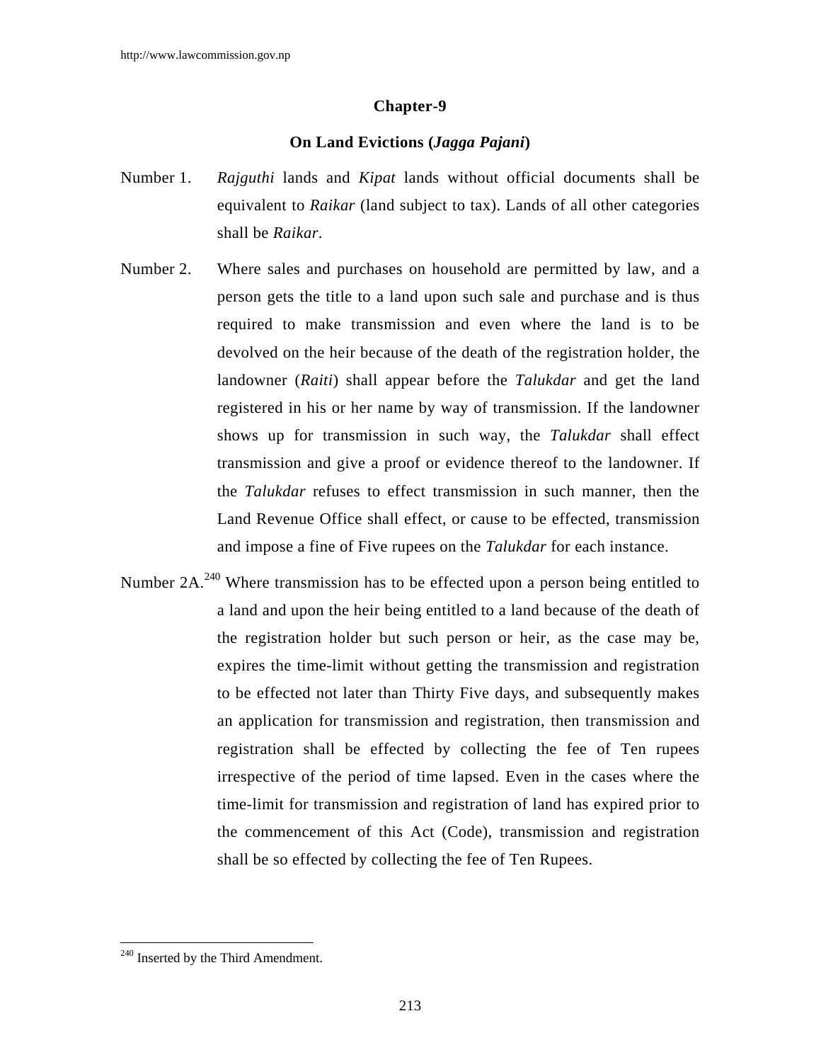## Chapter-9

### On Land Evictions (*Jagga Pajani*)

Number 1. *Rajguthi* lands and *Kipat* lands without official documents shall be equivalent to *Raikar* (land subject to tax). Lands of all other categories shall be *Raikar*.

Number 2. Where sales and purchases on household are permitted by law, and a person gets the title to a land upon such sale and purchase and is thus required to make transmission and even where the land is to be devolved on the heir because of the death of the registration holder, the landowner (*Raiti*) shall appear before the *Talukdar* and get the land registered in his or her name by way of transmission. If the landowner shows up for transmission in such way, the *Talukdar* shall effect transmission and give a proof or evidence thereof to the landowner. If the *Talukdar* refuses to effect transmission in such manner, then the Land Revenue Office shall effect, or cause to be effected, transmission and impose a fine of Five rupees on the *Talukdar* for each instance.

Number 2A.[240] Where transmission has to be effected upon a person being entitled to a land and upon the heir being entitled to a land because of the death of the registration holder but such person or heir, as the case may be, expires the time-limit without getting the transmission and registration to be effected not later than Thirty Five days, and subsequently makes an application for transmission and registration, then transmission and registration shall be effected by collecting the fee of Ten rupees irrespective of the period of time lapsed. Even in the cases where the time-limit for transmission and registration of land has expired prior to the commencement of this Act (Code), transmission and registration shall be so effected by collecting the fee of Ten Rupees.

---

[240] Inserted by the Third Amendment.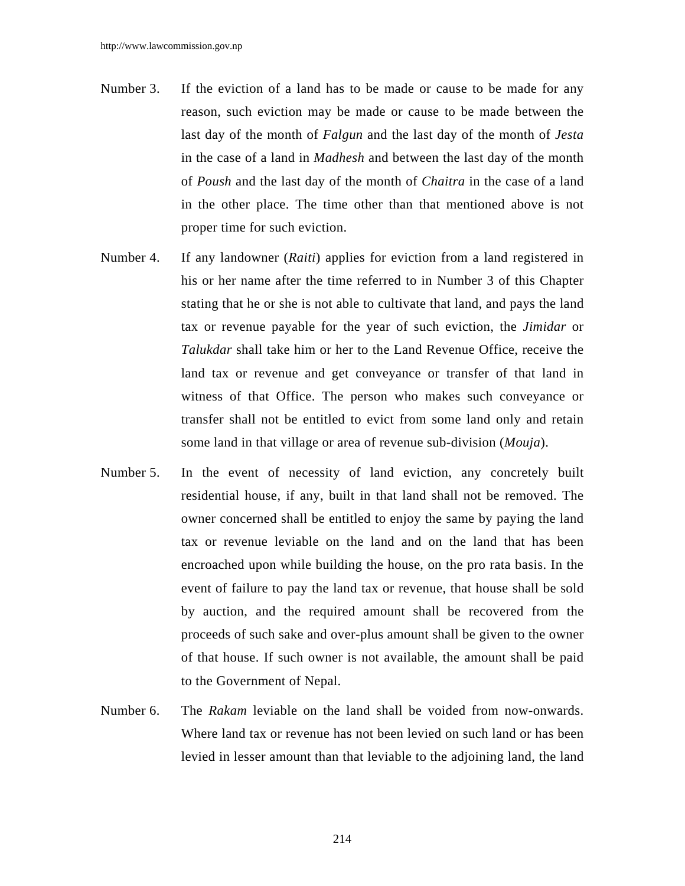Number 3. If the eviction of a land has to be made or cause to be made for any reason, such eviction may be made or cause to be made between the last day of the month of *Falgun* and the last day of the month of *Jesta* in the case of a land in *Madhesh* and between the last day of the month of *Poush* and the last day of the month of *Chaitra* in the case of a land in the other place. The time other than that mentioned above is not proper time for such eviction.

Number 4. If any landowner (*Raiti*) applies for eviction from a land registered in his or her name after the time referred to in Number 3 of this Chapter stating that he or she is not able to cultivate that land, and pays the land tax or revenue payable for the year of such eviction, the *Jimidar* or *Talukdar* shall take him or her to the Land Revenue Office, receive the land tax or revenue and get conveyance or transfer of that land in witness of that Office. The person who makes such conveyance or transfer shall not be entitled to evict from some land only and retain some land in that village or area of revenue sub-division (*Mouja*).

Number 5. In the event of necessity of land eviction, any concretely built residential house, if any, built in that land shall not be removed. The owner concerned shall be entitled to enjoy the same by paying the land tax or revenue leviable on the land and on the land that has been encroached upon while building the house, on the pro rata basis. In the event of failure to pay the land tax or revenue, that house shall be sold by auction, and the required amount shall be recovered from the proceeds of such sake and over-plus amount shall be given to the owner of that house. If such owner is not available, the amount shall be paid to the Government of Nepal.

Number 6. The *Rakam* leviable on the land shall be voided from now-onwards. Where land tax or revenue has not been levied on such land or has been levied in lesser amount than that leviable to the adjoining land, the land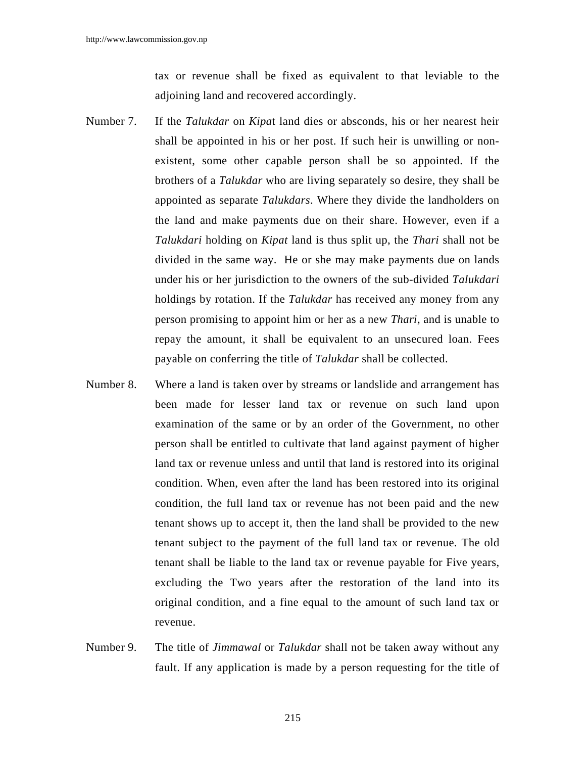tax or revenue shall be fixed as equivalent to that leviable to the adjoining land and recovered accordingly.

Number 7. If the *Talukdar* on *Kipa*t land dies or absconds, his or her nearest heir shall be appointed in his or her post. If such heir is unwilling or non-existent, some other capable person shall be so appointed. If the brothers of a *Talukdar* who are living separately so desire, they shall be appointed as separate *Talukdars*. Where they divide the landholders on the land and make payments due on their share. However, even if a *Talukdari* holding on *Kipat* land is thus split up, the *Thari* shall not be divided in the same way. He or she may make payments due on lands under his or her jurisdiction to the owners of the sub-divided *Talukdari* holdings by rotation. If the *Talukdar* has received any money from any person promising to appoint him or her as a new *Thari*, and is unable to repay the amount, it shall be equivalent to an unsecured loan. Fees payable on conferring the title of *Talukdar* shall be collected.

Number 8. Where a land is taken over by streams or landslide and arrangement has been made for lesser land tax or revenue on such land upon examination of the same or by an order of the Government, no other person shall be entitled to cultivate that land against payment of higher land tax or revenue unless and until that land is restored into its original condition. When, even after the land has been restored into its original condition, the full land tax or revenue has not been paid and the new tenant shows up to accept it, then the land shall be provided to the new tenant subject to the payment of the full land tax or revenue. The old tenant shall be liable to the land tax or revenue payable for Five years, excluding the Two years after the restoration of the land into its original condition, and a fine equal to the amount of such land tax or revenue.

Number 9. The title of *Jimmawal* or *Talukdar* shall not be taken away without any fault. If any application is made by a person requesting for the title of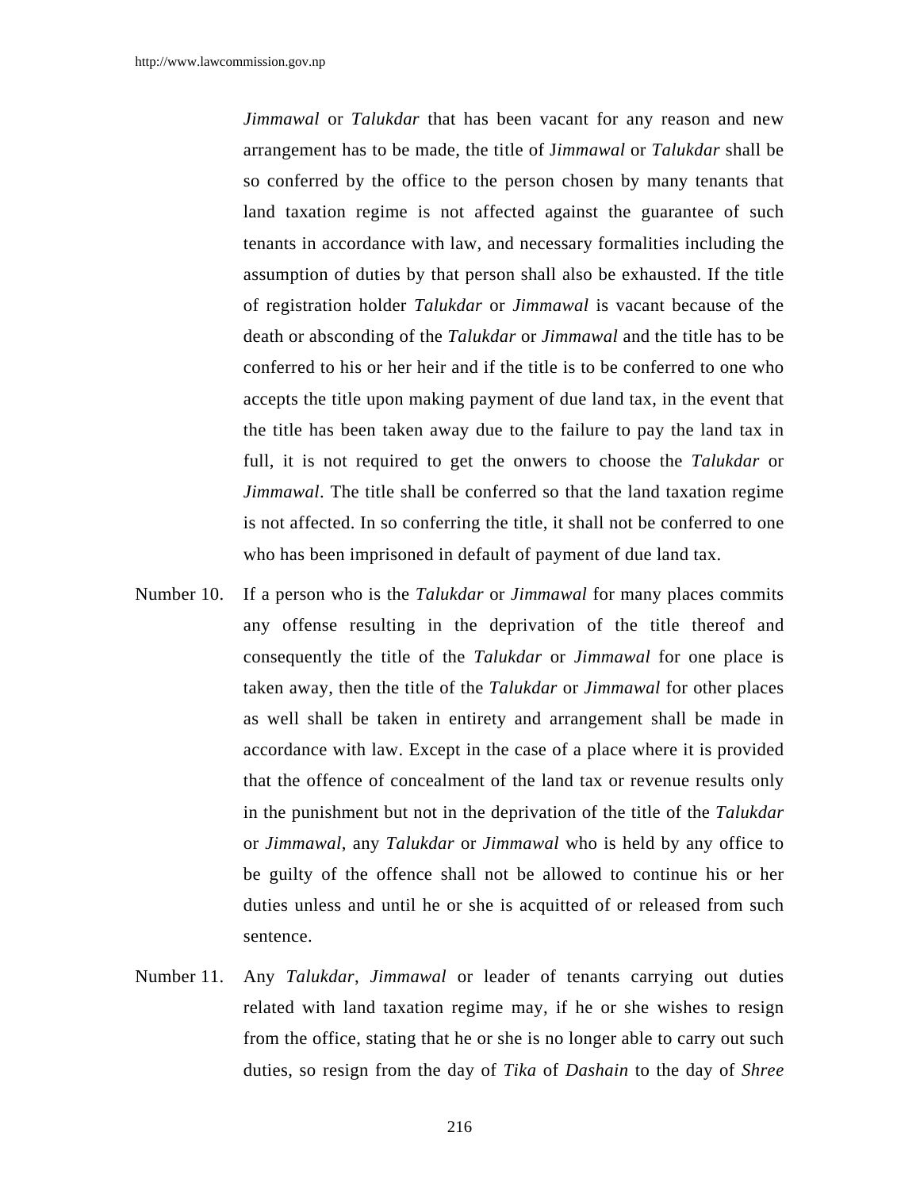*Jimmawal* or *Talukdar* that has been vacant for any reason and new arrangement has to be made, the title of J*immawal* or *Talukdar* shall be so conferred by the office to the person chosen by many tenants that land taxation regime is not affected against the guarantee of such tenants in accordance with law, and necessary formalities including the assumption of duties by that person shall also be exhausted. If the title of registration holder *Talukdar* or *Jimmawal* is vacant because of the death or absconding of the *Talukdar* or *Jimmawal* and the title has to be conferred to his or her heir and if the title is to be conferred to one who accepts the title upon making payment of due land tax, in the event that the title has been taken away due to the failure to pay the land tax in full, it is not required to get the onwers to choose the *Talukdar* or *Jimmawal*. The title shall be conferred so that the land taxation regime is not affected. In so conferring the title, it shall not be conferred to one who has been imprisoned in default of payment of due land tax.

Number 10. If a person who is the *Talukdar* or *Jimmawal* for many places commits any offense resulting in the deprivation of the title thereof and consequently the title of the *Talukdar* or *Jimmawal* for one place is taken away, then the title of the *Talukdar* or *Jimmawal* for other places as well shall be taken in entirety and arrangement shall be made in accordance with law. Except in the case of a place where it is provided that the offence of concealment of the land tax or revenue results only in the punishment but not in the deprivation of the title of the *Talukdar* or *Jimmawal*, any *Talukdar* or *Jimmawal* who is held by any office to be guilty of the offence shall not be allowed to continue his or her duties unless and until he or she is acquitted of or released from such sentence.

Number 11. Any *Talukdar*, *Jimmawal* or leader of tenants carrying out duties related with land taxation regime may, if he or she wishes to resign from the office, stating that he or she is no longer able to carry out such duties, so resign from the day of *Tika* of *Dashain* to the day of *Shree*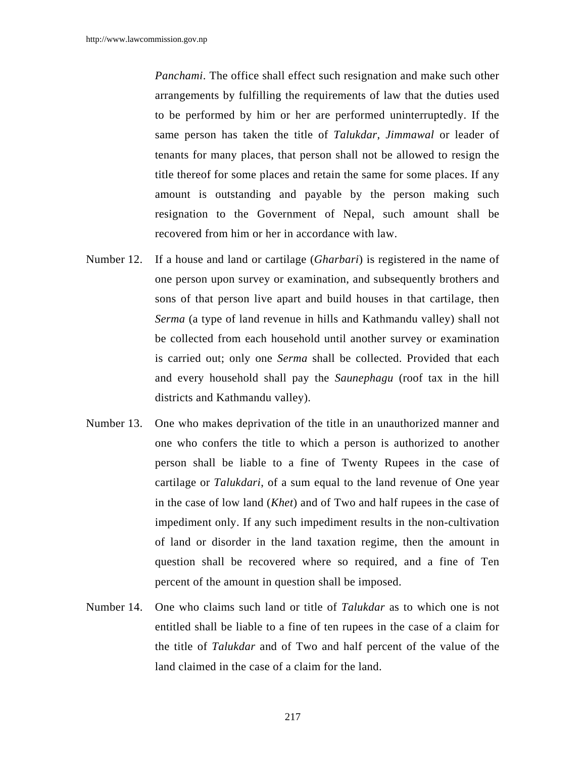*Panchami*. The office shall effect such resignation and make such other arrangements by fulfilling the requirements of law that the duties used to be performed by him or her are performed uninterruptedly. If the same person has taken the title of *Talukdar*, *Jimmawal* or leader of tenants for many places, that person shall not be allowed to resign the title thereof for some places and retain the same for some places. If any amount is outstanding and payable by the person making such resignation to the Government of Nepal, such amount shall be recovered from him or her in accordance with law.

Number 12. If a house and land or cartilage (*Gharbari*) is registered in the name of one person upon survey or examination, and subsequently brothers and sons of that person live apart and build houses in that cartilage, then *Serma* (a type of land revenue in hills and Kathmandu valley) shall not be collected from each household until another survey or examination is carried out; only one *Serma* shall be collected. Provided that each and every household shall pay the *Saunephagu* (roof tax in the hill districts and Kathmandu valley).

Number 13. One who makes deprivation of the title in an unauthorized manner and one who confers the title to which a person is authorized to another person shall be liable to a fine of Twenty Rupees in the case of cartilage or *Talukdari*, of a sum equal to the land revenue of One year in the case of low land (*Khet*) and of Two and half rupees in the case of impediment only. If any such impediment results in the non-cultivation of land or disorder in the land taxation regime, then the amount in question shall be recovered where so required, and a fine of Ten percent of the amount in question shall be imposed.

Number 14. One who claims such land or title of *Talukdar* as to which one is not entitled shall be liable to a fine of ten rupees in the case of a claim for the title of *Talukdar* and of Two and half percent of the value of the land claimed in the case of a claim for the land.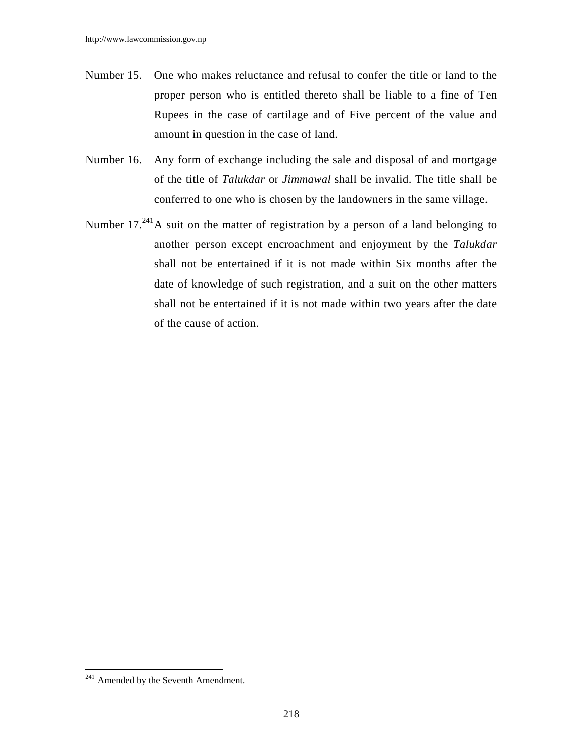Number 15. One who makes reluctance and refusal to confer the title or land to the proper person who is entitled thereto shall be liable to a fine of Ten Rupees in the case of cartilage and of Five percent of the value and amount in question in the case of land.

Number 16. Any form of exchange including the sale and disposal of and mortgage of the title of *Talukdar* or *Jimmawal* shall be invalid. The title shall be conferred to one who is chosen by the landowners in the same village.

Number 17.[241] A suit on the matter of registration by a person of a land belonging to another person except encroachment and enjoyment by the *Talukdar* shall not be entertained if it is not made within Six months after the date of knowledge of such registration, and a suit on the other matters shall not be entertained if it is not made within two years after the date of the cause of action.

---

[241] Amended by the Seventh Amendment.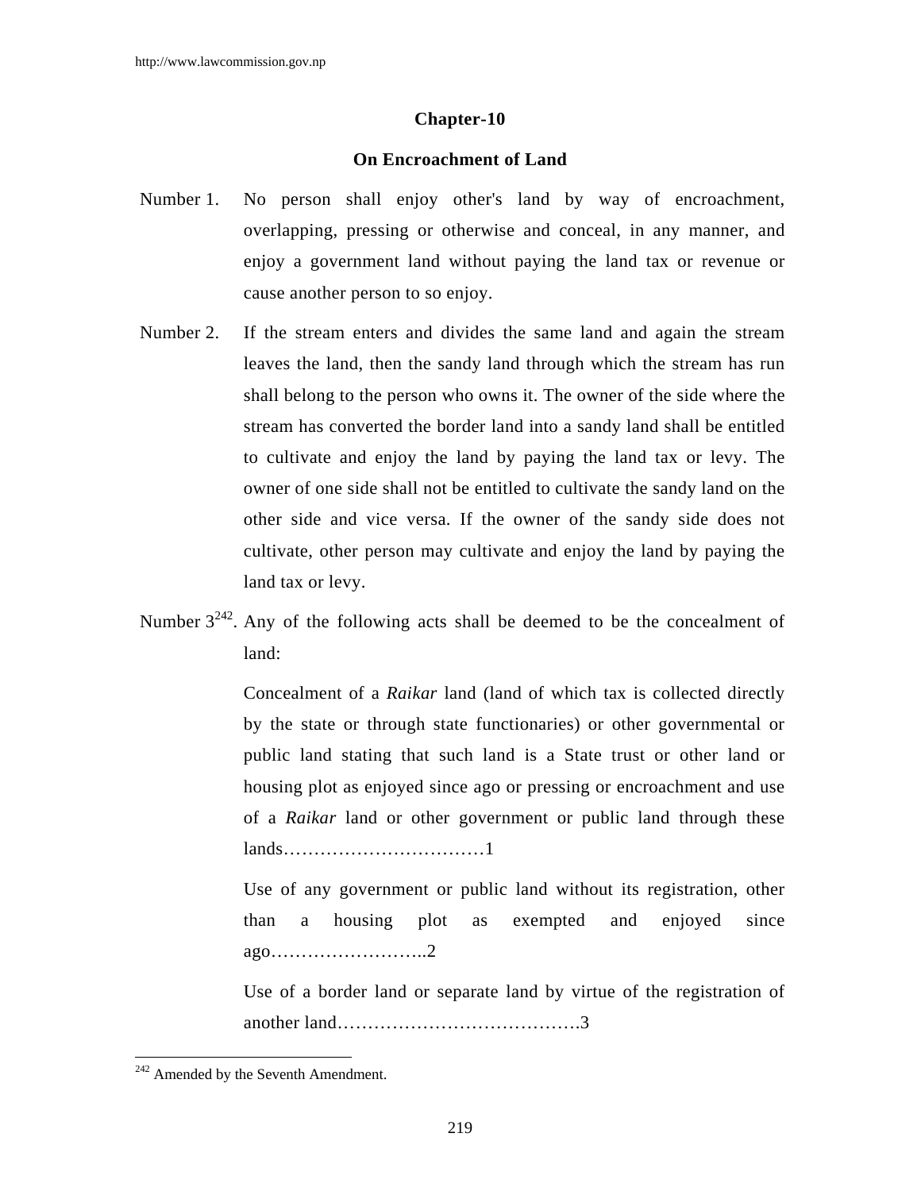## Chapter-10

## On Encroachment of Land

Number 1. No person shall enjoy other's land by way of encroachment, overlapping, pressing or otherwise and conceal, in any manner, and enjoy a government land without paying the land tax or revenue or cause another person to so enjoy.

Number 2. If the stream enters and divides the same land and again the stream leaves the land, then the sandy land through which the stream has run shall belong to the person who owns it. The owner of the side where the stream has converted the border land into a sandy land shall be entitled to cultivate and enjoy the land by paying the land tax or levy. The owner of one side shall not be entitled to cultivate the sandy land on the other side and vice versa. If the owner of the sandy side does not cultivate, other person may cultivate and enjoy the land by paying the land tax or levy.

Number 3[242]. Any of the following acts shall be deemed to be the concealment of land:

Concealment of a *Raikar* land (land of which tax is collected directly by the state or through state functionaries) or other governmental or public land stating that such land is a State trust or other land or housing plot as enjoyed since ago or pressing or encroachment and use of a *Raikar* land or other government or public land through these lands……………………………1

Use of any government or public land without its registration, other than a housing plot as exempted and enjoyed since ago……………………..2

Use of a border land or separate land by virtue of the registration of another land………………………………….3

---

[242] Amended by the Seventh Amendment.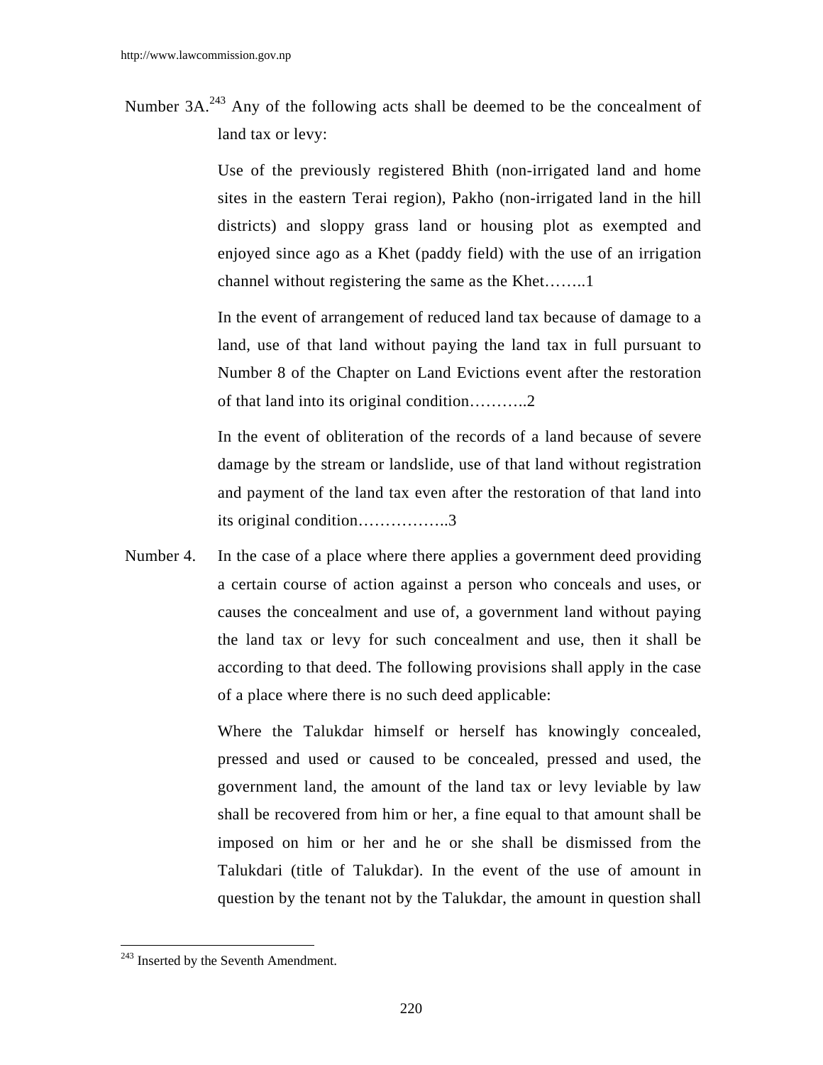Number 3A.[243] Any of the following acts shall be deemed to be the concealment of land tax or levy:

Use of the previously registered Bhith (non-irrigated land and home sites in the eastern Terai region), Pakho (non-irrigated land in the hill districts) and sloppy grass land or housing plot as exempted and enjoyed since ago as a Khet (paddy field) with the use of an irrigation channel without registering the same as the Khet……..1

In the event of arrangement of reduced land tax because of damage to a land, use of that land without paying the land tax in full pursuant to Number 8 of the Chapter on Land Evictions event after the restoration of that land into its original condition………..2

In the event of obliteration of the records of a land because of severe damage by the stream or landslide, use of that land without registration and payment of the land tax even after the restoration of that land into its original condition……………..3

Number 4. In the case of a place where there applies a government deed providing a certain course of action against a person who conceals and uses, or causes the concealment and use of, a government land without paying the land tax or levy for such concealment and use, then it shall be according to that deed. The following provisions shall apply in the case of a place where there is no such deed applicable:

Where the Talukdar himself or herself has knowingly concealed, pressed and used or caused to be concealed, pressed and used, the government land, the amount of the land tax or levy leviable by law shall be recovered from him or her, a fine equal to that amount shall be imposed on him or her and he or she shall be dismissed from the Talukdari (title of Talukdar). In the event of the use of amount in question by the tenant not by the Talukdar, the amount in question shall

[243] Inserted by the Seventh Amendment.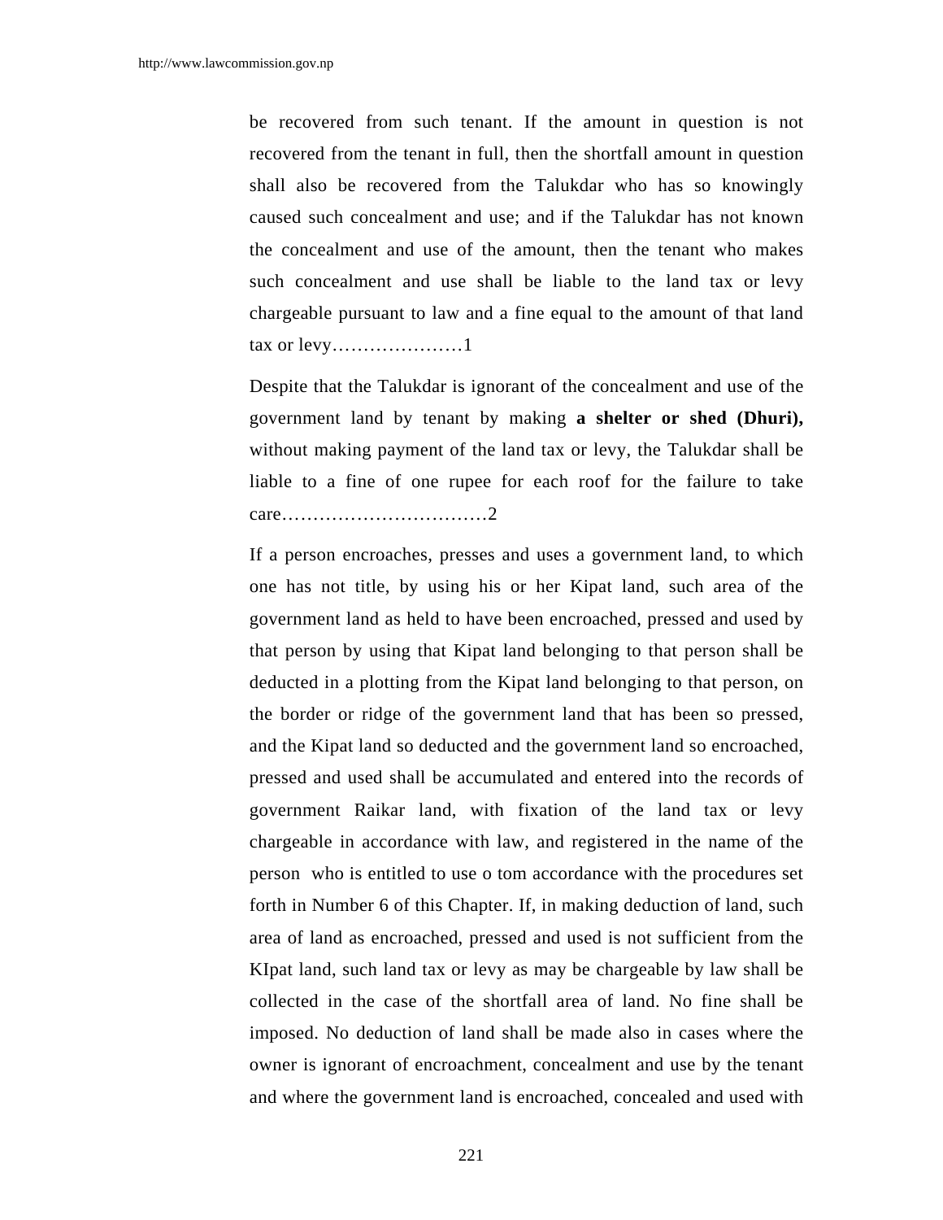be recovered from such tenant. If the amount in question is not recovered from the tenant in full, then the shortfall amount in question shall also be recovered from the Talukdar who has so knowingly caused such concealment and use; and if the Talukdar has not known the concealment and use of the amount, then the tenant who makes such concealment and use shall be liable to the land tax or levy chargeable pursuant to law and a fine equal to the amount of that land tax or levy…………………1

Despite that the Talukdar is ignorant of the concealment and use of the government land by tenant by making **a shelter or shed (Dhuri),** without making payment of the land tax or levy, the Talukdar shall be liable to a fine of one rupee for each roof for the failure to take care……………………………2

If a person encroaches, presses and uses a government land, to which one has not title, by using his or her Kipat land, such area of the government land as held to have been encroached, pressed and used by that person by using that Kipat land belonging to that person shall be deducted in a plotting from the Kipat land belonging to that person, on the border or ridge of the government land that has been so pressed, and the Kipat land so deducted and the government land so encroached, pressed and used shall be accumulated and entered into the records of government Raikar land, with fixation of the land tax or levy chargeable in accordance with law, and registered in the name of the person who is entitled to use o tom accordance with the procedures set forth in Number 6 of this Chapter. If, in making deduction of land, such area of land as encroached, pressed and used is not sufficient from the KIpat land, such land tax or levy as may be chargeable by law shall be collected in the case of the shortfall area of land. No fine shall be imposed. No deduction of land shall be made also in cases where the owner is ignorant of encroachment, concealment and use by the tenant and where the government land is encroached, concealed and used with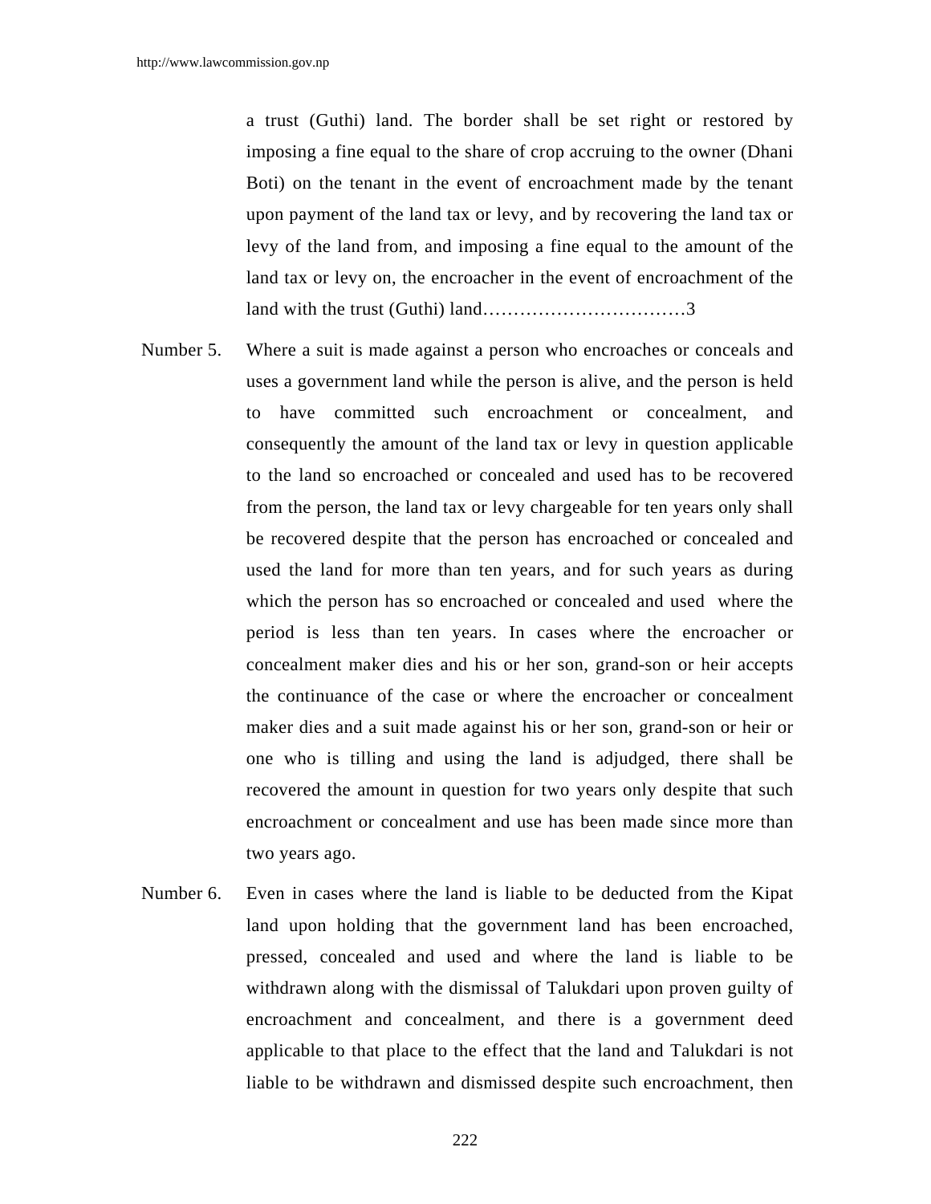a trust (Guthi) land. The border shall be set right or restored by imposing a fine equal to the share of crop accruing to the owner (Dhani Boti) on the tenant in the event of encroachment made by the tenant upon payment of the land tax or levy, and by recovering the land tax or levy of the land from, and imposing a fine equal to the amount of the land tax or levy on, the encroacher in the event of encroachment of the land with the trust (Guthi) land……………………………3

Number 5. Where a suit is made against a person who encroaches or conceals and uses a government land while the person is alive, and the person is held to have committed such encroachment or concealment, and consequently the amount of the land tax or levy in question applicable to the land so encroached or concealed and used has to be recovered from the person, the land tax or levy chargeable for ten years only shall be recovered despite that the person has encroached or concealed and used the land for more than ten years, and for such years as during which the person has so encroached or concealed and used where the period is less than ten years. In cases where the encroacher or concealment maker dies and his or her son, grand-son or heir accepts the continuance of the case or where the encroacher or concealment maker dies and a suit made against his or her son, grand-son or heir or one who is tilling and using the land is adjudged, there shall be recovered the amount in question for two years only despite that such encroachment or concealment and use has been made since more than two years ago.

Number 6. Even in cases where the land is liable to be deducted from the Kipat land upon holding that the government land has been encroached, pressed, concealed and used and where the land is liable to be withdrawn along with the dismissal of Talukdari upon proven guilty of encroachment and concealment, and there is a government deed applicable to that place to the effect that the land and Talukdari is not liable to be withdrawn and dismissed despite such encroachment, then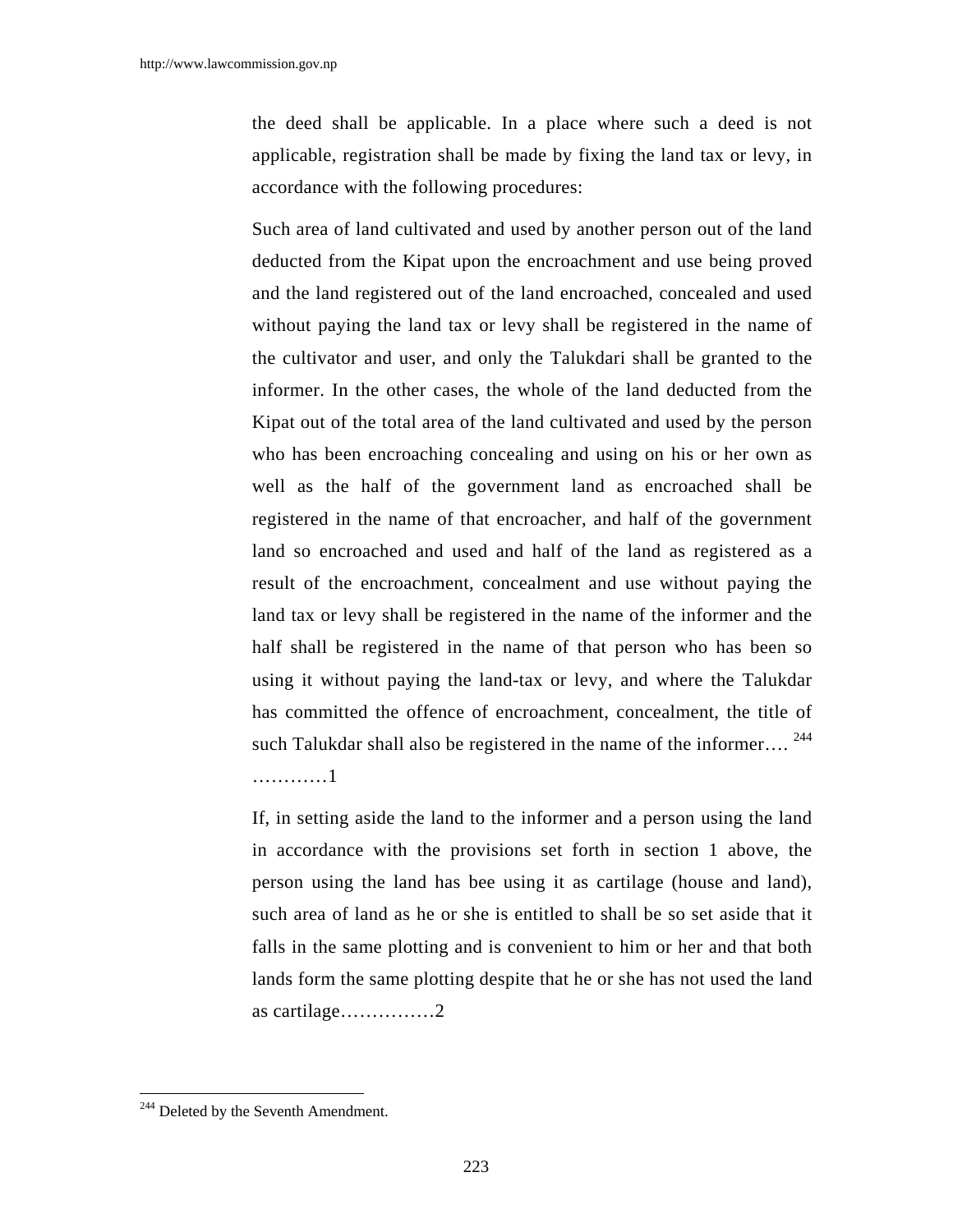the deed shall be applicable. In a place where such a deed is not applicable, registration shall be made by fixing the land tax or levy, in accordance with the following procedures:

Such area of land cultivated and used by another person out of the land deducted from the Kipat upon the encroachment and use being proved and the land registered out of the land encroached, concealed and used without paying the land tax or levy shall be registered in the name of the cultivator and user, and only the Talukdari shall be granted to the informer. In the other cases, the whole of the land deducted from the Kipat out of the total area of the land cultivated and used by the person who has been encroaching concealing and using on his or her own as well as the half of the government land as encroached shall be registered in the name of that encroacher, and half of the government land so encroached and used and half of the land as registered as a result of the encroachment, concealment and use without paying the land tax or levy shall be registered in the name of the informer and the half shall be registered in the name of that person who has been so using it without paying the land-tax or levy, and where the Talukdar has committed the offence of encroachment, concealment, the title of such Talukdar shall also be registered in the name of the informer…. [244] …………1

If, in setting aside the land to the informer and a person using the land in accordance with the provisions set forth in section 1 above, the person using the land has bee using it as cartilage (house and land), such area of land as he or she is entitled to shall be so set aside that it falls in the same plotting and is convenient to him or her and that both lands form the same plotting despite that he or she has not used the land as cartilage……………2

---

[244] Deleted by the Seventh Amendment.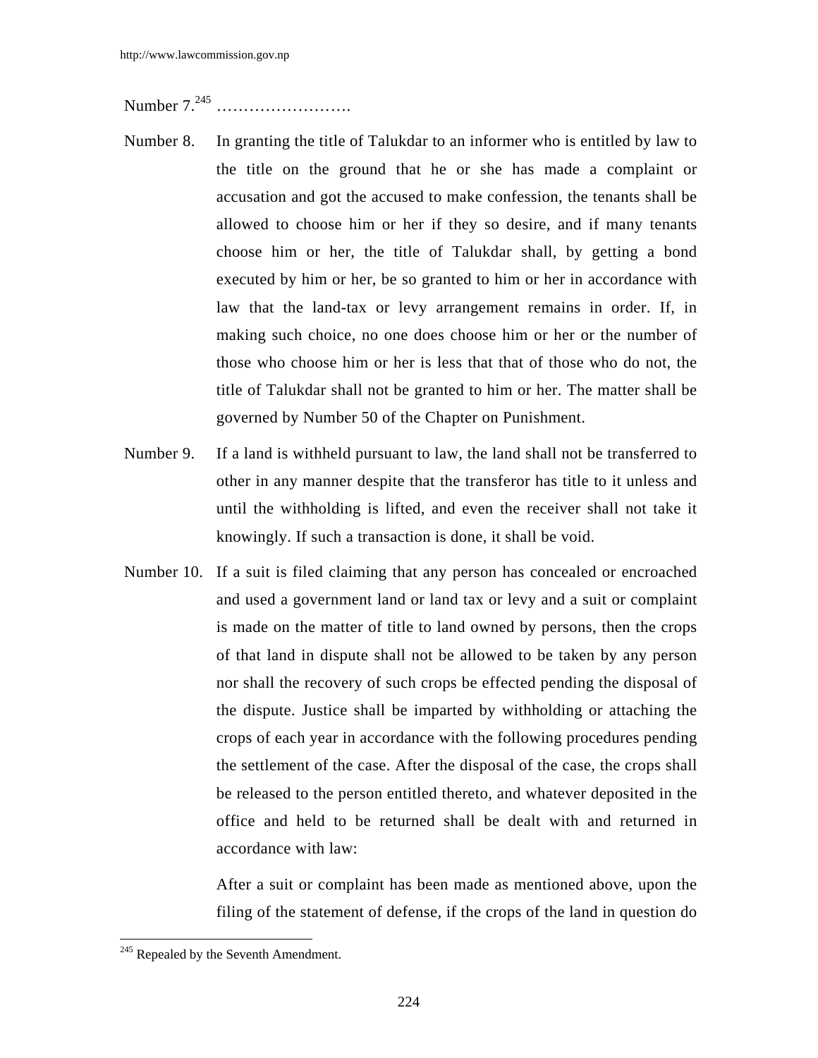Number 7.[245] …………………….

Number 8. In granting the title of Talukdar to an informer who is entitled by law to the title on the ground that he or she has made a complaint or accusation and got the accused to make confession, the tenants shall be allowed to choose him or her if they so desire, and if many tenants choose him or her, the title of Talukdar shall, by getting a bond executed by him or her, be so granted to him or her in accordance with law that the land-tax or levy arrangement remains in order. If, in making such choice, no one does choose him or her or the number of those who choose him or her is less that that of those who do not, the title of Talukdar shall not be granted to him or her. The matter shall be governed by Number 50 of the Chapter on Punishment.

Number 9. If a land is withheld pursuant to law, the land shall not be transferred to other in any manner despite that the transferor has title to it unless and until the withholding is lifted, and even the receiver shall not take it knowingly. If such a transaction is done, it shall be void.

Number 10. If a suit is filed claiming that any person has concealed or encroached and used a government land or land tax or levy and a suit or complaint is made on the matter of title to land owned by persons, then the crops of that land in dispute shall not be allowed to be taken by any person nor shall the recovery of such crops be effected pending the disposal of the dispute. Justice shall be imparted by withholding or attaching the crops of each year in accordance with the following procedures pending the settlement of the case. After the disposal of the case, the crops shall be released to the person entitled thereto, and whatever deposited in the office and held to be returned shall be dealt with and returned in accordance with law:

After a suit or complaint has been made as mentioned above, upon the filing of the statement of defense, if the crops of the land in question do

[245] Repealed by the Seventh Amendment.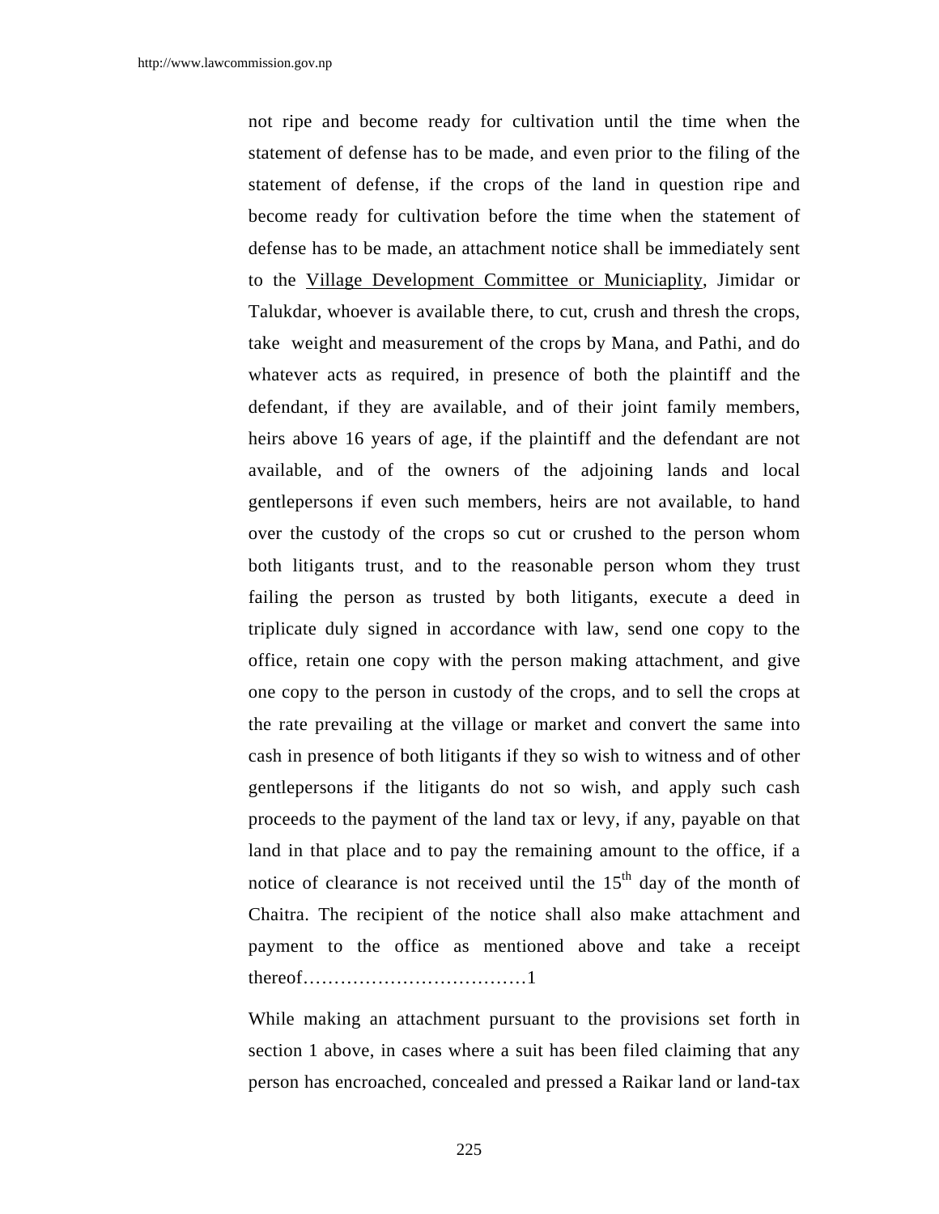not ripe and become ready for cultivation until the time when the statement of defense has to be made, and even prior to the filing of the statement of defense, if the crops of the land in question ripe and become ready for cultivation before the time when the statement of defense has to be made, an attachment notice shall be immediately sent to the Village Development Committee or Municiaplity, Jimidar or Talukdar, whoever is available there, to cut, crush and thresh the crops, take weight and measurement of the crops by Mana, and Pathi, and do whatever acts as required, in presence of both the plaintiff and the defendant, if they are available, and of their joint family members, heirs above 16 years of age, if the plaintiff and the defendant are not available, and of the owners of the adjoining lands and local gentlepersons if even such members, heirs are not available, to hand over the custody of the crops so cut or crushed to the person whom both litigants trust, and to the reasonable person whom they trust failing the person as trusted by both litigants, execute a deed in triplicate duly signed in accordance with law, send one copy to the office, retain one copy with the person making attachment, and give one copy to the person in custody of the crops, and to sell the crops at the rate prevailing at the village or market and convert the same into cash in presence of both litigants if they so wish to witness and of other gentlepersons if the litigants do not so wish, and apply such cash proceeds to the payment of the land tax or levy, if any, payable on that land in that place and to pay the remaining amount to the office, if a notice of clearance is not received until the 15th day of the month of Chaitra. The recipient of the notice shall also make attachment and payment to the office as mentioned above and take a receipt thereof………………………………1

While making an attachment pursuant to the provisions set forth in section 1 above, in cases where a suit has been filed claiming that any person has encroached, concealed and pressed a Raikar land or land-tax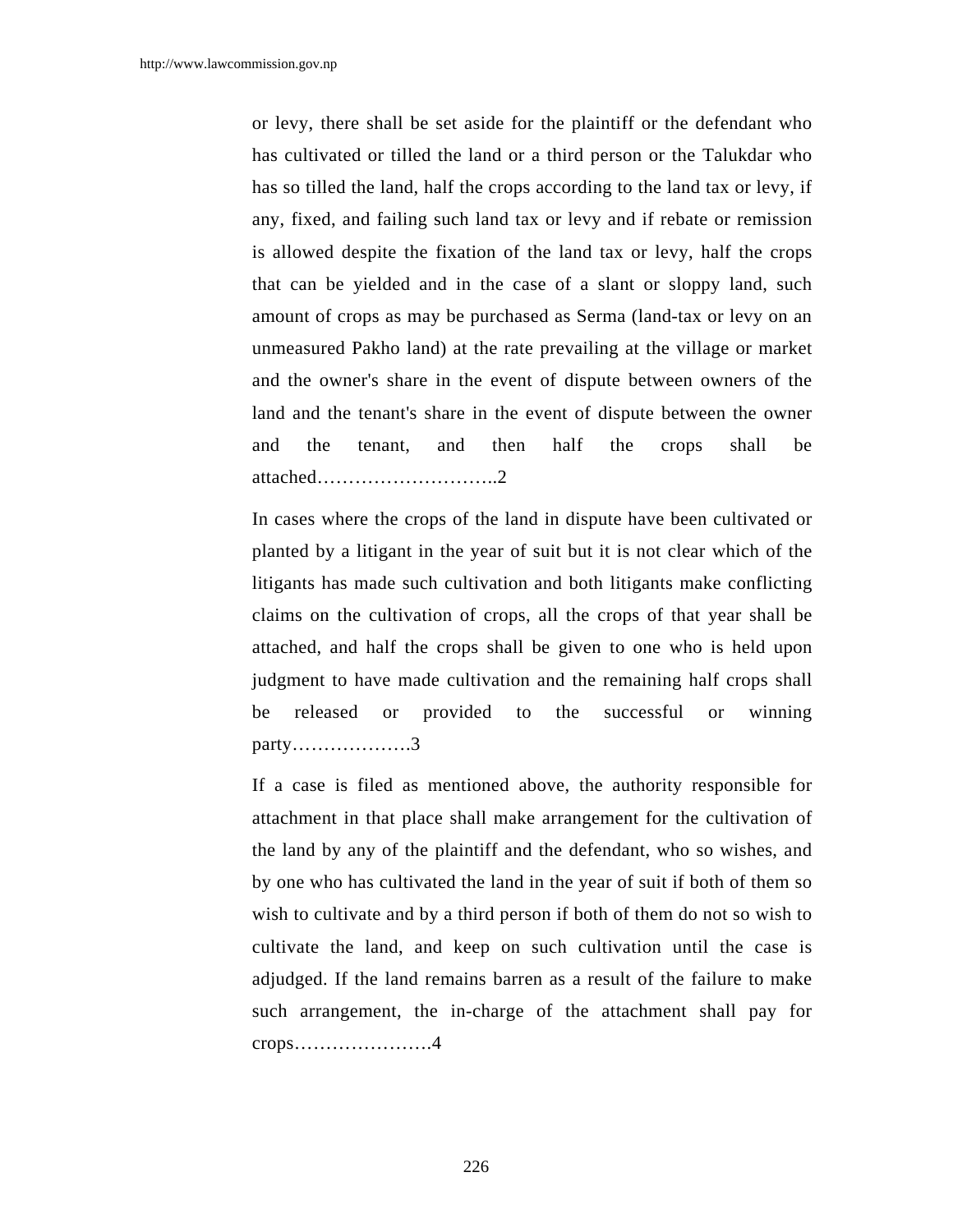or levy, there shall be set aside for the plaintiff or the defendant who has cultivated or tilled the land or a third person or the Talukdar who has so tilled the land, half the crops according to the land tax or levy, if any, fixed, and failing such land tax or levy and if rebate or remission is allowed despite the fixation of the land tax or levy, half the crops that can be yielded and in the case of a slant or sloppy land, such amount of crops as may be purchased as Serma (land-tax or levy on an unmeasured Pakho land) at the rate prevailing at the village or market and the owner's share in the event of dispute between owners of the land and the tenant's share in the event of dispute between the owner and the tenant, and then half the crops shall be attached………………………..2

In cases where the crops of the land in dispute have been cultivated or planted by a litigant in the year of suit but it is not clear which of the litigants has made such cultivation and both litigants make conflicting claims on the cultivation of crops, all the crops of that year shall be attached, and half the crops shall be given to one who is held upon judgment to have made cultivation and the remaining half crops shall be released or provided to the successful or winning party……………….3

If a case is filed as mentioned above, the authority responsible for attachment in that place shall make arrangement for the cultivation of the land by any of the plaintiff and the defendant, who so wishes, and by one who has cultivated the land in the year of suit if both of them so wish to cultivate and by a third person if both of them do not so wish to cultivate the land, and keep on such cultivation until the case is adjudged. If the land remains barren as a result of the failure to make such arrangement, the in-charge of the attachment shall pay for crops………………….4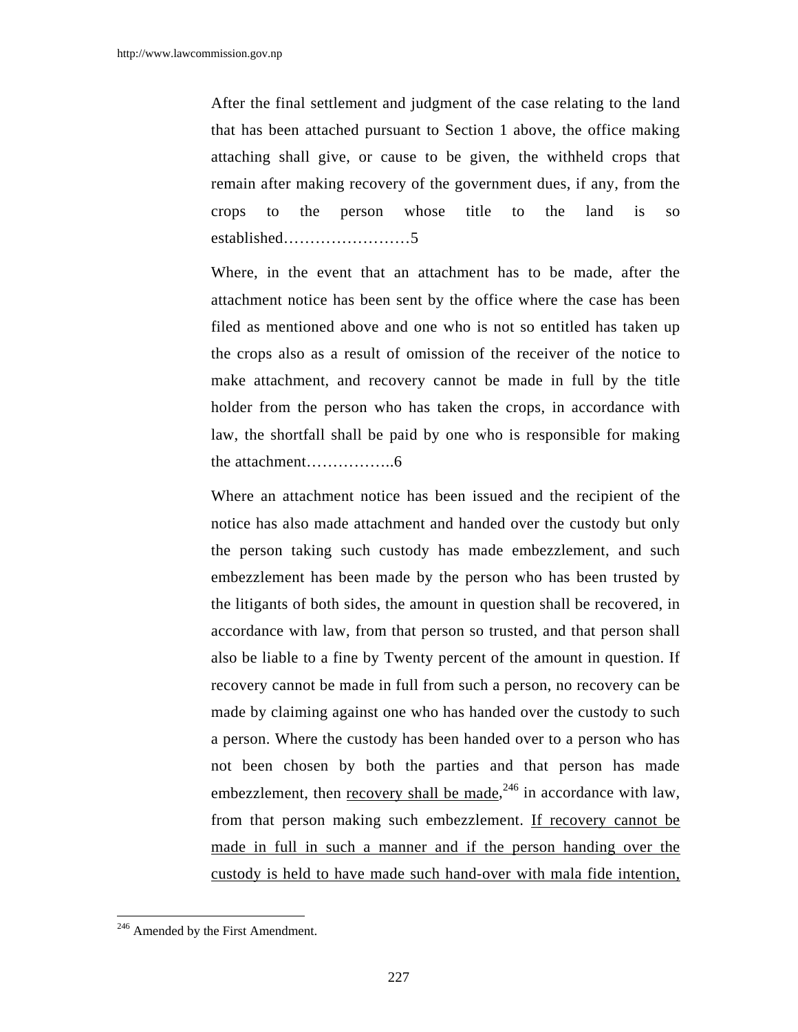After the final settlement and judgment of the case relating to the land that has been attached pursuant to Section 1 above, the office making attaching shall give, or cause to be given, the withheld crops that remain after making recovery of the government dues, if any, from the crops to the person whose title to the land is so established……………………5

Where, in the event that an attachment has to be made, after the attachment notice has been sent by the office where the case has been filed as mentioned above and one who is not so entitled has taken up the crops also as a result of omission of the receiver of the notice to make attachment, and recovery cannot be made in full by the title holder from the person who has taken the crops, in accordance with law, the shortfall shall be paid by one who is responsible for making the attachment……………..6

Where an attachment notice has been issued and the recipient of the notice has also made attachment and handed over the custody but only the person taking such custody has made embezzlement, and such embezzlement has been made by the person who has been trusted by the litigants of both sides, the amount in question shall be recovered, in accordance with law, from that person so trusted, and that person shall also be liable to a fine by Twenty percent of the amount in question. If recovery cannot be made in full from such a person, no recovery can be made by claiming against one who has handed over the custody to such a person. Where the custody has been handed over to a person who has not been chosen by both the parties and that person has made embezzlement, then <u>recovery shall be made</u>,[246] in accordance with law, from that person making such embezzlement. <u>If recovery cannot be made in full in such a manner and if the person handing over the custody is held to have made such hand-over with mala fide intention,</u>

[246] Amended by the First Amendment.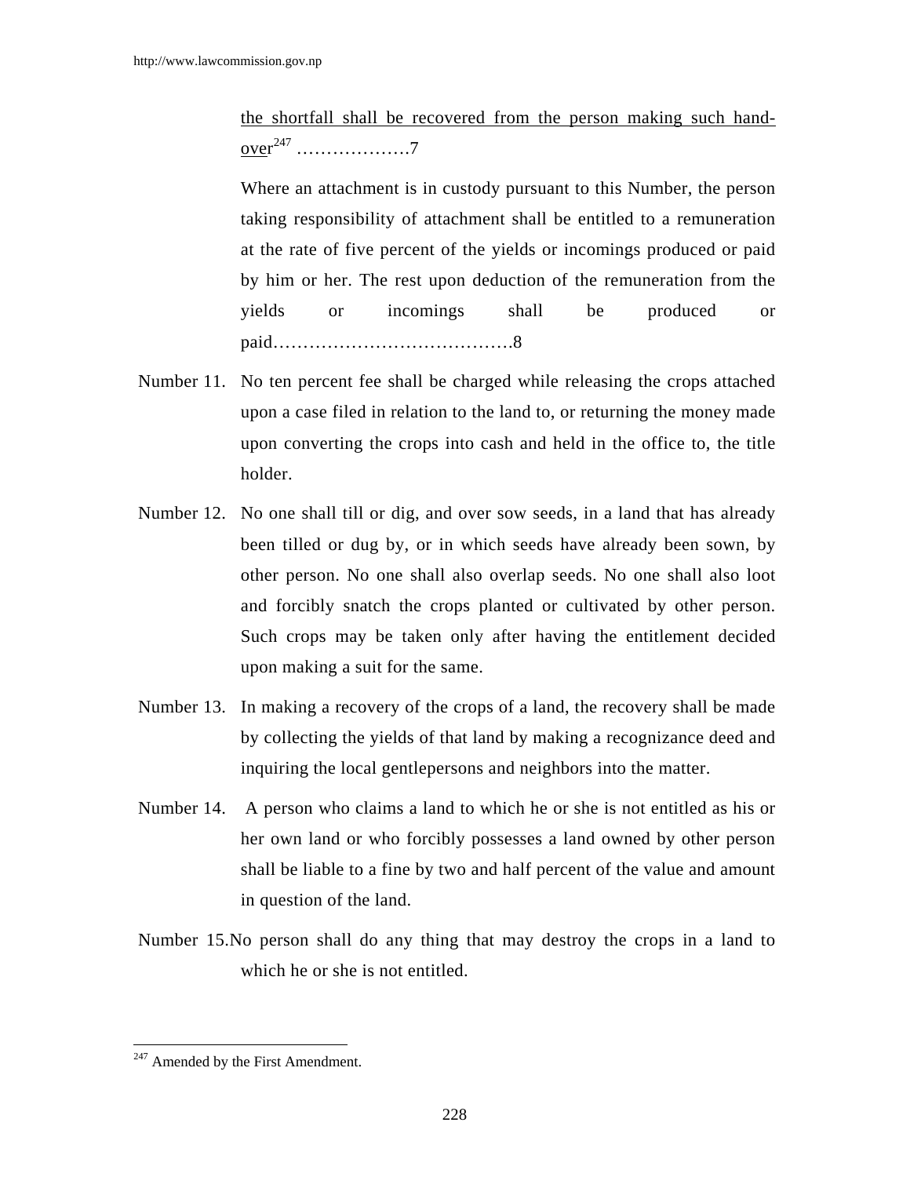the shortfall shall be recovered from the person making such hand-over[247] ………………7

Where an attachment is in custody pursuant to this Number, the person taking responsibility of attachment shall be entitled to a remuneration at the rate of five percent of the yields or incomings produced or paid by him or her. The rest upon deduction of the remuneration from the yields or incomings shall be produced or paid………………………………….8

Number 11. No ten percent fee shall be charged while releasing the crops attached upon a case filed in relation to the land to, or returning the money made upon converting the crops into cash and held in the office to, the title holder.

Number 12. No one shall till or dig, and over sow seeds, in a land that has already been tilled or dug by, or in which seeds have already been sown, by other person. No one shall also overlap seeds. No one shall also loot and forcibly snatch the crops planted or cultivated by other person. Such crops may be taken only after having the entitlement decided upon making a suit for the same.

Number 13. In making a recovery of the crops of a land, the recovery shall be made by collecting the yields of that land by making a recognizance deed and inquiring the local gentlepersons and neighbors into the matter.

Number 14. A person who claims a land to which he or she is not entitled as his or her own land or who forcibly possesses a land owned by other person shall be liable to a fine by two and half percent of the value and amount in question of the land.

Number 15. No person shall do any thing that may destroy the crops in a land to which he or she is not entitled.

---

[247] Amended by the First Amendment.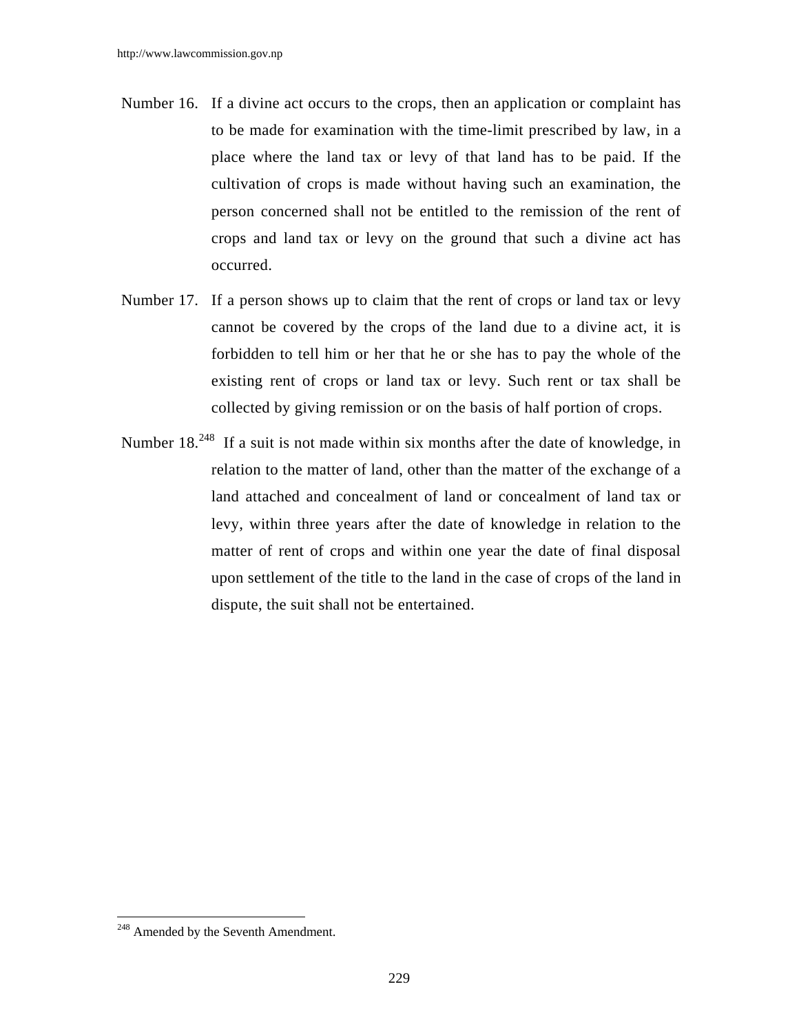Number 16. If a divine act occurs to the crops, then an application or complaint has to be made for examination with the time-limit prescribed by law, in a place where the land tax or levy of that land has to be paid. If the cultivation of crops is made without having such an examination, the person concerned shall not be entitled to the remission of the rent of crops and land tax or levy on the ground that such a divine act has occurred.

Number 17. If a person shows up to claim that the rent of crops or land tax or levy cannot be covered by the crops of the land due to a divine act, it is forbidden to tell him or her that he or she has to pay the whole of the existing rent of crops or land tax or levy. Such rent or tax shall be collected by giving remission or on the basis of half portion of crops.

Number 18.[248] If a suit is not made within six months after the date of knowledge, in relation to the matter of land, other than the matter of the exchange of a land attached and concealment of land or concealment of land tax or levy, within three years after the date of knowledge in relation to the matter of rent of crops and within one year the date of final disposal upon settlement of the title to the land in the case of crops of the land in dispute, the suit shall not be entertained.

---

[248] Amended by the Seventh Amendment.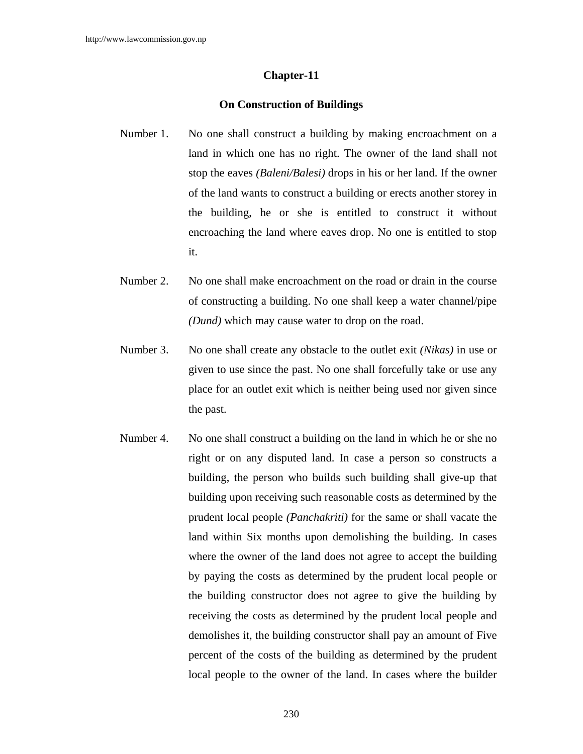## Chapter-11

### On Construction of Buildings

Number 1. No one shall construct a building by making encroachment on a land in which one has no right. The owner of the land shall not stop the eaves *(Baleni/Balesi)* drops in his or her land. If the owner of the land wants to construct a building or erects another storey in the building, he or she is entitled to construct it without encroaching the land where eaves drop. No one is entitled to stop it.

Number 2. No one shall make encroachment on the road or drain in the course of constructing a building. No one shall keep a water channel/pipe *(Dund)* which may cause water to drop on the road.

Number 3. No one shall create any obstacle to the outlet exit *(Nikas)* in use or given to use since the past. No one shall forcefully take or use any place for an outlet exit which is neither being used nor given since the past.

Number 4. No one shall construct a building on the land in which he or she no right or on any disputed land. In case a person so constructs a building, the person who builds such building shall give-up that building upon receiving such reasonable costs as determined by the prudent local people *(Panchakriti)* for the same or shall vacate the land within Six months upon demolishing the building. In cases where the owner of the land does not agree to accept the building by paying the costs as determined by the prudent local people or the building constructor does not agree to give the building by receiving the costs as determined by the prudent local people and demolishes it, the building constructor shall pay an amount of Five percent of the costs of the building as determined by the prudent local people to the owner of the land. In cases where the builder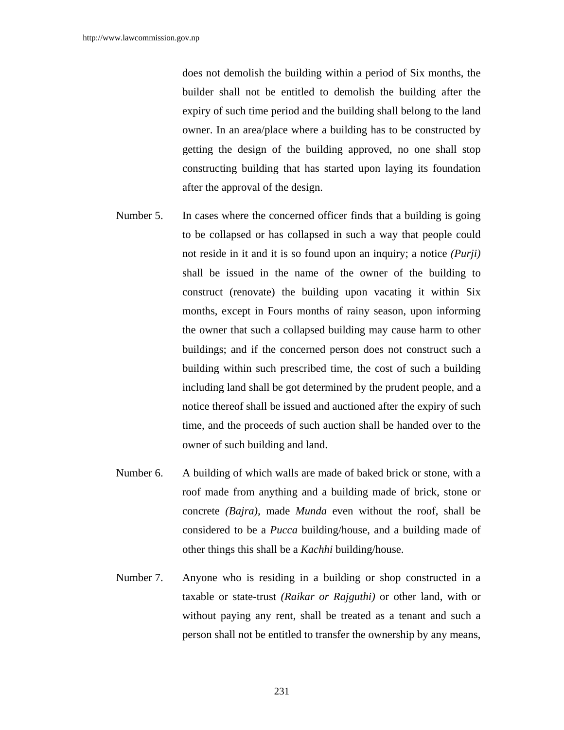does not demolish the building within a period of Six months, the builder shall not be entitled to demolish the building after the expiry of such time period and the building shall belong to the land owner. In an area/place where a building has to be constructed by getting the design of the building approved, no one shall stop constructing building that has started upon laying its foundation after the approval of the design.

Number 5. In cases where the concerned officer finds that a building is going to be collapsed or has collapsed in such a way that people could not reside in it and it is so found upon an inquiry; a notice *(Purji)* shall be issued in the name of the owner of the building to construct (renovate) the building upon vacating it within Six months, except in Fours months of rainy season, upon informing the owner that such a collapsed building may cause harm to other buildings; and if the concerned person does not construct such a building within such prescribed time, the cost of such a building including land shall be got determined by the prudent people, and a notice thereof shall be issued and auctioned after the expiry of such time, and the proceeds of such auction shall be handed over to the owner of such building and land.

Number 6. A building of which walls are made of baked brick or stone, with a roof made from anything and a building made of brick, stone or concrete *(Bajra)*, made *Munda* even without the roof, shall be considered to be a *Pucca* building/house, and a building made of other things this shall be a *Kachhi* building/house.

Number 7. Anyone who is residing in a building or shop constructed in a taxable or state-trust *(Raikar or Rajguthi)* or other land, with or without paying any rent, shall be treated as a tenant and such a person shall not be entitled to transfer the ownership by any means,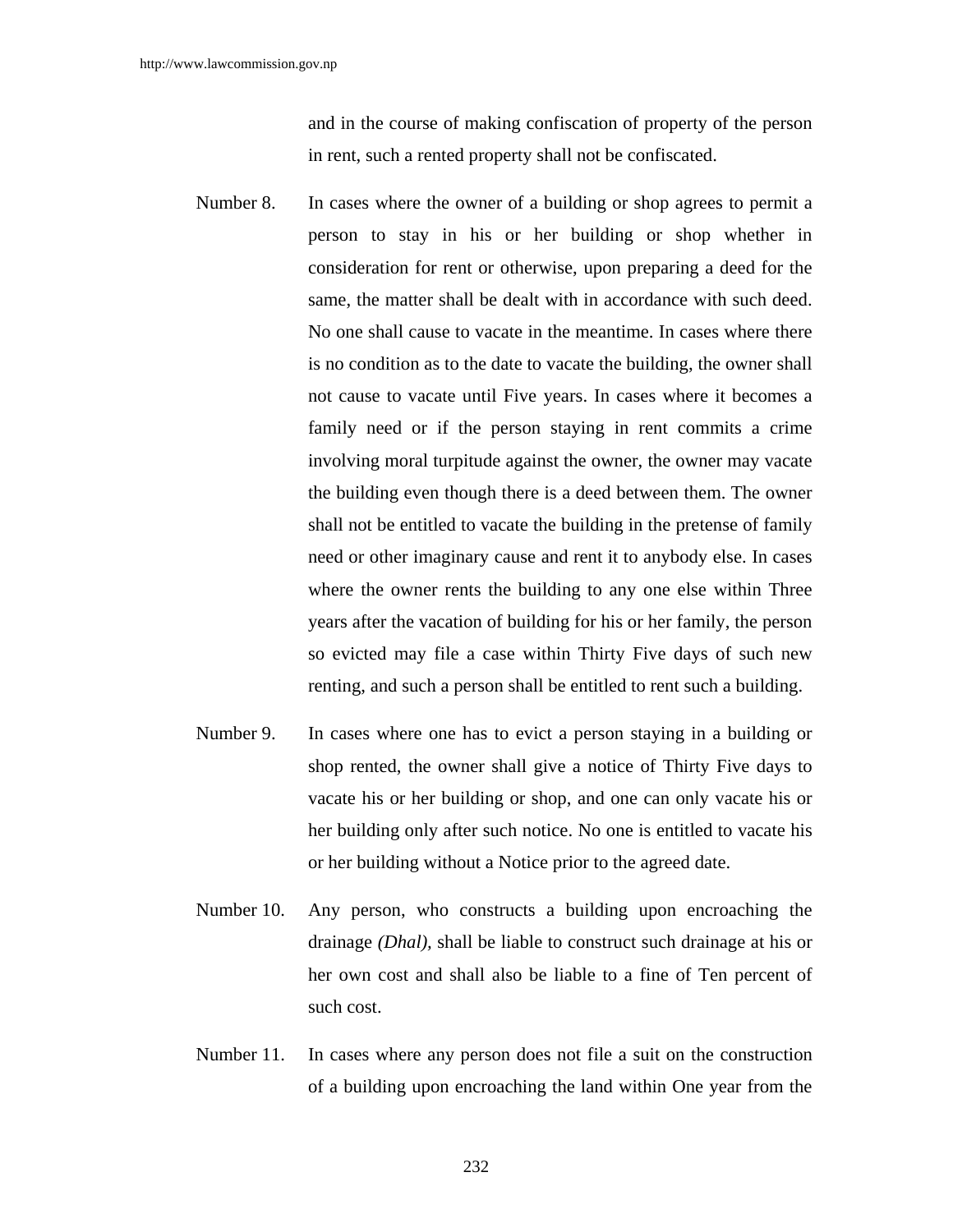and in the course of making confiscation of property of the person in rent, such a rented property shall not be confiscated.

Number 8. In cases where the owner of a building or shop agrees to permit a person to stay in his or her building or shop whether in consideration for rent or otherwise, upon preparing a deed for the same, the matter shall be dealt with in accordance with such deed. No one shall cause to vacate in the meantime. In cases where there is no condition as to the date to vacate the building, the owner shall not cause to vacate until Five years. In cases where it becomes a family need or if the person staying in rent commits a crime involving moral turpitude against the owner, the owner may vacate the building even though there is a deed between them. The owner shall not be entitled to vacate the building in the pretense of family need or other imaginary cause and rent it to anybody else. In cases where the owner rents the building to any one else within Three years after the vacation of building for his or her family, the person so evicted may file a case within Thirty Five days of such new renting, and such a person shall be entitled to rent such a building.

Number 9. In cases where one has to evict a person staying in a building or shop rented, the owner shall give a notice of Thirty Five days to vacate his or her building or shop, and one can only vacate his or her building only after such notice. No one is entitled to vacate his or her building without a Notice prior to the agreed date.

Number 10. Any person, who constructs a building upon encroaching the drainage *(Dhal),* shall be liable to construct such drainage at his or her own cost and shall also be liable to a fine of Ten percent of such cost.

Number 11. In cases where any person does not file a suit on the construction of a building upon encroaching the land within One year from the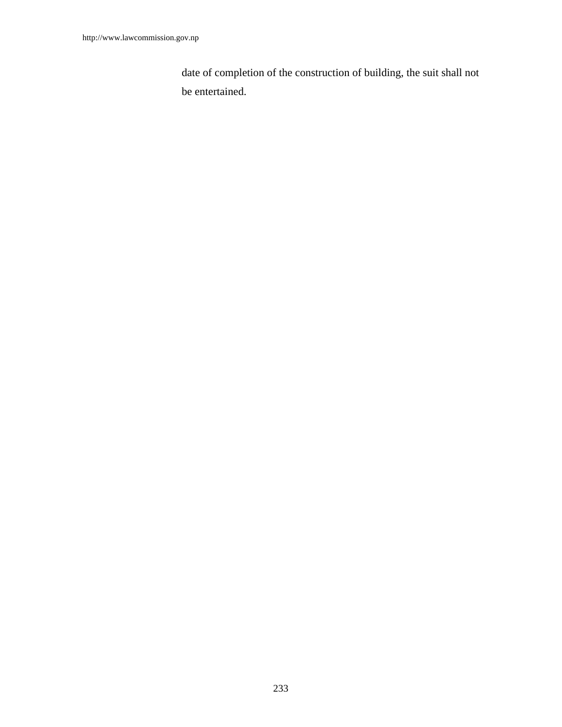date of completion of the construction of building, the suit shall not be entertained.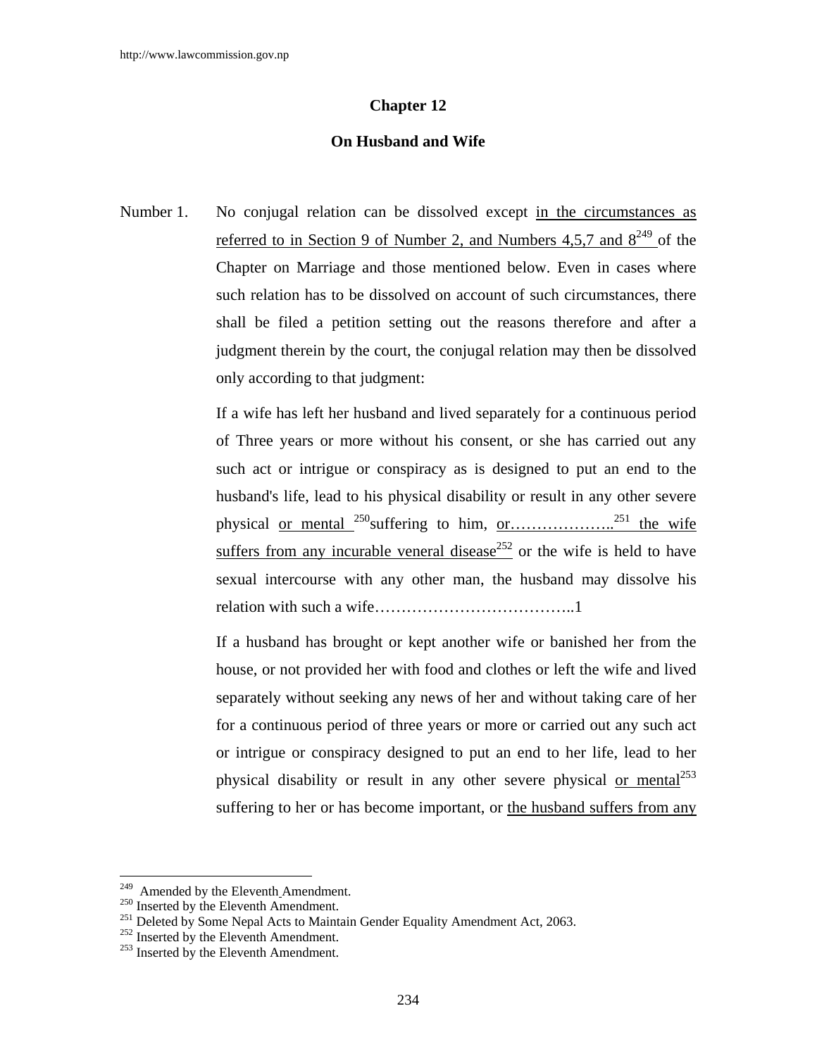## Chapter 12

## On Husband and Wife

Number 1. No conjugal relation can be dissolved except in the circumstances as referred to in Section 9 of Number 2, and Numbers 4,5,7 and 8[249] of the Chapter on Marriage and those mentioned below. Even in cases where such relation has to be dissolved on account of such circumstances, there shall be filed a petition setting out the reasons therefore and after a judgment therein by the court, the conjugal relation may then be dissolved only according to that judgment:

If a wife has left her husband and lived separately for a continuous period of Three years or more without his consent, or she has carried out any such act or intrigue or conspiracy as is designed to put an end to the husband's life, lead to his physical disability or result in any other severe physical or mental [250]suffering to him, or………………..[251] the wife suffers from any incurable veneral disease[252] or the wife is held to have sexual intercourse with any other man, the husband may dissolve his relation with such a wife………………………………..1

If a husband has brought or kept another wife or banished her from the house, or not provided her with food and clothes or left the wife and lived separately without seeking any news of her and without taking care of her for a continuous period of three years or more or carried out any such act or intrigue or conspiracy designed to put an end to her life, lead to her physical disability or result in any other severe physical or mental[253] suffering to her or has become important, or the husband suffers from any

---

[249] Amended by the Eleventh Amendment.

[250] Inserted by the Eleventh Amendment.

[251] Deleted by Some Nepal Acts to Maintain Gender Equality Amendment Act, 2063.

[252] Inserted by the Eleventh Amendment.

[253] Inserted by the Eleventh Amendment.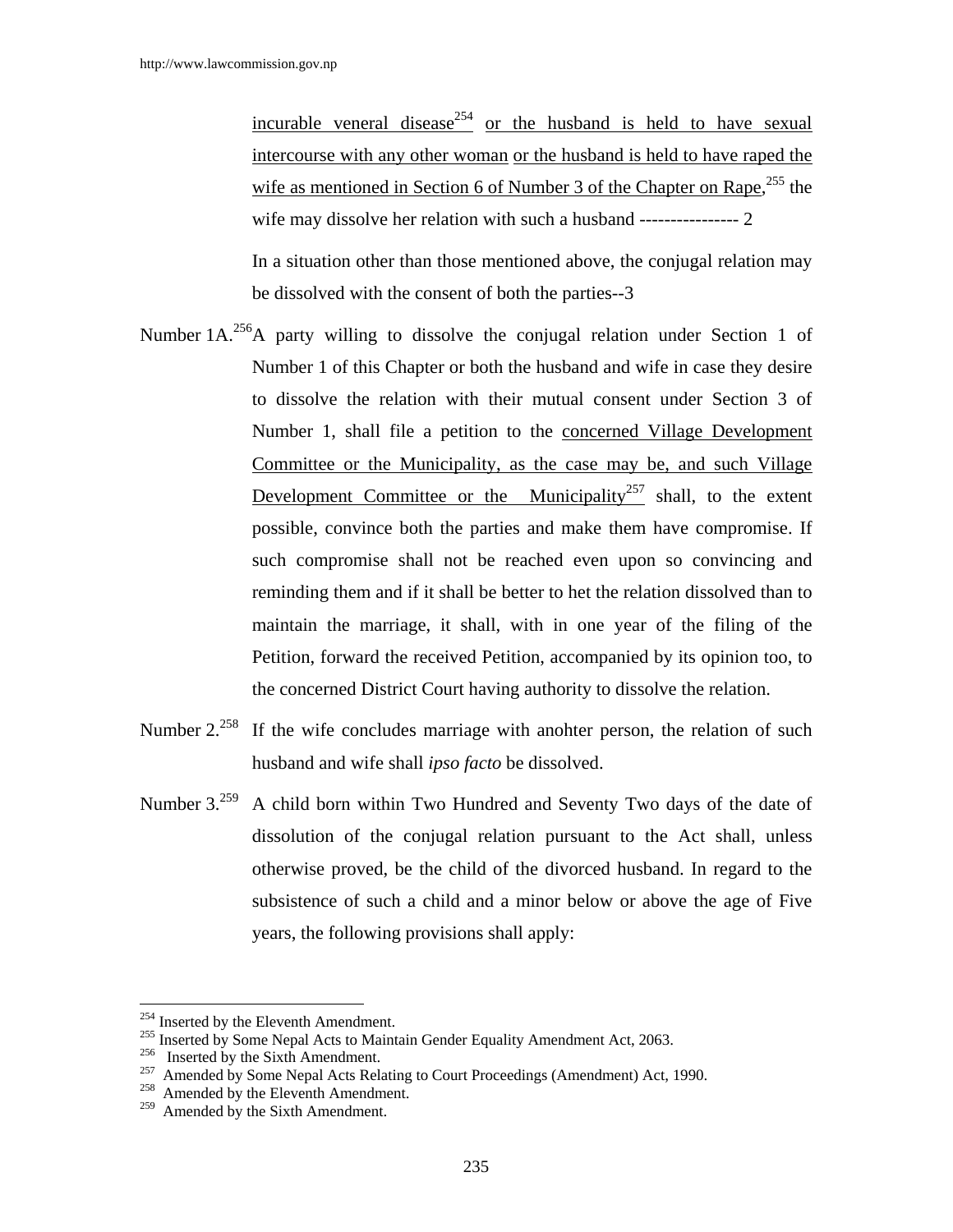incurable veneral disease[254] or the husband is held to have sexual intercourse with any other woman or the husband is held to have raped the wife as mentioned in Section 6 of Number 3 of the Chapter on Rape,[255] the wife may dissolve her relation with such a husband ---------------- 2

In a situation other than those mentioned above, the conjugal relation may be dissolved with the consent of both the parties--3

Number 1A.[256] A party willing to dissolve the conjugal relation under Section 1 of Number 1 of this Chapter or both the husband and wife in case they desire to dissolve the relation with their mutual consent under Section 3 of Number 1, shall file a petition to the concerned Village Development Committee or the Municipality, as the case may be, and such Village Development Committee or the Municipality[257] shall, to the extent possible, convince both the parties and make them have compromise. If such compromise shall not be reached even upon so convincing and reminding them and if it shall be better to het the relation dissolved than to maintain the marriage, it shall, with in one year of the filing of the Petition, forward the received Petition, accompanied by its opinion too, to the concerned District Court having authority to dissolve the relation.

Number 2.[258] If the wife concludes marriage with anohter person, the relation of such husband and wife shall *ipso facto* be dissolved.

Number 3.[259] A child born within Two Hundred and Seventy Two days of the date of dissolution of the conjugal relation pursuant to the Act shall, unless otherwise proved, be the child of the divorced husband. In regard to the subsistence of such a child and a minor below or above the age of Five years, the following provisions shall apply:

---

[254] Inserted by the Eleventh Amendment.
[255] Inserted by Some Nepal Acts to Maintain Gender Equality Amendment Act, 2063.
[256] Inserted by the Sixth Amendment.
[257] Amended by Some Nepal Acts Relating to Court Proceedings (Amendment) Act, 1990.
[258] Amended by the Eleventh Amendment.
[259] Amended by the Sixth Amendment.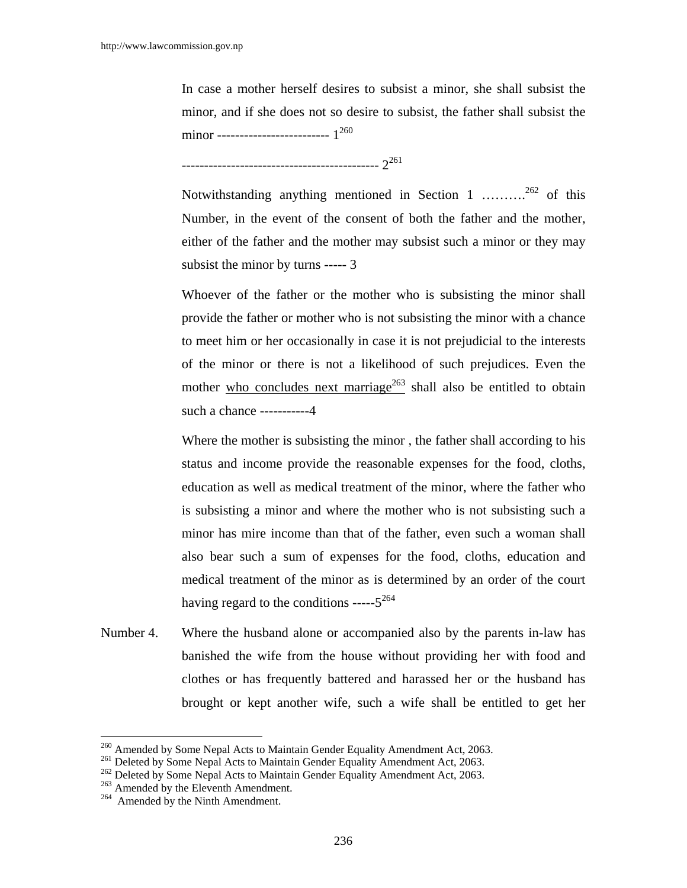In case a mother herself desires to subsist a minor, she shall subsist the minor, and if she does not so desire to subsist, the father shall subsist the minor ------------------------- 1[260]

-------------------------------------------- 2[261]

Notwithstanding anything mentioned in Section 1 ………[262] of this Number, in the event of the consent of both the father and the mother, either of the father and the mother may subsist such a minor or they may subsist the minor by turns ----- 3

Whoever of the father or the mother who is subsisting the minor shall provide the father or mother who is not subsisting the minor with a chance to meet him or her occasionally in case it is not prejudicial to the interests of the minor or there is not a likelihood of such prejudices. Even the mother <u>who concludes next marriage</u>[263] shall also be entitled to obtain such a chance -----------4

Where the mother is subsisting the minor , the father shall according to his status and income provide the reasonable expenses for the food, cloths, education as well as medical treatment of the minor, where the father who is subsisting a minor and where the mother who is not subsisting such a minor has mire income than that of the father, even such a woman shall also bear such a sum of expenses for the food, cloths, education and medical treatment of the minor as is determined by an order of the court having regard to the conditions -----5[264]

Number 4. Where the husband alone or accompanied also by the parents in-law has banished the wife from the house without providing her with food and clothes or has frequently battered and harassed her or the husband has brought or kept another wife, such a wife shall be entitled to get her

---

[260] Amended by Some Nepal Acts to Maintain Gender Equality Amendment Act, 2063.
[261] Deleted by Some Nepal Acts to Maintain Gender Equality Amendment Act, 2063.
[262] Deleted by Some Nepal Acts to Maintain Gender Equality Amendment Act, 2063.
[263] Amended by the Eleventh Amendment.
[264] Amended by the Ninth Amendment.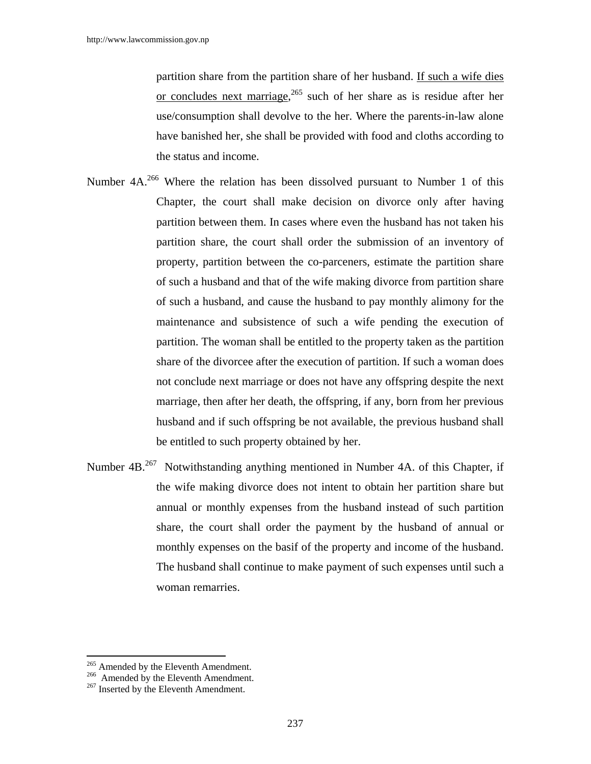partition share from the partition share of her husband. <u>If such a wife dies or concludes next marriage,</u>[265] such of her share as is residue after her use/consumption shall devolve to the her. Where the parents-in-law alone have banished her, she shall be provided with food and cloths according to the status and income.

Number 4A.[266] Where the relation has been dissolved pursuant to Number 1 of this Chapter, the court shall make decision on divorce only after having partition between them. In cases where even the husband has not taken his partition share, the court shall order the submission of an inventory of property, partition between the co-parceners, estimate the partition share of such a husband and that of the wife making divorce from partition share of such a husband, and cause the husband to pay monthly alimony for the maintenance and subsistence of such a wife pending the execution of partition. The woman shall be entitled to the property taken as the partition share of the divorcee after the execution of partition. If such a woman does not conclude next marriage or does not have any offspring despite the next marriage, then after her death, the offspring, if any, born from her previous husband and if such offspring be not available, the previous husband shall be entitled to such property obtained by her.

Number 4B.[267] Notwithstanding anything mentioned in Number 4A. of this Chapter, if the wife making divorce does not intent to obtain her partition share but annual or monthly expenses from the husband instead of such partition share, the court shall order the payment by the husband of annual or monthly expenses on the basif of the property and income of the husband. The husband shall continue to make payment of such expenses until such a woman remarries.

---

[265] Amended by the Eleventh Amendment.
[266] Amended by the Eleventh Amendment.
[267] Inserted by the Eleventh Amendment.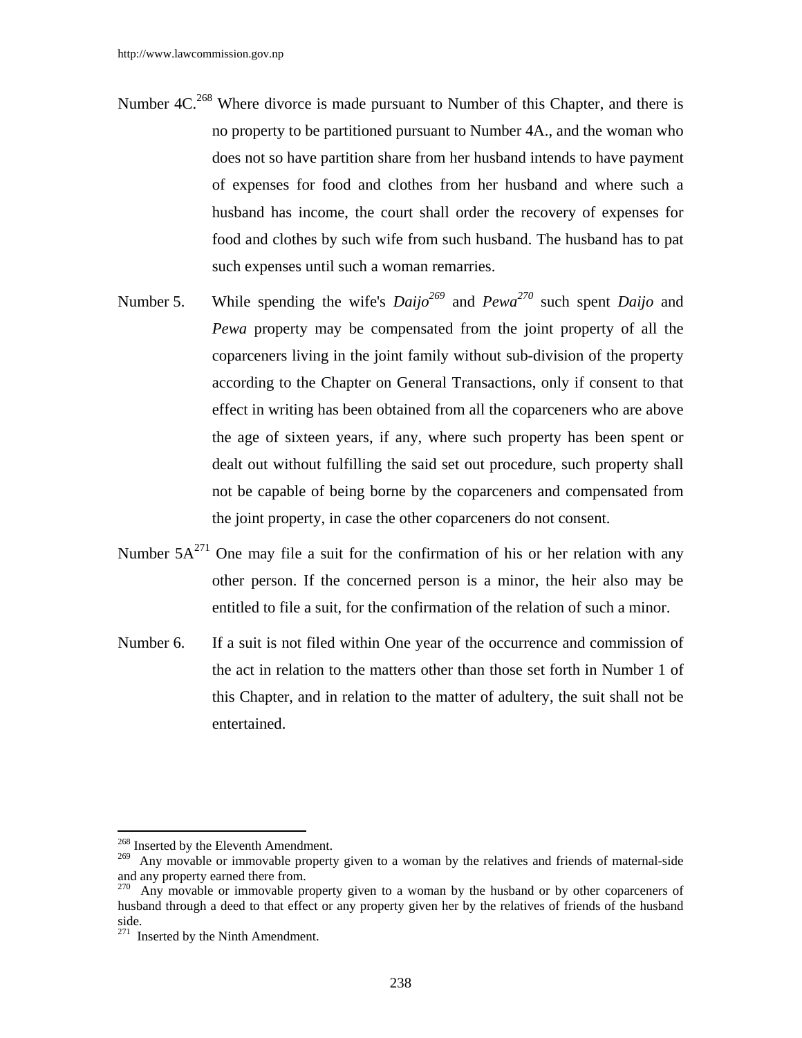Number 4C.[268] Where divorce is made pursuant to Number of this Chapter, and there is no property to be partitioned pursuant to Number 4A., and the woman who does not so have partition share from her husband intends to have payment of expenses for food and clothes from her husband and where such a husband has income, the court shall order the recovery of expenses for food and clothes by such wife from such husband. The husband has to pat such expenses until such a woman remarries.

Number 5. While spending the wife's *Daijo*[269] and *Pewa*[270] such spent *Daijo* and *Pewa* property may be compensated from the joint property of all the coparceners living in the joint family without sub-division of the property according to the Chapter on General Transactions, only if consent to that effect in writing has been obtained from all the coparceners who are above the age of sixteen years, if any, where such property has been spent or dealt out without fulfilling the said set out procedure, such property shall not be capable of being borne by the coparceners and compensated from the joint property, in case the other coparceners do not consent.

Number 5A[271] One may file a suit for the confirmation of his or her relation with any other person. If the concerned person is a minor, the heir also may be entitled to file a suit, for the confirmation of the relation of such a minor.

Number 6. If a suit is not filed within One year of the occurrence and commission of the act in relation to the matters other than those set forth in Number 1 of this Chapter, and in relation to the matter of adultery, the suit shall not be entertained.

---

[268] Inserted by the Eleventh Amendment.

[269] Any movable or immovable property given to a woman by the relatives and friends of maternal-side and any property earned there from.

[270] Any movable or immovable property given to a woman by the husband or by other coparceners of husband through a deed to that effect or any property given her by the relatives of friends of the husband side.

[271] Inserted by the Ninth Amendment.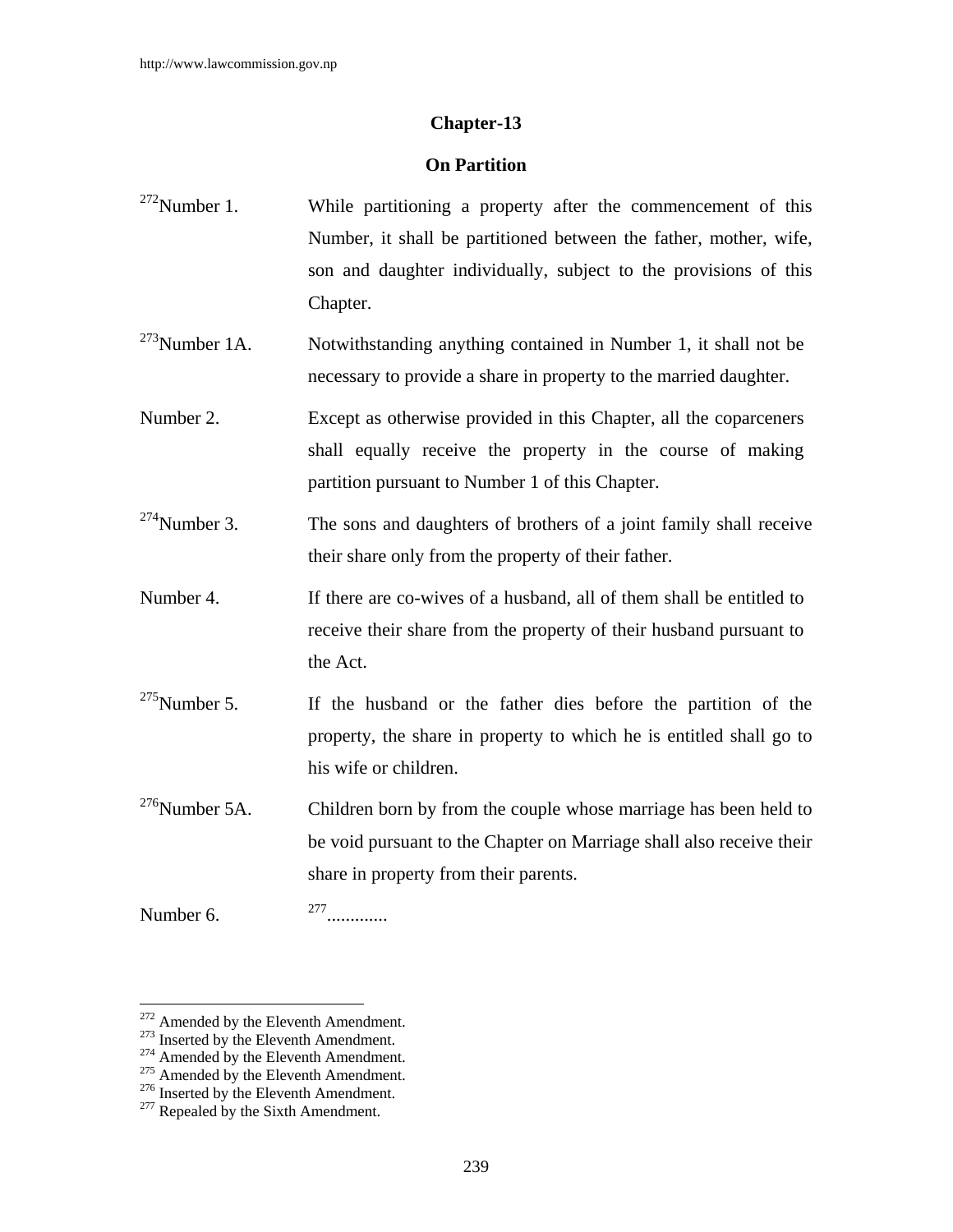## Chapter-13

## On Partition

[272]Number 1. While partitioning a property after the commencement of this Number, it shall be partitioned between the father, mother, wife, son and daughter individually, subject to the provisions of this Chapter.

[273]Number 1A. Notwithstanding anything contained in Number 1, it shall not be necessary to provide a share in property to the married daughter.

Number 2. Except as otherwise provided in this Chapter, all the coparceners shall equally receive the property in the course of making partition pursuant to Number 1 of this Chapter.

[274]Number 3. The sons and daughters of brothers of a joint family shall receive their share only from the property of their father.

Number 4. If there are co-wives of a husband, all of them shall be entitled to receive their share from the property of their husband pursuant to the Act.

[275]Number 5. If the husband or the father dies before the partition of the property, the share in property to which he is entitled shall go to his wife or children.

[276]Number 5A. Children born by from the couple whose marriage has been held to be void pursuant to the Chapter on Marriage shall also receive their share in property from their parents.

Number 6. [277].............

---

[272] Amended by the Eleventh Amendment.
[273] Inserted by the Eleventh Amendment.
[274] Amended by the Eleventh Amendment.
[275] Amended by the Eleventh Amendment.
[276] Inserted by the Eleventh Amendment.
[277] Repealed by the Sixth Amendment.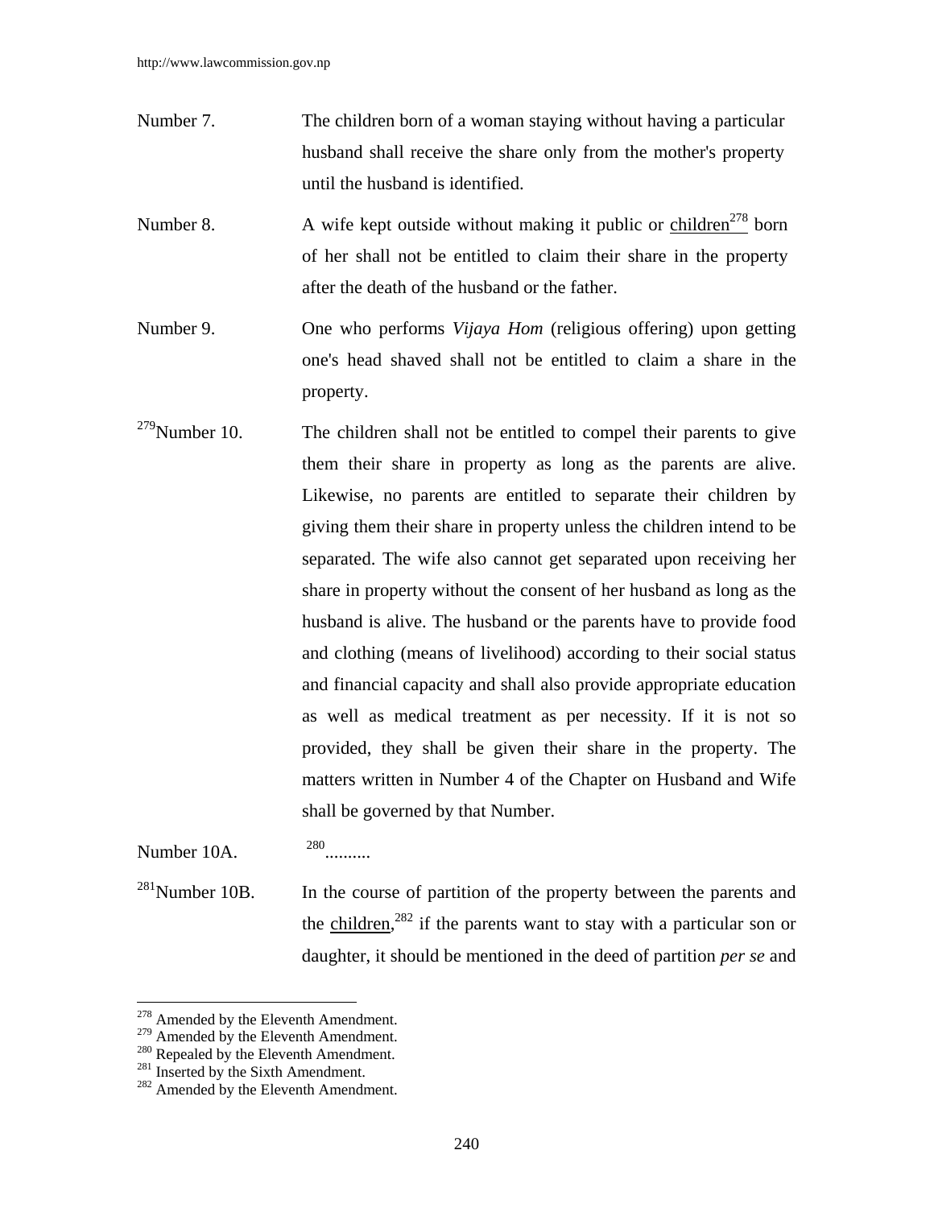Number 7. The children born of a woman staying without having a particular husband shall receive the share only from the mother's property until the husband is identified.

Number 8. A wife kept outside without making it public or children[278] born of her shall not be entitled to claim their share in the property after the death of the husband or the father.

Number 9. One who performs *Vijaya Hom* (religious offering) upon getting one's head shaved shall not be entitled to claim a share in the property.

[279]Number 10. The children shall not be entitled to compel their parents to give them their share in property as long as the parents are alive. Likewise, no parents are entitled to separate their children by giving them their share in property unless the children intend to be separated. The wife also cannot get separated upon receiving her share in property without the consent of her husband as long as the husband is alive. The husband or the parents have to provide food and clothing (means of livelihood) according to their social status and financial capacity and shall also provide appropriate education as well as medical treatment as per necessity. If it is not so provided, they shall be given their share in the property. The matters written in Number 4 of the Chapter on Husband and Wife shall be governed by that Number.

Number 10A. [280]..........

[281]Number 10B. In the course of partition of the property between the parents and the children,[282] if the parents want to stay with a particular son or daughter, it should be mentioned in the deed of partition *per se* and

---

[278] Amended by the Eleventh Amendment.
[279] Amended by the Eleventh Amendment.
[280] Repealed by the Eleventh Amendment.
[281] Inserted by the Sixth Amendment.
[282] Amended by the Eleventh Amendment.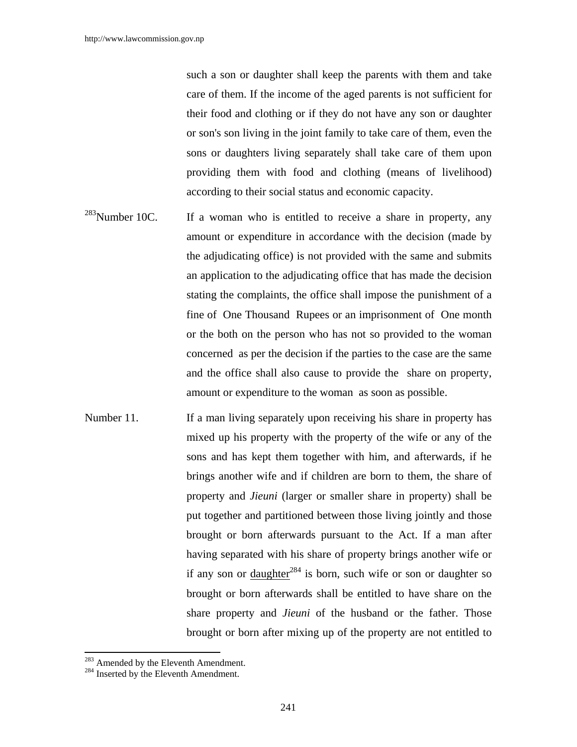such a son or daughter shall keep the parents with them and take care of them. If the income of the aged parents is not sufficient for their food and clothing or if they do not have any son or daughter or son's son living in the joint family to take care of them, even the sons or daughters living separately shall take care of them upon providing them with food and clothing (means of livelihood) according to their social status and economic capacity.

[283]Number 10C. If a woman who is entitled to receive a share in property, any amount or expenditure in accordance with the decision (made by the adjudicating office) is not provided with the same and submits an application to the adjudicating office that has made the decision stating the complaints, the office shall impose the punishment of a fine of One Thousand Rupees or an imprisonment of One month or the both on the person who has not so provided to the woman concerned as per the decision if the parties to the case are the same and the office shall also cause to provide the share on property, amount or expenditure to the woman as soon as possible.

Number 11. If a man living separately upon receiving his share in property has mixed up his property with the property of the wife or any of the sons and has kept them together with him, and afterwards, if he brings another wife and if children are born to them, the share of property and *Jieuni* (larger or smaller share in property) shall be put together and partitioned between those living jointly and those brought or born afterwards pursuant to the Act. If a man after having separated with his share of property brings another wife or if any son or daughter[284] is born, such wife or son or daughter so brought or born afterwards shall be entitled to have share on the share property and *Jieuni* of the husband or the father. Those brought or born after mixing up of the property are not entitled to

---

[283] Amended by the Eleventh Amendment.

[284] Inserted by the Eleventh Amendment.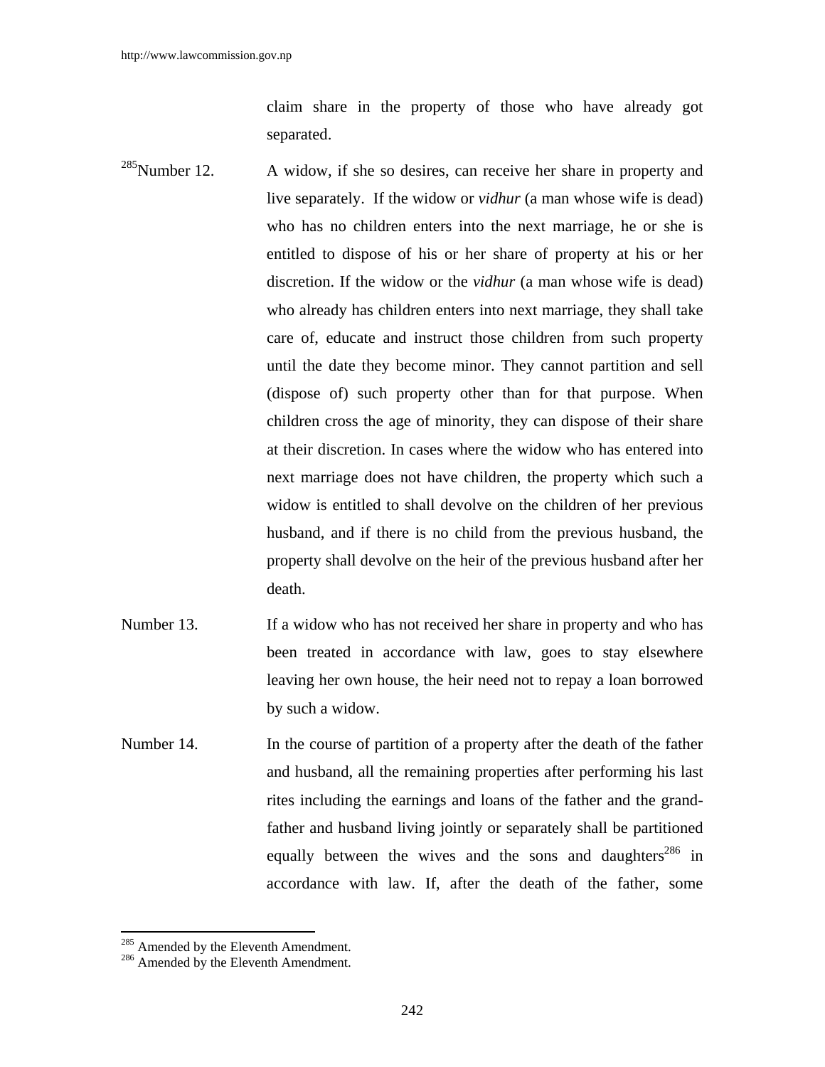claim share in the property of those who have already got separated.

[285]Number 12. A widow, if she so desires, can receive her share in property and live separately. If the widow or *vidhur* (a man whose wife is dead) who has no children enters into the next marriage, he or she is entitled to dispose of his or her share of property at his or her discretion. If the widow or the *vidhur* (a man whose wife is dead) who already has children enters into next marriage, they shall take care of, educate and instruct those children from such property until the date they become minor. They cannot partition and sell (dispose of) such property other than for that purpose. When children cross the age of minority, they can dispose of their share at their discretion. In cases where the widow who has entered into next marriage does not have children, the property which such a widow is entitled to shall devolve on the children of her previous husband, and if there is no child from the previous husband, the property shall devolve on the heir of the previous husband after her death.

Number 13. If a widow who has not received her share in property and who has been treated in accordance with law, goes to stay elsewhere leaving her own house, the heir need not to repay a loan borrowed by such a widow.

Number 14. In the course of partition of a property after the death of the father and husband, all the remaining properties after performing his last rites including the earnings and loans of the father and the grand-father and husband living jointly or separately shall be partitioned equally between the wives and the sons and daughters[286] in accordance with law. If, after the death of the father, some

---

[285] Amended by the Eleventh Amendment.

[286] Amended by the Eleventh Amendment.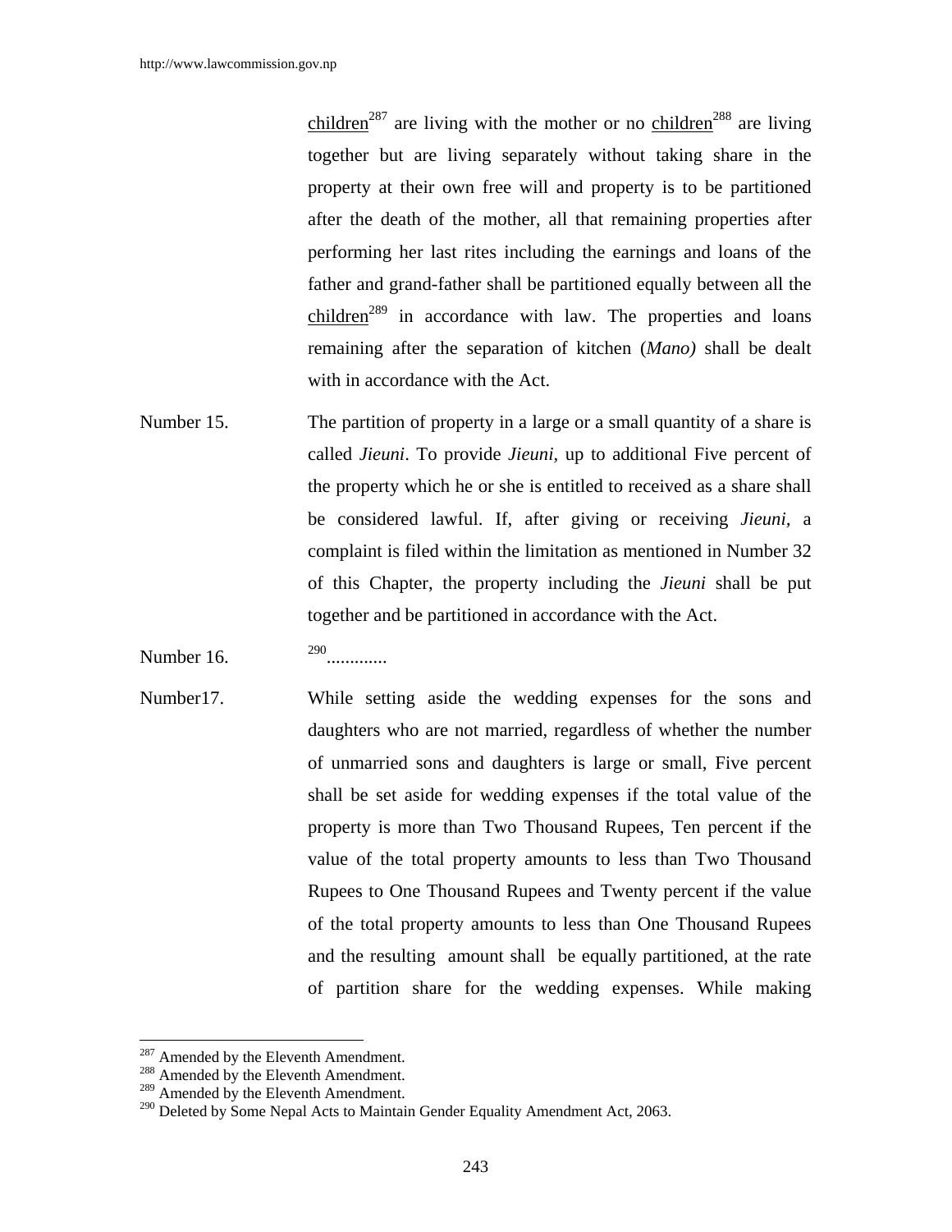children[287] are living with the mother or no children[288] are living together but are living separately without taking share in the property at their own free will and property is to be partitioned after the death of the mother, all that remaining properties after performing her last rites including the earnings and loans of the father and grand-father shall be partitioned equally between all the children[289] in accordance with law. The properties and loans remaining after the separation of kitchen (*Mano)* shall be dealt with in accordance with the Act.

Number 15. The partition of property in a large or a small quantity of a share is called *Jieuni*. To provide *Jieuni,* up to additional Five percent of the property which he or she is entitled to received as a share shall be considered lawful. If, after giving or receiving *Jieuni*, a complaint is filed within the limitation as mentioned in Number 32 of this Chapter, the property including the *Jieuni* shall be put together and be partitioned in accordance with the Act.

Number 16. [290].............

Number17. While setting aside the wedding expenses for the sons and daughters who are not married, regardless of whether the number of unmarried sons and daughters is large or small, Five percent shall be set aside for wedding expenses if the total value of the property is more than Two Thousand Rupees, Ten percent if the value of the total property amounts to less than Two Thousand Rupees to One Thousand Rupees and Twenty percent if the value of the total property amounts to less than One Thousand Rupees and the resulting amount shall be equally partitioned, at the rate of partition share for the wedding expenses. While making

---

[287] Amended by the Eleventh Amendment.
[288] Amended by the Eleventh Amendment.
[289] Amended by the Eleventh Amendment.
[290] Deleted by Some Nepal Acts to Maintain Gender Equality Amendment Act, 2063.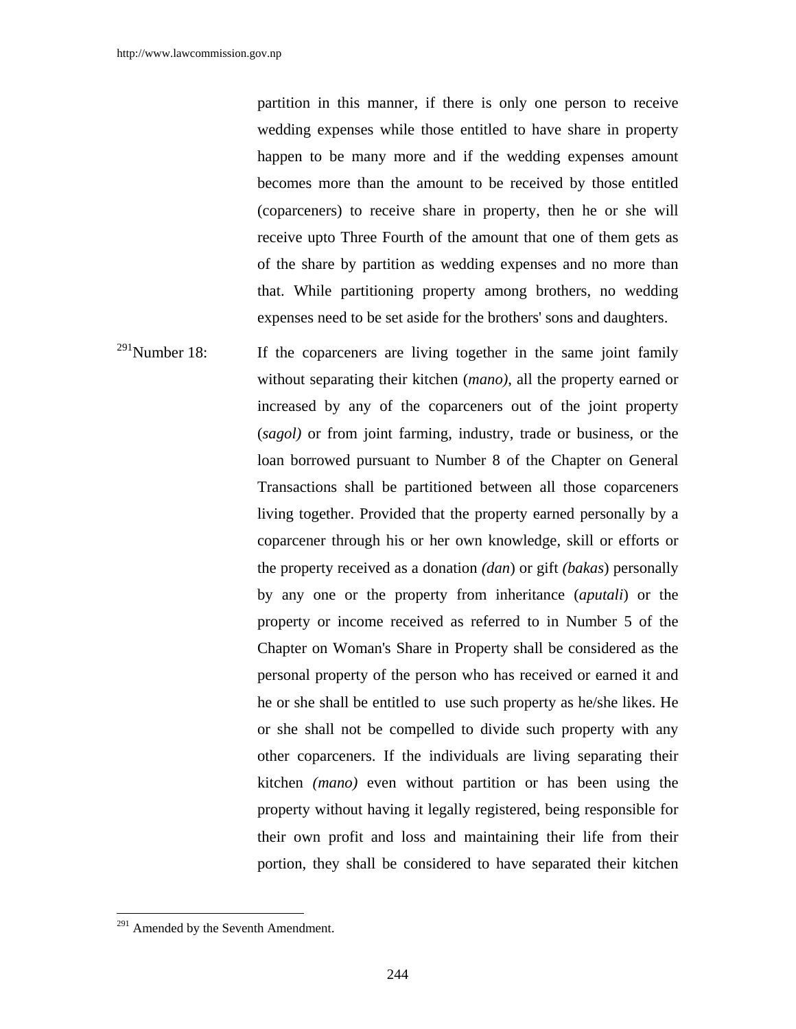partition in this manner, if there is only one person to receive wedding expenses while those entitled to have share in property happen to be many more and if the wedding expenses amount becomes more than the amount to be received by those entitled (coparceners) to receive share in property, then he or she will receive upto Three Fourth of the amount that one of them gets as of the share by partition as wedding expenses and no more than that. While partitioning property among brothers, no wedding expenses need to be set aside for the brothers' sons and daughters.

[291]Number 18: If the coparceners are living together in the same joint family without separating their kitchen (*mano),* all the property earned or increased by any of the coparceners out of the joint property (*sagol)* or from joint farming, industry, trade or business, or the loan borrowed pursuant to Number 8 of the Chapter on General Transactions shall be partitioned between all those coparceners living together. Provided that the property earned personally by a coparcener through his or her own knowledge, skill or efforts or the property received as a donation *(dan*) or gift *(bakas*) personally by any one or the property from inheritance (*aputali*) or the property or income received as referred to in Number 5 of the Chapter on Woman's Share in Property shall be considered as the personal property of the person who has received or earned it and he or she shall be entitled to use such property as he/she likes. He or she shall not be compelled to divide such property with any other coparceners. If the individuals are living separating their kitchen *(mano)* even without partition or has been using the property without having it legally registered, being responsible for their own profit and loss and maintaining their life from their portion, they shall be considered to have separated their kitchen

---

[291] Amended by the Seventh Amendment.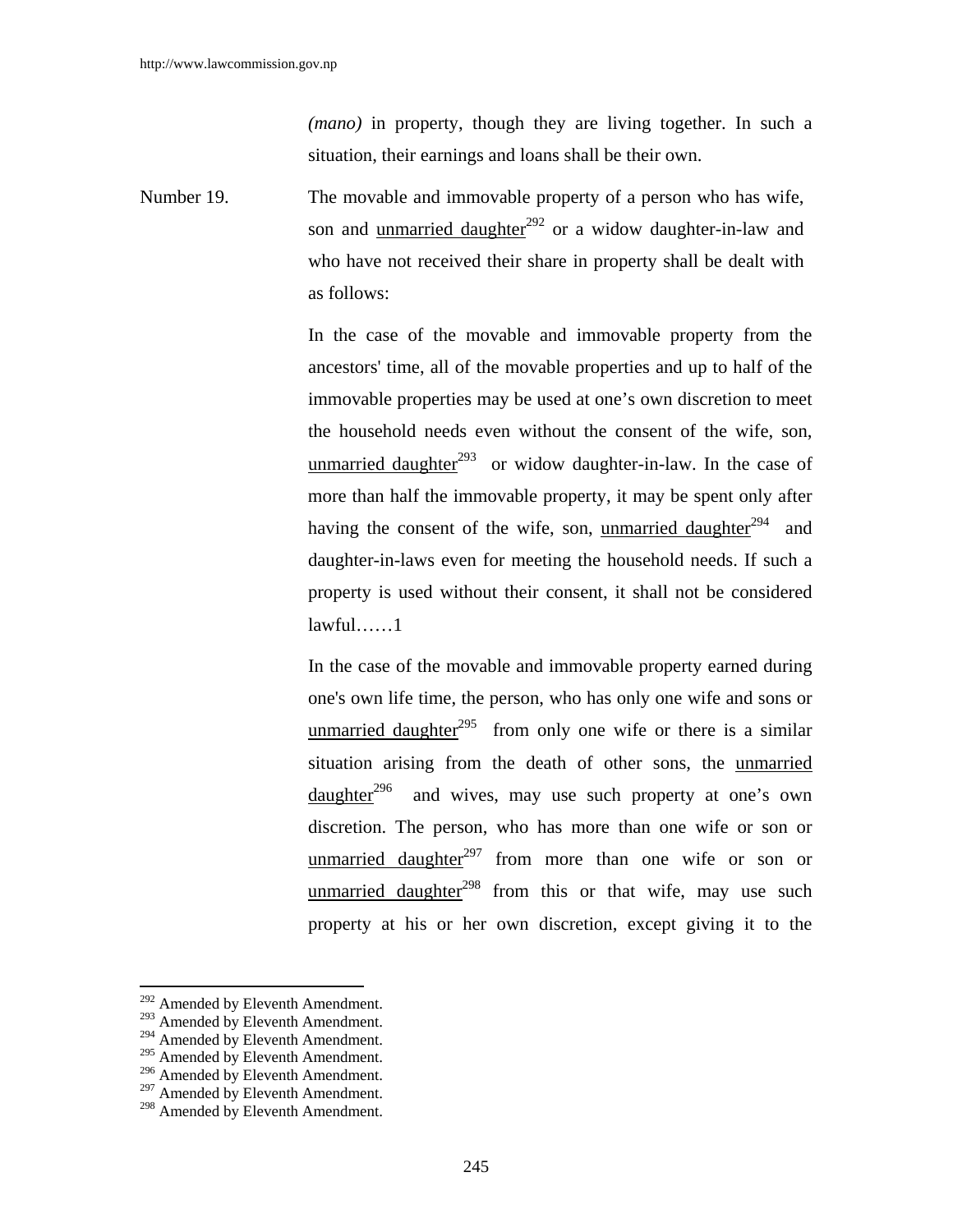*(mano)* in property, though they are living together. In such a situation, their earnings and loans shall be their own.

Number 19. The movable and immovable property of a person who has wife, son and unmarried daughter[292] or a widow daughter-in-law and who have not received their share in property shall be dealt with as follows:

In the case of the movable and immovable property from the ancestors' time, all of the movable properties and up to half of the immovable properties may be used at one's own discretion to meet the household needs even without the consent of the wife, son, unmarried daughter[293] or widow daughter-in-law. In the case of more than half the immovable property, it may be spent only after having the consent of the wife, son, unmarried daughter[294] and daughter-in-laws even for meeting the household needs. If such a property is used without their consent, it shall not be considered lawful……1

In the case of the movable and immovable property earned during one's own life time, the person, who has only one wife and sons or unmarried daughter[295] from only one wife or there is a similar situation arising from the death of other sons, the unmarried daughter[296] and wives, may use such property at one's own discretion. The person, who has more than one wife or son or unmarried daughter[297] from more than one wife or son or unmarried daughter[298] from this or that wife, may use such property at his or her own discretion, except giving it to the

---

[292] Amended by Eleventh Amendment.
[293] Amended by Eleventh Amendment.
[294] Amended by Eleventh Amendment.
[295] Amended by Eleventh Amendment.
[296] Amended by Eleventh Amendment.
[297] Amended by Eleventh Amendment.
[298] Amended by Eleventh Amendment.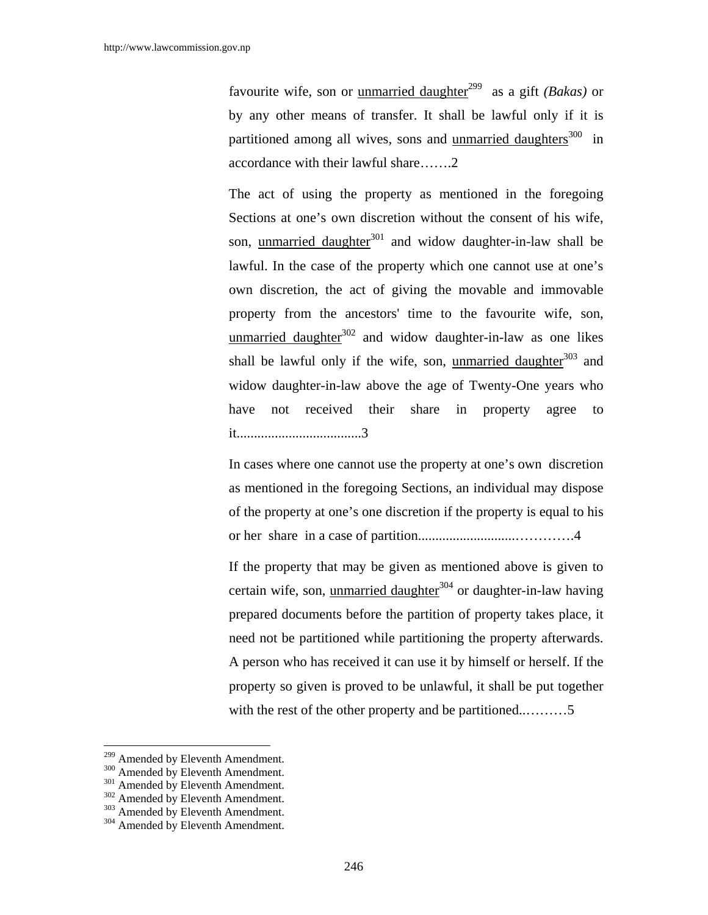favourite wife, son or unmarried daughter[299] as a gift *(Bakas)* or by any other means of transfer. It shall be lawful only if it is partitioned among all wives, sons and unmarried daughters[300] in accordance with their lawful share…….2

The act of using the property as mentioned in the foregoing Sections at one's own discretion without the consent of his wife, son, unmarried daughter[301] and widow daughter-in-law shall be lawful. In the case of the property which one cannot use at one's own discretion, the act of giving the movable and immovable property from the ancestors' time to the favourite wife, son, unmarried daughter[302] and widow daughter-in-law as one likes shall be lawful only if the wife, son, unmarried daughter[303] and widow daughter-in-law above the age of Twenty-One years who have not received their share in property agree to it...................................3

In cases where one cannot use the property at one's own discretion as mentioned in the foregoing Sections, an individual may dispose of the property at one's one discretion if the property is equal to his or her share in a case of partition...........................…………4

If the property that may be given as mentioned above is given to certain wife, son, unmarried daughter[304] or daughter-in-law having prepared documents before the partition of property takes place, it need not be partitioned while partitioning the property afterwards. A person who has received it can use it by himself or herself. If the property so given is proved to be unlawful, it shall be put together with the rest of the other property and be partitioned..………5

---

[299] Amended by Eleventh Amendment.
[300] Amended by Eleventh Amendment.
[301] Amended by Eleventh Amendment.
[302] Amended by Eleventh Amendment.
[303] Amended by Eleventh Amendment.
[304] Amended by Eleventh Amendment.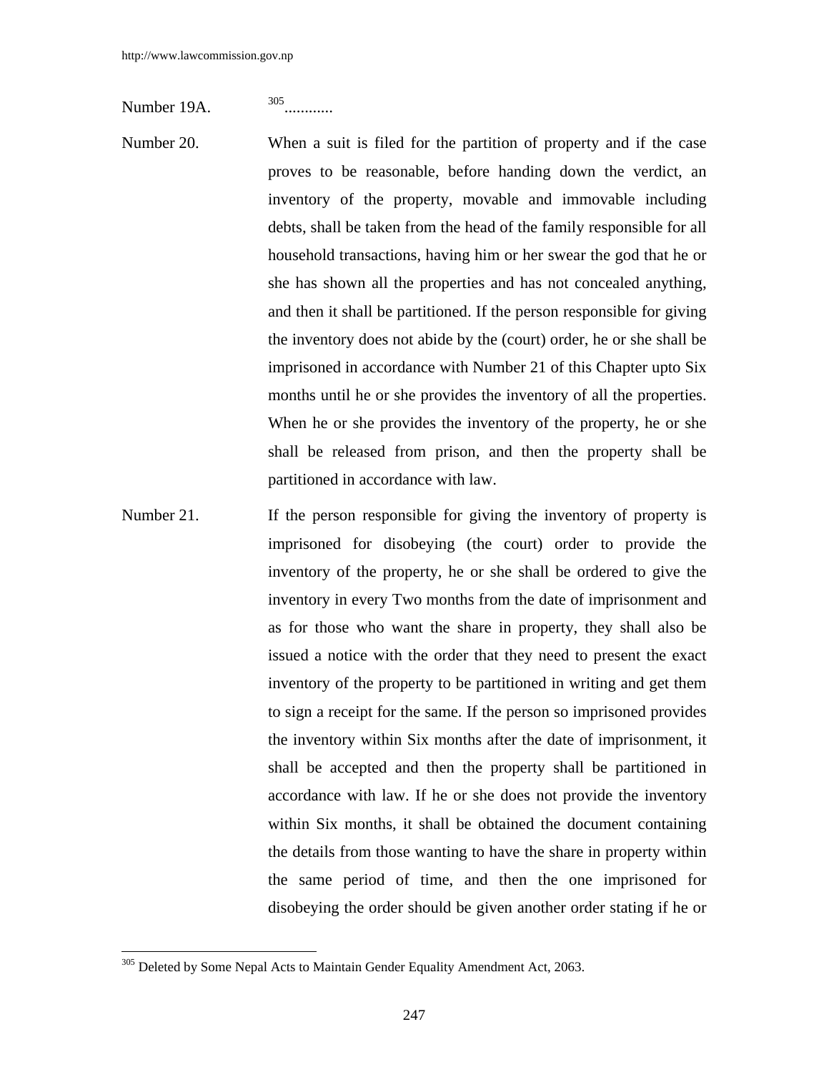Number 19A. [305]............

Number 20. When a suit is filed for the partition of property and if the case proves to be reasonable, before handing down the verdict, an inventory of the property, movable and immovable including debts, shall be taken from the head of the family responsible for all household transactions, having him or her swear the god that he or she has shown all the properties and has not concealed anything, and then it shall be partitioned. If the person responsible for giving the inventory does not abide by the (court) order, he or she shall be imprisoned in accordance with Number 21 of this Chapter upto Six months until he or she provides the inventory of all the properties. When he or she provides the inventory of the property, he or she shall be released from prison, and then the property shall be partitioned in accordance with law.

Number 21. If the person responsible for giving the inventory of property is imprisoned for disobeying (the court) order to provide the inventory of the property, he or she shall be ordered to give the inventory in every Two months from the date of imprisonment and as for those who want the share in property, they shall also be issued a notice with the order that they need to present the exact inventory of the property to be partitioned in writing and get them to sign a receipt for the same. If the person so imprisoned provides the inventory within Six months after the date of imprisonment, it shall be accepted and then the property shall be partitioned in accordance with law. If he or she does not provide the inventory within Six months, it shall be obtained the document containing the details from those wanting to have the share in property within the same period of time, and then the one imprisoned for disobeying the order should be given another order stating if he or

---

[305] Deleted by Some Nepal Acts to Maintain Gender Equality Amendment Act, 2063.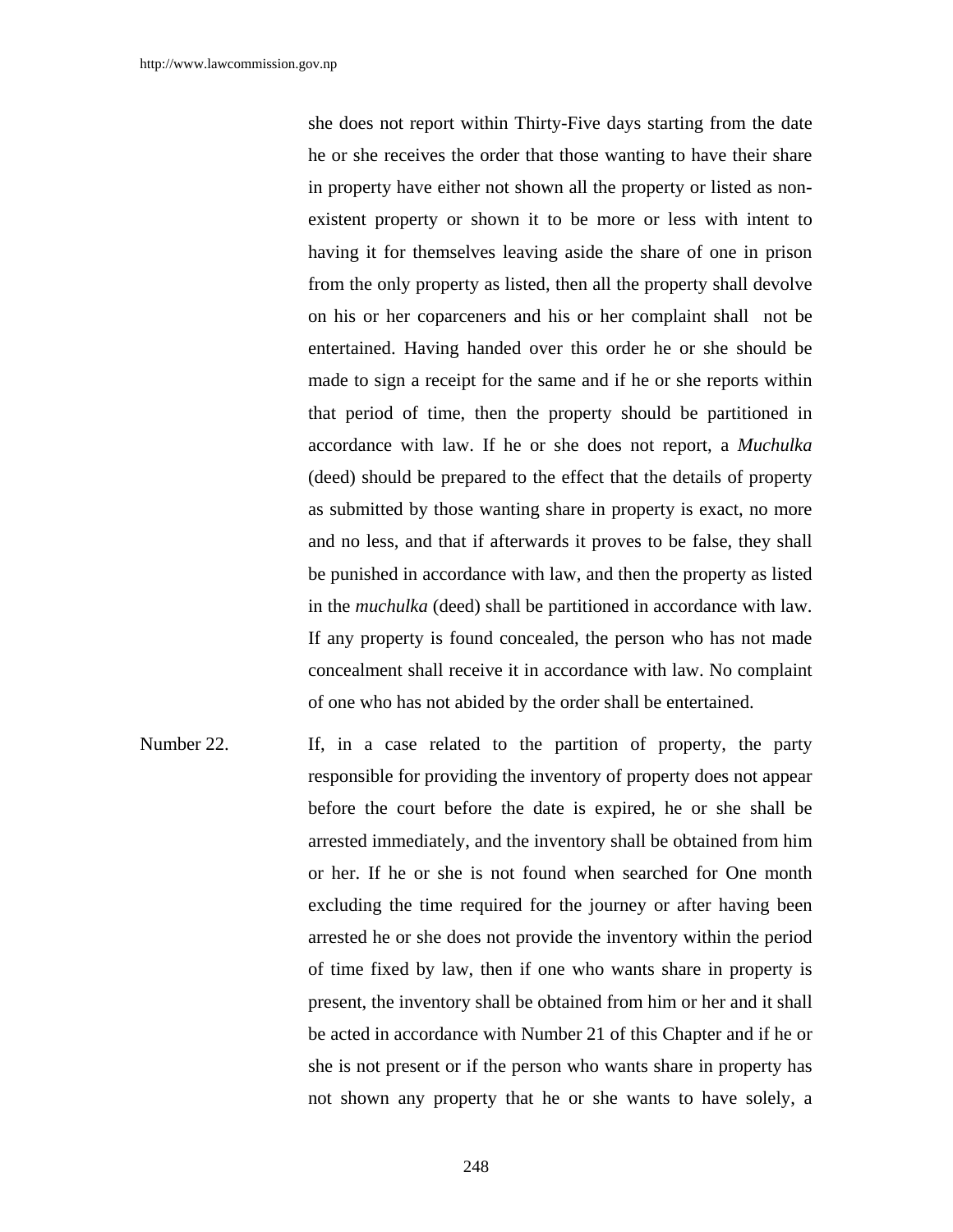she does not report within Thirty-Five days starting from the date he or she receives the order that those wanting to have their share in property have either not shown all the property or listed as non-existent property or shown it to be more or less with intent to having it for themselves leaving aside the share of one in prison from the only property as listed, then all the property shall devolve on his or her coparceners and his or her complaint shall not be entertained. Having handed over this order he or she should be made to sign a receipt for the same and if he or she reports within that period of time, then the property should be partitioned in accordance with law. If he or she does not report, a *Muchulka* (deed) should be prepared to the effect that the details of property as submitted by those wanting share in property is exact, no more and no less, and that if afterwards it proves to be false, they shall be punished in accordance with law, and then the property as listed in the *muchulka* (deed) shall be partitioned in accordance with law. If any property is found concealed, the person who has not made concealment shall receive it in accordance with law. No complaint of one who has not abided by the order shall be entertained.

Number 22. If, in a case related to the partition of property, the party responsible for providing the inventory of property does not appear before the court before the date is expired, he or she shall be arrested immediately, and the inventory shall be obtained from him or her. If he or she is not found when searched for One month excluding the time required for the journey or after having been arrested he or she does not provide the inventory within the period of time fixed by law, then if one who wants share in property is present, the inventory shall be obtained from him or her and it shall be acted in accordance with Number 21 of this Chapter and if he or she is not present or if the person who wants share in property has not shown any property that he or she wants to have solely, a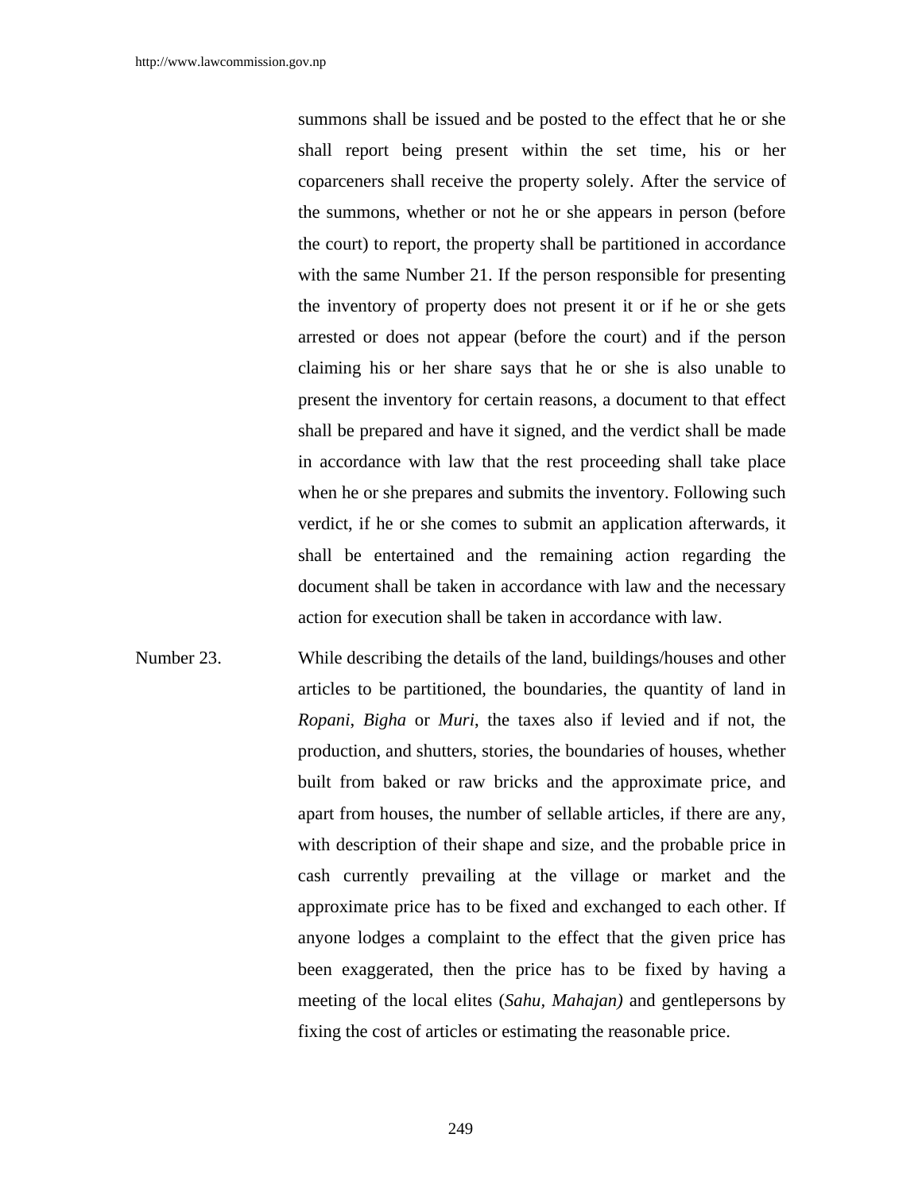summons shall be issued and be posted to the effect that he or she shall report being present within the set time, his or her coparceners shall receive the property solely. After the service of the summons, whether or not he or she appears in person (before the court) to report, the property shall be partitioned in accordance with the same Number 21. If the person responsible for presenting the inventory of property does not present it or if he or she gets arrested or does not appear (before the court) and if the person claiming his or her share says that he or she is also unable to present the inventory for certain reasons, a document to that effect shall be prepared and have it signed, and the verdict shall be made in accordance with law that the rest proceeding shall take place when he or she prepares and submits the inventory. Following such verdict, if he or she comes to submit an application afterwards, it shall be entertained and the remaining action regarding the document shall be taken in accordance with law and the necessary action for execution shall be taken in accordance with law.

Number 23. While describing the details of the land, buildings/houses and other articles to be partitioned, the boundaries, the quantity of land in *Ropani*, *Bigha* or *Muri*, the taxes also if levied and if not, the production, and shutters, stories, the boundaries of houses, whether built from baked or raw bricks and the approximate price, and apart from houses, the number of sellable articles, if there are any, with description of their shape and size, and the probable price in cash currently prevailing at the village or market and the approximate price has to be fixed and exchanged to each other. If anyone lodges a complaint to the effect that the given price has been exaggerated, then the price has to be fixed by having a meeting of the local elites (*Sahu, Mahajan)* and gentlepersons by fixing the cost of articles or estimating the reasonable price.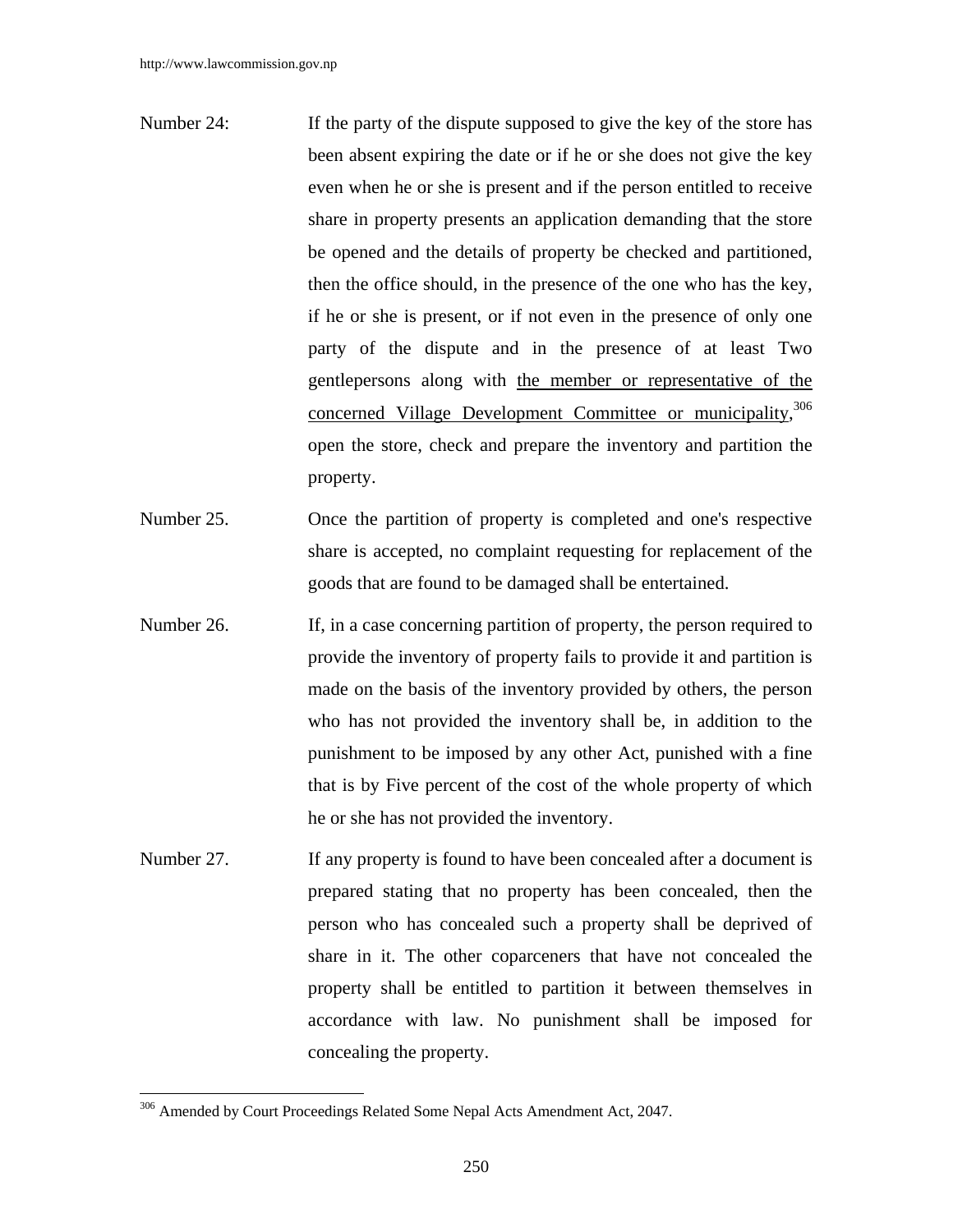Number 24: If the party of the dispute supposed to give the key of the store has been absent expiring the date or if he or she does not give the key even when he or she is present and if the person entitled to receive share in property presents an application demanding that the store be opened and the details of property be checked and partitioned, then the office should, in the presence of the one who has the key, if he or she is present, or if not even in the presence of only one party of the dispute and in the presence of at least Two gentlepersons along with the member or representative of the concerned Village Development Committee or municipality,[306] open the store, check and prepare the inventory and partition the property.

Number 25. Once the partition of property is completed and one's respective share is accepted, no complaint requesting for replacement of the goods that are found to be damaged shall be entertained.

Number 26. If, in a case concerning partition of property, the person required to provide the inventory of property fails to provide it and partition is made on the basis of the inventory provided by others, the person who has not provided the inventory shall be, in addition to the punishment to be imposed by any other Act, punished with a fine that is by Five percent of the cost of the whole property of which he or she has not provided the inventory.

Number 27. If any property is found to have been concealed after a document is prepared stating that no property has been concealed, then the person who has concealed such a property shall be deprived of share in it. The other coparceners that have not concealed the property shall be entitled to partition it between themselves in accordance with law. No punishment shall be imposed for concealing the property.

---

[306] Amended by Court Proceedings Related Some Nepal Acts Amendment Act, 2047.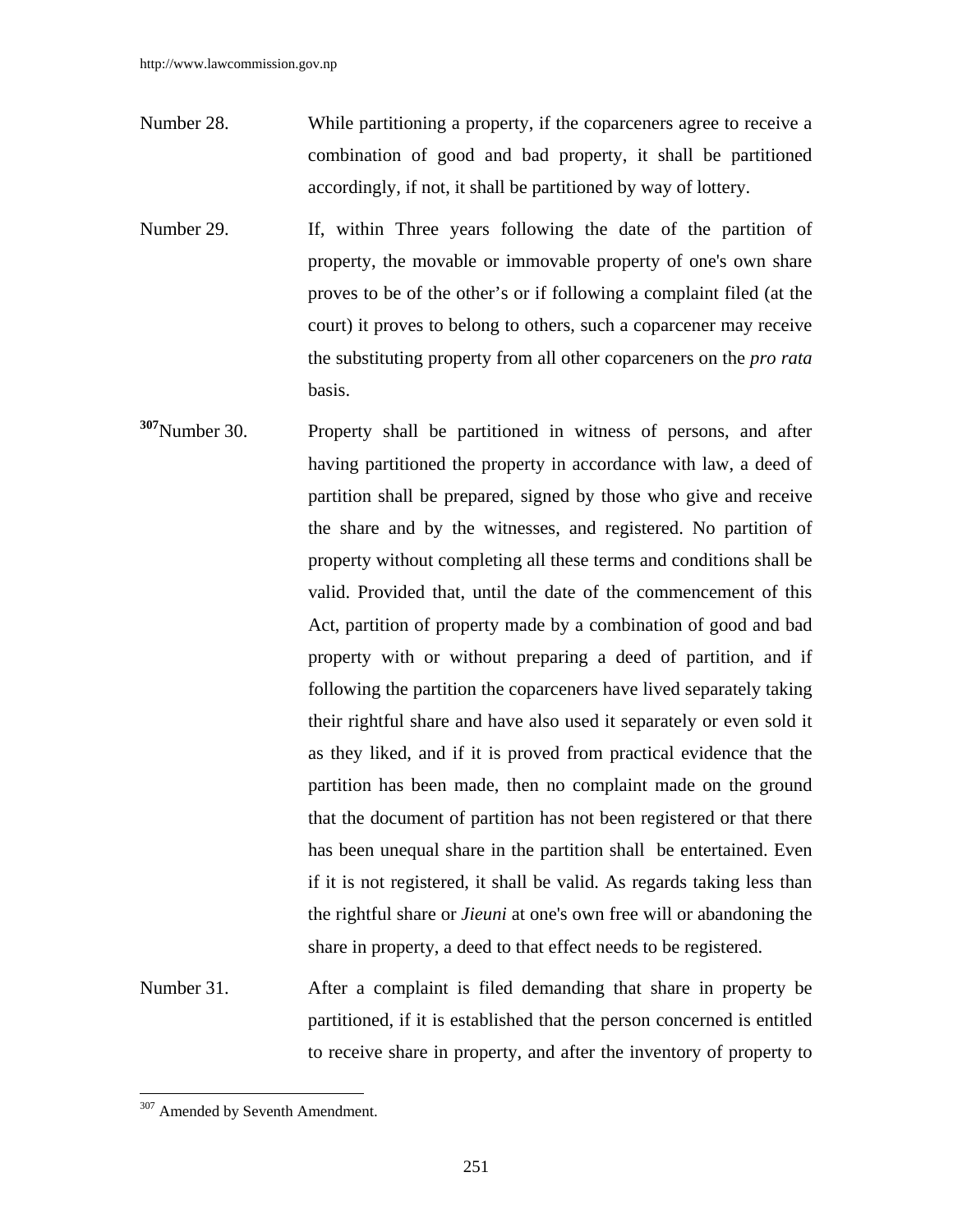Number 28. While partitioning a property, if the coparceners agree to receive a combination of good and bad property, it shall be partitioned accordingly, if not, it shall be partitioned by way of lottery.

Number 29. If, within Three years following the date of the partition of property, the movable or immovable property of one's own share proves to be of the other's or if following a complaint filed (at the court) it proves to belong to others, such a coparcener may receive the substituting property from all other coparceners on the *pro rata* basis.

[307]Number 30. Property shall be partitioned in witness of persons, and after having partitioned the property in accordance with law, a deed of partition shall be prepared, signed by those who give and receive the share and by the witnesses, and registered. No partition of property without completing all these terms and conditions shall be valid. Provided that, until the date of the commencement of this Act, partition of property made by a combination of good and bad property with or without preparing a deed of partition, and if following the partition the coparceners have lived separately taking their rightful share and have also used it separately or even sold it as they liked, and if it is proved from practical evidence that the partition has been made, then no complaint made on the ground that the document of partition has not been registered or that there has been unequal share in the partition shall be entertained. Even if it is not registered, it shall be valid. As regards taking less than the rightful share or *Jieuni* at one's own free will or abandoning the share in property, a deed to that effect needs to be registered.

Number 31. After a complaint is filed demanding that share in property be partitioned, if it is established that the person concerned is entitled to receive share in property, and after the inventory of property to

---

[307] Amended by Seventh Amendment.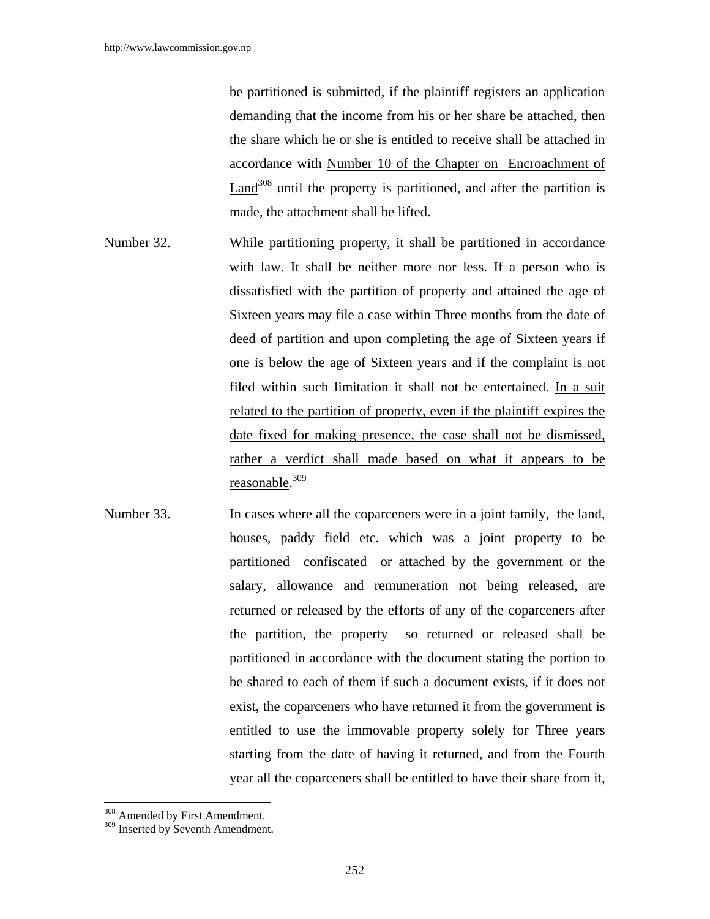be partitioned is submitted, if the plaintiff registers an application demanding that the income from his or her share be attached, then the share which he or she is entitled to receive shall be attached in accordance with Number 10 of the Chapter on Encroachment of Land[308] until the property is partitioned, and after the partition is made, the attachment shall be lifted.

Number 32. While partitioning property, it shall be partitioned in accordance with law. It shall be neither more nor less. If a person who is dissatisfied with the partition of property and attained the age of Sixteen years may file a case within Three months from the date of deed of partition and upon completing the age of Sixteen years if one is below the age of Sixteen years and if the complaint is not filed within such limitation it shall not be entertained. In a suit related to the partition of property, even if the plaintiff expires the date fixed for making presence, the case shall not be dismissed, rather a verdict shall made based on what it appears to be reasonable.[309]

Number 33. In cases where all the coparceners were in a joint family, the land, houses, paddy field etc. which was a joint property to be partitioned confiscated or attached by the government or the salary, allowance and remuneration not being released, are returned or released by the efforts of any of the coparceners after the partition, the property so returned or released shall be partitioned in accordance with the document stating the portion to be shared to each of them if such a document exists, if it does not exist, the coparceners who have returned it from the government is entitled to use the immovable property solely for Three years starting from the date of having it returned, and from the Fourth year all the coparceners shall be entitled to have their share from it,

---

[308] Amended by First Amendment.
[309] Inserted by Seventh Amendment.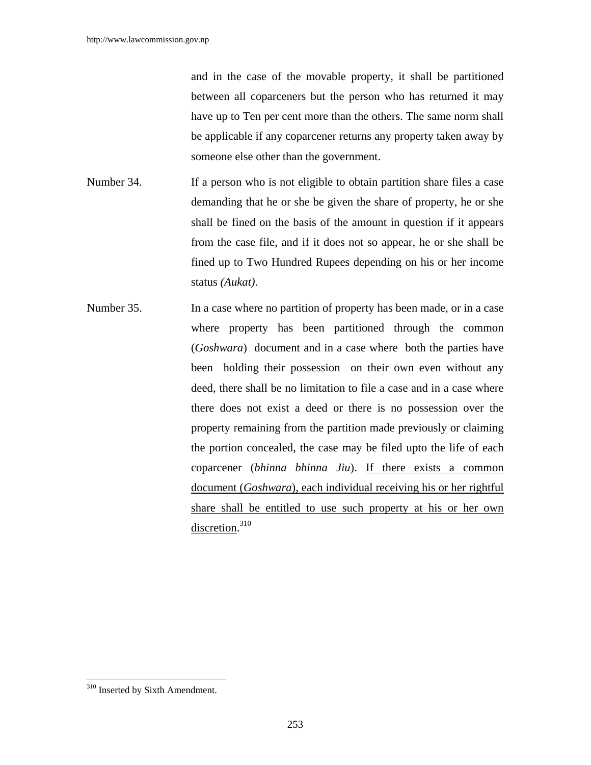and in the case of the movable property, it shall be partitioned between all coparceners but the person who has returned it may have up to Ten per cent more than the others. The same norm shall be applicable if any coparcener returns any property taken away by someone else other than the government.

Number 34. If a person who is not eligible to obtain partition share files a case demanding that he or she be given the share of property, he or she shall be fined on the basis of the amount in question if it appears from the case file, and if it does not so appear, he or she shall be fined up to Two Hundred Rupees depending on his or her income status *(Aukat)*.

Number 35. In a case where no partition of property has been made, or in a case where property has been partitioned through the common (*Goshwara*) document and in a case where both the parties have been holding their possession on their own even without any deed, there shall be no limitation to file a case and in a case where there does not exist a deed or there is no possession over the property remaining from the partition made previously or claiming the portion concealed, the case may be filed upto the life of each coparcener (*bhinna bhinna Jiu*). If there exists a common document (*Goshwara*), each individual receiving his or her rightful share shall be entitled to use such property at his or her own discretion.[310]

[310] Inserted by Sixth Amendment.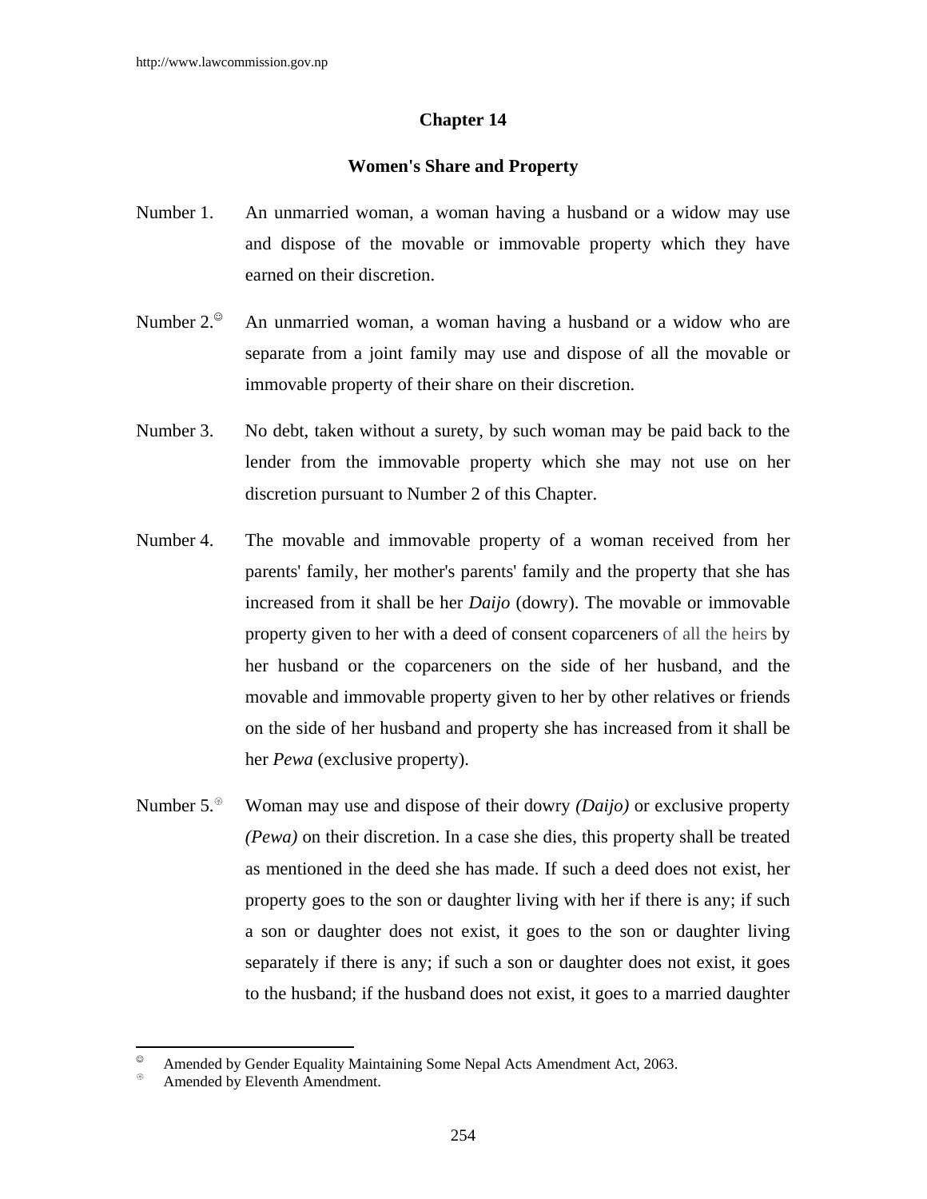## Chapter 14

### Women's Share and Property

Number 1. An unmarried woman, a woman having a husband or a widow may use and dispose of the movable or immovable property which they have earned on their discretion.

Number 2.[☺] An unmarried woman, a woman having a husband or a widow who are separate from a joint family may use and dispose of all the movable or immovable property of their share on their discretion.

Number 3. No debt, taken without a surety, by such woman may be paid back to the lender from the immovable property which she may not use on her discretion pursuant to Number 2 of this Chapter.

Number 4. The movable and immovable property of a woman received from her parents' family, her mother's parents' family and the property that she has increased from it shall be her *Daijo* (dowry). The movable or immovable property given to her with a deed of consent coparceners of all the heirs by her husband or the coparceners on the side of her husband, and the movable and immovable property given to her by other relatives or friends on the side of her husband and property she has increased from it shall be her *Pewa* (exclusive property).

Number 5.[⊛] Woman may use and dispose of their dowry *(Daijo)* or exclusive property *(Pewa)* on their discretion. In a case she dies, this property shall be treated as mentioned in the deed she has made. If such a deed does not exist, her property goes to the son or daughter living with her if there is any; if such a son or daughter does not exist, it goes to the son or daughter living separately if there is any; if such a son or daughter does not exist, it goes to the husband; if the husband does not exist, it goes to a married daughter

---

[☺] Amended by Gender Equality Maintaining Some Nepal Acts Amendment Act, 2063.

[⊛] Amended by Eleventh Amendment.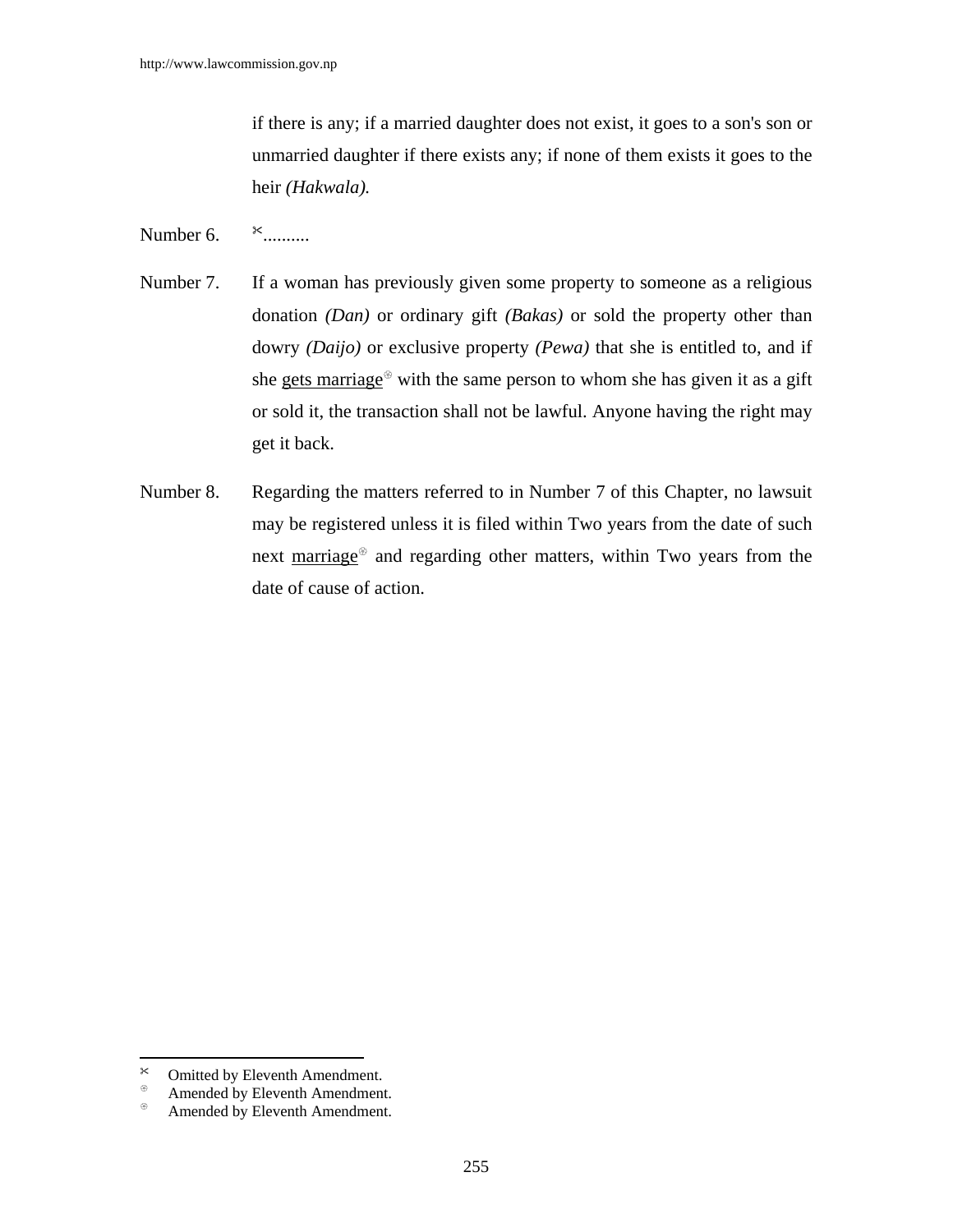if there is any; if a married daughter does not exist, it goes to a son's son or unmarried daughter if there exists any; if none of them exists it goes to the heir *(Hakwala).*

Number 6. ✂..........

Number 7. If a woman has previously given some property to someone as a religious donation *(Dan)* or ordinary gift *(Bakas)* or sold the property other than dowry *(Daijo)* or exclusive property *(Pewa)* that she is entitled to, and if she <u>gets marriage</u>⊛ with the same person to whom she has given it as a gift or sold it, the transaction shall not be lawful. Anyone having the right may get it back.

Number 8. Regarding the matters referred to in Number 7 of this Chapter, no lawsuit may be registered unless it is filed within Two years from the date of such next <u>marriage</u>⊛ and regarding other matters, within Two years from the date of cause of action.

---

✂ Omitted by Eleventh Amendment.
⊛ Amended by Eleventh Amendment.
⊛ Amended by Eleventh Amendment.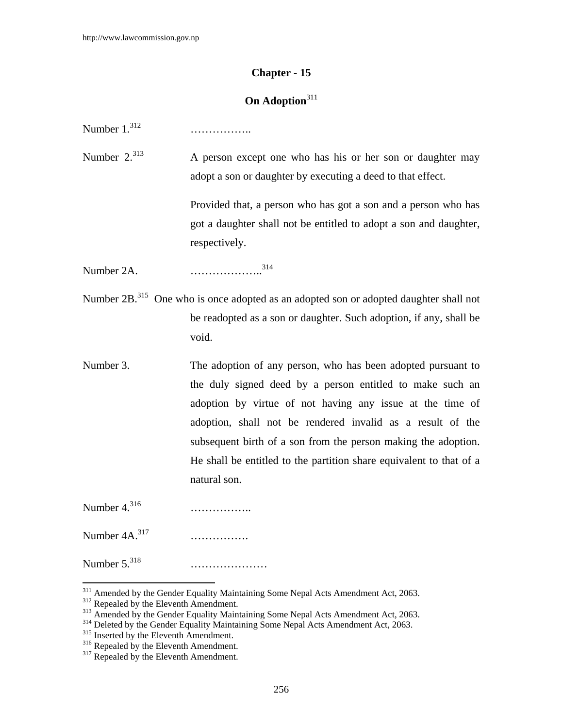## Chapter - 15

## On Adoption[311]

Number 1.[312] ……………..

Number 2.[313] A person except one who has his or her son or daughter may adopt a son or daughter by executing a deed to that effect.

Provided that, a person who has got a son and a person who has got a daughter shall not be entitled to adopt a son and daughter, respectively.

Number 2A. ………………..[314]

Number 2B.[315] One who is once adopted as an adopted son or adopted daughter shall not be readopted as a son or daughter. Such adoption, if any, shall be void.

Number 3. The adoption of any person, who has been adopted pursuant to the duly signed deed by a person entitled to make such an adoption by virtue of not having any issue at the time of adoption, shall not be rendered invalid as a result of the subsequent birth of a son from the person making the adoption. He shall be entitled to the partition share equivalent to that of a natural son.

Number 4.[316] ……………..

Number 4A.[317] …………….

Number 5.[318] …………………

---

[311] Amended by the Gender Equality Maintaining Some Nepal Acts Amendment Act, 2063.
[312] Repealed by the Eleventh Amendment.
[313] Amended by the Gender Equality Maintaining Some Nepal Acts Amendment Act, 2063.
[314] Deleted by the Gender Equality Maintaining Some Nepal Acts Amendment Act, 2063.
[315] Inserted by the Eleventh Amendment.
[316] Repealed by the Eleventh Amendment.
[317] Repealed by the Eleventh Amendment.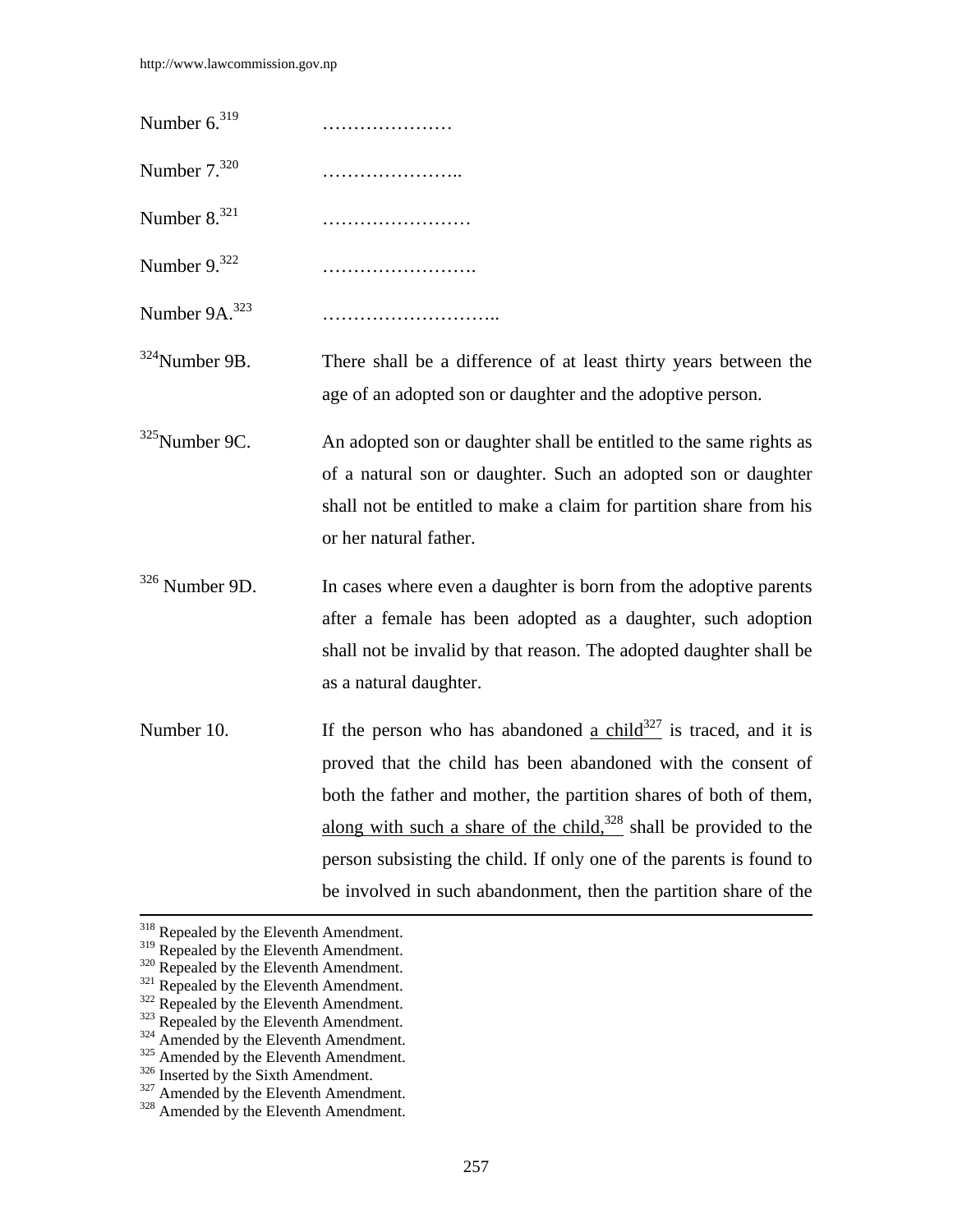Number 6.[319] …………………

Number 7.[320] …………………..

Number 8.[321] ……………………

Number 9.[322] …………………….

Number 9A.[323] ………………………..

[324]Number 9B. There shall be a difference of at least thirty years between the age of an adopted son or daughter and the adoptive person.

[325]Number 9C. An adopted son or daughter shall be entitled to the same rights as of a natural son or daughter. Such an adopted son or daughter shall not be entitled to make a claim for partition share from his or her natural father.

[326] Number 9D. In cases where even a daughter is born from the adoptive parents after a female has been adopted as a daughter, such adoption shall not be invalid by that reason. The adopted daughter shall be as a natural daughter.

Number 10. If the person who has abandoned a child[327] is traced, and it is proved that the child has been abandoned with the consent of both the father and mother, the partition shares of both of them, along with such a share of the child,[328] shall be provided to the person subsisting the child. If only one of the parents is found to be involved in such abandonment, then the partition share of the

---

[318] Repealed by the Eleventh Amendment.
[319] Repealed by the Eleventh Amendment.
[320] Repealed by the Eleventh Amendment.
[321] Repealed by the Eleventh Amendment.
[322] Repealed by the Eleventh Amendment.
[323] Repealed by the Eleventh Amendment.
[324] Amended by the Eleventh Amendment.
[325] Amended by the Eleventh Amendment.
[326] Inserted by the Sixth Amendment.
[327] Amended by the Eleventh Amendment.
[328] Amended by the Eleventh Amendment.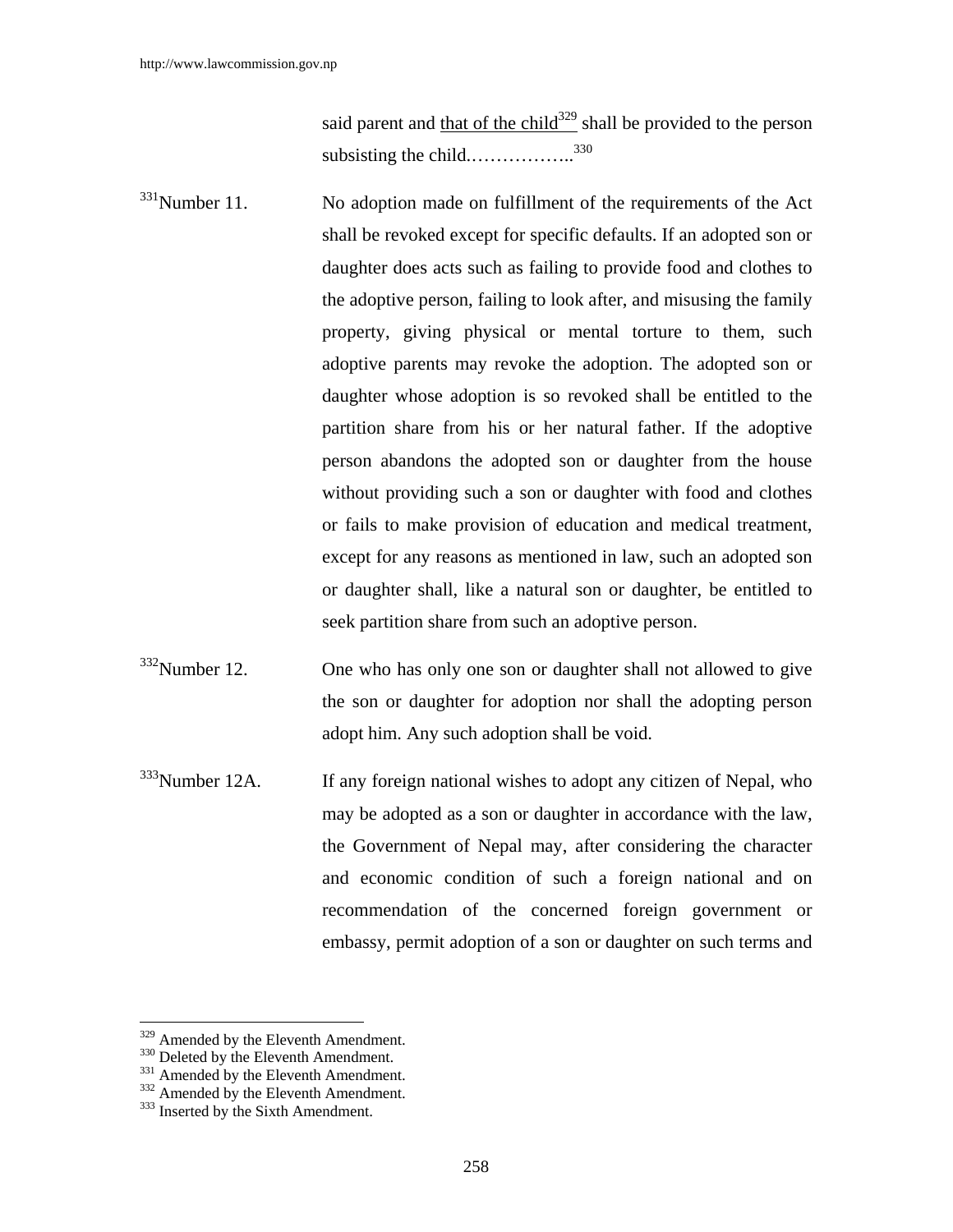said parent and <u>that of the child</u>[329] shall be provided to the person subsisting the child.……………..[330]

[331]Number 11. No adoption made on fulfillment of the requirements of the Act shall be revoked except for specific defaults. If an adopted son or daughter does acts such as failing to provide food and clothes to the adoptive person, failing to look after, and misusing the family property, giving physical or mental torture to them, such adoptive parents may revoke the adoption. The adopted son or daughter whose adoption is so revoked shall be entitled to the partition share from his or her natural father. If the adoptive person abandons the adopted son or daughter from the house without providing such a son or daughter with food and clothes or fails to make provision of education and medical treatment, except for any reasons as mentioned in law, such an adopted son or daughter shall, like a natural son or daughter, be entitled to seek partition share from such an adoptive person.

[332]Number 12. One who has only one son or daughter shall not allowed to give the son or daughter for adoption nor shall the adopting person adopt him. Any such adoption shall be void.

[333]Number 12A. If any foreign national wishes to adopt any citizen of Nepal, who may be adopted as a son or daughter in accordance with the law, the Government of Nepal may, after considering the character and economic condition of such a foreign national and on recommendation of the concerned foreign government or embassy, permit adoption of a son or daughter on such terms and

---

[329] Amended by the Eleventh Amendment.
[330] Deleted by the Eleventh Amendment.
[331] Amended by the Eleventh Amendment.
[332] Amended by the Eleventh Amendment.
[333] Inserted by the Sixth Amendment.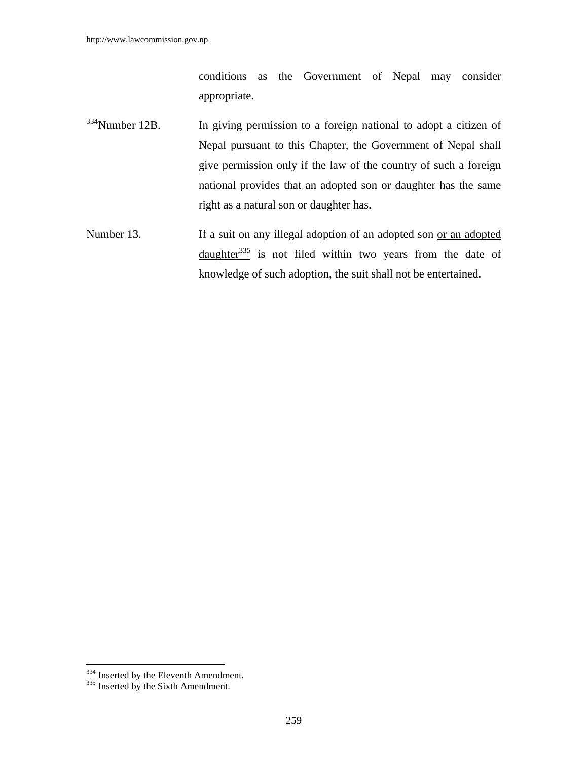conditions as the Government of Nepal may consider appropriate.

[334]Number 12B. In giving permission to a foreign national to adopt a citizen of Nepal pursuant to this Chapter, the Government of Nepal shall give permission only if the law of the country of such a foreign national provides that an adopted son or daughter has the same right as a natural son or daughter has.

Number 13. If a suit on any illegal adoption of an adopted son or an adopted daughter[335] is not filed within two years from the date of knowledge of such adoption, the suit shall not be entertained.

---

[334] Inserted by the Eleventh Amendment.

[335] Inserted by the Sixth Amendment.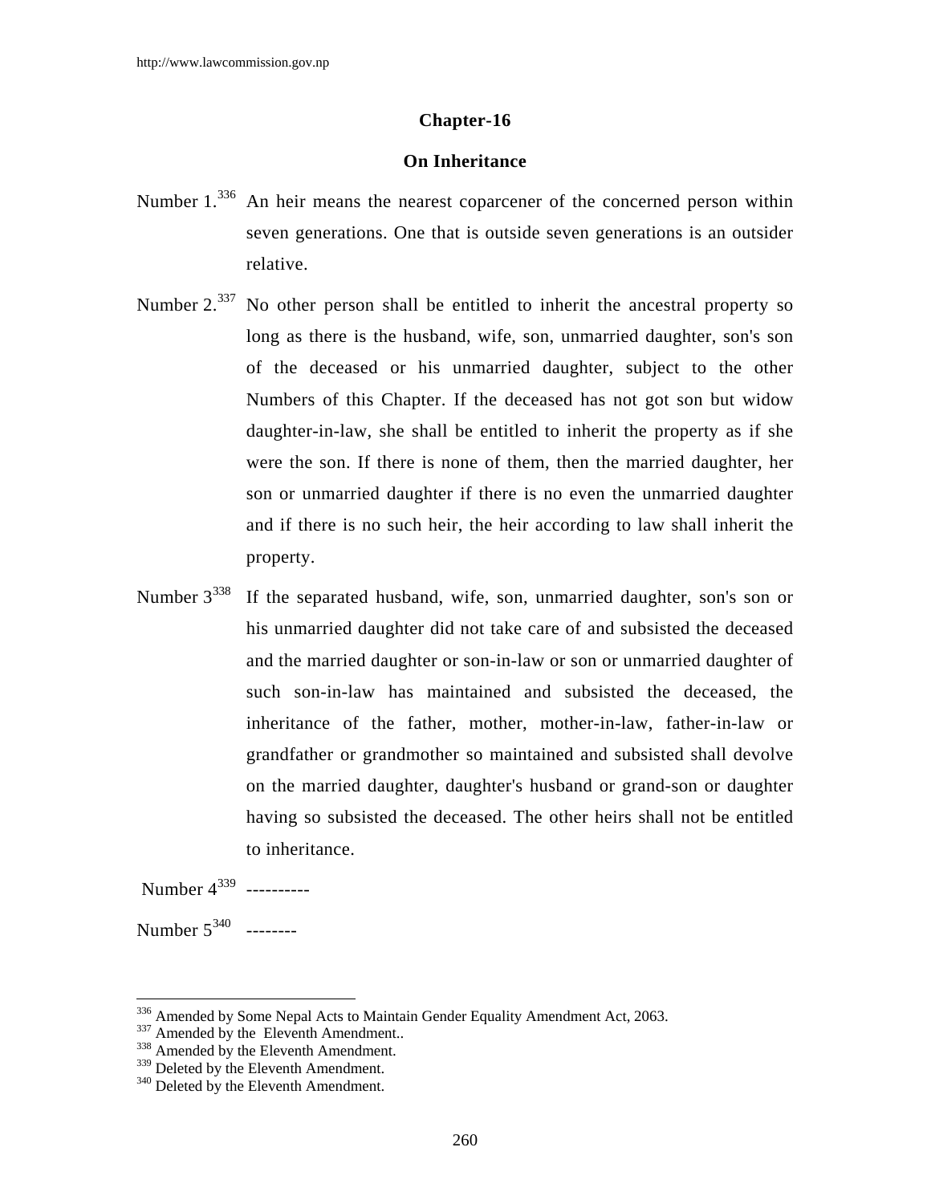## Chapter-16

## On Inheritance

Number 1.[336] An heir means the nearest coparcener of the concerned person within seven generations. One that is outside seven generations is an outsider relative.

Number 2.[337] No other person shall be entitled to inherit the ancestral property so long as there is the husband, wife, son, unmarried daughter, son's son of the deceased or his unmarried daughter, subject to the other Numbers of this Chapter. If the deceased has not got son but widow daughter-in-law, she shall be entitled to inherit the property as if she were the son. If there is none of them, then the married daughter, her son or unmarried daughter if there is no even the unmarried daughter and if there is no such heir, the heir according to law shall inherit the property.

Number 3[338] If the separated husband, wife, son, unmarried daughter, son's son or his unmarried daughter did not take care of and subsisted the deceased and the married daughter or son-in-law or son or unmarried daughter of such son-in-law has maintained and subsisted the deceased, the inheritance of the father, mother, mother-in-law, father-in-law or grandfather or grandmother so maintained and subsisted shall devolve on the married daughter, daughter's husband or grand-son or daughter having so subsisted the deceased. The other heirs shall not be entitled to inheritance.

Number 4[339] ----------

Number 5[340] --------

---

[336] Amended by Some Nepal Acts to Maintain Gender Equality Amendment Act, 2063.
[337] Amended by the Eleventh Amendment..
[338] Amended by the Eleventh Amendment.
[339] Deleted by the Eleventh Amendment.
[340] Deleted by the Eleventh Amendment.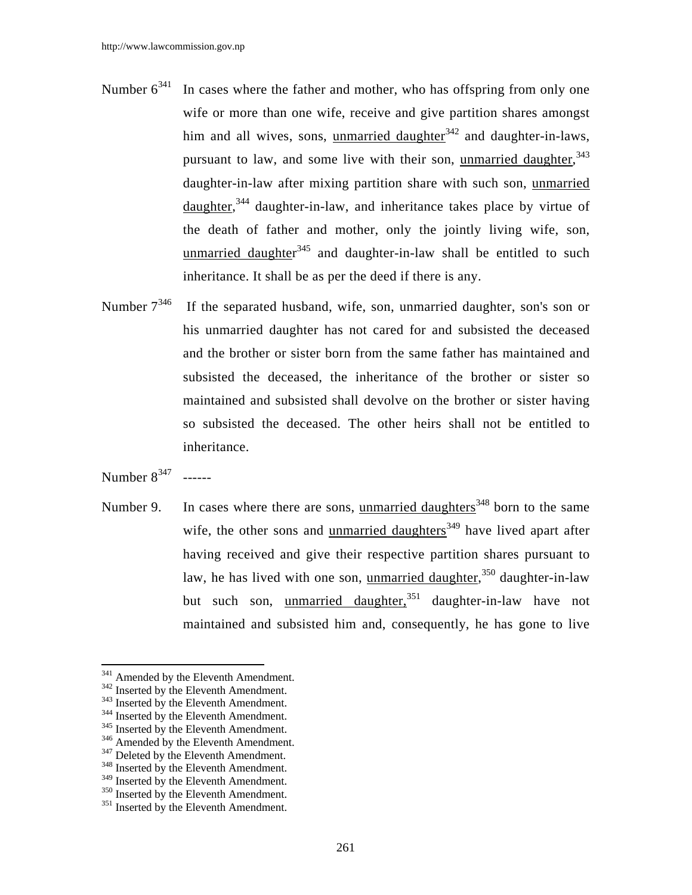Number 6[341] In cases where the father and mother, who has offspring from only one wife or more than one wife, receive and give partition shares amongst him and all wives, sons, unmarried daughter[342] and daughter-in-laws, pursuant to law, and some live with their son, unmarried daughter,[343] daughter-in-law after mixing partition share with such son, unmarried daughter,[344] daughter-in-law, and inheritance takes place by virtue of the death of father and mother, only the jointly living wife, son, unmarried daughter[345] and daughter-in-law shall be entitled to such inheritance. It shall be as per the deed if there is any.

Number 7[346] If the separated husband, wife, son, unmarried daughter, son's son or his unmarried daughter has not cared for and subsisted the deceased and the brother or sister born from the same father has maintained and subsisted the deceased, the inheritance of the brother or sister so maintained and subsisted shall devolve on the brother or sister having so subsisted the deceased. The other heirs shall not be entitled to inheritance.

Number 8[347] ------

Number 9. In cases where there are sons, unmarried daughters[348] born to the same wife, the other sons and unmarried daughters[349] have lived apart after having received and give their respective partition shares pursuant to law, he has lived with one son, unmarried daughter,[350] daughter-in-law but such son, unmarried daughter,[351] daughter-in-law have not maintained and subsisted him and, consequently, he has gone to live

---

[341] Amended by the Eleventh Amendment.
[342] Inserted by the Eleventh Amendment.
[343] Inserted by the Eleventh Amendment.
[344] Inserted by the Eleventh Amendment.
[345] Inserted by the Eleventh Amendment.
[346] Amended by the Eleventh Amendment.
[347] Deleted by the Eleventh Amendment.
[348] Inserted by the Eleventh Amendment.
[349] Inserted by the Eleventh Amendment.
[350] Inserted by the Eleventh Amendment.
[351] Inserted by the Eleventh Amendment.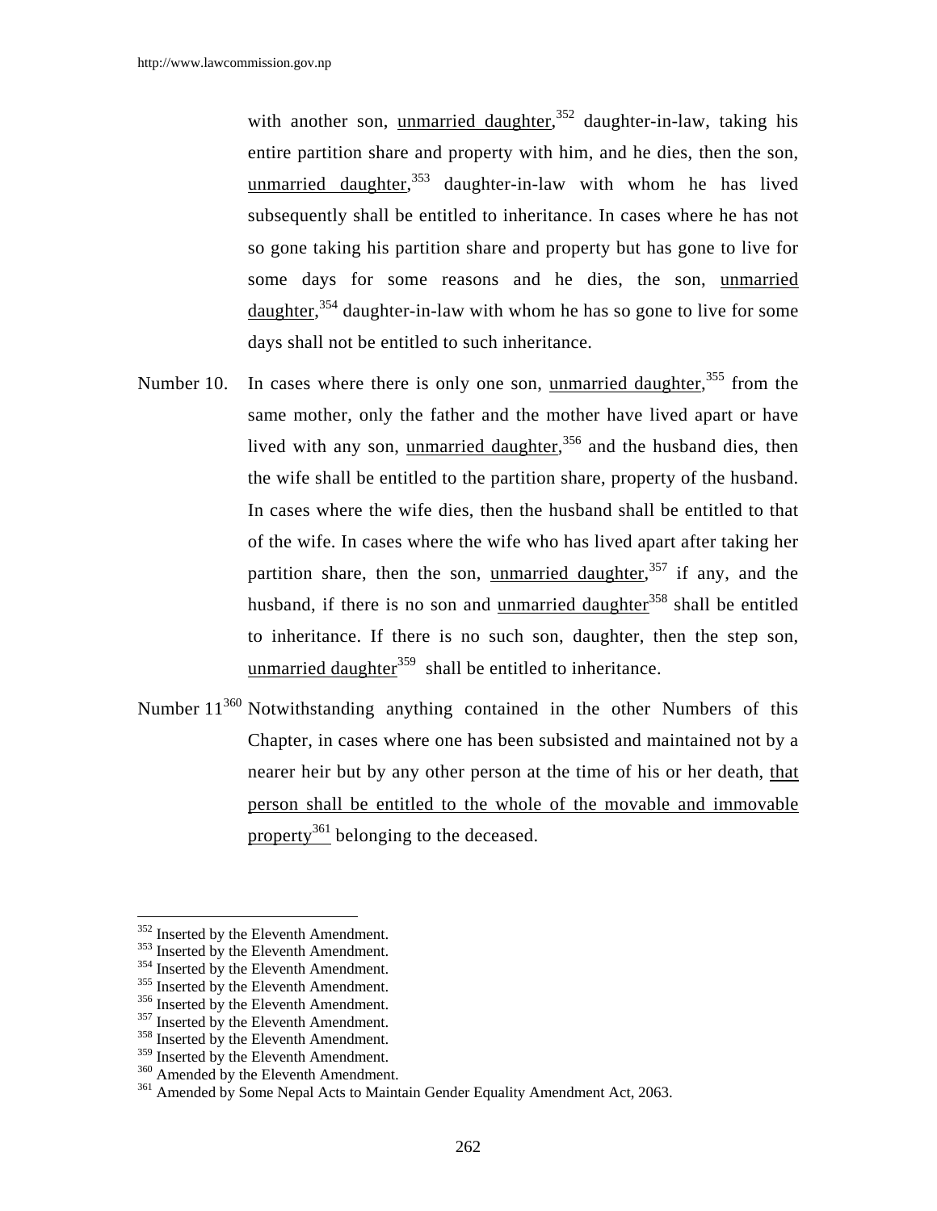with another son, unmarried daughter,[352] daughter-in-law, taking his entire partition share and property with him, and he dies, then the son, unmarried daughter,[353] daughter-in-law with whom he has lived subsequently shall be entitled to inheritance. In cases where he has not so gone taking his partition share and property but has gone to live for some days for some reasons and he dies, the son, unmarried daughter,[354] daughter-in-law with whom he has so gone to live for some days shall not be entitled to such inheritance.

Number 10. In cases where there is only one son, unmarried daughter,[355] from the same mother, only the father and the mother have lived apart or have lived with any son, unmarried daughter,[356] and the husband dies, then the wife shall be entitled to the partition share, property of the husband. In cases where the wife dies, then the husband shall be entitled to that of the wife. In cases where the wife who has lived apart after taking her partition share, then the son, unmarried daughter,[357] if any, and the husband, if there is no son and unmarried daughter[358] shall be entitled to inheritance. If there is no such son, daughter, then the step son, unmarried daughter[359] shall be entitled to inheritance.

Number 11[360] Notwithstanding anything contained in the other Numbers of this Chapter, in cases where one has been subsisted and maintained not by a nearer heir but by any other person at the time of his or her death, that person shall be entitled to the whole of the movable and immovable property[361] belonging to the deceased.

---

[352] Inserted by the Eleventh Amendment.
[353] Inserted by the Eleventh Amendment.
[354] Inserted by the Eleventh Amendment.
[355] Inserted by the Eleventh Amendment.
[356] Inserted by the Eleventh Amendment.
[357] Inserted by the Eleventh Amendment.
[358] Inserted by the Eleventh Amendment.
[359] Inserted by the Eleventh Amendment.
[360] Amended by the Eleventh Amendment.
[361] Amended by Some Nepal Acts to Maintain Gender Equality Amendment Act, 2063.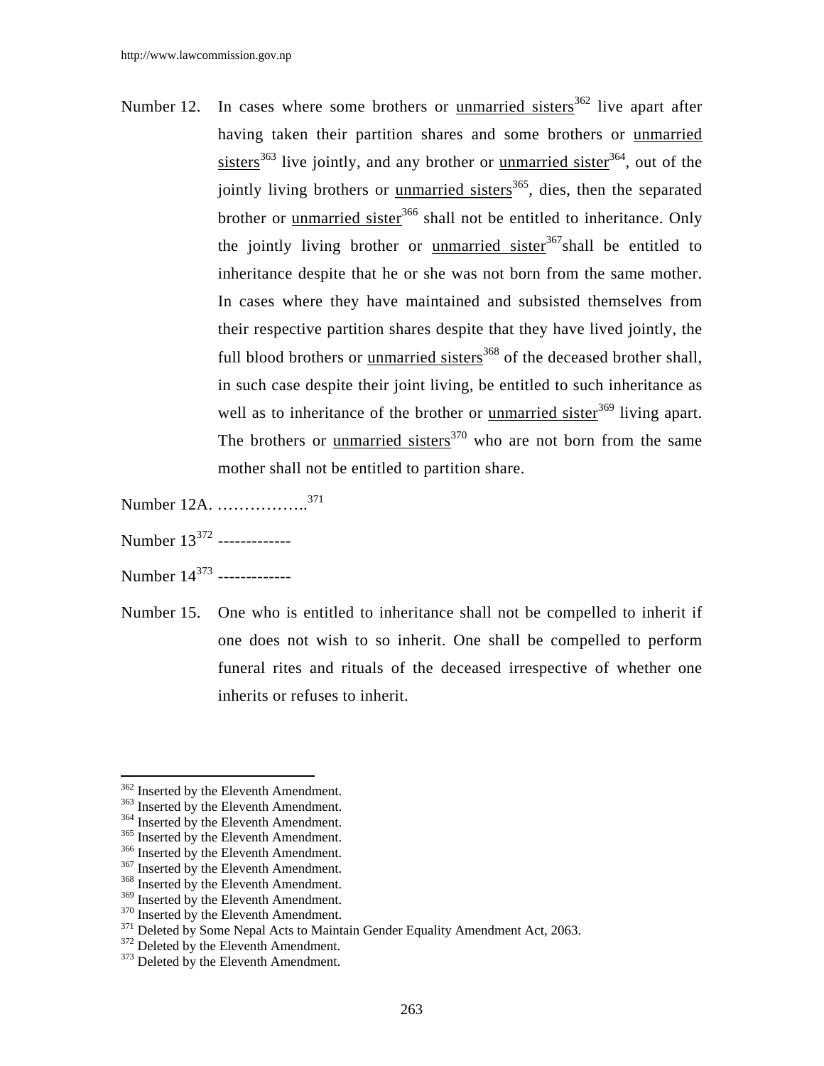Number 12. In cases where some brothers or unmarried sisters[362] live apart after having taken their partition shares and some brothers or unmarried sisters[363] live jointly, and any brother or unmarried sister[364], out of the jointly living brothers or unmarried sisters[365], dies, then the separated brother or unmarried sister[366] shall not be entitled to inheritance. Only the jointly living brother or unmarried sister[367]shall be entitled to inheritance despite that he or she was not born from the same mother. In cases where they have maintained and subsisted themselves from their respective partition shares despite that they have lived jointly, the full blood brothers or unmarried sisters[368] of the deceased brother shall, in such case despite their joint living, be entitled to such inheritance as well as to inheritance of the brother or unmarried sister[369] living apart. The brothers or unmarried sisters[370] who are not born from the same mother shall not be entitled to partition share.

Number 12A. ……………..[371]

Number 13[372] -------------

Number 14[373] -------------

Number 15. One who is entitled to inheritance shall not be compelled to inherit if one does not wish to so inherit. One shall be compelled to perform funeral rites and rituals of the deceased irrespective of whether one inherits or refuses to inherit.

---

[362] Inserted by the Eleventh Amendment.
[363] Inserted by the Eleventh Amendment.
[364] Inserted by the Eleventh Amendment.
[365] Inserted by the Eleventh Amendment.
[366] Inserted by the Eleventh Amendment.
[367] Inserted by the Eleventh Amendment.
[368] Inserted by the Eleventh Amendment.
[369] Inserted by the Eleventh Amendment.
[370] Inserted by the Eleventh Amendment.
[371] Deleted by Some Nepal Acts to Maintain Gender Equality Amendment Act, 2063.
[372] Deleted by the Eleventh Amendment.
[373] Deleted by the Eleventh Amendment.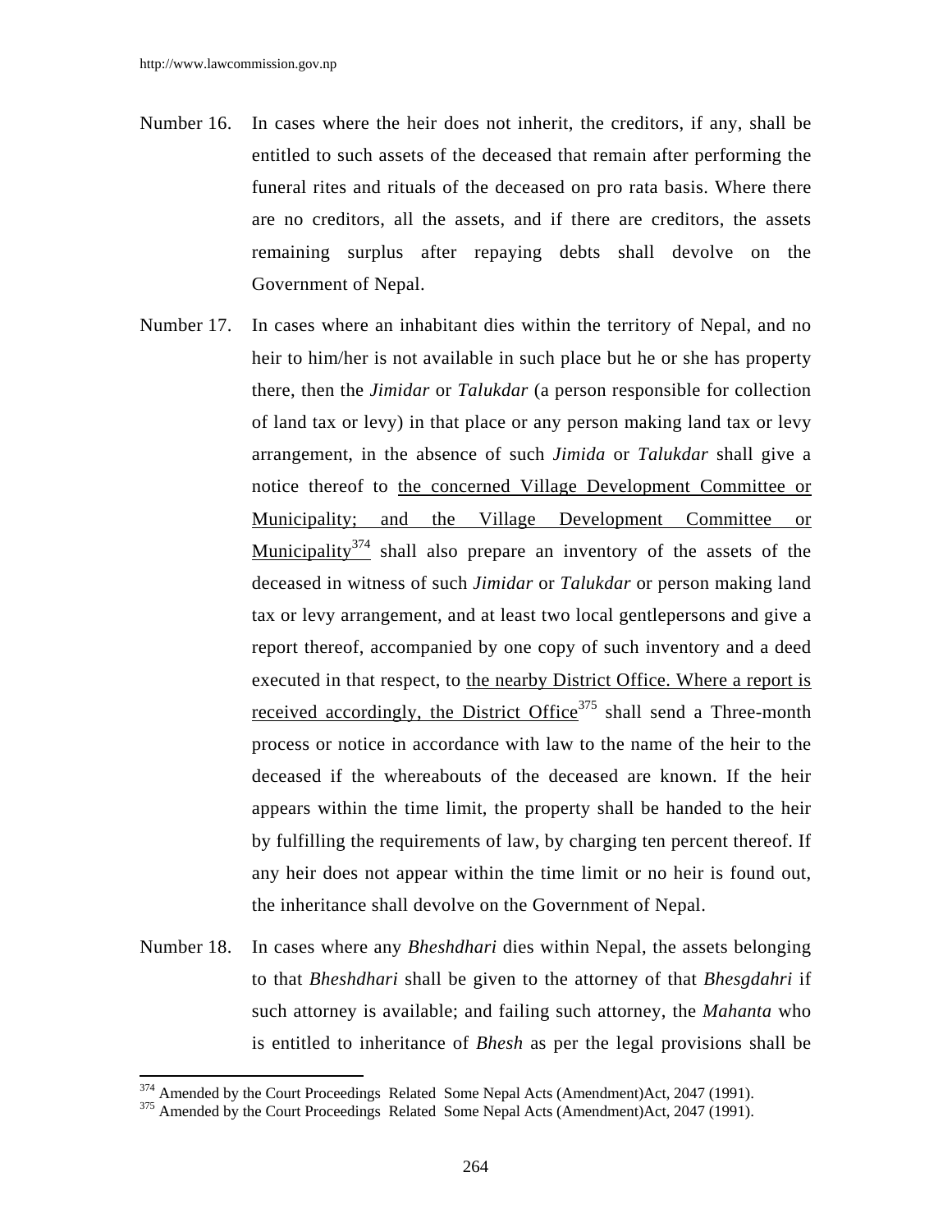Number 16. In cases where the heir does not inherit, the creditors, if any, shall be entitled to such assets of the deceased that remain after performing the funeral rites and rituals of the deceased on pro rata basis. Where there are no creditors, all the assets, and if there are creditors, the assets remaining surplus after repaying debts shall devolve on the Government of Nepal.

Number 17. In cases where an inhabitant dies within the territory of Nepal, and no heir to him/her is not available in such place but he or she has property there, then the *Jimidar* or *Talukdar* (a person responsible for collection of land tax or levy) in that place or any person making land tax or levy arrangement, in the absence of such *Jimida* or *Talukdar* shall give a notice thereof to the concerned Village Development Committee or Municipality; and the Village Development Committee or Municipality[374] shall also prepare an inventory of the assets of the deceased in witness of such *Jimidar* or *Talukdar* or person making land tax or levy arrangement, and at least two local gentlepersons and give a report thereof, accompanied by one copy of such inventory and a deed executed in that respect, to the nearby District Office. Where a report is received accordingly, the District Office[375] shall send a Three-month process or notice in accordance with law to the name of the heir to the deceased if the whereabouts of the deceased are known. If the heir appears within the time limit, the property shall be handed to the heir by fulfilling the requirements of law, by charging ten percent thereof. If any heir does not appear within the time limit or no heir is found out, the inheritance shall devolve on the Government of Nepal.

Number 18. In cases where any *Bheshdhari* dies within Nepal, the assets belonging to that *Bheshdhari* shall be given to the attorney of that *Bhesgdahri* if such attorney is available; and failing such attorney, the *Mahanta* who is entitled to inheritance of *Bhesh* as per the legal provisions shall be

---

[374] Amended by the Court Proceedings Related Some Nepal Acts (Amendment)Act, 2047 (1991).

[375] Amended by the Court Proceedings Related Some Nepal Acts (Amendment)Act, 2047 (1991).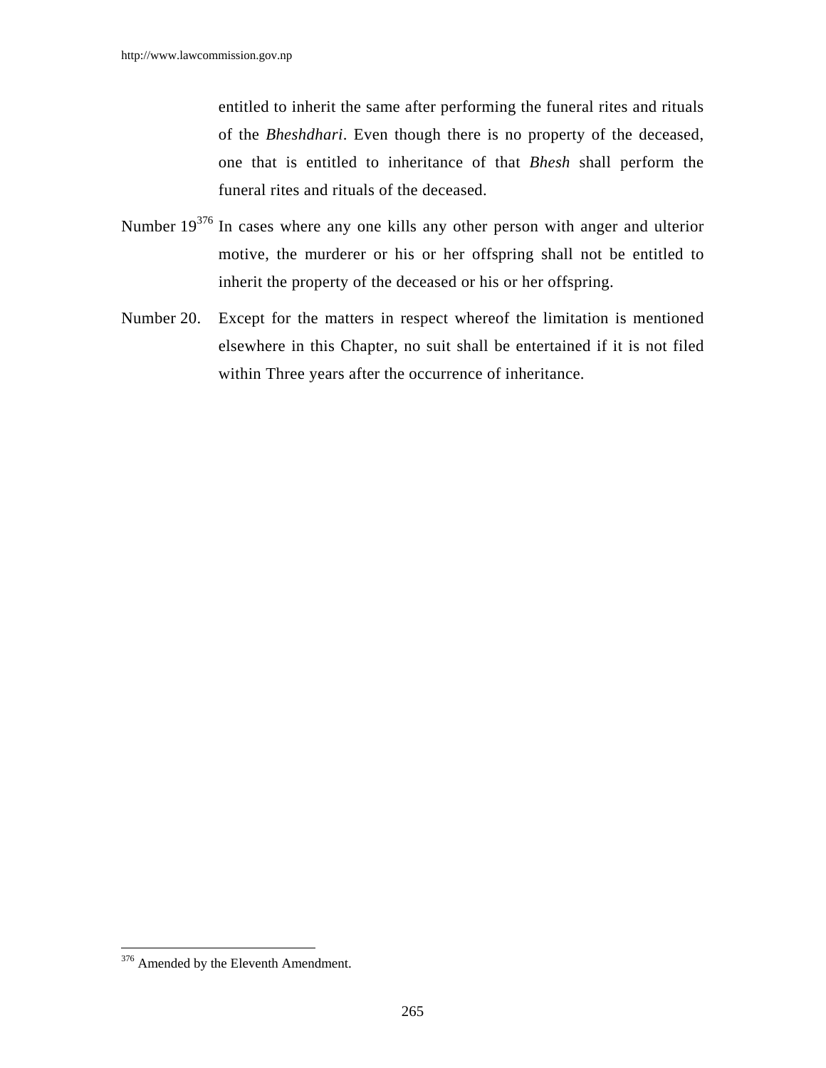entitled to inherit the same after performing the funeral rites and rituals of the *Bheshdhari*. Even though there is no property of the deceased, one that is entitled to inheritance of that *Bhesh* shall perform the funeral rites and rituals of the deceased.

Number 19[376] In cases where any one kills any other person with anger and ulterior motive, the murderer or his or her offspring shall not be entitled to inherit the property of the deceased or his or her offspring.

Number 20. Except for the matters in respect whereof the limitation is mentioned elsewhere in this Chapter, no suit shall be entertained if it is not filed within Three years after the occurrence of inheritance.

---

[376] Amended by the Eleventh Amendment.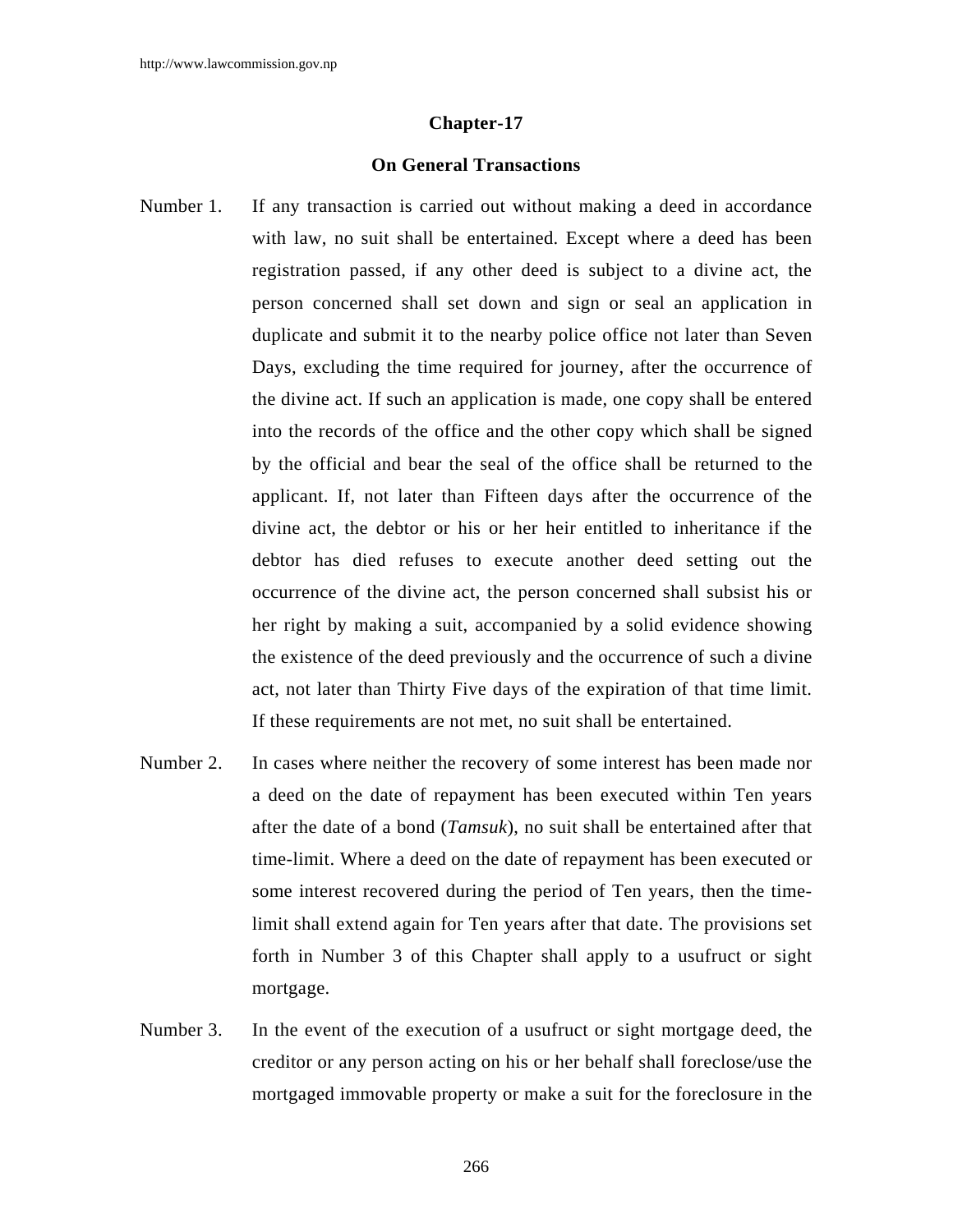## Chapter-17

## On General Transactions

Number 1. If any transaction is carried out without making a deed in accordance with law, no suit shall be entertained. Except where a deed has been registration passed, if any other deed is subject to a divine act, the person concerned shall set down and sign or seal an application in duplicate and submit it to the nearby police office not later than Seven Days, excluding the time required for journey, after the occurrence of the divine act. If such an application is made, one copy shall be entered into the records of the office and the other copy which shall be signed by the official and bear the seal of the office shall be returned to the applicant. If, not later than Fifteen days after the occurrence of the divine act, the debtor or his or her heir entitled to inheritance if the debtor has died refuses to execute another deed setting out the occurrence of the divine act, the person concerned shall subsist his or her right by making a suit, accompanied by a solid evidence showing the existence of the deed previously and the occurrence of such a divine act, not later than Thirty Five days of the expiration of that time limit. If these requirements are not met, no suit shall be entertained.

Number 2. In cases where neither the recovery of some interest has been made nor a deed on the date of repayment has been executed within Ten years after the date of a bond (*Tamsuk*), no suit shall be entertained after that time-limit. Where a deed on the date of repayment has been executed or some interest recovered during the period of Ten years, then the time-limit shall extend again for Ten years after that date. The provisions set forth in Number 3 of this Chapter shall apply to a usufruct or sight mortgage.

Number 3. In the event of the execution of a usufruct or sight mortgage deed, the creditor or any person acting on his or her behalf shall foreclose/use the mortgaged immovable property or make a suit for the foreclosure in the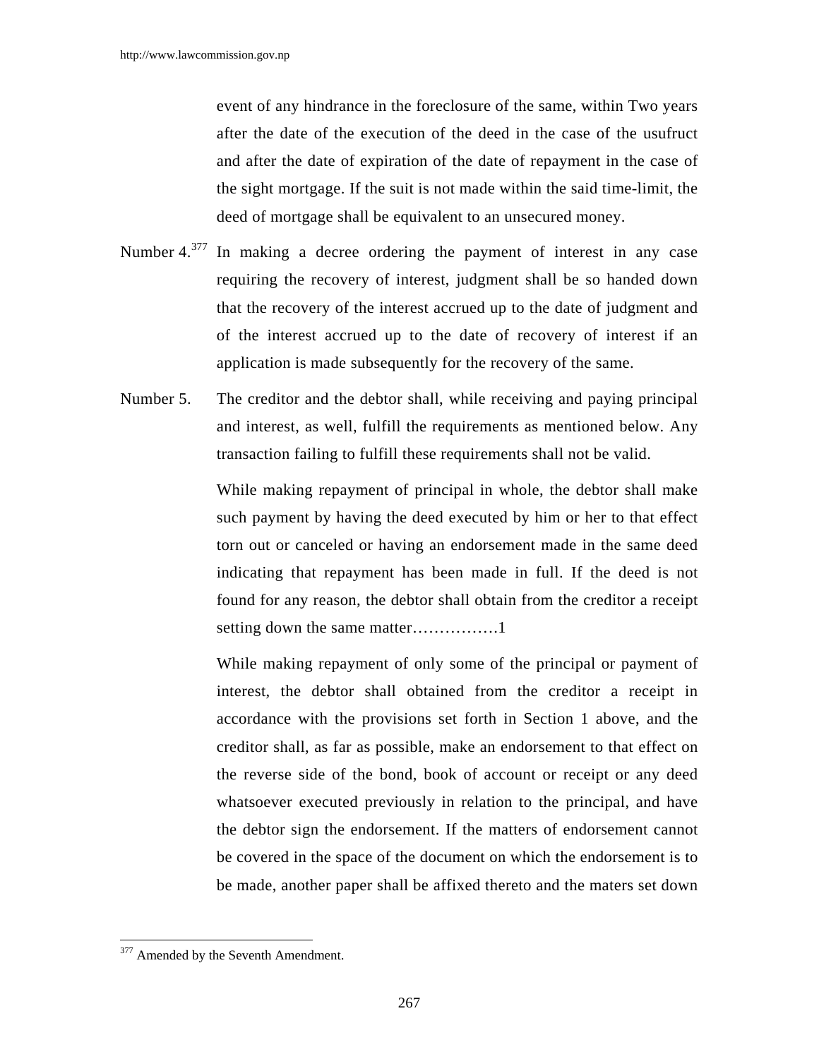event of any hindrance in the foreclosure of the same, within Two years after the date of the execution of the deed in the case of the usufruct and after the date of expiration of the date of repayment in the case of the sight mortgage. If the suit is not made within the said time-limit, the deed of mortgage shall be equivalent to an unsecured money.

Number 4.[377] In making a decree ordering the payment of interest in any case requiring the recovery of interest, judgment shall be so handed down that the recovery of the interest accrued up to the date of judgment and of the interest accrued up to the date of recovery of interest if an application is made subsequently for the recovery of the same.

Number 5. The creditor and the debtor shall, while receiving and paying principal and interest, as well, fulfill the requirements as mentioned below. Any transaction failing to fulfill these requirements shall not be valid.

While making repayment of principal in whole, the debtor shall make such payment by having the deed executed by him or her to that effect torn out or canceled or having an endorsement made in the same deed indicating that repayment has been made in full. If the deed is not found for any reason, the debtor shall obtain from the creditor a receipt setting down the same matter…………….1

While making repayment of only some of the principal or payment of interest, the debtor shall obtained from the creditor a receipt in accordance with the provisions set forth in Section 1 above, and the creditor shall, as far as possible, make an endorsement to that effect on the reverse side of the bond, book of account or receipt or any deed whatsoever executed previously in relation to the principal, and have the debtor sign the endorsement. If the matters of endorsement cannot be covered in the space of the document on which the endorsement is to be made, another paper shall be affixed thereto and the maters set down

---

[377] Amended by the Seventh Amendment.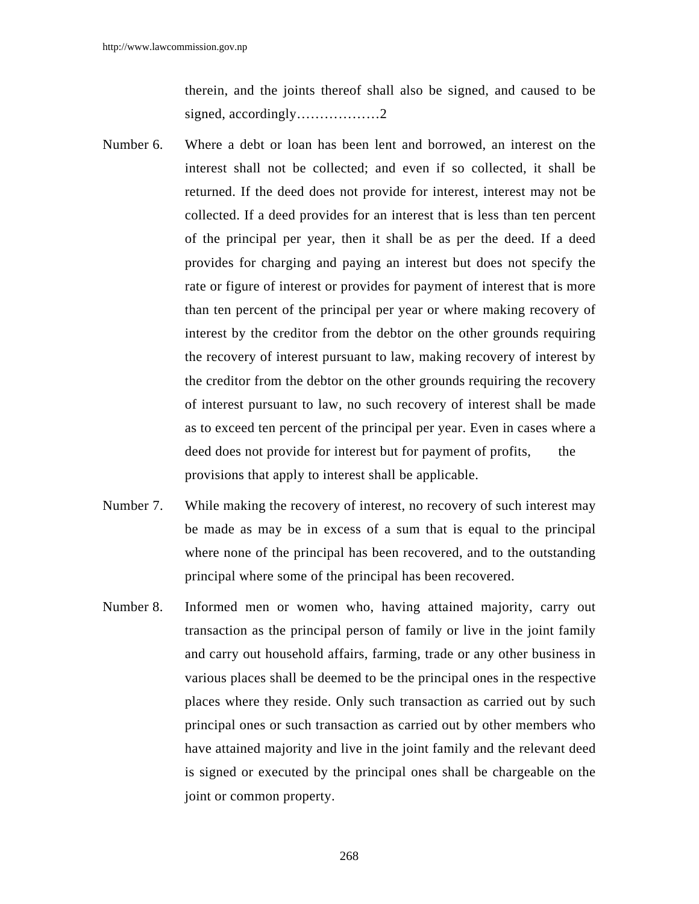therein, and the joints thereof shall also be signed, and caused to be signed, accordingly………………2

Number 6. Where a debt or loan has been lent and borrowed, an interest on the interest shall not be collected; and even if so collected, it shall be returned. If the deed does not provide for interest, interest may not be collected. If a deed provides for an interest that is less than ten percent of the principal per year, then it shall be as per the deed. If a deed provides for charging and paying an interest but does not specify the rate or figure of interest or provides for payment of interest that is more than ten percent of the principal per year or where making recovery of interest by the creditor from the debtor on the other grounds requiring the recovery of interest pursuant to law, making recovery of interest by the creditor from the debtor on the other grounds requiring the recovery of interest pursuant to law, no such recovery of interest shall be made as to exceed ten percent of the principal per year. Even in cases where a deed does not provide for interest but for payment of profits, the provisions that apply to interest shall be applicable.

Number 7. While making the recovery of interest, no recovery of such interest may be made as may be in excess of a sum that is equal to the principal where none of the principal has been recovered, and to the outstanding principal where some of the principal has been recovered.

Number 8. Informed men or women who, having attained majority, carry out transaction as the principal person of family or live in the joint family and carry out household affairs, farming, trade or any other business in various places shall be deemed to be the principal ones in the respective places where they reside. Only such transaction as carried out by such principal ones or such transaction as carried out by other members who have attained majority and live in the joint family and the relevant deed is signed or executed by the principal ones shall be chargeable on the joint or common property.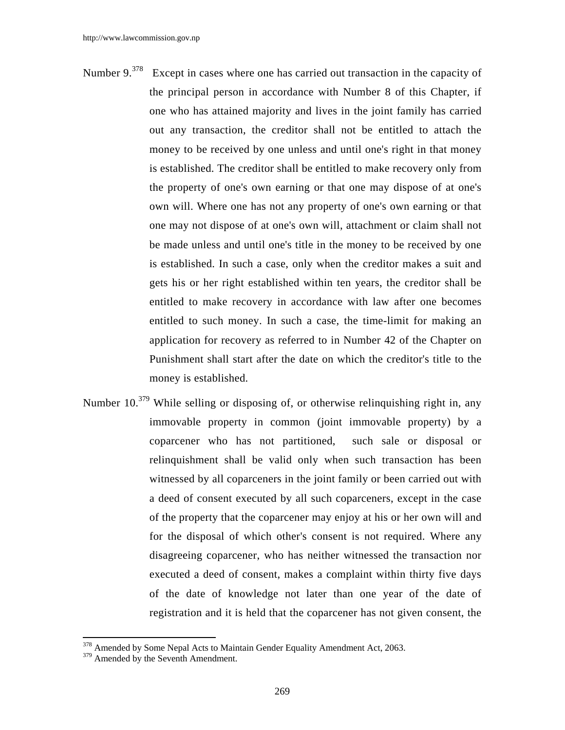Number 9.[378] Except in cases where one has carried out transaction in the capacity of the principal person in accordance with Number 8 of this Chapter, if one who has attained majority and lives in the joint family has carried out any transaction, the creditor shall not be entitled to attach the money to be received by one unless and until one's right in that money is established. The creditor shall be entitled to make recovery only from the property of one's own earning or that one may dispose of at one's own will. Where one has not any property of one's own earning or that one may not dispose of at one's own will, attachment or claim shall not be made unless and until one's title in the money to be received by one is established. In such a case, only when the creditor makes a suit and gets his or her right established within ten years, the creditor shall be entitled to make recovery in accordance with law after one becomes entitled to such money. In such a case, the time-limit for making an application for recovery as referred to in Number 42 of the Chapter on Punishment shall start after the date on which the creditor's title to the money is established.

Number 10.[379] While selling or disposing of, or otherwise relinquishing right in, any immovable property in common (joint immovable property) by a coparcener who has not partitioned, such sale or disposal or relinquishment shall be valid only when such transaction has been witnessed by all coparceners in the joint family or been carried out with a deed of consent executed by all such coparceners, except in the case of the property that the coparcener may enjoy at his or her own will and for the disposal of which other's consent is not required. Where any disagreeing coparcener, who has neither witnessed the transaction nor executed a deed of consent, makes a complaint within thirty five days of the date of knowledge not later than one year of the date of registration and it is held that the coparcener has not given consent, the

---

[378] Amended by Some Nepal Acts to Maintain Gender Equality Amendment Act, 2063.

[379] Amended by the Seventh Amendment.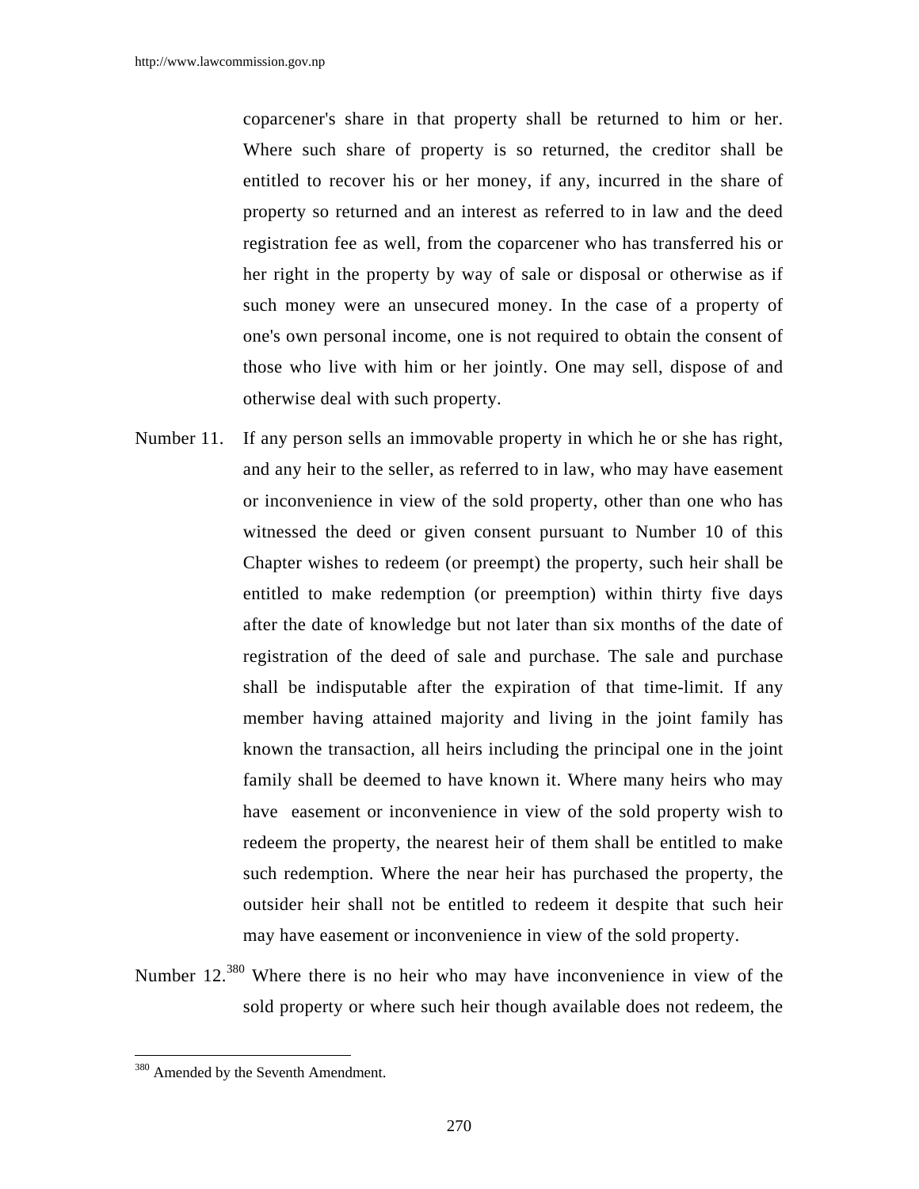coparcener's share in that property shall be returned to him or her. Where such share of property is so returned, the creditor shall be entitled to recover his or her money, if any, incurred in the share of property so returned and an interest as referred to in law and the deed registration fee as well, from the coparcener who has transferred his or her right in the property by way of sale or disposal or otherwise as if such money were an unsecured money. In the case of a property of one's own personal income, one is not required to obtain the consent of those who live with him or her jointly. One may sell, dispose of and otherwise deal with such property.

Number 11. If any person sells an immovable property in which he or she has right, and any heir to the seller, as referred to in law, who may have easement or inconvenience in view of the sold property, other than one who has witnessed the deed or given consent pursuant to Number 10 of this Chapter wishes to redeem (or preempt) the property, such heir shall be entitled to make redemption (or preemption) within thirty five days after the date of knowledge but not later than six months of the date of registration of the deed of sale and purchase. The sale and purchase shall be indisputable after the expiration of that time-limit. If any member having attained majority and living in the joint family has known the transaction, all heirs including the principal one in the joint family shall be deemed to have known it. Where many heirs who may have easement or inconvenience in view of the sold property wish to redeem the property, the nearest heir of them shall be entitled to make such redemption. Where the near heir has purchased the property, the outsider heir shall not be entitled to redeem it despite that such heir may have easement or inconvenience in view of the sold property.

Number 12.[380] Where there is no heir who may have inconvenience in view of the sold property or where such heir though available does not redeem, the

[380] Amended by the Seventh Amendment.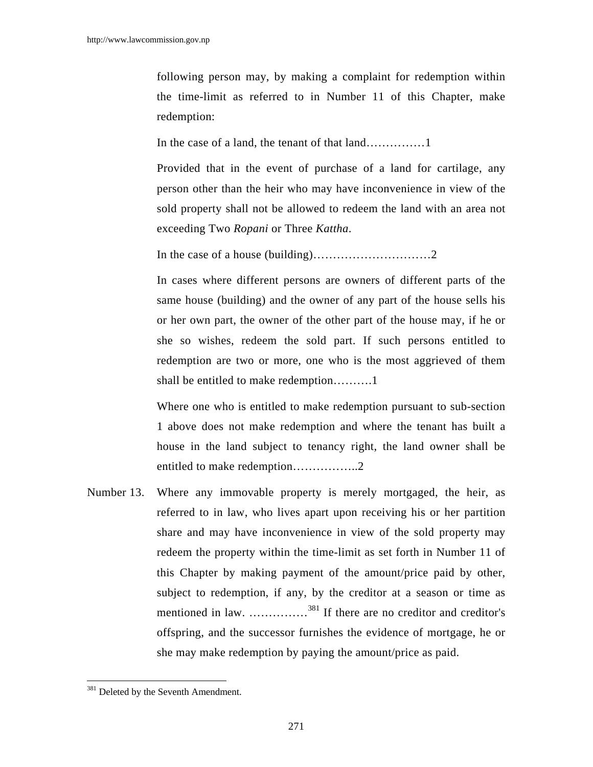following person may, by making a complaint for redemption within the time-limit as referred to in Number 11 of this Chapter, make redemption:

In the case of a land, the tenant of that land……………1

Provided that in the event of purchase of a land for cartilage, any person other than the heir who may have inconvenience in view of the sold property shall not be allowed to redeem the land with an area not exceeding Two *Ropani* or Three *Kattha*.

In the case of a house (building)…………………………2

In cases where different persons are owners of different parts of the same house (building) and the owner of any part of the house sells his or her own part, the owner of the other part of the house may, if he or she so wishes, redeem the sold part. If such persons entitled to redemption are two or more, one who is the most aggrieved of them shall be entitled to make redemption………1

Where one who is entitled to make redemption pursuant to sub-section 1 above does not make redemption and where the tenant has built a house in the land subject to tenancy right, the land owner shall be entitled to make redemption……………..2

Number 13. Where any immovable property is merely mortgaged, the heir, as referred to in law, who lives apart upon receiving his or her partition share and may have inconvenience in view of the sold property may redeem the property within the time-limit as set forth in Number 11 of this Chapter by making payment of the amount/price paid by other, subject to redemption, if any, by the creditor at a season or time as mentioned in law. ……………[381] If there are no creditor and creditor's offspring, and the successor furnishes the evidence of mortgage, he or she may make redemption by paying the amount/price as paid.

[381] Deleted by the Seventh Amendment.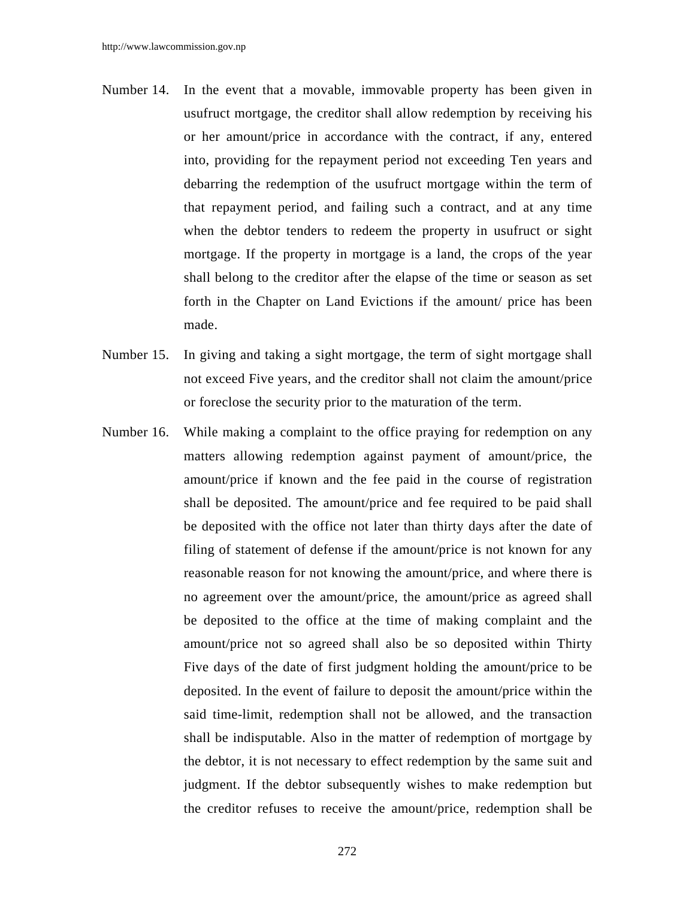Number 14. In the event that a movable, immovable property has been given in usufruct mortgage, the creditor shall allow redemption by receiving his or her amount/price in accordance with the contract, if any, entered into, providing for the repayment period not exceeding Ten years and debarring the redemption of the usufruct mortgage within the term of that repayment period, and failing such a contract, and at any time when the debtor tenders to redeem the property in usufruct or sight mortgage. If the property in mortgage is a land, the crops of the year shall belong to the creditor after the elapse of the time or season as set forth in the Chapter on Land Evictions if the amount/ price has been made.

Number 15. In giving and taking a sight mortgage, the term of sight mortgage shall not exceed Five years, and the creditor shall not claim the amount/price or foreclose the security prior to the maturation of the term.

Number 16. While making a complaint to the office praying for redemption on any matters allowing redemption against payment of amount/price, the amount/price if known and the fee paid in the course of registration shall be deposited. The amount/price and fee required to be paid shall be deposited with the office not later than thirty days after the date of filing of statement of defense if the amount/price is not known for any reasonable reason for not knowing the amount/price, and where there is no agreement over the amount/price, the amount/price as agreed shall be deposited to the office at the time of making complaint and the amount/price not so agreed shall also be so deposited within Thirty Five days of the date of first judgment holding the amount/price to be deposited. In the event of failure to deposit the amount/price within the said time-limit, redemption shall not be allowed, and the transaction shall be indisputable. Also in the matter of redemption of mortgage by the debtor, it is not necessary to effect redemption by the same suit and judgment. If the debtor subsequently wishes to make redemption but the creditor refuses to receive the amount/price, redemption shall be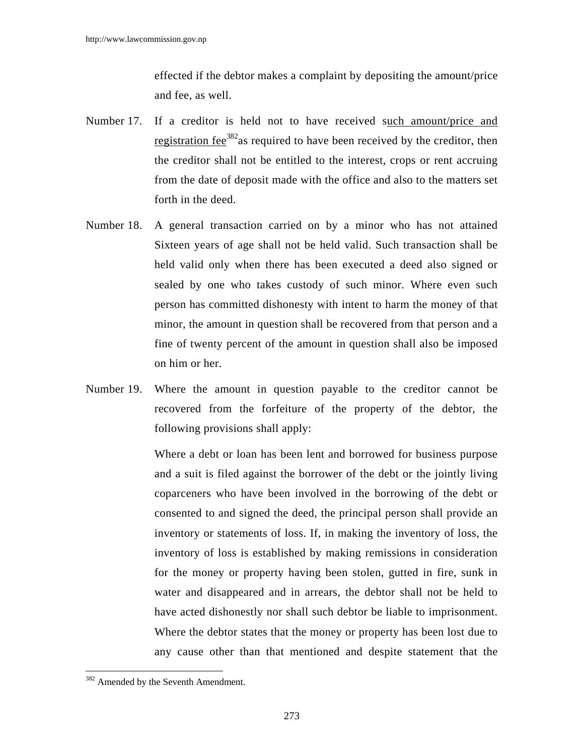effected if the debtor makes a complaint by depositing the amount/price and fee, as well.

Number 17. If a creditor is held not to have received such amount/price and registration fee[382] as required to have been received by the creditor, then the creditor shall not be entitled to the interest, crops or rent accruing from the date of deposit made with the office and also to the matters set forth in the deed.

Number 18. A general transaction carried on by a minor who has not attained Sixteen years of age shall not be held valid. Such transaction shall be held valid only when there has been executed a deed also signed or sealed by one who takes custody of such minor. Where even such person has committed dishonesty with intent to harm the money of that minor, the amount in question shall be recovered from that person and a fine of twenty percent of the amount in question shall also be imposed on him or her.

Number 19. Where the amount in question payable to the creditor cannot be recovered from the forfeiture of the property of the debtor, the following provisions shall apply:

Where a debt or loan has been lent and borrowed for business purpose and a suit is filed against the borrower of the debt or the jointly living coparceners who have been involved in the borrowing of the debt or consented to and signed the deed, the principal person shall provide an inventory or statements of loss. If, in making the inventory of loss, the inventory of loss is established by making remissions in consideration for the money or property having been stolen, gutted in fire, sunk in water and disappeared and in arrears, the debtor shall not be held to have acted dishonestly nor shall such debtor be liable to imprisonment. Where the debtor states that the money or property has been lost due to any cause other than that mentioned and despite statement that the

---

[382] Amended by the Seventh Amendment.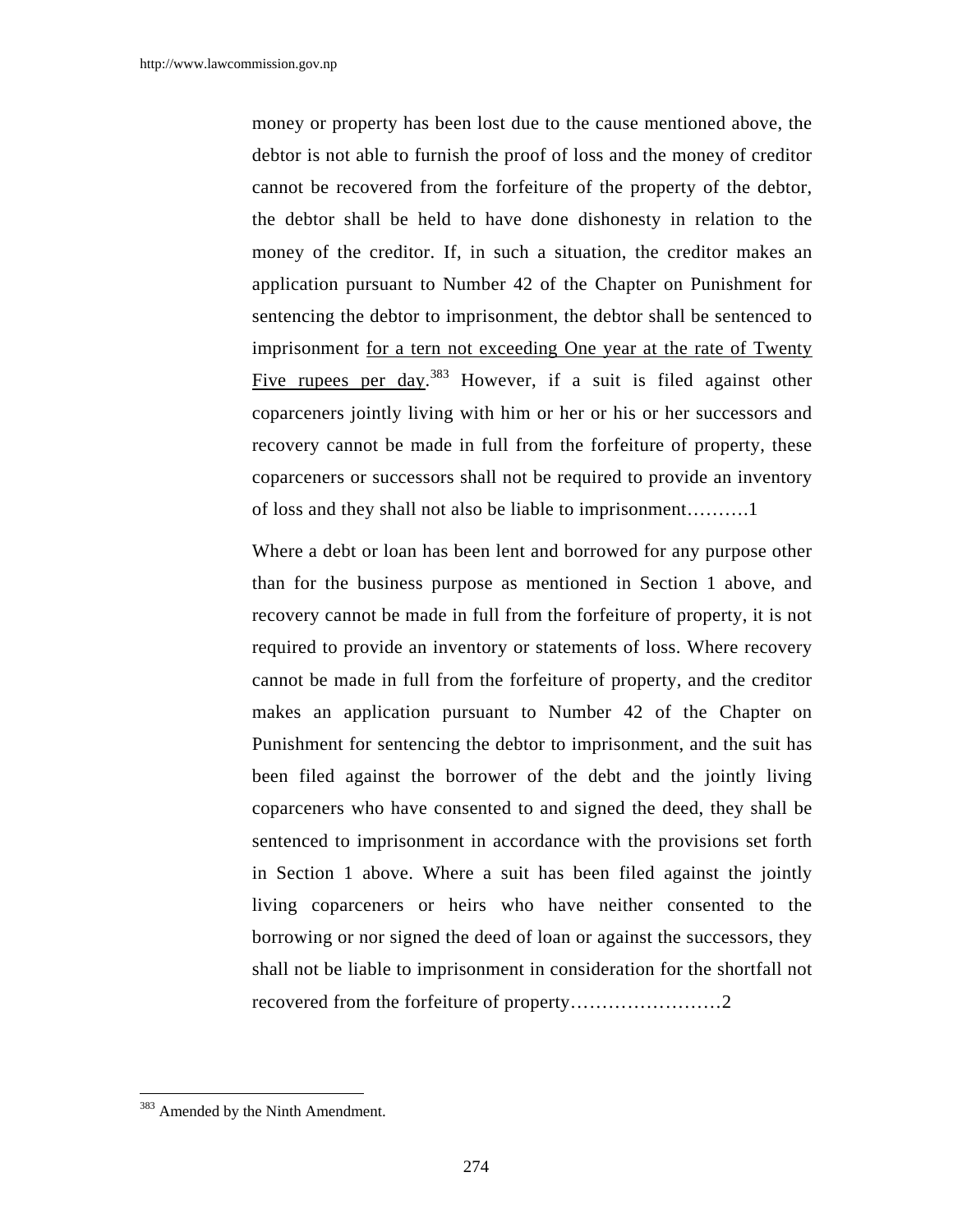money or property has been lost due to the cause mentioned above, the debtor is not able to furnish the proof of loss and the money of creditor cannot be recovered from the forfeiture of the property of the debtor, the debtor shall be held to have done dishonesty in relation to the money of the creditor. If, in such a situation, the creditor makes an application pursuant to Number 42 of the Chapter on Punishment for sentencing the debtor to imprisonment, the debtor shall be sentenced to imprisonment <u>for a tern not exceeding One year at the rate of Twenty Five rupees per day</u>.[383] However, if a suit is filed against other coparceners jointly living with him or her or his or her successors and recovery cannot be made in full from the forfeiture of property, these coparceners or successors shall not be required to provide an inventory of loss and they shall not also be liable to imprisonment……….1

Where a debt or loan has been lent and borrowed for any purpose other than for the business purpose as mentioned in Section 1 above, and recovery cannot be made in full from the forfeiture of property, it is not required to provide an inventory or statements of loss. Where recovery cannot be made in full from the forfeiture of property, and the creditor makes an application pursuant to Number 42 of the Chapter on Punishment for sentencing the debtor to imprisonment, and the suit has been filed against the borrower of the debt and the jointly living coparceners who have consented to and signed the deed, they shall be sentenced to imprisonment in accordance with the provisions set forth in Section 1 above. Where a suit has been filed against the jointly living coparceners or heirs who have neither consented to the borrowing or nor signed the deed of loan or against the successors, they shall not be liable to imprisonment in consideration for the shortfall not recovered from the forfeiture of property……………………2

---

[383] Amended by the Ninth Amendment.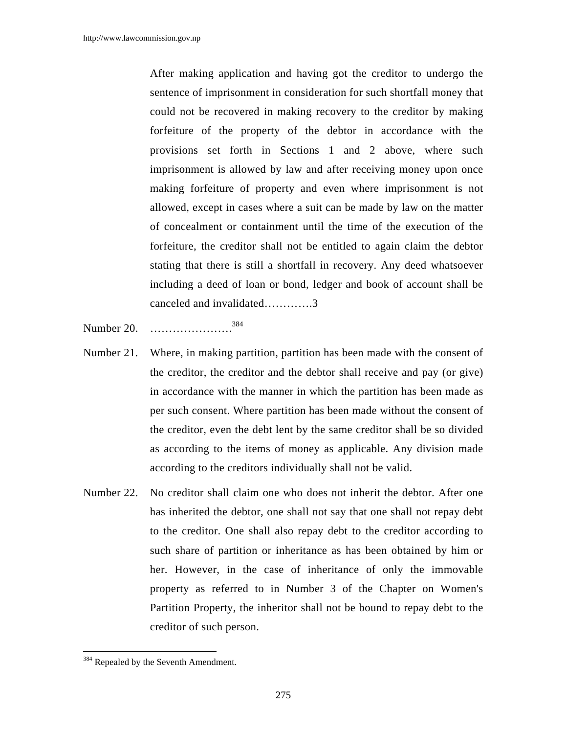After making application and having got the creditor to undergo the sentence of imprisonment in consideration for such shortfall money that could not be recovered in making recovery to the creditor by making forfeiture of the property of the debtor in accordance with the provisions set forth in Sections 1 and 2 above, where such imprisonment is allowed by law and after receiving money upon once making forfeiture of property and even where imprisonment is not allowed, except in cases where a suit can be made by law on the matter of concealment or containment until the time of the execution of the forfeiture, the creditor shall not be entitled to again claim the debtor stating that there is still a shortfall in recovery. Any deed whatsoever including a deed of loan or bond, ledger and book of account shall be canceled and invalidated…………3

Number 20. ………………….[384]

Number 21. Where, in making partition, partition has been made with the consent of the creditor, the creditor and the debtor shall receive and pay (or give) in accordance with the manner in which the partition has been made as per such consent. Where partition has been made without the consent of the creditor, even the debt lent by the same creditor shall be so divided as according to the items of money as applicable. Any division made according to the creditors individually shall not be valid.

Number 22. No creditor shall claim one who does not inherit the debtor. After one has inherited the debtor, one shall not say that one shall not repay debt to the creditor. One shall also repay debt to the creditor according to such share of partition or inheritance as has been obtained by him or her. However, in the case of inheritance of only the immovable property as referred to in Number 3 of the Chapter on Women's Partition Property, the inheritor shall not be bound to repay debt to the creditor of such person.

---

[384] Repealed by the Seventh Amendment.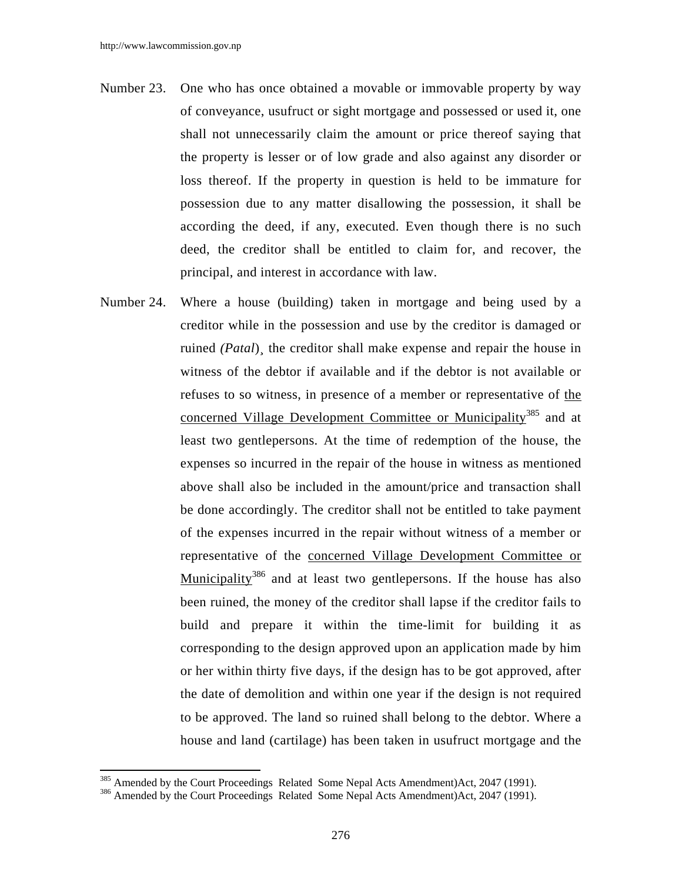Number 23. One who has once obtained a movable or immovable property by way of conveyance, usufruct or sight mortgage and possessed or used it, one shall not unnecessarily claim the amount or price thereof saying that the property is lesser or of low grade and also against any disorder or loss thereof. If the property in question is held to be immature for possession due to any matter disallowing the possession, it shall be according the deed, if any, executed. Even though there is no such deed, the creditor shall be entitled to claim for, and recover, the principal, and interest in accordance with law.

Number 24. Where a house (building) taken in mortgage and being used by a creditor while in the possession and use by the creditor is damaged or ruined *(Patal)*¸ the creditor shall make expense and repair the house in witness of the debtor if available and if the debtor is not available or refuses to so witness, in presence of a member or representative of the concerned Village Development Committee or Municipality[385] and at least two gentlepersons. At the time of redemption of the house, the expenses so incurred in the repair of the house in witness as mentioned above shall also be included in the amount/price and transaction shall be done accordingly. The creditor shall not be entitled to take payment of the expenses incurred in the repair without witness of a member or representative of the concerned Village Development Committee or Municipality[386] and at least two gentlepersons. If the house has also been ruined, the money of the creditor shall lapse if the creditor fails to build and prepare it within the time-limit for building it as corresponding to the design approved upon an application made by him or her within thirty five days, if the design has to be got approved, after the date of demolition and within one year if the design is not required to be approved. The land so ruined shall belong to the debtor. Where a house and land (cartilage) has been taken in usufruct mortgage and the

[385] Amended by the Court Proceedings Related Some Nepal Acts Amendment)Act, 2047 (1991).
[386] Amended by the Court Proceedings Related Some Nepal Acts Amendment)Act, 2047 (1991).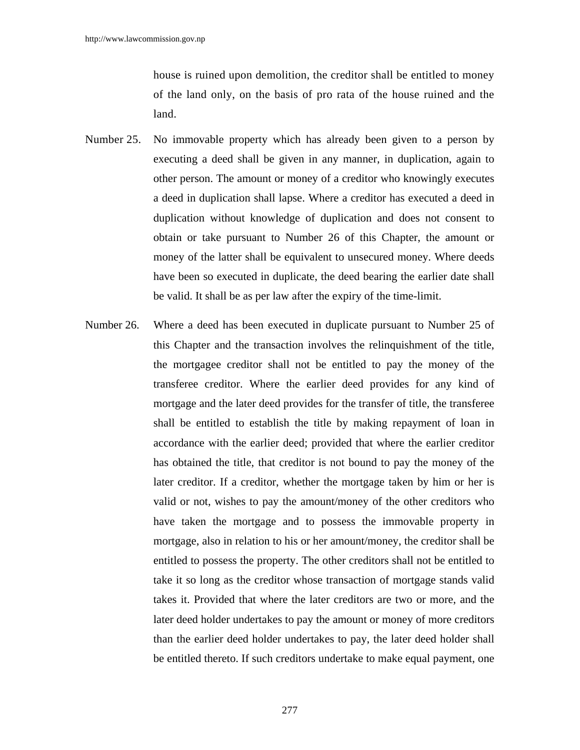house is ruined upon demolition, the creditor shall be entitled to money of the land only, on the basis of pro rata of the house ruined and the land.

Number 25. No immovable property which has already been given to a person by executing a deed shall be given in any manner, in duplication, again to other person. The amount or money of a creditor who knowingly executes a deed in duplication shall lapse. Where a creditor has executed a deed in duplication without knowledge of duplication and does not consent to obtain or take pursuant to Number 26 of this Chapter, the amount or money of the latter shall be equivalent to unsecured money. Where deeds have been so executed in duplicate, the deed bearing the earlier date shall be valid. It shall be as per law after the expiry of the time-limit.

Number 26. Where a deed has been executed in duplicate pursuant to Number 25 of this Chapter and the transaction involves the relinquishment of the title, the mortgagee creditor shall not be entitled to pay the money of the transferee creditor. Where the earlier deed provides for any kind of mortgage and the later deed provides for the transfer of title, the transferee shall be entitled to establish the title by making repayment of loan in accordance with the earlier deed; provided that where the earlier creditor has obtained the title, that creditor is not bound to pay the money of the later creditor. If a creditor, whether the mortgage taken by him or her is valid or not, wishes to pay the amount/money of the other creditors who have taken the mortgage and to possess the immovable property in mortgage, also in relation to his or her amount/money, the creditor shall be entitled to possess the property. The other creditors shall not be entitled to take it so long as the creditor whose transaction of mortgage stands valid takes it. Provided that where the later creditors are two or more, and the later deed holder undertakes to pay the amount or money of more creditors than the earlier deed holder undertakes to pay, the later deed holder shall be entitled thereto. If such creditors undertake to make equal payment, one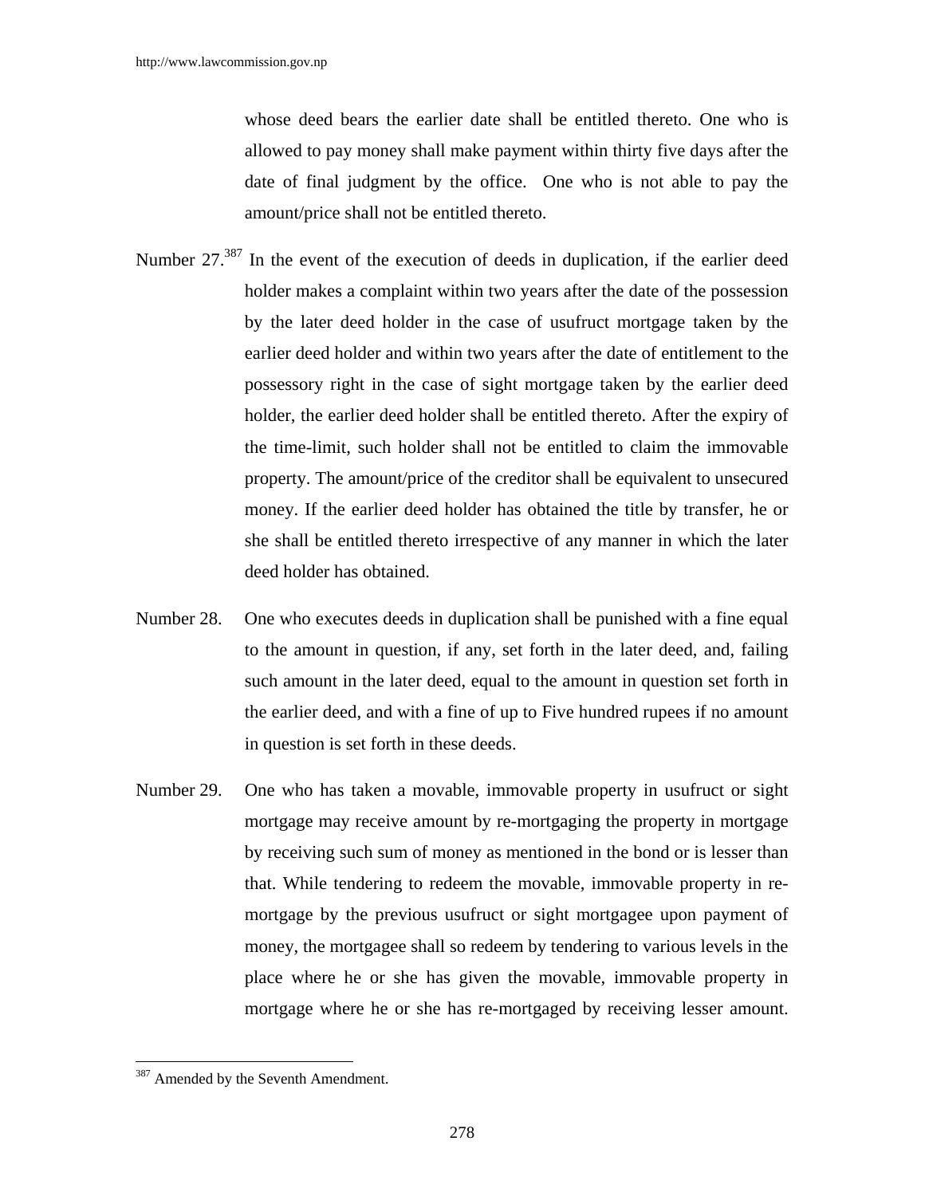whose deed bears the earlier date shall be entitled thereto. One who is allowed to pay money shall make payment within thirty five days after the date of final judgment by the office. One who is not able to pay the amount/price shall not be entitled thereto.

Number 27.[387] In the event of the execution of deeds in duplication, if the earlier deed holder makes a complaint within two years after the date of the possession by the later deed holder in the case of usufruct mortgage taken by the earlier deed holder and within two years after the date of entitlement to the possessory right in the case of sight mortgage taken by the earlier deed holder, the earlier deed holder shall be entitled thereto. After the expiry of the time-limit, such holder shall not be entitled to claim the immovable property. The amount/price of the creditor shall be equivalent to unsecured money. If the earlier deed holder has obtained the title by transfer, he or she shall be entitled thereto irrespective of any manner in which the later deed holder has obtained.

Number 28. One who executes deeds in duplication shall be punished with a fine equal to the amount in question, if any, set forth in the later deed, and, failing such amount in the later deed, equal to the amount in question set forth in the earlier deed, and with a fine of up to Five hundred rupees if no amount in question is set forth in these deeds.

Number 29. One who has taken a movable, immovable property in usufruct or sight mortgage may receive amount by re-mortgaging the property in mortgage by receiving such sum of money as mentioned in the bond or is lesser than that. While tendering to redeem the movable, immovable property in re-mortgage by the previous usufruct or sight mortgagee upon payment of money, the mortgagee shall so redeem by tendering to various levels in the place where he or she has given the movable, immovable property in mortgage where he or she has re-mortgaged by receiving lesser amount.

---

[387] Amended by the Seventh Amendment.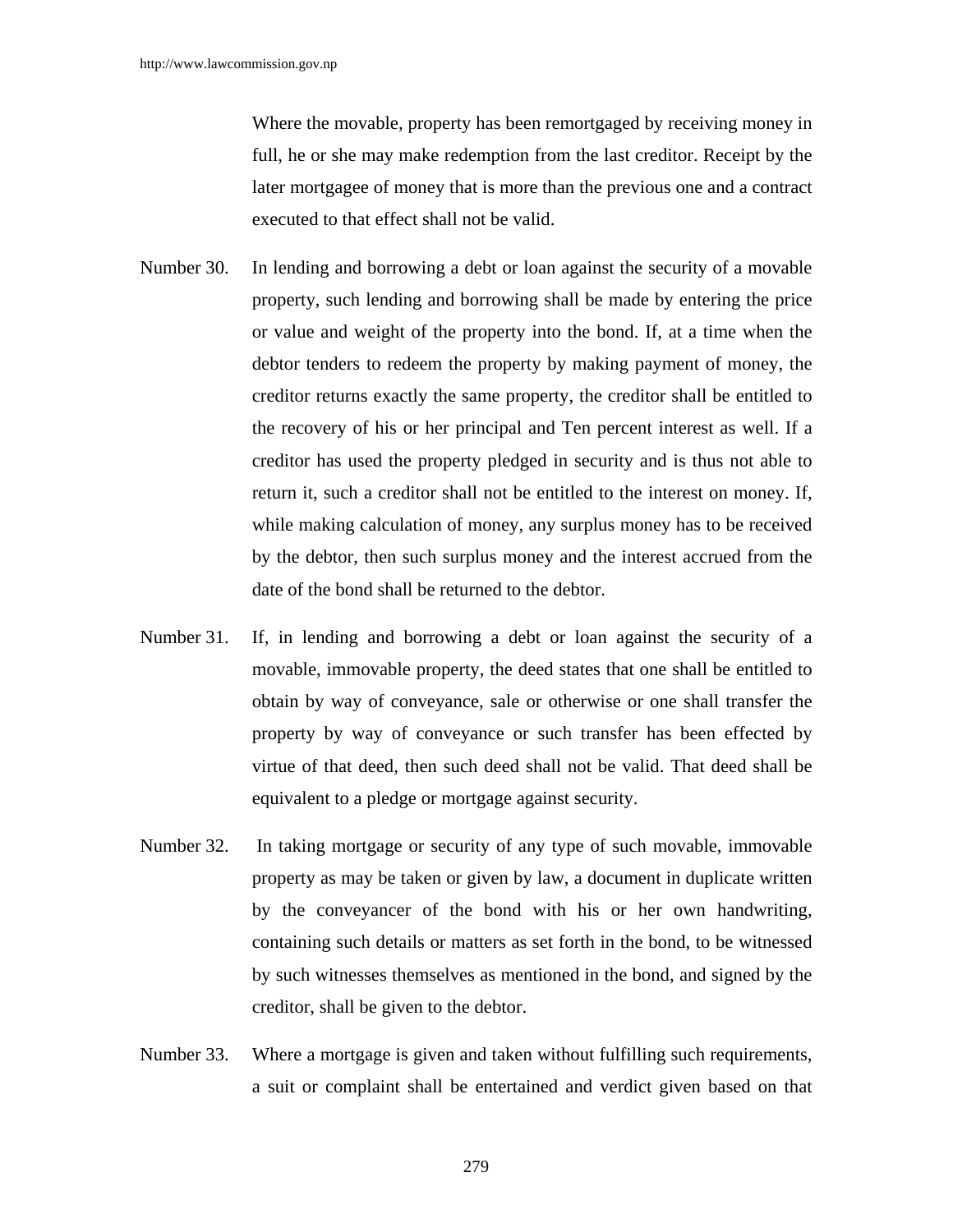Where the movable, property has been remortgaged by receiving money in full, he or she may make redemption from the last creditor. Receipt by the later mortgagee of money that is more than the previous one and a contract executed to that effect shall not be valid.

Number 30. In lending and borrowing a debt or loan against the security of a movable property, such lending and borrowing shall be made by entering the price or value and weight of the property into the bond. If, at a time when the debtor tenders to redeem the property by making payment of money, the creditor returns exactly the same property, the creditor shall be entitled to the recovery of his or her principal and Ten percent interest as well. If a creditor has used the property pledged in security and is thus not able to return it, such a creditor shall not be entitled to the interest on money. If, while making calculation of money, any surplus money has to be received by the debtor, then such surplus money and the interest accrued from the date of the bond shall be returned to the debtor.

Number 31. If, in lending and borrowing a debt or loan against the security of a movable, immovable property, the deed states that one shall be entitled to obtain by way of conveyance, sale or otherwise or one shall transfer the property by way of conveyance or such transfer has been effected by virtue of that deed, then such deed shall not be valid. That deed shall be equivalent to a pledge or mortgage against security.

Number 32. In taking mortgage or security of any type of such movable, immovable property as may be taken or given by law, a document in duplicate written by the conveyancer of the bond with his or her own handwriting, containing such details or matters as set forth in the bond, to be witnessed by such witnesses themselves as mentioned in the bond, and signed by the creditor, shall be given to the debtor.

Number 33. Where a mortgage is given and taken without fulfilling such requirements, a suit or complaint shall be entertained and verdict given based on that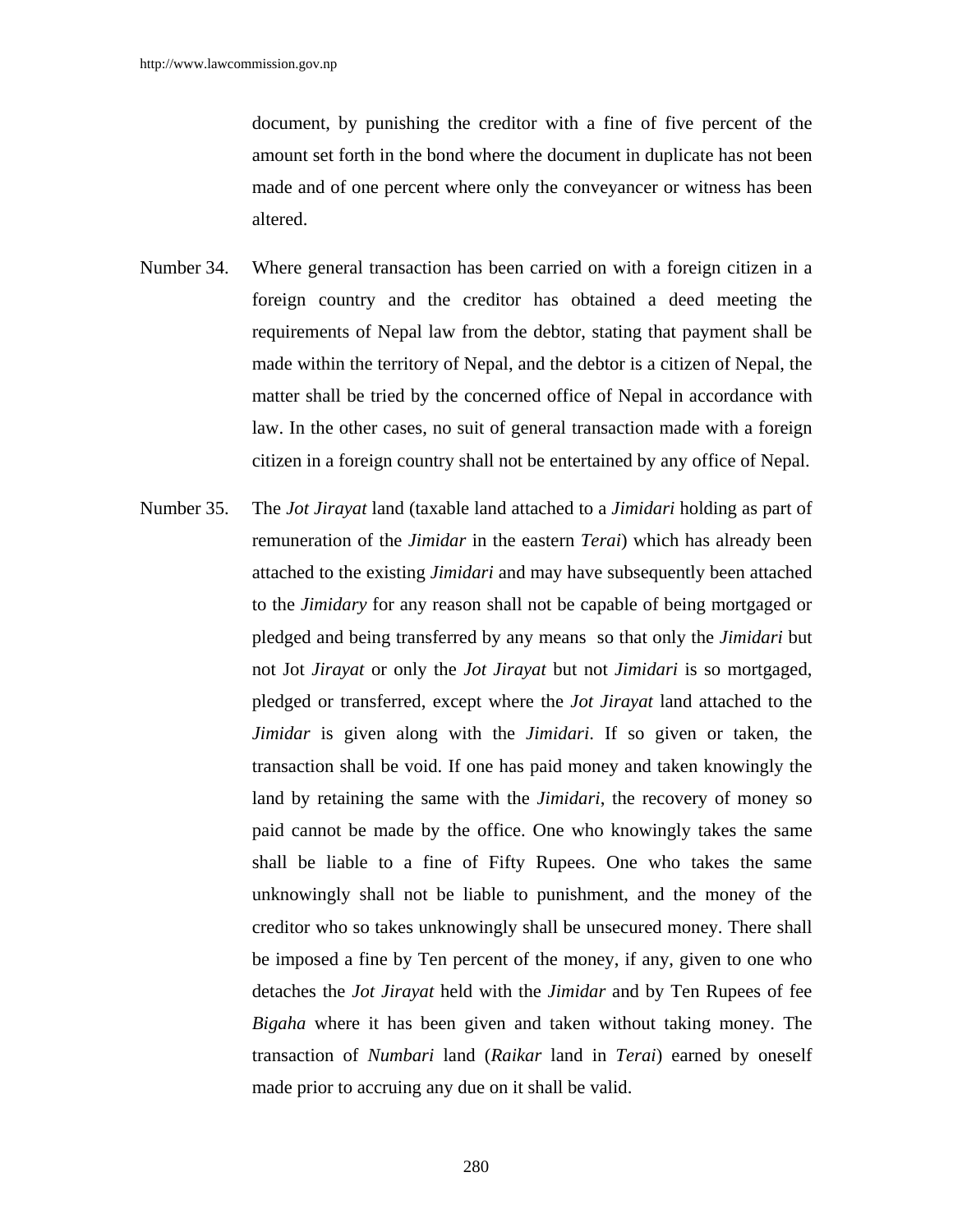document, by punishing the creditor with a fine of five percent of the amount set forth in the bond where the document in duplicate has not been made and of one percent where only the conveyancer or witness has been altered.

Number 34. Where general transaction has been carried on with a foreign citizen in a foreign country and the creditor has obtained a deed meeting the requirements of Nepal law from the debtor, stating that payment shall be made within the territory of Nepal, and the debtor is a citizen of Nepal, the matter shall be tried by the concerned office of Nepal in accordance with law. In the other cases, no suit of general transaction made with a foreign citizen in a foreign country shall not be entertained by any office of Nepal.

Number 35. The *Jot Jirayat* land (taxable land attached to a *Jimidari* holding as part of remuneration of the *Jimidar* in the eastern *Terai*) which has already been attached to the existing *Jimidari* and may have subsequently been attached to the *Jimidary* for any reason shall not be capable of being mortgaged or pledged and being transferred by any means so that only the *Jimidari* but not Jot *Jirayat* or only the *Jot Jirayat* but not *Jimidari* is so mortgaged, pledged or transferred, except where the *Jot Jirayat* land attached to the *Jimidar* is given along with the *Jimidari*. If so given or taken, the transaction shall be void. If one has paid money and taken knowingly the land by retaining the same with the *Jimidari*, the recovery of money so paid cannot be made by the office. One who knowingly takes the same shall be liable to a fine of Fifty Rupees. One who takes the same unknowingly shall not be liable to punishment, and the money of the creditor who so takes unknowingly shall be unsecured money. There shall be imposed a fine by Ten percent of the money, if any, given to one who detaches the *Jot Jirayat* held with the *Jimidar* and by Ten Rupees of fee *Bigaha* where it has been given and taken without taking money. The transaction of *Numbari* land (*Raikar* land in *Terai*) earned by oneself made prior to accruing any due on it shall be valid.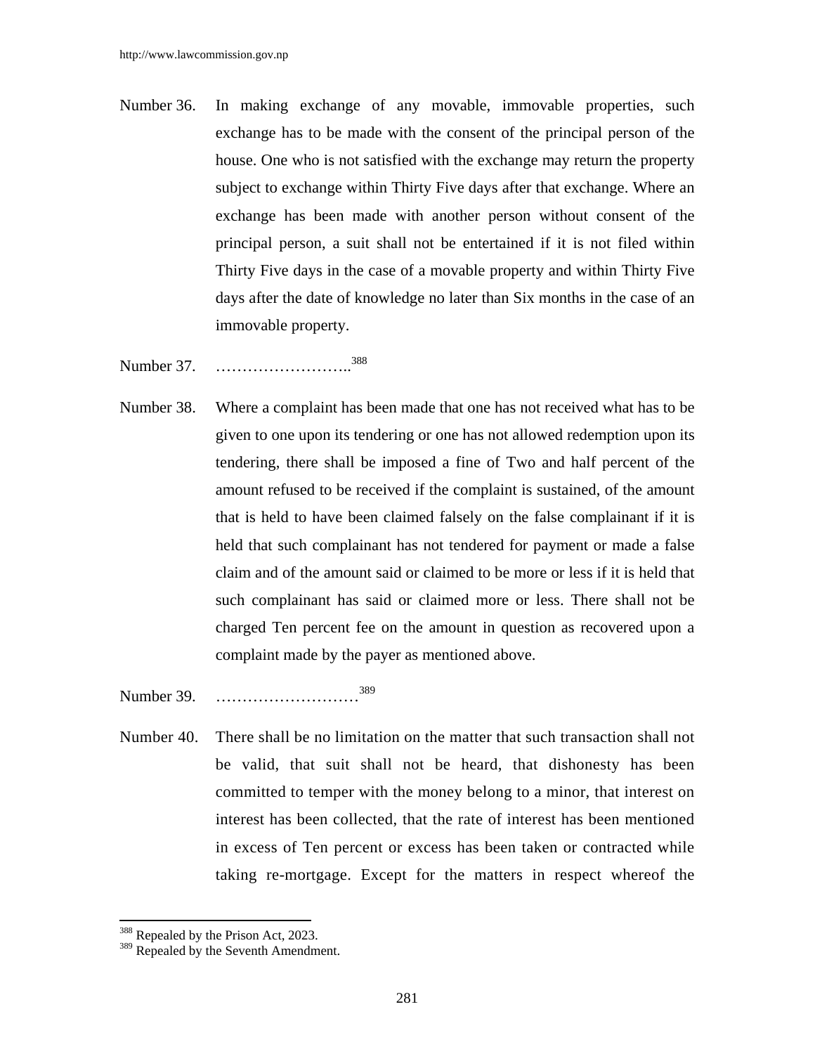Number 36. In making exchange of any movable, immovable properties, such exchange has to be made with the consent of the principal person of the house. One who is not satisfied with the exchange may return the property subject to exchange within Thirty Five days after that exchange. Where an exchange has been made with another person without consent of the principal person, a suit shall not be entertained if it is not filed within Thirty Five days in the case of a movable property and within Thirty Five days after the date of knowledge no later than Six months in the case of an immovable property.

Number 37. ……………………..[388]

Number 38. Where a complaint has been made that one has not received what has to be given to one upon its tendering or one has not allowed redemption upon its tendering, there shall be imposed a fine of Two and half percent of the amount refused to be received if the complaint is sustained, of the amount that is held to have been claimed falsely on the false complainant if it is held that such complainant has not tendered for payment or made a false claim and of the amount said or claimed to be more or less if it is held that such complainant has said or claimed more or less. There shall not be charged Ten percent fee on the amount in question as recovered upon a complaint made by the payer as mentioned above.

Number 39. ………………………[389]

Number 40. There shall be no limitation on the matter that such transaction shall not be valid, that suit shall not be heard, that dishonesty has been committed to temper with the money belong to a minor, that interest on interest has been collected, that the rate of interest has been mentioned in excess of Ten percent or excess has been taken or contracted while taking re-mortgage. Except for the matters in respect whereof the

---

[388] Repealed by the Prison Act, 2023.

[389] Repealed by the Seventh Amendment.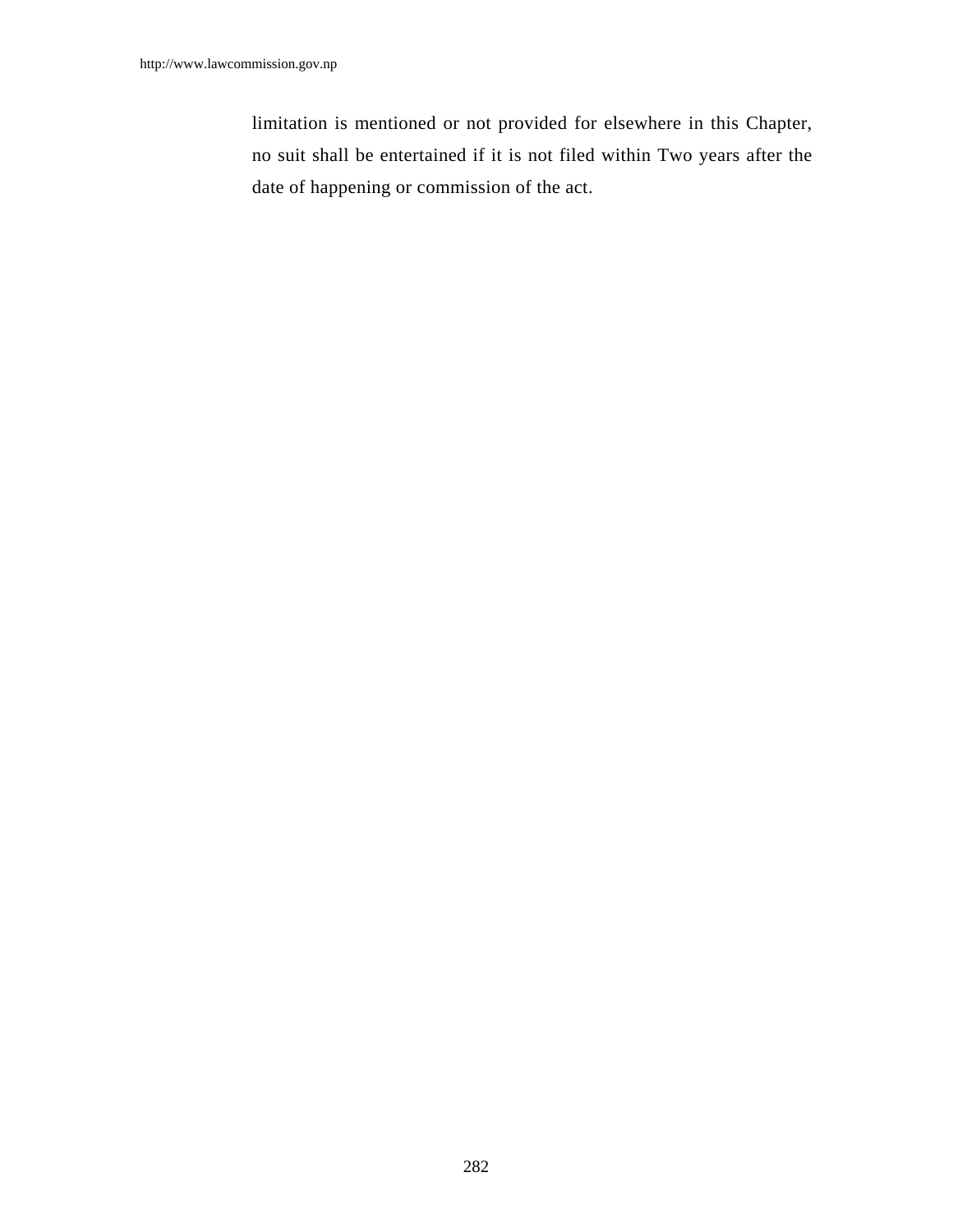limitation is mentioned or not provided for elsewhere in this Chapter, no suit shall be entertained if it is not filed within Two years after the date of happening or commission of the act.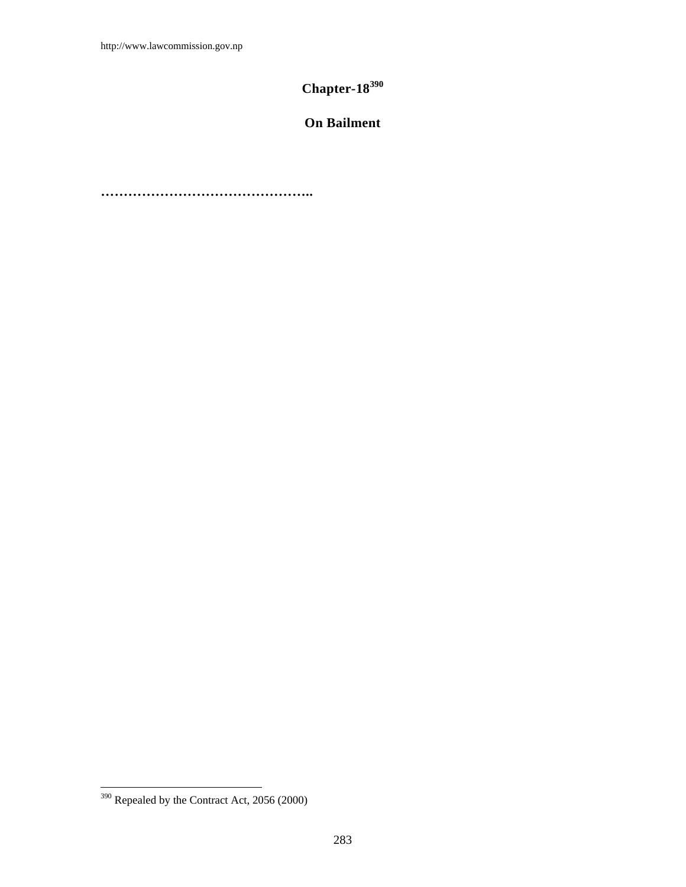# Chapter-18[390]

## On Bailment

………………………………………..

[390] Repealed by the Contract Act, 2056 (2000)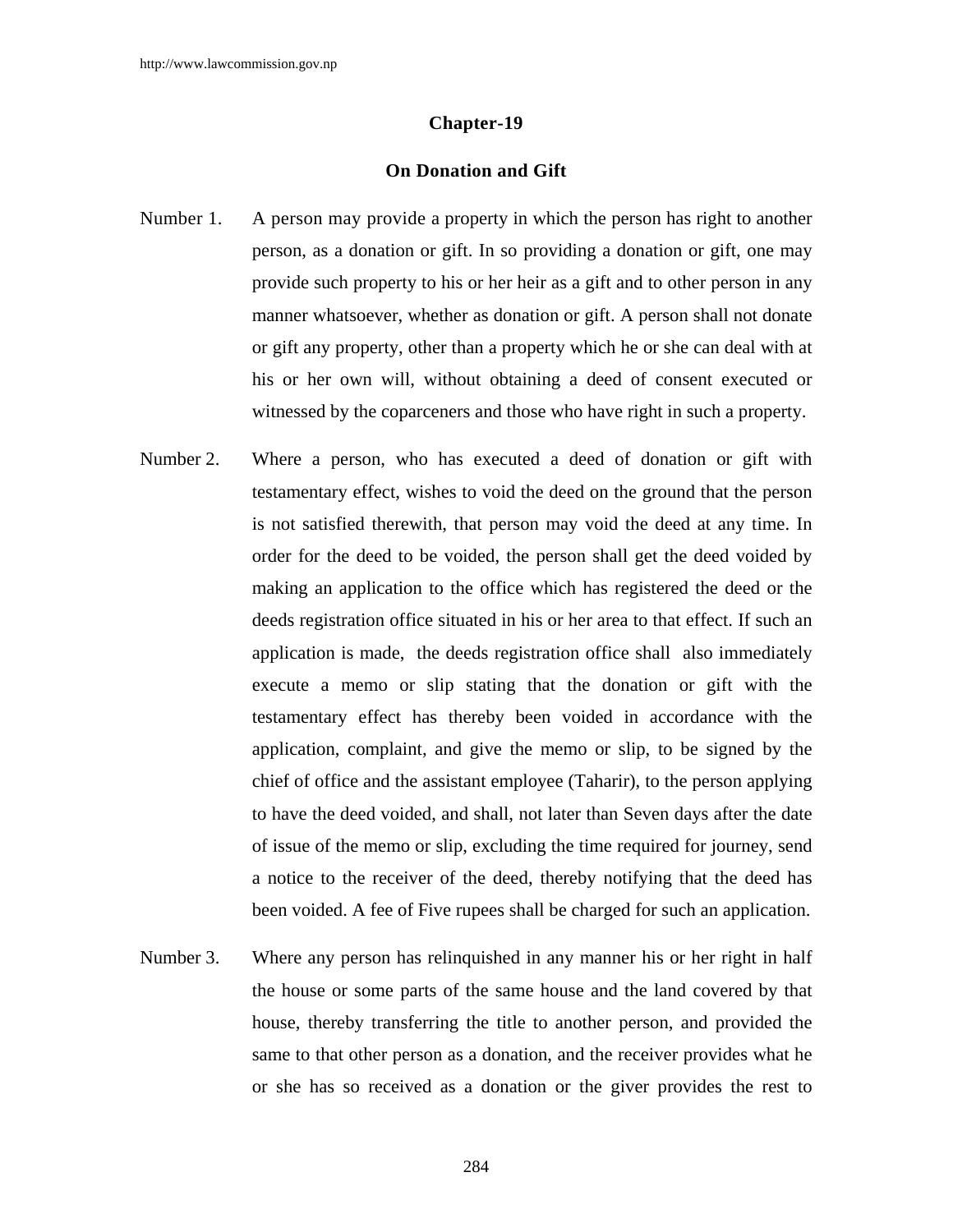## Chapter-19

## On Donation and Gift

Number 1. A person may provide a property in which the person has right to another person, as a donation or gift. In so providing a donation or gift, one may provide such property to his or her heir as a gift and to other person in any manner whatsoever, whether as donation or gift. A person shall not donate or gift any property, other than a property which he or she can deal with at his or her own will, without obtaining a deed of consent executed or witnessed by the coparceners and those who have right in such a property.

Number 2. Where a person, who has executed a deed of donation or gift with testamentary effect, wishes to void the deed on the ground that the person is not satisfied therewith, that person may void the deed at any time. In order for the deed to be voided, the person shall get the deed voided by making an application to the office which has registered the deed or the deeds registration office situated in his or her area to that effect. If such an application is made, the deeds registration office shall also immediately execute a memo or slip stating that the donation or gift with the testamentary effect has thereby been voided in accordance with the application, complaint, and give the memo or slip, to be signed by the chief of office and the assistant employee (Taharir), to the person applying to have the deed voided, and shall, not later than Seven days after the date of issue of the memo or slip, excluding the time required for journey, send a notice to the receiver of the deed, thereby notifying that the deed has been voided. A fee of Five rupees shall be charged for such an application.

Number 3. Where any person has relinquished in any manner his or her right in half the house or some parts of the same house and the land covered by that house, thereby transferring the title to another person, and provided the same to that other person as a donation, and the receiver provides what he or she has so received as a donation or the giver provides the rest to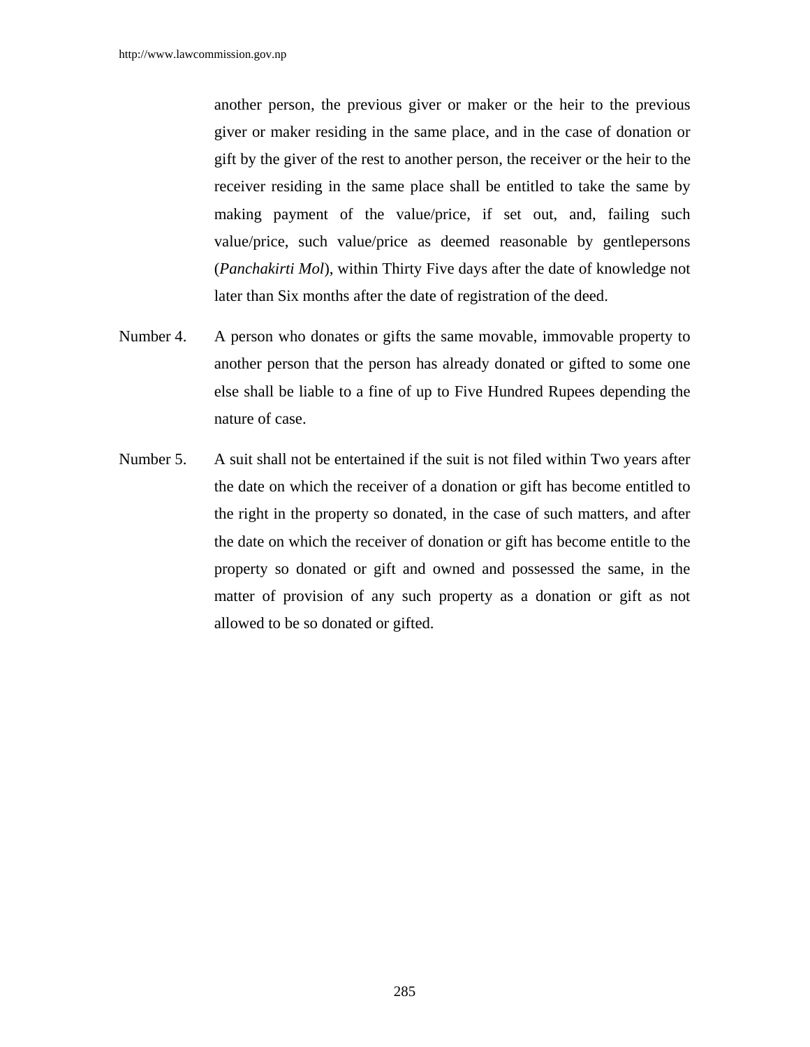another person, the previous giver or maker or the heir to the previous giver or maker residing in the same place, and in the case of donation or gift by the giver of the rest to another person, the receiver or the heir to the receiver residing in the same place shall be entitled to take the same by making payment of the value/price, if set out, and, failing such value/price, such value/price as deemed reasonable by gentlepersons (*Panchakirti Mol*), within Thirty Five days after the date of knowledge not later than Six months after the date of registration of the deed.

Number 4. A person who donates or gifts the same movable, immovable property to another person that the person has already donated or gifted to some one else shall be liable to a fine of up to Five Hundred Rupees depending the nature of case.

Number 5. A suit shall not be entertained if the suit is not filed within Two years after the date on which the receiver of a donation or gift has become entitled to the right in the property so donated, in the case of such matters, and after the date on which the receiver of donation or gift has become entitle to the property so donated or gift and owned and possessed the same, in the matter of provision of any such property as a donation or gift as not allowed to be so donated or gifted.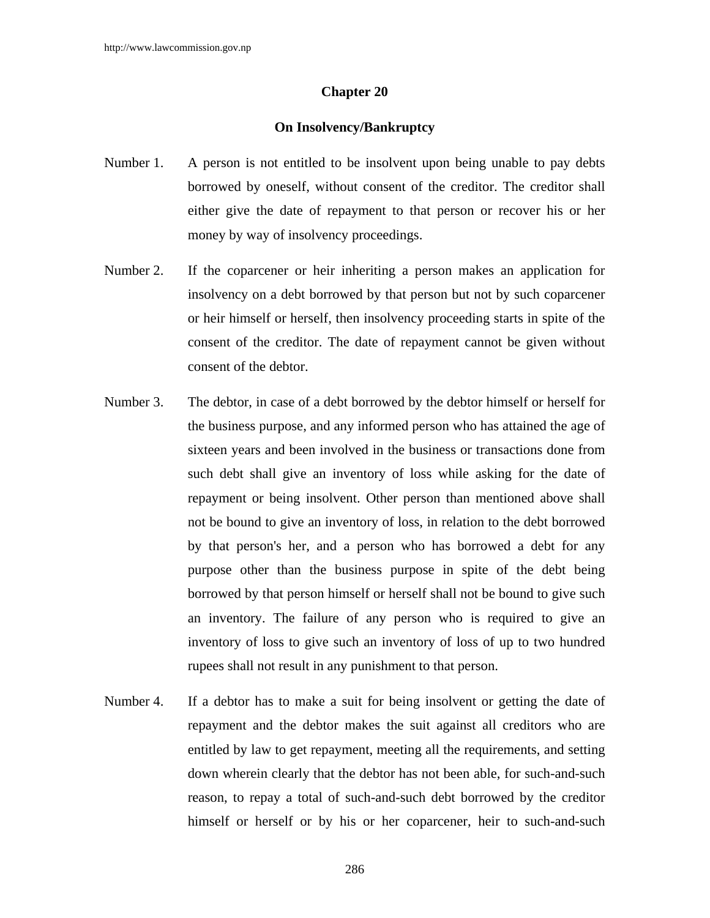## Chapter 20

### On Insolvency/Bankruptcy

Number 1. A person is not entitled to be insolvent upon being unable to pay debts borrowed by oneself, without consent of the creditor. The creditor shall either give the date of repayment to that person or recover his or her money by way of insolvency proceedings.

Number 2. If the coparcener or heir inheriting a person makes an application for insolvency on a debt borrowed by that person but not by such coparcener or heir himself or herself, then insolvency proceeding starts in spite of the consent of the creditor. The date of repayment cannot be given without consent of the debtor.

Number 3. The debtor, in case of a debt borrowed by the debtor himself or herself for the business purpose, and any informed person who has attained the age of sixteen years and been involved in the business or transactions done from such debt shall give an inventory of loss while asking for the date of repayment or being insolvent. Other person than mentioned above shall not be bound to give an inventory of loss, in relation to the debt borrowed by that person's her, and a person who has borrowed a debt for any purpose other than the business purpose in spite of the debt being borrowed by that person himself or herself shall not be bound to give such an inventory. The failure of any person who is required to give an inventory of loss to give such an inventory of loss of up to two hundred rupees shall not result in any punishment to that person.

Number 4. If a debtor has to make a suit for being insolvent or getting the date of repayment and the debtor makes the suit against all creditors who are entitled by law to get repayment, meeting all the requirements, and setting down wherein clearly that the debtor has not been able, for such-and-such reason, to repay a total of such-and-such debt borrowed by the creditor himself or herself or by his or her coparcener, heir to such-and-such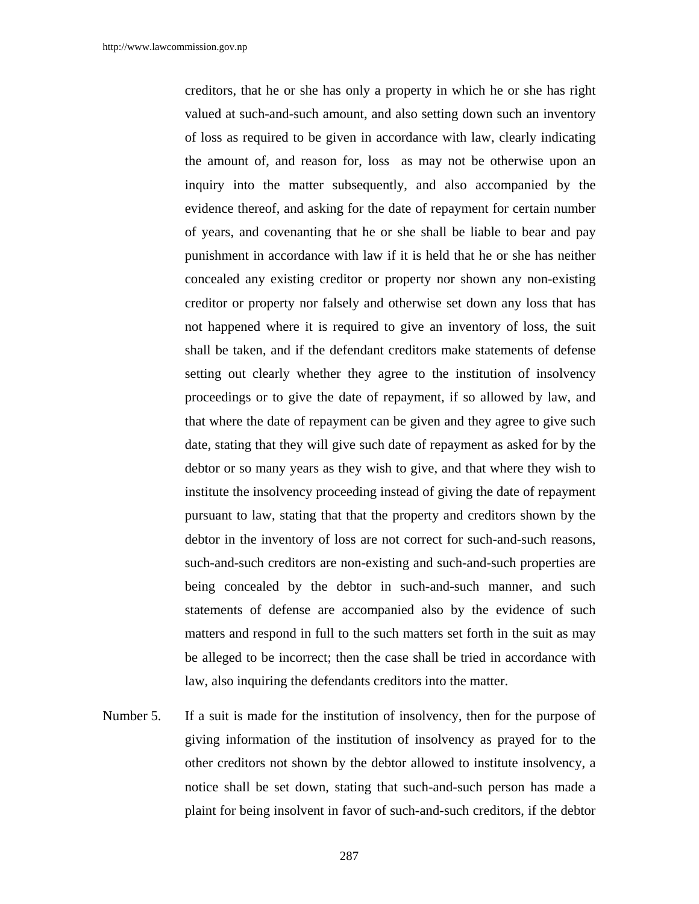creditors, that he or she has only a property in which he or she has right valued at such-and-such amount, and also setting down such an inventory of loss as required to be given in accordance with law, clearly indicating the amount of, and reason for, loss  as may not be otherwise upon an inquiry into the matter subsequently, and also accompanied by the evidence thereof, and asking for the date of repayment for certain number of years, and covenanting that he or she shall be liable to bear and pay punishment in accordance with law if it is held that he or she has neither concealed any existing creditor or property nor shown any non-existing creditor or property nor falsely and otherwise set down any loss that has not happened where it is required to give an inventory of loss, the suit shall be taken, and if the defendant creditors make statements of defense setting out clearly whether they agree to the institution of insolvency proceedings or to give the date of repayment, if so allowed by law, and that where the date of repayment can be given and they agree to give such date, stating that they will give such date of repayment as asked for by the debtor or so many years as they wish to give, and that where they wish to institute the insolvency proceeding instead of giving the date of repayment pursuant to law, stating that that the property and creditors shown by the debtor in the inventory of loss are not correct for such-and-such reasons, such-and-such creditors are non-existing and such-and-such properties are being concealed by the debtor in such-and-such manner, and such statements of defense are accompanied also by the evidence of such matters and respond in full to the such matters set forth in the suit as may be alleged to be incorrect; then the case shall be tried in accordance with law, also inquiring the defendants creditors into the matter.

Number 5. If a suit is made for the institution of insolvency, then for the purpose of giving information of the institution of insolvency as prayed for to the other creditors not shown by the debtor allowed to institute insolvency, a notice shall be set down, stating that such-and-such person has made a plaint for being insolvent in favor of such-and-such creditors, if the debtor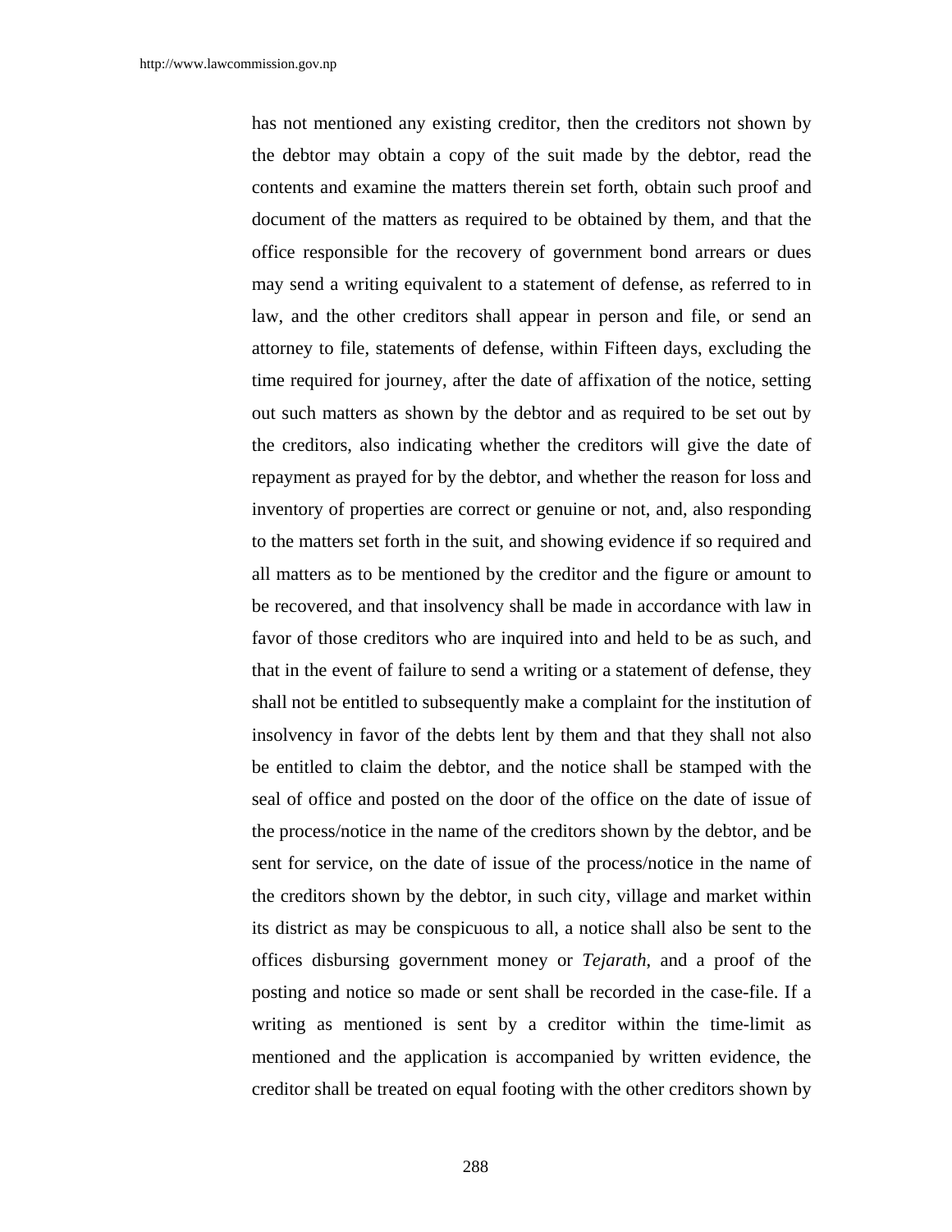has not mentioned any existing creditor, then the creditors not shown by the debtor may obtain a copy of the suit made by the debtor, read the contents and examine the matters therein set forth, obtain such proof and document of the matters as required to be obtained by them, and that the office responsible for the recovery of government bond arrears or dues may send a writing equivalent to a statement of defense, as referred to in law, and the other creditors shall appear in person and file, or send an attorney to file, statements of defense, within Fifteen days, excluding the time required for journey, after the date of affixation of the notice, setting out such matters as shown by the debtor and as required to be set out by the creditors, also indicating whether the creditors will give the date of repayment as prayed for by the debtor, and whether the reason for loss and inventory of properties are correct or genuine or not, and, also responding to the matters set forth in the suit, and showing evidence if so required and all matters as to be mentioned by the creditor and the figure or amount to be recovered, and that insolvency shall be made in accordance with law in favor of those creditors who are inquired into and held to be as such, and that in the event of failure to send a writing or a statement of defense, they shall not be entitled to subsequently make a complaint for the institution of insolvency in favor of the debts lent by them and that they shall not also be entitled to claim the debtor, and the notice shall be stamped with the seal of office and posted on the door of the office on the date of issue of the process/notice in the name of the creditors shown by the debtor, and be sent for service, on the date of issue of the process/notice in the name of the creditors shown by the debtor, in such city, village and market within its district as may be conspicuous to all, a notice shall also be sent to the offices disbursing government money or *Tejarath*, and a proof of the posting and notice so made or sent shall be recorded in the case-file. If a writing as mentioned is sent by a creditor within the time-limit as mentioned and the application is accompanied by written evidence, the creditor shall be treated on equal footing with the other creditors shown by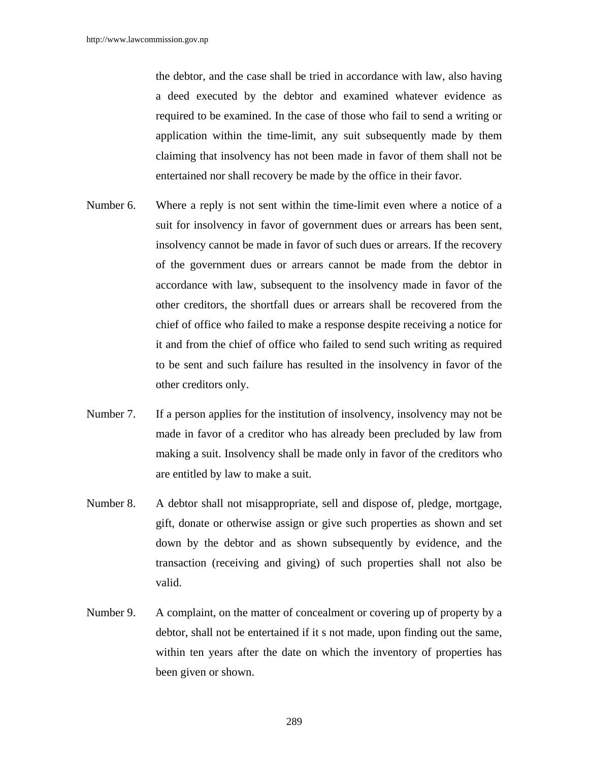the debtor, and the case shall be tried in accordance with law, also having a deed executed by the debtor and examined whatever evidence as required to be examined. In the case of those who fail to send a writing or application within the time-limit, any suit subsequently made by them claiming that insolvency has not been made in favor of them shall not be entertained nor shall recovery be made by the office in their favor.

Number 6. Where a reply is not sent within the time-limit even where a notice of a suit for insolvency in favor of government dues or arrears has been sent, insolvency cannot be made in favor of such dues or arrears. If the recovery of the government dues or arrears cannot be made from the debtor in accordance with law, subsequent to the insolvency made in favor of the other creditors, the shortfall dues or arrears shall be recovered from the chief of office who failed to make a response despite receiving a notice for it and from the chief of office who failed to send such writing as required to be sent and such failure has resulted in the insolvency in favor of the other creditors only.

Number 7. If a person applies for the institution of insolvency, insolvency may not be made in favor of a creditor who has already been precluded by law from making a suit. Insolvency shall be made only in favor of the creditors who are entitled by law to make a suit.

Number 8. A debtor shall not misappropriate, sell and dispose of, pledge, mortgage, gift, donate or otherwise assign or give such properties as shown and set down by the debtor and as shown subsequently by evidence, and the transaction (receiving and giving) of such properties shall not also be valid.

Number 9. A complaint, on the matter of concealment or covering up of property by a debtor, shall not be entertained if it s not made, upon finding out the same, within ten years after the date on which the inventory of properties has been given or shown.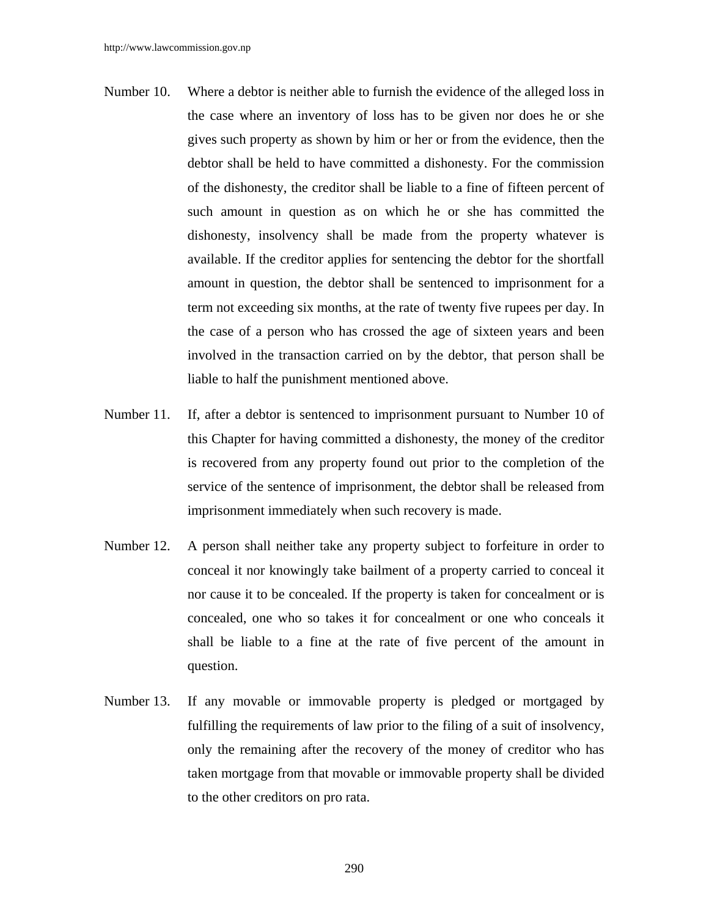Number 10. Where a debtor is neither able to furnish the evidence of the alleged loss in the case where an inventory of loss has to be given nor does he or she gives such property as shown by him or her or from the evidence, then the debtor shall be held to have committed a dishonesty. For the commission of the dishonesty, the creditor shall be liable to a fine of fifteen percent of such amount in question as on which he or she has committed the dishonesty, insolvency shall be made from the property whatever is available. If the creditor applies for sentencing the debtor for the shortfall amount in question, the debtor shall be sentenced to imprisonment for a term not exceeding six months, at the rate of twenty five rupees per day. In the case of a person who has crossed the age of sixteen years and been involved in the transaction carried on by the debtor, that person shall be liable to half the punishment mentioned above.

Number 11. If, after a debtor is sentenced to imprisonment pursuant to Number 10 of this Chapter for having committed a dishonesty, the money of the creditor is recovered from any property found out prior to the completion of the service of the sentence of imprisonment, the debtor shall be released from imprisonment immediately when such recovery is made.

Number 12. A person shall neither take any property subject to forfeiture in order to conceal it nor knowingly take bailment of a property carried to conceal it nor cause it to be concealed. If the property is taken for concealment or is concealed, one who so takes it for concealment or one who conceals it shall be liable to a fine at the rate of five percent of the amount in question.

Number 13. If any movable or immovable property is pledged or mortgaged by fulfilling the requirements of law prior to the filing of a suit of insolvency, only the remaining after the recovery of the money of creditor who has taken mortgage from that movable or immovable property shall be divided to the other creditors on pro rata.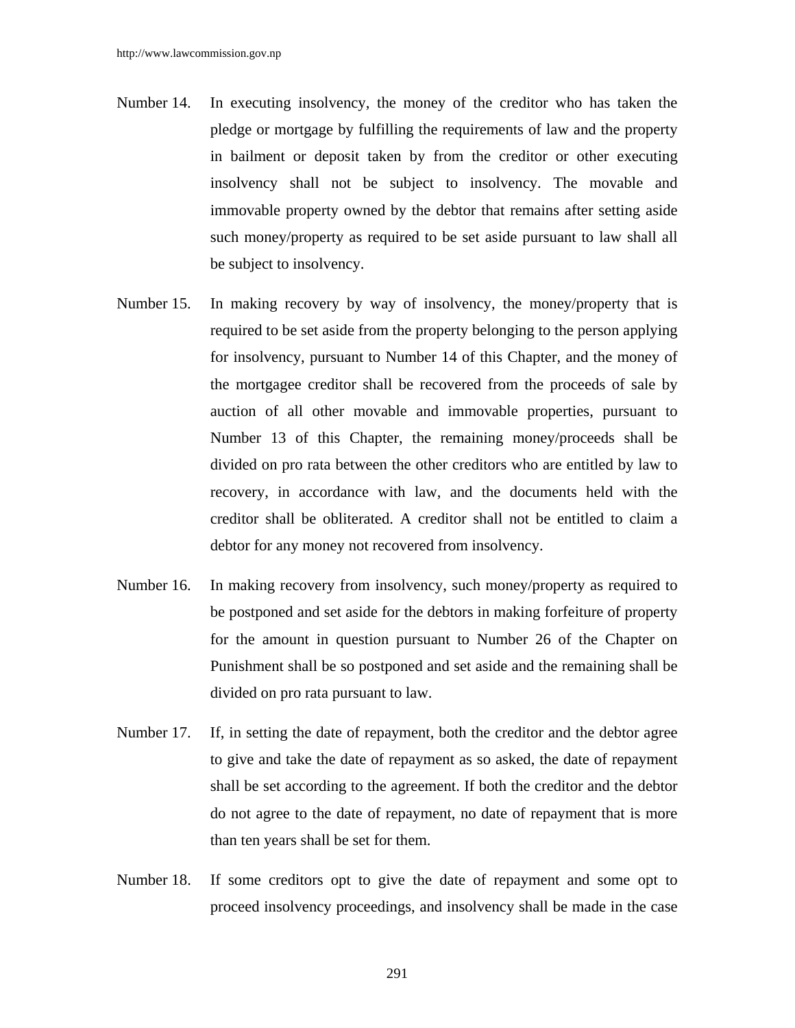Number 14. In executing insolvency, the money of the creditor who has taken the pledge or mortgage by fulfilling the requirements of law and the property in bailment or deposit taken by from the creditor or other executing insolvency shall not be subject to insolvency. The movable and immovable property owned by the debtor that remains after setting aside such money/property as required to be set aside pursuant to law shall all be subject to insolvency.

Number 15. In making recovery by way of insolvency, the money/property that is required to be set aside from the property belonging to the person applying for insolvency, pursuant to Number 14 of this Chapter, and the money of the mortgagee creditor shall be recovered from the proceeds of sale by auction of all other movable and immovable properties, pursuant to Number 13 of this Chapter, the remaining money/proceeds shall be divided on pro rata between the other creditors who are entitled by law to recovery, in accordance with law, and the documents held with the creditor shall be obliterated. A creditor shall not be entitled to claim a debtor for any money not recovered from insolvency.

Number 16. In making recovery from insolvency, such money/property as required to be postponed and set aside for the debtors in making forfeiture of property for the amount in question pursuant to Number 26 of the Chapter on Punishment shall be so postponed and set aside and the remaining shall be divided on pro rata pursuant to law.

Number 17. If, in setting the date of repayment, both the creditor and the debtor agree to give and take the date of repayment as so asked, the date of repayment shall be set according to the agreement. If both the creditor and the debtor do not agree to the date of repayment, no date of repayment that is more than ten years shall be set for them.

Number 18. If some creditors opt to give the date of repayment and some opt to proceed insolvency proceedings, and insolvency shall be made in the case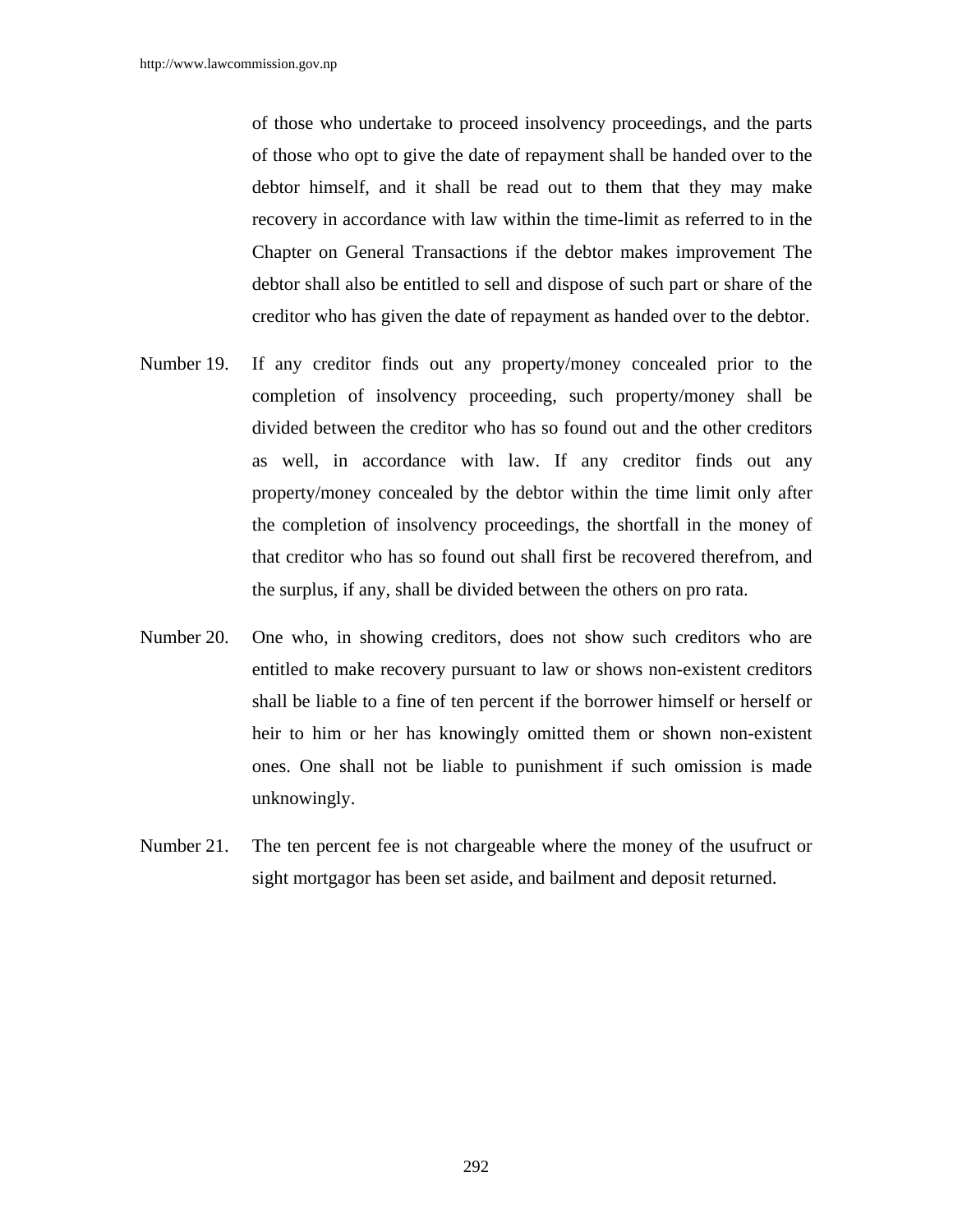of those who undertake to proceed insolvency proceedings, and the parts of those who opt to give the date of repayment shall be handed over to the debtor himself, and it shall be read out to them that they may make recovery in accordance with law within the time-limit as referred to in the Chapter on General Transactions if the debtor makes improvement The debtor shall also be entitled to sell and dispose of such part or share of the creditor who has given the date of repayment as handed over to the debtor.

Number 19. If any creditor finds out any property/money concealed prior to the completion of insolvency proceeding, such property/money shall be divided between the creditor who has so found out and the other creditors as well, in accordance with law. If any creditor finds out any property/money concealed by the debtor within the time limit only after the completion of insolvency proceedings, the shortfall in the money of that creditor who has so found out shall first be recovered therefrom, and the surplus, if any, shall be divided between the others on pro rata.

Number 20. One who, in showing creditors, does not show such creditors who are entitled to make recovery pursuant to law or shows non-existent creditors shall be liable to a fine of ten percent if the borrower himself or herself or heir to him or her has knowingly omitted them or shown non-existent ones. One shall not be liable to punishment if such omission is made unknowingly.

Number 21. The ten percent fee is not chargeable where the money of the usufruct or sight mortgagor has been set aside, and bailment and deposit returned.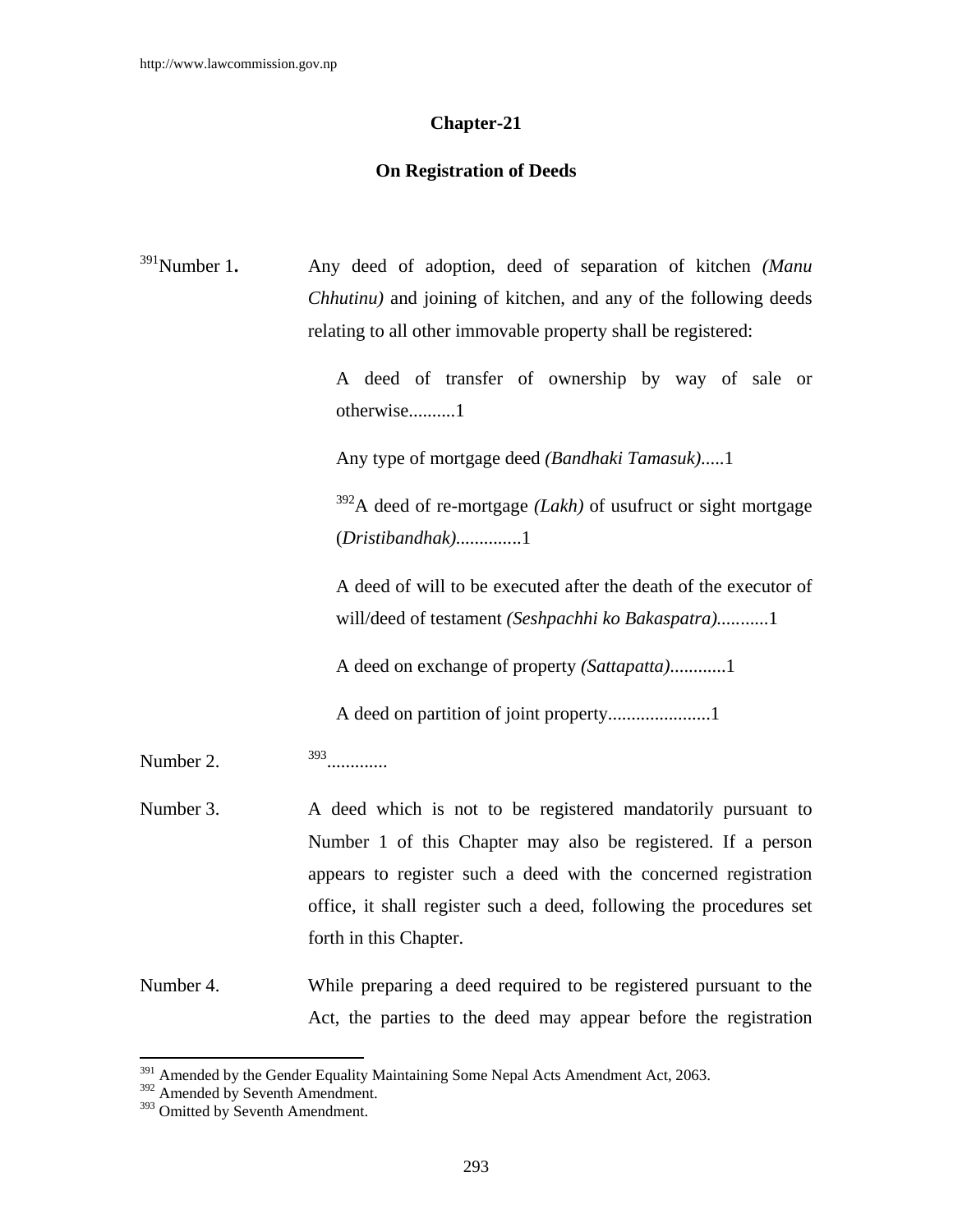## Chapter-21

## On Registration of Deeds

[391]Number 1. Any deed of adoption, deed of separation of kitchen *(Manu Chhutinu)* and joining of kitchen, and any of the following deeds relating to all other immovable property shall be registered:

A deed of transfer of ownership by way of sale or otherwise..........1

Any type of mortgage deed *(Bandhaki Tamasuk)*.....1

[392]A deed of re-mortgage *(Lakh)* of usufruct or sight mortgage (*Dristibandhak)*.............1

A deed of will to be executed after the death of the executor of will/deed of testament *(Seshpachhi ko Bakaspatra)*...........1

A deed on exchange of property *(Sattapatta)*............1

A deed on partition of joint property......................1

Number 2. [393]............

Number 3. A deed which is not to be registered mandatorily pursuant to Number 1 of this Chapter may also be registered. If a person appears to register such a deed with the concerned registration office, it shall register such a deed, following the procedures set forth in this Chapter.

Number 4. While preparing a deed required to be registered pursuant to the Act, the parties to the deed may appear before the registration

---

[391] Amended by the Gender Equality Maintaining Some Nepal Acts Amendment Act, 2063.
[392] Amended by Seventh Amendment.
[393] Omitted by Seventh Amendment.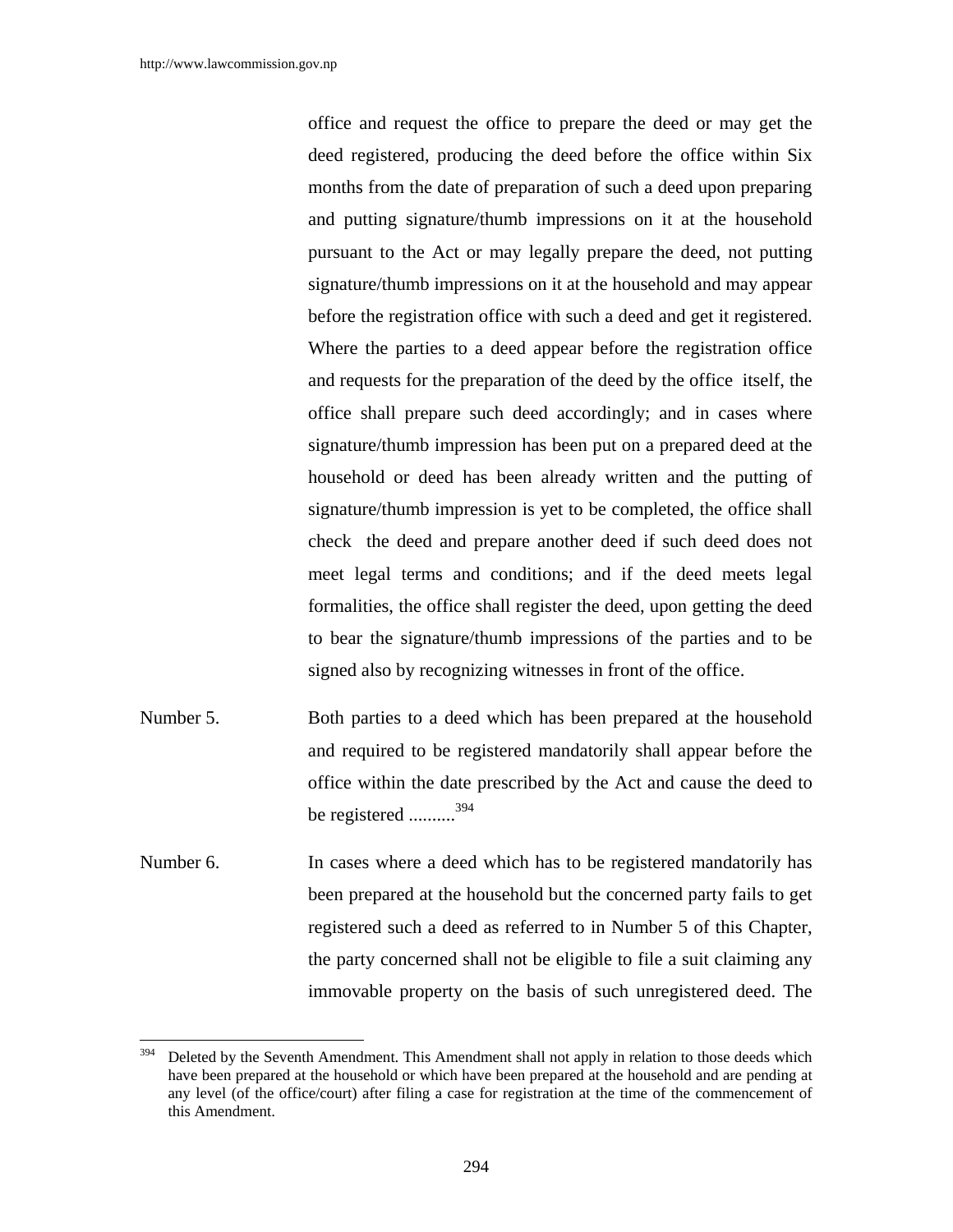office and request the office to prepare the deed or may get the deed registered, producing the deed before the office within Six months from the date of preparation of such a deed upon preparing and putting signature/thumb impressions on it at the household pursuant to the Act or may legally prepare the deed, not putting signature/thumb impressions on it at the household and may appear before the registration office with such a deed and get it registered. Where the parties to a deed appear before the registration office and requests for the preparation of the deed by the office itself, the office shall prepare such deed accordingly; and in cases where signature/thumb impression has been put on a prepared deed at the household or deed has been already written and the putting of signature/thumb impression is yet to be completed, the office shall check the deed and prepare another deed if such deed does not meet legal terms and conditions; and if the deed meets legal formalities, the office shall register the deed, upon getting the deed to bear the signature/thumb impressions of the parties and to be signed also by recognizing witnesses in front of the office.

Number 5. Both parties to a deed which has been prepared at the household and required to be registered mandatorily shall appear before the office within the date prescribed by the Act and cause the deed to be registered ..........[394]

Number 6. In cases where a deed which has to be registered mandatorily has been prepared at the household but the concerned party fails to get registered such a deed as referred to in Number 5 of this Chapter, the party concerned shall not be eligible to file a suit claiming any immovable property on the basis of such unregistered deed. The

---

[394] Deleted by the Seventh Amendment. This Amendment shall not apply in relation to those deeds which have been prepared at the household or which have been prepared at the household and are pending at any level (of the office/court) after filing a case for registration at the time of the commencement of this Amendment.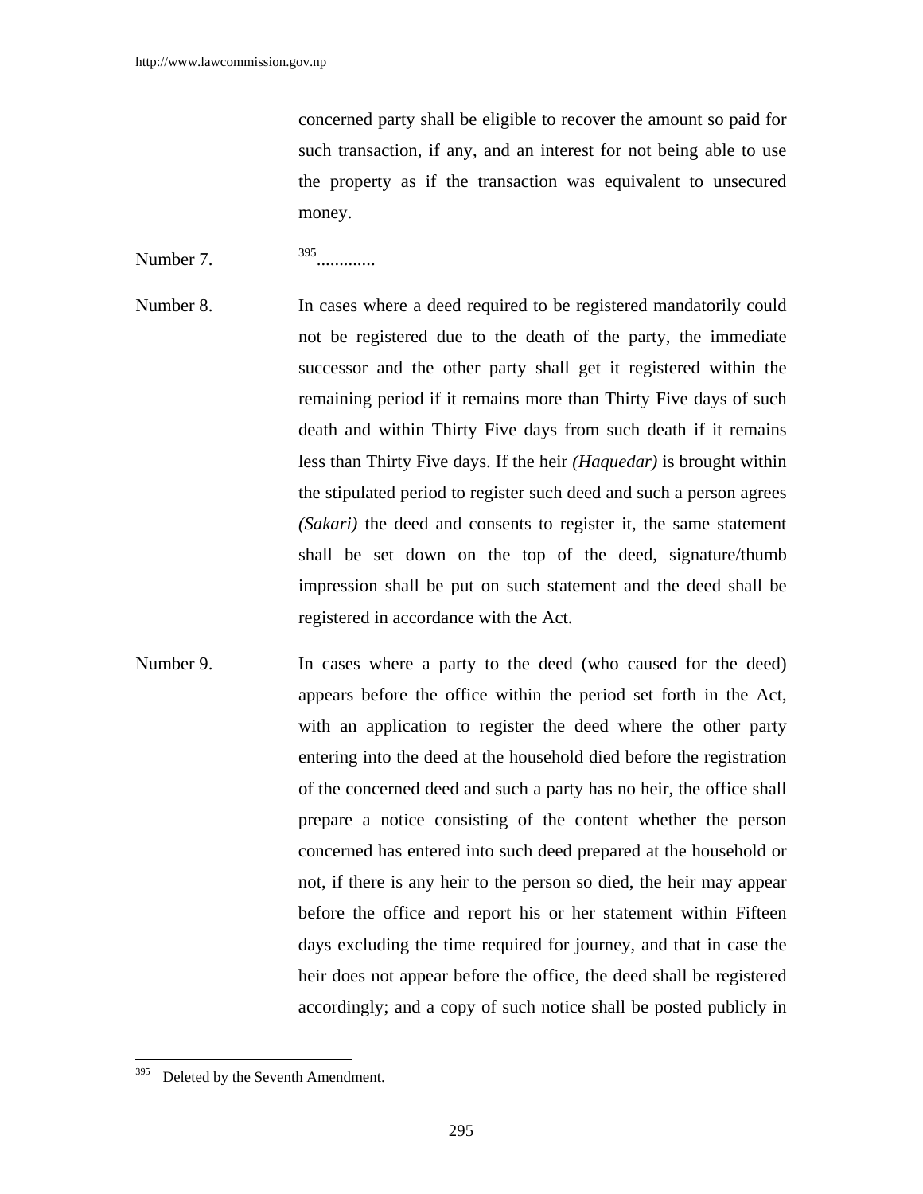concerned party shall be eligible to recover the amount so paid for such transaction, if any, and an interest for not being able to use the property as if the transaction was equivalent to unsecured money.

Number 7. [395].............

Number 8. In cases where a deed required to be registered mandatorily could not be registered due to the death of the party, the immediate successor and the other party shall get it registered within the remaining period if it remains more than Thirty Five days of such death and within Thirty Five days from such death if it remains less than Thirty Five days. If the heir *(Haquedar)* is brought within the stipulated period to register such deed and such a person agrees *(Sakari)* the deed and consents to register it, the same statement shall be set down on the top of the deed, signature/thumb impression shall be put on such statement and the deed shall be registered in accordance with the Act.

Number 9. In cases where a party to the deed (who caused for the deed) appears before the office within the period set forth in the Act, with an application to register the deed where the other party entering into the deed at the household died before the registration of the concerned deed and such a party has no heir, the office shall prepare a notice consisting of the content whether the person concerned has entered into such deed prepared at the household or not, if there is any heir to the person so died, the heir may appear before the office and report his or her statement within Fifteen days excluding the time required for journey, and that in case the heir does not appear before the office, the deed shall be registered accordingly; and a copy of such notice shall be posted publicly in

---

[395] Deleted by the Seventh Amendment.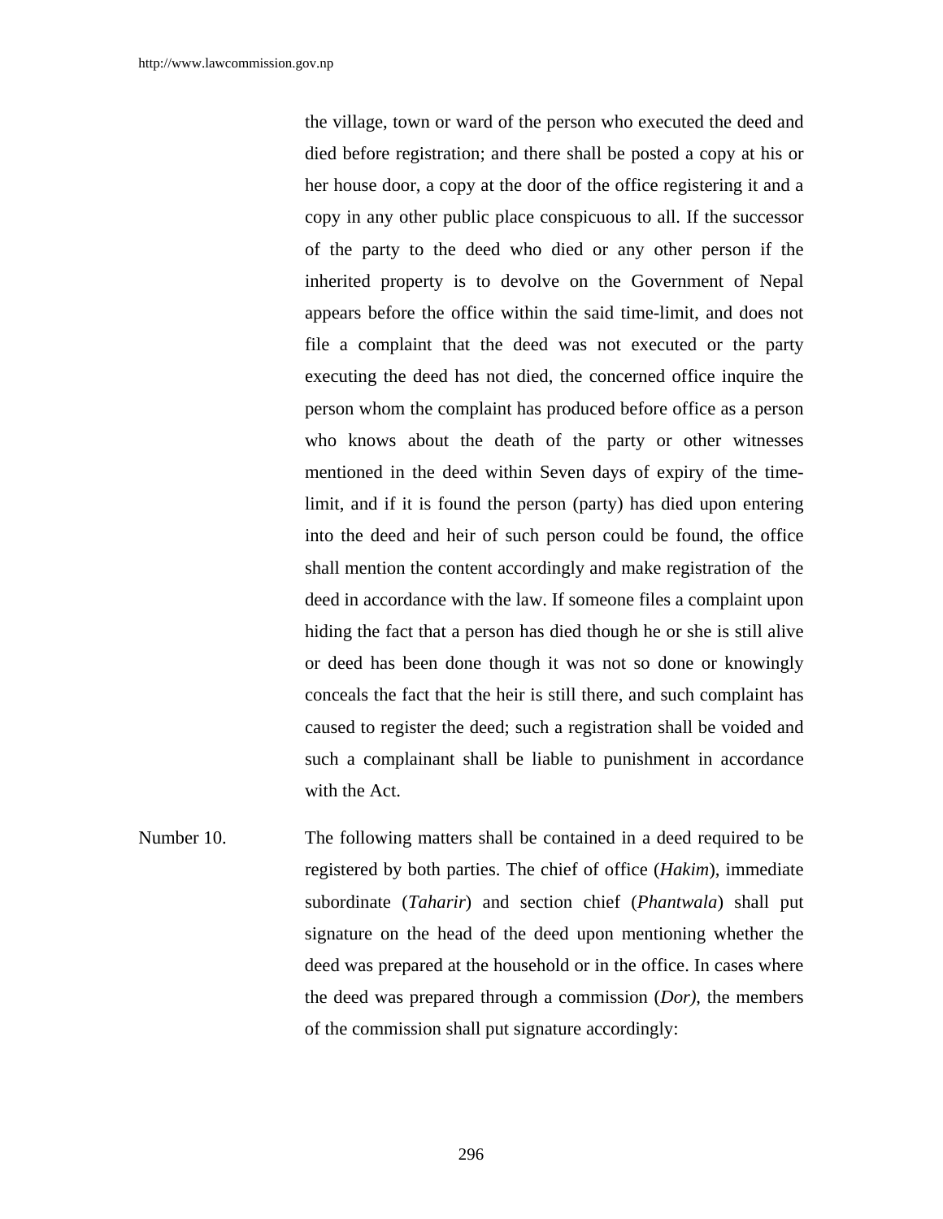the village, town or ward of the person who executed the deed and died before registration; and there shall be posted a copy at his or her house door, a copy at the door of the office registering it and a copy in any other public place conspicuous to all. If the successor of the party to the deed who died or any other person if the inherited property is to devolve on the Government of Nepal appears before the office within the said time-limit, and does not file a complaint that the deed was not executed or the party executing the deed has not died, the concerned office inquire the person whom the complaint has produced before office as a person who knows about the death of the party or other witnesses mentioned in the deed within Seven days of expiry of the time-limit, and if it is found the person (party) has died upon entering into the deed and heir of such person could be found, the office shall mention the content accordingly and make registration of the deed in accordance with the law. If someone files a complaint upon hiding the fact that a person has died though he or she is still alive or deed has been done though it was not so done or knowingly conceals the fact that the heir is still there, and such complaint has caused to register the deed; such a registration shall be voided and such a complainant shall be liable to punishment in accordance with the Act.

Number 10. The following matters shall be contained in a deed required to be registered by both parties. The chief of office (*Hakim*), immediate subordinate (*Taharir*) and section chief (*Phantwala*) shall put signature on the head of the deed upon mentioning whether the deed was prepared at the household or in the office. In cases where the deed was prepared through a commission (*Dor)*, the members of the commission shall put signature accordingly: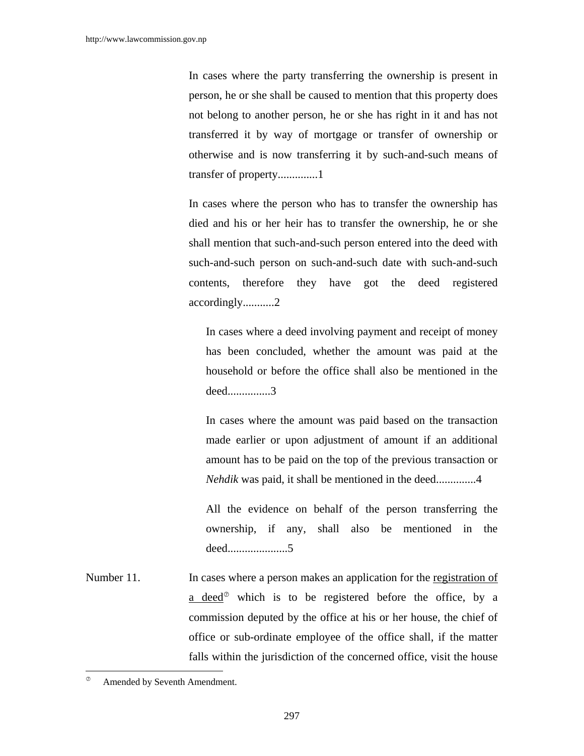In cases where the party transferring the ownership is present in person, he or she shall be caused to mention that this property does not belong to another person, he or she has right in it and has not transferred it by way of mortgage or transfer of ownership or otherwise and is now transferring it by such-and-such means of transfer of property..............1

In cases where the person who has to transfer the ownership has died and his or her heir has to transfer the ownership, he or she shall mention that such-and-such person entered into the deed with such-and-such person on such-and-such date with such-and-such contents, therefore they have got the deed registered accordingly...........2

In cases where a deed involving payment and receipt of money has been concluded, whether the amount was paid at the household or before the office shall also be mentioned in the deed...............3

In cases where the amount was paid based on the transaction made earlier or upon adjustment of amount if an additional amount has to be paid on the top of the previous transaction or *Nehdik* was paid, it shall be mentioned in the deed..............4

All the evidence on behalf of the person transferring the ownership, if any, shall also be mentioned in the deed.....................5

Number 11. In cases where a person makes an application for the registration of a deed[⑦] which is to be registered before the office, by a commission deputed by the office at his or her house, the chief of office or sub-ordinate employee of the office shall, if the matter falls within the jurisdiction of the concerned office, visit the house

---

[⑦] Amended by Seventh Amendment.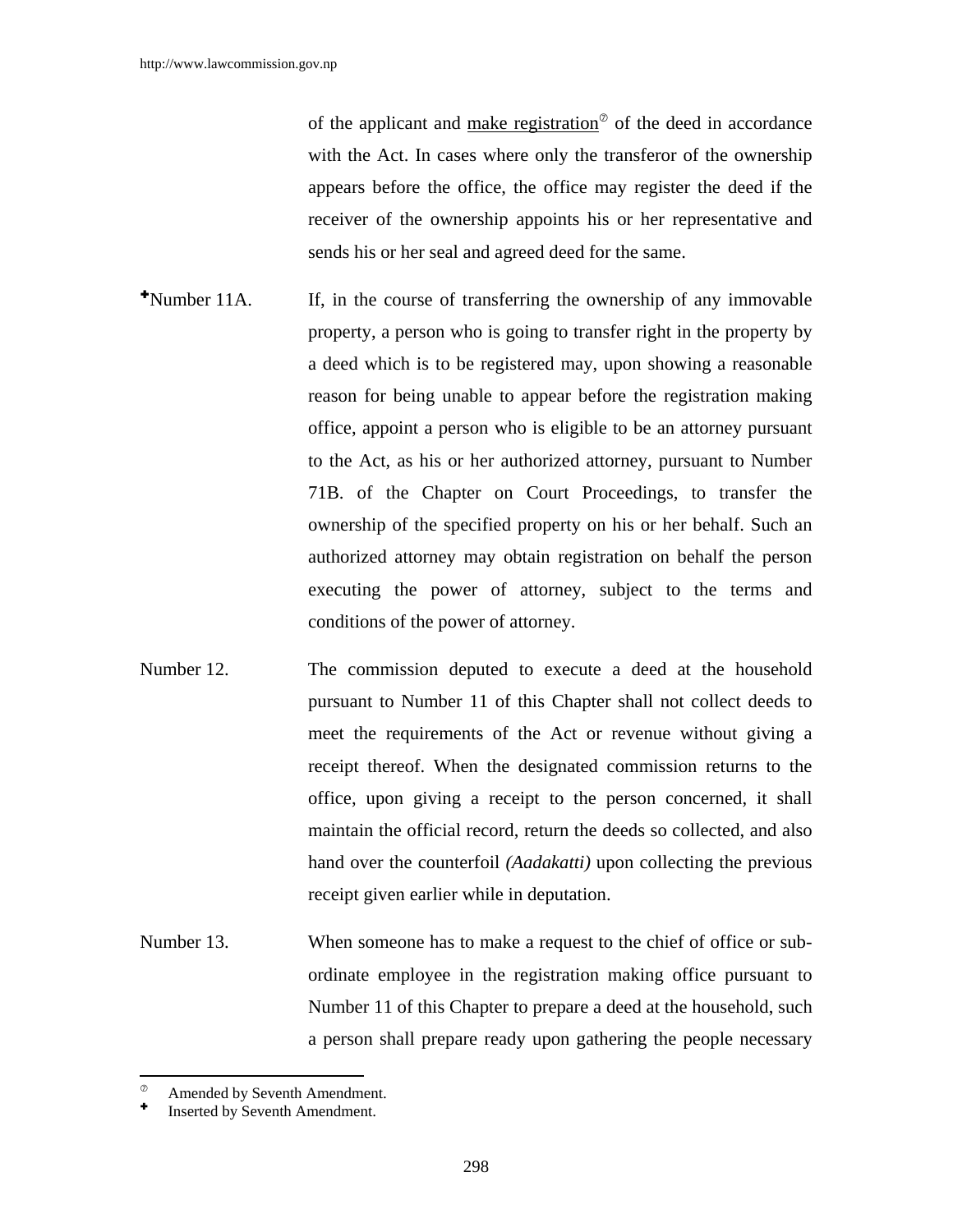of the applicant and make registration[⊘] of the deed in accordance with the Act. In cases where only the transferor of the ownership appears before the office, the office may register the deed if the receiver of the ownership appoints his or her representative and sends his or her seal and agreed deed for the same.

[✚]Number 11A. If, in the course of transferring the ownership of any immovable property, a person who is going to transfer right in the property by a deed which is to be registered may, upon showing a reasonable reason for being unable to appear before the registration making office, appoint a person who is eligible to be an attorney pursuant to the Act, as his or her authorized attorney, pursuant to Number 71B. of the Chapter on Court Proceedings, to transfer the ownership of the specified property on his or her behalf. Such an authorized attorney may obtain registration on behalf the person executing the power of attorney, subject to the terms and conditions of the power of attorney.

Number 12. The commission deputed to execute a deed at the household pursuant to Number 11 of this Chapter shall not collect deeds to meet the requirements of the Act or revenue without giving a receipt thereof. When the designated commission returns to the office, upon giving a receipt to the person concerned, it shall maintain the official record, return the deeds so collected, and also hand over the counterfoil *(Aadakatti)* upon collecting the previous receipt given earlier while in deputation.

Number 13. When someone has to make a request to the chief of office or sub-ordinate employee in the registration making office pursuant to Number 11 of this Chapter to prepare a deed at the household, such a person shall prepare ready upon gathering the people necessary

---

[⊘] Amended by Seventh Amendment.

[✚] Inserted by Seventh Amendment.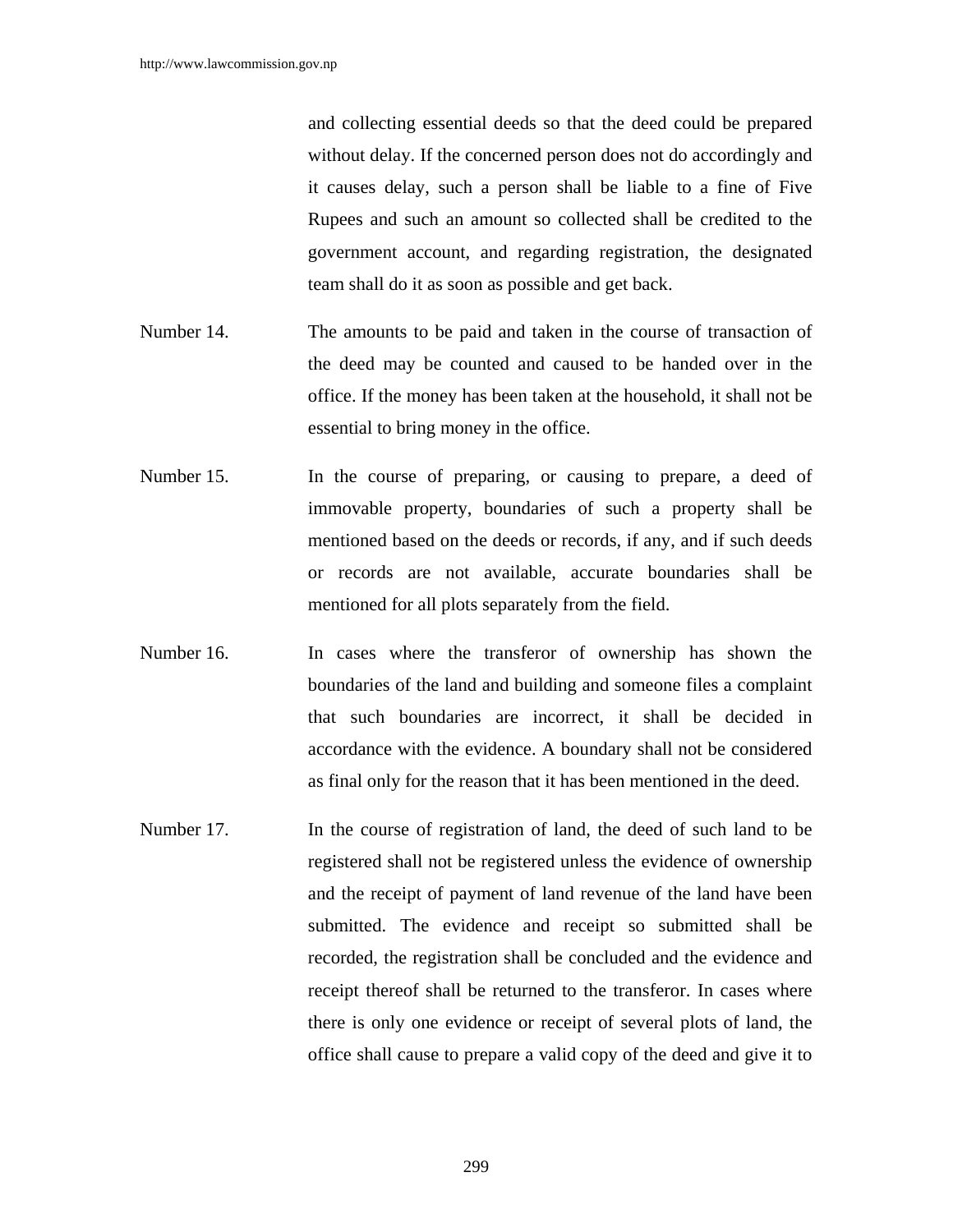and collecting essential deeds so that the deed could be prepared without delay. If the concerned person does not do accordingly and it causes delay, such a person shall be liable to a fine of Five Rupees and such an amount so collected shall be credited to the government account, and regarding registration, the designated team shall do it as soon as possible and get back.

Number 14. The amounts to be paid and taken in the course of transaction of the deed may be counted and caused to be handed over in the office. If the money has been taken at the household, it shall not be essential to bring money in the office.

Number 15. In the course of preparing, or causing to prepare, a deed of immovable property, boundaries of such a property shall be mentioned based on the deeds or records, if any, and if such deeds or records are not available, accurate boundaries shall be mentioned for all plots separately from the field.

Number 16. In cases where the transferor of ownership has shown the boundaries of the land and building and someone files a complaint that such boundaries are incorrect, it shall be decided in accordance with the evidence. A boundary shall not be considered as final only for the reason that it has been mentioned in the deed.

Number 17. In the course of registration of land, the deed of such land to be registered shall not be registered unless the evidence of ownership and the receipt of payment of land revenue of the land have been submitted. The evidence and receipt so submitted shall be recorded, the registration shall be concluded and the evidence and receipt thereof shall be returned to the transferor. In cases where there is only one evidence or receipt of several plots of land, the office shall cause to prepare a valid copy of the deed and give it to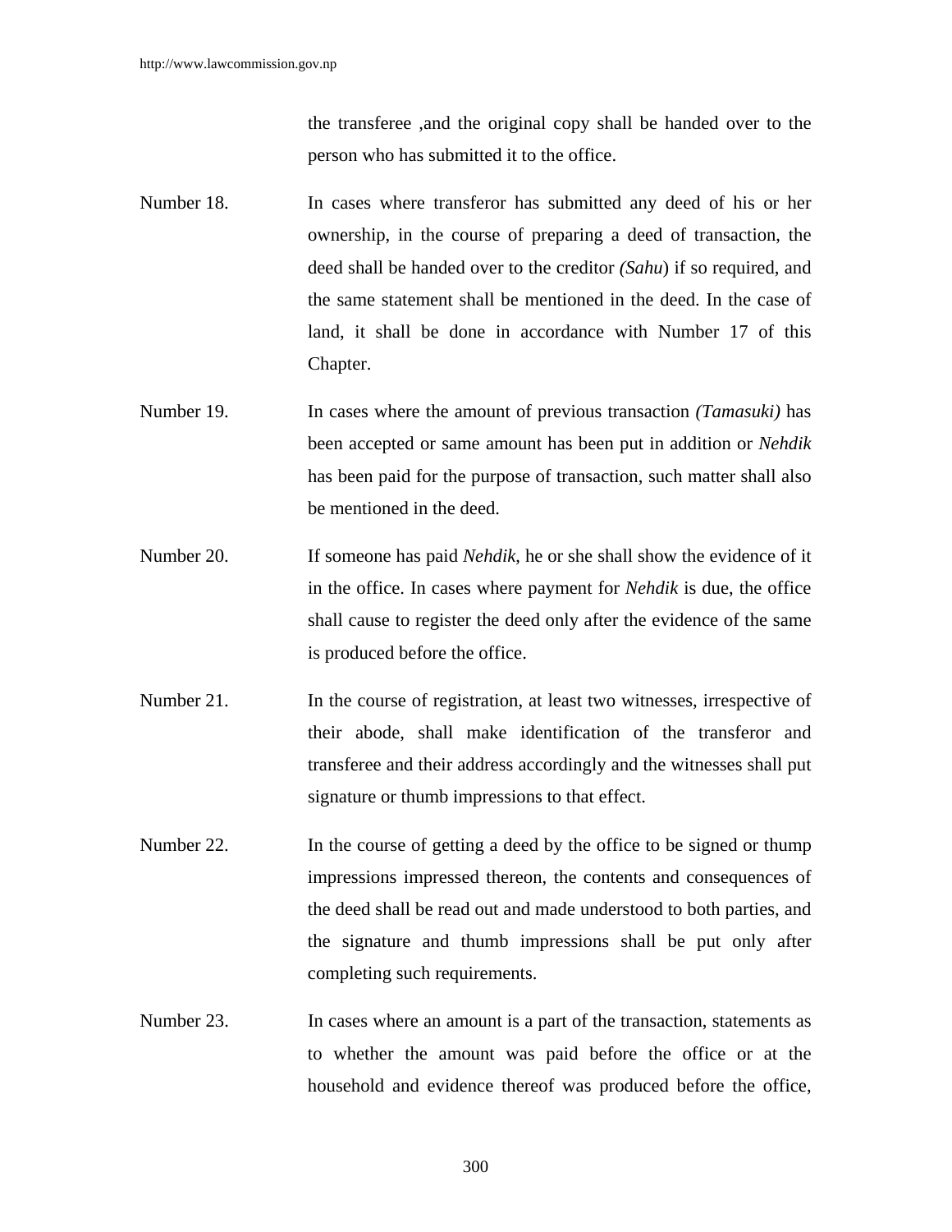the transferee ,and the original copy shall be handed over to the person who has submitted it to the office.

Number 18. In cases where transferor has submitted any deed of his or her ownership, in the course of preparing a deed of transaction, the deed shall be handed over to the creditor *(Sahu*) if so required, and the same statement shall be mentioned in the deed. In the case of land, it shall be done in accordance with Number 17 of this Chapter.

Number 19. In cases where the amount of previous transaction *(Tamasuki)* has been accepted or same amount has been put in addition or *Nehdik* has been paid for the purpose of transaction, such matter shall also be mentioned in the deed.

Number 20. If someone has paid *Nehdik*, he or she shall show the evidence of it in the office. In cases where payment for *Nehdik* is due, the office shall cause to register the deed only after the evidence of the same is produced before the office.

Number 21. In the course of registration, at least two witnesses, irrespective of their abode, shall make identification of the transferor and transferee and their address accordingly and the witnesses shall put signature or thumb impressions to that effect.

Number 22. In the course of getting a deed by the office to be signed or thump impressions impressed thereon, the contents and consequences of the deed shall be read out and made understood to both parties, and the signature and thumb impressions shall be put only after completing such requirements.

Number 23. In cases where an amount is a part of the transaction, statements as to whether the amount was paid before the office or at the household and evidence thereof was produced before the office,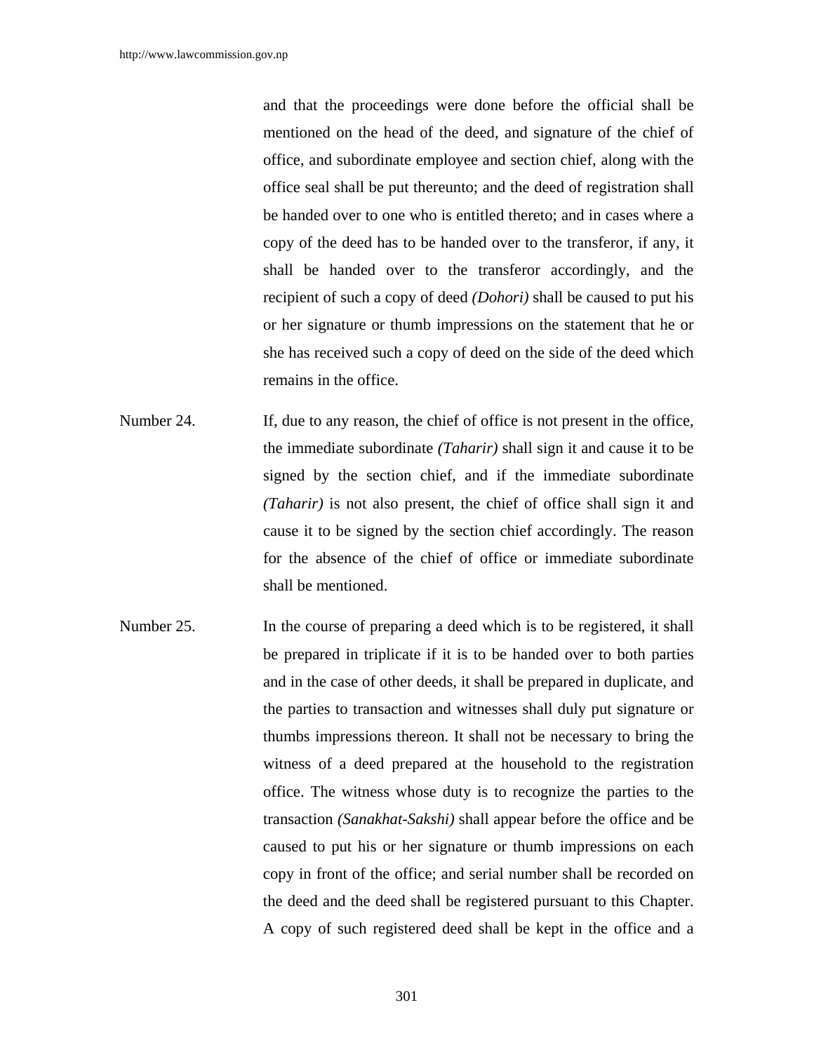and that the proceedings were done before the official shall be mentioned on the head of the deed, and signature of the chief of office, and subordinate employee and section chief, along with the office seal shall be put thereunto; and the deed of registration shall be handed over to one who is entitled thereto; and in cases where a copy of the deed has to be handed over to the transferor, if any, it shall be handed over to the transferor accordingly, and the recipient of such a copy of deed *(Dohori)* shall be caused to put his or her signature or thumb impressions on the statement that he or she has received such a copy of deed on the side of the deed which remains in the office.

Number 24. If, due to any reason, the chief of office is not present in the office, the immediate subordinate *(Taharir)* shall sign it and cause it to be signed by the section chief, and if the immediate subordinate *(Taharir)* is not also present, the chief of office shall sign it and cause it to be signed by the section chief accordingly. The reason for the absence of the chief of office or immediate subordinate shall be mentioned.

Number 25. In the course of preparing a deed which is to be registered, it shall be prepared in triplicate if it is to be handed over to both parties and in the case of other deeds, it shall be prepared in duplicate, and the parties to transaction and witnesses shall duly put signature or thumbs impressions thereon. It shall not be necessary to bring the witness of a deed prepared at the household to the registration office. The witness whose duty is to recognize the parties to the transaction *(Sanakhat-Sakshi)* shall appear before the office and be caused to put his or her signature or thumb impressions on each copy in front of the office; and serial number shall be recorded on the deed and the deed shall be registered pursuant to this Chapter. A copy of such registered deed shall be kept in the office and a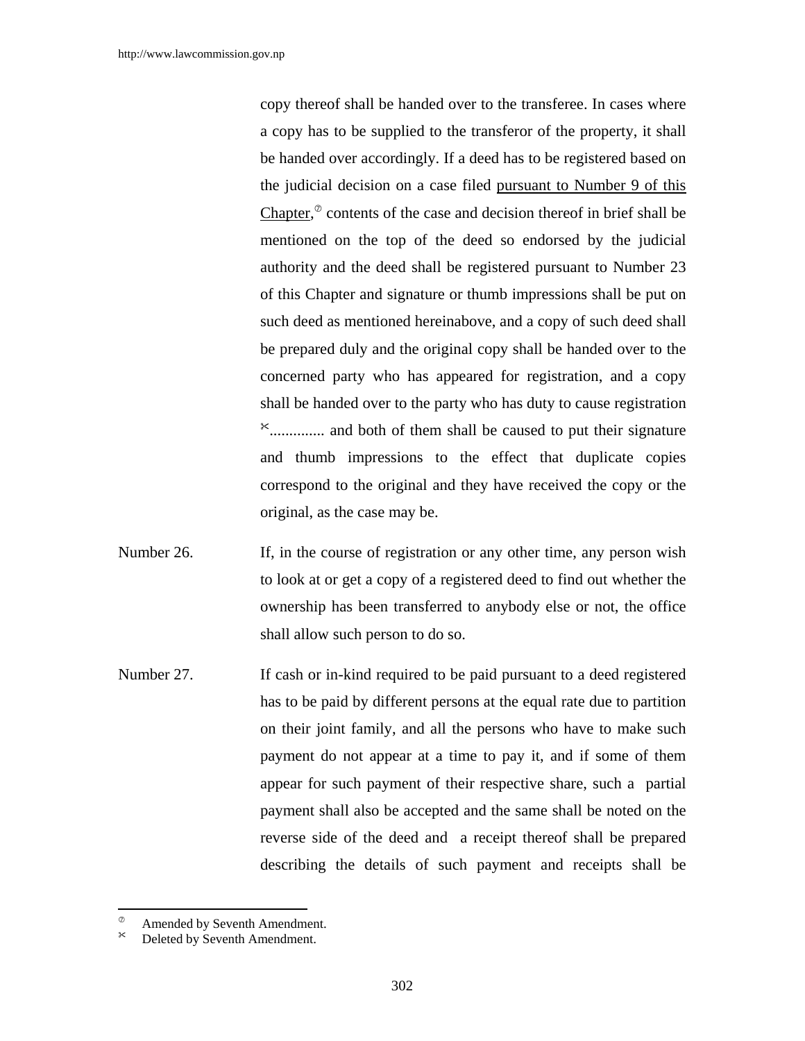copy thereof shall be handed over to the transferee. In cases where a copy has to be supplied to the transferor of the property, it shall be handed over accordingly. If a deed has to be registered based on the judicial decision on a case filed <u>pursuant to Number 9 of this Chapter</u>,[⑦] contents of the case and decision thereof in brief shall be mentioned on the top of the deed so endorsed by the judicial authority and the deed shall be registered pursuant to Number 23 of this Chapter and signature or thumb impressions shall be put on such deed as mentioned hereinabove, and a copy of such deed shall be prepared duly and the original copy shall be handed over to the concerned party who has appeared for registration, and a copy shall be handed over to the party who has duty to cause registration [✂].............. and both of them shall be caused to put their signature and thumb impressions to the effect that duplicate copies correspond to the original and they have received the copy or the original, as the case may be.

Number 26. If, in the course of registration or any other time, any person wish to look at or get a copy of a registered deed to find out whether the ownership has been transferred to anybody else or not, the office shall allow such person to do so.

Number 27. If cash or in-kind required to be paid pursuant to a deed registered has to be paid by different persons at the equal rate due to partition on their joint family, and all the persons who have to make such payment do not appear at a time to pay it, and if some of them appear for such payment of their respective share, such a partial payment shall also be accepted and the same shall be noted on the reverse side of the deed and a receipt thereof shall be prepared describing the details of such payment and receipts shall be

---

[⑦] Amended by Seventh Amendment.

[✂] Deleted by Seventh Amendment.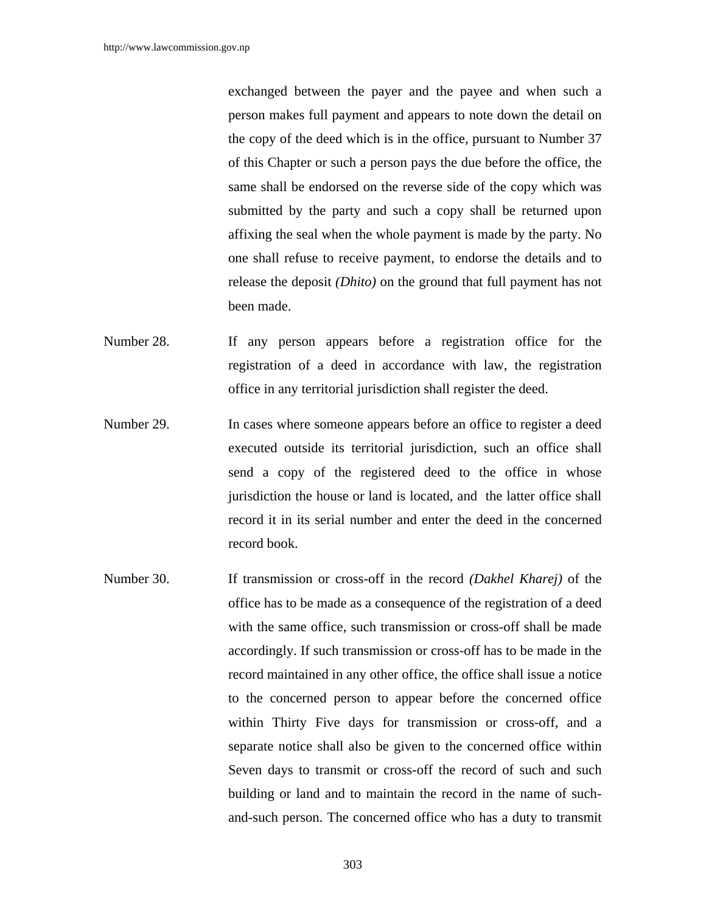exchanged between the payer and the payee and when such a person makes full payment and appears to note down the detail on the copy of the deed which is in the office, pursuant to Number 37 of this Chapter or such a person pays the due before the office, the same shall be endorsed on the reverse side of the copy which was submitted by the party and such a copy shall be returned upon affixing the seal when the whole payment is made by the party. No one shall refuse to receive payment, to endorse the details and to release the deposit *(Dhito)* on the ground that full payment has not been made.

Number 28. If any person appears before a registration office for the registration of a deed in accordance with law, the registration office in any territorial jurisdiction shall register the deed.

Number 29. In cases where someone appears before an office to register a deed executed outside its territorial jurisdiction, such an office shall send a copy of the registered deed to the office in whose jurisdiction the house or land is located, and the latter office shall record it in its serial number and enter the deed in the concerned record book.

Number 30. If transmission or cross-off in the record *(Dakhel Kharej)* of the office has to be made as a consequence of the registration of a deed with the same office, such transmission or cross-off shall be made accordingly. If such transmission or cross-off has to be made in the record maintained in any other office, the office shall issue a notice to the concerned person to appear before the concerned office within Thirty Five days for transmission or cross-off, and a separate notice shall also be given to the concerned office within Seven days to transmit or cross-off the record of such and such building or land and to maintain the record in the name of such-and-such person. The concerned office who has a duty to transmit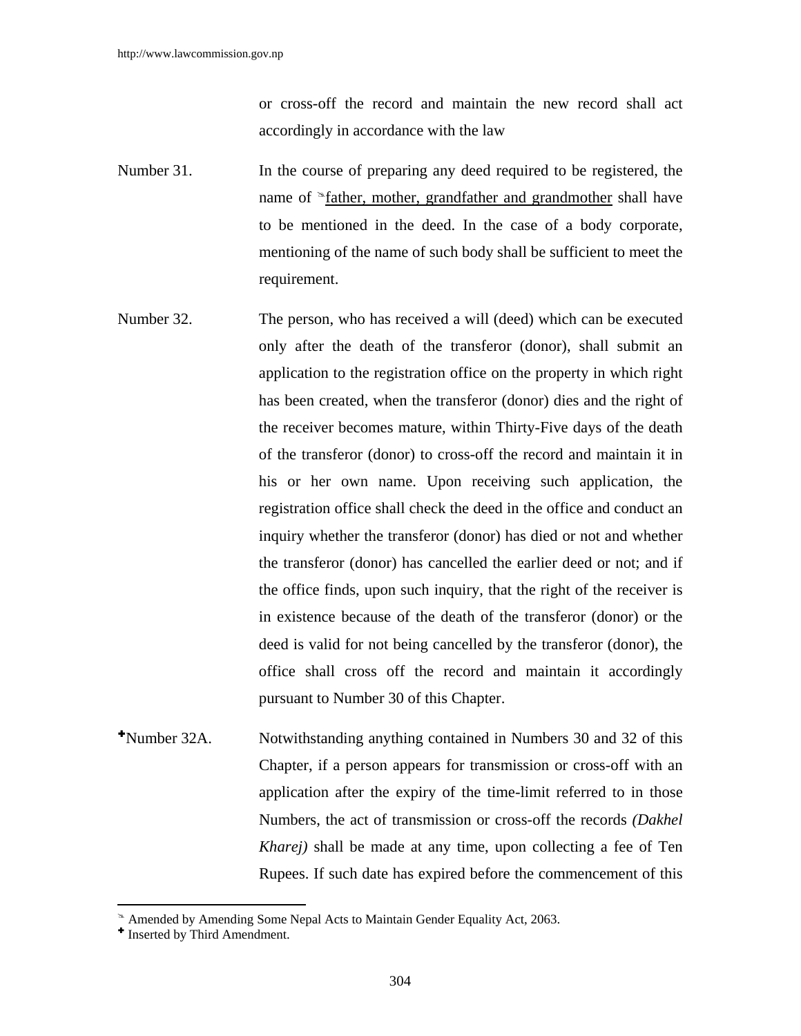or cross-off the record and maintain the new record shall act accordingly in accordance with the law

Number 31. In the course of preparing any deed required to be registered, the name of ✎father, mother, grandfather and grandmother shall have to be mentioned in the deed. In the case of a body corporate, mentioning of the name of such body shall be sufficient to meet the requirement.

Number 32. The person, who has received a will (deed) which can be executed only after the death of the transferor (donor), shall submit an application to the registration office on the property in which right has been created, when the transferor (donor) dies and the right of the receiver becomes mature, within Thirty-Five days of the death of the transferor (donor) to cross-off the record and maintain it in his or her own name. Upon receiving such application, the registration office shall check the deed in the office and conduct an inquiry whether the transferor (donor) has died or not and whether the transferor (donor) has cancelled the earlier deed or not; and if the office finds, upon such inquiry, that the right of the receiver is in existence because of the death of the transferor (donor) or the deed is valid for not being cancelled by the transferor (donor), the office shall cross off the record and maintain it accordingly pursuant to Number 30 of this Chapter.

✚Number 32A. Notwithstanding anything contained in Numbers 30 and 32 of this Chapter, if a person appears for transmission or cross-off with an application after the expiry of the time-limit referred to in those Numbers, the act of transmission or cross-off the records *(Dakhel Kharej)* shall be made at any time, upon collecting a fee of Ten Rupees. If such date has expired before the commencement of this

---

✎ Amended by Amending Some Nepal Acts to Maintain Gender Equality Act, 2063.

✚ Inserted by Third Amendment.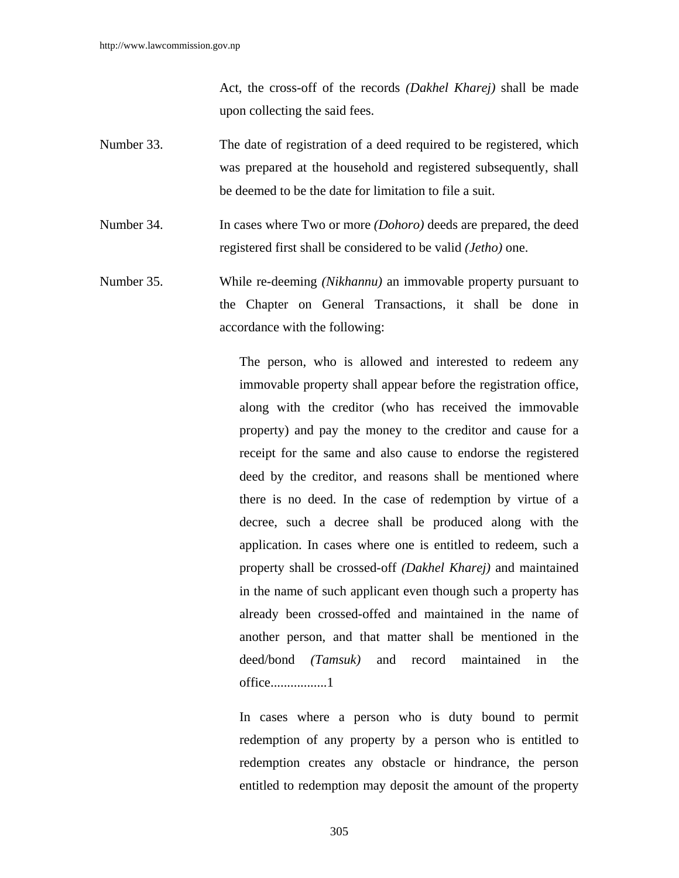Act, the cross-off of the records *(Dakhel Kharej)* shall be made upon collecting the said fees.

Number 33. The date of registration of a deed required to be registered, which was prepared at the household and registered subsequently, shall be deemed to be the date for limitation to file a suit.

Number 34. In cases where Two or more *(Dohoro)* deeds are prepared, the deed registered first shall be considered to be valid *(Jetho)* one.

Number 35. While re-deeming *(Nikhannu)* an immovable property pursuant to the Chapter on General Transactions, it shall be done in accordance with the following:

The person, who is allowed and interested to redeem any immovable property shall appear before the registration office, along with the creditor (who has received the immovable property) and pay the money to the creditor and cause for a receipt for the same and also cause to endorse the registered deed by the creditor, and reasons shall be mentioned where there is no deed. In the case of redemption by virtue of a decree, such a decree shall be produced along with the application. In cases where one is entitled to redeem, such a property shall be crossed-off *(Dakhel Kharej)* and maintained in the name of such applicant even though such a property has already been crossed-offed and maintained in the name of another person, and that matter shall be mentioned in the deed/bond *(Tamsuk)* and record maintained in the office................[1]

In cases where a person who is duty bound to permit redemption of any property by a person who is entitled to redemption creates any obstacle or hindrance, the person entitled to redemption may deposit the amount of the property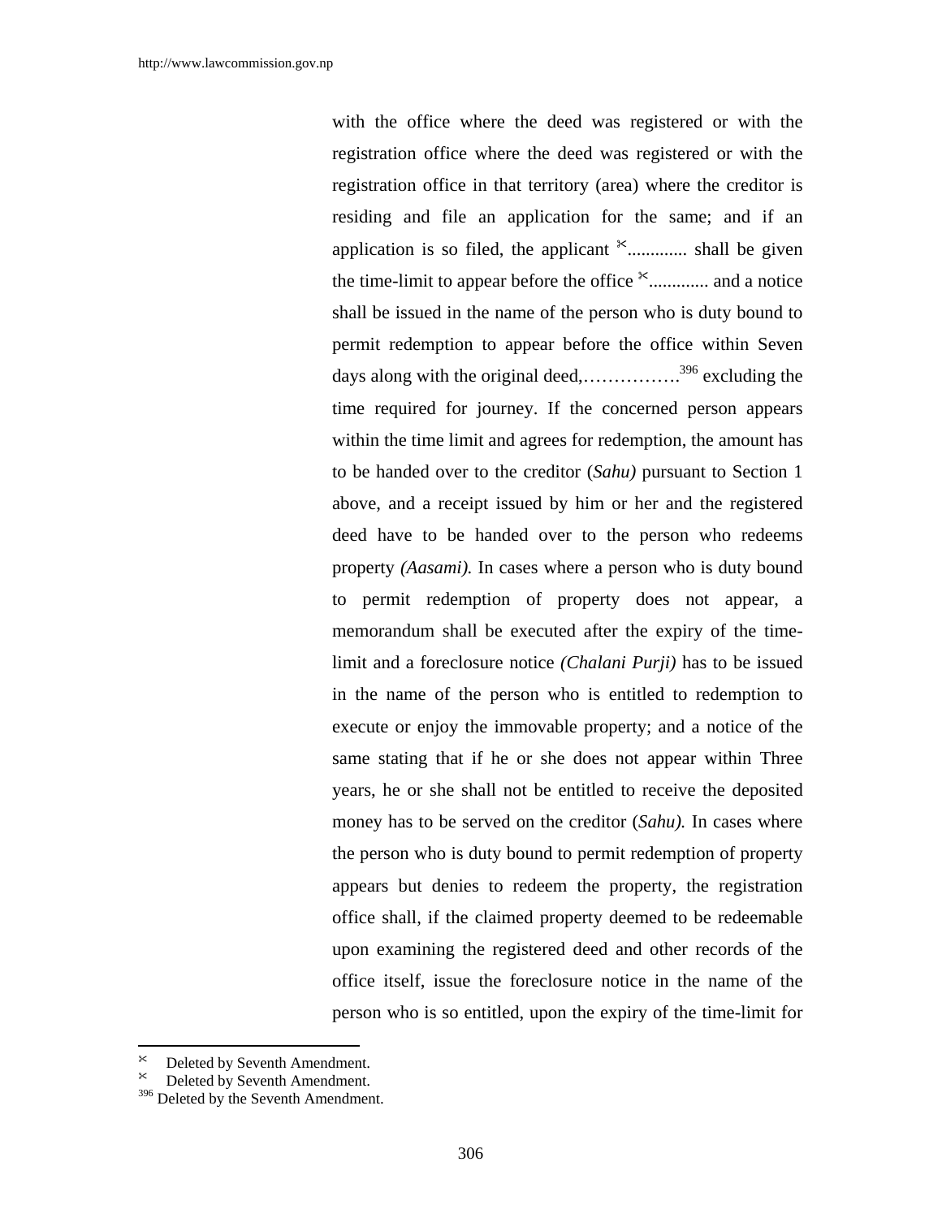with the office where the deed was registered or with the registration office where the deed was registered or with the registration office in that territory (area) where the creditor is residing and file an application for the same; and if an application is so filed, the applicant ✂............. shall be given the time-limit to appear before the office ✂............. and a notice shall be issued in the name of the person who is duty bound to permit redemption to appear before the office within Seven days along with the original deed,…………….[396] excluding the time required for journey. If the concerned person appears within the time limit and agrees for redemption, the amount has to be handed over to the creditor (*Sahu)* pursuant to Section 1 above, and a receipt issued by him or her and the registered deed have to be handed over to the person who redeems property *(Aasami).* In cases where a person who is duty bound to permit redemption of property does not appear, a memorandum shall be executed after the expiry of the time-limit and a foreclosure notice *(Chalani Purji)* has to be issued in the name of the person who is entitled to redemption to execute or enjoy the immovable property; and a notice of the same stating that if he or she does not appear within Three years, he or she shall not be entitled to receive the deposited money has to be served on the creditor (*Sahu).* In cases where the person who is duty bound to permit redemption of property appears but denies to redeem the property, the registration office shall, if the claimed property deemed to be redeemable upon examining the registered deed and other records of the office itself, issue the foreclosure notice in the name of the person who is so entitled, upon the expiry of the time-limit for

---

✂ Deleted by Seventh Amendment.

✂ Deleted by Seventh Amendment.

[396] Deleted by the Seventh Amendment.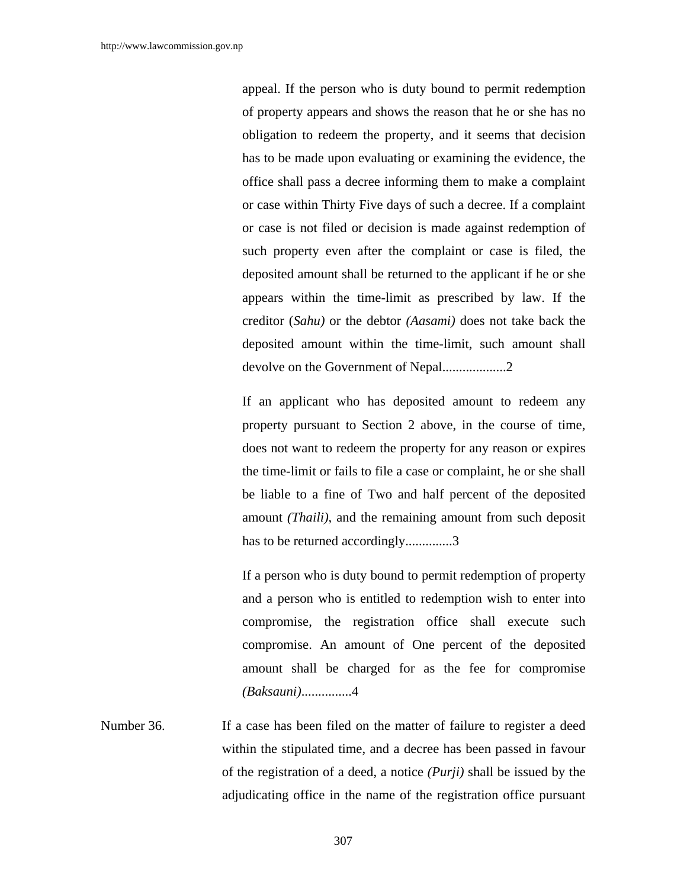appeal. If the person who is duty bound to permit redemption of property appears and shows the reason that he or she has no obligation to redeem the property, and it seems that decision has to be made upon evaluating or examining the evidence, the office shall pass a decree informing them to make a complaint or case within Thirty Five days of such a decree. If a complaint or case is not filed or decision is made against redemption of such property even after the complaint or case is filed, the deposited amount shall be returned to the applicant if he or she appears within the time-limit as prescribed by law. If the creditor (*Sahu)* or the debtor *(Aasami)* does not take back the deposited amount within the time-limit, such amount shall devolve on the Government of Nepal...................2

If an applicant who has deposited amount to redeem any property pursuant to Section 2 above, in the course of time, does not want to redeem the property for any reason or expires the time-limit or fails to file a case or complaint, he or she shall be liable to a fine of Two and half percent of the deposited amount *(Thaili)*, and the remaining amount from such deposit has to be returned accordingly..............3

If a person who is duty bound to permit redemption of property and a person who is entitled to redemption wish to enter into compromise, the registration office shall execute such compromise. An amount of One percent of the deposited amount shall be charged for as the fee for compromise *(Baksauni)*...............4

Number 36. If a case has been filed on the matter of failure to register a deed within the stipulated time, and a decree has been passed in favour of the registration of a deed, a notice *(Purji)* shall be issued by the adjudicating office in the name of the registration office pursuant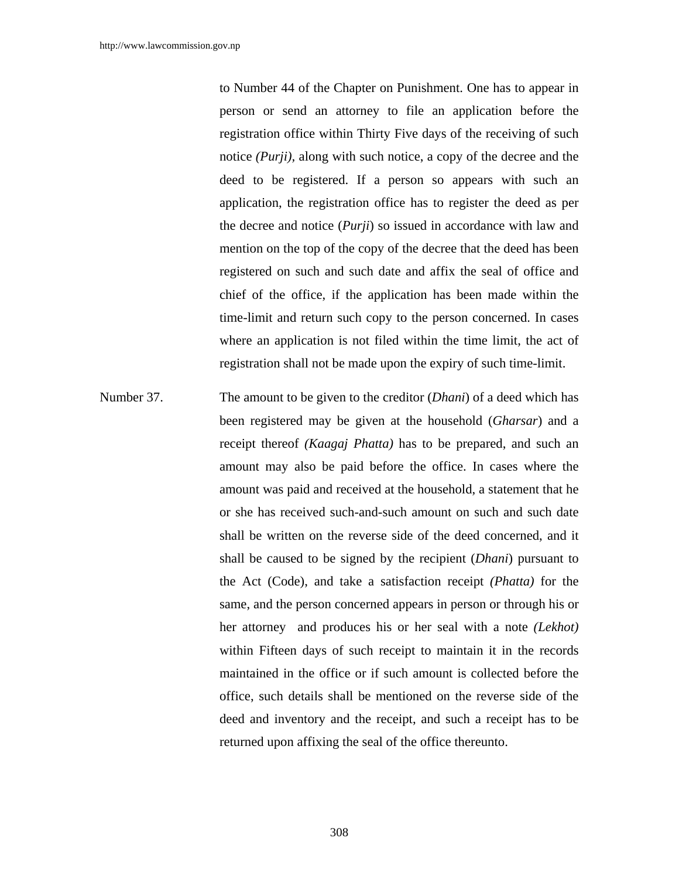to Number 44 of the Chapter on Punishment. One has to appear in person or send an attorney to file an application before the registration office within Thirty Five days of the receiving of such notice *(Purji)*, along with such notice, a copy of the decree and the deed to be registered. If a person so appears with such an application, the registration office has to register the deed as per the decree and notice (*Purji*) so issued in accordance with law and mention on the top of the copy of the decree that the deed has been registered on such and such date and affix the seal of office and chief of the office, if the application has been made within the time-limit and return such copy to the person concerned. In cases where an application is not filed within the time limit, the act of registration shall not be made upon the expiry of such time-limit.

Number 37. The amount to be given to the creditor (*Dhani*) of a deed which has been registered may be given at the household (*Gharsar*) and a receipt thereof *(Kaagaj Phatta)* has to be prepared, and such an amount may also be paid before the office. In cases where the amount was paid and received at the household, a statement that he or she has received such-and-such amount on such and such date shall be written on the reverse side of the deed concerned, and it shall be caused to be signed by the recipient (*Dhani*) pursuant to the Act (Code), and take a satisfaction receipt *(Phatta)* for the same, and the person concerned appears in person or through his or her attorney and produces his or her seal with a note *(Lekhot)* within Fifteen days of such receipt to maintain it in the records maintained in the office or if such amount is collected before the office, such details shall be mentioned on the reverse side of the deed and inventory and the receipt, and such a receipt has to be returned upon affixing the seal of the office thereunto.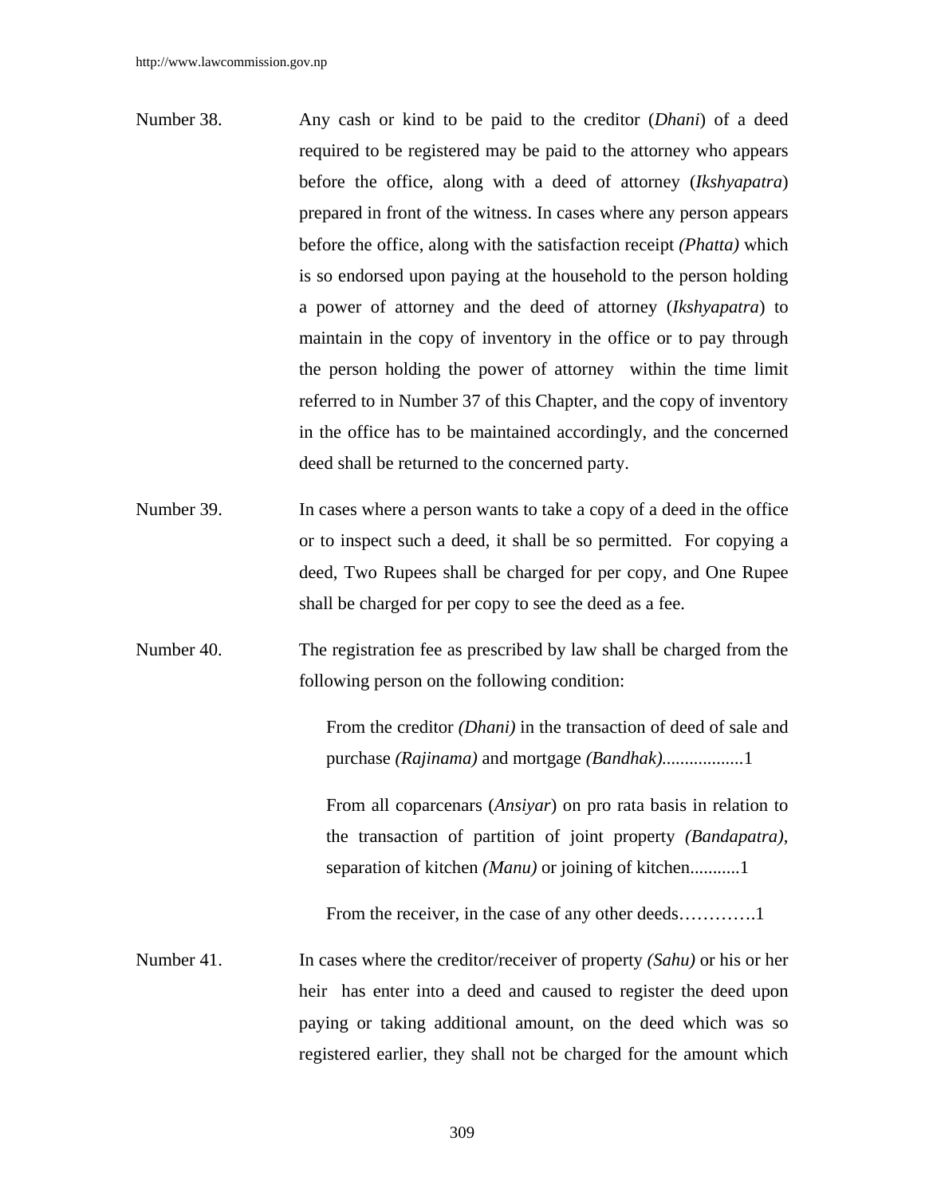Number 38. Any cash or kind to be paid to the creditor (*Dhani*) of a deed required to be registered may be paid to the attorney who appears before the office, along with a deed of attorney (*Ikshyapatra*) prepared in front of the witness. In cases where any person appears before the office, along with the satisfaction receipt *(Phatta)* which is so endorsed upon paying at the household to the person holding a power of attorney and the deed of attorney (*Ikshyapatra*) to maintain in the copy of inventory in the office or to pay through the person holding the power of attorney within the time limit referred to in Number 37 of this Chapter, and the copy of inventory in the office has to be maintained accordingly, and the concerned deed shall be returned to the concerned party.

Number 39. In cases where a person wants to take a copy of a deed in the office or to inspect such a deed, it shall be so permitted. For copying a deed, Two Rupees shall be charged for per copy, and One Rupee shall be charged for per copy to see the deed as a fee.

Number 40. The registration fee as prescribed by law shall be charged from the following person on the following condition:

From the creditor *(Dhani)* in the transaction of deed of sale and purchase *(Rajinama)* and mortgage *(Bandhak)*..................1

From all coparcenars (*Ansiyar*) on pro rata basis in relation to the transaction of partition of joint property *(Bandapatra)*, separation of kitchen *(Manu)* or joining of kitchen...........1

From the receiver, in the case of any other deeds………….1

Number 41. In cases where the creditor/receiver of property *(Sahu)* or his or her heir has enter into a deed and caused to register the deed upon paying or taking additional amount, on the deed which was so registered earlier, they shall not be charged for the amount which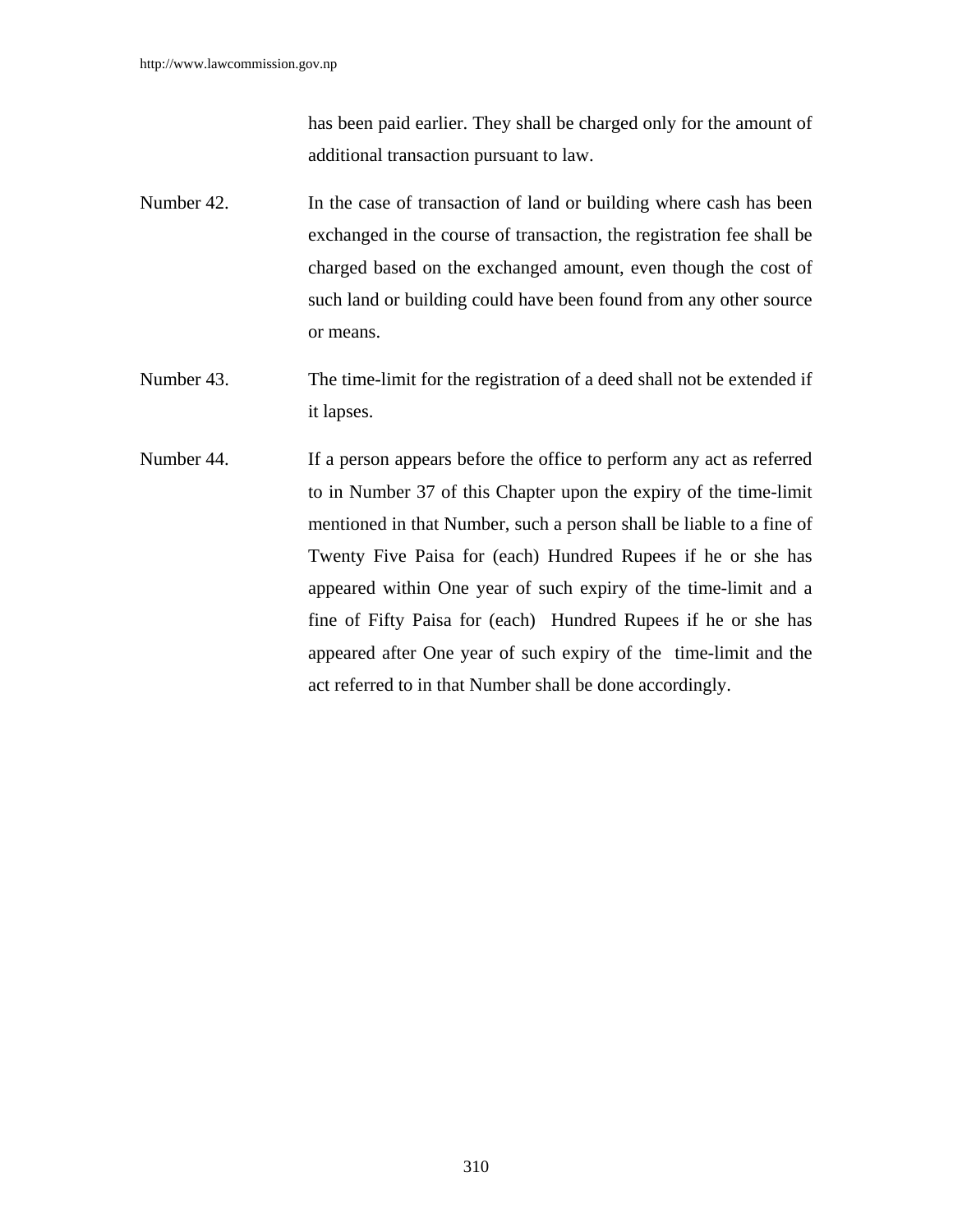has been paid earlier. They shall be charged only for the amount of additional transaction pursuant to law.

Number 42. In the case of transaction of land or building where cash has been exchanged in the course of transaction, the registration fee shall be charged based on the exchanged amount, even though the cost of such land or building could have been found from any other source or means.

Number 43. The time-limit for the registration of a deed shall not be extended if it lapses.

Number 44. If a person appears before the office to perform any act as referred to in Number 37 of this Chapter upon the expiry of the time-limit mentioned in that Number, such a person shall be liable to a fine of Twenty Five Paisa for (each) Hundred Rupees if he or she has appeared within One year of such expiry of the time-limit and a fine of Fifty Paisa for (each) Hundred Rupees if he or she has appeared after One year of such expiry of the time-limit and the act referred to in that Number shall be done accordingly.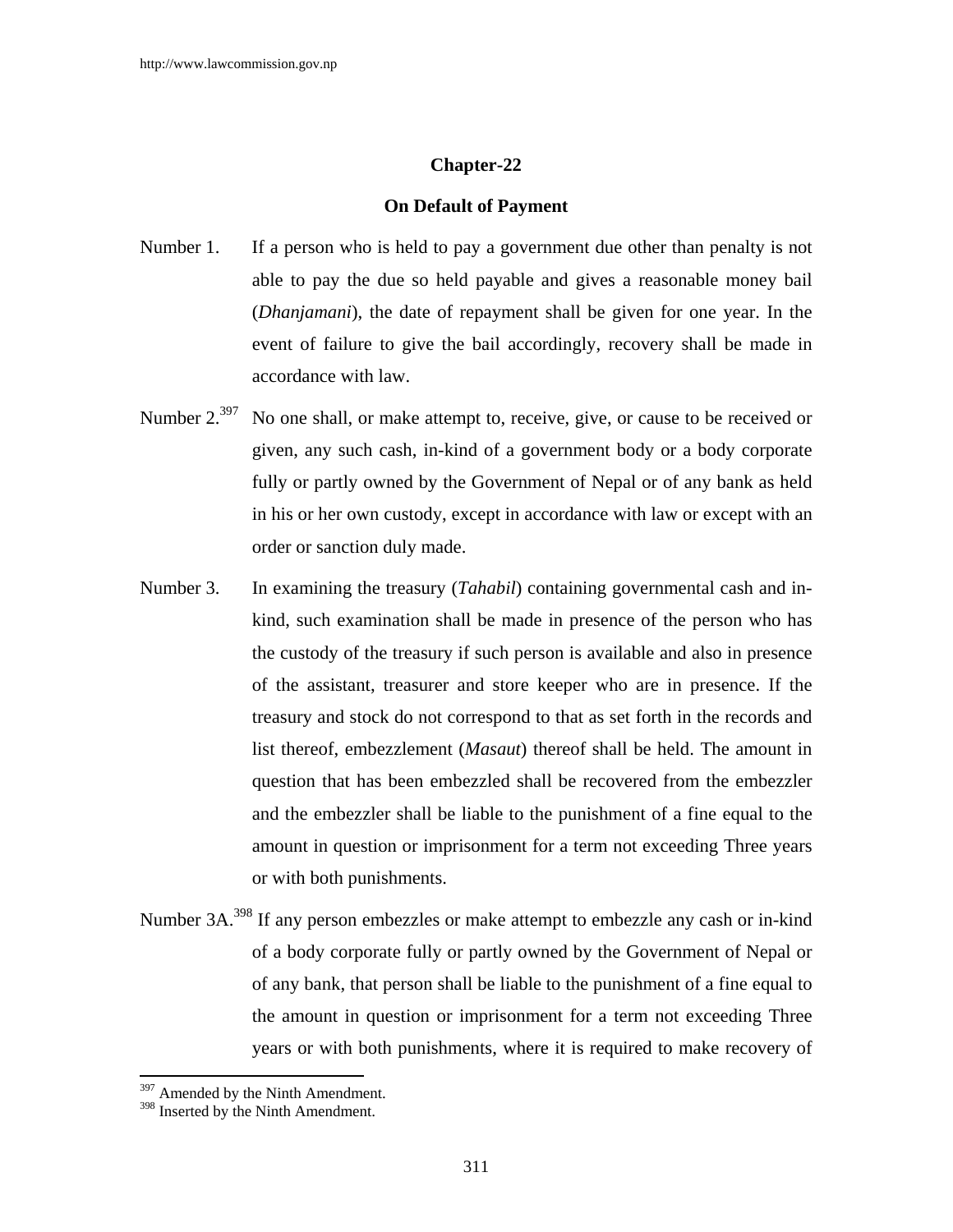## Chapter-22

### On Default of Payment

Number 1. If a person who is held to pay a government due other than penalty is not able to pay the due so held payable and gives a reasonable money bail (*Dhanjamani*), the date of repayment shall be given for one year. In the event of failure to give the bail accordingly, recovery shall be made in accordance with law.

Number 2.[397] No one shall, or make attempt to, receive, give, or cause to be received or given, any such cash, in-kind of a government body or a body corporate fully or partly owned by the Government of Nepal or of any bank as held in his or her own custody, except in accordance with law or except with an order or sanction duly made.

Number 3. In examining the treasury (*Tahabil*) containing governmental cash and in-kind, such examination shall be made in presence of the person who has the custody of the treasury if such person is available and also in presence of the assistant, treasurer and store keeper who are in presence. If the treasury and stock do not correspond to that as set forth in the records and list thereof, embezzlement (*Masaut*) thereof shall be held. The amount in question that has been embezzled shall be recovered from the embezzler and the embezzler shall be liable to the punishment of a fine equal to the amount in question or imprisonment for a term not exceeding Three years or with both punishments.

Number 3A.[398] If any person embezzles or make attempt to embezzle any cash or in-kind of a body corporate fully or partly owned by the Government of Nepal or of any bank, that person shall be liable to the punishment of a fine equal to the amount in question or imprisonment for a term not exceeding Three years or with both punishments, where it is required to make recovery of

---

[397] Amended by the Ninth Amendment.

[398] Inserted by the Ninth Amendment.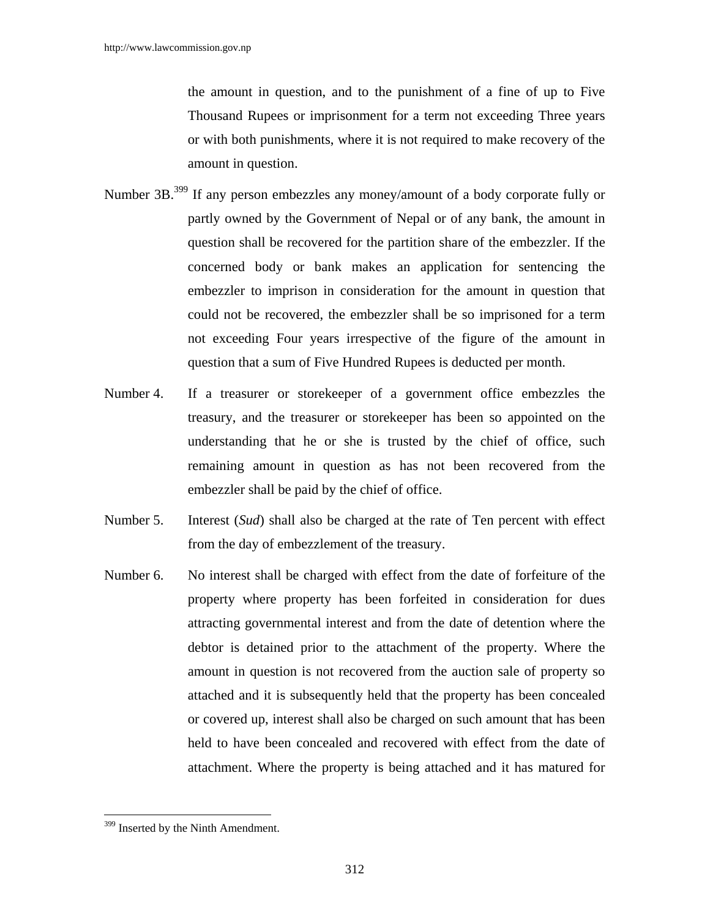the amount in question, and to the punishment of a fine of up to Five Thousand Rupees or imprisonment for a term not exceeding Three years or with both punishments, where it is not required to make recovery of the amount in question.

Number 3B.[399] If any person embezzles any money/amount of a body corporate fully or partly owned by the Government of Nepal or of any bank, the amount in question shall be recovered for the partition share of the embezzler. If the concerned body or bank makes an application for sentencing the embezzler to imprison in consideration for the amount in question that could not be recovered, the embezzler shall be so imprisoned for a term not exceeding Four years irrespective of the figure of the amount in question that a sum of Five Hundred Rupees is deducted per month.

Number 4. If a treasurer or storekeeper of a government office embezzles the treasury, and the treasurer or storekeeper has been so appointed on the understanding that he or she is trusted by the chief of office, such remaining amount in question as has not been recovered from the embezzler shall be paid by the chief of office.

Number 5. Interest (*Sud*) shall also be charged at the rate of Ten percent with effect from the day of embezzlement of the treasury.

Number 6. No interest shall be charged with effect from the date of forfeiture of the property where property has been forfeited in consideration for dues attracting governmental interest and from the date of detention where the debtor is detained prior to the attachment of the property. Where the amount in question is not recovered from the auction sale of property so attached and it is subsequently held that the property has been concealed or covered up, interest shall also be charged on such amount that has been held to have been concealed and recovered with effect from the date of attachment. Where the property is being attached and it has matured for

---

[399] Inserted by the Ninth Amendment.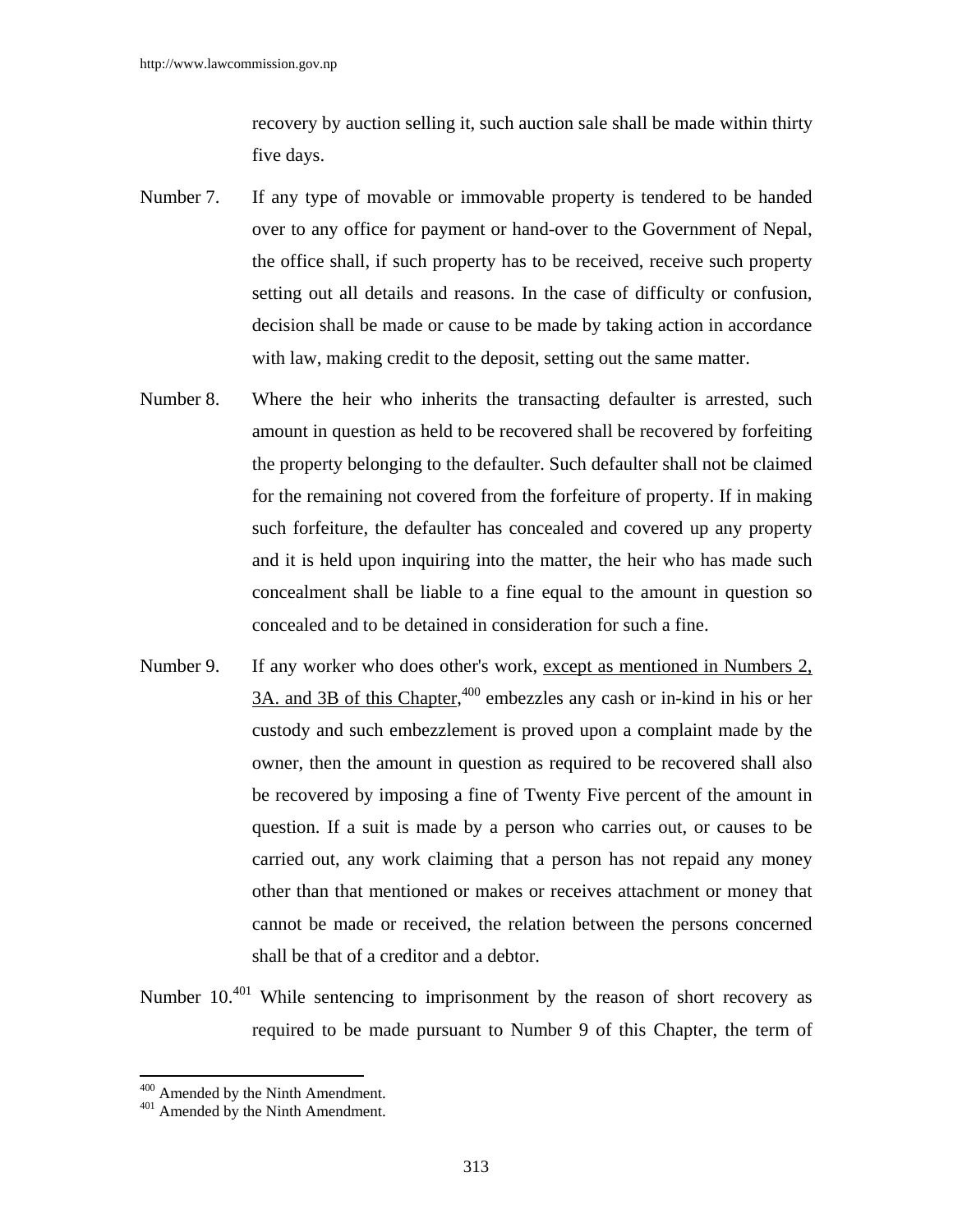recovery by auction selling it, such auction sale shall be made within thirty five days.

Number 7. If any type of movable or immovable property is tendered to be handed over to any office for payment or hand-over to the Government of Nepal, the office shall, if such property has to be received, receive such property setting out all details and reasons. In the case of difficulty or confusion, decision shall be made or cause to be made by taking action in accordance with law, making credit to the deposit, setting out the same matter.

Number 8. Where the heir who inherits the transacting defaulter is arrested, such amount in question as held to be recovered shall be recovered by forfeiting the property belonging to the defaulter. Such defaulter shall not be claimed for the remaining not covered from the forfeiture of property. If in making such forfeiture, the defaulter has concealed and covered up any property and it is held upon inquiring into the matter, the heir who has made such concealment shall be liable to a fine equal to the amount in question so concealed and to be detained in consideration for such a fine.

Number 9. If any worker who does other's work, <u>except as mentioned in Numbers 2, 3A. and 3B of this Chapter</u>,[400] embezzles any cash or in-kind in his or her custody and such embezzlement is proved upon a complaint made by the owner, then the amount in question as required to be recovered shall also be recovered by imposing a fine of Twenty Five percent of the amount in question. If a suit is made by a person who carries out, or causes to be carried out, any work claiming that a person has not repaid any money other than that mentioned or makes or receives attachment or money that cannot be made or received, the relation between the persons concerned shall be that of a creditor and a debtor.

Number 10.[401] While sentencing to imprisonment by the reason of short recovery as required to be made pursuant to Number 9 of this Chapter, the term of

---

[400] Amended by the Ninth Amendment.

[401] Amended by the Ninth Amendment.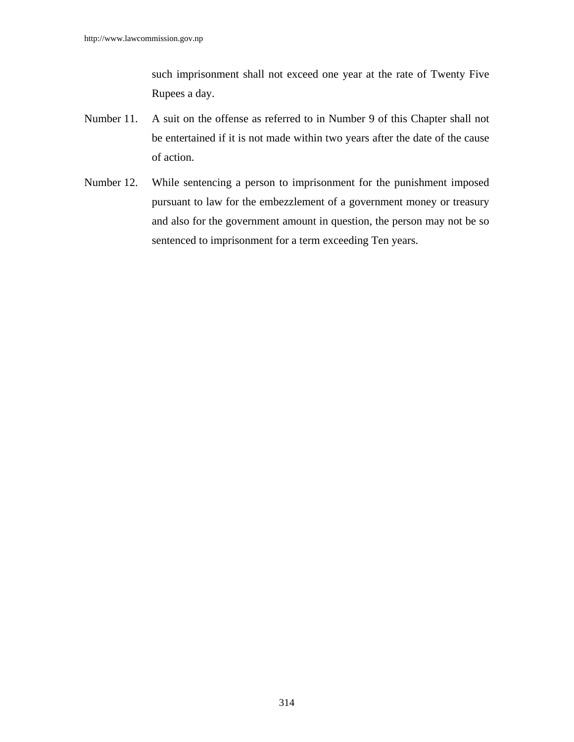such imprisonment shall not exceed one year at the rate of Twenty Five Rupees a day.

Number 11. A suit on the offense as referred to in Number 9 of this Chapter shall not be entertained if it is not made within two years after the date of the cause of action.

Number 12. While sentencing a person to imprisonment for the punishment imposed pursuant to law for the embezzlement of a government money or treasury and also for the government amount in question, the person may not be so sentenced to imprisonment for a term exceeding Ten years.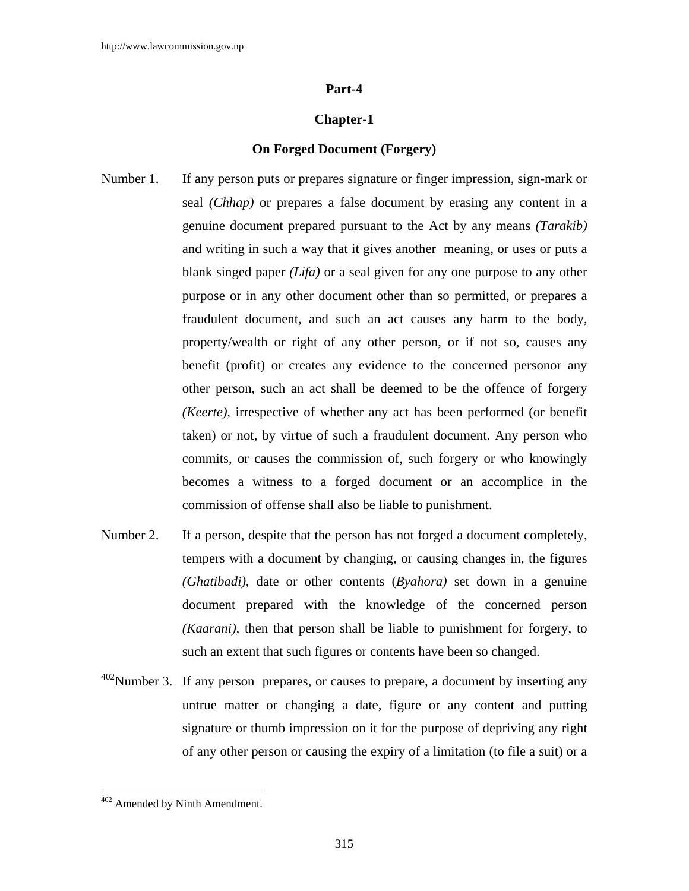## Part-4

### Chapter-1

### On Forged Document (Forgery)

Number 1. If any person puts or prepares signature or finger impression, sign-mark or seal *(Chhap)* or prepares a false document by erasing any content in a genuine document prepared pursuant to the Act by any means *(Tarakib)* and writing in such a way that it gives another meaning, or uses or puts a blank singed paper *(Lifa)* or a seal given for any one purpose to any other purpose or in any other document other than so permitted, or prepares a fraudulent document, and such an act causes any harm to the body, property/wealth or right of any other person, or if not so, causes any benefit (profit) or creates any evidence to the concerned personor any other person, such an act shall be deemed to be the offence of forgery *(Keerte),* irrespective of whether any act has been performed (or benefit taken) or not, by virtue of such a fraudulent document. Any person who commits, or causes the commission of, such forgery or who knowingly becomes a witness to a forged document or an accomplice in the commission of offense shall also be liable to punishment.

Number 2. If a person, despite that the person has not forged a document completely, tempers with a document by changing, or causing changes in, the figures *(Ghatibadi)*, date or other contents (*Byahora)* set down in a genuine document prepared with the knowledge of the concerned person *(Kaarani),* then that person shall be liable to punishment for forgery, to such an extent that such figures or contents have been so changed.

[402]Number 3. If any person prepares, or causes to prepare, a document by inserting any untrue matter or changing a date, figure or any content and putting signature or thumb impression on it for the purpose of depriving any right of any other person or causing the expiry of a limitation (to file a suit) or a

---

[402] Amended by Ninth Amendment.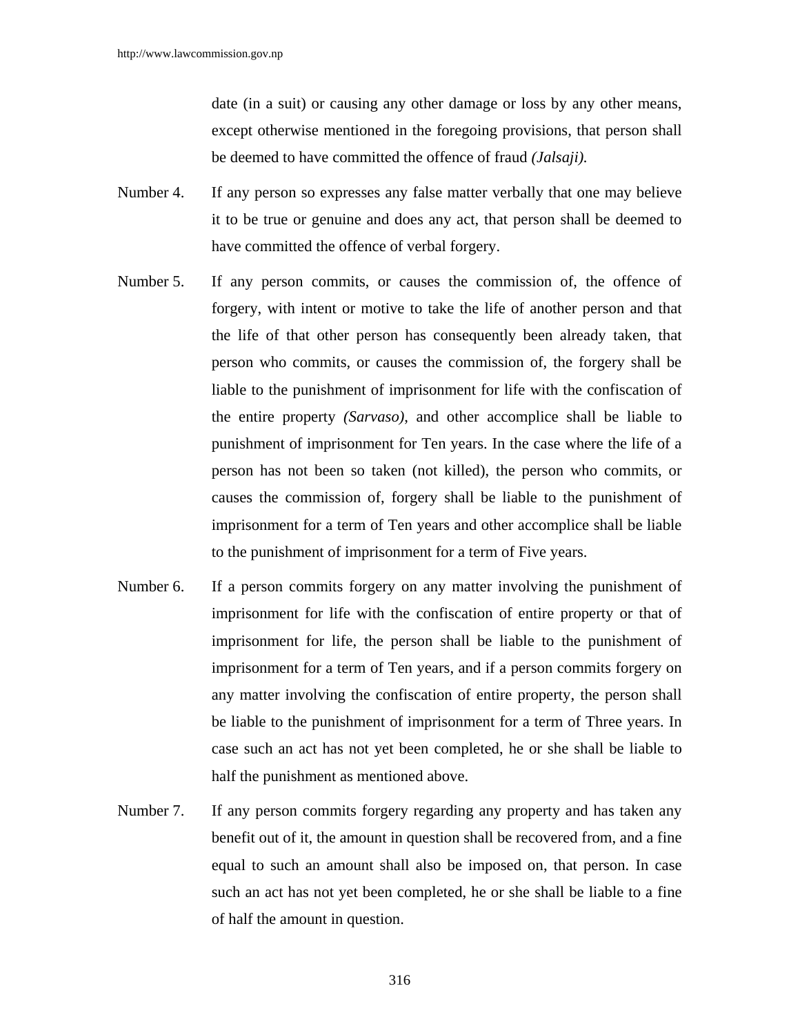date (in a suit) or causing any other damage or loss by any other means, except otherwise mentioned in the foregoing provisions, that person shall be deemed to have committed the offence of fraud *(Jalsaji).*

Number 4. If any person so expresses any false matter verbally that one may believe it to be true or genuine and does any act, that person shall be deemed to have committed the offence of verbal forgery.

Number 5. If any person commits, or causes the commission of, the offence of forgery, with intent or motive to take the life of another person and that the life of that other person has consequently been already taken, that person who commits, or causes the commission of, the forgery shall be liable to the punishment of imprisonment for life with the confiscation of the entire property *(Sarvaso)*, and other accomplice shall be liable to punishment of imprisonment for Ten years. In the case where the life of a person has not been so taken (not killed), the person who commits, or causes the commission of, forgery shall be liable to the punishment of imprisonment for a term of Ten years and other accomplice shall be liable to the punishment of imprisonment for a term of Five years.

Number 6. If a person commits forgery on any matter involving the punishment of imprisonment for life with the confiscation of entire property or that of imprisonment for life, the person shall be liable to the punishment of imprisonment for a term of Ten years, and if a person commits forgery on any matter involving the confiscation of entire property, the person shall be liable to the punishment of imprisonment for a term of Three years. In case such an act has not yet been completed, he or she shall be liable to half the punishment as mentioned above.

Number 7. If any person commits forgery regarding any property and has taken any benefit out of it, the amount in question shall be recovered from, and a fine equal to such an amount shall also be imposed on, that person. In case such an act has not yet been completed, he or she shall be liable to a fine of half the amount in question.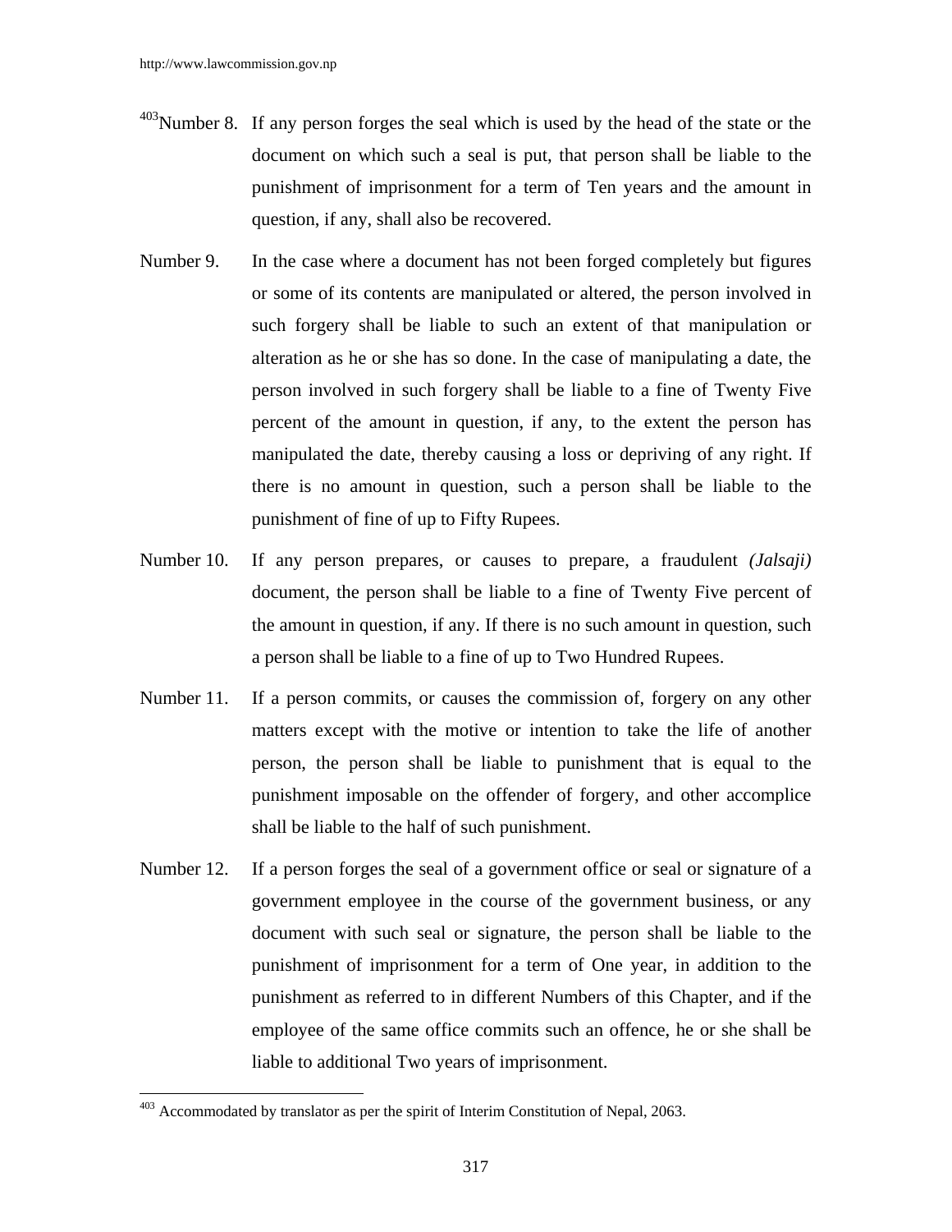[403]Number 8. If any person forges the seal which is used by the head of the state or the document on which such a seal is put, that person shall be liable to the punishment of imprisonment for a term of Ten years and the amount in question, if any, shall also be recovered.

Number 9. In the case where a document has not been forged completely but figures or some of its contents are manipulated or altered, the person involved in such forgery shall be liable to such an extent of that manipulation or alteration as he or she has so done. In the case of manipulating a date, the person involved in such forgery shall be liable to a fine of Twenty Five percent of the amount in question, if any, to the extent the person has manipulated the date, thereby causing a loss or depriving of any right. If there is no amount in question, such a person shall be liable to the punishment of fine of up to Fifty Rupees.

Number 10. If any person prepares, or causes to prepare, a fraudulent *(Jalsaji)* document, the person shall be liable to a fine of Twenty Five percent of the amount in question, if any. If there is no such amount in question, such a person shall be liable to a fine of up to Two Hundred Rupees.

Number 11. If a person commits, or causes the commission of, forgery on any other matters except with the motive or intention to take the life of another person, the person shall be liable to punishment that is equal to the punishment imposable on the offender of forgery, and other accomplice shall be liable to the half of such punishment.

Number 12. If a person forges the seal of a government office or seal or signature of a government employee in the course of the government business, or any document with such seal or signature, the person shall be liable to the punishment of imprisonment for a term of One year, in addition to the punishment as referred to in different Numbers of this Chapter, and if the employee of the same office commits such an offence, he or she shall be liable to additional Two years of imprisonment.

---

[403] Accommodated by translator as per the spirit of Interim Constitution of Nepal, 2063.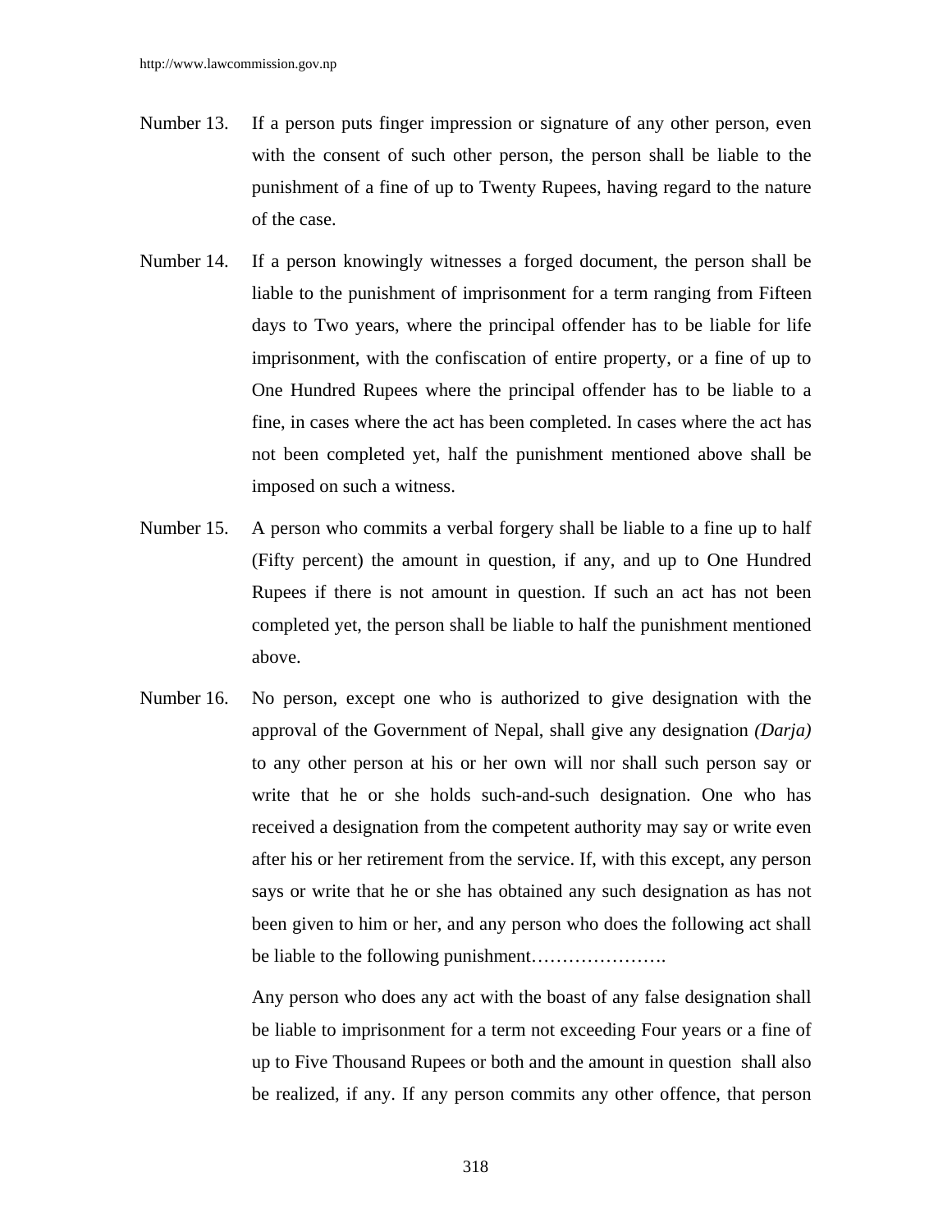Number 13. If a person puts finger impression or signature of any other person, even with the consent of such other person, the person shall be liable to the punishment of a fine of up to Twenty Rupees, having regard to the nature of the case.

Number 14. If a person knowingly witnesses a forged document, the person shall be liable to the punishment of imprisonment for a term ranging from Fifteen days to Two years, where the principal offender has to be liable for life imprisonment, with the confiscation of entire property, or a fine of up to One Hundred Rupees where the principal offender has to be liable to a fine, in cases where the act has been completed. In cases where the act has not been completed yet, half the punishment mentioned above shall be imposed on such a witness.

Number 15. A person who commits a verbal forgery shall be liable to a fine up to half (Fifty percent) the amount in question, if any, and up to One Hundred Rupees if there is not amount in question. If such an act has not been completed yet, the person shall be liable to half the punishment mentioned above.

Number 16. No person, except one who is authorized to give designation with the approval of the Government of Nepal, shall give any designation *(Darja)* to any other person at his or her own will nor shall such person say or write that he or she holds such-and-such designation. One who has received a designation from the competent authority may say or write even after his or her retirement from the service. If, with this except, any person says or write that he or she has obtained any such designation as has not been given to him or her, and any person who does the following act shall be liable to the following punishment………………….

Any person who does any act with the boast of any false designation shall be liable to imprisonment for a term not exceeding Four years or a fine of up to Five Thousand Rupees or both and the amount in question shall also be realized, if any. If any person commits any other offence, that person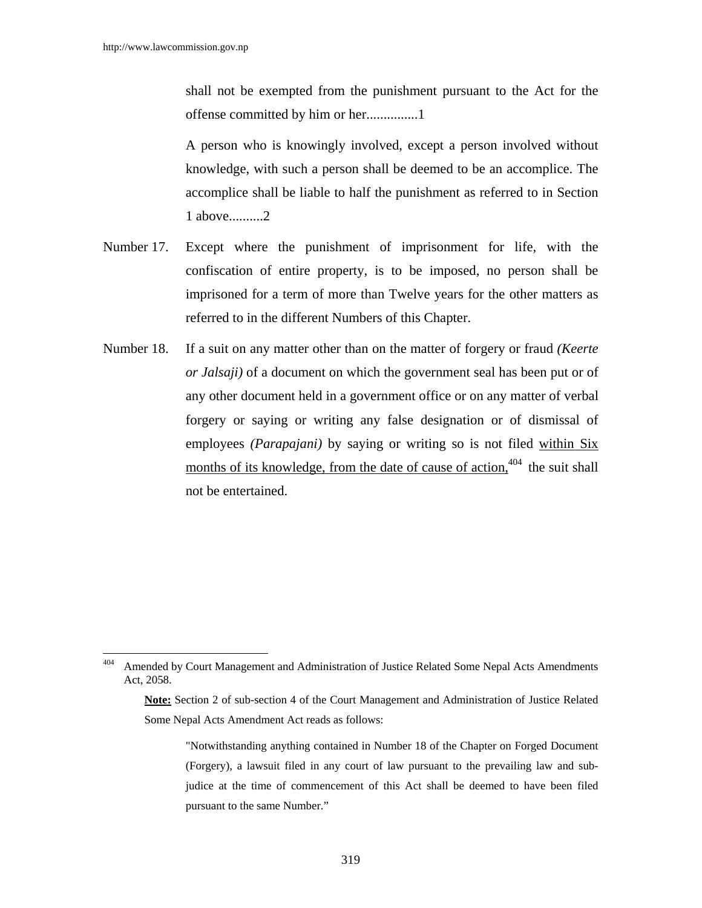shall not be exempted from the punishment pursuant to the Act for the offense committed by him or her..............1

A person who is knowingly involved, except a person involved without knowledge, with such a person shall be deemed to be an accomplice. The accomplice shall be liable to half the punishment as referred to in Section 1 above..........2

Number 17. Except where the punishment of imprisonment for life, with the confiscation of entire property, is to be imposed, no person shall be imprisoned for a term of more than Twelve years for the other matters as referred to in the different Numbers of this Chapter.

Number 18. If a suit on any matter other than on the matter of forgery or fraud *(Keerte or Jalsaji)* of a document on which the government seal has been put or of any other document held in a government office or on any matter of verbal forgery or saying or writing any false designation or of dismissal of employees *(Parapajani)* by saying or writing so is not filed within Six months of its knowledge, from the date of cause of action,[404] the suit shall not be entertained.

---

[404] Amended by Court Management and Administration of Justice Related Some Nepal Acts Amendments Act, 2058.

**Note:** Section 2 of sub-section 4 of the Court Management and Administration of Justice Related Some Nepal Acts Amendment Act reads as follows:

"Notwithstanding anything contained in Number 18 of the Chapter on Forged Document (Forgery), a lawsuit filed in any court of law pursuant to the prevailing law and sub-judice at the time of commencement of this Act shall be deemed to have been filed pursuant to the same Number."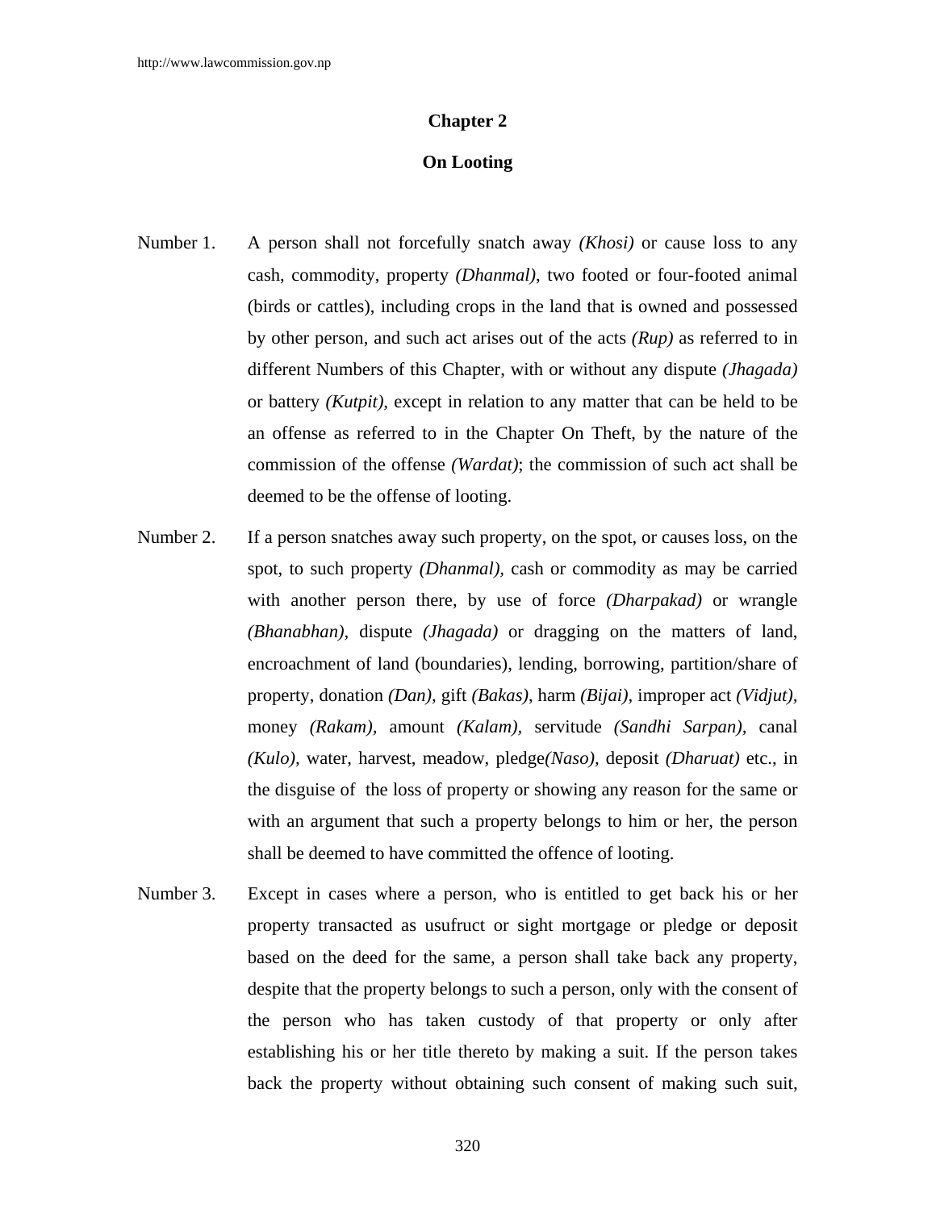## Chapter 2

## On Looting

Number 1. A person shall not forcefully snatch away *(Khosi)* or cause loss to any cash, commodity, property *(Dhanmal)*, two footed or four-footed animal (birds or cattles), including crops in the land that is owned and possessed by other person, and such act arises out of the acts *(Rup)* as referred to in different Numbers of this Chapter, with or without any dispute *(Jhagada)* or battery *(Kutpit)*, except in relation to any matter that can be held to be an offense as referred to in the Chapter On Theft, by the nature of the commission of the offense *(Wardat)*; the commission of such act shall be deemed to be the offense of looting.

Number 2. If a person snatches away such property, on the spot, or causes loss, on the spot, to such property *(Dhanmal)*, cash or commodity as may be carried with another person there, by use of force *(Dharpakad)* or wrangle *(Bhanabhan)*, dispute *(Jhagada)* or dragging on the matters of land, encroachment of land (boundaries), lending, borrowing, partition/share of property, donation *(Dan)*, gift *(Bakas)*, harm *(Bijai)*, improper act *(Vidjut)*, money *(Rakam)*, amount *(Kalam)*, servitude *(Sandhi Sarpan)*, canal *(Kulo)*, water, harvest, meadow, pledge*(Naso)*, deposit *(Dharuat)* etc., in the disguise of the loss of property or showing any reason for the same or with an argument that such a property belongs to him or her, the person shall be deemed to have committed the offence of looting.

Number 3. Except in cases where a person, who is entitled to get back his or her property transacted as usufruct or sight mortgage or pledge or deposit based on the deed for the same, a person shall take back any property, despite that the property belongs to such a person, only with the consent of the person who has taken custody of that property or only after establishing his or her title thereto by making a suit. If the person takes back the property without obtaining such consent of making such suit,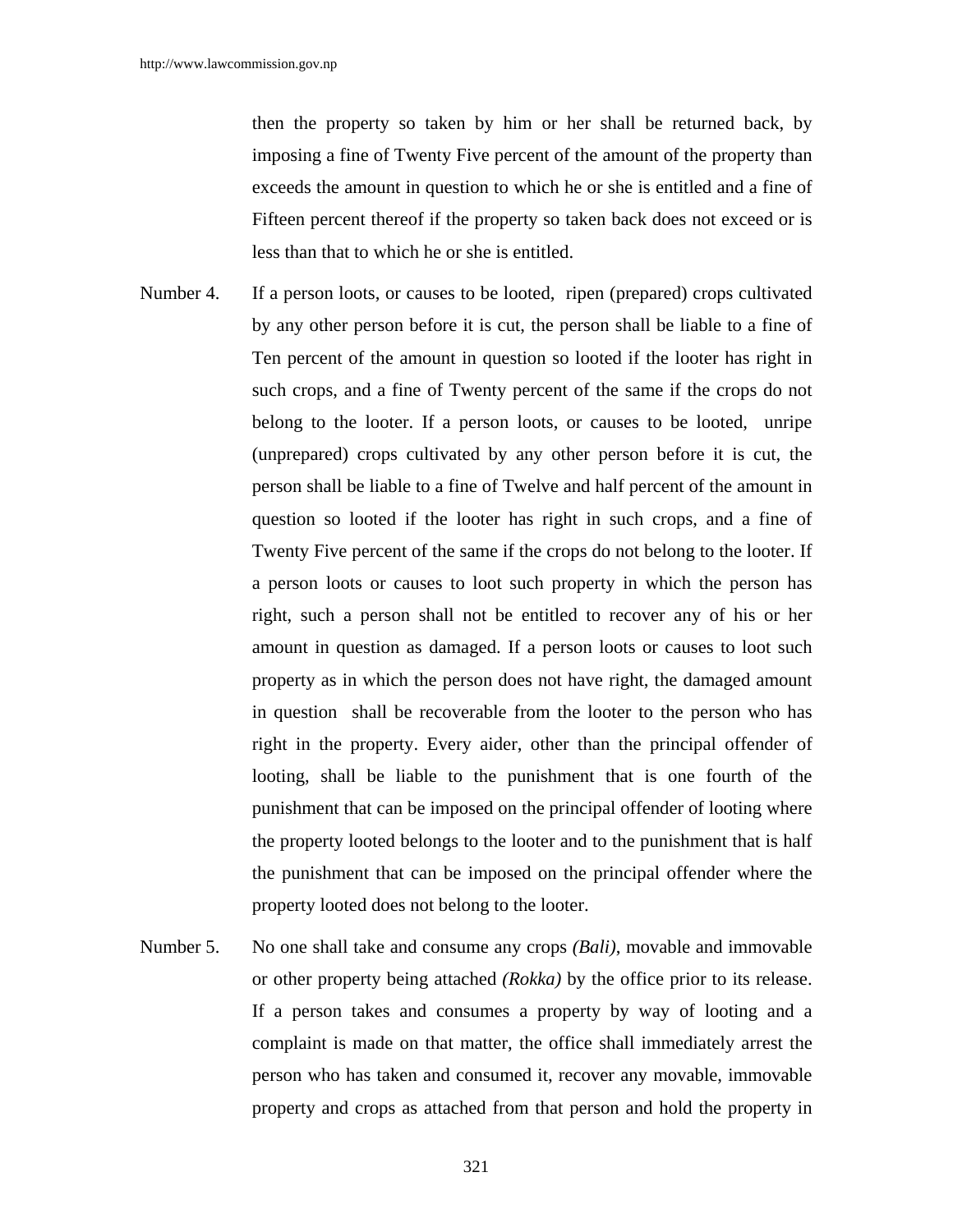then the property so taken by him or her shall be returned back, by imposing a fine of Twenty Five percent of the amount of the property than exceeds the amount in question to which he or she is entitled and a fine of Fifteen percent thereof if the property so taken back does not exceed or is less than that to which he or she is entitled.

Number 4. If a person loots, or causes to be looted, ripen (prepared) crops cultivated by any other person before it is cut, the person shall be liable to a fine of Ten percent of the amount in question so looted if the looter has right in such crops, and a fine of Twenty percent of the same if the crops do not belong to the looter. If a person loots, or causes to be looted, unripe (unprepared) crops cultivated by any other person before it is cut, the person shall be liable to a fine of Twelve and half percent of the amount in question so looted if the looter has right in such crops, and a fine of Twenty Five percent of the same if the crops do not belong to the looter. If a person loots or causes to loot such property in which the person has right, such a person shall not be entitled to recover any of his or her amount in question as damaged. If a person loots or causes to loot such property as in which the person does not have right, the damaged amount in question shall be recoverable from the looter to the person who has right in the property. Every aider, other than the principal offender of looting, shall be liable to the punishment that is one fourth of the punishment that can be imposed on the principal offender of looting where the property looted belongs to the looter and to the punishment that is half the punishment that can be imposed on the principal offender where the property looted does not belong to the looter.

Number 5. No one shall take and consume any crops *(Bali)*, movable and immovable or other property being attached *(Rokka)* by the office prior to its release. If a person takes and consumes a property by way of looting and a complaint is made on that matter, the office shall immediately arrest the person who has taken and consumed it, recover any movable, immovable property and crops as attached from that person and hold the property in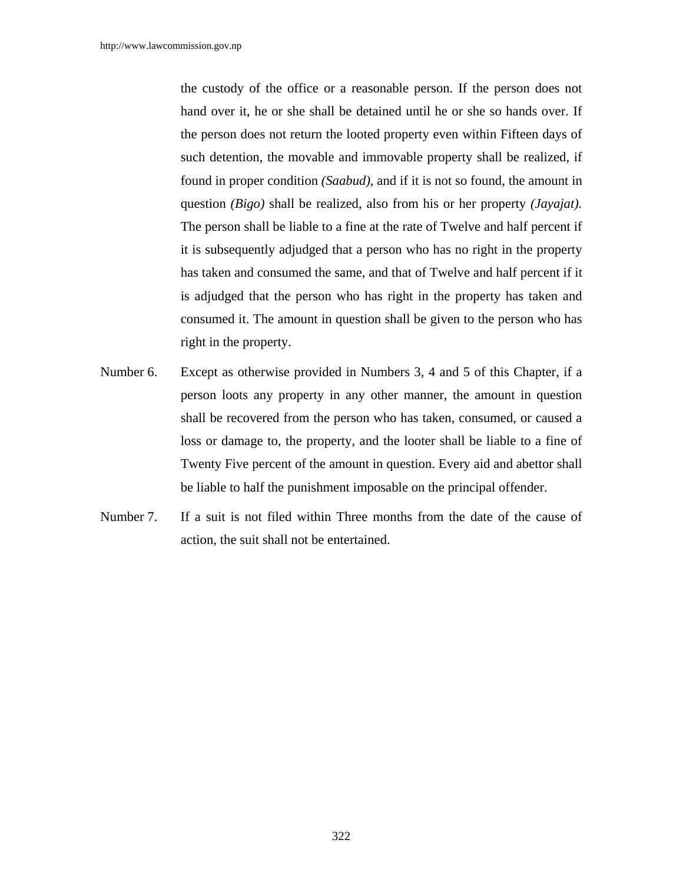the custody of the office or a reasonable person. If the person does not hand over it, he or she shall be detained until he or she so hands over. If the person does not return the looted property even within Fifteen days of such detention, the movable and immovable property shall be realized, if found in proper condition *(Saabud),* and if it is not so found, the amount in question *(Bigo)* shall be realized, also from his or her property *(Jayajat).* The person shall be liable to a fine at the rate of Twelve and half percent if it is subsequently adjudged that a person who has no right in the property has taken and consumed the same, and that of Twelve and half percent if it is adjudged that the person who has right in the property has taken and consumed it. The amount in question shall be given to the person who has right in the property.

Number 6. Except as otherwise provided in Numbers 3, 4 and 5 of this Chapter, if a person loots any property in any other manner, the amount in question shall be recovered from the person who has taken, consumed, or caused a loss or damage to, the property, and the looter shall be liable to a fine of Twenty Five percent of the amount in question. Every aid and abettor shall be liable to half the punishment imposable on the principal offender.

Number 7. If a suit is not filed within Three months from the date of the cause of action, the suit shall not be entertained.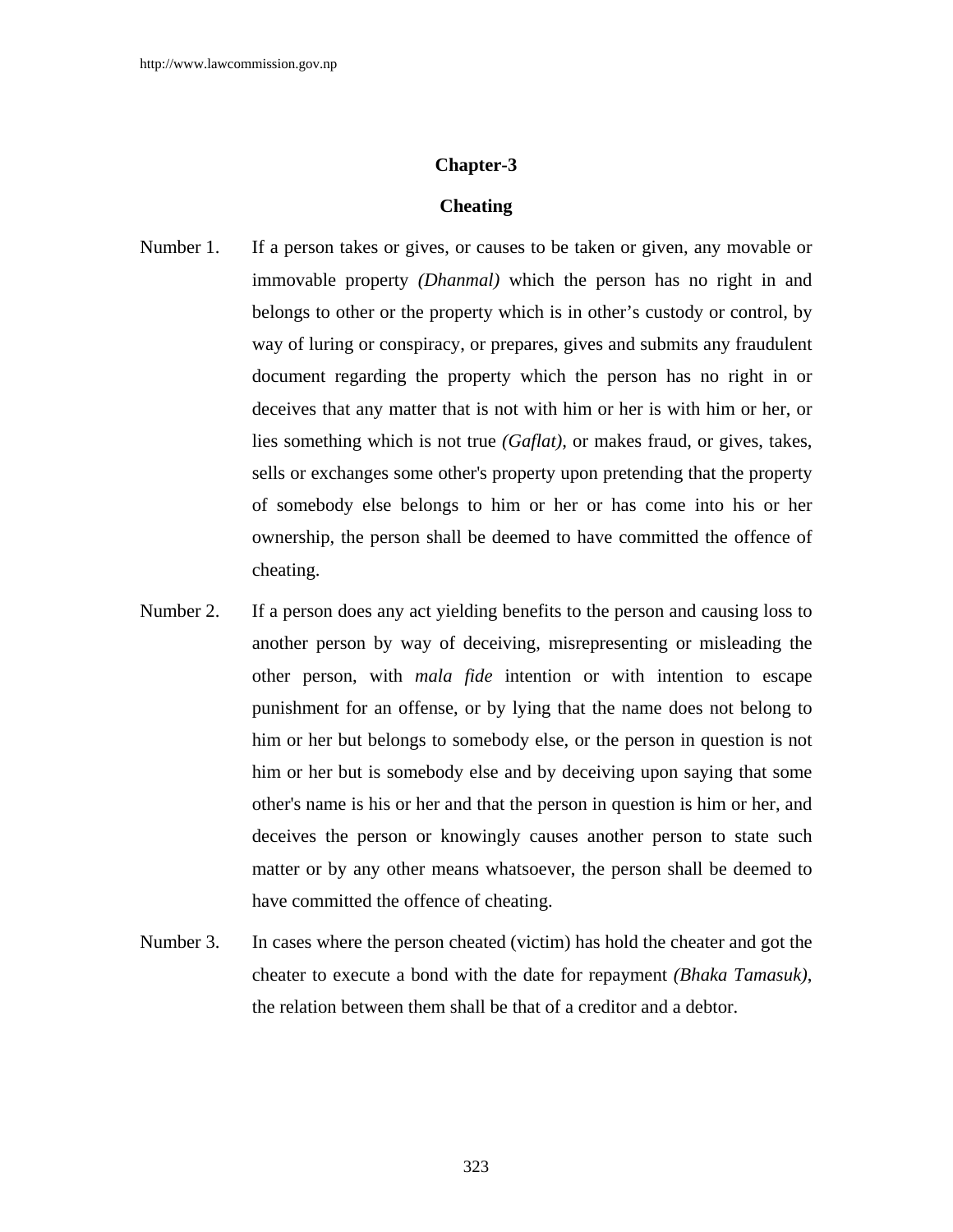## Chapter-3

## Cheating

Number 1. If a person takes or gives, or causes to be taken or given, any movable or immovable property *(Dhanmal)* which the person has no right in and belongs to other or the property which is in other's custody or control, by way of luring or conspiracy, or prepares, gives and submits any fraudulent document regarding the property which the person has no right in or deceives that any matter that is not with him or her is with him or her, or lies something which is not true *(Gaflat)*, or makes fraud, or gives, takes, sells or exchanges some other's property upon pretending that the property of somebody else belongs to him or her or has come into his or her ownership, the person shall be deemed to have committed the offence of cheating.

Number 2. If a person does any act yielding benefits to the person and causing loss to another person by way of deceiving, misrepresenting or misleading the other person, with *mala fide* intention or with intention to escape punishment for an offense, or by lying that the name does not belong to him or her but belongs to somebody else, or the person in question is not him or her but is somebody else and by deceiving upon saying that some other's name is his or her and that the person in question is him or her, and deceives the person or knowingly causes another person to state such matter or by any other means whatsoever, the person shall be deemed to have committed the offence of cheating.

Number 3. In cases where the person cheated (victim) has hold the cheater and got the cheater to execute a bond with the date for repayment *(Bhaka Tamasuk)*, the relation between them shall be that of a creditor and a debtor.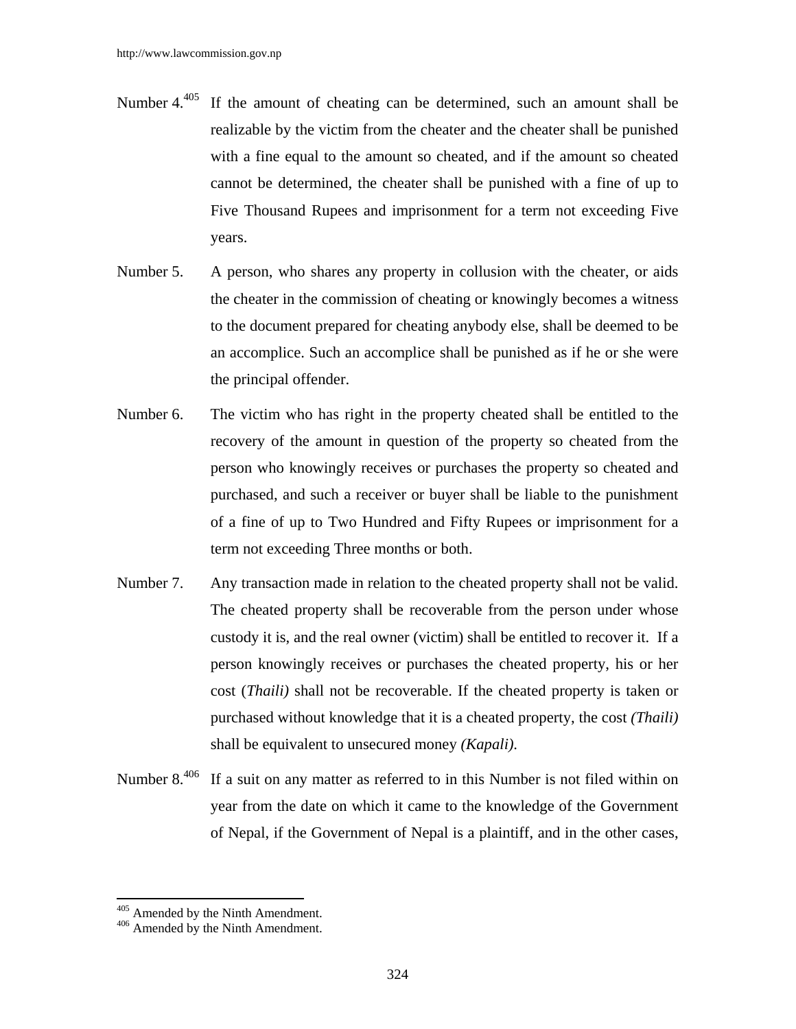Number 4.[405] If the amount of cheating can be determined, such an amount shall be realizable by the victim from the cheater and the cheater shall be punished with a fine equal to the amount so cheated, and if the amount so cheated cannot be determined, the cheater shall be punished with a fine of up to Five Thousand Rupees and imprisonment for a term not exceeding Five years.

Number 5. A person, who shares any property in collusion with the cheater, or aids the cheater in the commission of cheating or knowingly becomes a witness to the document prepared for cheating anybody else, shall be deemed to be an accomplice. Such an accomplice shall be punished as if he or she were the principal offender.

Number 6. The victim who has right in the property cheated shall be entitled to the recovery of the amount in question of the property so cheated from the person who knowingly receives or purchases the property so cheated and purchased, and such a receiver or buyer shall be liable to the punishment of a fine of up to Two Hundred and Fifty Rupees or imprisonment for a term not exceeding Three months or both.

Number 7. Any transaction made in relation to the cheated property shall not be valid. The cheated property shall be recoverable from the person under whose custody it is, and the real owner (victim) shall be entitled to recover it. If a person knowingly receives or purchases the cheated property, his or her cost (*Thaili)* shall not be recoverable. If the cheated property is taken or purchased without knowledge that it is a cheated property, the cost *(Thaili)* shall be equivalent to unsecured money *(Kapali)*.

Number 8.[406] If a suit on any matter as referred to in this Number is not filed within on year from the date on which it came to the knowledge of the Government of Nepal, if the Government of Nepal is a plaintiff, and in the other cases,

---

[405] Amended by the Ninth Amendment.

[406] Amended by the Ninth Amendment.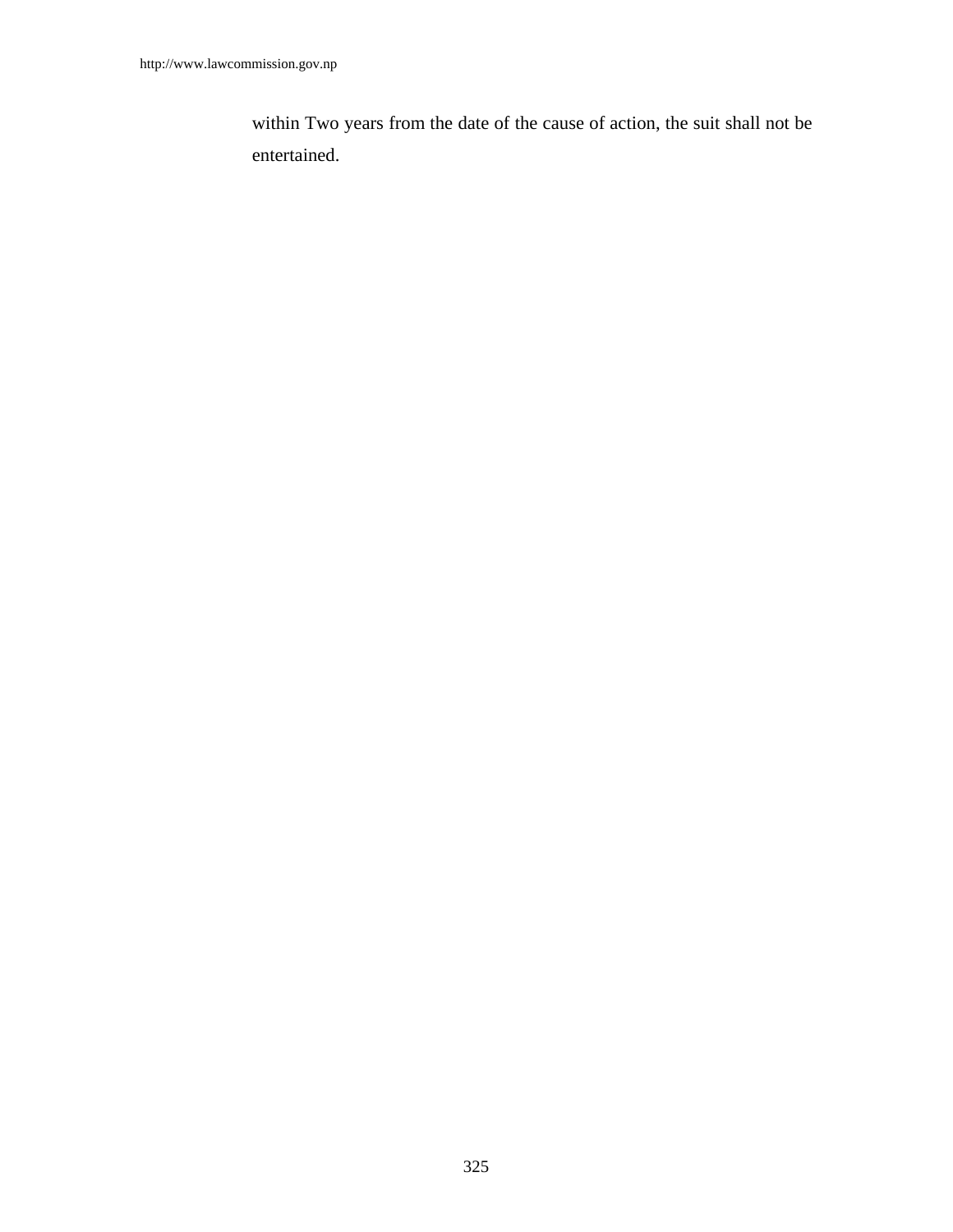within Two years from the date of the cause of action, the suit shall not be entertained.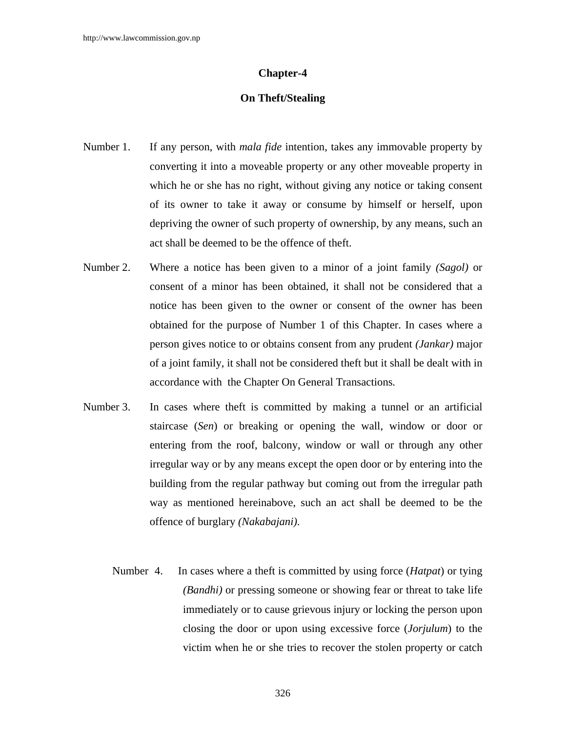## Chapter-4

## On Theft/Stealing

Number 1. If any person, with *mala fide* intention, takes any immovable property by converting it into a moveable property or any other moveable property in which he or she has no right, without giving any notice or taking consent of its owner to take it away or consume by himself or herself, upon depriving the owner of such property of ownership, by any means, such an act shall be deemed to be the offence of theft.

Number 2. Where a notice has been given to a minor of a joint family *(Sagol)* or consent of a minor has been obtained, it shall not be considered that a notice has been given to the owner or consent of the owner has been obtained for the purpose of Number 1 of this Chapter. In cases where a person gives notice to or obtains consent from any prudent *(Jankar)* major of a joint family, it shall not be considered theft but it shall be dealt with in accordance with the Chapter On General Transactions.

Number 3. In cases where theft is committed by making a tunnel or an artificial staircase (*Sen*) or breaking or opening the wall, window or door or entering from the roof, balcony, window or wall or through any other irregular way or by any means except the open door or by entering into the building from the regular pathway but coming out from the irregular path way as mentioned hereinabove, such an act shall be deemed to be the offence of burglary *(Nakabajani)*.

Number 4. In cases where a theft is committed by using force (*Hatpat*) or tying *(Bandhi)* or pressing someone or showing fear or threat to take life immediately or to cause grievous injury or locking the person upon closing the door or upon using excessive force (*Jorjulum*) to the victim when he or she tries to recover the stolen property or catch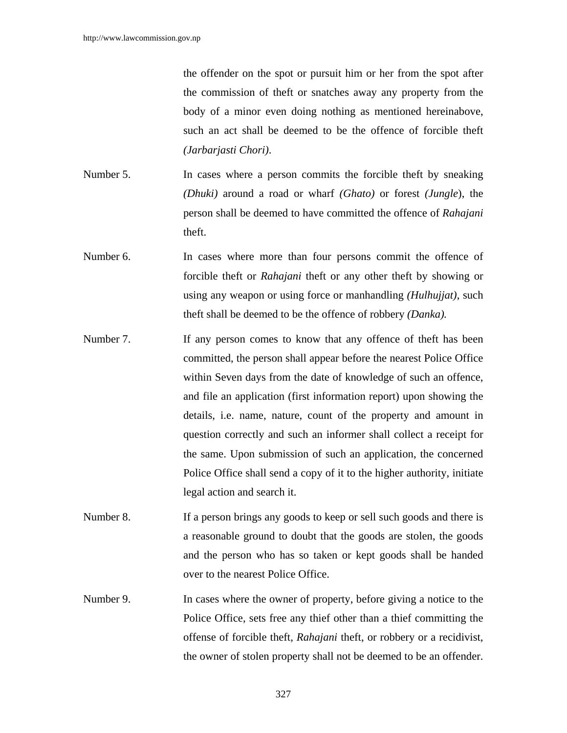the offender on the spot or pursuit him or her from the spot after the commission of theft or snatches away any property from the body of a minor even doing nothing as mentioned hereinabove, such an act shall be deemed to be the offence of forcible theft *(Jarbarjasti Chori)*.

Number 5. In cases where a person commits the forcible theft by sneaking *(Dhuki)* around a road or wharf *(Ghato)* or forest *(Jungle*), the person shall be deemed to have committed the offence of *Rahajani* theft.

Number 6. In cases where more than four persons commit the offence of forcible theft or *Rahajani* theft or any other theft by showing or using any weapon or using force or manhandling *(Hulhujjat)*, such theft shall be deemed to be the offence of robbery *(Danka).*

Number 7. If any person comes to know that any offence of theft has been committed, the person shall appear before the nearest Police Office within Seven days from the date of knowledge of such an offence, and file an application (first information report) upon showing the details, i.e. name, nature, count of the property and amount in question correctly and such an informer shall collect a receipt for the same. Upon submission of such an application, the concerned Police Office shall send a copy of it to the higher authority, initiate legal action and search it.

Number 8. If a person brings any goods to keep or sell such goods and there is a reasonable ground to doubt that the goods are stolen, the goods and the person who has so taken or kept goods shall be handed over to the nearest Police Office.

Number 9. In cases where the owner of property, before giving a notice to the Police Office, sets free any thief other than a thief committing the offense of forcible theft, *Rahajani* theft, or robbery or a recidivist, the owner of stolen property shall not be deemed to be an offender.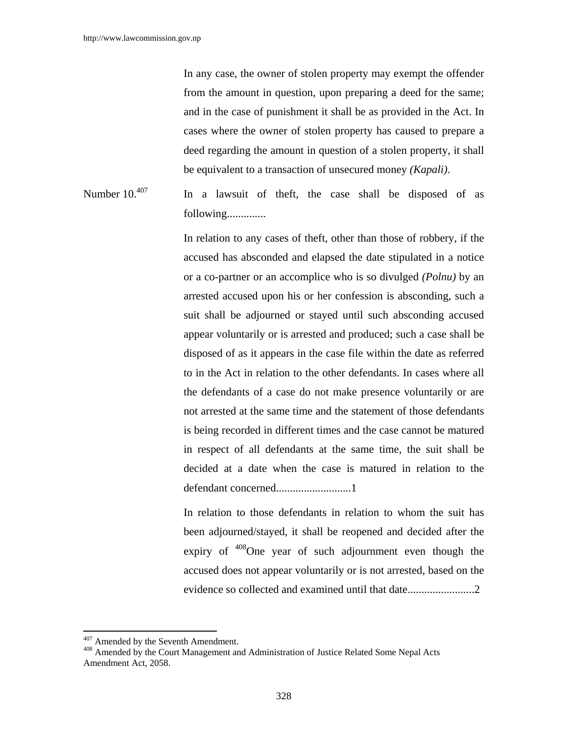In any case, the owner of stolen property may exempt the offender from the amount in question, upon preparing a deed for the same; and in the case of punishment it shall be as provided in the Act. In cases where the owner of stolen property has caused to prepare a deed regarding the amount in question of a stolen property, it shall be equivalent to a transaction of unsecured money *(Kapali)*.

Number 10.[407] In a lawsuit of theft, the case shall be disposed of as following.............

In relation to any cases of theft, other than those of robbery, if the accused has absconded and elapsed the date stipulated in a notice or a co-partner or an accomplice who is so divulged *(Polnu)* by an arrested accused upon his or her confession is absconding, such a suit shall be adjourned or stayed until such absconding accused appear voluntarily or is arrested and produced; such a case shall be disposed of as it appears in the case file within the date as referred to in the Act in relation to the other defendants. In cases where all the defendants of a case do not make presence voluntarily or are not arrested at the same time and the statement of those defendants is being recorded in different times and the case cannot be matured in respect of all defendants at the same time, the suit shall be decided at a date when the case is matured in relation to the defendant concerned..........................1

In relation to those defendants in relation to whom the suit has been adjourned/stayed, it shall be reopened and decided after the expiry of [408]One year of such adjournment even though the accused does not appear voluntarily or is not arrested, based on the evidence so collected and examined until that date........................2

---

[407] Amended by the Seventh Amendment.

[408] Amended by the Court Management and Administration of Justice Related Some Nepal Acts Amendment Act, 2058.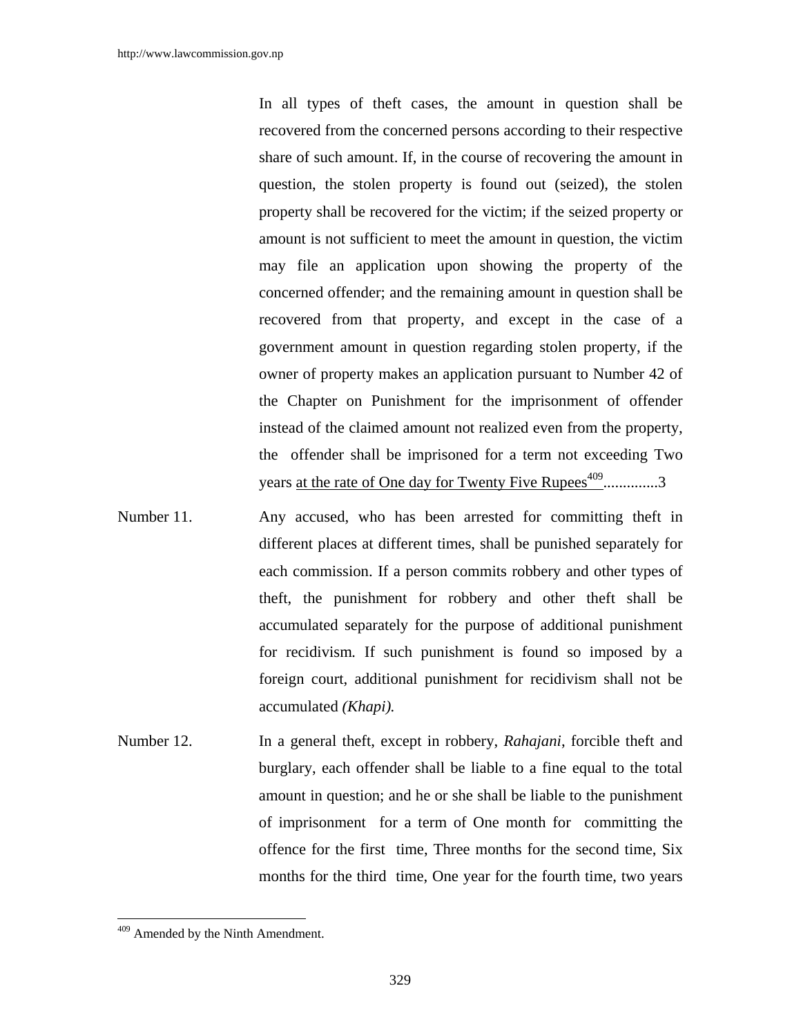In all types of theft cases, the amount in question shall be recovered from the concerned persons according to their respective share of such amount. If, in the course of recovering the amount in question, the stolen property is found out (seized), the stolen property shall be recovered for the victim; if the seized property or amount is not sufficient to meet the amount in question, the victim may file an application upon showing the property of the concerned offender; and the remaining amount in question shall be recovered from that property, and except in the case of a government amount in question regarding stolen property, if the owner of property makes an application pursuant to Number 42 of the Chapter on Punishment for the imprisonment of offender instead of the claimed amount not realized even from the property, the offender shall be imprisoned for a term not exceeding Two years at the rate of One day for Twenty Five Rupees[409]..............3

Number 11. Any accused, who has been arrested for committing theft in different places at different times, shall be punished separately for each commission. If a person commits robbery and other types of theft, the punishment for robbery and other theft shall be accumulated separately for the purpose of additional punishment for recidivism. If such punishment is found so imposed by a foreign court, additional punishment for recidivism shall not be accumulated *(Khapi).*

Number 12. In a general theft, except in robbery, *Rahajani*, forcible theft and burglary, each offender shall be liable to a fine equal to the total amount in question; and he or she shall be liable to the punishment of imprisonment for a term of One month for committing the offence for the first time, Three months for the second time, Six months for the third time, One year for the fourth time, two years

---

[409] Amended by the Ninth Amendment.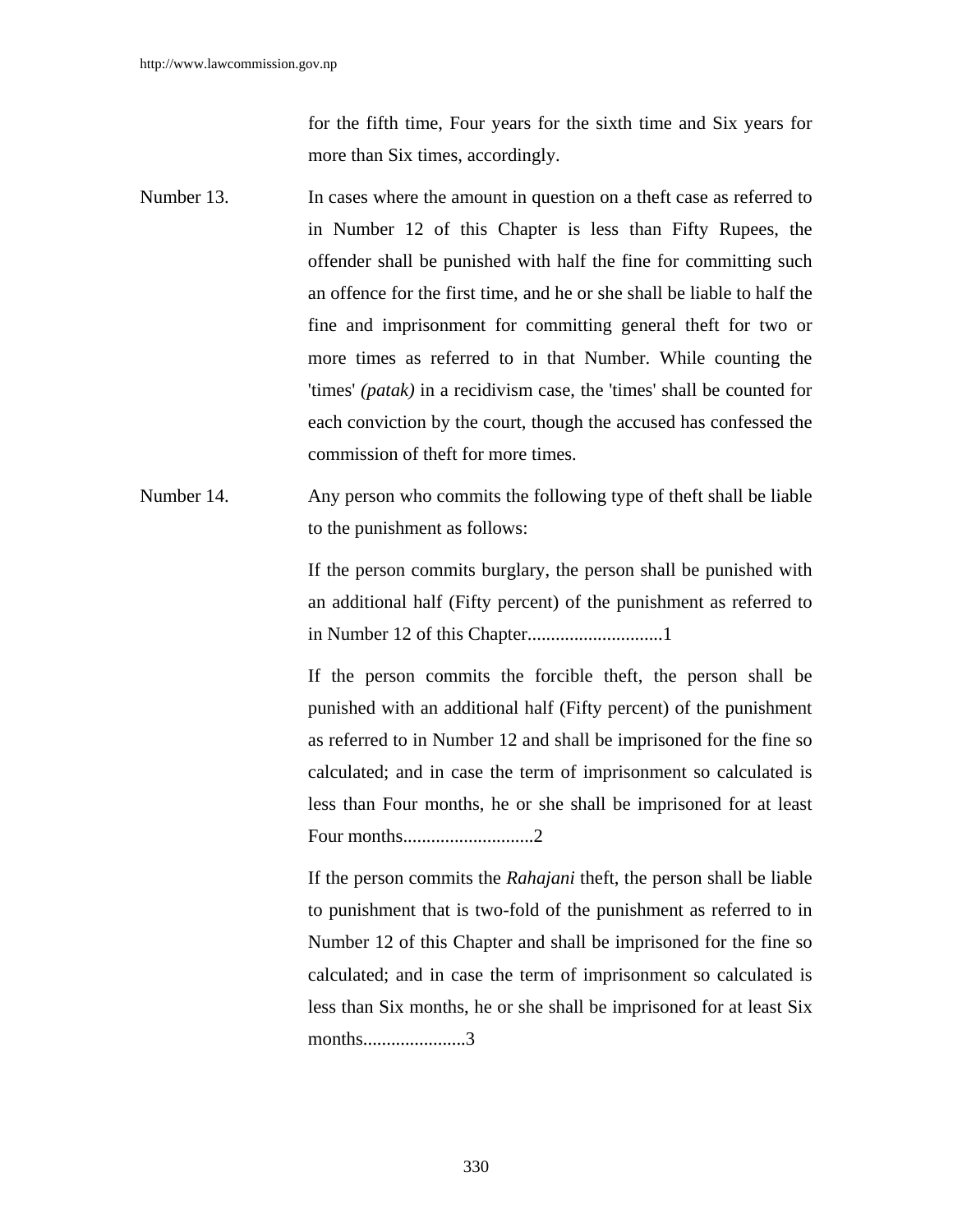for the fifth time, Four years for the sixth time and Six years for more than Six times, accordingly.

Number 13. In cases where the amount in question on a theft case as referred to in Number 12 of this Chapter is less than Fifty Rupees, the offender shall be punished with half the fine for committing such an offence for the first time, and he or she shall be liable to half the fine and imprisonment for committing general theft for two or more times as referred to in that Number. While counting the 'times' *(patak)* in a recidivism case, the 'times' shall be counted for each conviction by the court, though the accused has confessed the commission of theft for more times.

Number 14. Any person who commits the following type of theft shall be liable to the punishment as follows:

If the person commits burglary, the person shall be punished with an additional half (Fifty percent) of the punishment as referred to in Number 12 of this Chapter............................1

If the person commits the forcible theft, the person shall be punished with an additional half (Fifty percent) of the punishment as referred to in Number 12 and shall be imprisoned for the fine so calculated; and in case the term of imprisonment so calculated is less than Four months, he or she shall be imprisoned for at least Four months...........................2

If the person commits the *Rahajani* theft, the person shall be liable to punishment that is two-fold of the punishment as referred to in Number 12 of this Chapter and shall be imprisoned for the fine so calculated; and in case the term of imprisonment so calculated is less than Six months, he or she shall be imprisoned for at least Six months.....................3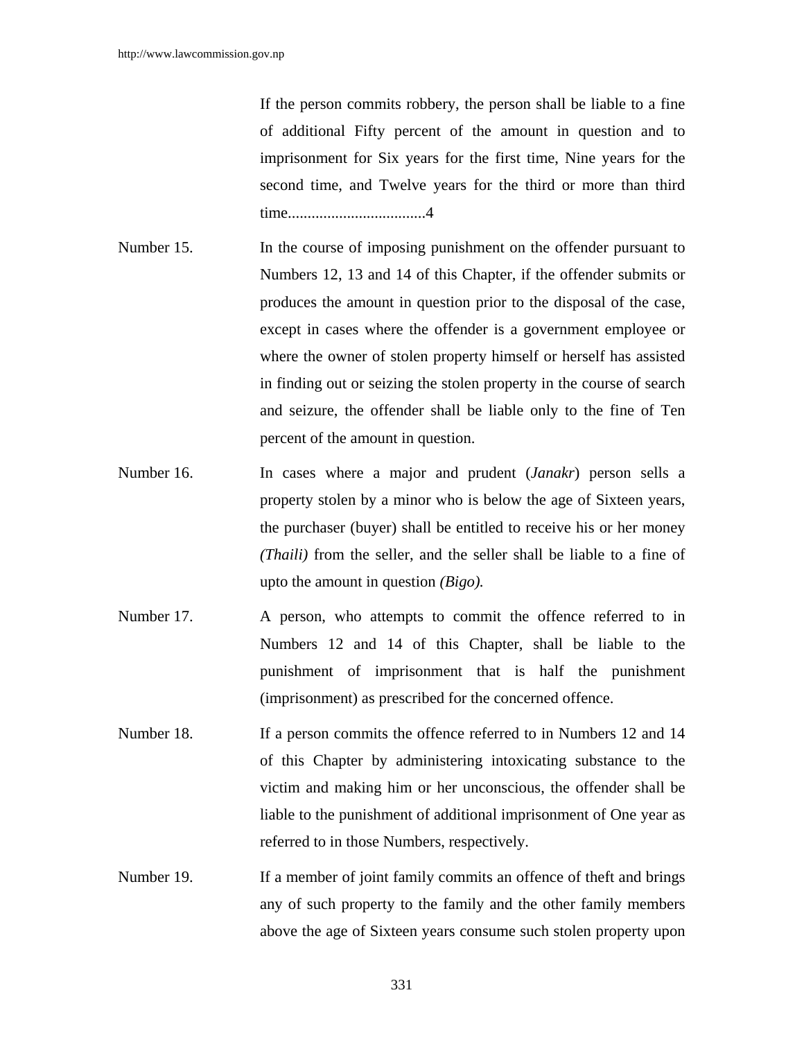If the person commits robbery, the person shall be liable to a fine of additional Fifty percent of the amount in question and to imprisonment for Six years for the first time, Nine years for the second time, and Twelve years for the third or more than third time..................................4

Number 15. In the course of imposing punishment on the offender pursuant to Numbers 12, 13 and 14 of this Chapter, if the offender submits or produces the amount in question prior to the disposal of the case, except in cases where the offender is a government employee or where the owner of stolen property himself or herself has assisted in finding out or seizing the stolen property in the course of search and seizure, the offender shall be liable only to the fine of Ten percent of the amount in question.

Number 16. In cases where a major and prudent (*Janakr*) person sells a property stolen by a minor who is below the age of Sixteen years, the purchaser (buyer) shall be entitled to receive his or her money *(Thaili)* from the seller, and the seller shall be liable to a fine of upto the amount in question *(Bigo).*

Number 17. A person, who attempts to commit the offence referred to in Numbers 12 and 14 of this Chapter, shall be liable to the punishment of imprisonment that is half the punishment (imprisonment) as prescribed for the concerned offence.

Number 18. If a person commits the offence referred to in Numbers 12 and 14 of this Chapter by administering intoxicating substance to the victim and making him or her unconscious, the offender shall be liable to the punishment of additional imprisonment of One year as referred to in those Numbers, respectively.

Number 19. If a member of joint family commits an offence of theft and brings any of such property to the family and the other family members above the age of Sixteen years consume such stolen property upon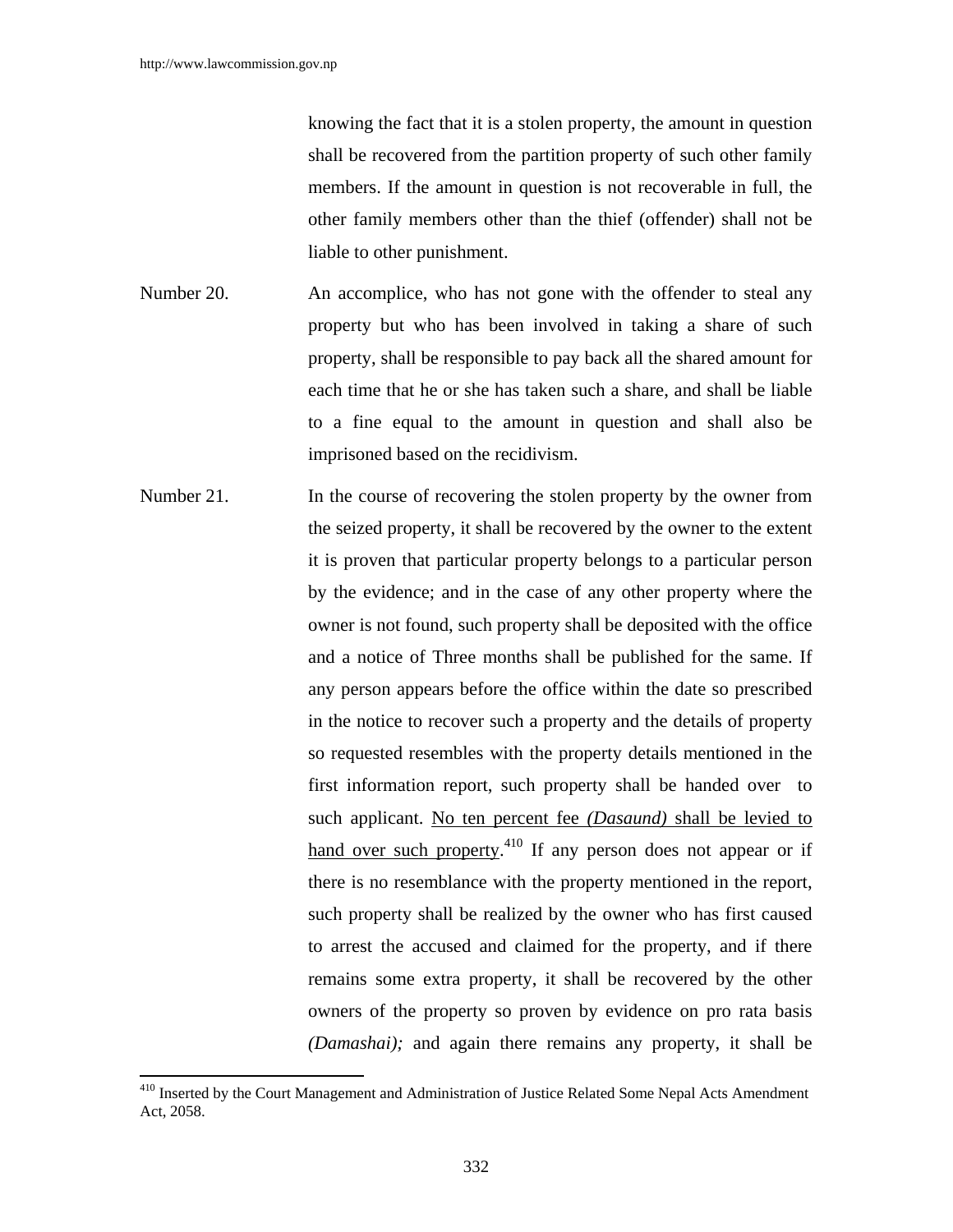knowing the fact that it is a stolen property, the amount in question shall be recovered from the partition property of such other family members. If the amount in question is not recoverable in full, the other family members other than the thief (offender) shall not be liable to other punishment.

Number 20. An accomplice, who has not gone with the offender to steal any property but who has been involved in taking a share of such property, shall be responsible to pay back all the shared amount for each time that he or she has taken such a share, and shall be liable to a fine equal to the amount in question and shall also be imprisoned based on the recidivism.

Number 21. In the course of recovering the stolen property by the owner from the seized property, it shall be recovered by the owner to the extent it is proven that particular property belongs to a particular person by the evidence; and in the case of any other property where the owner is not found, such property shall be deposited with the office and a notice of Three months shall be published for the same. If any person appears before the office within the date so prescribed in the notice to recover such a property and the details of property so requested resembles with the property details mentioned in the first information report, such property shall be handed over to such applicant. <u>No ten percent fee *(Dasaund)* shall be levied to hand over such property</u>.[410] If any person does not appear or if there is no resemblance with the property mentioned in the report, such property shall be realized by the owner who has first caused to arrest the accused and claimed for the property, and if there remains some extra property, it shall be recovered by the other owners of the property so proven by evidence on pro rata basis *(Damashai);* and again there remains any property, it shall be

---

[410] Inserted by the Court Management and Administration of Justice Related Some Nepal Acts Amendment Act, 2058.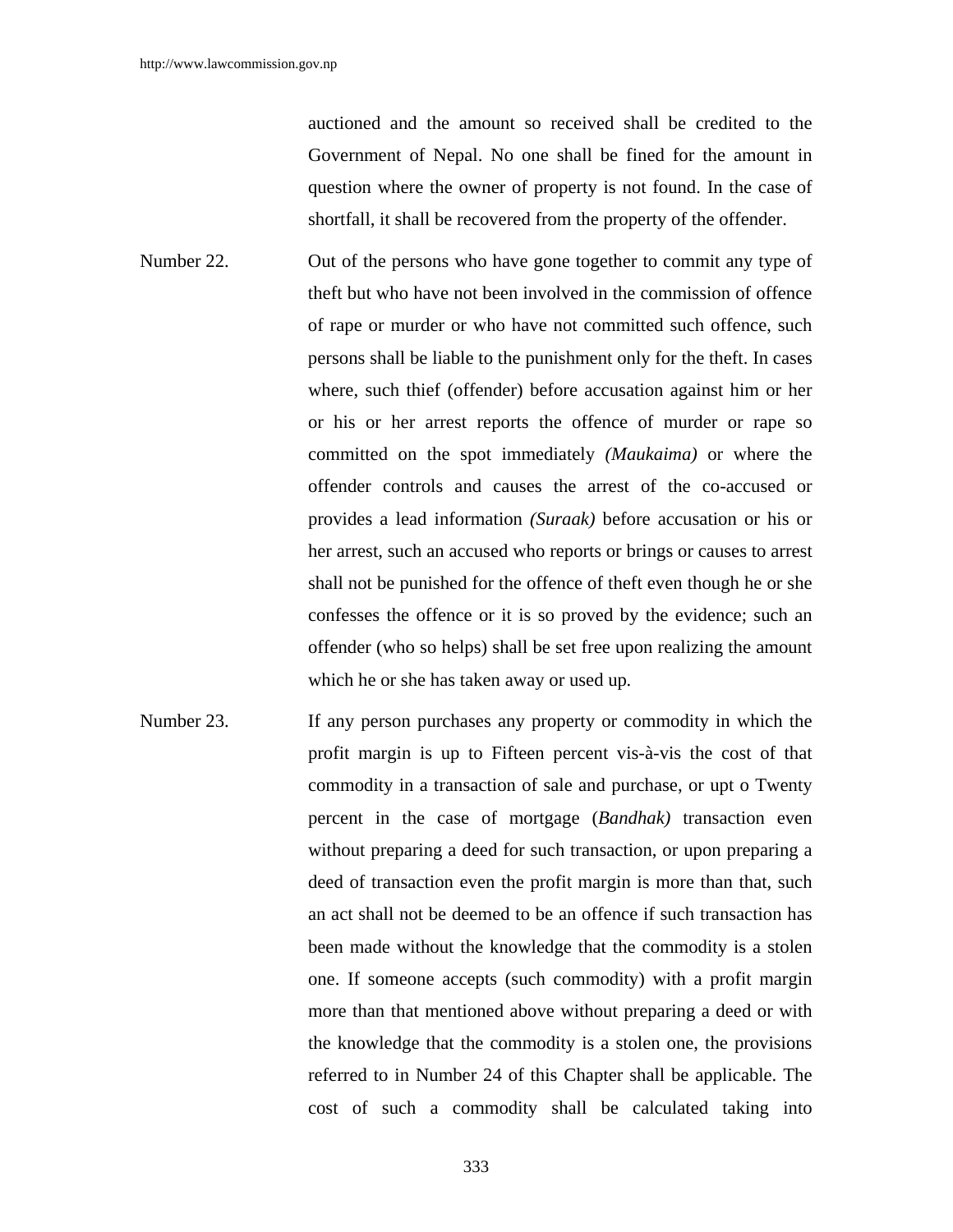auctioned and the amount so received shall be credited to the Government of Nepal. No one shall be fined for the amount in question where the owner of property is not found. In the case of shortfall, it shall be recovered from the property of the offender.

Number 22. Out of the persons who have gone together to commit any type of theft but who have not been involved in the commission of offence of rape or murder or who have not committed such offence, such persons shall be liable to the punishment only for the theft. In cases where, such thief (offender) before accusation against him or her or his or her arrest reports the offence of murder or rape so committed on the spot immediately *(Maukaima)* or where the offender controls and causes the arrest of the co-accused or provides a lead information *(Suraak)* before accusation or his or her arrest, such an accused who reports or brings or causes to arrest shall not be punished for the offence of theft even though he or she confesses the offence or it is so proved by the evidence; such an offender (who so helps) shall be set free upon realizing the amount which he or she has taken away or used up.

Number 23. If any person purchases any property or commodity in which the profit margin is up to Fifteen percent vis-à-vis the cost of that commodity in a transaction of sale and purchase, or upt o Twenty percent in the case of mortgage (*Bandhak)* transaction even without preparing a deed for such transaction, or upon preparing a deed of transaction even the profit margin is more than that, such an act shall not be deemed to be an offence if such transaction has been made without the knowledge that the commodity is a stolen one. If someone accepts (such commodity) with a profit margin more than that mentioned above without preparing a deed or with the knowledge that the commodity is a stolen one, the provisions referred to in Number 24 of this Chapter shall be applicable. The cost of such a commodity shall be calculated taking into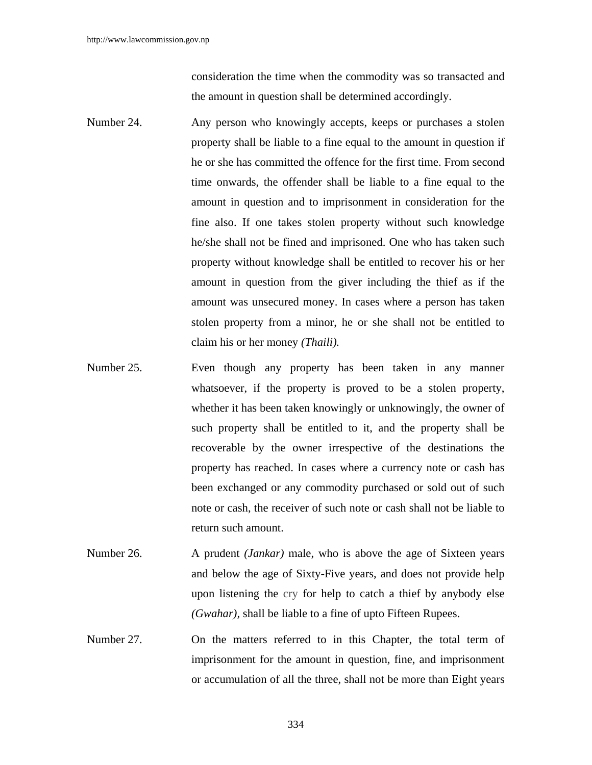consideration the time when the commodity was so transacted and the amount in question shall be determined accordingly.

Number 24. Any person who knowingly accepts, keeps or purchases a stolen property shall be liable to a fine equal to the amount in question if he or she has committed the offence for the first time. From second time onwards, the offender shall be liable to a fine equal to the amount in question and to imprisonment in consideration for the fine also. If one takes stolen property without such knowledge he/she shall not be fined and imprisoned. One who has taken such property without knowledge shall be entitled to recover his or her amount in question from the giver including the thief as if the amount was unsecured money. In cases where a person has taken stolen property from a minor, he or she shall not be entitled to claim his or her money *(Thaili).*

Number 25. Even though any property has been taken in any manner whatsoever, if the property is proved to be a stolen property, whether it has been taken knowingly or unknowingly, the owner of such property shall be entitled to it, and the property shall be recoverable by the owner irrespective of the destinations the property has reached. In cases where a currency note or cash has been exchanged or any commodity purchased or sold out of such note or cash, the receiver of such note or cash shall not be liable to return such amount.

Number 26. A prudent *(Jankar)* male, who is above the age of Sixteen years and below the age of Sixty-Five years, and does not provide help upon listening the cry for help to catch a thief by anybody else *(Gwahar),* shall be liable to a fine of upto Fifteen Rupees.

Number 27. On the matters referred to in this Chapter, the total term of imprisonment for the amount in question, fine, and imprisonment or accumulation of all the three, shall not be more than Eight years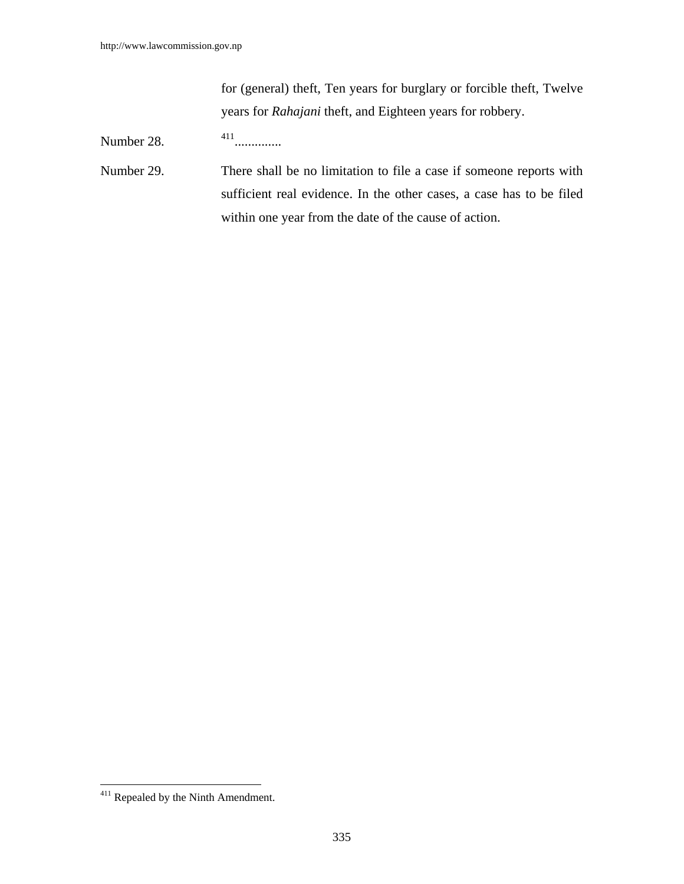for (general) theft, Ten years for burglary or forcible theft, Twelve years for *Rahajani* theft, and Eighteen years for robbery.

Number 28. [411].............

Number 29. There shall be no limitation to file a case if someone reports with sufficient real evidence. In the other cases, a case has to be filed within one year from the date of the cause of action.

---

[411] Repealed by the Ninth Amendment.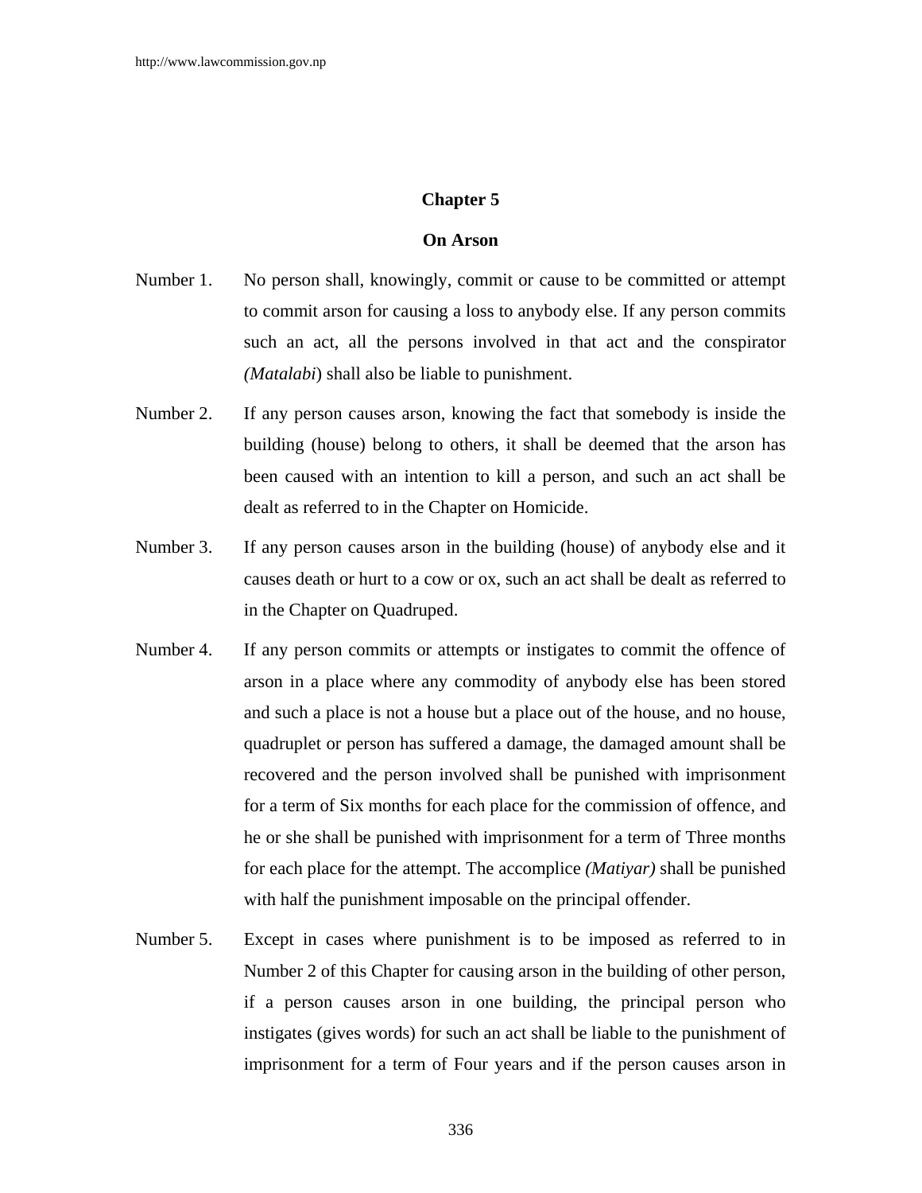## Chapter 5

## On Arson

Number 1. No person shall, knowingly, commit or cause to be committed or attempt to commit arson for causing a loss to anybody else. If any person commits such an act, all the persons involved in that act and the conspirator *(Matalabi*) shall also be liable to punishment.

Number 2. If any person causes arson, knowing the fact that somebody is inside the building (house) belong to others, it shall be deemed that the arson has been caused with an intention to kill a person, and such an act shall be dealt as referred to in the Chapter on Homicide.

Number 3. If any person causes arson in the building (house) of anybody else and it causes death or hurt to a cow or ox, such an act shall be dealt as referred to in the Chapter on Quadruped.

Number 4. If any person commits or attempts or instigates to commit the offence of arson in a place where any commodity of anybody else has been stored and such a place is not a house but a place out of the house, and no house, quadruplet or person has suffered a damage, the damaged amount shall be recovered and the person involved shall be punished with imprisonment for a term of Six months for each place for the commission of offence, and he or she shall be punished with imprisonment for a term of Three months for each place for the attempt. The accomplice *(Matiyar)* shall be punished with half the punishment imposable on the principal offender.

Number 5. Except in cases where punishment is to be imposed as referred to in Number 2 of this Chapter for causing arson in the building of other person, if a person causes arson in one building, the principal person who instigates (gives words) for such an act shall be liable to the punishment of imprisonment for a term of Four years and if the person causes arson in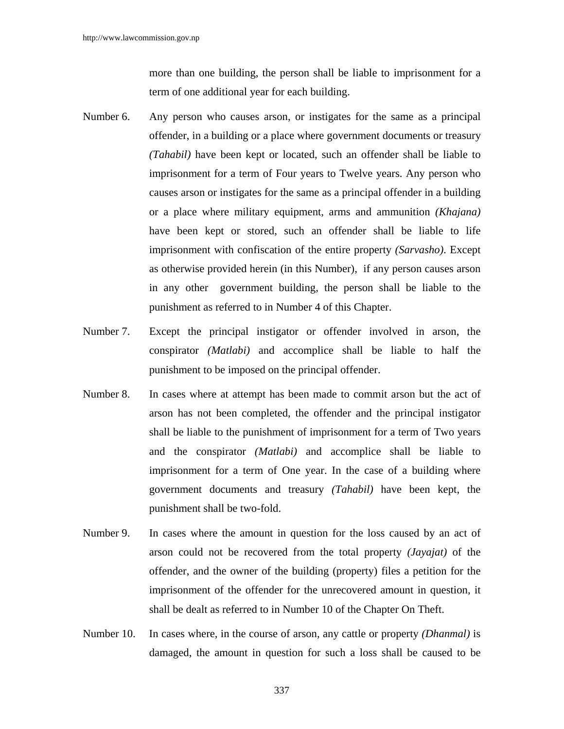more than one building, the person shall be liable to imprisonment for a term of one additional year for each building.

Number 6. Any person who causes arson, or instigates for the same as a principal offender, in a building or a place where government documents or treasury *(Tahabil)* have been kept or located, such an offender shall be liable to imprisonment for a term of Four years to Twelve years. Any person who causes arson or instigates for the same as a principal offender in a building or a place where military equipment, arms and ammunition *(Khajana)* have been kept or stored, such an offender shall be liable to life imprisonment with confiscation of the entire property *(Sarvasho)*. Except as otherwise provided herein (in this Number), if any person causes arson in any other government building, the person shall be liable to the punishment as referred to in Number 4 of this Chapter.

Number 7. Except the principal instigator or offender involved in arson, the conspirator *(Matlabi)* and accomplice shall be liable to half the punishment to be imposed on the principal offender.

Number 8. In cases where at attempt has been made to commit arson but the act of arson has not been completed, the offender and the principal instigator shall be liable to the punishment of imprisonment for a term of Two years and the conspirator *(Matlabi)* and accomplice shall be liable to imprisonment for a term of One year. In the case of a building where government documents and treasury *(Tahabil)* have been kept, the punishment shall be two-fold.

Number 9. In cases where the amount in question for the loss caused by an act of arson could not be recovered from the total property *(Jayajat)* of the offender, and the owner of the building (property) files a petition for the imprisonment of the offender for the unrecovered amount in question, it shall be dealt as referred to in Number 10 of the Chapter On Theft.

Number 10. In cases where, in the course of arson, any cattle or property *(Dhanmal)* is damaged, the amount in question for such a loss shall be caused to be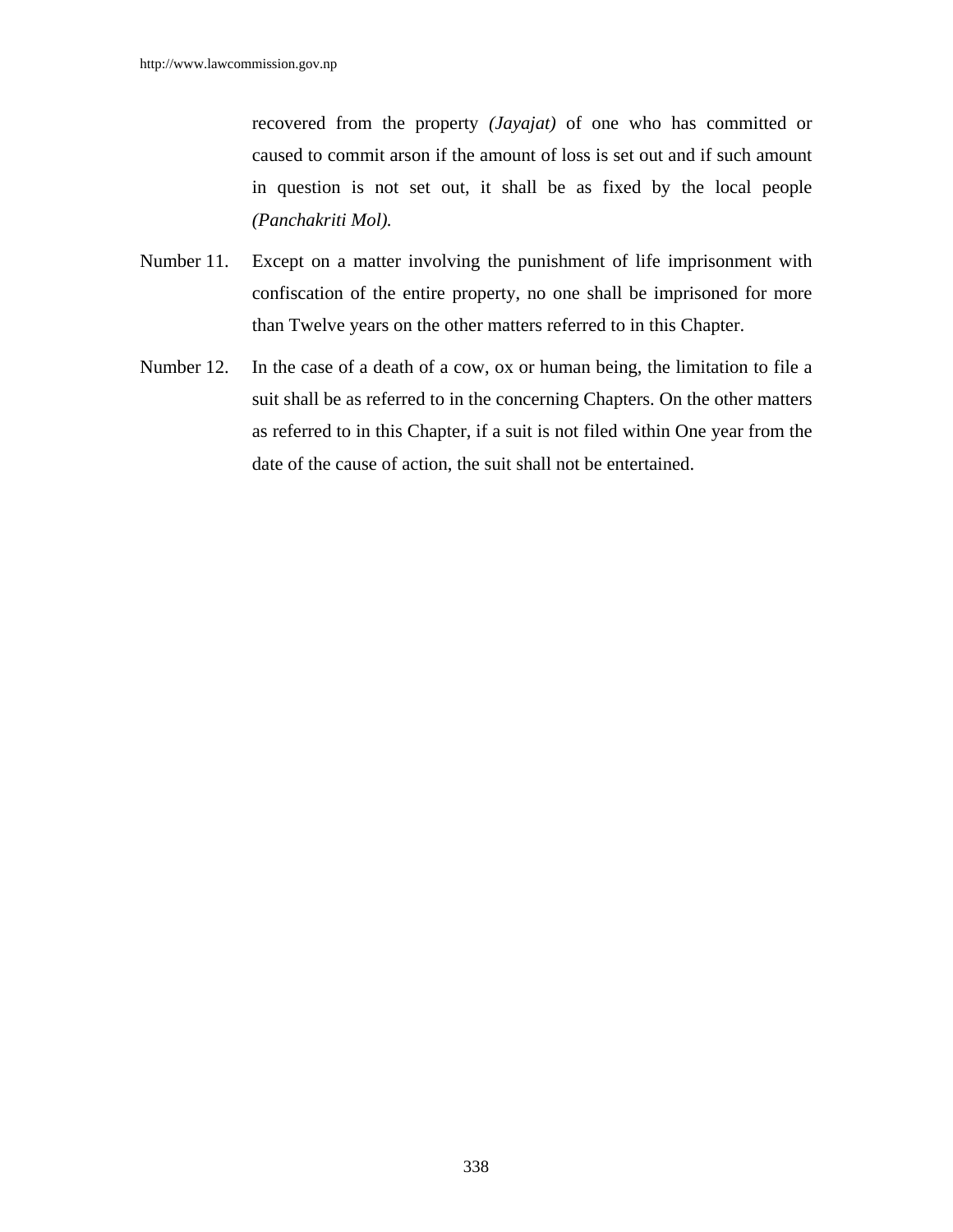recovered from the property *(Jayajat)* of one who has committed or caused to commit arson if the amount of loss is set out and if such amount in question is not set out, it shall be as fixed by the local people *(Panchakriti Mol).*

Number 11. Except on a matter involving the punishment of life imprisonment with confiscation of the entire property, no one shall be imprisoned for more than Twelve years on the other matters referred to in this Chapter.

Number 12. In the case of a death of a cow, ox or human being, the limitation to file a suit shall be as referred to in the concerning Chapters. On the other matters as referred to in this Chapter, if a suit is not filed within One year from the date of the cause of action, the suit shall not be entertained.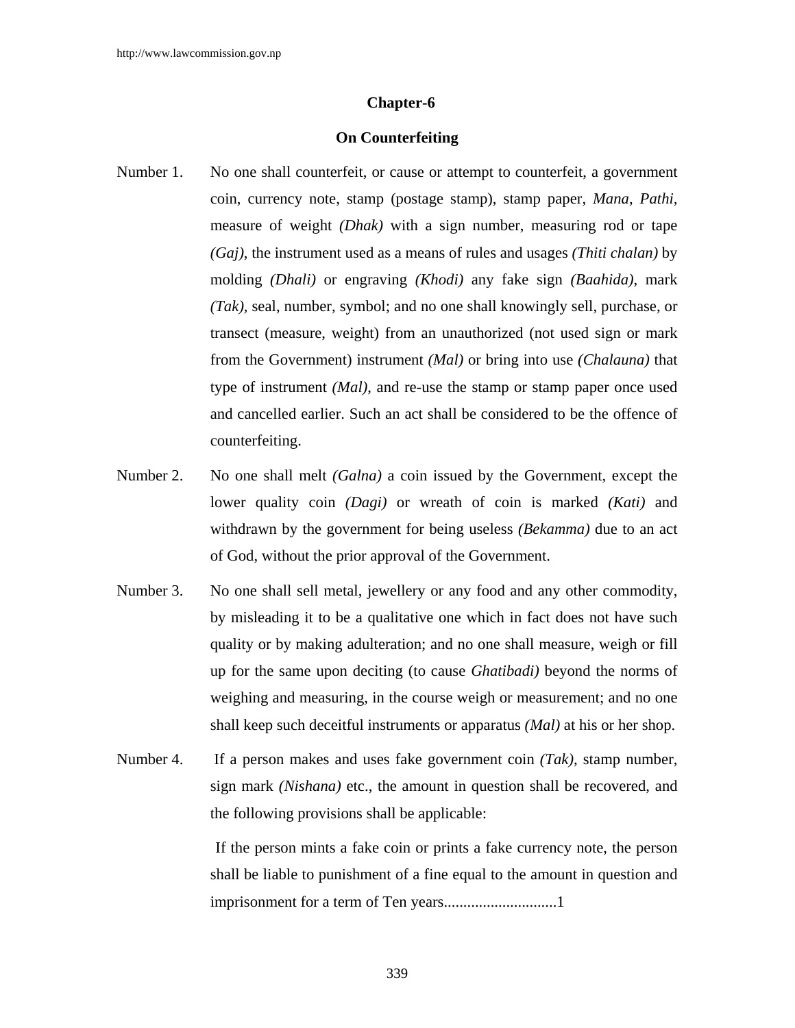## Chapter-6

## On Counterfeiting

Number 1. No one shall counterfeit, or cause or attempt to counterfeit, a government coin, currency note, stamp (postage stamp), stamp paper, *Mana*, *Pathi*, measure of weight *(Dhak)* with a sign number, measuring rod or tape *(Gaj)*, the instrument used as a means of rules and usages *(Thiti chalan)* by molding *(Dhali)* or engraving *(Khodi)* any fake sign *(Baahida)*, mark *(Tak)*, seal, number, symbol; and no one shall knowingly sell, purchase, or transect (measure, weight) from an unauthorized (not used sign or mark from the Government) instrument *(Mal)* or bring into use *(Chalauna)* that type of instrument *(Mal)*, and re-use the stamp or stamp paper once used and cancelled earlier. Such an act shall be considered to be the offence of counterfeiting.

Number 2. No one shall melt *(Galna)* a coin issued by the Government, except the lower quality coin *(Dagi)* or wreath of coin is marked *(Kati)* and withdrawn by the government for being useless *(Bekamma)* due to an act of God, without the prior approval of the Government.

Number 3. No one shall sell metal, jewellery or any food and any other commodity, by misleading it to be a qualitative one which in fact does not have such quality or by making adulteration; and no one shall measure, weigh or fill up for the same upon deciting (to cause *Ghatibadi)* beyond the norms of weighing and measuring, in the course weigh or measurement; and no one shall keep such deceitful instruments or apparatus *(Mal)* at his or her shop.

Number 4. If a person makes and uses fake government coin *(Tak)*, stamp number, sign mark *(Nishana)* etc., the amount in question shall be recovered, and the following provisions shall be applicable:

If the person mints a fake coin or prints a fake currency note, the person shall be liable to punishment of a fine equal to the amount in question and imprisonment for a term of Ten years............................1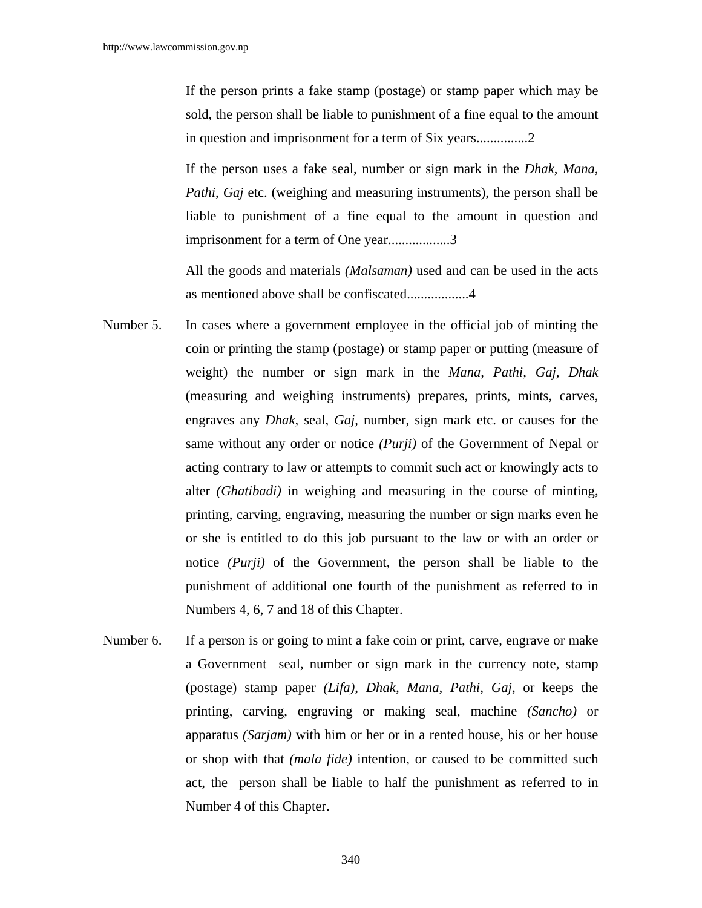If the person prints a fake stamp (postage) or stamp paper which may be sold, the person shall be liable to punishment of a fine equal to the amount in question and imprisonment for a term of Six years...............2

If the person uses a fake seal, number or sign mark in the *Dhak*, *Mana*, *Pathi*, *Gaj* etc. (weighing and measuring instruments), the person shall be liable to punishment of a fine equal to the amount in question and imprisonment for a term of One year..................3

All the goods and materials *(Malsaman)* used and can be used in the acts as mentioned above shall be confiscated..................4

Number 5. In cases where a government employee in the official job of minting the coin or printing the stamp (postage) or stamp paper or putting (measure of weight) the number or sign mark in the *Mana*, *Pathi*, *Gaj*, *Dhak* (measuring and weighing instruments) prepares, prints, mints, carves, engraves any *Dhak*, seal, *Gaj*, number, sign mark etc. or causes for the same without any order or notice *(Purji)* of the Government of Nepal or acting contrary to law or attempts to commit such act or knowingly acts to alter *(Ghatibadi)* in weighing and measuring in the course of minting, printing, carving, engraving, measuring the number or sign marks even he or she is entitled to do this job pursuant to the law or with an order or notice *(Purji)* of the Government, the person shall be liable to the punishment of additional one fourth of the punishment as referred to in Numbers 4, 6, 7 and 18 of this Chapter.

Number 6. If a person is or going to mint a fake coin or print, carve, engrave or make a Government seal, number or sign mark in the currency note, stamp (postage) stamp paper *(Lifa)*, *Dhak*, *Mana*, *Pathi*, *Gaj*, or keeps the printing, carving, engraving or making seal, machine *(Sancho)* or apparatus *(Sarjam)* with him or her or in a rented house, his or her house or shop with that *(mala fide)* intention, or caused to be committed such act, the person shall be liable to half the punishment as referred to in Number 4 of this Chapter.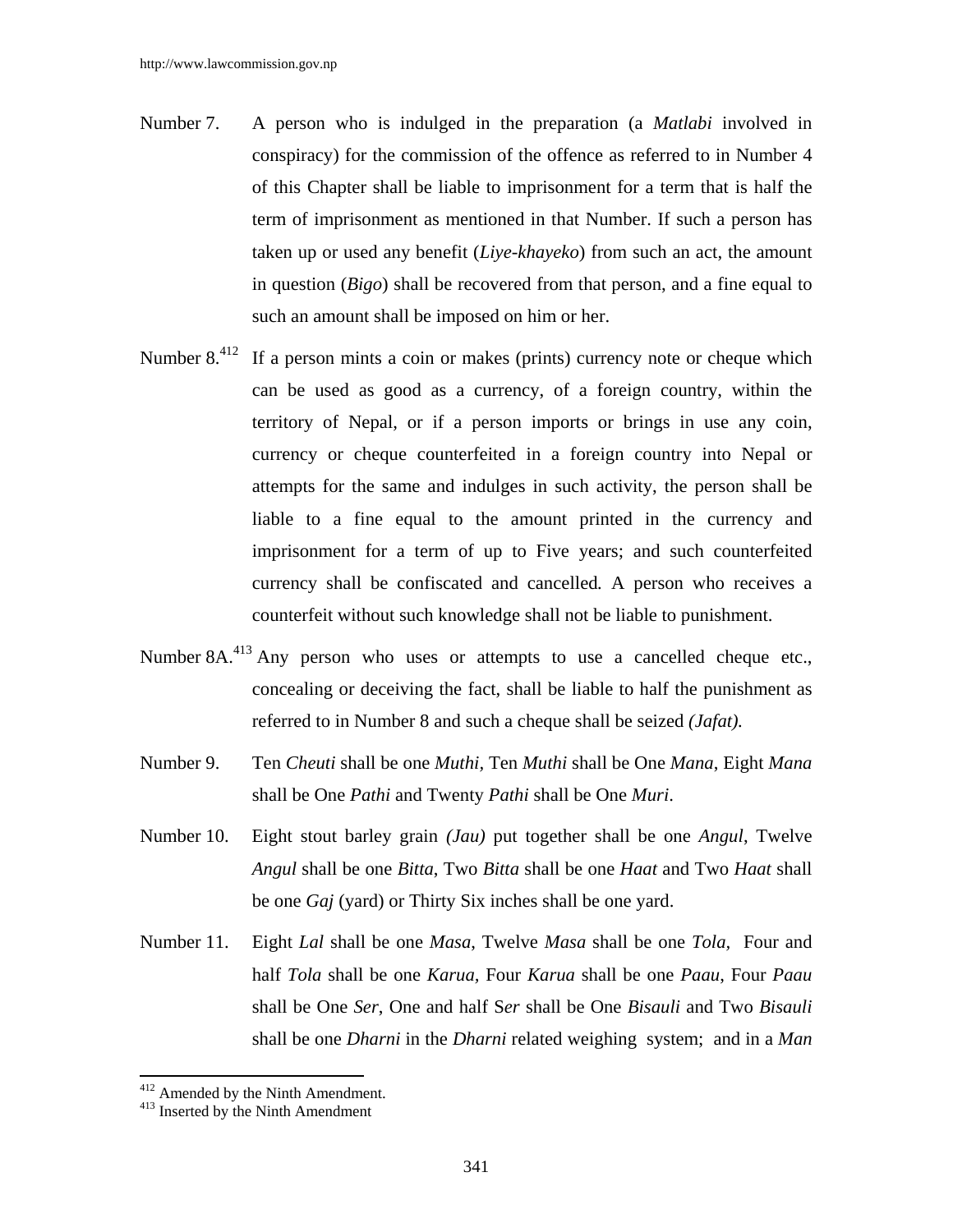Number 7. A person who is indulged in the preparation (a *Matlabi* involved in conspiracy) for the commission of the offence as referred to in Number 4 of this Chapter shall be liable to imprisonment for a term that is half the term of imprisonment as mentioned in that Number. If such a person has taken up or used any benefit (*Liye-khayeko*) from such an act, the amount in question (*Bigo*) shall be recovered from that person, and a fine equal to such an amount shall be imposed on him or her.

Number 8.[412] If a person mints a coin or makes (prints) currency note or cheque which can be used as good as a currency, of a foreign country, within the territory of Nepal, or if a person imports or brings in use any coin, currency or cheque counterfeited in a foreign country into Nepal or attempts for the same and indulges in such activity, the person shall be liable to a fine equal to the amount printed in the currency and imprisonment for a term of up to Five years; and such counterfeited currency shall be confiscated and cancelled. A person who receives a counterfeit without such knowledge shall not be liable to punishment.

Number 8A.[413] Any person who uses or attempts to use a cancelled cheque etc., concealing or deceiving the fact, shall be liable to half the punishment as referred to in Number 8 and such a cheque shall be seized *(Jafat).*

Number 9. Ten *Cheuti* shall be one *Muthi*, Ten *Muthi* shall be One *Mana*, Eight *Mana* shall be One *Pathi* and Twenty *Pathi* shall be One *Muri*.

Number 10. Eight stout barley grain *(Jau)* put together shall be one *Angul*, Twelve *Angul* shall be one *Bitta*, Two *Bitta* shall be one *Haat* and Two *Haat* shall be one *Gaj* (yard) or Thirty Six inches shall be one yard.

Number 11. Eight *Lal* shall be one *Masa*, Twelve *Masa* shall be one *Tola*, Four and half *Tola* shall be one *Karua*, Four *Karua* shall be one *Paau*, Four *Paau* shall be One *Ser*, One and half S*er* shall be One *Bisauli* and Two *Bisauli* shall be one *Dharni* in the *Dharni* related weighing system; and in a *Man*

---

[412] Amended by the Ninth Amendment.

[413] Inserted by the Ninth Amendment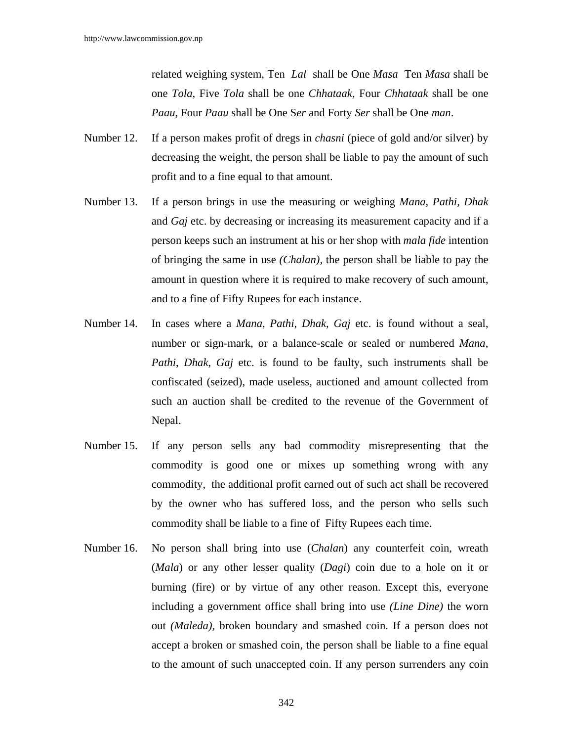related weighing system, Ten *Lal* shall be One *Masa* Ten *Masa* shall be one *Tola*, Five *Tola* shall be one *Chhataak*, Four *Chhataak* shall be one *Paau*, Four *Paau* shall be One S*er* and Forty *Ser* shall be One *man*.

Number 12. If a person makes profit of dregs in *chasni* (piece of gold and/or silver) by decreasing the weight, the person shall be liable to pay the amount of such profit and to a fine equal to that amount.

Number 13. If a person brings in use the measuring or weighing *Mana*, *Pathi, Dhak* and *Gaj* etc. by decreasing or increasing its measurement capacity and if a person keeps such an instrument at his or her shop with *mala fide* intention of bringing the same in use *(Chalan),* the person shall be liable to pay the amount in question where it is required to make recovery of such amount, and to a fine of Fifty Rupees for each instance.

Number 14. In cases where a *Mana*, *Pathi*, *Dhak*, *Gaj* etc. is found without a seal, number or sign-mark, or a balance-scale or sealed or numbered *Mana*, *Pathi*, *Dhak*, *Gaj* etc. is found to be faulty, such instruments shall be confiscated (seized), made useless, auctioned and amount collected from such an auction shall be credited to the revenue of the Government of Nepal.

Number 15. If any person sells any bad commodity misrepresenting that the commodity is good one or mixes up something wrong with any commodity, the additional profit earned out of such act shall be recovered by the owner who has suffered loss, and the person who sells such commodity shall be liable to a fine of Fifty Rupees each time.

Number 16. No person shall bring into use (*Chalan*) any counterfeit coin, wreath (*Mala*) or any other lesser quality (*Dagi*) coin due to a hole on it or burning (fire) or by virtue of any other reason. Except this, everyone including a government office shall bring into use *(Line Dine)* the worn out *(Maleda)*, broken boundary and smashed coin. If a person does not accept a broken or smashed coin, the person shall be liable to a fine equal to the amount of such unaccepted coin. If any person surrenders any coin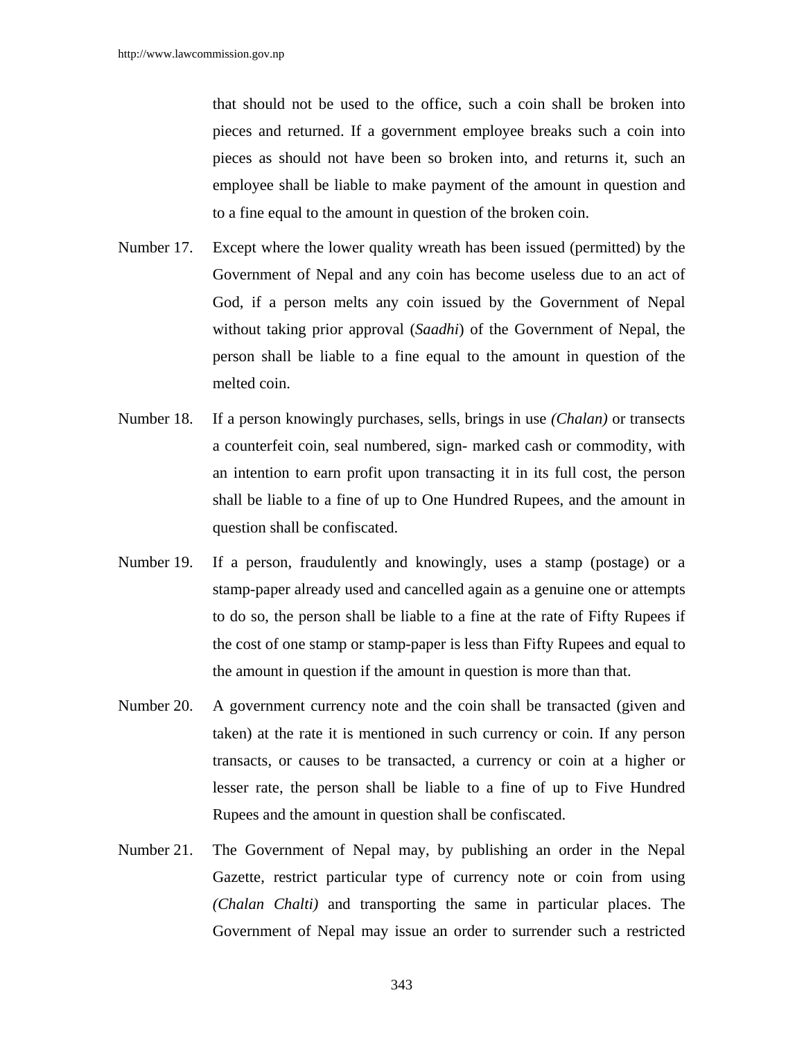that should not be used to the office, such a coin shall be broken into pieces and returned. If a government employee breaks such a coin into pieces as should not have been so broken into, and returns it, such an employee shall be liable to make payment of the amount in question and to a fine equal to the amount in question of the broken coin.

Number 17. Except where the lower quality wreath has been issued (permitted) by the Government of Nepal and any coin has become useless due to an act of God, if a person melts any coin issued by the Government of Nepal without taking prior approval (*Saadhi*) of the Government of Nepal, the person shall be liable to a fine equal to the amount in question of the melted coin.

Number 18. If a person knowingly purchases, sells, brings in use *(Chalan)* or transects a counterfeit coin, seal numbered, sign- marked cash or commodity, with an intention to earn profit upon transacting it in its full cost, the person shall be liable to a fine of up to One Hundred Rupees, and the amount in question shall be confiscated.

Number 19. If a person, fraudulently and knowingly, uses a stamp (postage) or a stamp-paper already used and cancelled again as a genuine one or attempts to do so, the person shall be liable to a fine at the rate of Fifty Rupees if the cost of one stamp or stamp-paper is less than Fifty Rupees and equal to the amount in question if the amount in question is more than that.

Number 20. A government currency note and the coin shall be transacted (given and taken) at the rate it is mentioned in such currency or coin. If any person transacts, or causes to be transacted, a currency or coin at a higher or lesser rate, the person shall be liable to a fine of up to Five Hundred Rupees and the amount in question shall be confiscated.

Number 21. The Government of Nepal may, by publishing an order in the Nepal Gazette, restrict particular type of currency note or coin from using *(Chalan Chalti)* and transporting the same in particular places. The Government of Nepal may issue an order to surrender such a restricted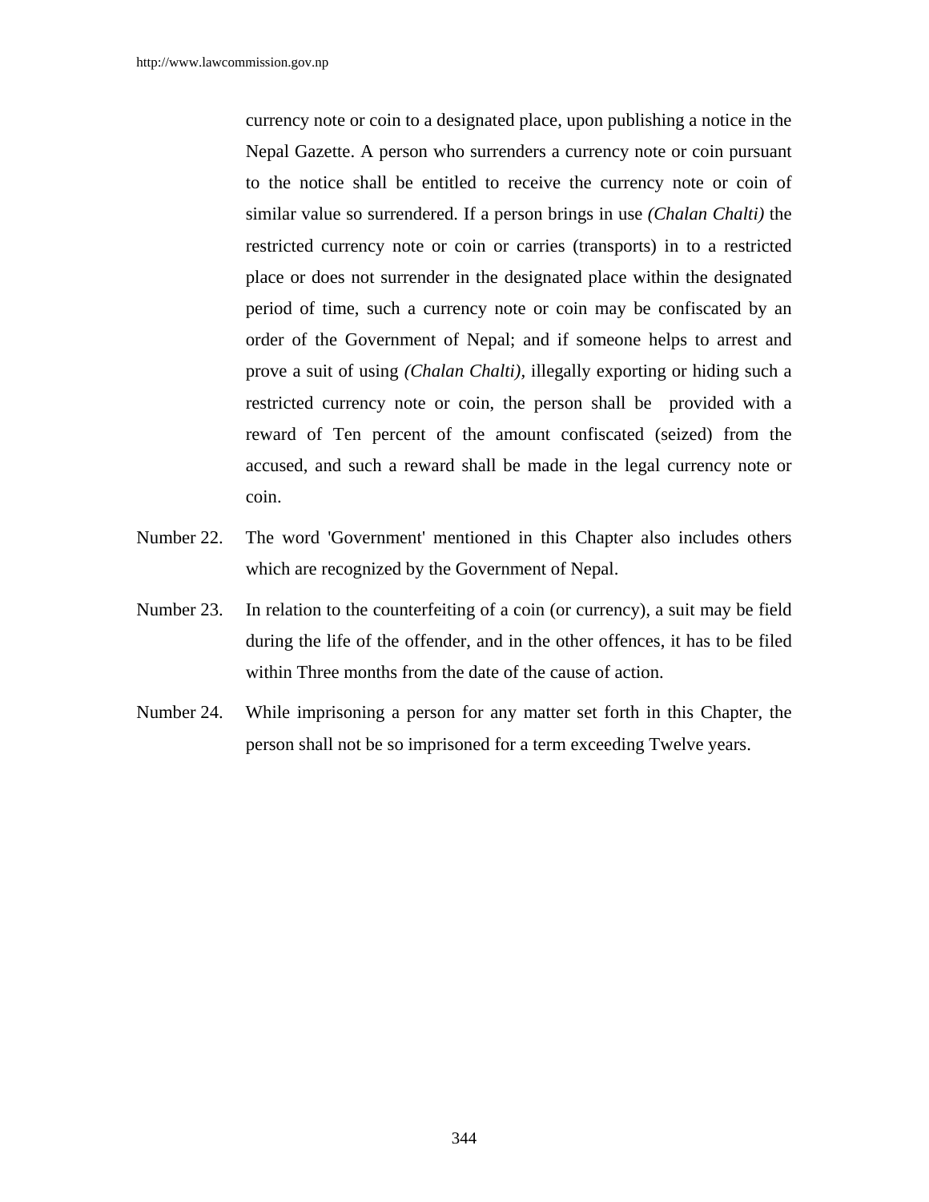currency note or coin to a designated place, upon publishing a notice in the Nepal Gazette. A person who surrenders a currency note or coin pursuant to the notice shall be entitled to receive the currency note or coin of similar value so surrendered. If a person brings in use *(Chalan Chalti)* the restricted currency note or coin or carries (transports) in to a restricted place or does not surrender in the designated place within the designated period of time, such a currency note or coin may be confiscated by an order of the Government of Nepal; and if someone helps to arrest and prove a suit of using *(Chalan Chalti)*, illegally exporting or hiding such a restricted currency note or coin, the person shall be provided with a reward of Ten percent of the amount confiscated (seized) from the accused, and such a reward shall be made in the legal currency note or coin.

Number 22. The word 'Government' mentioned in this Chapter also includes others which are recognized by the Government of Nepal.

Number 23. In relation to the counterfeiting of a coin (or currency), a suit may be field during the life of the offender, and in the other offences, it has to be filed within Three months from the date of the cause of action.

Number 24. While imprisoning a person for any matter set forth in this Chapter, the person shall not be so imprisoned for a term exceeding Twelve years.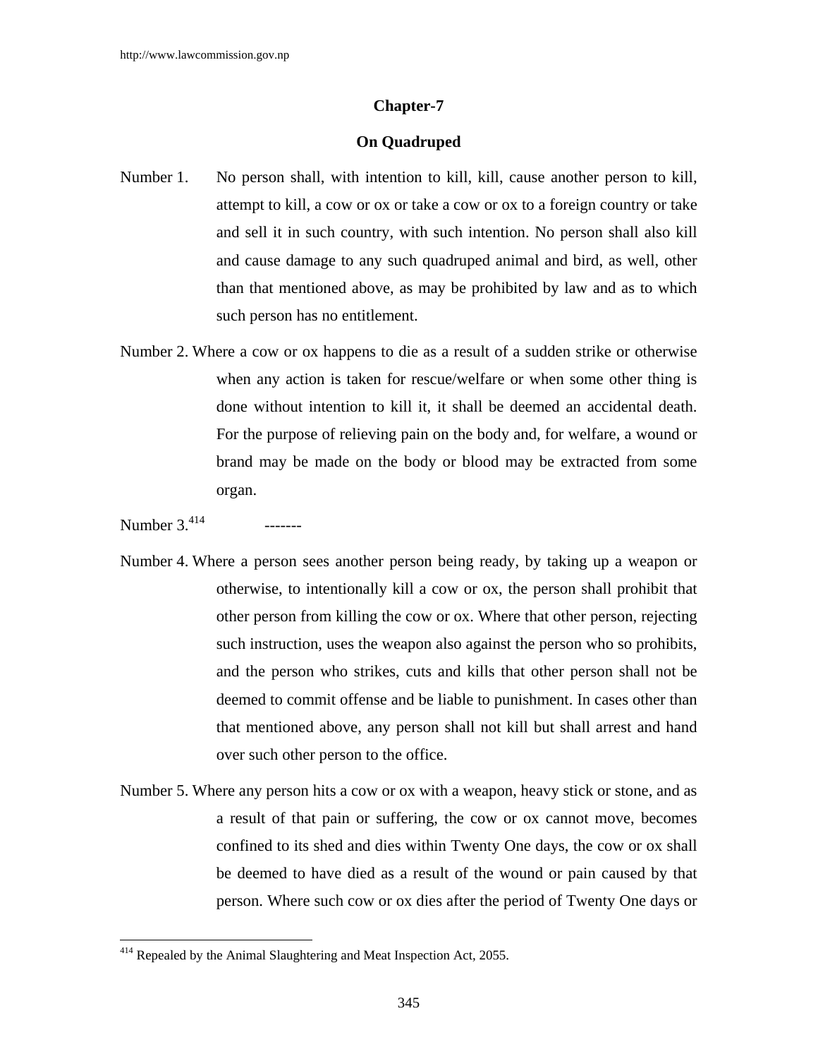## Chapter-7

## On Quadruped

Number 1. No person shall, with intention to kill, kill, cause another person to kill, attempt to kill, a cow or ox or take a cow or ox to a foreign country or take and sell it in such country, with such intention. No person shall also kill and cause damage to any such quadruped animal and bird, as well, other than that mentioned above, as may be prohibited by law and as to which such person has no entitlement.

Number 2. Where a cow or ox happens to die as a result of a sudden strike or otherwise when any action is taken for rescue/welfare or when some other thing is done without intention to kill it, it shall be deemed an accidental death. For the purpose of relieving pain on the body and, for welfare, a wound or brand may be made on the body or blood may be extracted from some organ.

Number 3.[414] -------

Number 4. Where a person sees another person being ready, by taking up a weapon or otherwise, to intentionally kill a cow or ox, the person shall prohibit that other person from killing the cow or ox. Where that other person, rejecting such instruction, uses the weapon also against the person who so prohibits, and the person who strikes, cuts and kills that other person shall not be deemed to commit offense and be liable to punishment. In cases other than that mentioned above, any person shall not kill but shall arrest and hand over such other person to the office.

Number 5. Where any person hits a cow or ox with a weapon, heavy stick or stone, and as a result of that pain or suffering, the cow or ox cannot move, becomes confined to its shed and dies within Twenty One days, the cow or ox shall be deemed to have died as a result of the wound or pain caused by that person. Where such cow or ox dies after the period of Twenty One days or

---

[414] Repealed by the Animal Slaughtering and Meat Inspection Act, 2055.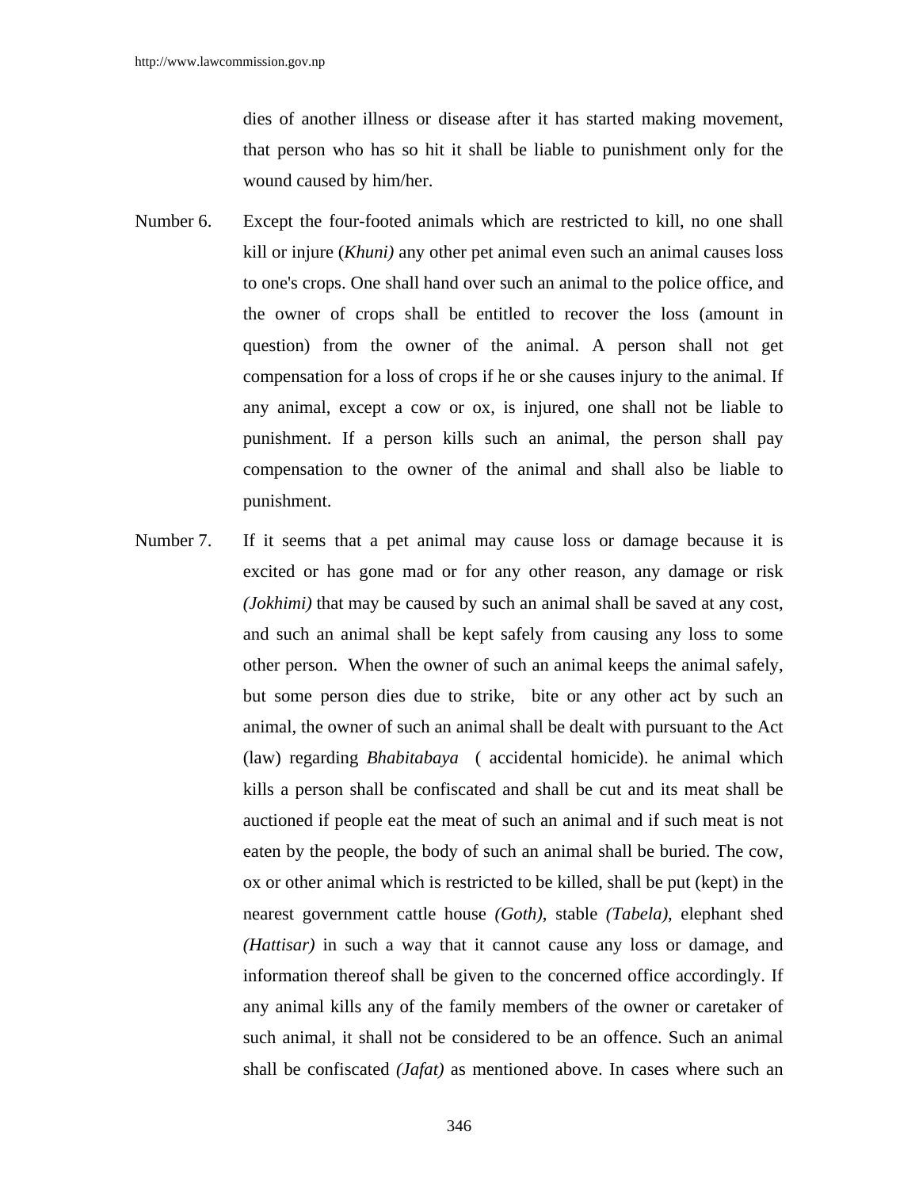dies of another illness or disease after it has started making movement, that person who has so hit it shall be liable to punishment only for the wound caused by him/her.

Number 6. Except the four-footed animals which are restricted to kill, no one shall kill or injure (*Khuni)* any other pet animal even such an animal causes loss to one's crops. One shall hand over such an animal to the police office, and the owner of crops shall be entitled to recover the loss (amount in question) from the owner of the animal. A person shall not get compensation for a loss of crops if he or she causes injury to the animal. If any animal, except a cow or ox, is injured, one shall not be liable to punishment. If a person kills such an animal, the person shall pay compensation to the owner of the animal and shall also be liable to punishment.

Number 7. If it seems that a pet animal may cause loss or damage because it is excited or has gone mad or for any other reason, any damage or risk *(Jokhimi)* that may be caused by such an animal shall be saved at any cost, and such an animal shall be kept safely from causing any loss to some other person. When the owner of such an animal keeps the animal safely, but some person dies due to strike, bite or any other act by such an animal, the owner of such an animal shall be dealt with pursuant to the Act (law) regarding *Bhabitabaya* ( accidental homicide). he animal which kills a person shall be confiscated and shall be cut and its meat shall be auctioned if people eat the meat of such an animal and if such meat is not eaten by the people, the body of such an animal shall be buried. The cow, ox or other animal which is restricted to be killed, shall be put (kept) in the nearest government cattle house *(Goth)*, stable *(Tabela)*, elephant shed *(Hattisar)* in such a way that it cannot cause any loss or damage, and information thereof shall be given to the concerned office accordingly. If any animal kills any of the family members of the owner or caretaker of such animal, it shall not be considered to be an offence. Such an animal shall be confiscated *(Jafat)* as mentioned above. In cases where such an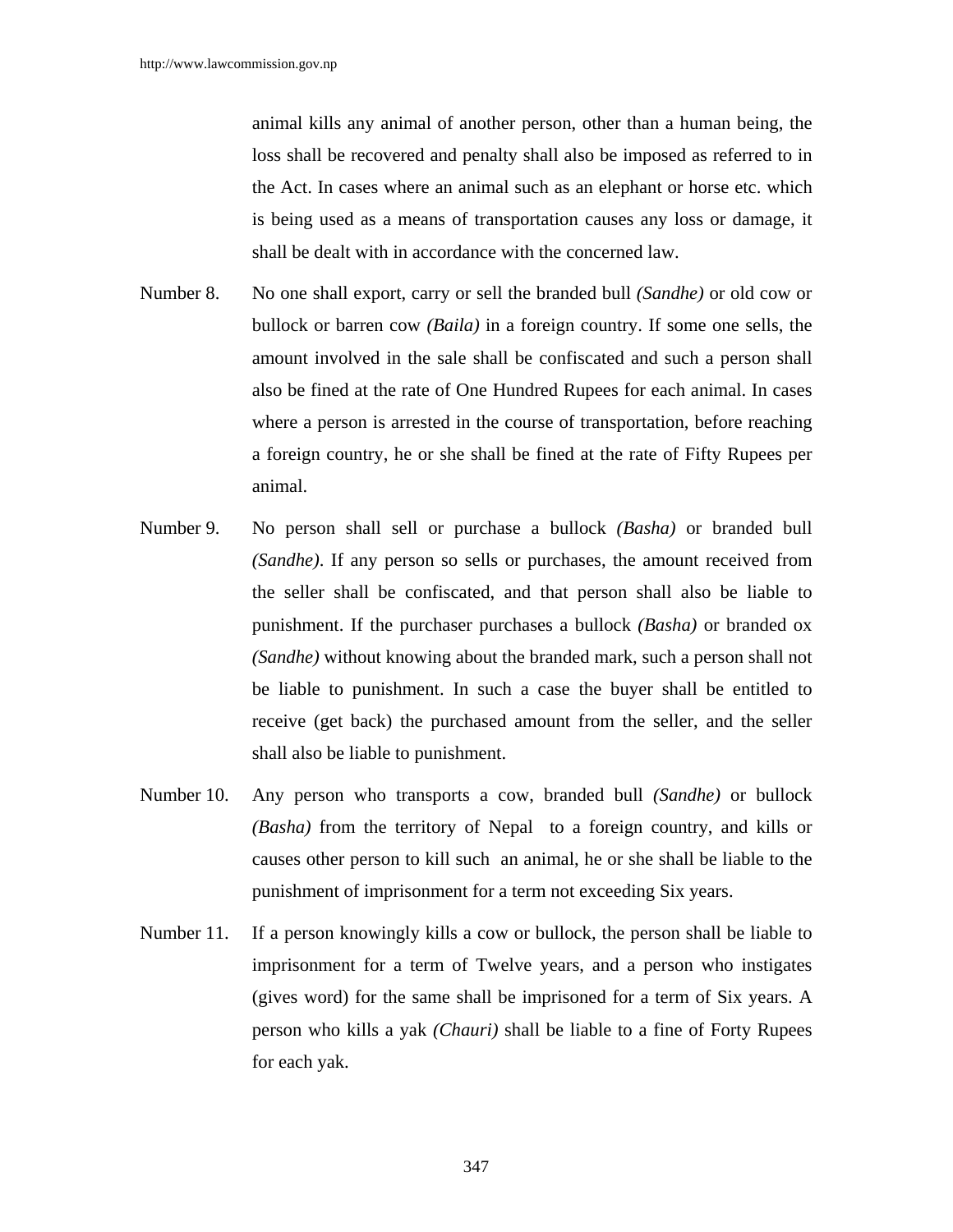animal kills any animal of another person, other than a human being, the loss shall be recovered and penalty shall also be imposed as referred to in the Act. In cases where an animal such as an elephant or horse etc. which is being used as a means of transportation causes any loss or damage, it shall be dealt with in accordance with the concerned law.

Number 8. No one shall export, carry or sell the branded bull *(Sandhe)* or old cow or bullock or barren cow *(Baila)* in a foreign country. If some one sells, the amount involved in the sale shall be confiscated and such a person shall also be fined at the rate of One Hundred Rupees for each animal. In cases where a person is arrested in the course of transportation, before reaching a foreign country, he or she shall be fined at the rate of Fifty Rupees per animal.

Number 9. No person shall sell or purchase a bullock *(Basha)* or branded bull *(Sandhe)*. If any person so sells or purchases, the amount received from the seller shall be confiscated, and that person shall also be liable to punishment. If the purchaser purchases a bullock *(Basha)* or branded ox *(Sandhe)* without knowing about the branded mark, such a person shall not be liable to punishment. In such a case the buyer shall be entitled to receive (get back) the purchased amount from the seller, and the seller shall also be liable to punishment.

Number 10. Any person who transports a cow, branded bull *(Sandhe)* or bullock *(Basha)* from the territory of Nepal to a foreign country, and kills or causes other person to kill such an animal, he or she shall be liable to the punishment of imprisonment for a term not exceeding Six years.

Number 11. If a person knowingly kills a cow or bullock, the person shall be liable to imprisonment for a term of Twelve years, and a person who instigates (gives word) for the same shall be imprisoned for a term of Six years. A person who kills a yak *(Chauri)* shall be liable to a fine of Forty Rupees for each yak.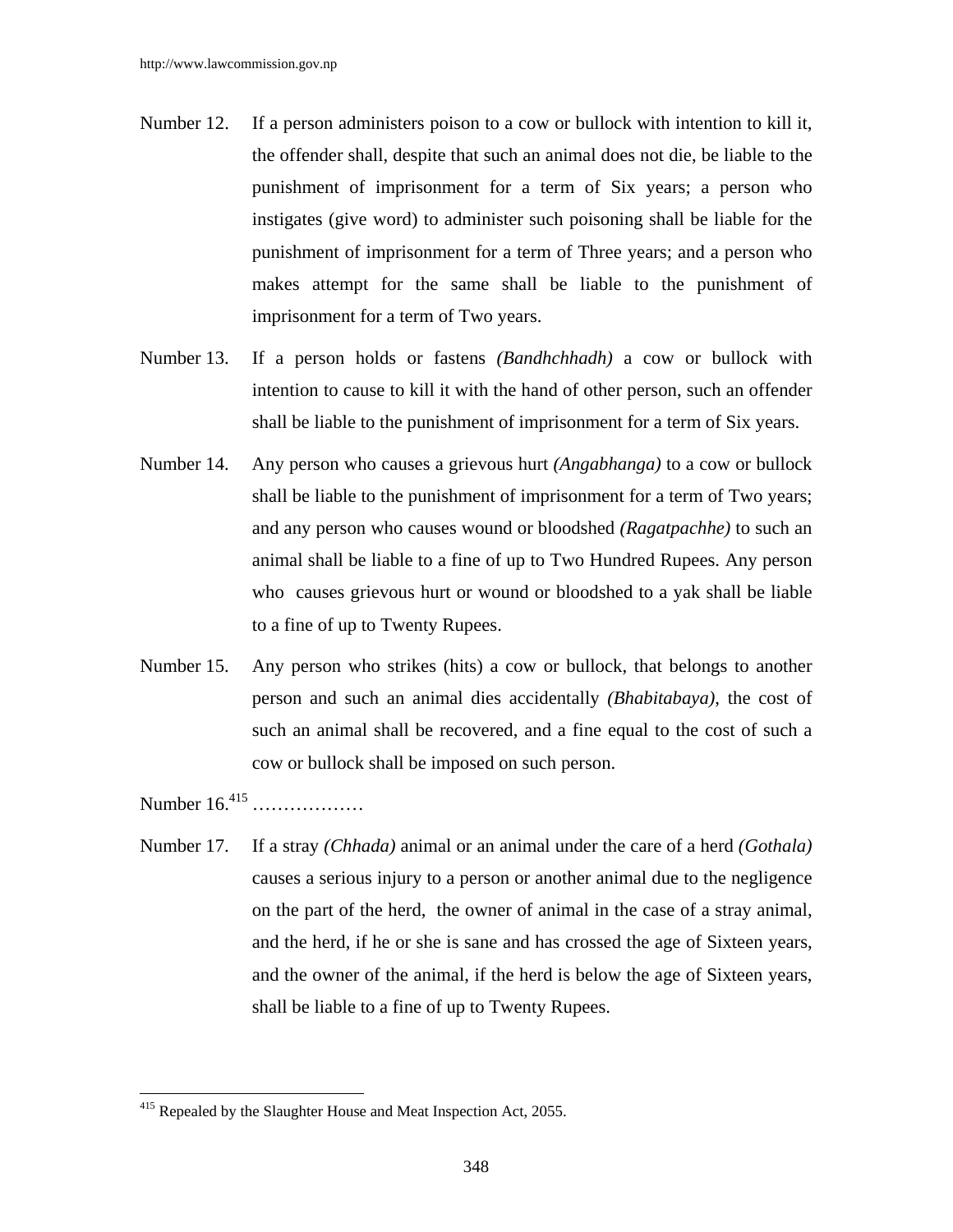Number 12. If a person administers poison to a cow or bullock with intention to kill it, the offender shall, despite that such an animal does not die, be liable to the punishment of imprisonment for a term of Six years; a person who instigates (give word) to administer such poisoning shall be liable for the punishment of imprisonment for a term of Three years; and a person who makes attempt for the same shall be liable to the punishment of imprisonment for a term of Two years.

Number 13. If a person holds or fastens *(Bandhchhadh)* a cow or bullock with intention to cause to kill it with the hand of other person, such an offender shall be liable to the punishment of imprisonment for a term of Six years.

Number 14. Any person who causes a grievous hurt *(Angabhanga)* to a cow or bullock shall be liable to the punishment of imprisonment for a term of Two years; and any person who causes wound or bloodshed *(Ragatpachhe)* to such an animal shall be liable to a fine of up to Two Hundred Rupees. Any person who causes grievous hurt or wound or bloodshed to a yak shall be liable to a fine of up to Twenty Rupees.

Number 15. Any person who strikes (hits) a cow or bullock, that belongs to another person and such an animal dies accidentally *(Bhabitabaya)*, the cost of such an animal shall be recovered, and a fine equal to the cost of such a cow or bullock shall be imposed on such person.

Number 16.[415] ………………

Number 17. If a stray *(Chhada)* animal or an animal under the care of a herd *(Gothala)* causes a serious injury to a person or another animal due to the negligence on the part of the herd, the owner of animal in the case of a stray animal, and the herd, if he or she is sane and has crossed the age of Sixteen years, and the owner of the animal, if the herd is below the age of Sixteen years, shall be liable to a fine of up to Twenty Rupees.

---

[415] Repealed by the Slaughter House and Meat Inspection Act, 2055.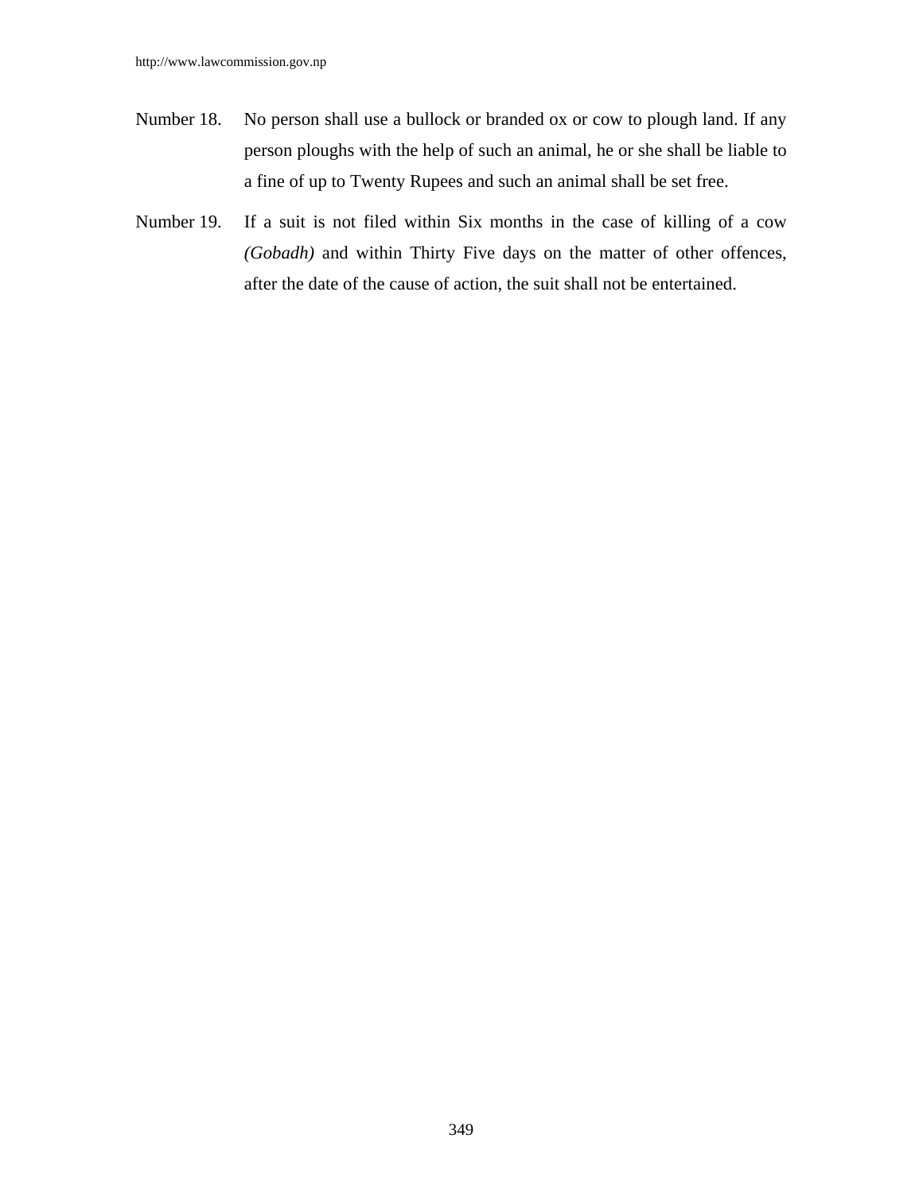Number 18. No person shall use a bullock or branded ox or cow to plough land. If any person ploughs with the help of such an animal, he or she shall be liable to a fine of up to Twenty Rupees and such an animal shall be set free.

Number 19. If a suit is not filed within Six months in the case of killing of a cow *(Gobadh)* and within Thirty Five days on the matter of other offences, after the date of the cause of action, the suit shall not be entertained.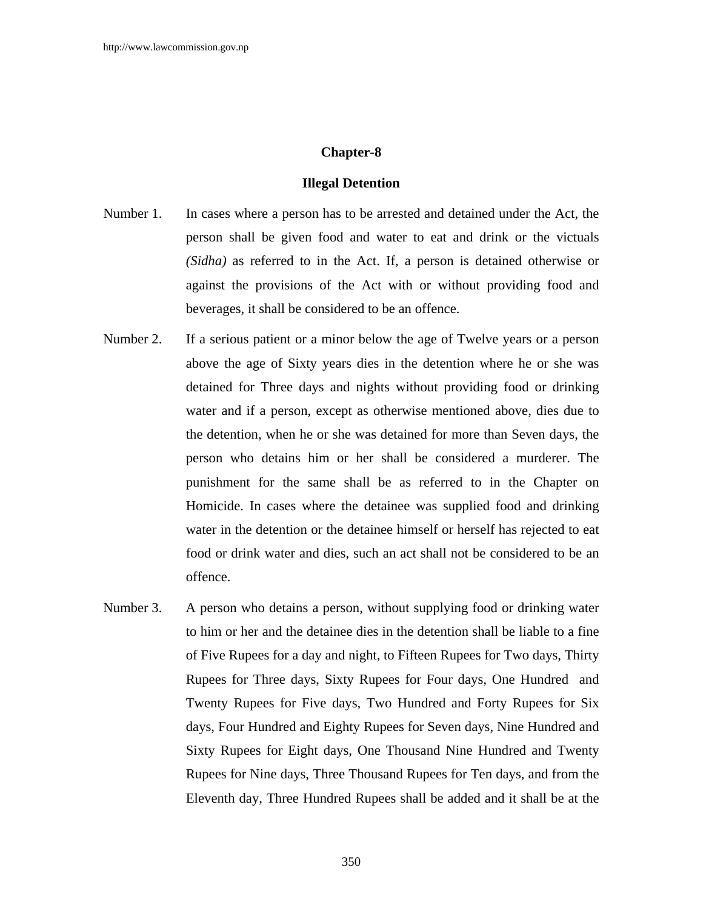## Chapter-8

### Illegal Detention

Number 1. In cases where a person has to be arrested and detained under the Act, the person shall be given food and water to eat and drink or the victuals *(Sidha)* as referred to in the Act. If, a person is detained otherwise or against the provisions of the Act with or without providing food and beverages, it shall be considered to be an offence.

Number 2. If a serious patient or a minor below the age of Twelve years or a person above the age of Sixty years dies in the detention where he or she was detained for Three days and nights without providing food or drinking water and if a person, except as otherwise mentioned above, dies due to the detention, when he or she was detained for more than Seven days, the person who detains him or her shall be considered a murderer. The punishment for the same shall be as referred to in the Chapter on Homicide. In cases where the detainee was supplied food and drinking water in the detention or the detainee himself or herself has rejected to eat food or drink water and dies, such an act shall not be considered to be an offence.

Number 3. A person who detains a person, without supplying food or drinking water to him or her and the detainee dies in the detention shall be liable to a fine of Five Rupees for a day and night, to Fifteen Rupees for Two days, Thirty Rupees for Three days, Sixty Rupees for Four days, One Hundred and Twenty Rupees for Five days, Two Hundred and Forty Rupees for Six days, Four Hundred and Eighty Rupees for Seven days, Nine Hundred and Sixty Rupees for Eight days, One Thousand Nine Hundred and Twenty Rupees for Nine days, Three Thousand Rupees for Ten days, and from the Eleventh day, Three Hundred Rupees shall be added and it shall be at the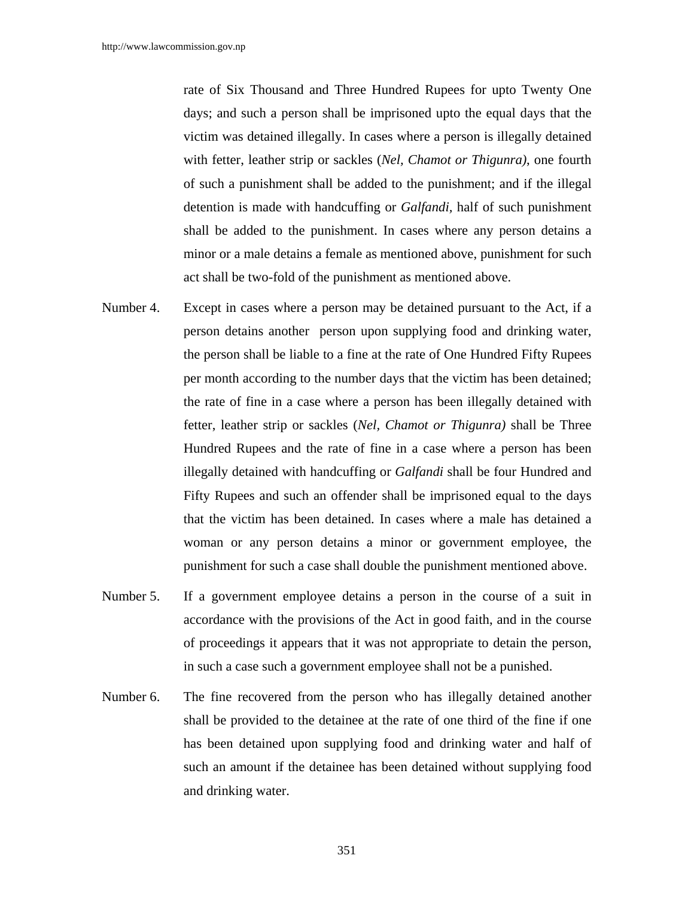rate of Six Thousand and Three Hundred Rupees for upto Twenty One days; and such a person shall be imprisoned upto the equal days that the victim was detained illegally. In cases where a person is illegally detained with fetter, leather strip or sackles (*Nel, Chamot or Thigunra)*, one fourth of such a punishment shall be added to the punishment; and if the illegal detention is made with handcuffing or *Galfandi*, half of such punishment shall be added to the punishment. In cases where any person detains a minor or a male detains a female as mentioned above, punishment for such act shall be two-fold of the punishment as mentioned above.

Number 4. Except in cases where a person may be detained pursuant to the Act, if a person detains another person upon supplying food and drinking water, the person shall be liable to a fine at the rate of One Hundred Fifty Rupees per month according to the number days that the victim has been detained; the rate of fine in a case where a person has been illegally detained with fetter, leather strip or sackles (*Nel*, *Chamot or Thigunra)* shall be Three Hundred Rupees and the rate of fine in a case where a person has been illegally detained with handcuffing or *Galfandi* shall be four Hundred and Fifty Rupees and such an offender shall be imprisoned equal to the days that the victim has been detained. In cases where a male has detained a woman or any person detains a minor or government employee, the punishment for such a case shall double the punishment mentioned above.

Number 5. If a government employee detains a person in the course of a suit in accordance with the provisions of the Act in good faith, and in the course of proceedings it appears that it was not appropriate to detain the person, in such a case such a government employee shall not be a punished.

Number 6. The fine recovered from the person who has illegally detained another shall be provided to the detainee at the rate of one third of the fine if one has been detained upon supplying food and drinking water and half of such an amount if the detainee has been detained without supplying food and drinking water.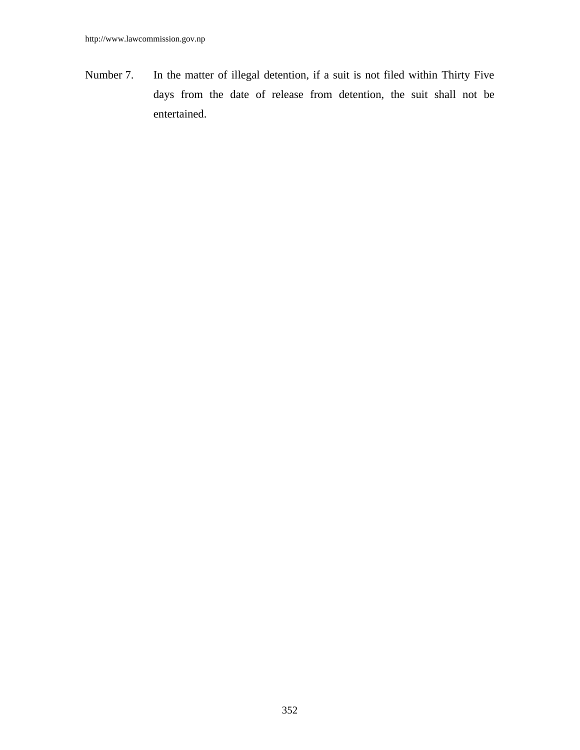Number 7. In the matter of illegal detention, if a suit is not filed within Thirty Five days from the date of release from detention, the suit shall not be entertained.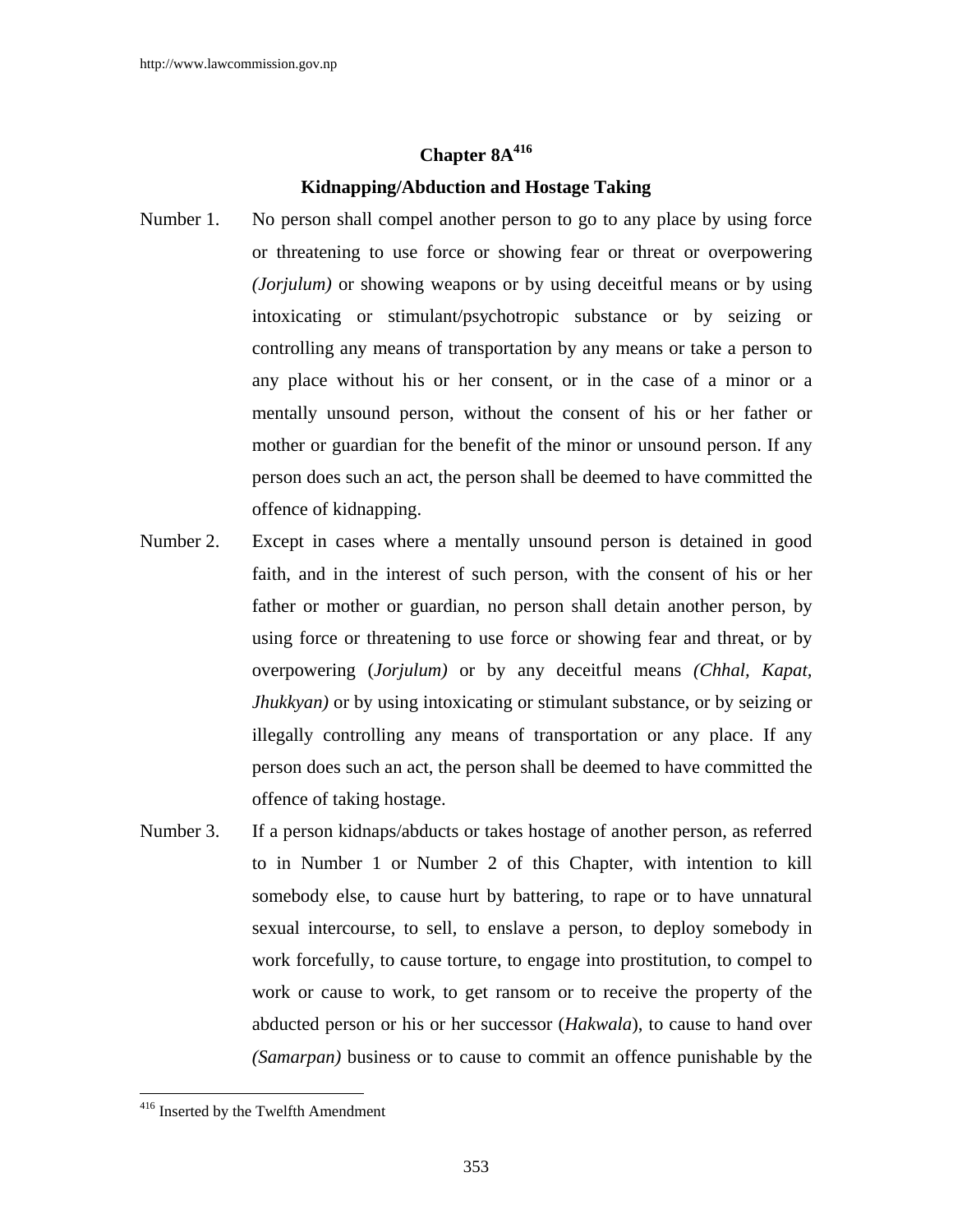## Chapter 8A[416]

### Kidnapping/Abduction and Hostage Taking

Number 1. No person shall compel another person to go to any place by using force or threatening to use force or showing fear or threat or overpowering *(Jorjulum)* or showing weapons or by using deceitful means or by using intoxicating or stimulant/psychotropic substance or by seizing or controlling any means of transportation by any means or take a person to any place without his or her consent, or in the case of a minor or a mentally unsound person, without the consent of his or her father or mother or guardian for the benefit of the minor or unsound person. If any person does such an act, the person shall be deemed to have committed the offence of kidnapping.

Number 2. Except in cases where a mentally unsound person is detained in good faith, and in the interest of such person, with the consent of his or her father or mother or guardian, no person shall detain another person, by using force or threatening to use force or showing fear and threat, or by overpowering (*Jorjulum)* or by any deceitful means *(Chhal, Kapat, Jhukkyan)* or by using intoxicating or stimulant substance, or by seizing or illegally controlling any means of transportation or any place. If any person does such an act, the person shall be deemed to have committed the offence of taking hostage.

Number 3. If a person kidnaps/abducts or takes hostage of another person, as referred to in Number 1 or Number 2 of this Chapter, with intention to kill somebody else, to cause hurt by battering, to rape or to have unnatural sexual intercourse, to sell, to enslave a person, to deploy somebody in work forcefully, to cause torture, to engage into prostitution, to compel to work or cause to work, to get ransom or to receive the property of the abducted person or his or her successor (*Hakwala*), to cause to hand over *(Samarpan)* business or to cause to commit an offence punishable by the

---

[416] Inserted by the Twelfth Amendment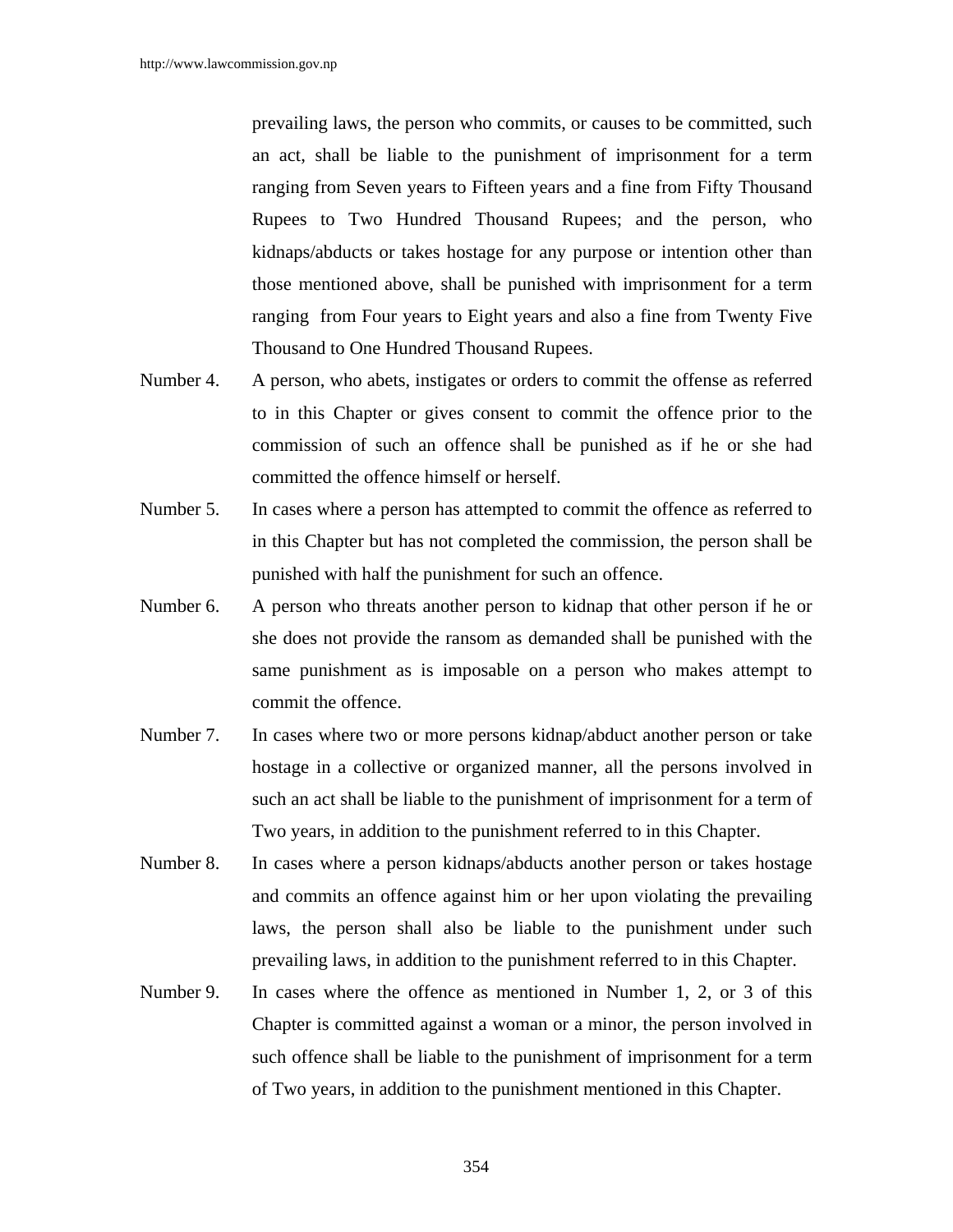prevailing laws, the person who commits, or causes to be committed, such an act, shall be liable to the punishment of imprisonment for a term ranging from Seven years to Fifteen years and a fine from Fifty Thousand Rupees to Two Hundred Thousand Rupees; and the person, who kidnaps/abducts or takes hostage for any purpose or intention other than those mentioned above, shall be punished with imprisonment for a term ranging from Four years to Eight years and also a fine from Twenty Five Thousand to One Hundred Thousand Rupees.

Number 4. A person, who abets, instigates or orders to commit the offense as referred to in this Chapter or gives consent to commit the offence prior to the commission of such an offence shall be punished as if he or she had committed the offence himself or herself.

Number 5. In cases where a person has attempted to commit the offence as referred to in this Chapter but has not completed the commission, the person shall be punished with half the punishment for such an offence.

Number 6. A person who threats another person to kidnap that other person if he or she does not provide the ransom as demanded shall be punished with the same punishment as is imposable on a person who makes attempt to commit the offence.

Number 7. In cases where two or more persons kidnap/abduct another person or take hostage in a collective or organized manner, all the persons involved in such an act shall be liable to the punishment of imprisonment for a term of Two years, in addition to the punishment referred to in this Chapter.

Number 8. In cases where a person kidnaps/abducts another person or takes hostage and commits an offence against him or her upon violating the prevailing laws, the person shall also be liable to the punishment under such prevailing laws, in addition to the punishment referred to in this Chapter.

Number 9. In cases where the offence as mentioned in Number 1, 2, or 3 of this Chapter is committed against a woman or a minor, the person involved in such offence shall be liable to the punishment of imprisonment for a term of Two years, in addition to the punishment mentioned in this Chapter.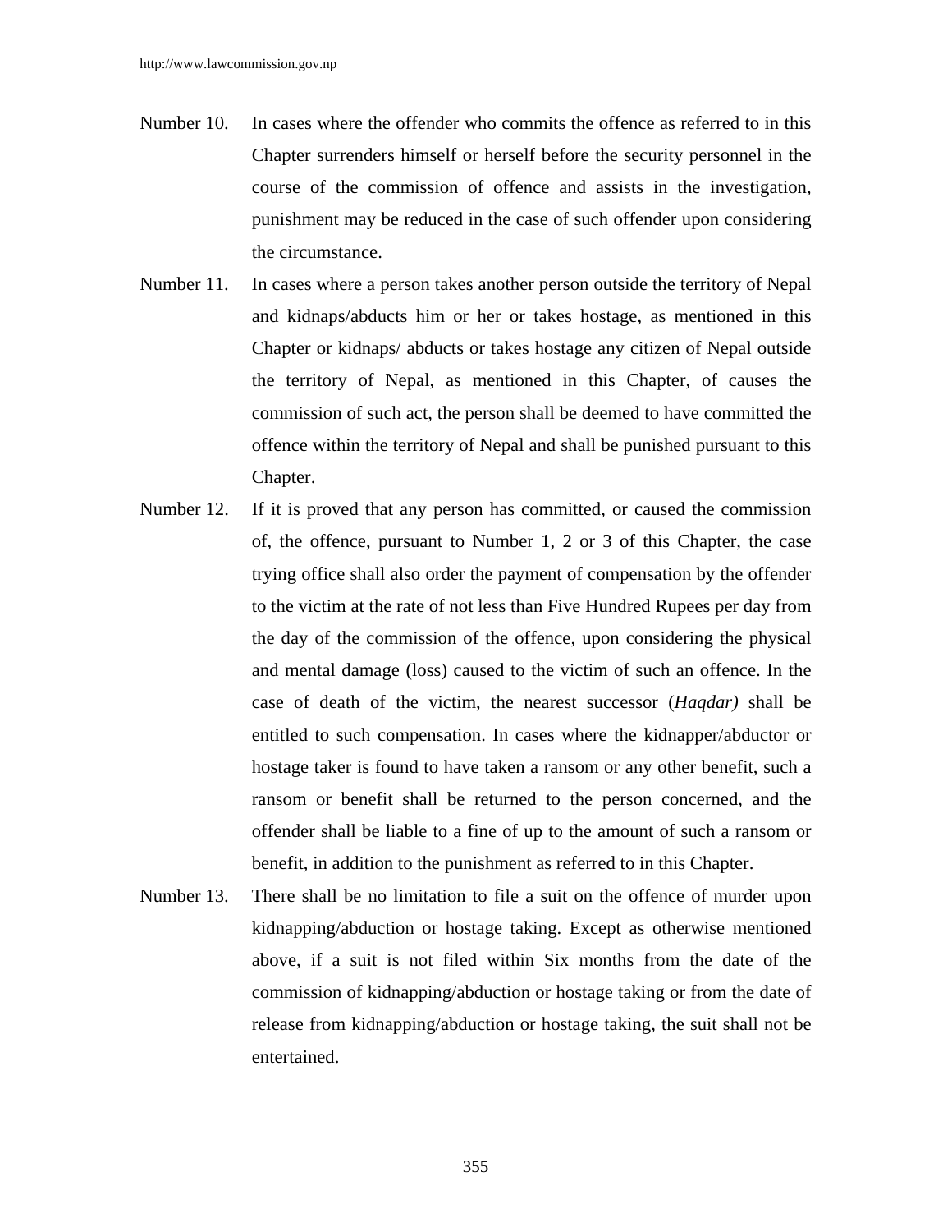Number 10. In cases where the offender who commits the offence as referred to in this Chapter surrenders himself or herself before the security personnel in the course of the commission of offence and assists in the investigation, punishment may be reduced in the case of such offender upon considering the circumstance.

Number 11. In cases where a person takes another person outside the territory of Nepal and kidnaps/abducts him or her or takes hostage, as mentioned in this Chapter or kidnaps/ abducts or takes hostage any citizen of Nepal outside the territory of Nepal, as mentioned in this Chapter, of causes the commission of such act, the person shall be deemed to have committed the offence within the territory of Nepal and shall be punished pursuant to this Chapter.

Number 12. If it is proved that any person has committed, or caused the commission of, the offence, pursuant to Number 1, 2 or 3 of this Chapter, the case trying office shall also order the payment of compensation by the offender to the victim at the rate of not less than Five Hundred Rupees per day from the day of the commission of the offence, upon considering the physical and mental damage (loss) caused to the victim of such an offence. In the case of death of the victim, the nearest successor (*Haqdar)* shall be entitled to such compensation. In cases where the kidnapper/abductor or hostage taker is found to have taken a ransom or any other benefit, such a ransom or benefit shall be returned to the person concerned, and the offender shall be liable to a fine of up to the amount of such a ransom or benefit, in addition to the punishment as referred to in this Chapter.

Number 13. There shall be no limitation to file a suit on the offence of murder upon kidnapping/abduction or hostage taking. Except as otherwise mentioned above, if a suit is not filed within Six months from the date of the commission of kidnapping/abduction or hostage taking or from the date of release from kidnapping/abduction or hostage taking, the suit shall not be entertained.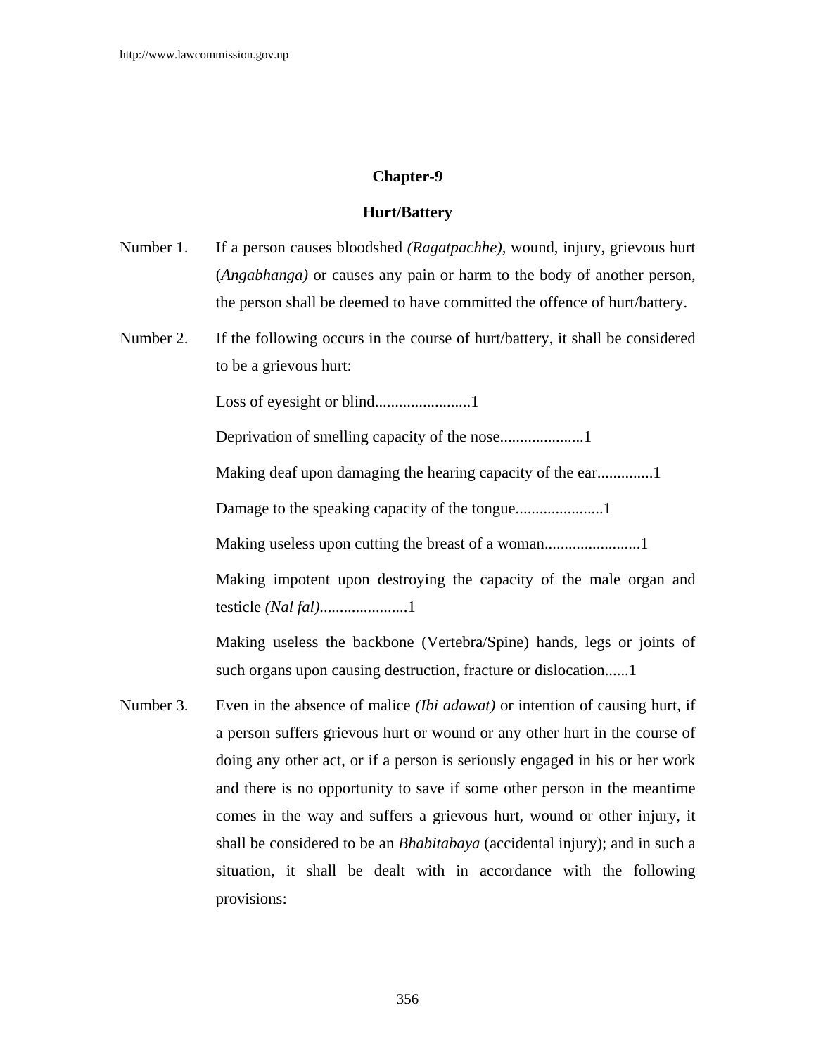## Chapter-9

## Hurt/Battery

Number 1. If a person causes bloodshed *(Ragatpachhe)*, wound, injury, grievous hurt (*Angabhanga)* or causes any pain or harm to the body of another person, the person shall be deemed to have committed the offence of hurt/battery.

Number 2. If the following occurs in the course of hurt/battery, it shall be considered to be a grievous hurt:

Loss of eyesight or blind........................1

Deprivation of smelling capacity of the nose.....................1

Making deaf upon damaging the hearing capacity of the ear..............1

Damage to the speaking capacity of the tongue......................1

Making useless upon cutting the breast of a woman........................1

Making impotent upon destroying the capacity of the male organ and testicle *(Nal fal)*......................1

Making useless the backbone (Vertebra/Spine) hands, legs or joints of such organs upon causing destruction, fracture or dislocation......1

Number 3. Even in the absence of malice *(Ibi adawat)* or intention of causing hurt, if a person suffers grievous hurt or wound or any other hurt in the course of doing any other act, or if a person is seriously engaged in his or her work and there is no opportunity to save if some other person in the meantime comes in the way and suffers a grievous hurt, wound or other injury, it shall be considered to be an *Bhabitabaya* (accidental injury); and in such a situation, it shall be dealt with in accordance with the following provisions: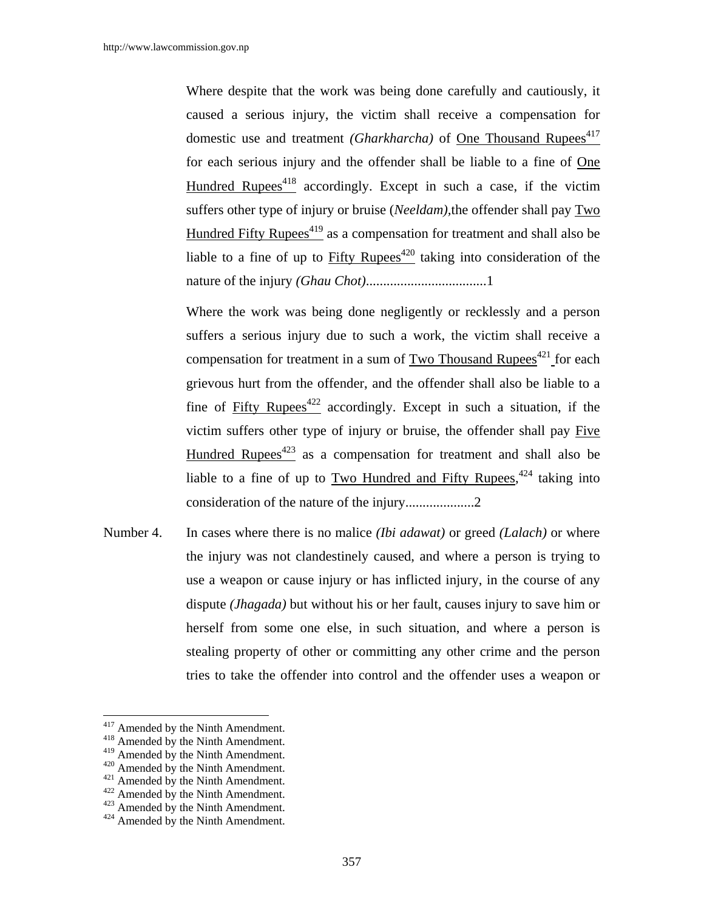Where despite that the work was being done carefully and cautiously, it caused a serious injury, the victim shall receive a compensation for domestic use and treatment *(Gharkharcha)* of One Thousand Rupees[417] for each serious injury and the offender shall be liable to a fine of One Hundred Rupees[418] accordingly. Except in such a case, if the victim suffers other type of injury or bruise (*Neeldam)*,the offender shall pay Two Hundred Fifty Rupees[419] as a compensation for treatment and shall also be liable to a fine of up to Fifty Rupees[420] taking into consideration of the nature of the injury *(Ghau Chot)*...................................1

Where the work was being done negligently or recklessly and a person suffers a serious injury due to such a work, the victim shall receive a compensation for treatment in a sum of Two Thousand Rupees[421] for each grievous hurt from the offender, and the offender shall also be liable to a fine of Fifty Rupees[422] accordingly. Except in such a situation, if the victim suffers other type of injury or bruise, the offender shall pay Five Hundred Rupees[423] as a compensation for treatment and shall also be liable to a fine of up to Two Hundred and Fifty Rupees,[424] taking into consideration of the nature of the injury....................2

Number 4. In cases where there is no malice *(Ibi adawat)* or greed *(Lalach)* or where the injury was not clandestinely caused, and where a person is trying to use a weapon or cause injury or has inflicted injury, in the course of any dispute *(Jhagada)* but without his or her fault, causes injury to save him or herself from some one else, in such situation, and where a person is stealing property of other or committing any other crime and the person tries to take the offender into control and the offender uses a weapon or

---

[417] Amended by the Ninth Amendment.
[418] Amended by the Ninth Amendment.
[419] Amended by the Ninth Amendment.
[420] Amended by the Ninth Amendment.
[421] Amended by the Ninth Amendment.
[422] Amended by the Ninth Amendment.
[423] Amended by the Ninth Amendment.
[424] Amended by the Ninth Amendment.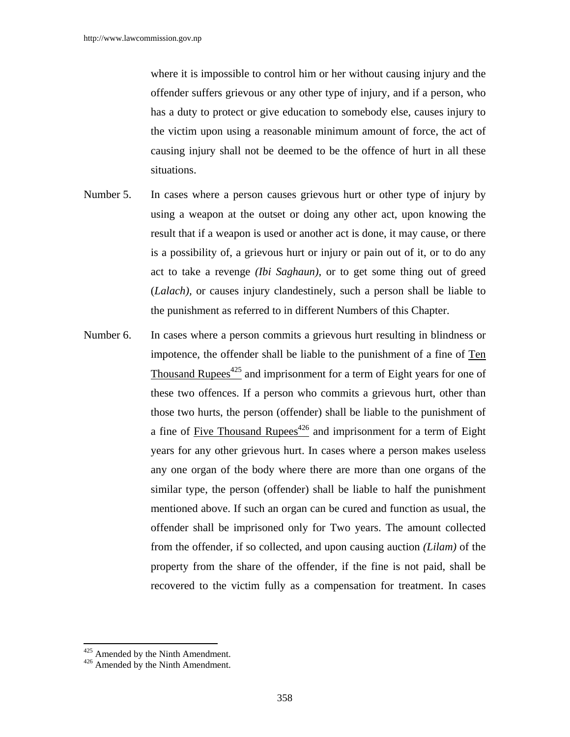where it is impossible to control him or her without causing injury and the offender suffers grievous or any other type of injury, and if a person, who has a duty to protect or give education to somebody else, causes injury to the victim upon using a reasonable minimum amount of force, the act of causing injury shall not be deemed to be the offence of hurt in all these situations.

Number 5. In cases where a person causes grievous hurt or other type of injury by using a weapon at the outset or doing any other act, upon knowing the result that if a weapon is used or another act is done, it may cause, or there is a possibility of, a grievous hurt or injury or pain out of it, or to do any act to take a revenge *(Ibi Saghaun)*, or to get some thing out of greed (*Lalach),* or causes injury clandestinely, such a person shall be liable to the punishment as referred to in different Numbers of this Chapter.

Number 6. In cases where a person commits a grievous hurt resulting in blindness or impotence, the offender shall be liable to the punishment of a fine of Ten Thousand Rupees[425] and imprisonment for a term of Eight years for one of these two offences. If a person who commits a grievous hurt, other than those two hurts, the person (offender) shall be liable to the punishment of a fine of Five Thousand Rupees[426] and imprisonment for a term of Eight years for any other grievous hurt. In cases where a person makes useless any one organ of the body where there are more than one organs of the similar type, the person (offender) shall be liable to half the punishment mentioned above. If such an organ can be cured and function as usual, the offender shall be imprisoned only for Two years. The amount collected from the offender, if so collected, and upon causing auction *(Lilam)* of the property from the share of the offender, if the fine is not paid, shall be recovered to the victim fully as a compensation for treatment. In cases

---

[425] Amended by the Ninth Amendment.

[426] Amended by the Ninth Amendment.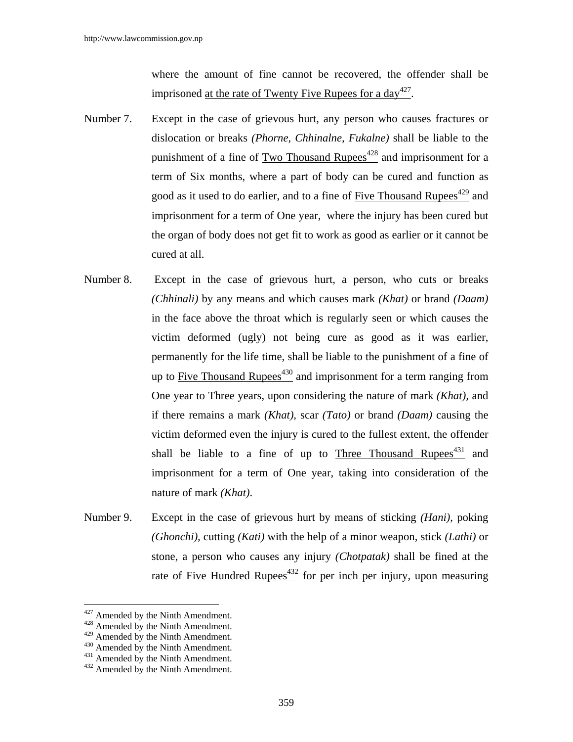where the amount of fine cannot be recovered, the offender shall be imprisoned at the rate of Twenty Five Rupees for a day[427].

Number 7. Except in the case of grievous hurt, any person who causes fractures or dislocation or breaks *(Phorne, Chhinalne, Fukalne)* shall be liable to the punishment of a fine of Two Thousand Rupees[428] and imprisonment for a term of Six months, where a part of body can be cured and function as good as it used to do earlier, and to a fine of Five Thousand Rupees[429] and imprisonment for a term of One year, where the injury has been cured but the organ of body does not get fit to work as good as earlier or it cannot be cured at all.

Number 8. Except in the case of grievous hurt, a person, who cuts or breaks *(Chhinali)* by any means and which causes mark *(Khat)* or brand *(Daam)* in the face above the throat which is regularly seen or which causes the victim deformed (ugly) not being cure as good as it was earlier, permanently for the life time, shall be liable to the punishment of a fine of up to Five Thousand Rupees[430] and imprisonment for a term ranging from One year to Three years, upon considering the nature of mark *(Khat),* and if there remains a mark *(Khat),* scar *(Tato)* or brand *(Daam)* causing the victim deformed even the injury is cured to the fullest extent, the offender shall be liable to a fine of up to Three Thousand Rupees[431] and imprisonment for a term of One year, taking into consideration of the nature of mark *(Khat).*

Number 9. Except in the case of grievous hurt by means of sticking *(Hani),* poking *(Ghonchi),* cutting *(Kati)* with the help of a minor weapon, stick *(Lathi)* or stone, a person who causes any injury *(Chotpatak)* shall be fined at the rate of Five Hundred Rupees[432] for per inch per injury, upon measuring

---

[427] Amended by the Ninth Amendment.
[428] Amended by the Ninth Amendment.
[429] Amended by the Ninth Amendment.
[430] Amended by the Ninth Amendment.
[431] Amended by the Ninth Amendment.
[432] Amended by the Ninth Amendment.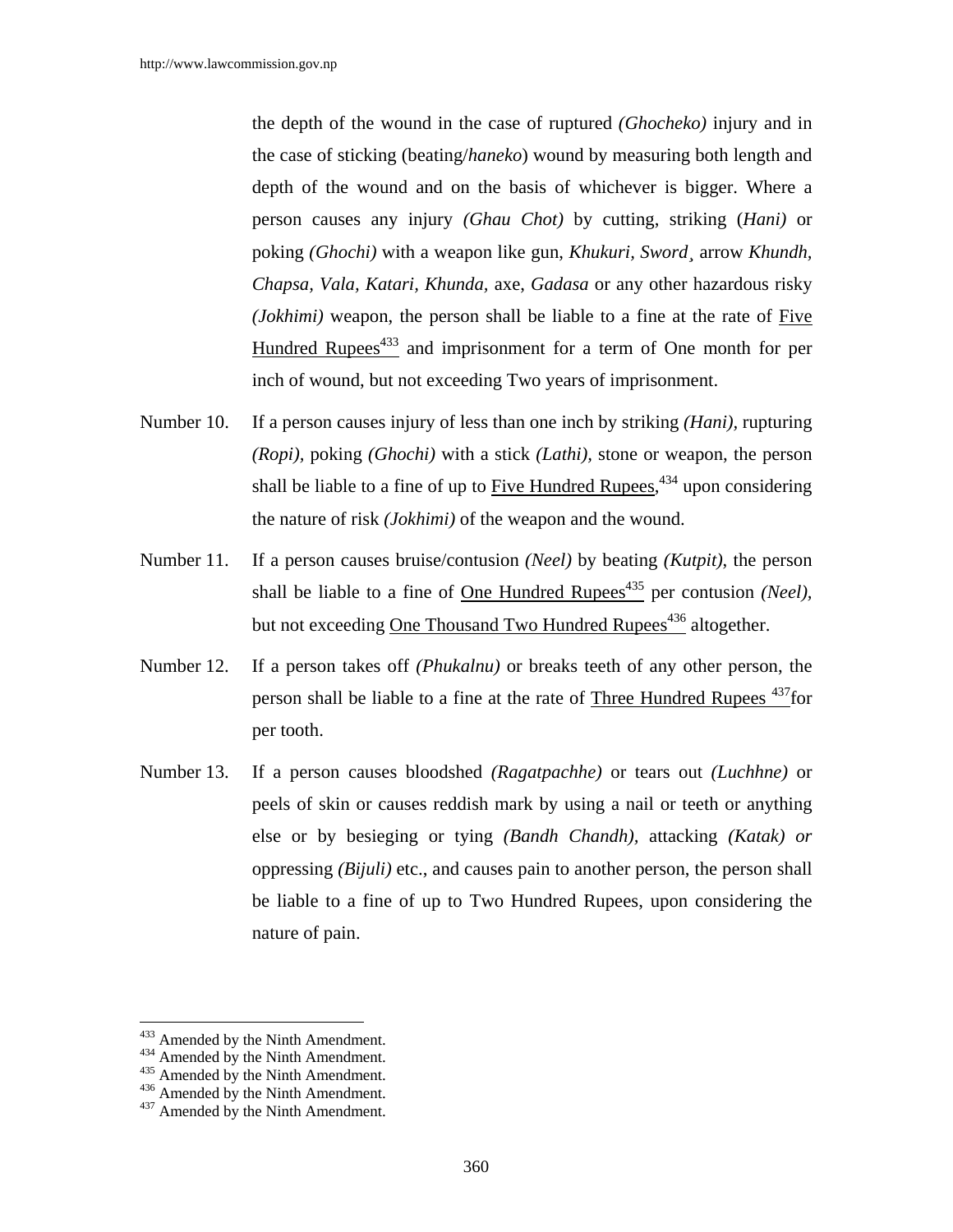the depth of the wound in the case of ruptured *(Ghocheko)* injury and in the case of sticking (beating/*haneko*) wound by measuring both length and depth of the wound and on the basis of whichever is bigger. Where a person causes any injury *(Ghau Chot)* by cutting, striking (*Hani)* or poking *(Ghochi)* with a weapon like gun, *Khukuri, Sword¸* arrow *Khundh, Chapsa, Vala, Katari, Khunda,* axe, *Gadasa* or any other hazardous risky *(Jokhimi)* weapon, the person shall be liable to a fine at the rate of <u>Five Hundred Rupees</u>[433] and imprisonment for a term of One month for per inch of wound, but not exceeding Two years of imprisonment.

Number 10. If a person causes injury of less than one inch by striking *(Hani),* rupturing *(Ropi),* poking *(Ghochi)* with a stick *(Lathi),* stone or weapon, the person shall be liable to a fine of up to <u>Five Hundred Rupees</u>,[434] upon considering the nature of risk *(Jokhimi)* of the weapon and the wound.

Number 11. If a person causes bruise/contusion *(Neel)* by beating *(Kutpit),* the person shall be liable to a fine of <u>One Hundred Rupees</u>[435] per contusion *(Neel),* but not exceeding <u>One Thousand Two Hundred Rupees</u>[436] altogether.

Number 12. If a person takes off *(Phukalnu)* or breaks teeth of any other person, the person shall be liable to a fine at the rate of <u>Three Hundred Rupees</u> [437]for per tooth.

Number 13. If a person causes bloodshed *(Ragatpachhe)* or tears out *(Luchhne)* or peels of skin or causes reddish mark by using a nail or teeth or anything else or by besieging or tying *(Bandh Chandh),* attacking *(Katak) or* oppressing *(Bijuli)* etc., and causes pain to another person, the person shall be liable to a fine of up to Two Hundred Rupees, upon considering the nature of pain.

---

[433] Amended by the Ninth Amendment.
[434] Amended by the Ninth Amendment.
[435] Amended by the Ninth Amendment.
[436] Amended by the Ninth Amendment.
[437] Amended by the Ninth Amendment.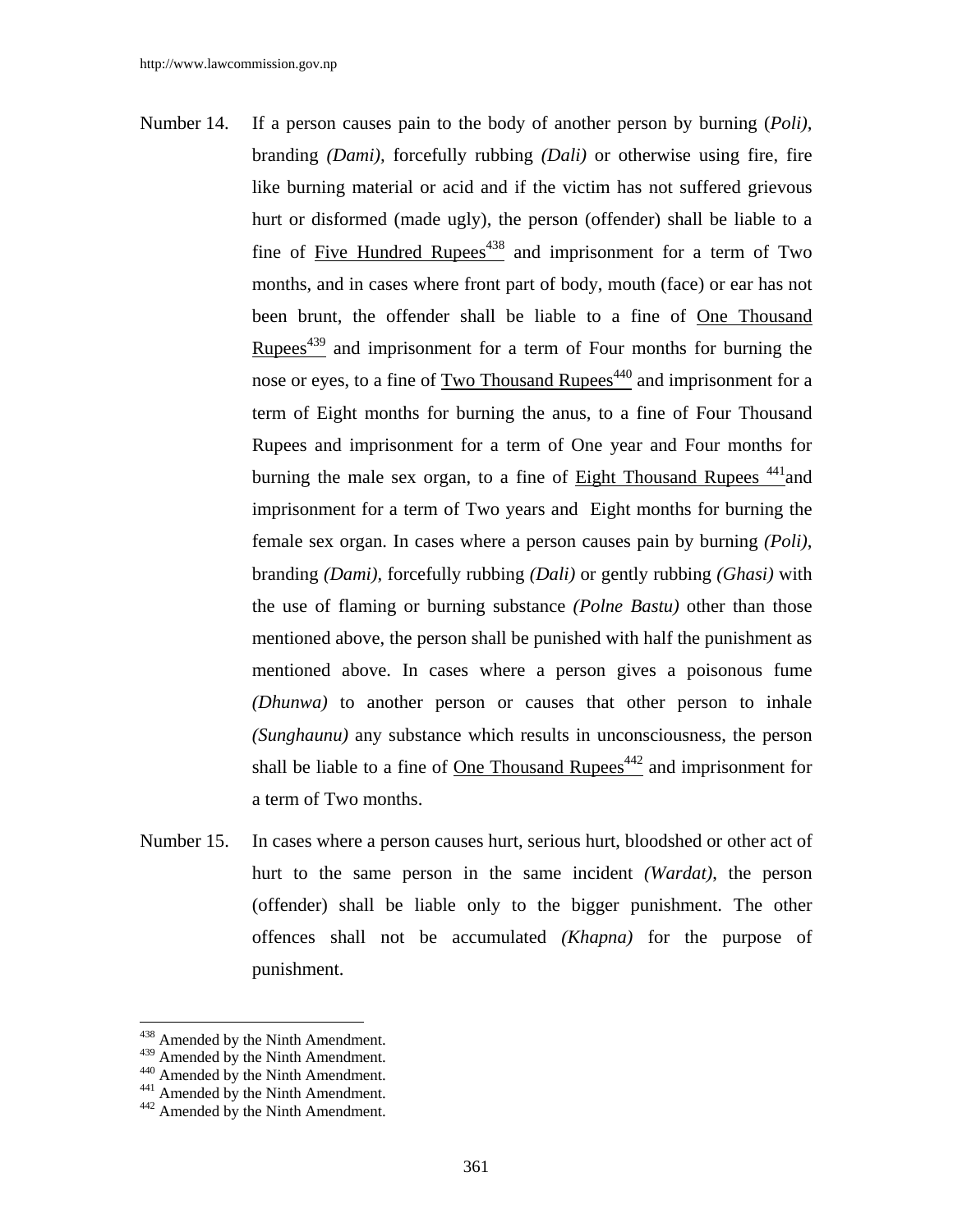Number 14. If a person causes pain to the body of another person by burning (*Poli),* branding *(Dami),* forcefully rubbing *(Dali)* or otherwise using fire, fire like burning material or acid and if the victim has not suffered grievous hurt or disformed (made ugly), the person (offender) shall be liable to a fine of Five Hundred Rupees[438] and imprisonment for a term of Two months, and in cases where front part of body, mouth (face) or ear has not been brunt, the offender shall be liable to a fine of One Thousand Rupees[439] and imprisonment for a term of Four months for burning the nose or eyes, to a fine of Two Thousand Rupees[440] and imprisonment for a term of Eight months for burning the anus, to a fine of Four Thousand Rupees and imprisonment for a term of One year and Four months for burning the male sex organ, to a fine of Eight Thousand Rupees [441]and imprisonment for a term of Two years and Eight months for burning the female sex organ. In cases where a person causes pain by burning *(Poli)*, branding *(Dami),* forcefully rubbing *(Dali)* or gently rubbing *(Ghasi)* with the use of flaming or burning substance *(Polne Bastu)* other than those mentioned above, the person shall be punished with half the punishment as mentioned above. In cases where a person gives a poisonous fume *(Dhunwa)* to another person or causes that other person to inhale *(Sunghaunu)* any substance which results in unconsciousness, the person shall be liable to a fine of One Thousand Rupees[442] and imprisonment for a term of Two months.

Number 15. In cases where a person causes hurt, serious hurt, bloodshed or other act of hurt to the same person in the same incident *(Wardat)*, the person (offender) shall be liable only to the bigger punishment. The other offences shall not be accumulated *(Khapna)* for the purpose of punishment.

---

[438] Amended by the Ninth Amendment.
[439] Amended by the Ninth Amendment.
[440] Amended by the Ninth Amendment.
[441] Amended by the Ninth Amendment.
[442] Amended by the Ninth Amendment.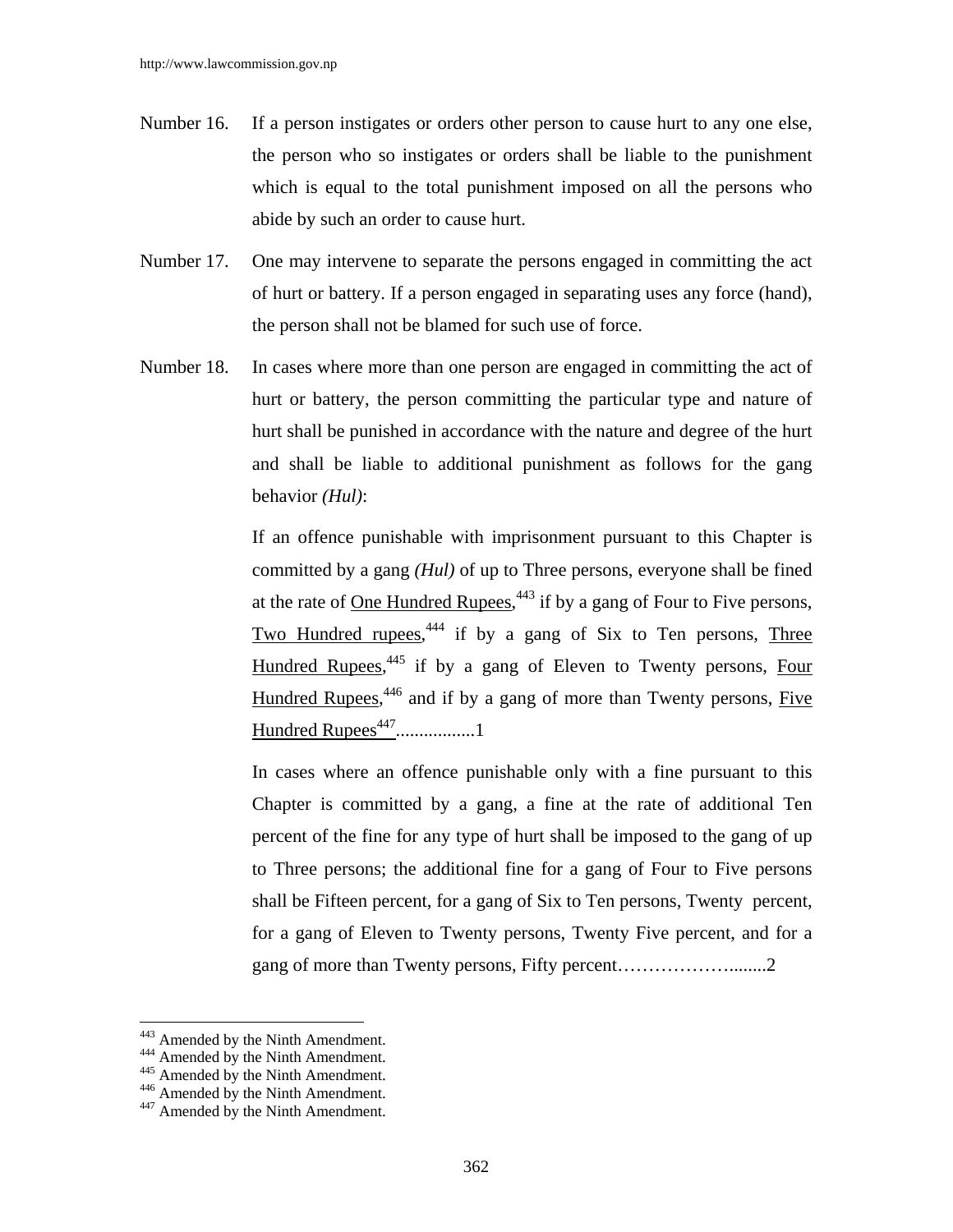Number 16. If a person instigates or orders other person to cause hurt to any one else, the person who so instigates or orders shall be liable to the punishment which is equal to the total punishment imposed on all the persons who abide by such an order to cause hurt.

Number 17. One may intervene to separate the persons engaged in committing the act of hurt or battery. If a person engaged in separating uses any force (hand), the person shall not be blamed for such use of force.

Number 18. In cases where more than one person are engaged in committing the act of hurt or battery, the person committing the particular type and nature of hurt shall be punished in accordance with the nature and degree of the hurt and shall be liable to additional punishment as follows for the gang behavior *(Hul)*:

If an offence punishable with imprisonment pursuant to this Chapter is committed by a gang *(Hul)* of up to Three persons, everyone shall be fined at the rate of One Hundred Rupees,[443] if by a gang of Four to Five persons, Two Hundred rupees,[444] if by a gang of Six to Ten persons, Three Hundred Rupees,[445] if by a gang of Eleven to Twenty persons, Four Hundred Rupees,[446] and if by a gang of more than Twenty persons, Five Hundred Rupees[447]................1

In cases where an offence punishable only with a fine pursuant to this Chapter is committed by a gang, a fine at the rate of additional Ten percent of the fine for any type of hurt shall be imposed to the gang of up to Three persons; the additional fine for a gang of Four to Five persons shall be Fifteen percent, for a gang of Six to Ten persons, Twenty percent, for a gang of Eleven to Twenty persons, Twenty Five percent, and for a gang of more than Twenty persons, Fifty percent……………….......2

---

[443] Amended by the Ninth Amendment.
[444] Amended by the Ninth Amendment.
[445] Amended by the Ninth Amendment.
[446] Amended by the Ninth Amendment.
[447] Amended by the Ninth Amendment.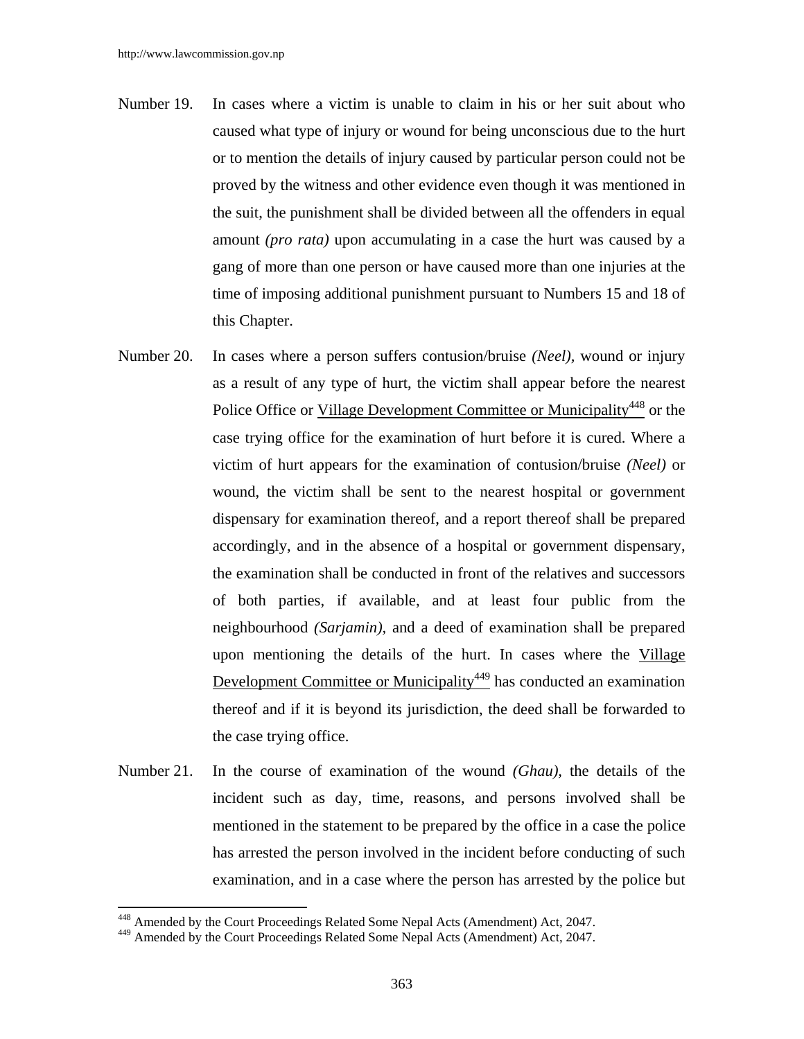Number 19. In cases where a victim is unable to claim in his or her suit about who caused what type of injury or wound for being unconscious due to the hurt or to mention the details of injury caused by particular person could not be proved by the witness and other evidence even though it was mentioned in the suit, the punishment shall be divided between all the offenders in equal amount *(pro rata)* upon accumulating in a case the hurt was caused by a gang of more than one person or have caused more than one injuries at the time of imposing additional punishment pursuant to Numbers 15 and 18 of this Chapter.

Number 20. In cases where a person suffers contusion/bruise *(Neel)*, wound or injury as a result of any type of hurt, the victim shall appear before the nearest Police Office or <u>Village Development Committee or Municipality</u>[448] or the case trying office for the examination of hurt before it is cured. Where a victim of hurt appears for the examination of contusion/bruise *(Neel)* or wound, the victim shall be sent to the nearest hospital or government dispensary for examination thereof, and a report thereof shall be prepared accordingly, and in the absence of a hospital or government dispensary, the examination shall be conducted in front of the relatives and successors of both parties, if available, and at least four public from the neighbourhood *(Sarjamin)*, and a deed of examination shall be prepared upon mentioning the details of the hurt. In cases where the <u>Village Development Committee or Municipality</u>[449] has conducted an examination thereof and if it is beyond its jurisdiction, the deed shall be forwarded to the case trying office.

Number 21. In the course of examination of the wound *(Ghau)*, the details of the incident such as day, time, reasons, and persons involved shall be mentioned in the statement to be prepared by the office in a case the police has arrested the person involved in the incident before conducting of such examination, and in a case where the person has arrested by the police but

---

[448] Amended by the Court Proceedings Related Some Nepal Acts (Amendment) Act, 2047.

[449] Amended by the Court Proceedings Related Some Nepal Acts (Amendment) Act, 2047.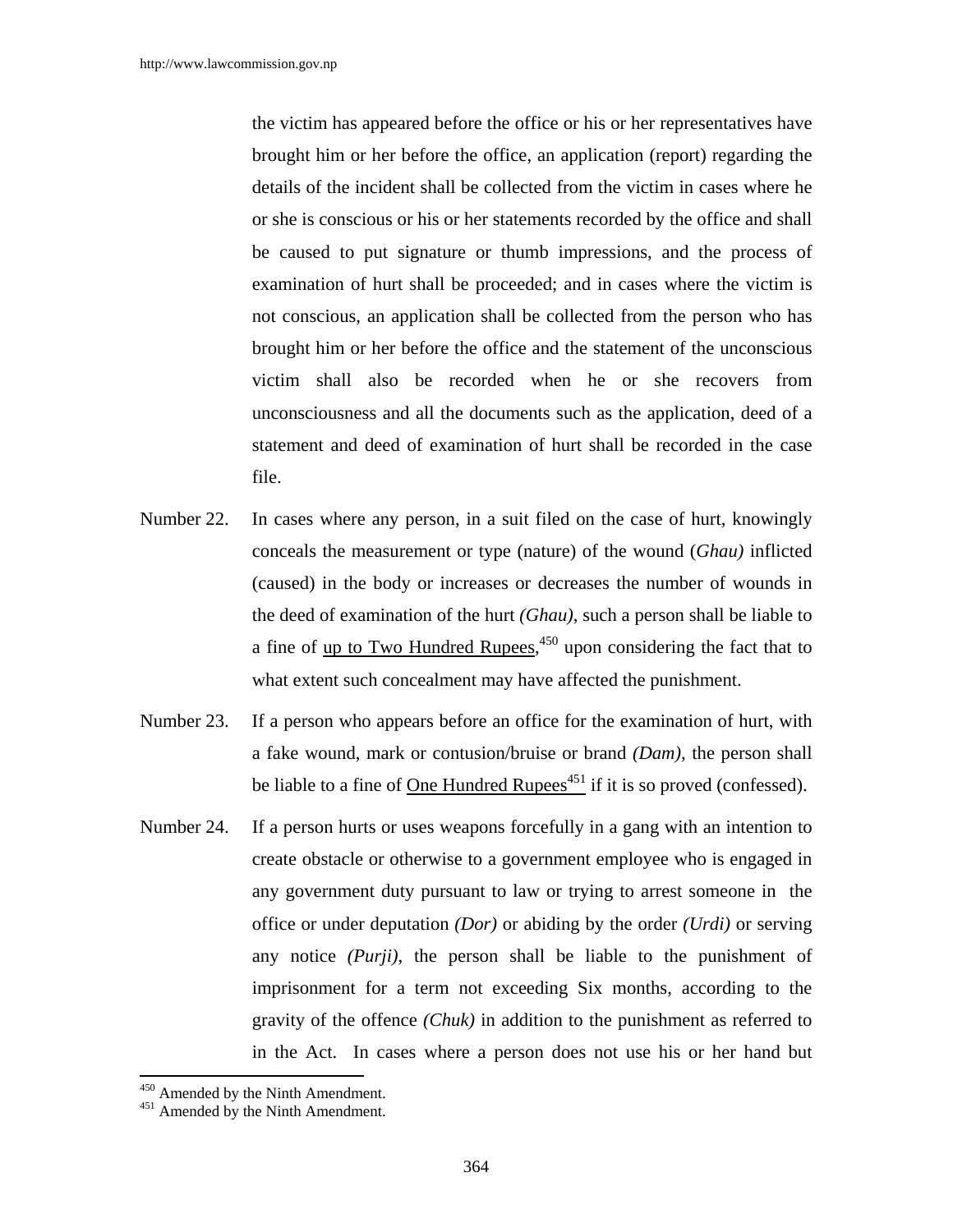the victim has appeared before the office or his or her representatives have brought him or her before the office, an application (report) regarding the details of the incident shall be collected from the victim in cases where he or she is conscious or his or her statements recorded by the office and shall be caused to put signature or thumb impressions, and the process of examination of hurt shall be proceeded; and in cases where the victim is not conscious, an application shall be collected from the person who has brought him or her before the office and the statement of the unconscious victim shall also be recorded when he or she recovers from unconsciousness and all the documents such as the application, deed of a statement and deed of examination of hurt shall be recorded in the case file.

Number 22. In cases where any person, in a suit filed on the case of hurt, knowingly conceals the measurement or type (nature) of the wound (*Ghau)* inflicted (caused) in the body or increases or decreases the number of wounds in the deed of examination of the hurt *(Ghau)*, such a person shall be liable to a fine of up to Two Hundred Rupees,[450] upon considering the fact that to what extent such concealment may have affected the punishment.

Number 23. If a person who appears before an office for the examination of hurt, with a fake wound, mark or contusion/bruise or brand *(Dam),* the person shall be liable to a fine of One Hundred Rupees[451] if it is so proved (confessed).

Number 24. If a person hurts or uses weapons forcefully in a gang with an intention to create obstacle or otherwise to a government employee who is engaged in any government duty pursuant to law or trying to arrest someone in the office or under deputation *(Dor)* or abiding by the order *(Urdi)* or serving any notice *(Purji)*, the person shall be liable to the punishment of imprisonment for a term not exceeding Six months, according to the gravity of the offence *(Chuk)* in addition to the punishment as referred to in the Act. In cases where a person does not use his or her hand but

---

[450] Amended by the Ninth Amendment.

[451] Amended by the Ninth Amendment.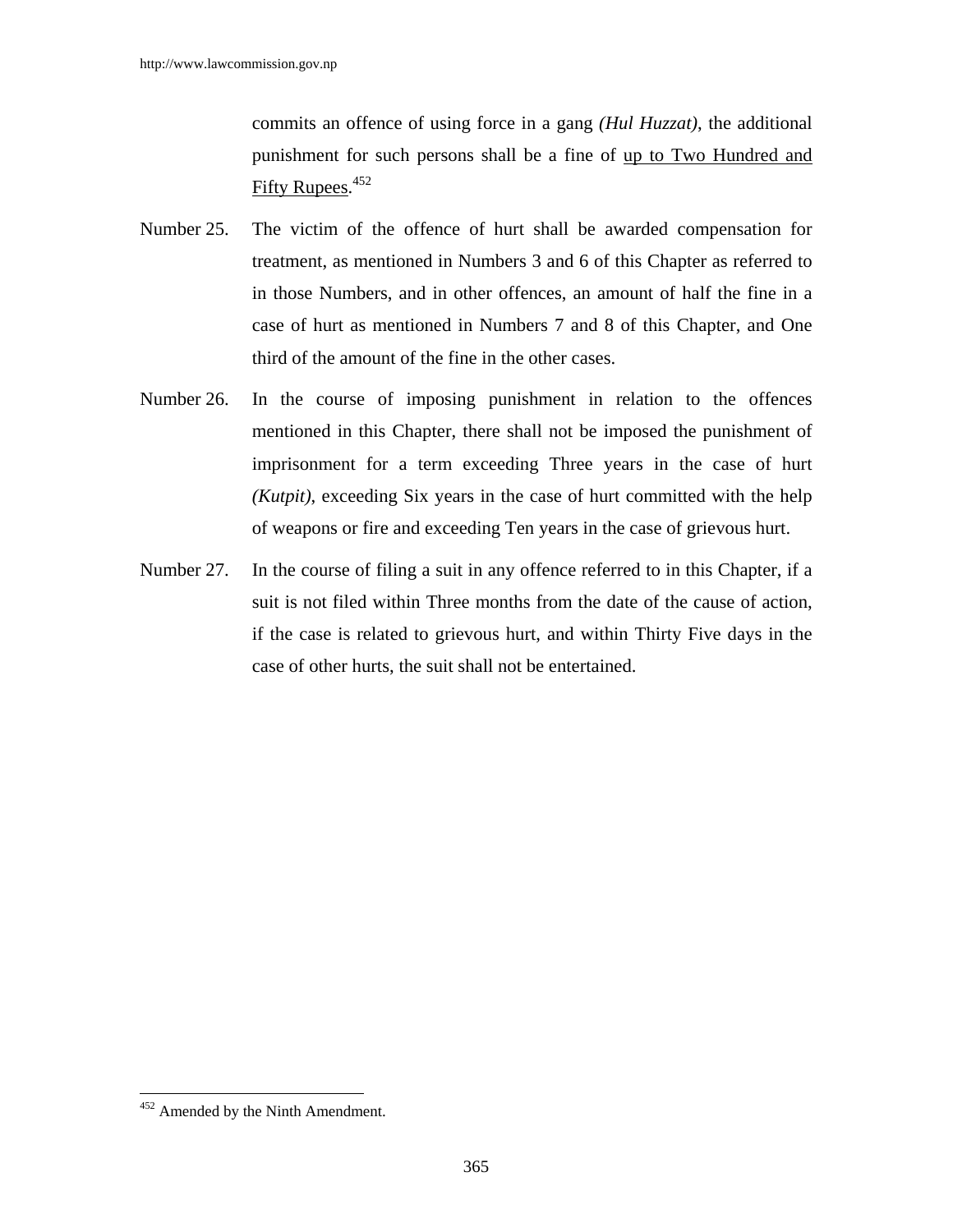commits an offence of using force in a gang *(Hul Huzzat)*, the additional punishment for such persons shall be a fine of up to Two Hundred and Fifty Rupees.[452]

Number 25. The victim of the offence of hurt shall be awarded compensation for treatment, as mentioned in Numbers 3 and 6 of this Chapter as referred to in those Numbers, and in other offences, an amount of half the fine in a case of hurt as mentioned in Numbers 7 and 8 of this Chapter, and One third of the amount of the fine in the other cases.

Number 26. In the course of imposing punishment in relation to the offences mentioned in this Chapter, there shall not be imposed the punishment of imprisonment for a term exceeding Three years in the case of hurt *(Kutpit)*, exceeding Six years in the case of hurt committed with the help of weapons or fire and exceeding Ten years in the case of grievous hurt.

Number 27. In the course of filing a suit in any offence referred to in this Chapter, if a suit is not filed within Three months from the date of the cause of action, if the case is related to grievous hurt, and within Thirty Five days in the case of other hurts, the suit shall not be entertained.

---

[452] Amended by the Ninth Amendment.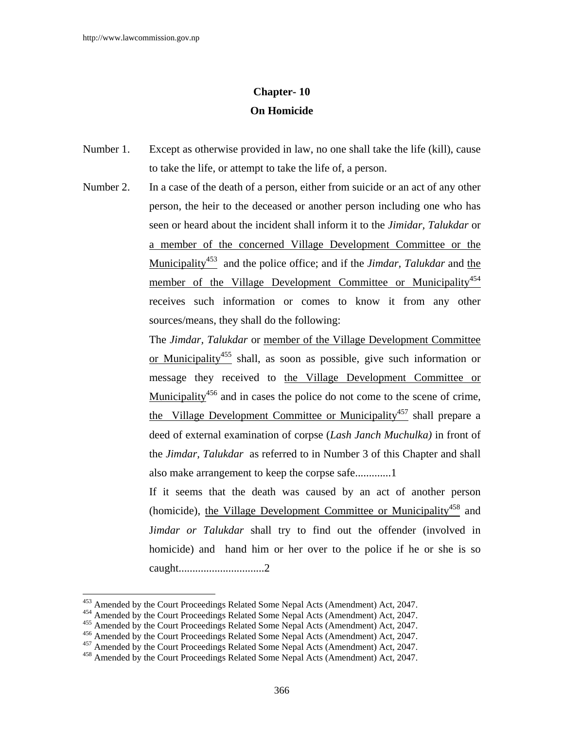## Chapter- 10
## On Homicide

Number 1. Except as otherwise provided in law, no one shall take the life (kill), cause to take the life, or attempt to take the life of, a person.

Number 2. In a case of the death of a person, either from suicide or an act of any other person, the heir to the deceased or another person including one who has seen or heard about the incident shall inform it to the *Jimidar, Talukdar* or a member of the concerned Village Development Committee or the Municipality[453] and the police office; and if the *Jimdar, Talukdar* and the member of the Village Development Committee or Municipality[454] receives such information or comes to know it from any other sources/means, they shall do the following:

The *Jimdar, Talukdar* or member of the Village Development Committee or Municipality[455] shall, as soon as possible, give such information or message they received to the Village Development Committee or Municipality[456] and in cases the police do not come to the scene of crime, the Village Development Committee or Municipality[457] shall prepare a deed of external examination of corpse (*Lash Janch Muchulka)* in front of the *Jimdar, Talukdar* as referred to in Number 3 of this Chapter and shall also make arrangement to keep the corpse safe.............1

If it seems that the death was caused by an act of another person (homicide), the Village Development Committee or Municipality[458] and J*imdar or Talukdar* shall try to find out the offender (involved in homicide) and hand him or her over to the police if he or she is so caught...............................2

---

[453] Amended by the Court Proceedings Related Some Nepal Acts (Amendment) Act, 2047.
[454] Amended by the Court Proceedings Related Some Nepal Acts (Amendment) Act, 2047.
[455] Amended by the Court Proceedings Related Some Nepal Acts (Amendment) Act, 2047.
[456] Amended by the Court Proceedings Related Some Nepal Acts (Amendment) Act, 2047.
[457] Amended by the Court Proceedings Related Some Nepal Acts (Amendment) Act, 2047.
[458] Amended by the Court Proceedings Related Some Nepal Acts (Amendment) Act, 2047.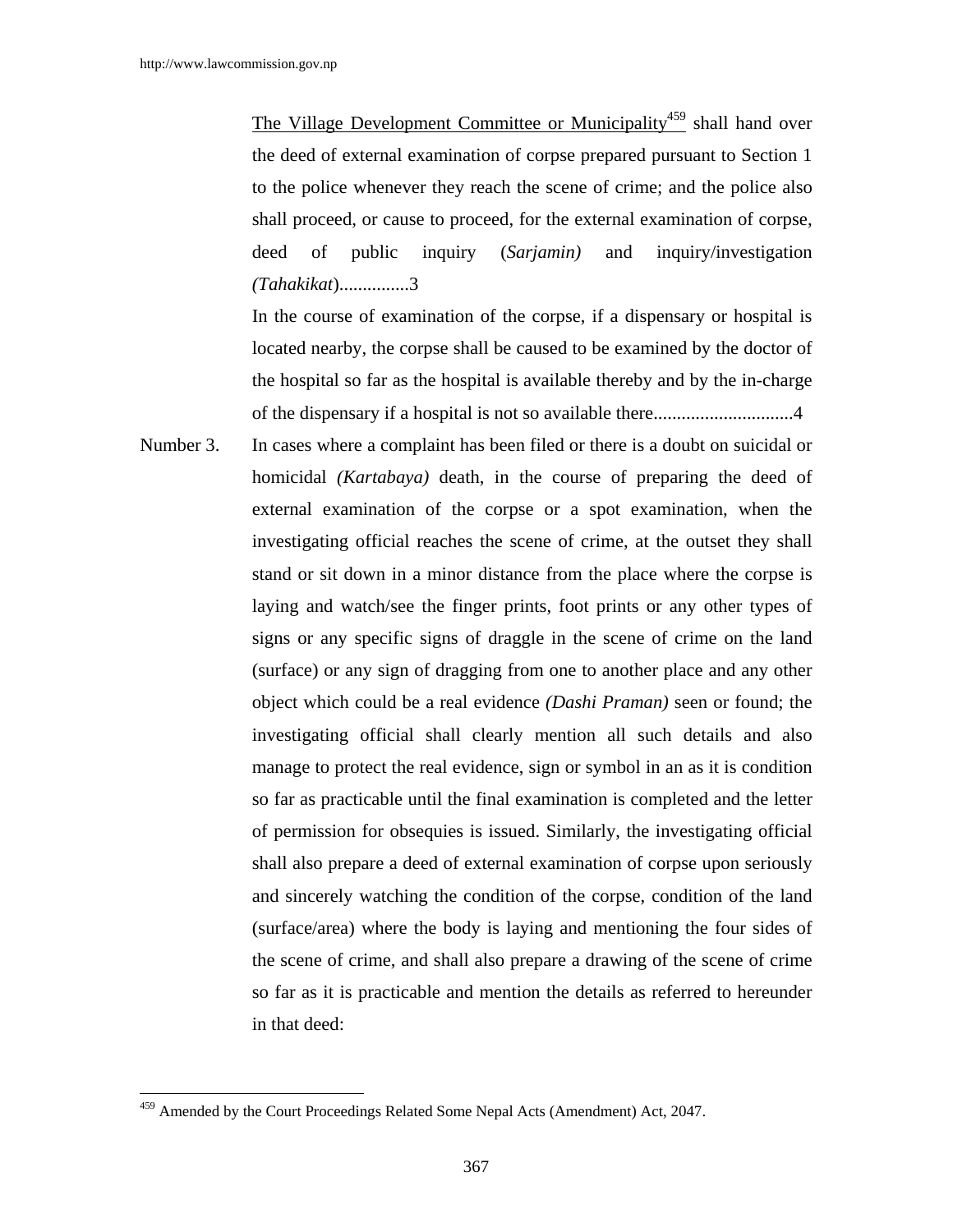The Village Development Committee or Municipality[459] shall hand over the deed of external examination of corpse prepared pursuant to Section 1 to the police whenever they reach the scene of crime; and the police also shall proceed, or cause to proceed, for the external examination of corpse, deed of public inquiry (*Sarjamin)* and inquiry/investigation *(Tahakikat*)...............3

In the course of examination of the corpse, if a dispensary or hospital is located nearby, the corpse shall be caused to be examined by the doctor of the hospital so far as the hospital is available thereby and by the in-charge of the dispensary if a hospital is not so available there.............................4

Number 3. In cases where a complaint has been filed or there is a doubt on suicidal or homicidal *(Kartabaya)* death, in the course of preparing the deed of external examination of the corpse or a spot examination, when the investigating official reaches the scene of crime, at the outset they shall stand or sit down in a minor distance from the place where the corpse is laying and watch/see the finger prints, foot prints or any other types of signs or any specific signs of draggle in the scene of crime on the land (surface) or any sign of dragging from one to another place and any other object which could be a real evidence *(Dashi Praman)* seen or found; the investigating official shall clearly mention all such details and also manage to protect the real evidence, sign or symbol in an as it is condition so far as practicable until the final examination is completed and the letter of permission for obsequies is issued. Similarly, the investigating official shall also prepare a deed of external examination of corpse upon seriously and sincerely watching the condition of the corpse, condition of the land (surface/area) where the body is laying and mentioning the four sides of the scene of crime, and shall also prepare a drawing of the scene of crime so far as it is practicable and mention the details as referred to hereunder in that deed:

[459] Amended by the Court Proceedings Related Some Nepal Acts (Amendment) Act, 2047.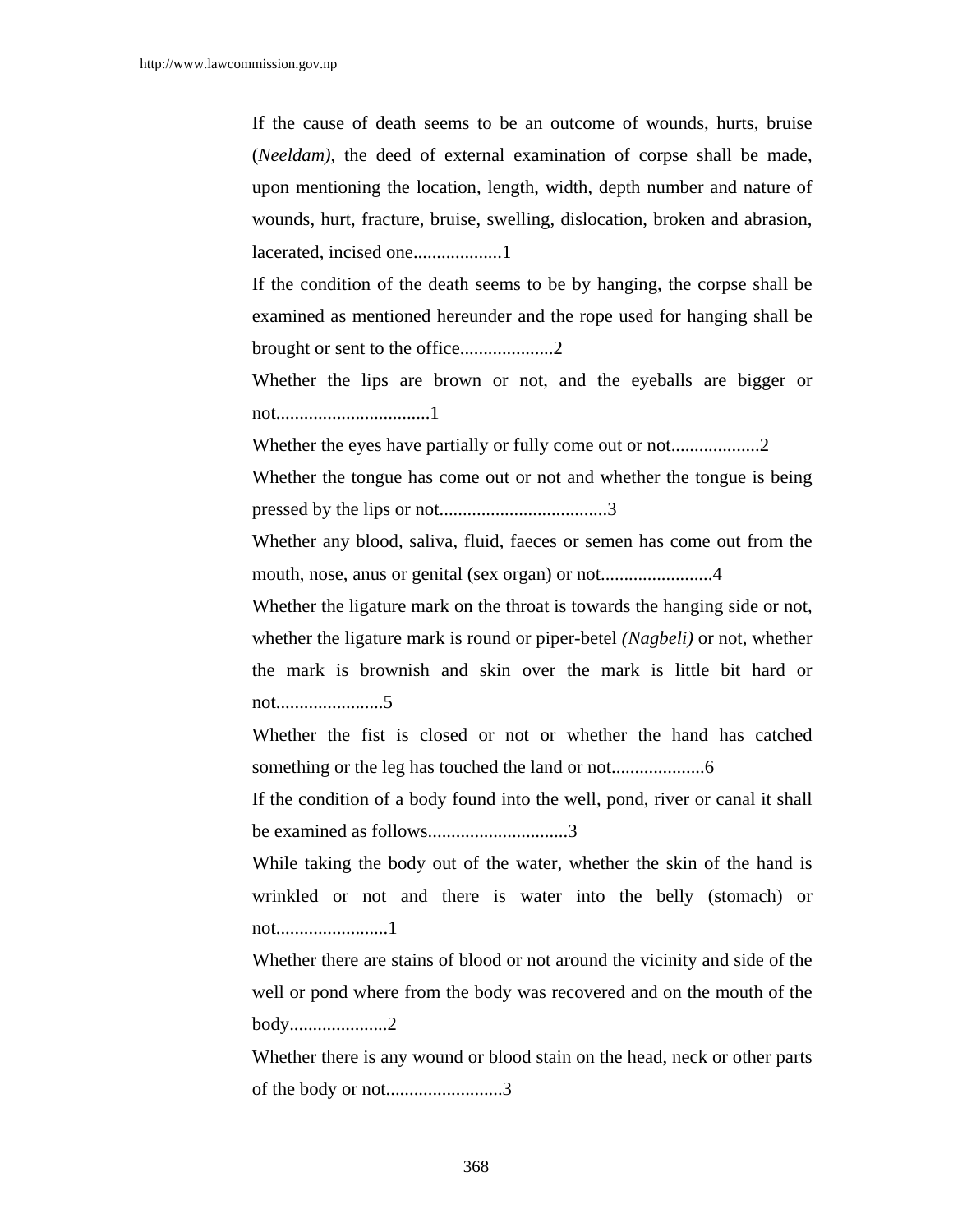If the cause of death seems to be an outcome of wounds, hurts, bruise (*Neeldam)*, the deed of external examination of corpse shall be made, upon mentioning the location, length, width, depth number and nature of wounds, hurt, fracture, bruise, swelling, dislocation, broken and abrasion, lacerated, incised one...................1

If the condition of the death seems to be by hanging, the corpse shall be examined as mentioned hereunder and the rope used for hanging shall be brought or sent to the office....................2

Whether the lips are brown or not, and the eyeballs are bigger or not.................................1

Whether the eyes have partially or fully come out or not...................2

Whether the tongue has come out or not and whether the tongue is being pressed by the lips or not....................................3

Whether any blood, saliva, fluid, faeces or semen has come out from the mouth, nose, anus or genital (sex organ) or not........................4

Whether the ligature mark on the throat is towards the hanging side or not, whether the ligature mark is round or piper-betel *(Nagbeli)* or not, whether the mark is brownish and skin over the mark is little bit hard or not.......................5

Whether the fist is closed or not or whether the hand has catched something or the leg has touched the land or not....................6

If the condition of a body found into the well, pond, river or canal it shall be examined as follows..............................3

While taking the body out of the water, whether the skin of the hand is wrinkled or not and there is water into the belly (stomach) or not........................1

Whether there are stains of blood or not around the vicinity and side of the well or pond where from the body was recovered and on the mouth of the body.....................2

Whether there is any wound or blood stain on the head, neck or other parts of the body or not.........................3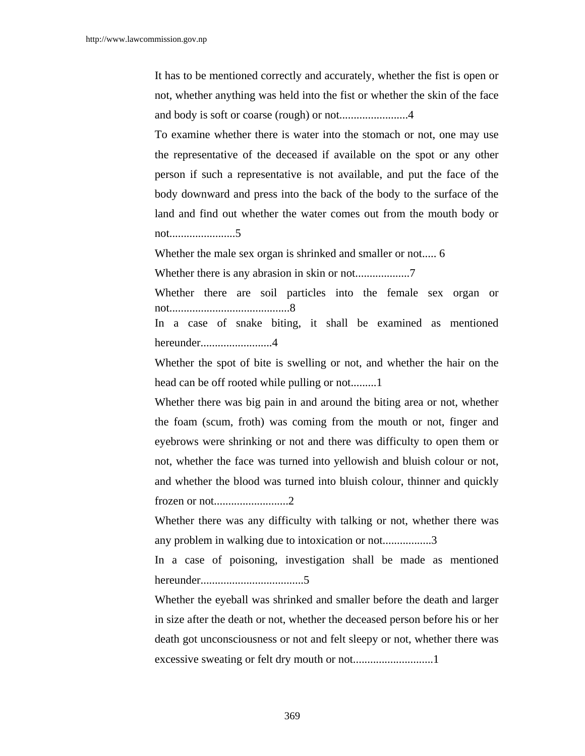It has to be mentioned correctly and accurately, whether the fist is open or not, whether anything was held into the fist or whether the skin of the face and body is soft or coarse (rough) or not........................4

To examine whether there is water into the stomach or not, one may use the representative of the deceased if available on the spot or any other person if such a representative is not available, and put the face of the body downward and press into the back of the body to the surface of the land and find out whether the water comes out from the mouth body or not.......................5

Whether the male sex organ is shrinked and smaller or not..... 6

Whether there is any abrasion in skin or not...................7

Whether there are soil particles into the female sex organ or not..........................................8

In a case of snake biting, it shall be examined as mentioned hereunder.........................4

Whether the spot of bite is swelling or not, and whether the hair on the head can be off rooted while pulling or not.........1

Whether there was big pain in and around the biting area or not, whether the foam (scum, froth) was coming from the mouth or not, finger and eyebrows were shrinking or not and there was difficulty to open them or not, whether the face was turned into yellowish and bluish colour or not, and whether the blood was turned into bluish colour, thinner and quickly frozen or not..........................2

Whether there was any difficulty with talking or not, whether there was any problem in walking due to intoxication or not.................3

In a case of poisoning, investigation shall be made as mentioned hereunder....................................5

Whether the eyeball was shrinked and smaller before the death and larger in size after the death or not, whether the deceased person before his or her death got unconsciousness or not and felt sleepy or not, whether there was excessive sweating or felt dry mouth or not...........................1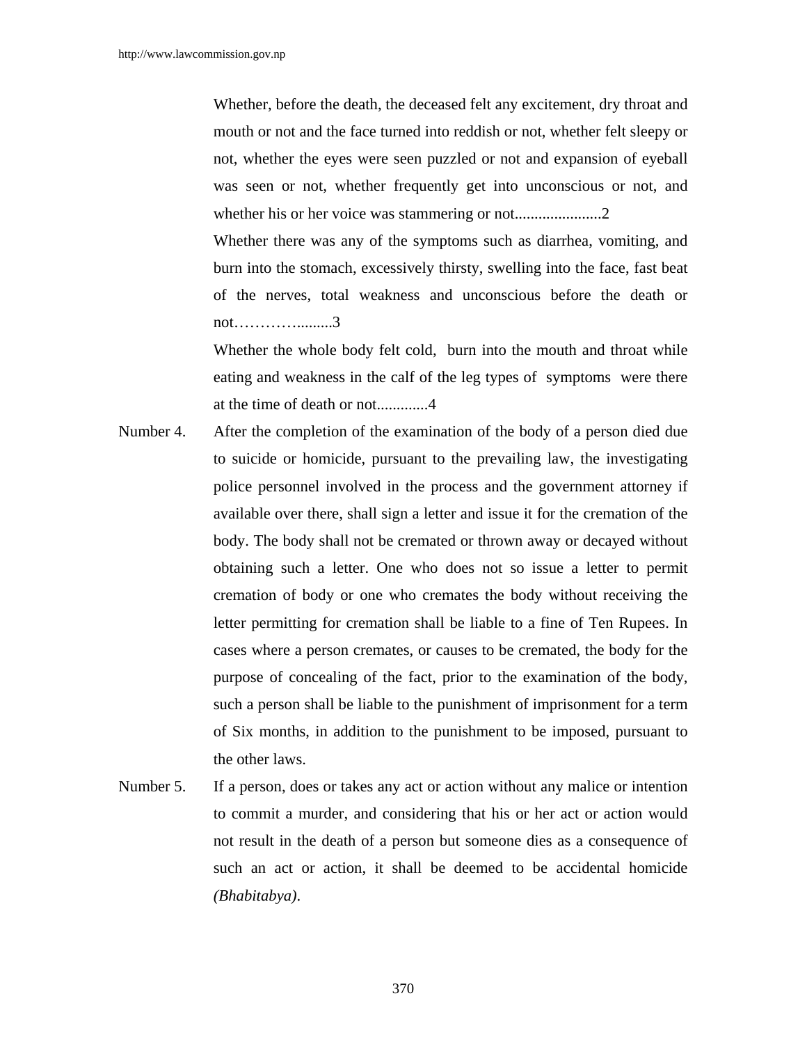Whether, before the death, the deceased felt any excitement, dry throat and mouth or not and the face turned into reddish or not, whether felt sleepy or not, whether the eyes were seen puzzled or not and expansion of eyeball was seen or not, whether frequently get into unconscious or not, and whether his or her voice was stammering or not......................2

Whether there was any of the symptoms such as diarrhea, vomiting, and burn into the stomach, excessively thirsty, swelling into the face, fast beat of the nerves, total weakness and unconscious before the death or not………….........3

Whether the whole body felt cold, burn into the mouth and throat while eating and weakness in the calf of the leg types of symptoms were there at the time of death or not.............4

Number 4. After the completion of the examination of the body of a person died due to suicide or homicide, pursuant to the prevailing law, the investigating police personnel involved in the process and the government attorney if available over there, shall sign a letter and issue it for the cremation of the body. The body shall not be cremated or thrown away or decayed without obtaining such a letter. One who does not so issue a letter to permit cremation of body or one who cremates the body without receiving the letter permitting for cremation shall be liable to a fine of Ten Rupees. In cases where a person cremates, or causes to be cremated, the body for the purpose of concealing of the fact, prior to the examination of the body, such a person shall be liable to the punishment of imprisonment for a term of Six months, in addition to the punishment to be imposed, pursuant to the other laws.

Number 5. If a person, does or takes any act or action without any malice or intention to commit a murder, and considering that his or her act or action would not result in the death of a person but someone dies as a consequence of such an act or action, it shall be deemed to be accidental homicide *(Bhabitabya)*.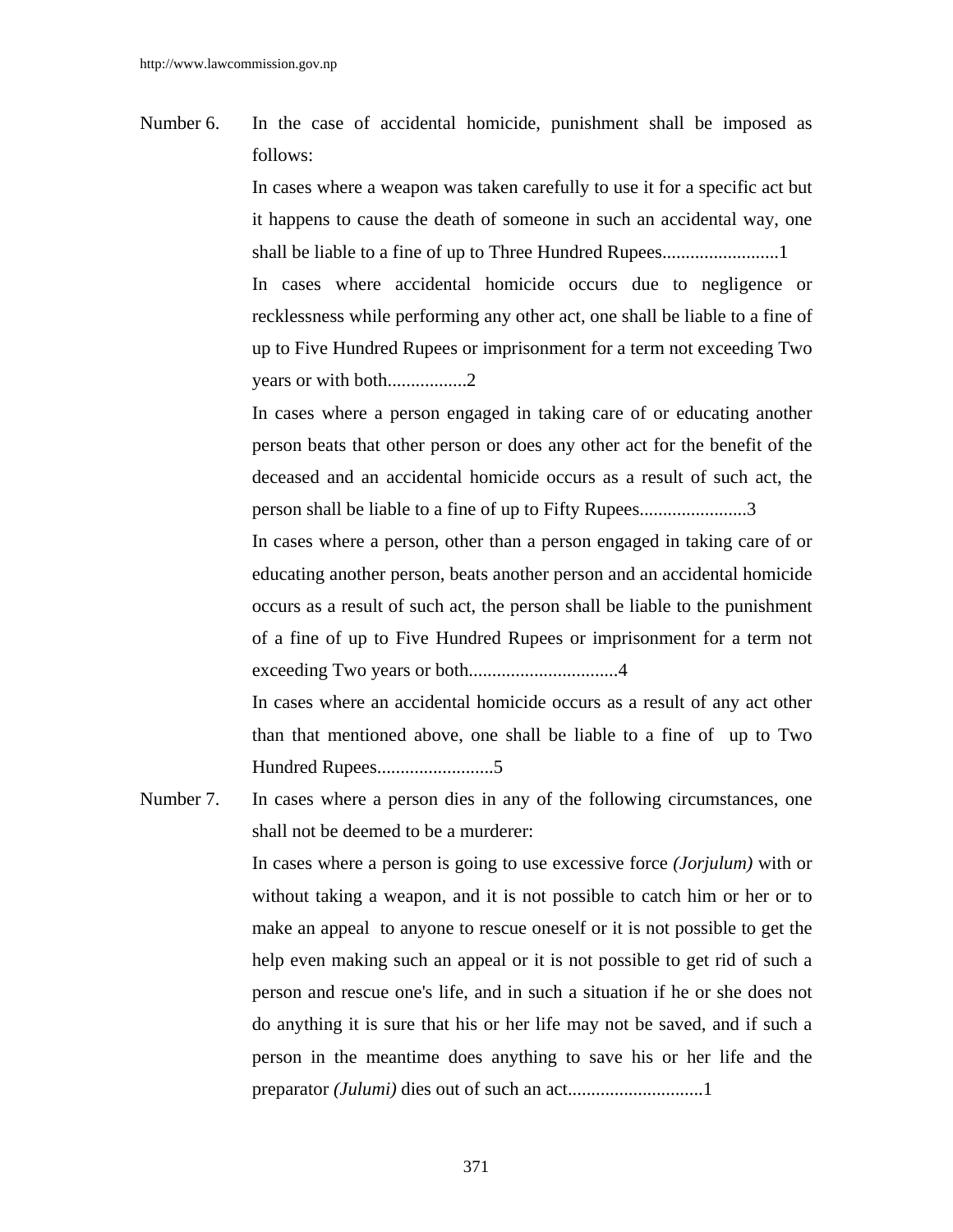Number 6. In the case of accidental homicide, punishment shall be imposed as follows:

In cases where a weapon was taken carefully to use it for a specific act but it happens to cause the death of someone in such an accidental way, one shall be liable to a fine of up to Three Hundred Rupees.........................1

In cases where accidental homicide occurs due to negligence or recklessness while performing any other act, one shall be liable to a fine of up to Five Hundred Rupees or imprisonment for a term not exceeding Two years or with both................2

In cases where a person engaged in taking care of or educating another person beats that other person or does any other act for the benefit of the deceased and an accidental homicide occurs as a result of such act, the person shall be liable to a fine of up to Fifty Rupees.......................3

In cases where a person, other than a person engaged in taking care of or educating another person, beats another person and an accidental homicide occurs as a result of such act, the person shall be liable to the punishment of a fine of up to Five Hundred Rupees or imprisonment for a term not exceeding Two years or both................................4

In cases where an accidental homicide occurs as a result of any act other than that mentioned above, one shall be liable to a fine of up to Two Hundred Rupees.........................5

Number 7. In cases where a person dies in any of the following circumstances, one shall not be deemed to be a murderer:

In cases where a person is going to use excessive force *(Jorjulum)* with or without taking a weapon, and it is not possible to catch him or her or to make an appeal to anyone to rescue oneself or it is not possible to get the help even making such an appeal or it is not possible to get rid of such a person and rescue one's life, and in such a situation if he or she does not do anything it is sure that his or her life may not be saved, and if such a person in the meantime does anything to save his or her life and the preparator *(Julumi)* dies out of such an act............................1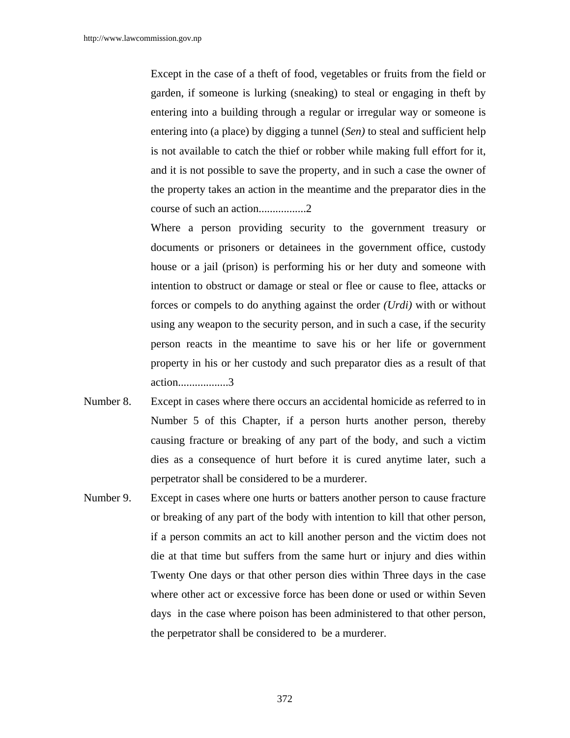Except in the case of a theft of food, vegetables or fruits from the field or garden, if someone is lurking (sneaking) to steal or engaging in theft by entering into a building through a regular or irregular way or someone is entering into (a place) by digging a tunnel (*Sen)* to steal and sufficient help is not available to catch the thief or robber while making full effort for it, and it is not possible to save the property, and in such a case the owner of the property takes an action in the meantime and the preparator dies in the course of such an action.................2

Where a person providing security to the government treasury or documents or prisoners or detainees in the government office, custody house or a jail (prison) is performing his or her duty and someone with intention to obstruct or damage or steal or flee or cause to flee, attacks or forces or compels to do anything against the order *(Urdi)* with or without using any weapon to the security person, and in such a case, if the security person reacts in the meantime to save his or her life or government property in his or her custody and such preparator dies as a result of that action..................3

Number 8. Except in cases where there occurs an accidental homicide as referred to in Number 5 of this Chapter, if a person hurts another person, thereby causing fracture or breaking of any part of the body, and such a victim dies as a consequence of hurt before it is cured anytime later, such a perpetrator shall be considered to be a murderer.

Number 9. Except in cases where one hurts or batters another person to cause fracture or breaking of any part of the body with intention to kill that other person, if a person commits an act to kill another person and the victim does not die at that time but suffers from the same hurt or injury and dies within Twenty One days or that other person dies within Three days in the case where other act or excessive force has been done or used or within Seven days in the case where poison has been administered to that other person, the perpetrator shall be considered to be a murderer.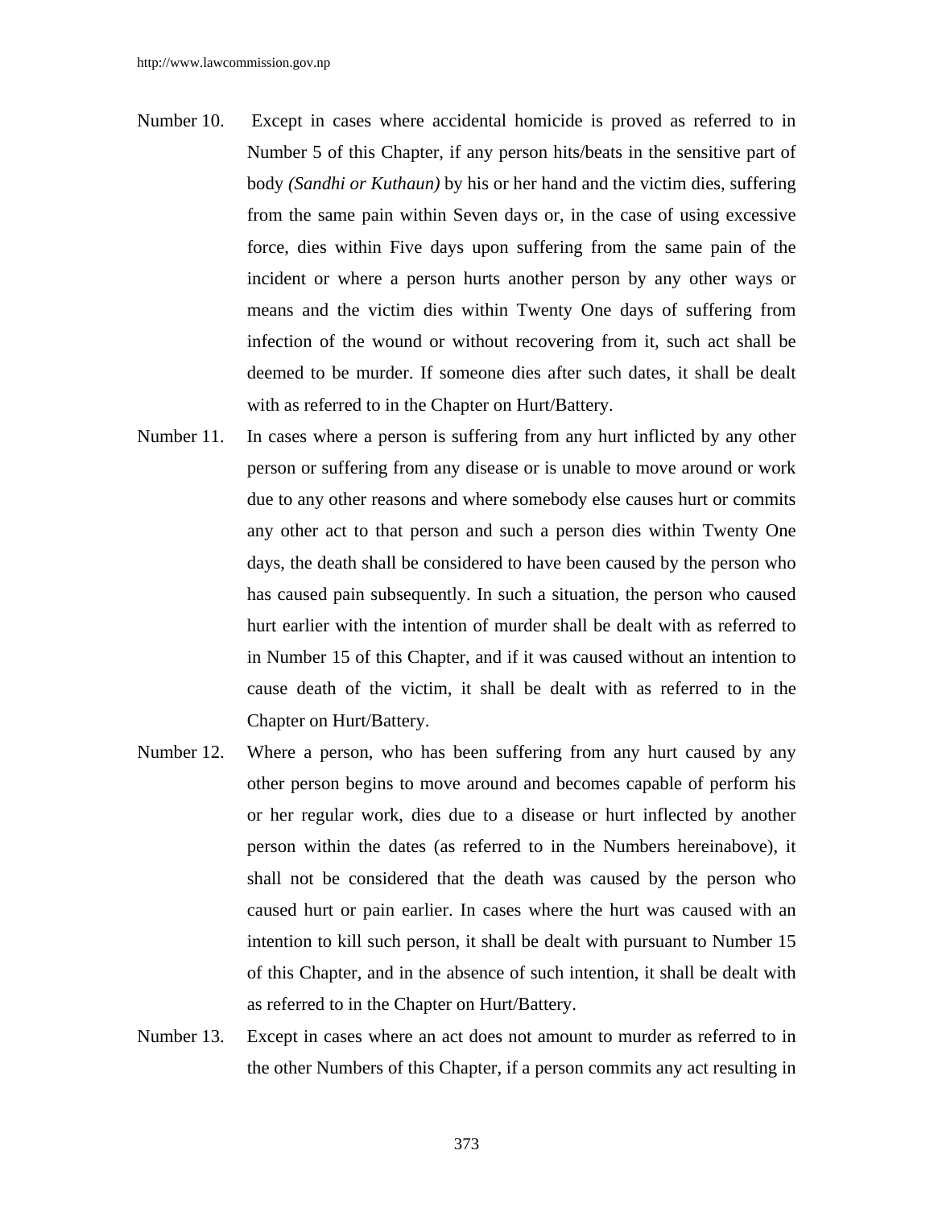Number 10. Except in cases where accidental homicide is proved as referred to in Number 5 of this Chapter, if any person hits/beats in the sensitive part of body *(Sandhi or Kuthaun)* by his or her hand and the victim dies, suffering from the same pain within Seven days or, in the case of using excessive force, dies within Five days upon suffering from the same pain of the incident or where a person hurts another person by any other ways or means and the victim dies within Twenty One days of suffering from infection of the wound or without recovering from it, such act shall be deemed to be murder. If someone dies after such dates, it shall be dealt with as referred to in the Chapter on Hurt/Battery.

Number 11. In cases where a person is suffering from any hurt inflicted by any other person or suffering from any disease or is unable to move around or work due to any other reasons and where somebody else causes hurt or commits any other act to that person and such a person dies within Twenty One days, the death shall be considered to have been caused by the person who has caused pain subsequently. In such a situation, the person who caused hurt earlier with the intention of murder shall be dealt with as referred to in Number 15 of this Chapter, and if it was caused without an intention to cause death of the victim, it shall be dealt with as referred to in the Chapter on Hurt/Battery.

Number 12. Where a person, who has been suffering from any hurt caused by any other person begins to move around and becomes capable of perform his or her regular work, dies due to a disease or hurt inflicted by another person within the dates (as referred to in the Numbers hereinabove), it shall not be considered that the death was caused by the person who caused hurt or pain earlier. In cases where the hurt was caused with an intention to kill such person, it shall be dealt with pursuant to Number 15 of this Chapter, and in the absence of such intention, it shall be dealt with as referred to in the Chapter on Hurt/Battery.

Number 13. Except in cases where an act does not amount to murder as referred to in the other Numbers of this Chapter, if a person commits any act resulting in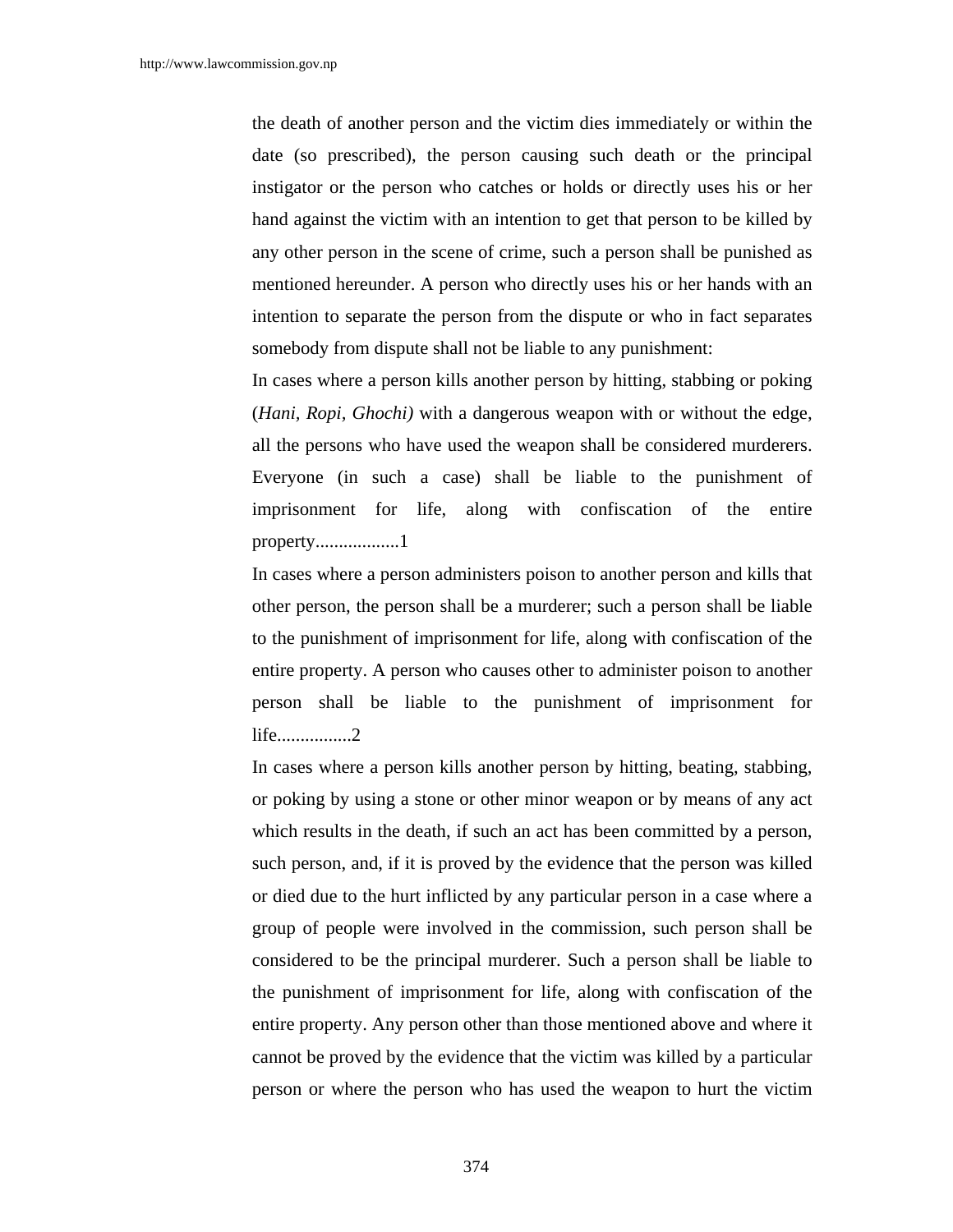the death of another person and the victim dies immediately or within the date (so prescribed), the person causing such death or the principal instigator or the person who catches or holds or directly uses his or her hand against the victim with an intention to get that person to be killed by any other person in the scene of crime, such a person shall be punished as mentioned hereunder. A person who directly uses his or her hands with an intention to separate the person from the dispute or who in fact separates somebody from dispute shall not be liable to any punishment:

In cases where a person kills another person by hitting, stabbing or poking (*Hani, Ropi, Ghochi)* with a dangerous weapon with or without the edge, all the persons who have used the weapon shall be considered murderers. Everyone (in such a case) shall be liable to the punishment of imprisonment for life, along with confiscation of the entire property..................1

In cases where a person administers poison to another person and kills that other person, the person shall be a murderer; such a person shall be liable to the punishment of imprisonment for life, along with confiscation of the entire property. A person who causes other to administer poison to another person shall be liable to the punishment of imprisonment for life................2

In cases where a person kills another person by hitting, beating, stabbing, or poking by using a stone or other minor weapon or by means of any act which results in the death, if such an act has been committed by a person, such person, and, if it is proved by the evidence that the person was killed or died due to the hurt inflicted by any particular person in a case where a group of people were involved in the commission, such person shall be considered to be the principal murderer. Such a person shall be liable to the punishment of imprisonment for life, along with confiscation of the entire property. Any person other than those mentioned above and where it cannot be proved by the evidence that the victim was killed by a particular person or where the person who has used the weapon to hurt the victim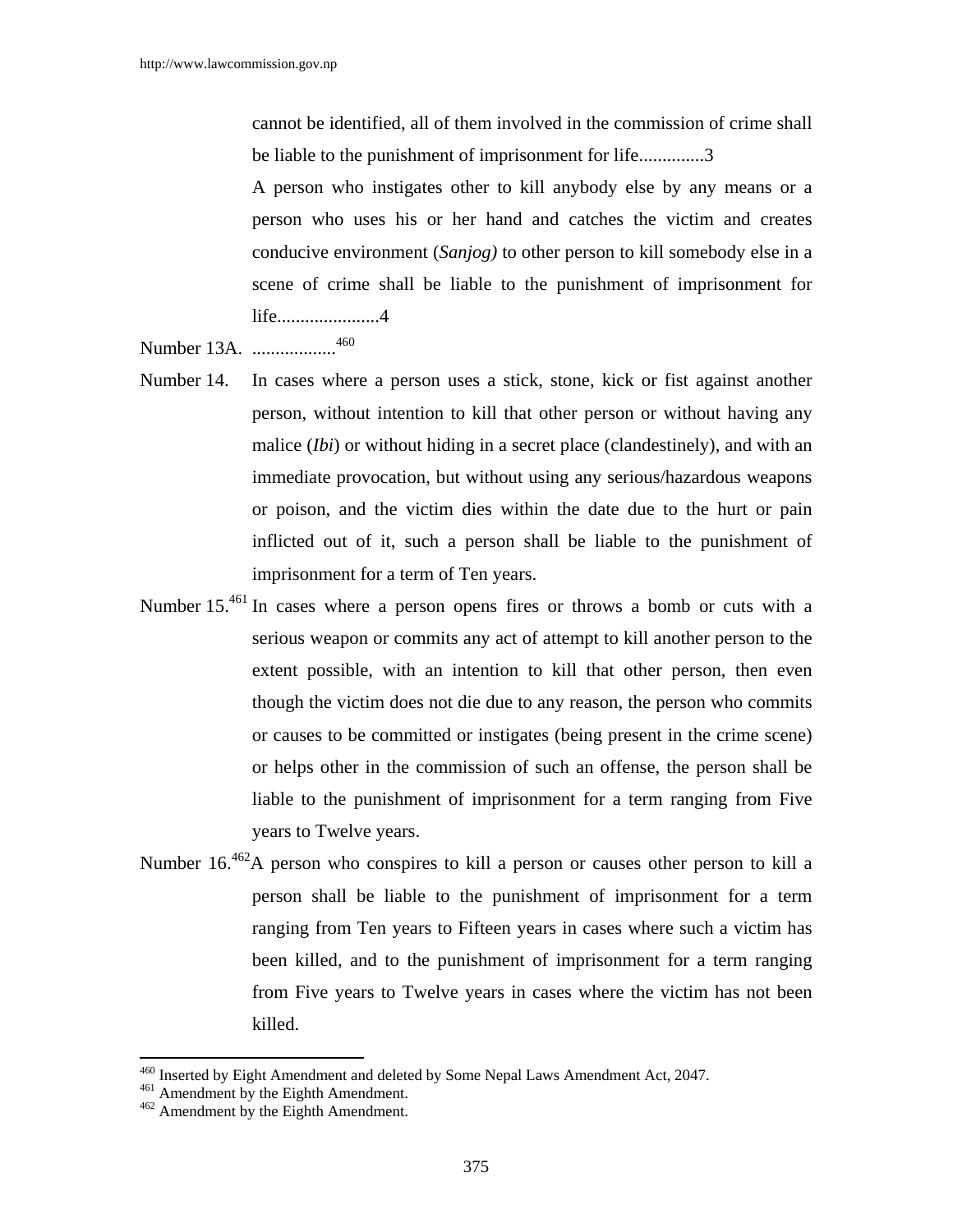cannot be identified, all of them involved in the commission of crime shall be liable to the punishment of imprisonment for life..............3

A person who instigates other to kill anybody else by any means or a person who uses his or her hand and catches the victim and creates conducive environment (*Sanjog)* to other person to kill somebody else in a scene of crime shall be liable to the punishment of imprisonment for life......................4

Number 13A. ..................[460]

Number 14. In cases where a person uses a stick, stone, kick or fist against another person, without intention to kill that other person or without having any malice (*Ibi*) or without hiding in a secret place (clandestinely), and with an immediate provocation, but without using any serious/hazardous weapons or poison, and the victim dies within the date due to the hurt or pain inflicted out of it, such a person shall be liable to the punishment of imprisonment for a term of Ten years.

Number 15.[461] In cases where a person opens fires or throws a bomb or cuts with a serious weapon or commits any act of attempt to kill another person to the extent possible, with an intention to kill that other person, then even though the victim does not die due to any reason, the person who commits or causes to be committed or instigates (being present in the crime scene) or helps other in the commission of such an offense, the person shall be liable to the punishment of imprisonment for a term ranging from Five years to Twelve years.

Number 16.[462] A person who conspires to kill a person or causes other person to kill a person shall be liable to the punishment of imprisonment for a term ranging from Ten years to Fifteen years in cases where such a victim has been killed, and to the punishment of imprisonment for a term ranging from Five years to Twelve years in cases where the victim has not been killed.

---

[460] Inserted by Eight Amendment and deleted by Some Nepal Laws Amendment Act, 2047.

[461] Amendment by the Eighth Amendment.

[462] Amendment by the Eighth Amendment.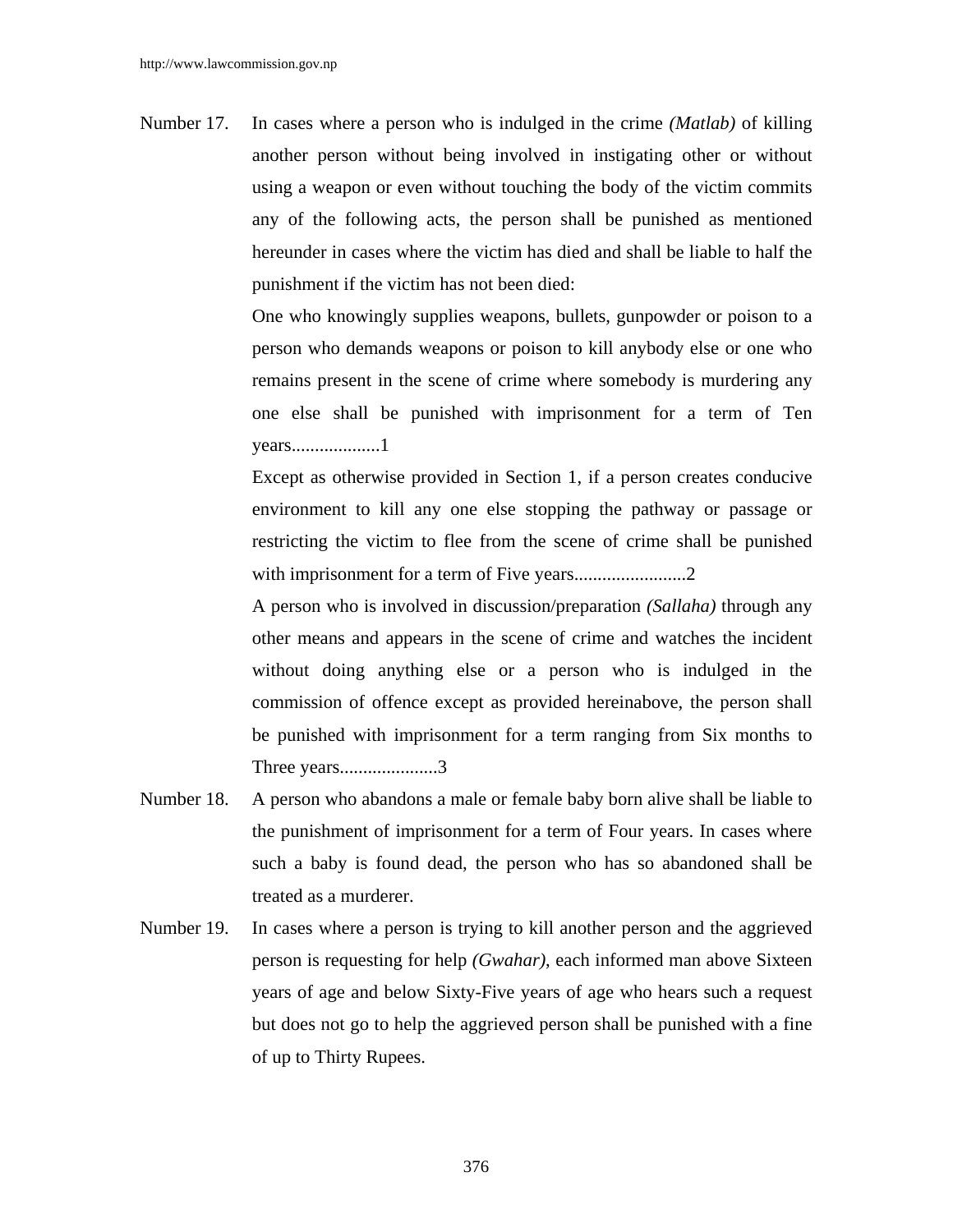Number 17. In cases where a person who is indulged in the crime *(Matlab)* of killing another person without being involved in instigating other or without using a weapon or even without touching the body of the victim commits any of the following acts, the person shall be punished as mentioned hereunder in cases where the victim has died and shall be liable to half the punishment if the victim has not been died:

One who knowingly supplies weapons, bullets, gunpowder or poison to a person who demands weapons or poison to kill anybody else or one who remains present in the scene of crime where somebody is murdering any one else shall be punished with imprisonment for a term of Ten years..................1

Except as otherwise provided in Section 1, if a person creates conducive environment to kill any one else stopping the pathway or passage or restricting the victim to flee from the scene of crime shall be punished with imprisonment for a term of Five years........................2

A person who is involved in discussion/preparation *(Sallaha)* through any other means and appears in the scene of crime and watches the incident without doing anything else or a person who is indulged in the commission of offence except as provided hereinabove, the person shall be punished with imprisonment for a term ranging from Six months to Three years.....................3

Number 18. A person who abandons a male or female baby born alive shall be liable to the punishment of imprisonment for a term of Four years. In cases where such a baby is found dead, the person who has so abandoned shall be treated as a murderer.

Number 19. In cases where a person is trying to kill another person and the aggrieved person is requesting for help *(Gwahar)*, each informed man above Sixteen years of age and below Sixty-Five years of age who hears such a request but does not go to help the aggrieved person shall be punished with a fine of up to Thirty Rupees.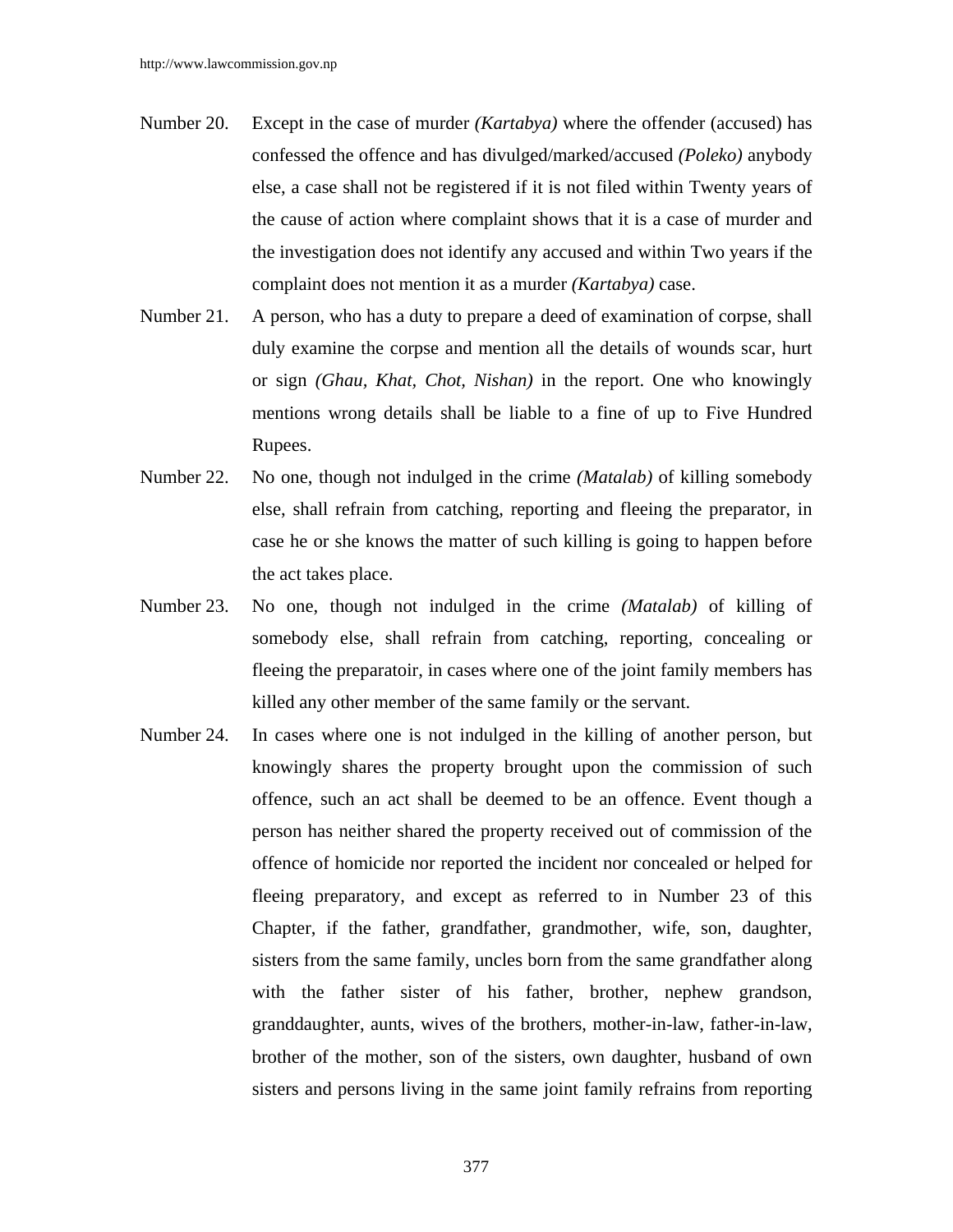Number 20. Except in the case of murder *(Kartabya)* where the offender (accused) has confessed the offence and has divulged/marked/accused *(Poleko)* anybody else, a case shall not be registered if it is not filed within Twenty years of the cause of action where complaint shows that it is a case of murder and the investigation does not identify any accused and within Two years if the complaint does not mention it as a murder *(Kartabya)* case.

Number 21. A person, who has a duty to prepare a deed of examination of corpse, shall duly examine the corpse and mention all the details of wounds scar, hurt or sign *(Ghau, Khat, Chot, Nishan)* in the report. One who knowingly mentions wrong details shall be liable to a fine of up to Five Hundred Rupees.

Number 22. No one, though not indulged in the crime *(Matalab)* of killing somebody else, shall refrain from catching, reporting and fleeing the preparator, in case he or she knows the matter of such killing is going to happen before the act takes place.

Number 23. No one, though not indulged in the crime *(Matalab)* of killing of somebody else, shall refrain from catching, reporting, concealing or fleeing the preparatoir, in cases where one of the joint family members has killed any other member of the same family or the servant.

Number 24. In cases where one is not indulged in the killing of another person, but knowingly shares the property brought upon the commission of such offence, such an act shall be deemed to be an offence. Event though a person has neither shared the property received out of commission of the offence of homicide nor reported the incident nor concealed or helped for fleeing preparatory, and except as referred to in Number 23 of this Chapter, if the father, grandfather, grandmother, wife, son, daughter, sisters from the same family, uncles born from the same grandfather along with the father sister of his father, brother, nephew grandson, granddaughter, aunts, wives of the brothers, mother-in-law, father-in-law, brother of the mother, son of the sisters, own daughter, husband of own sisters and persons living in the same joint family refrains from reporting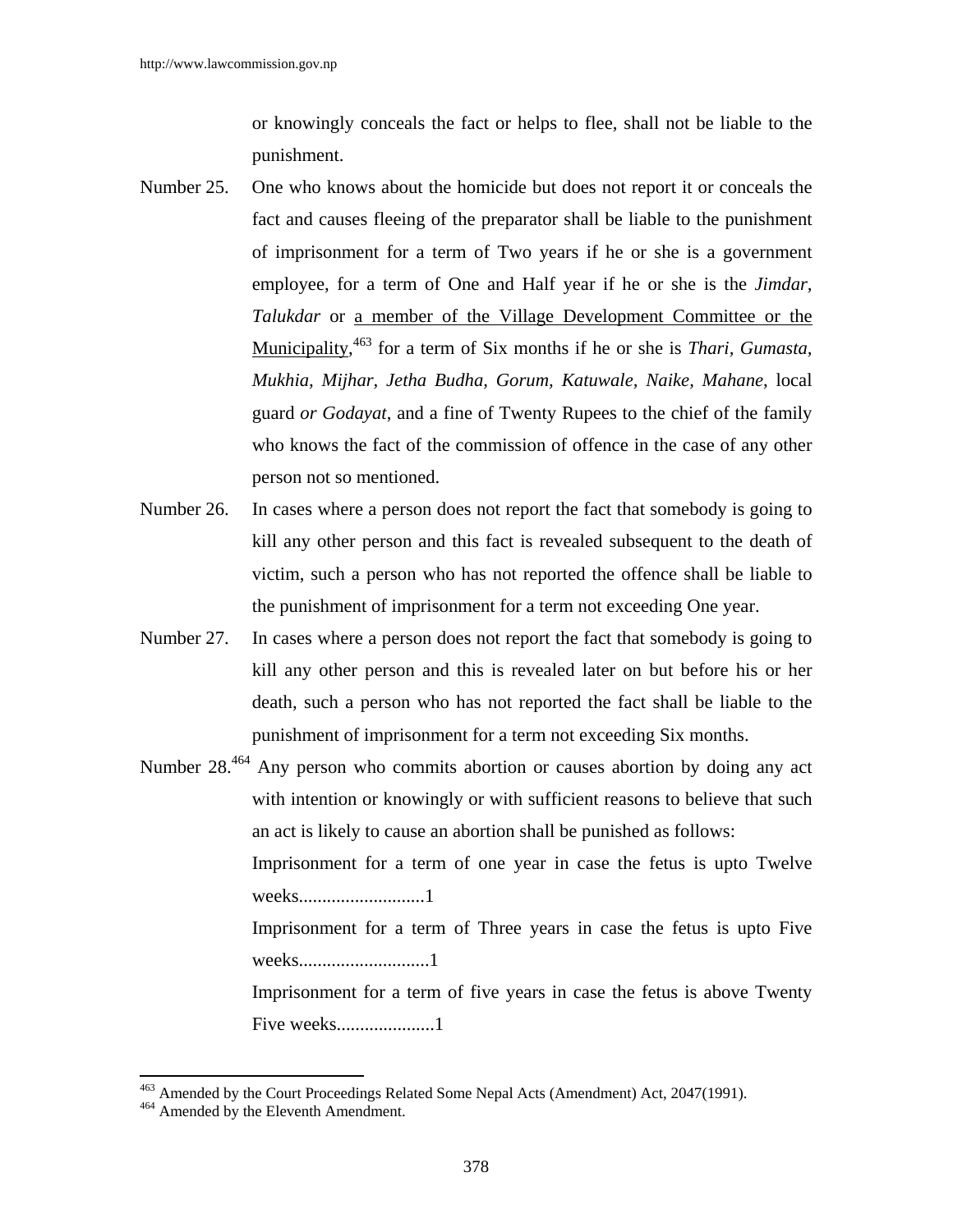or knowingly conceals the fact or helps to flee, shall not be liable to the punishment.

Number 25. One who knows about the homicide but does not report it or conceals the fact and causes fleeing of the preparator shall be liable to the punishment of imprisonment for a term of Two years if he or she is a government employee, for a term of One and Half year if he or she is the *Jimdar, Talukdar* or a member of the Village Development Committee or the Municipality,[463] for a term of Six months if he or she is *Thari, Gumasta, Mukhia, Mijhar, Jetha Budha, Gorum, Katuwale, Naike, Mahane*, local guard *or Godayat*, and a fine of Twenty Rupees to the chief of the family who knows the fact of the commission of offence in the case of any other person not so mentioned.

Number 26. In cases where a person does not report the fact that somebody is going to kill any other person and this fact is revealed subsequent to the death of victim, such a person who has not reported the offence shall be liable to the punishment of imprisonment for a term not exceeding One year.

Number 27. In cases where a person does not report the fact that somebody is going to kill any other person and this is revealed later on but before his or her death, such a person who has not reported the fact shall be liable to the punishment of imprisonment for a term not exceeding Six months.

Number 28.[464] Any person who commits abortion or causes abortion by doing any act with intention or knowingly or with sufficient reasons to believe that such an act is likely to cause an abortion shall be punished as follows:

Imprisonment for a term of one year in case the fetus is upto Twelve weeks...........................1

Imprisonment for a term of Three years in case the fetus is upto Five weeks............................1

Imprisonment for a term of five years in case the fetus is above Twenty Five weeks.....................1

---

[463] Amended by the Court Proceedings Related Some Nepal Acts (Amendment) Act, 2047(1991).

[464] Amended by the Eleventh Amendment.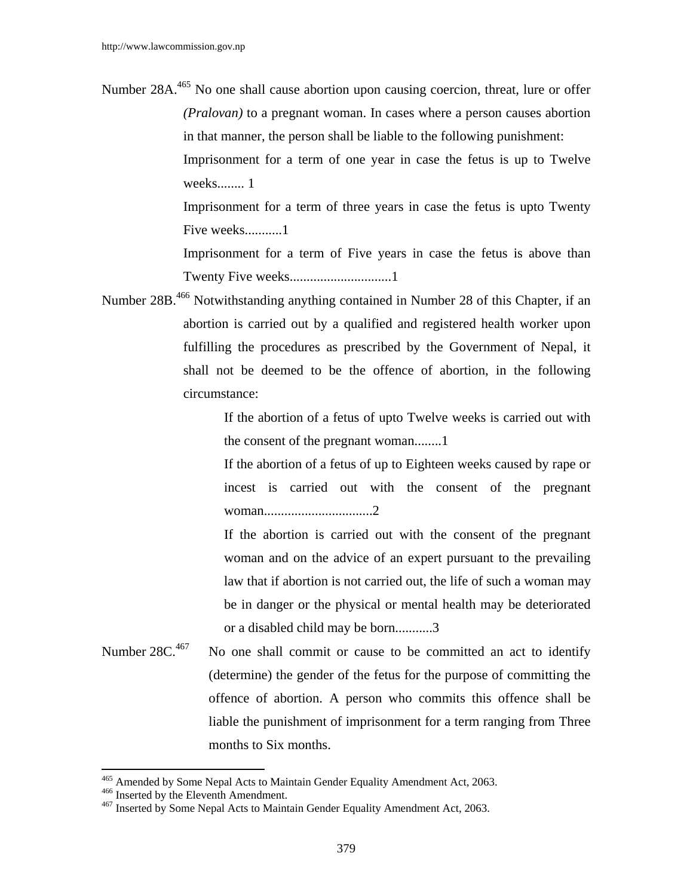Number 28A.[465] No one shall cause abortion upon causing coercion, threat, lure or offer *(Pralovan)* to a pregnant woman. In cases where a person causes abortion in that manner, the person shall be liable to the following punishment:

Imprisonment for a term of one year in case the fetus is up to Twelve weeks........ 1

Imprisonment for a term of three years in case the fetus is upto Twenty Five weeks...........1

Imprisonment for a term of Five years in case the fetus is above than Twenty Five weeks..............................1

Number 28B.[466] Notwithstanding anything contained in Number 28 of this Chapter, if an abortion is carried out by a qualified and registered health worker upon fulfilling the procedures as prescribed by the Government of Nepal, it shall not be deemed to be the offence of abortion, in the following circumstance:

If the abortion of a fetus of upto Twelve weeks is carried out with the consent of the pregnant woman........1

If the abortion of a fetus of up to Eighteen weeks caused by rape or incest is carried out with the consent of the pregnant woman................................2

If the abortion is carried out with the consent of the pregnant woman and on the advice of an expert pursuant to the prevailing law that if abortion is not carried out, the life of such a woman may be in danger or the physical or mental health may be deteriorated or a disabled child may be born...........3

Number 28C.[467] No one shall commit or cause to be committed an act to identify (determine) the gender of the fetus for the purpose of committing the offence of abortion. A person who commits this offence shall be liable the punishment of imprisonment for a term ranging from Three months to Six months.

---

[465] Amended by Some Nepal Acts to Maintain Gender Equality Amendment Act, 2063.

[466] Inserted by the Eleventh Amendment.

[467] Inserted by Some Nepal Acts to Maintain Gender Equality Amendment Act, 2063.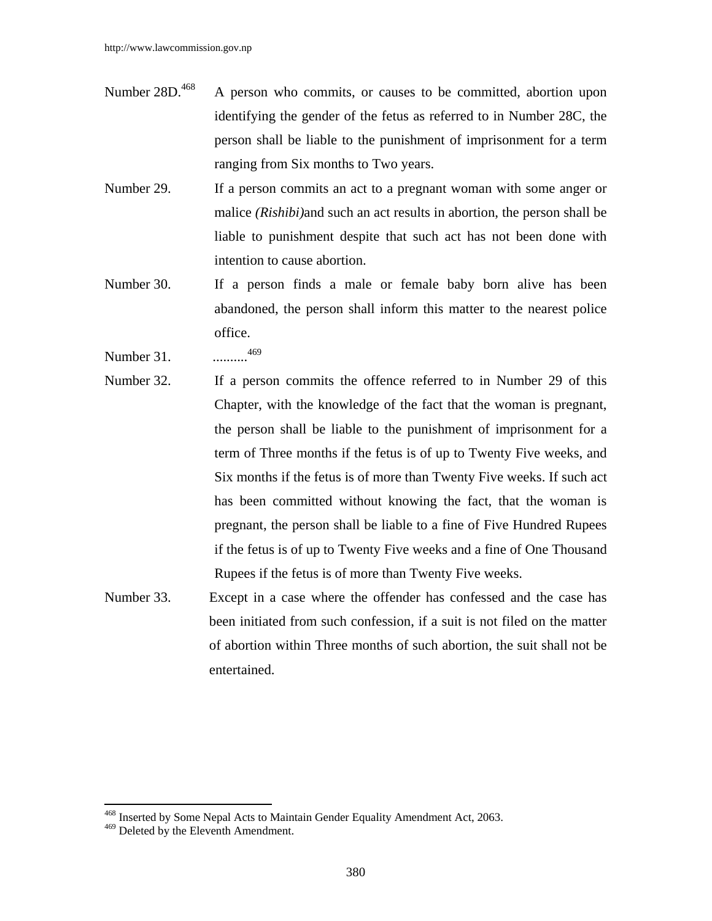Number 28D.[468] A person who commits, or causes to be committed, abortion upon identifying the gender of the fetus as referred to in Number 28C, the person shall be liable to the punishment of imprisonment for a term ranging from Six months to Two years.

Number 29. If a person commits an act to a pregnant woman with some anger or malice *(Rishibi)*and such an act results in abortion, the person shall be liable to punishment despite that such act has not been done with intention to cause abortion.

Number 30. If a person finds a male or female baby born alive has been abandoned, the person shall inform this matter to the nearest police office.

Number 31. ..........[469]

Number 32. If a person commits the offence referred to in Number 29 of this Chapter, with the knowledge of the fact that the woman is pregnant, the person shall be liable to the punishment of imprisonment for a term of Three months if the fetus is of up to Twenty Five weeks, and Six months if the fetus is of more than Twenty Five weeks. If such act has been committed without knowing the fact, that the woman is pregnant, the person shall be liable to a fine of Five Hundred Rupees if the fetus is of up to Twenty Five weeks and a fine of One Thousand Rupees if the fetus is of more than Twenty Five weeks.

Number 33. Except in a case where the offender has confessed and the case has been initiated from such confession, if a suit is not filed on the matter of abortion within Three months of such abortion, the suit shall not be entertained.

---

[468] Inserted by Some Nepal Acts to Maintain Gender Equality Amendment Act, 2063.

[469] Deleted by the Eleventh Amendment.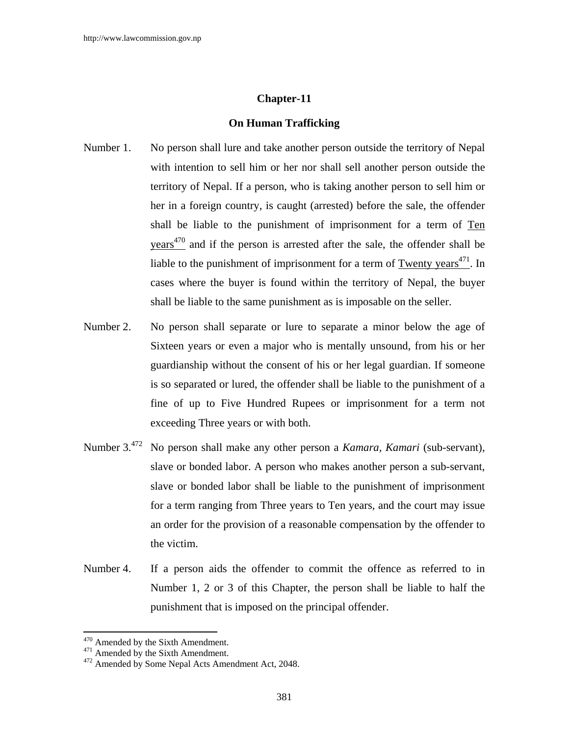## Chapter-11

## On Human Trafficking

Number 1. No person shall lure and take another person outside the territory of Nepal with intention to sell him or her nor shall sell another person outside the territory of Nepal. If a person, who is taking another person to sell him or her in a foreign country, is caught (arrested) before the sale, the offender shall be liable to the punishment of imprisonment for a term of Ten years[470] and if the person is arrested after the sale, the offender shall be liable to the punishment of imprisonment for a term of Twenty years[471]. In cases where the buyer is found within the territory of Nepal, the buyer shall be liable to the same punishment as is imposable on the seller.

Number 2. No person shall separate or lure to separate a minor below the age of Sixteen years or even a major who is mentally unsound, from his or her guardianship without the consent of his or her legal guardian. If someone is so separated or lured, the offender shall be liable to the punishment of a fine of up to Five Hundred Rupees or imprisonment for a term not exceeding Three years or with both.

Number 3.[472] No person shall make any other person a *Kamara, Kamari* (sub-servant), slave or bonded labor. A person who makes another person a sub-servant, slave or bonded labor shall be liable to the punishment of imprisonment for a term ranging from Three years to Ten years, and the court may issue an order for the provision of a reasonable compensation by the offender to the victim.

Number 4. If a person aids the offender to commit the offence as referred to in Number 1, 2 or 3 of this Chapter, the person shall be liable to half the punishment that is imposed on the principal offender.

---

[470] Amended by the Sixth Amendment.
[471] Amended by the Sixth Amendment.
[472] Amended by Some Nepal Acts Amendment Act, 2048.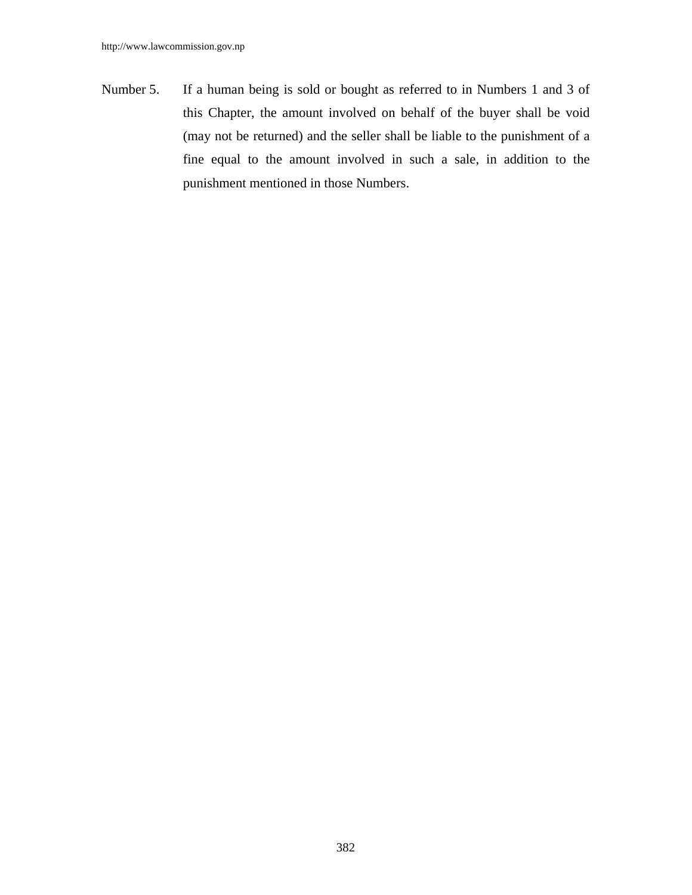Number 5. If a human being is sold or bought as referred to in Numbers 1 and 3 of this Chapter, the amount involved on behalf of the buyer shall be void (may not be returned) and the seller shall be liable to the punishment of a fine equal to the amount involved in such a sale, in addition to the punishment mentioned in those Numbers.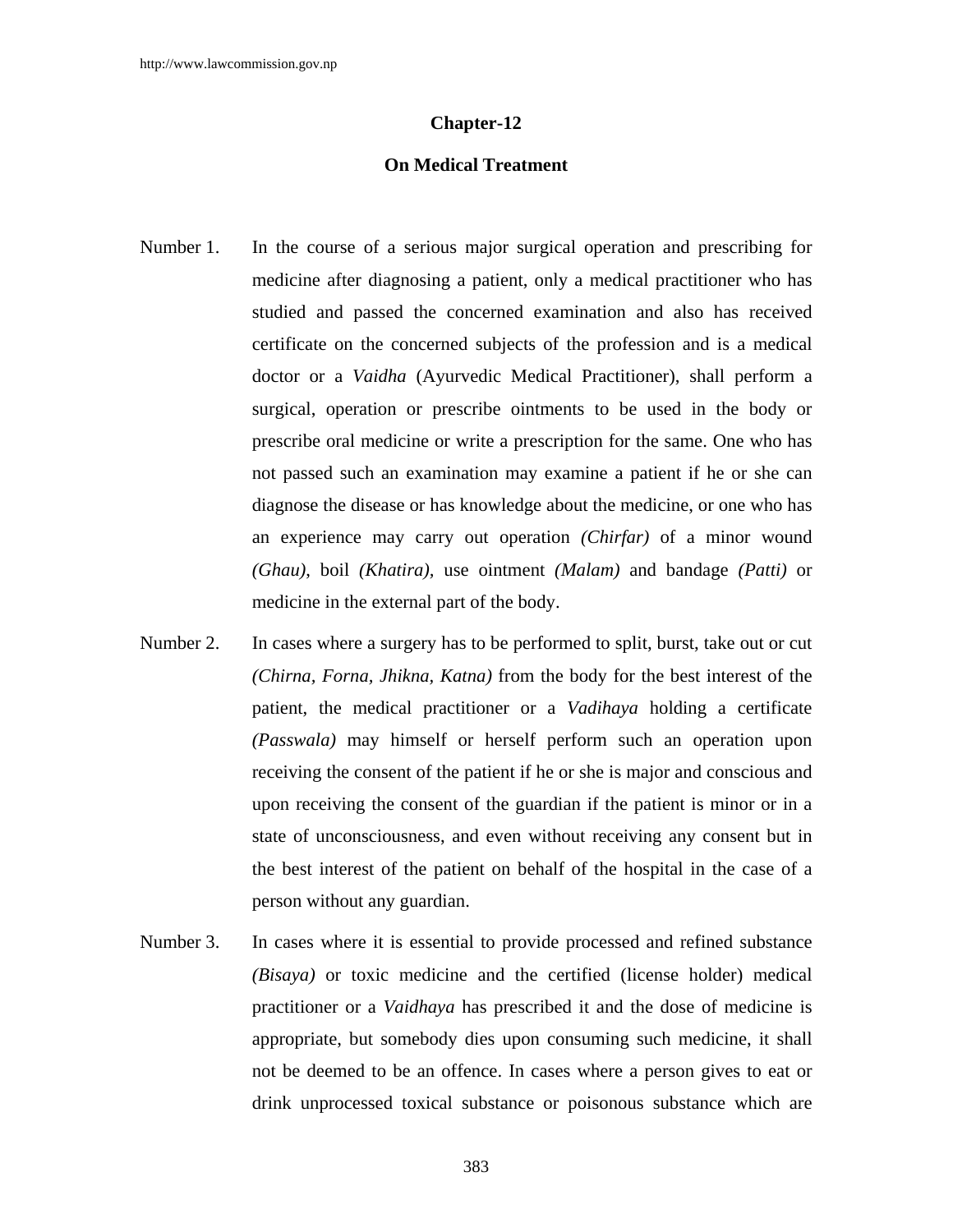## Chapter-12

## On Medical Treatment

Number 1. In the course of a serious major surgical operation and prescribing for medicine after diagnosing a patient, only a medical practitioner who has studied and passed the concerned examination and also has received certificate on the concerned subjects of the profession and is a medical doctor or a *Vaidha* (Ayurvedic Medical Practitioner), shall perform a surgical, operation or prescribe ointments to be used in the body or prescribe oral medicine or write a prescription for the same. One who has not passed such an examination may examine a patient if he or she can diagnose the disease or has knowledge about the medicine, or one who has an experience may carry out operation *(Chirfar)* of a minor wound *(Ghau)*, boil *(Khatira)*, use ointment *(Malam)* and bandage *(Patti)* or medicine in the external part of the body.

Number 2. In cases where a surgery has to be performed to split, burst, take out or cut *(Chirna, Forna, Jhikna, Katna)* from the body for the best interest of the patient, the medical practitioner or a *Vadihaya* holding a certificate *(Passwala)* may himself or herself perform such an operation upon receiving the consent of the patient if he or she is major and conscious and upon receiving the consent of the guardian if the patient is minor or in a state of unconsciousness, and even without receiving any consent but in the best interest of the patient on behalf of the hospital in the case of a person without any guardian.

Number 3. In cases where it is essential to provide processed and refined substance *(Bisaya)* or toxic medicine and the certified (license holder) medical practitioner or a *Vaidhaya* has prescribed it and the dose of medicine is appropriate, but somebody dies upon consuming such medicine, it shall not be deemed to be an offence. In cases where a person gives to eat or drink unprocessed toxical substance or poisonous substance which are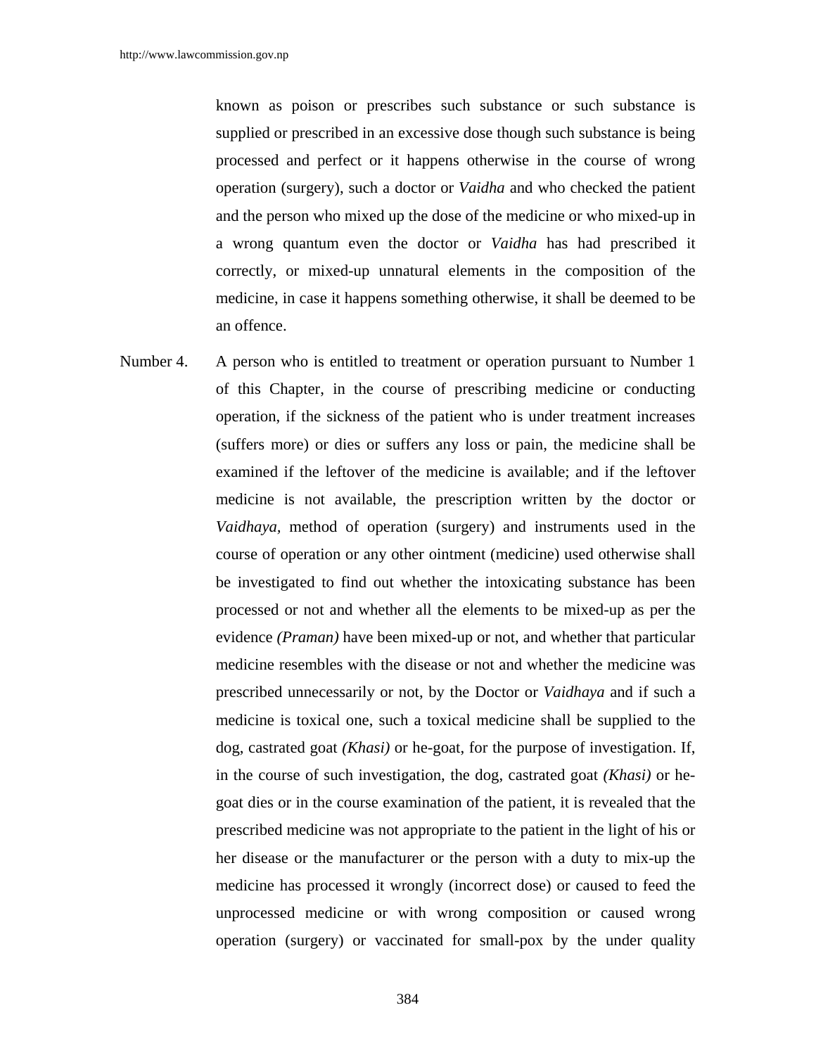known as poison or prescribes such substance or such substance is supplied or prescribed in an excessive dose though such substance is being processed and perfect or it happens otherwise in the course of wrong operation (surgery), such a doctor or *Vaidha* and who checked the patient and the person who mixed up the dose of the medicine or who mixed-up in a wrong quantum even the doctor or *Vaidha* has had prescribed it correctly, or mixed-up unnatural elements in the composition of the medicine, in case it happens something otherwise, it shall be deemed to be an offence.

Number 4. A person who is entitled to treatment or operation pursuant to Number 1 of this Chapter, in the course of prescribing medicine or conducting operation, if the sickness of the patient who is under treatment increases (suffers more) or dies or suffers any loss or pain, the medicine shall be examined if the leftover of the medicine is available; and if the leftover medicine is not available, the prescription written by the doctor or *Vaidhaya,* method of operation (surgery) and instruments used in the course of operation or any other ointment (medicine) used otherwise shall be investigated to find out whether the intoxicating substance has been processed or not and whether all the elements to be mixed-up as per the evidence *(Praman)* have been mixed-up or not, and whether that particular medicine resembles with the disease or not and whether the medicine was prescribed unnecessarily or not, by the Doctor or *Vaidhaya* and if such a medicine is toxical one, such a toxical medicine shall be supplied to the dog, castrated goat *(Khasi)* or he-goat, for the purpose of investigation. If, in the course of such investigation, the dog, castrated goat *(Khasi)* or he-goat dies or in the course examination of the patient, it is revealed that the prescribed medicine was not appropriate to the patient in the light of his or her disease or the manufacturer or the person with a duty to mix-up the medicine has processed it wrongly (incorrect dose) or caused to feed the unprocessed medicine or with wrong composition or caused wrong operation (surgery) or vaccinated for small-pox by the under quality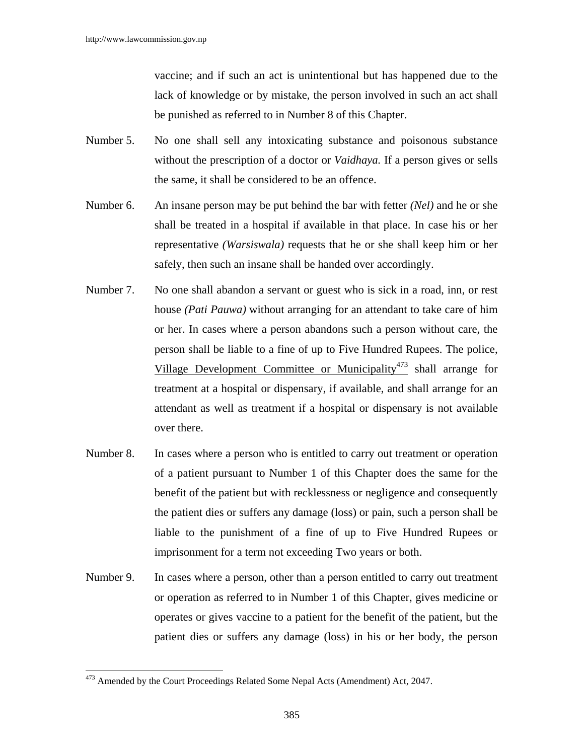vaccine; and if such an act is unintentional but has happened due to the lack of knowledge or by mistake, the person involved in such an act shall be punished as referred to in Number 8 of this Chapter.

Number 5. No one shall sell any intoxicating substance and poisonous substance without the prescription of a doctor or *Vaidhaya.* If a person gives or sells the same, it shall be considered to be an offence.

Number 6. An insane person may be put behind the bar with fetter *(Nel)* and he or she shall be treated in a hospital if available in that place. In case his or her representative *(Warsiswala)* requests that he or she shall keep him or her safely, then such an insane shall be handed over accordingly.

Number 7. No one shall abandon a servant or guest who is sick in a road, inn, or rest house *(Pati Pauwa)* without arranging for an attendant to take care of him or her. In cases where a person abandons such a person without care, the person shall be liable to a fine of up to Five Hundred Rupees. The police, Village Development Committee or Municipality[473] shall arrange for treatment at a hospital or dispensary, if available, and shall arrange for an attendant as well as treatment if a hospital or dispensary is not available over there.

Number 8. In cases where a person who is entitled to carry out treatment or operation of a patient pursuant to Number 1 of this Chapter does the same for the benefit of the patient but with recklessness or negligence and consequently the patient dies or suffers any damage (loss) or pain, such a person shall be liable to the punishment of a fine of up to Five Hundred Rupees or imprisonment for a term not exceeding Two years or both.

Number 9. In cases where a person, other than a person entitled to carry out treatment or operation as referred to in Number 1 of this Chapter, gives medicine or operates or gives vaccine to a patient for the benefit of the patient, but the patient dies or suffers any damage (loss) in his or her body, the person

---

[473] Amended by the Court Proceedings Related Some Nepal Acts (Amendment) Act, 2047.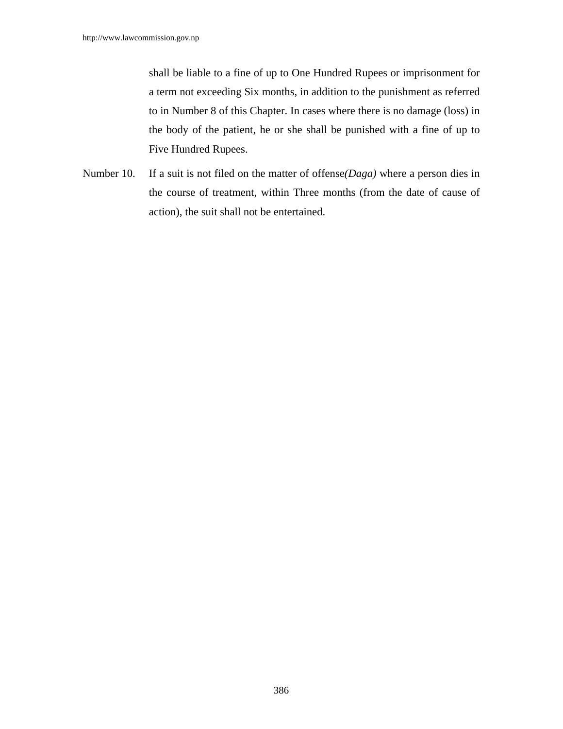shall be liable to a fine of up to One Hundred Rupees or imprisonment for a term not exceeding Six months, in addition to the punishment as referred to in Number 8 of this Chapter. In cases where there is no damage (loss) in the body of the patient, he or she shall be punished with a fine of up to Five Hundred Rupees.

Number 10. If a suit is not filed on the matter of offense*(Daga)* where a person dies in the course of treatment, within Three months (from the date of cause of action), the suit shall not be entertained.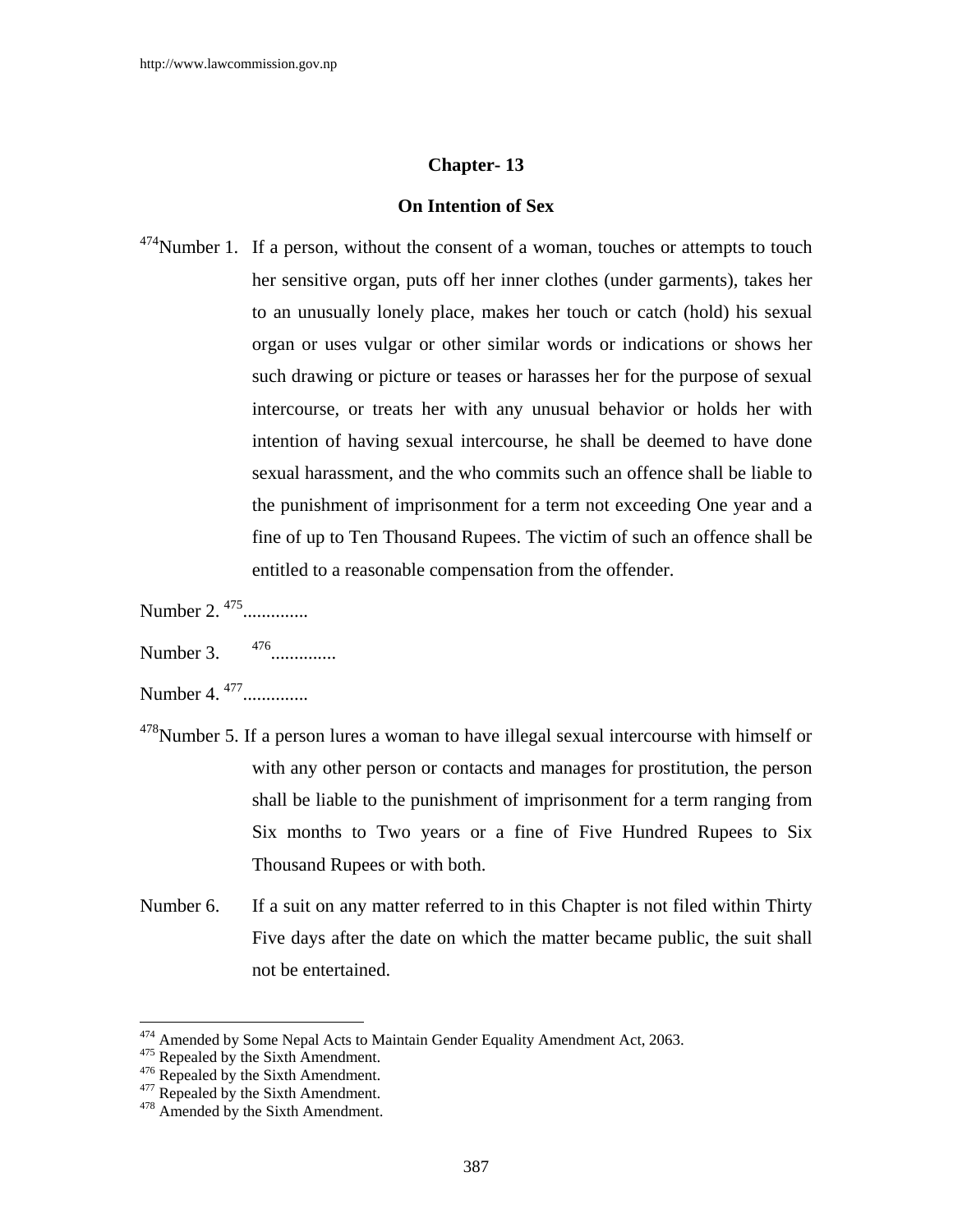## Chapter- 13

## On Intention of Sex

[474]Number 1. If a person, without the consent of a woman, touches or attempts to touch her sensitive organ, puts off her inner clothes (under garments), takes her to an unusually lonely place, makes her touch or catch (hold) his sexual organ or uses vulgar or other similar words or indications or shows her such drawing or picture or teases or harasses her for the purpose of sexual intercourse, or treats her with any unusual behavior or holds her with intention of having sexual intercourse, he shall be deemed to have done sexual harassment, and the who commits such an offence shall be liable to the punishment of imprisonment for a term not exceeding One year and a fine of up to Ten Thousand Rupees. The victim of such an offence shall be entitled to a reasonable compensation from the offender.

Number 2. [475].............

Number 3. [476].............

Number 4. [477].............

[478]Number 5. If a person lures a woman to have illegal sexual intercourse with himself or with any other person or contacts and manages for prostitution, the person shall be liable to the punishment of imprisonment for a term ranging from Six months to Two years or a fine of Five Hundred Rupees to Six Thousand Rupees or with both.

Number 6. If a suit on any matter referred to in this Chapter is not filed within Thirty Five days after the date on which the matter became public, the suit shall not be entertained.

---

[474] Amended by Some Nepal Acts to Maintain Gender Equality Amendment Act, 2063.
[475] Repealed by the Sixth Amendment.
[476] Repealed by the Sixth Amendment.
[477] Repealed by the Sixth Amendment.
[478] Amended by the Sixth Amendment.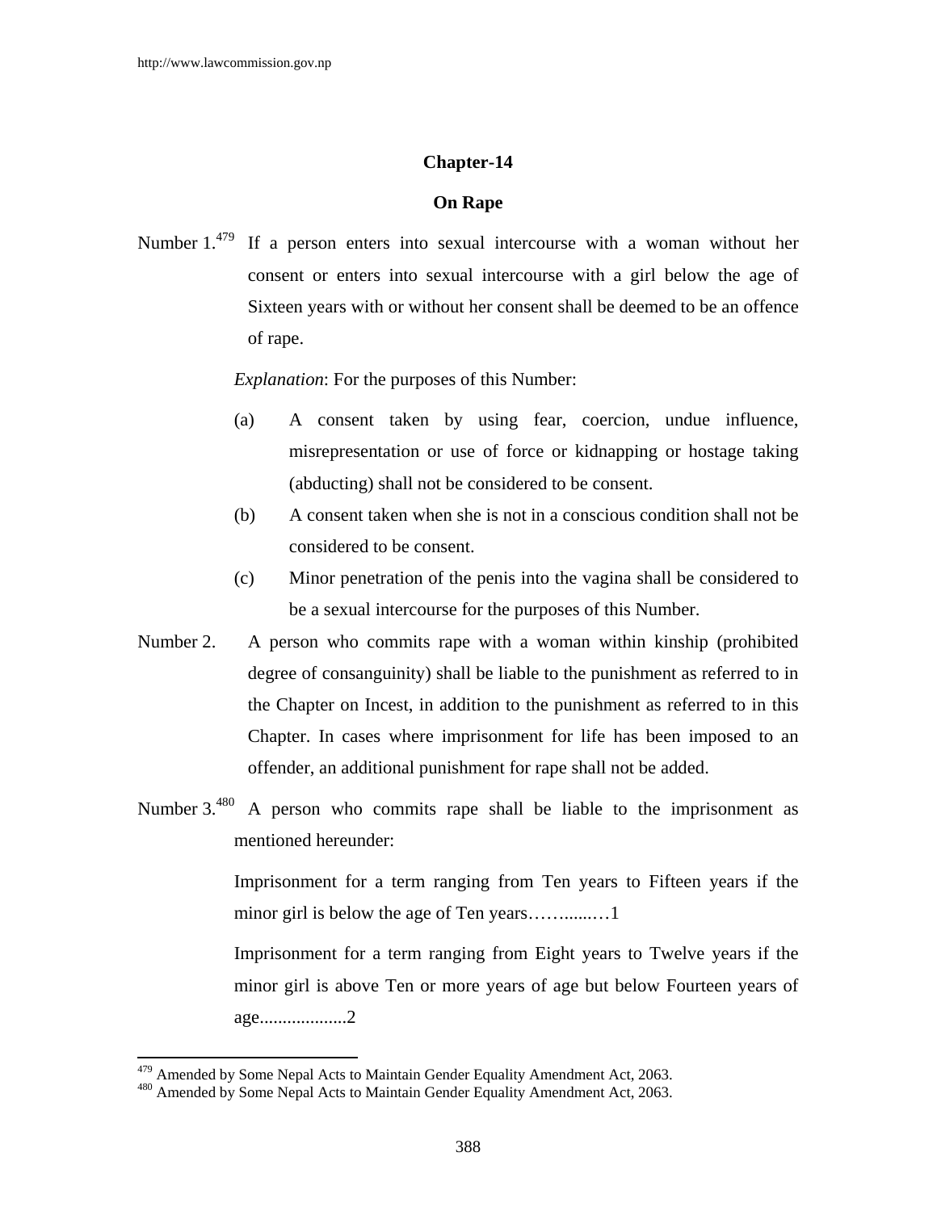## Chapter-14

### On Rape

Number 1.[479] If a person enters into sexual intercourse with a woman without her consent or enters into sexual intercourse with a girl below the age of Sixteen years with or without her consent shall be deemed to be an offence of rape.

*Explanation*: For the purposes of this Number:

(a) A consent taken by using fear, coercion, undue influence, misrepresentation or use of force or kidnapping or hostage taking (abducting) shall not be considered to be consent.

(b) A consent taken when she is not in a conscious condition shall not be considered to be consent.

(c) Minor penetration of the penis into the vagina shall be considered to be a sexual intercourse for the purposes of this Number.

Number 2. A person who commits rape with a woman within kinship (prohibited degree of consanguinity) shall be liable to the punishment as referred to in the Chapter on Incest, in addition to the punishment as referred to in this Chapter. In cases where imprisonment for life has been imposed to an offender, an additional punishment for rape shall not be added.

Number 3.[480] A person who commits rape shall be liable to the imprisonment as mentioned hereunder:

Imprisonment for a term ranging from Ten years to Fifteen years if the minor girl is below the age of Ten years……......…1

Imprisonment for a term ranging from Eight years to Twelve years if the minor girl is above Ten or more years of age but below Fourteen years of age..................2

---

[479] Amended by Some Nepal Acts to Maintain Gender Equality Amendment Act, 2063.
[480] Amended by Some Nepal Acts to Maintain Gender Equality Amendment Act, 2063.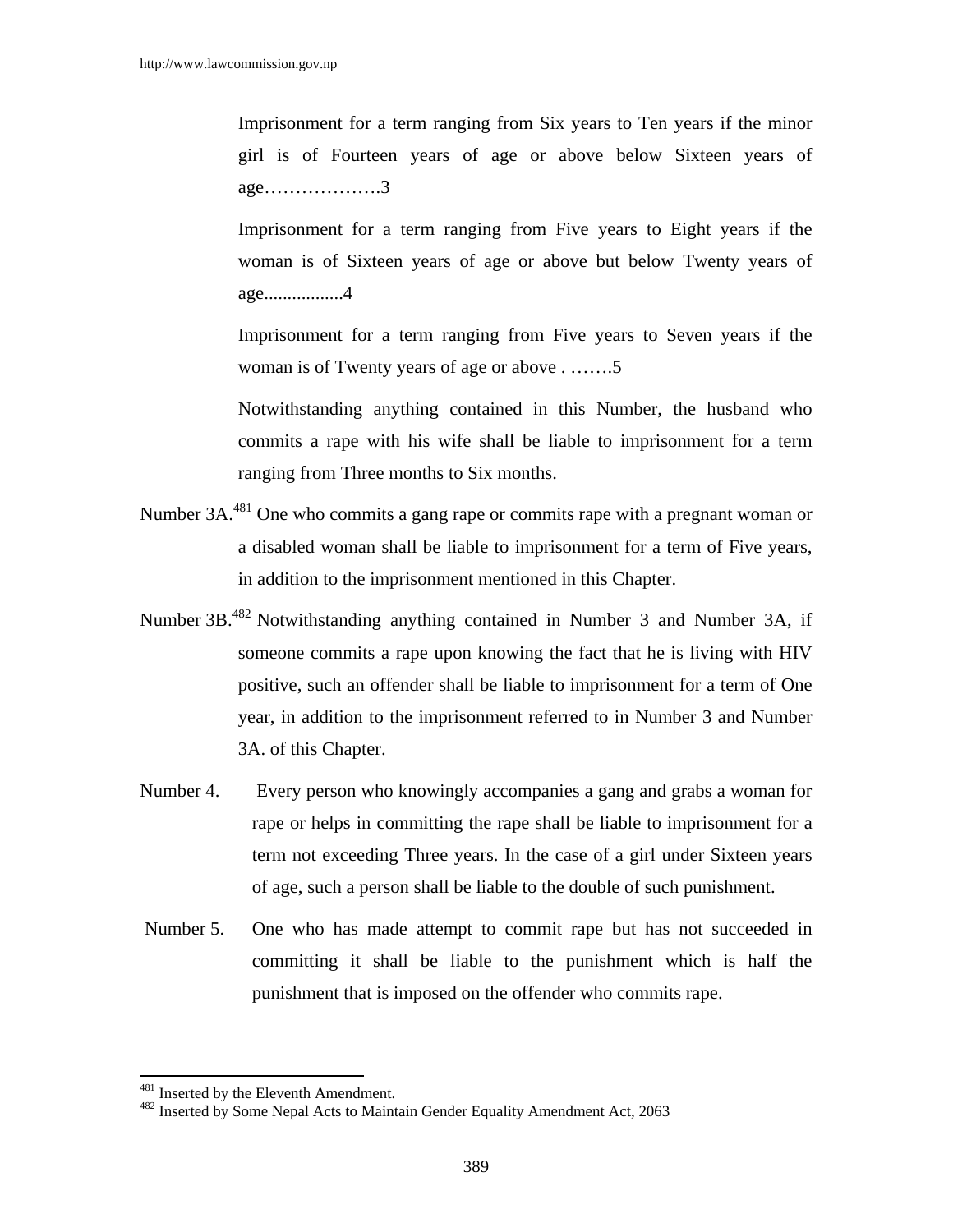Imprisonment for a term ranging from Six years to Ten years if the minor girl is of Fourteen years of age or above below Sixteen years of age……………….3

Imprisonment for a term ranging from Five years to Eight years if the woman is of Sixteen years of age or above but below Twenty years of age................4

Imprisonment for a term ranging from Five years to Seven years if the woman is of Twenty years of age or above . …….5

Notwithstanding anything contained in this Number, the husband who commits a rape with his wife shall be liable to imprisonment for a term ranging from Three months to Six months.

Number 3A.[481] One who commits a gang rape or commits rape with a pregnant woman or a disabled woman shall be liable to imprisonment for a term of Five years, in addition to the imprisonment mentioned in this Chapter.

Number 3B.[482] Notwithstanding anything contained in Number 3 and Number 3A, if someone commits a rape upon knowing the fact that he is living with HIV positive, such an offender shall be liable to imprisonment for a term of One year, in addition to the imprisonment referred to in Number 3 and Number 3A. of this Chapter.

Number 4. Every person who knowingly accompanies a gang and grabs a woman for rape or helps in committing the rape shall be liable to imprisonment for a term not exceeding Three years. In the case of a girl under Sixteen years of age, such a person shall be liable to the double of such punishment.

Number 5. One who has made attempt to commit rape but has not succeeded in committing it shall be liable to the punishment which is half the punishment that is imposed on the offender who commits rape.

---

[481] Inserted by the Eleventh Amendment.

[482] Inserted by Some Nepal Acts to Maintain Gender Equality Amendment Act, 2063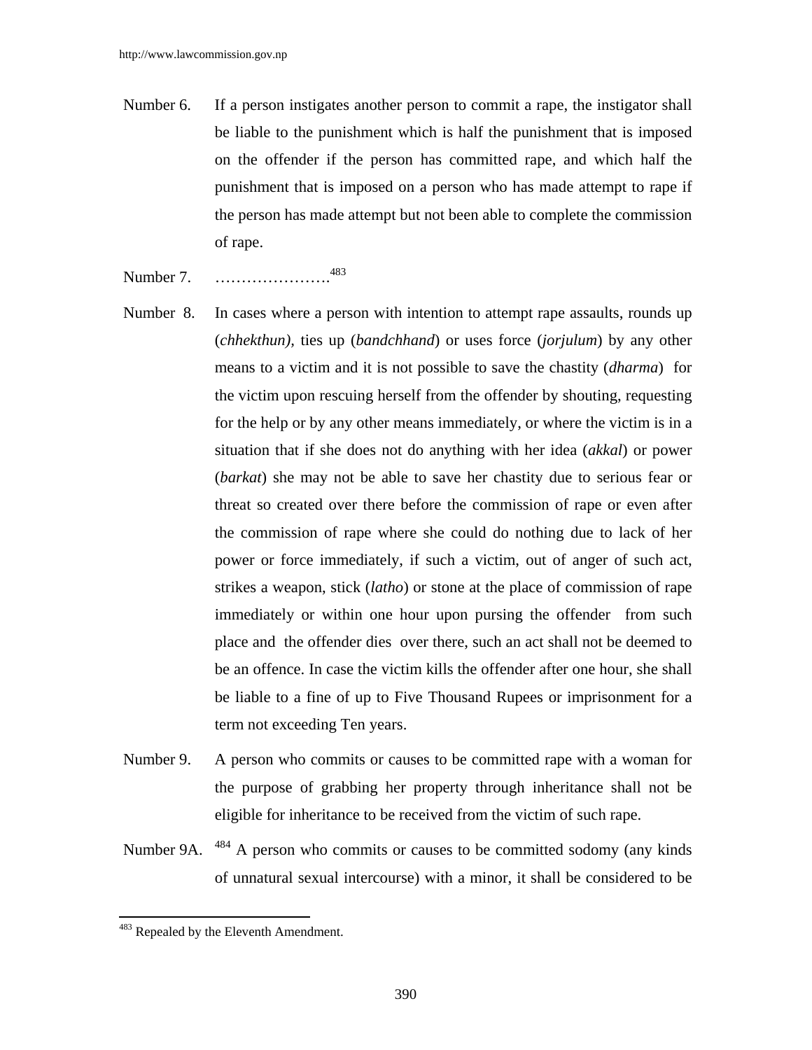Number 6. If a person instigates another person to commit a rape, the instigator shall be liable to the punishment which is half the punishment that is imposed on the offender if the person has committed rape, and which half the punishment that is imposed on a person who has made attempt to rape if the person has made attempt but not been able to complete the commission of rape.

Number 7. ………………….[483]

Number 8. In cases where a person with intention to attempt rape assaults, rounds up (*chhekthun),* ties up (*bandchhand*) or uses force (*jorjulum*) by any other means to a victim and it is not possible to save the chastity (*dharma*) for the victim upon rescuing herself from the offender by shouting, requesting for the help or by any other means immediately, or where the victim is in a situation that if she does not do anything with her idea (*akkal*) or power (*barkat*) she may not be able to save her chastity due to serious fear or threat so created over there before the commission of rape or even after the commission of rape where she could do nothing due to lack of her power or force immediately, if such a victim, out of anger of such act, strikes a weapon, stick (*latho*) or stone at the place of commission of rape immediately or within one hour upon pursing the offender from such place and the offender dies over there, such an act shall not be deemed to be an offence. In case the victim kills the offender after one hour, she shall be liable to a fine of up to Five Thousand Rupees or imprisonment for a term not exceeding Ten years.

Number 9. A person who commits or causes to be committed rape with a woman for the purpose of grabbing her property through inheritance shall not be eligible for inheritance to be received from the victim of such rape.

Number 9A. [484] A person who commits or causes to be committed sodomy (any kinds of unnatural sexual intercourse) with a minor, it shall be considered to be

---

[483] Repealed by the Eleventh Amendment.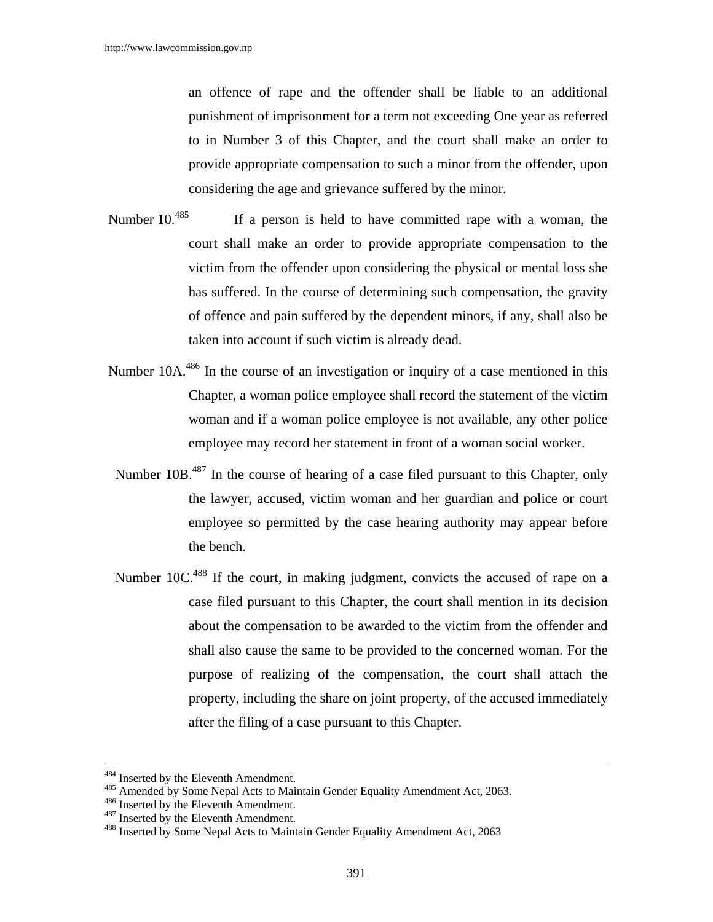an offence of rape and the offender shall be liable to an additional punishment of imprisonment for a term not exceeding One year as referred to in Number 3 of this Chapter, and the court shall make an order to provide appropriate compensation to such a minor from the offender, upon considering the age and grievance suffered by the minor.

Number 10.[485] If a person is held to have committed rape with a woman, the court shall make an order to provide appropriate compensation to the victim from the offender upon considering the physical or mental loss she has suffered. In the course of determining such compensation, the gravity of offence and pain suffered by the dependent minors, if any, shall also be taken into account if such victim is already dead.

Number 10A.[486] In the course of an investigation or inquiry of a case mentioned in this Chapter, a woman police employee shall record the statement of the victim woman and if a woman police employee is not available, any other police employee may record her statement in front of a woman social worker.

Number 10B.[487] In the course of hearing of a case filed pursuant to this Chapter, only the lawyer, accused, victim woman and her guardian and police or court employee so permitted by the case hearing authority may appear before the bench.

Number 10C.[488] If the court, in making judgment, convicts the accused of rape on a case filed pursuant to this Chapter, the court shall mention in its decision about the compensation to be awarded to the victim from the offender and shall also cause the same to be provided to the concerned woman. For the purpose of realizing of the compensation, the court shall attach the property, including the share on joint property, of the accused immediately after the filing of a case pursuant to this Chapter.

---

[484] Inserted by the Eleventh Amendment.
[485] Amended by Some Nepal Acts to Maintain Gender Equality Amendment Act, 2063.
[486] Inserted by the Eleventh Amendment.
[487] Inserted by the Eleventh Amendment.
[488] Inserted by Some Nepal Acts to Maintain Gender Equality Amendment Act, 2063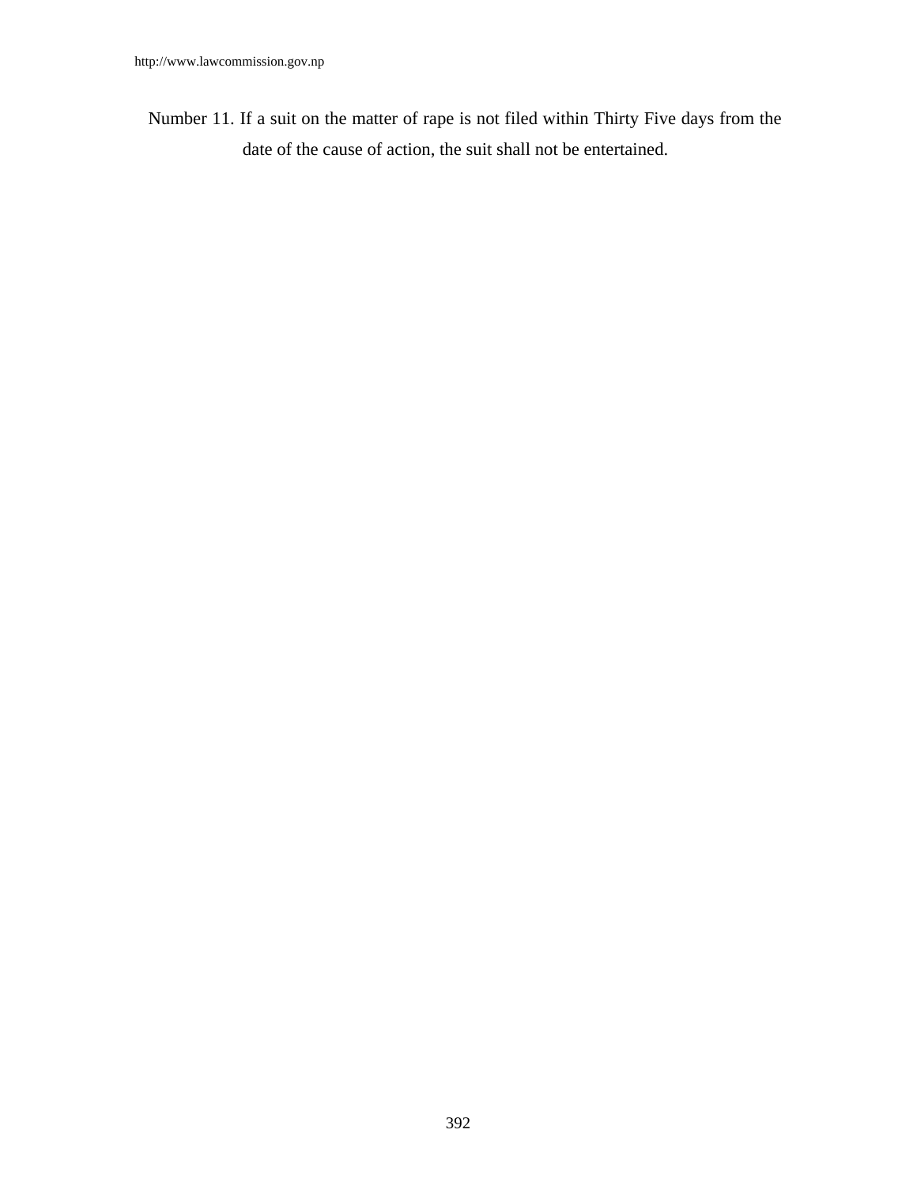Number 11. If a suit on the matter of rape is not filed within Thirty Five days from the date of the cause of action, the suit shall not be entertained.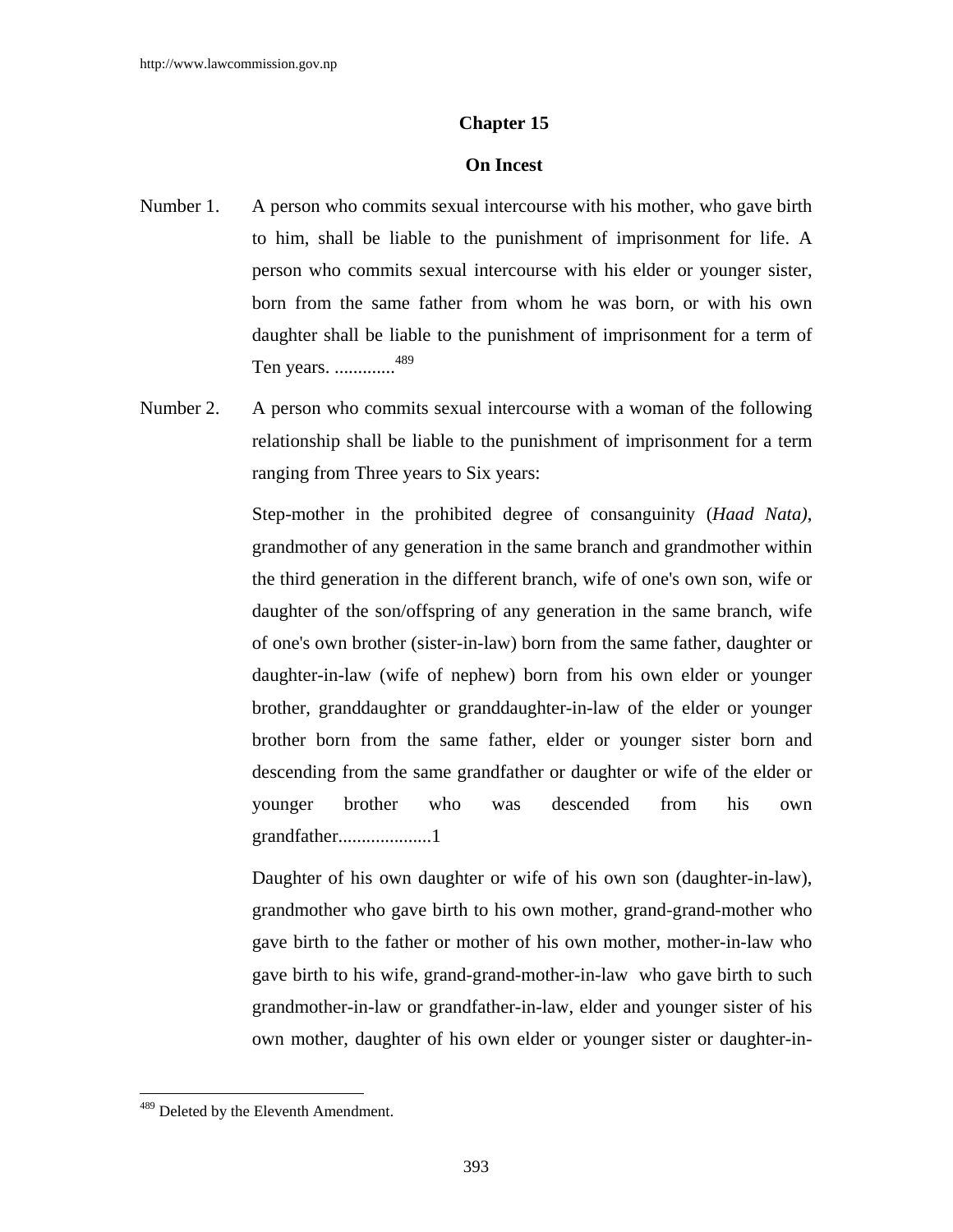## Chapter 15

## On Incest

Number 1. A person who commits sexual intercourse with his mother, who gave birth to him, shall be liable to the punishment of imprisonment for life. A person who commits sexual intercourse with his elder or younger sister, born from the same father from whom he was born, or with his own daughter shall be liable to the punishment of imprisonment for a term of Ten years. .............[489]

Number 2. A person who commits sexual intercourse with a woman of the following relationship shall be liable to the punishment of imprisonment for a term ranging from Three years to Six years:

Step-mother in the prohibited degree of consanguinity (*Haad Nata)*, grandmother of any generation in the same branch and grandmother within the third generation in the different branch, wife of one's own son, wife or daughter of the son/offspring of any generation in the same branch, wife of one's own brother (sister-in-law) born from the same father, daughter or daughter-in-law (wife of nephew) born from his own elder or younger brother, granddaughter or granddaughter-in-law of the elder or younger brother born from the same father, elder or younger sister born and descending from the same grandfather or daughter or wife of the elder or younger brother who was descended from his own grandfather....................1

Daughter of his own daughter or wife of his own son (daughter-in-law), grandmother who gave birth to his own mother, grand-grand-mother who gave birth to the father or mother of his own mother, mother-in-law who gave birth to his wife, grand-grand-mother-in-law who gave birth to such grandmother-in-law or grandfather-in-law, elder and younger sister of his own mother, daughter of his own elder or younger sister or daughter-in-

---

[489] Deleted by the Eleventh Amendment.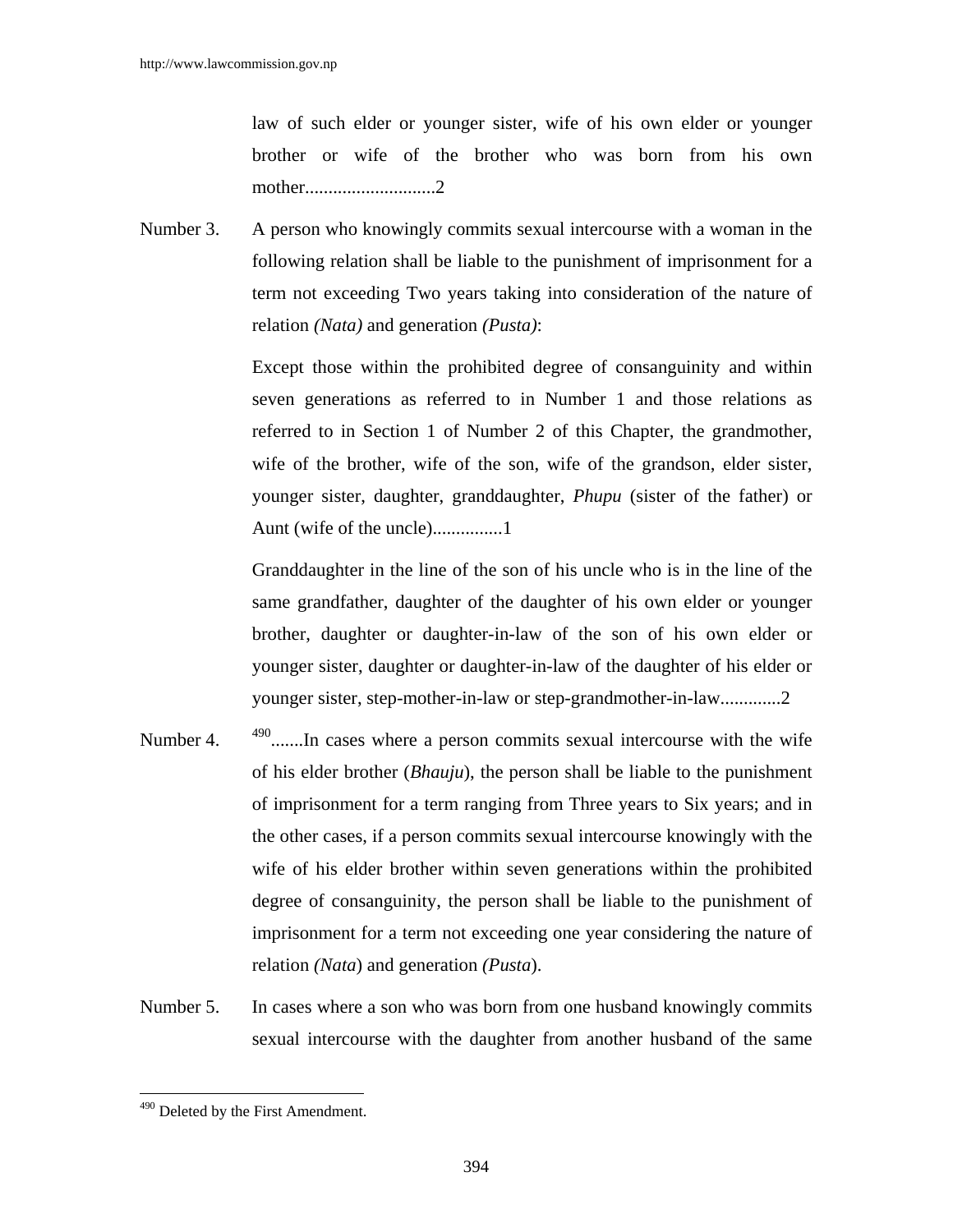law of such elder or younger sister, wife of his own elder or younger brother or wife of the brother who was born from his own mother............................2

Number 3. A person who knowingly commits sexual intercourse with a woman in the following relation shall be liable to the punishment of imprisonment for a term not exceeding Two years taking into consideration of the nature of relation *(Nata)* and generation *(Pusta)*:

Except those within the prohibited degree of consanguinity and within seven generations as referred to in Number 1 and those relations as referred to in Section 1 of Number 2 of this Chapter, the grandmother, wife of the brother, wife of the son, wife of the grandson, elder sister, younger sister, daughter, granddaughter, *Phupu* (sister of the father) or Aunt (wife of the uncle)...............1

Granddaughter in the line of the son of his uncle who is in the line of the same grandfather, daughter of the daughter of his own elder or younger brother, daughter or daughter-in-law of the son of his own elder or younger sister, daughter or daughter-in-law of the daughter of his elder or younger sister, step-mother-in-law or step-grandmother-in-law.............2

Number 4. [490].......In cases where a person commits sexual intercourse with the wife of his elder brother (*Bhauju*), the person shall be liable to the punishment of imprisonment for a term ranging from Three years to Six years; and in the other cases, if a person commits sexual intercourse knowingly with the wife of his elder brother within seven generations within the prohibited degree of consanguinity, the person shall be liable to the punishment of imprisonment for a term not exceeding one year considering the nature of relation *(Nata)* and generation *(Pusta)*.

Number 5. In cases where a son who was born from one husband knowingly commits sexual intercourse with the daughter from another husband of the same

[490] Deleted by the First Amendment.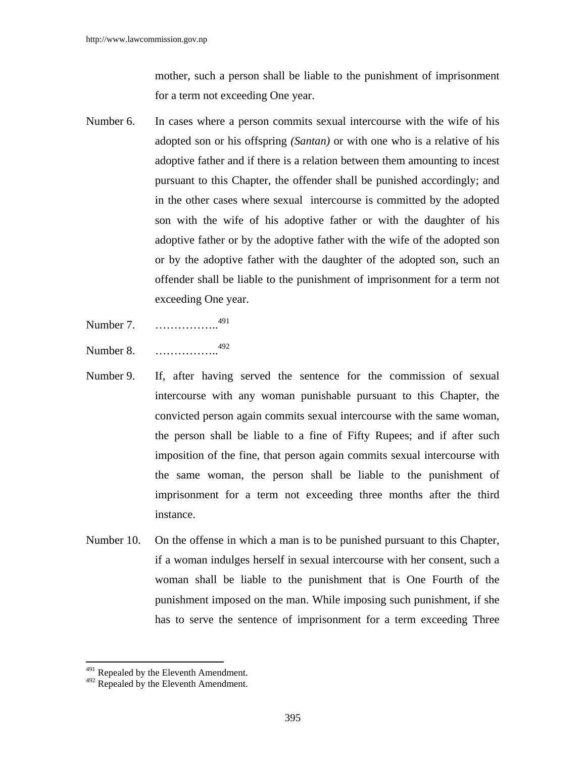mother, such a person shall be liable to the punishment of imprisonment for a term not exceeding One year.

Number 6. In cases where a person commits sexual intercourse with the wife of his adopted son or his offspring *(Santan)* or with one who is a relative of his adoptive father and if there is a relation between them amounting to incest pursuant to this Chapter, the offender shall be punished accordingly; and in the other cases where sexual intercourse is committed by the adopted son with the wife of his adoptive father or with the daughter of his adoptive father or by the adoptive father with the wife of the adopted son or by the adoptive father with the daughter of the adopted son, such an offender shall be liable to the punishment of imprisonment for a term not exceeding One year.

Number 7. ……………..[491]

Number 8. ……………..[492]

Number 9. If, after having served the sentence for the commission of sexual intercourse with any woman punishable pursuant to this Chapter, the convicted person again commits sexual intercourse with the same woman, the person shall be liable to a fine of Fifty Rupees; and if after such imposition of the fine, that person again commits sexual intercourse with the same woman, the person shall be liable to the punishment of imprisonment for a term not exceeding three months after the third instance.

Number 10. On the offense in which a man is to be punished pursuant to this Chapter, if a woman indulges herself in sexual intercourse with her consent, such a woman shall be liable to the punishment that is One Fourth of the punishment imposed on the man. While imposing such punishment, if she has to serve the sentence of imprisonment for a term exceeding Three

---

[491] Repealed by the Eleventh Amendment.
[492] Repealed by the Eleventh Amendment.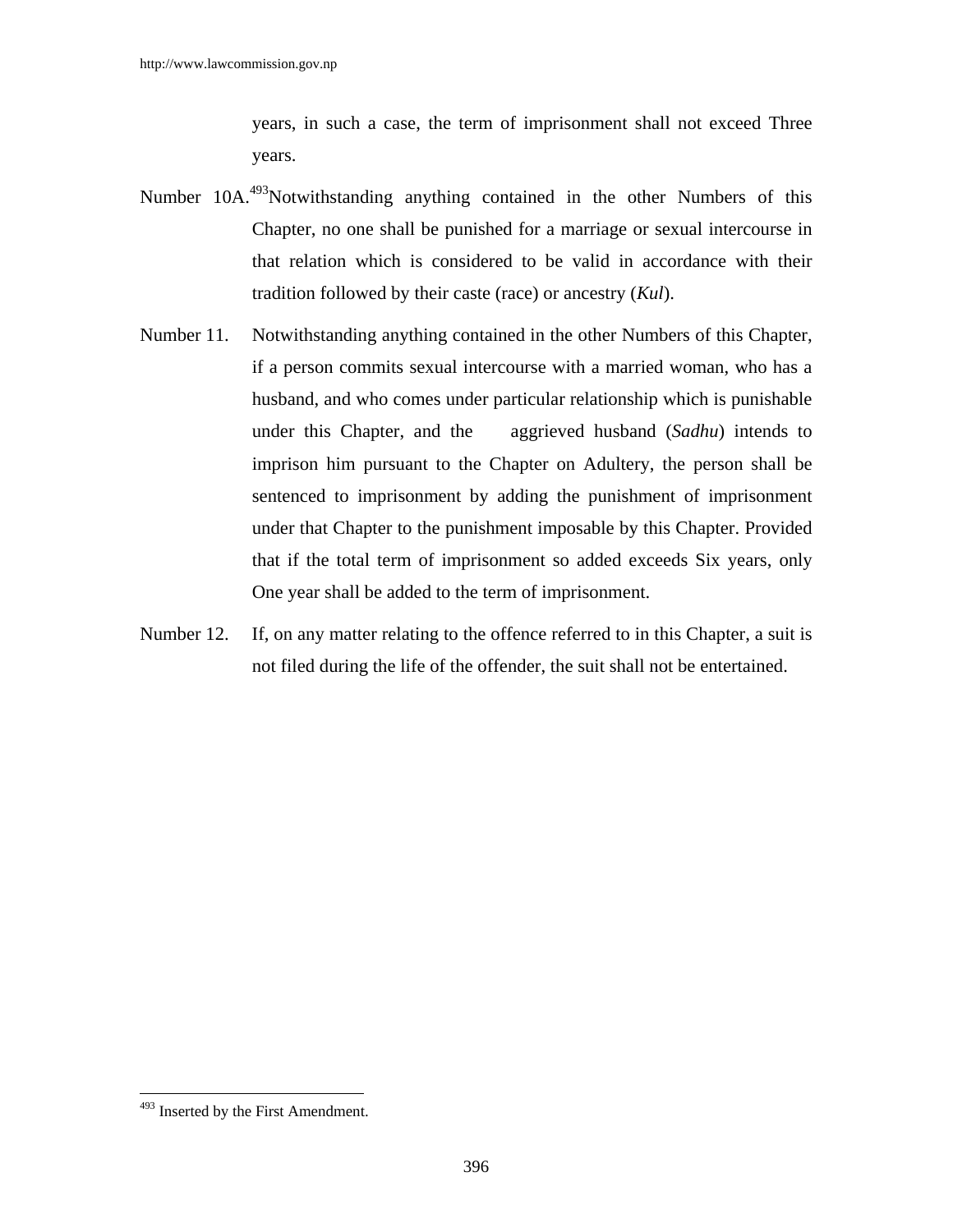years, in such a case, the term of imprisonment shall not exceed Three years.

Number 10A.[493]Notwithstanding anything contained in the other Numbers of this Chapter, no one shall be punished for a marriage or sexual intercourse in that relation which is considered to be valid in accordance with their tradition followed by their caste (race) or ancestry (*Kul*).

Number 11. Notwithstanding anything contained in the other Numbers of this Chapter, if a person commits sexual intercourse with a married woman, who has a husband, and who comes under particular relationship which is punishable under this Chapter, and the aggrieved husband (*Sadhu*) intends to imprison him pursuant to the Chapter on Adultery, the person shall be sentenced to imprisonment by adding the punishment of imprisonment under that Chapter to the punishment imposable by this Chapter. Provided that if the total term of imprisonment so added exceeds Six years, only One year shall be added to the term of imprisonment.

Number 12. If, on any matter relating to the offence referred to in this Chapter, a suit is not filed during the life of the offender, the suit shall not be entertained.

---

[493] Inserted by the First Amendment.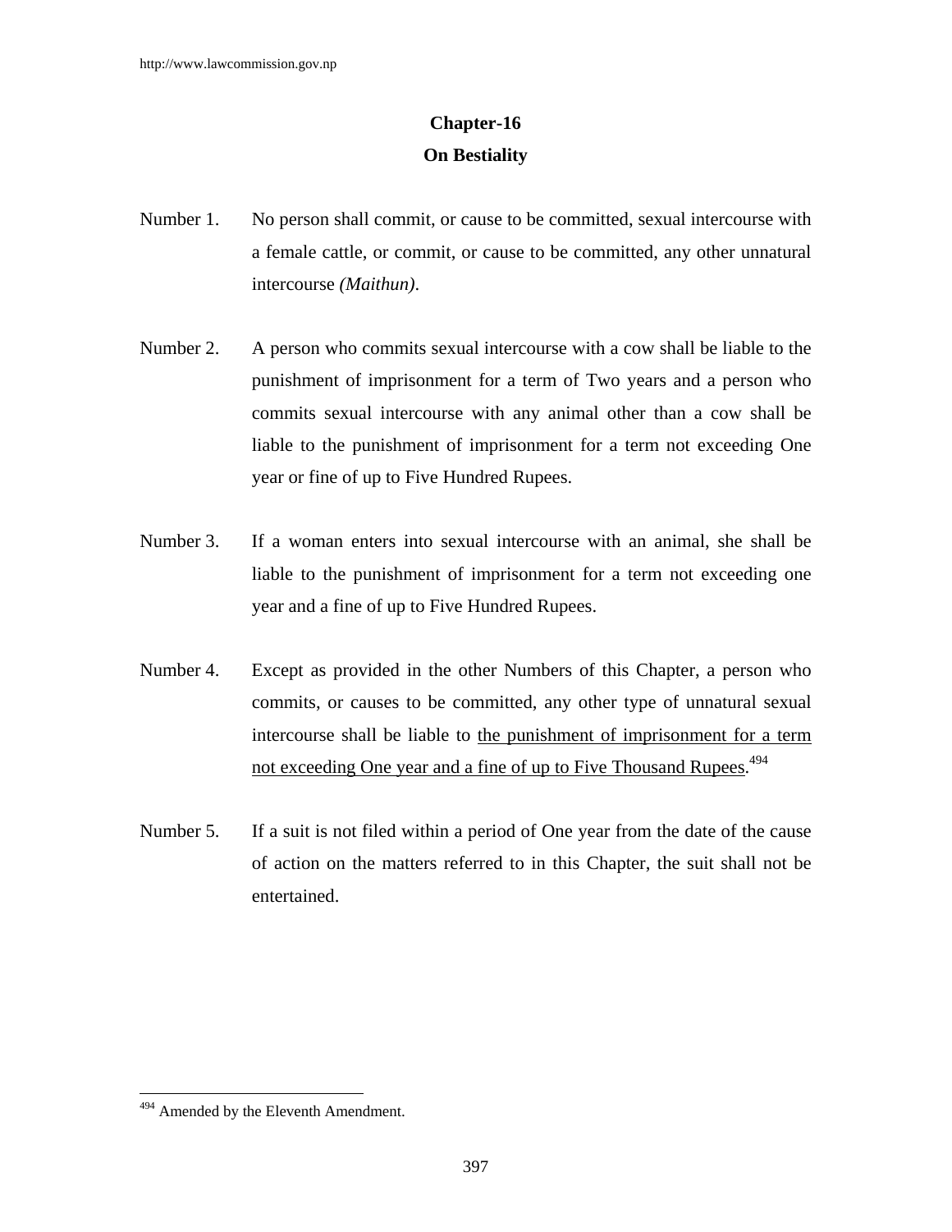## Chapter-16
## On Bestiality

Number 1. No person shall commit, or cause to be committed, sexual intercourse with a female cattle, or commit, or cause to be committed, any other unnatural intercourse *(Maithun)*.

Number 2. A person who commits sexual intercourse with a cow shall be liable to the punishment of imprisonment for a term of Two years and a person who commits sexual intercourse with any animal other than a cow shall be liable to the punishment of imprisonment for a term not exceeding One year or fine of up to Five Hundred Rupees.

Number 3. If a woman enters into sexual intercourse with an animal, she shall be liable to the punishment of imprisonment for a term not exceeding one year and a fine of up to Five Hundred Rupees.

Number 4. Except as provided in the other Numbers of this Chapter, a person who commits, or causes to be committed, any other type of unnatural sexual intercourse shall be liable to <u>the punishment of imprisonment for a term not exceeding One year and a fine of up to Five Thousand Rupees</u>.[494]

Number 5. If a suit is not filed within a period of One year from the date of the cause of action on the matters referred to in this Chapter, the suit shall not be entertained.

---

[494] Amended by the Eleventh Amendment.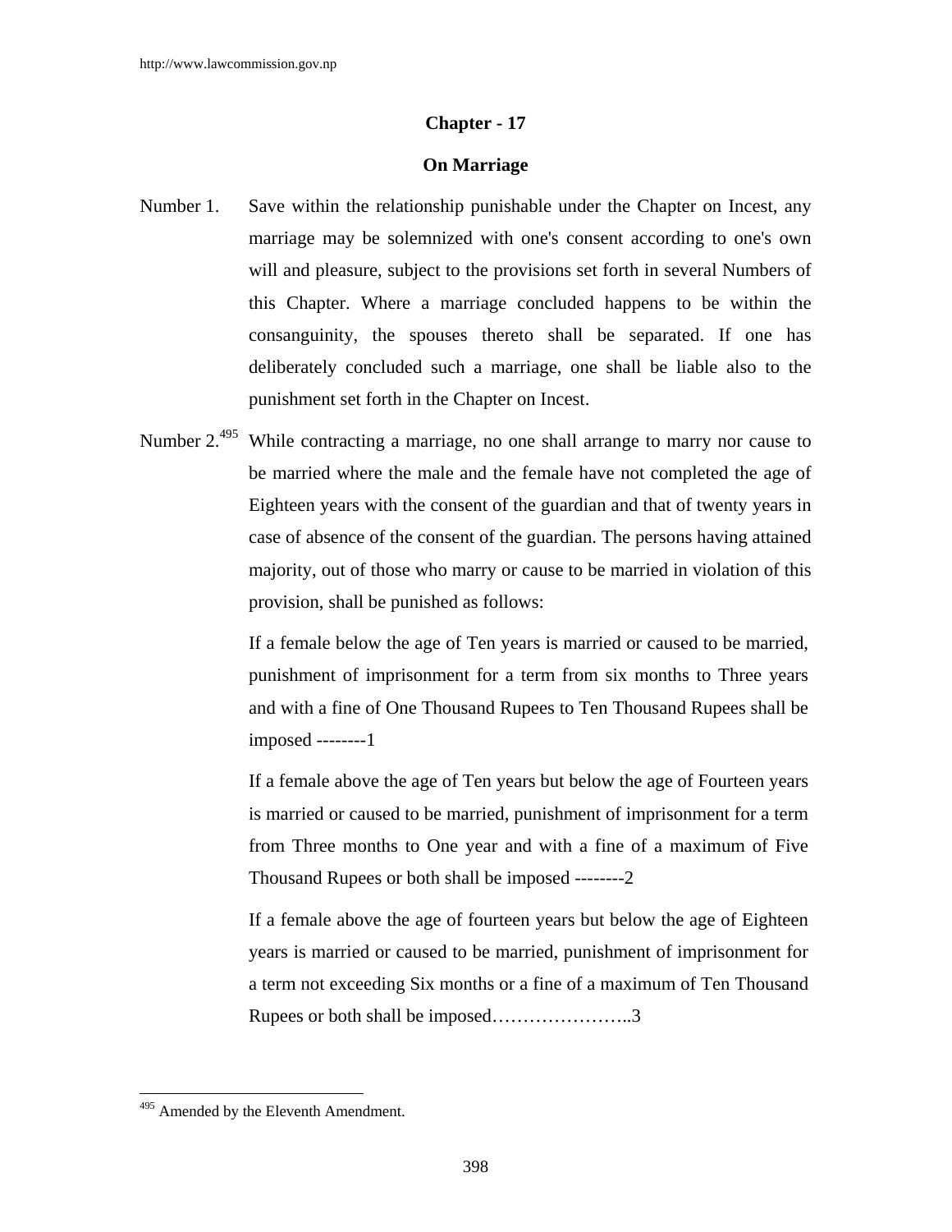## Chapter - 17

## On Marriage

Number 1. Save within the relationship punishable under the Chapter on Incest, any marriage may be solemnized with one's consent according to one's own will and pleasure, subject to the provisions set forth in several Numbers of this Chapter. Where a marriage concluded happens to be within the consanguinity, the spouses thereto shall be separated. If one has deliberately concluded such a marriage, one shall be liable also to the punishment set forth in the Chapter on Incest.

Number 2.[495] While contracting a marriage, no one shall arrange to marry nor cause to be married where the male and the female have not completed the age of Eighteen years with the consent of the guardian and that of twenty years in case of absence of the consent of the guardian. The persons having attained majority, out of those who marry or cause to be married in violation of this provision, shall be punished as follows:

If a female below the age of Ten years is married or caused to be married, punishment of imprisonment for a term from six months to Three years and with a fine of One Thousand Rupees to Ten Thousand Rupees shall be imposed --------1

If a female above the age of Ten years but below the age of Fourteen years is married or caused to be married, punishment of imprisonment for a term from Three months to One year and with a fine of a maximum of Five Thousand Rupees or both shall be imposed --------2

If a female above the age of fourteen years but below the age of Eighteen years is married or caused to be married, punishment of imprisonment for a term not exceeding Six months or a fine of a maximum of Ten Thousand Rupees or both shall be imposed…………………..3

---

[495] Amended by the Eleventh Amendment.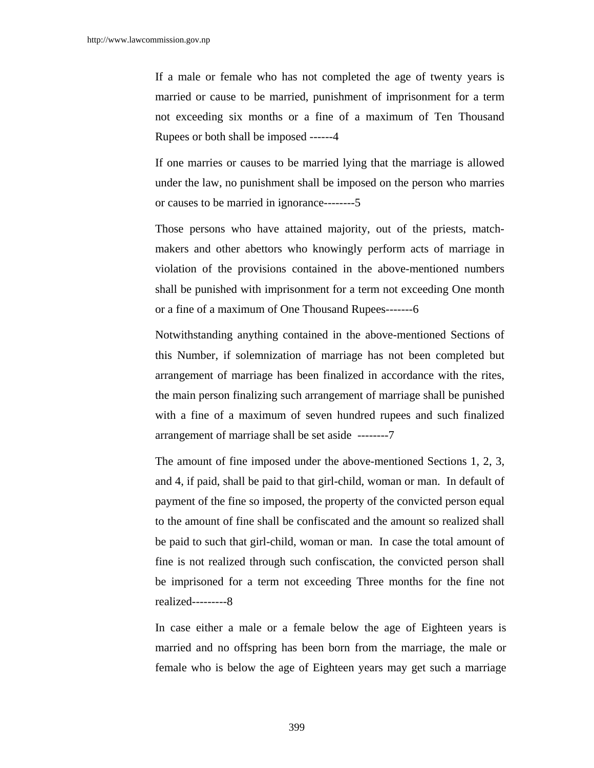If a male or female who has not completed the age of twenty years is married or cause to be married, punishment of imprisonment for a term not exceeding six months or a fine of a maximum of Ten Thousand Rupees or both shall be imposed ------4

If one marries or causes to be married lying that the marriage is allowed under the law, no punishment shall be imposed on the person who marries or causes to be married in ignorance--------5

Those persons who have attained majority, out of the priests, match-makers and other abettors who knowingly perform acts of marriage in violation of the provisions contained in the above-mentioned numbers shall be punished with imprisonment for a term not exceeding One month or a fine of a maximum of One Thousand Rupees-------6

Notwithstanding anything contained in the above-mentioned Sections of this Number, if solemnization of marriage has not been completed but arrangement of marriage has been finalized in accordance with the rites, the main person finalizing such arrangement of marriage shall be punished with a fine of a maximum of seven hundred rupees and such finalized arrangement of marriage shall be set aside --------7

The amount of fine imposed under the above-mentioned Sections 1, 2, 3, and 4, if paid, shall be paid to that girl-child, woman or man. In default of payment of the fine so imposed, the property of the convicted person equal to the amount of fine shall be confiscated and the amount so realized shall be paid to such that girl-child, woman or man. In case the total amount of fine is not realized through such confiscation, the convicted person shall be imprisoned for a term not exceeding Three months for the fine not realized---------8

In case either a male or a female below the age of Eighteen years is married and no offspring has been born from the marriage, the male or female who is below the age of Eighteen years may get such a marriage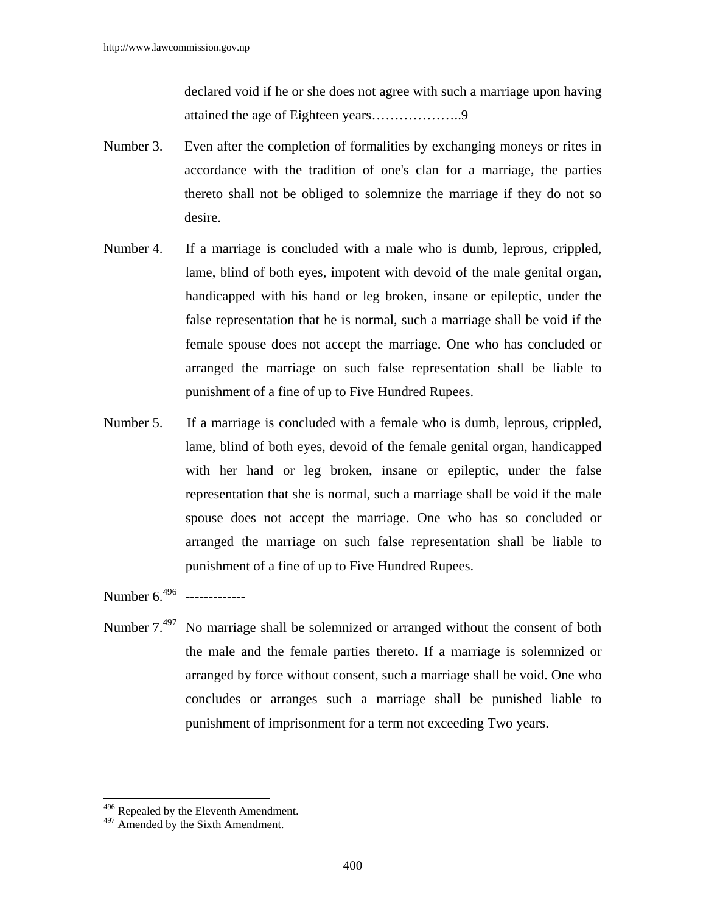declared void if he or she does not agree with such a marriage upon having attained the age of Eighteen years………………..9

Number 3. Even after the completion of formalities by exchanging moneys or rites in accordance with the tradition of one's clan for a marriage, the parties thereto shall not be obliged to solemnize the marriage if they do not so desire.

Number 4. If a marriage is concluded with a male who is dumb, leprous, crippled, lame, blind of both eyes, impotent with devoid of the male genital organ, handicapped with his hand or leg broken, insane or epileptic, under the false representation that he is normal, such a marriage shall be void if the female spouse does not accept the marriage. One who has concluded or arranged the marriage on such false representation shall be liable to punishment of a fine of up to Five Hundred Rupees.

Number 5. If a marriage is concluded with a female who is dumb, leprous, crippled, lame, blind of both eyes, devoid of the female genital organ, handicapped with her hand or leg broken, insane or epileptic, under the false representation that she is normal, such a marriage shall be void if the male spouse does not accept the marriage. One who has so concluded or arranged the marriage on such false representation shall be liable to punishment of a fine of up to Five Hundred Rupees.

Number 6.[496] -------------

Number 7.[497] No marriage shall be solemnized or arranged without the consent of both the male and the female parties thereto. If a marriage is solemnized or arranged by force without consent, such a marriage shall be void. One who concludes or arranges such a marriage shall be punished liable to punishment of imprisonment for a term not exceeding Two years.

---

[496] Repealed by the Eleventh Amendment.
[497] Amended by the Sixth Amendment.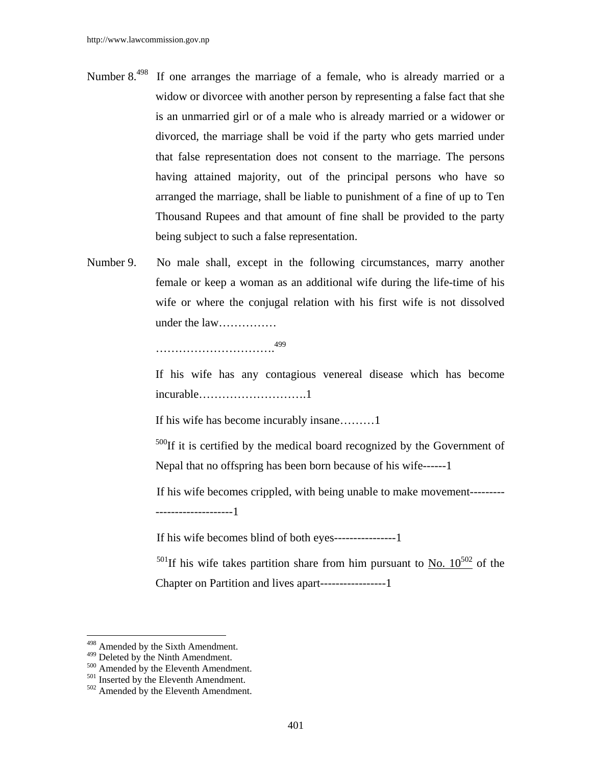Number 8.[498] If one arranges the marriage of a female, who is already married or a widow or divorcee with another person by representing a false fact that she is an unmarried girl or of a male who is already married or a widower or divorced, the marriage shall be void if the party who gets married under that false representation does not consent to the marriage. The persons having attained majority, out of the principal persons who have so arranged the marriage, shall be liable to punishment of a fine of up to Ten Thousand Rupees and that amount of fine shall be provided to the party being subject to such a false representation.

Number 9. No male shall, except in the following circumstances, marry another female or keep a woman as an additional wife during the life-time of his wife or where the conjugal relation with his first wife is not dissolved under the law……………

………………………….[499]

If his wife has any contagious venereal disease which has become incurable……………………….1

If his wife has become incurably insane………1

[500]If it is certified by the medical board recognized by the Government of Nepal that no offspring has been born because of his wife------1

If his wife becomes crippled, with being unable to make movement-----------------------------1

If his wife becomes blind of both eyes----------------1

[501]If his wife takes partition share from him pursuant to <u>No. 10</u>[502] of the Chapter on Partition and lives apart-----------------1

---

[498] Amended by the Sixth Amendment.
[499] Deleted by the Ninth Amendment.
[500] Amended by the Eleventh Amendment.
[501] Inserted by the Eleventh Amendment.
[502] Amended by the Eleventh Amendment.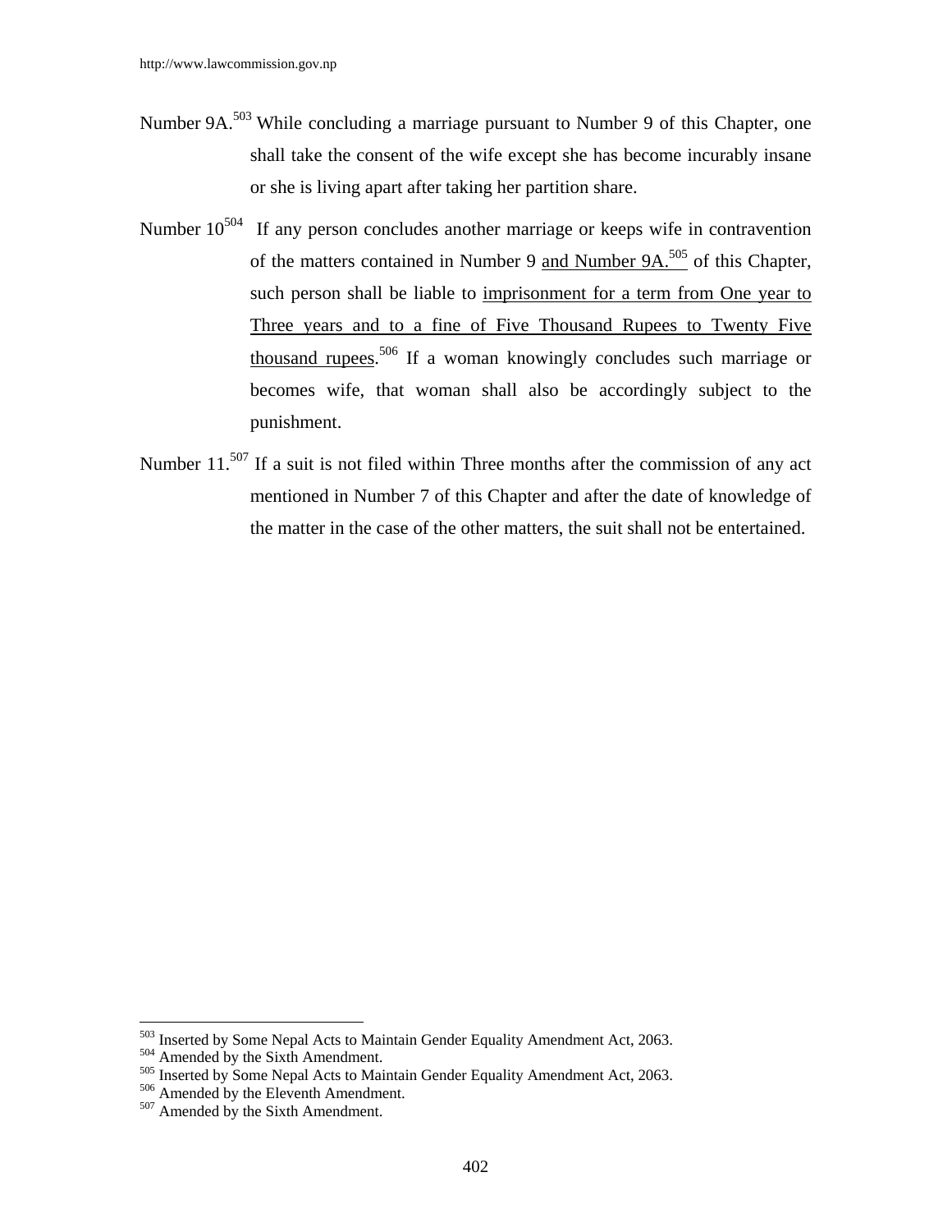Number 9A.[503] While concluding a marriage pursuant to Number 9 of this Chapter, one shall take the consent of the wife except she has become incurably insane or she is living apart after taking her partition share.

Number 10[504] If any person concludes another marriage or keeps wife in contravention of the matters contained in Number 9 and Number 9A.[505] of this Chapter, such person shall be liable to imprisonment for a term from One year to Three years and to a fine of Five Thousand Rupees to Twenty Five thousand rupees.[506] If a woman knowingly concludes such marriage or becomes wife, that woman shall also be accordingly subject to the punishment.

Number 11.[507] If a suit is not filed within Three months after the commission of any act mentioned in Number 7 of this Chapter and after the date of knowledge of the matter in the case of the other matters, the suit shall not be entertained.

---

[503] Inserted by Some Nepal Acts to Maintain Gender Equality Amendment Act, 2063.
[504] Amended by the Sixth Amendment.
[505] Inserted by Some Nepal Acts to Maintain Gender Equality Amendment Act, 2063.
[506] Amended by the Eleventh Amendment.
[507] Amended by the Sixth Amendment.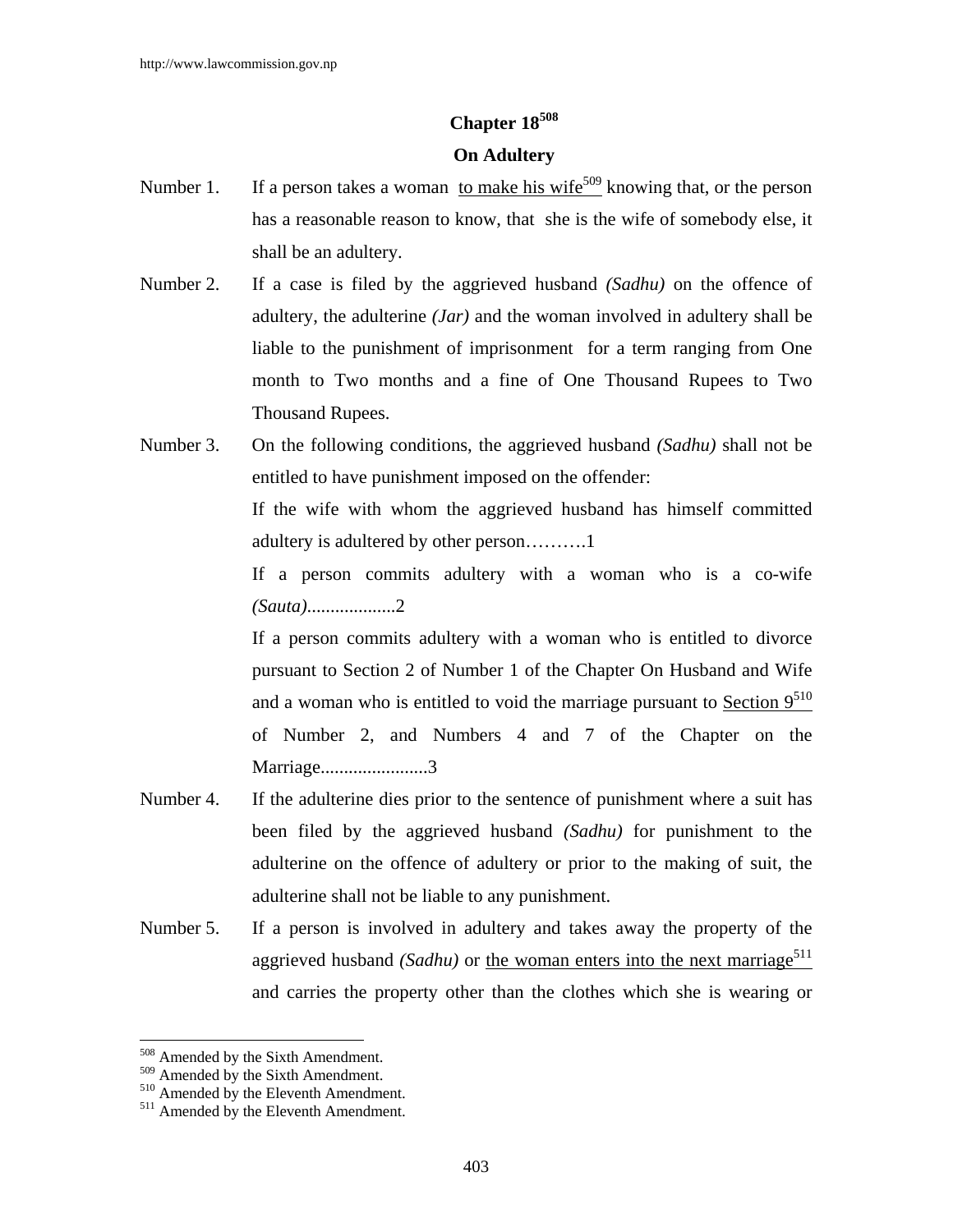## Chapter 18[508]

## On Adultery

Number 1. If a person takes a woman to make his wife[509] knowing that, or the person has a reasonable reason to know, that she is the wife of somebody else, it shall be an adultery.

Number 2. If a case is filed by the aggrieved husband *(Sadhu)* on the offence of adultery, the adulterine *(Jar)* and the woman involved in adultery shall be liable to the punishment of imprisonment for a term ranging from One month to Two months and a fine of One Thousand Rupees to Two Thousand Rupees.

Number 3. On the following conditions, the aggrieved husband *(Sadhu)* shall not be entitled to have punishment imposed on the offender:

If the wife with whom the aggrieved husband has himself committed adultery is adultered by other person……….1

If a person commits adultery with a woman who is a co-wife *(Sauta)*..................2

If a person commits adultery with a woman who is entitled to divorce pursuant to Section 2 of Number 1 of the Chapter On Husband and Wife and a woman who is entitled to void the marriage pursuant to Section 9[510] of Number 2, and Numbers 4 and 7 of the Chapter on the Marriage.......................3

Number 4. If the adulterine dies prior to the sentence of punishment where a suit has been filed by the aggrieved husband *(Sadhu)* for punishment to the adulterine on the offence of adultery or prior to the making of suit, the adulterine shall not be liable to any punishment.

Number 5. If a person is involved in adultery and takes away the property of the aggrieved husband *(Sadhu)* or the woman enters into the next marriage[511] and carries the property other than the clothes which she is wearing or

---

[508] Amended by the Sixth Amendment.
[509] Amended by the Sixth Amendment.
[510] Amended by the Eleventh Amendment.
[511] Amended by the Eleventh Amendment.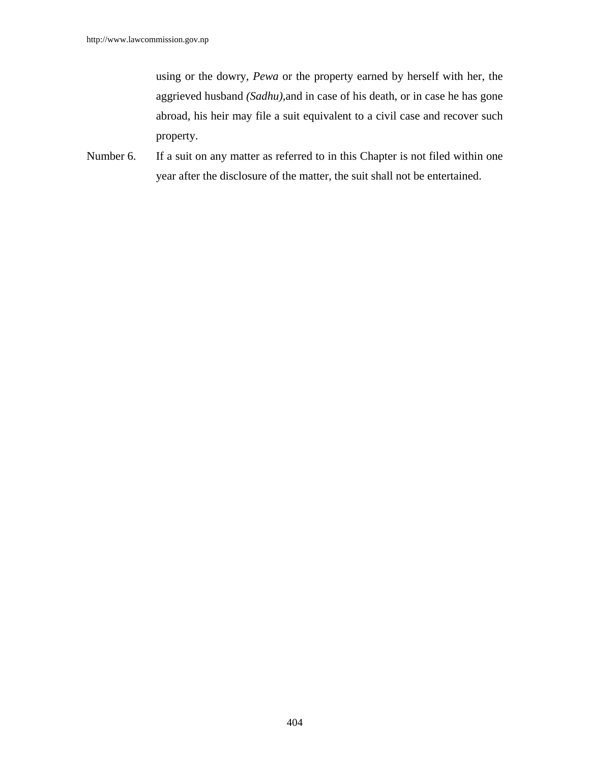using or the dowry, *Pewa* or the property earned by herself with her, the aggrieved husband *(Sadhu)*,and in case of his death, or in case he has gone abroad, his heir may file a suit equivalent to a civil case and recover such property.

Number 6. If a suit on any matter as referred to in this Chapter is not filed within one year after the disclosure of the matter, the suit shall not be entertained.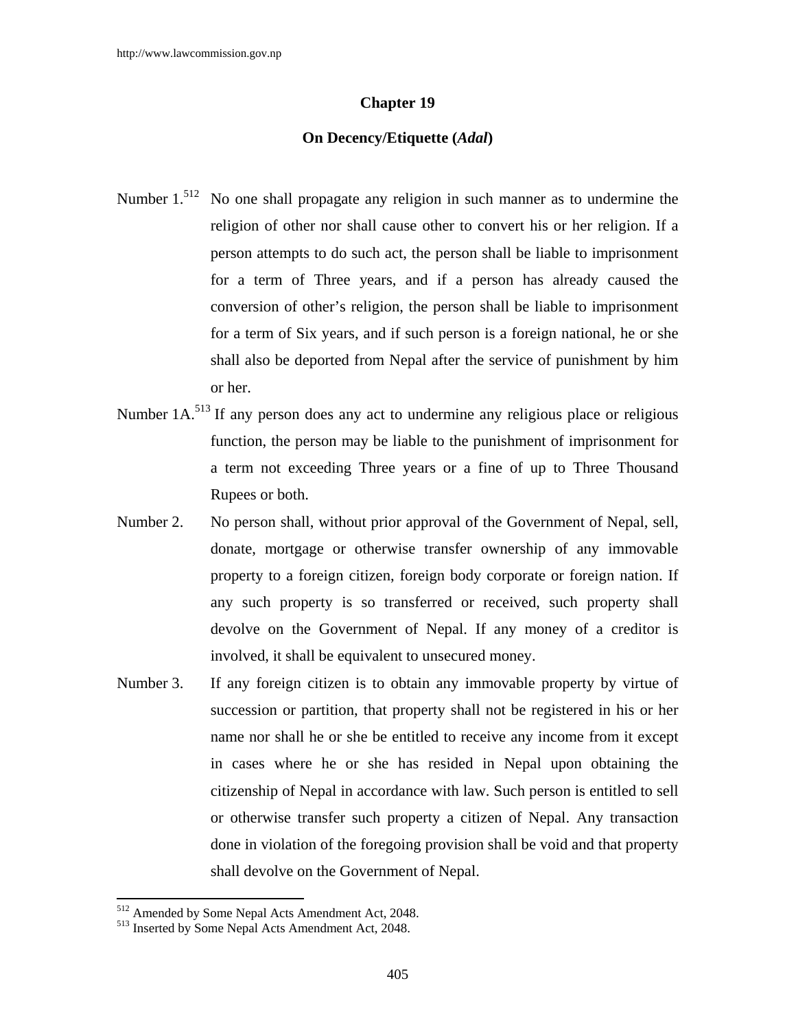## Chapter 19

### On Decency/Etiquette (*Adal*)

Number 1.[512] No one shall propagate any religion in such manner as to undermine the religion of other nor shall cause other to convert his or her religion. If a person attempts to do such act, the person shall be liable to imprisonment for a term of Three years, and if a person has already caused the conversion of other's religion, the person shall be liable to imprisonment for a term of Six years, and if such person is a foreign national, he or she shall also be deported from Nepal after the service of punishment by him or her.

Number 1A.[513] If any person does any act to undermine any religious place or religious function, the person may be liable to the punishment of imprisonment for a term not exceeding Three years or a fine of up to Three Thousand Rupees or both.

Number 2. No person shall, without prior approval of the Government of Nepal, sell, donate, mortgage or otherwise transfer ownership of any immovable property to a foreign citizen, foreign body corporate or foreign nation. If any such property is so transferred or received, such property shall devolve on the Government of Nepal. If any money of a creditor is involved, it shall be equivalent to unsecured money.

Number 3. If any foreign citizen is to obtain any immovable property by virtue of succession or partition, that property shall not be registered in his or her name nor shall he or she be entitled to receive any income from it except in cases where he or she has resided in Nepal upon obtaining the citizenship of Nepal in accordance with law. Such person is entitled to sell or otherwise transfer such property a citizen of Nepal. Any transaction done in violation of the foregoing provision shall be void and that property shall devolve on the Government of Nepal.

---

[512] Amended by Some Nepal Acts Amendment Act, 2048.

[513] Inserted by Some Nepal Acts Amendment Act, 2048.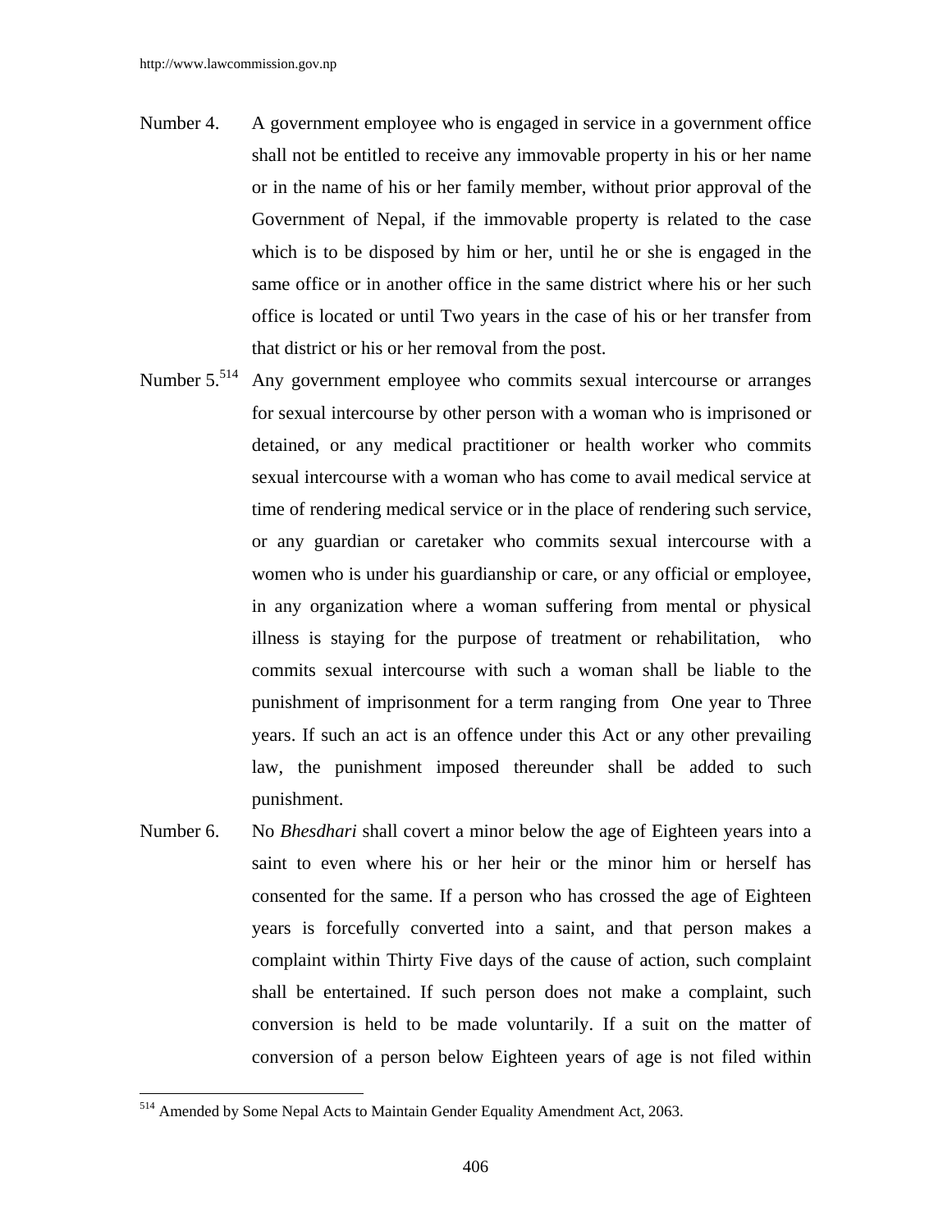Number 4. A government employee who is engaged in service in a government office shall not be entitled to receive any immovable property in his or her name or in the name of his or her family member, without prior approval of the Government of Nepal, if the immovable property is related to the case which is to be disposed by him or her, until he or she is engaged in the same office or in another office in the same district where his or her such office is located or until Two years in the case of his or her transfer from that district or his or her removal from the post.

Number 5.[514] Any government employee who commits sexual intercourse or arranges for sexual intercourse by other person with a woman who is imprisoned or detained, or any medical practitioner or health worker who commits sexual intercourse with a woman who has come to avail medical service at time of rendering medical service or in the place of rendering such service, or any guardian or caretaker who commits sexual intercourse with a women who is under his guardianship or care, or any official or employee, in any organization where a woman suffering from mental or physical illness is staying for the purpose of treatment or rehabilitation, who commits sexual intercourse with such a woman shall be liable to the punishment of imprisonment for a term ranging from One year to Three years. If such an act is an offence under this Act or any other prevailing law, the punishment imposed thereunder shall be added to such punishment.

Number 6. No *Bhesdhari* shall covert a minor below the age of Eighteen years into a saint to even where his or her heir or the minor him or herself has consented for the same. If a person who has crossed the age of Eighteen years is forcefully converted into a saint, and that person makes a complaint within Thirty Five days of the cause of action, such complaint shall be entertained. If such person does not make a complaint, such conversion is held to be made voluntarily. If a suit on the matter of conversion of a person below Eighteen years of age is not filed within

---

[514] Amended by Some Nepal Acts to Maintain Gender Equality Amendment Act, 2063.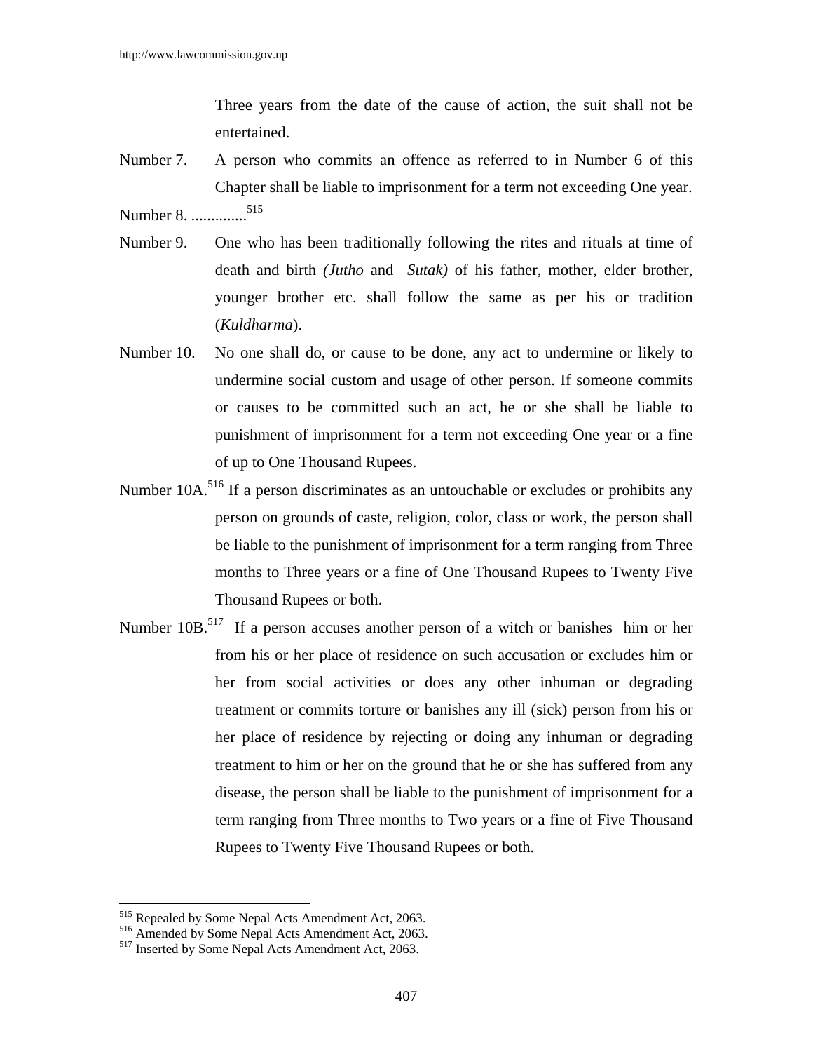Three years from the date of the cause of action, the suit shall not be entertained.

Number 7. A person who commits an offence as referred to in Number 6 of this Chapter shall be liable to imprisonment for a term not exceeding One year.

Number 8. .............[515]

Number 9. One who has been traditionally following the rites and rituals at time of death and birth *(Jutho* and *Sutak)* of his father, mother, elder brother, younger brother etc. shall follow the same as per his or tradition (*Kuldharma*).

Number 10. No one shall do, or cause to be done, any act to undermine or likely to undermine social custom and usage of other person. If someone commits or causes to be committed such an act, he or she shall be liable to punishment of imprisonment for a term not exceeding One year or a fine of up to One Thousand Rupees.

Number 10A.[516] If a person discriminates as an untouchable or excludes or prohibits any person on grounds of caste, religion, color, class or work, the person shall be liable to the punishment of imprisonment for a term ranging from Three months to Three years or a fine of One Thousand Rupees to Twenty Five Thousand Rupees or both.

Number 10B.[517] If a person accuses another person of a witch or banishes him or her from his or her place of residence on such accusation or excludes him or her from social activities or does any other inhuman or degrading treatment or commits torture or banishes any ill (sick) person from his or her place of residence by rejecting or doing any inhuman or degrading treatment to him or her on the ground that he or she has suffered from any disease, the person shall be liable to the punishment of imprisonment for a term ranging from Three months to Two years or a fine of Five Thousand Rupees to Twenty Five Thousand Rupees or both.

---

[515] Repealed by Some Nepal Acts Amendment Act, 2063.
[516] Amended by Some Nepal Acts Amendment Act, 2063.
[517] Inserted by Some Nepal Acts Amendment Act, 2063.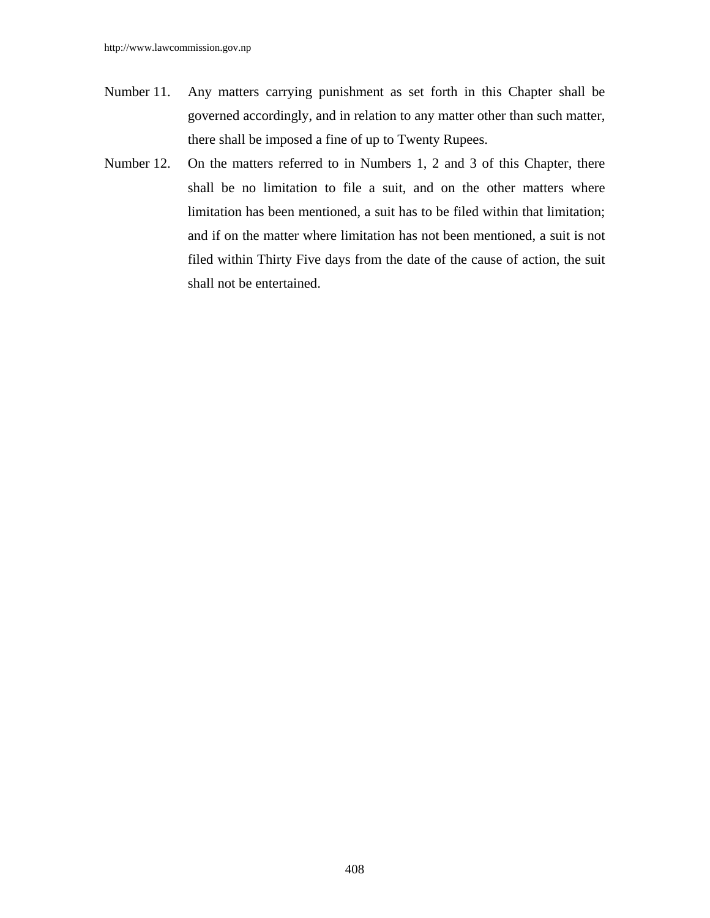Number 11. Any matters carrying punishment as set forth in this Chapter shall be governed accordingly, and in relation to any matter other than such matter, there shall be imposed a fine of up to Twenty Rupees.

Number 12. On the matters referred to in Numbers 1, 2 and 3 of this Chapter, there shall be no limitation to file a suit, and on the other matters where limitation has been mentioned, a suit has to be filed within that limitation; and if on the matter where limitation has not been mentioned, a suit is not filed within Thirty Five days from the date of the cause of action, the suit shall not be entertained.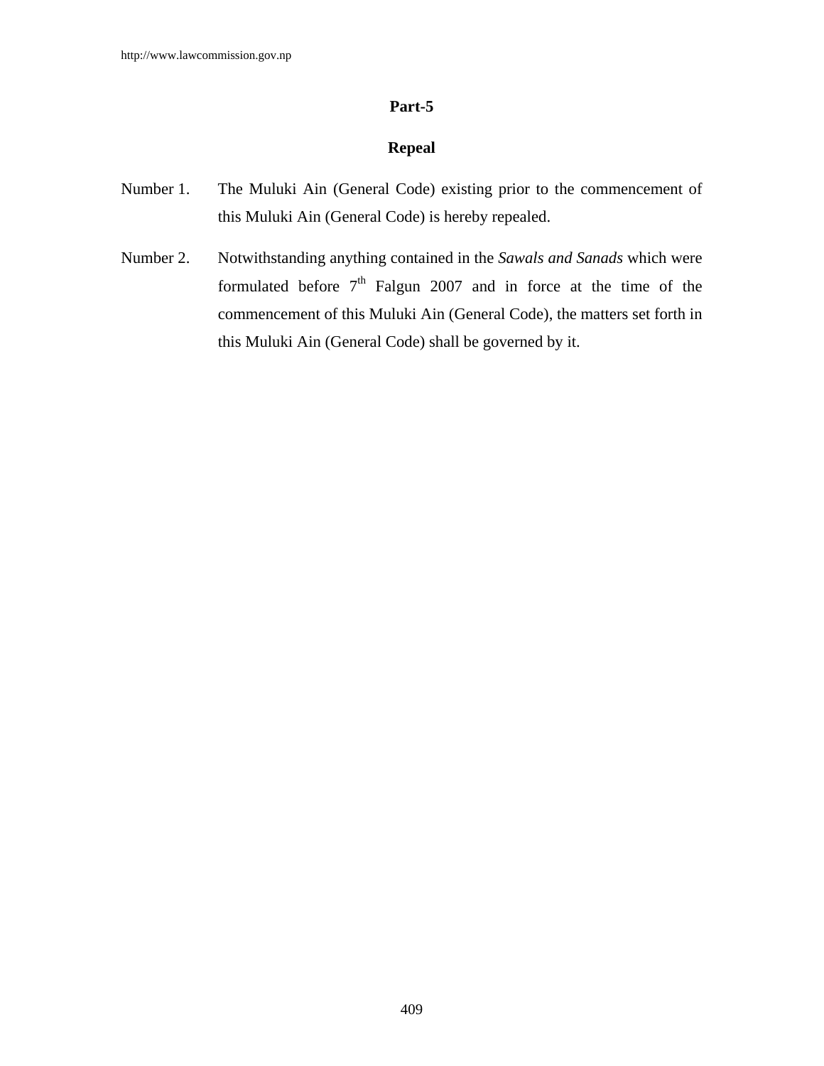## Part-5

## Repeal

Number 1. The Muluki Ain (General Code) existing prior to the commencement of this Muluki Ain (General Code) is hereby repealed.

Number 2. Notwithstanding anything contained in the *Sawals and Sanads* which were formulated before 7th Falgun 2007 and in force at the time of the commencement of this Muluki Ain (General Code), the matters set forth in this Muluki Ain (General Code) shall be governed by it.